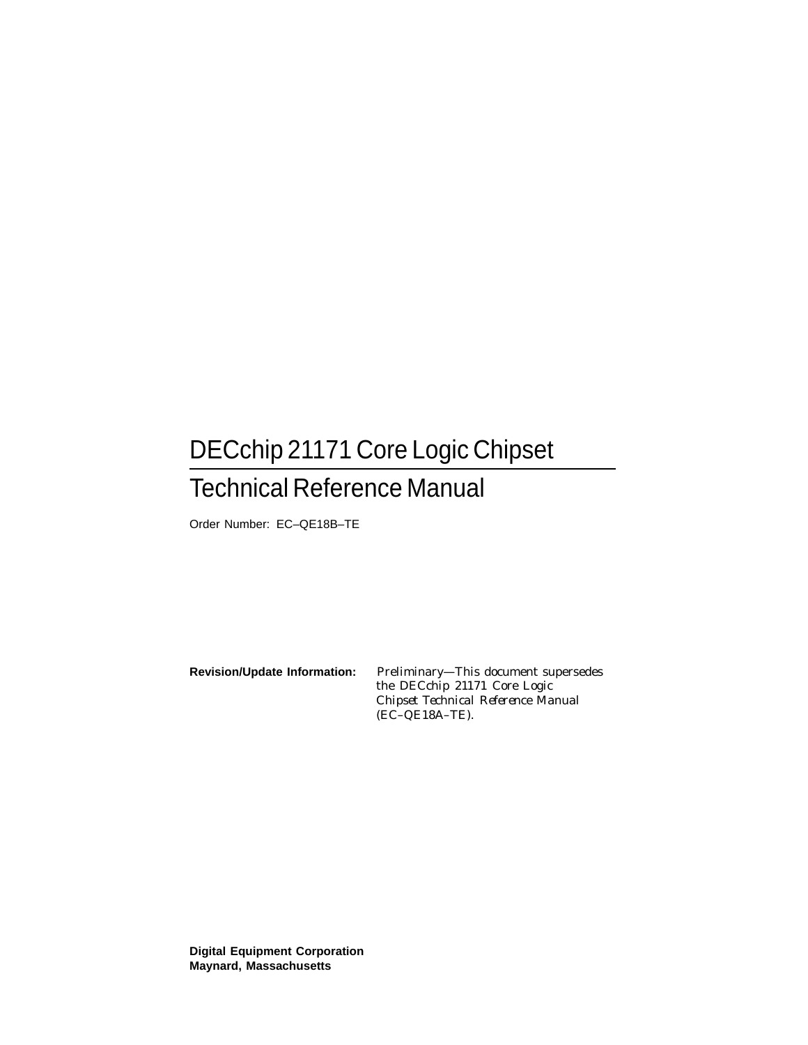# DECchip 21171 Core Logic Chipset

## Technical Reference Manual

Order Number: EC–QE18B–TE

**Revision/Update Information:** *Preliminary—This document supersedes the DECchip 21171 Core Logic Chipset Technical Reference Manual (EC–QE18A–TE).*

**Digital Equipment Corporation**
**Maynard, Massachusetts**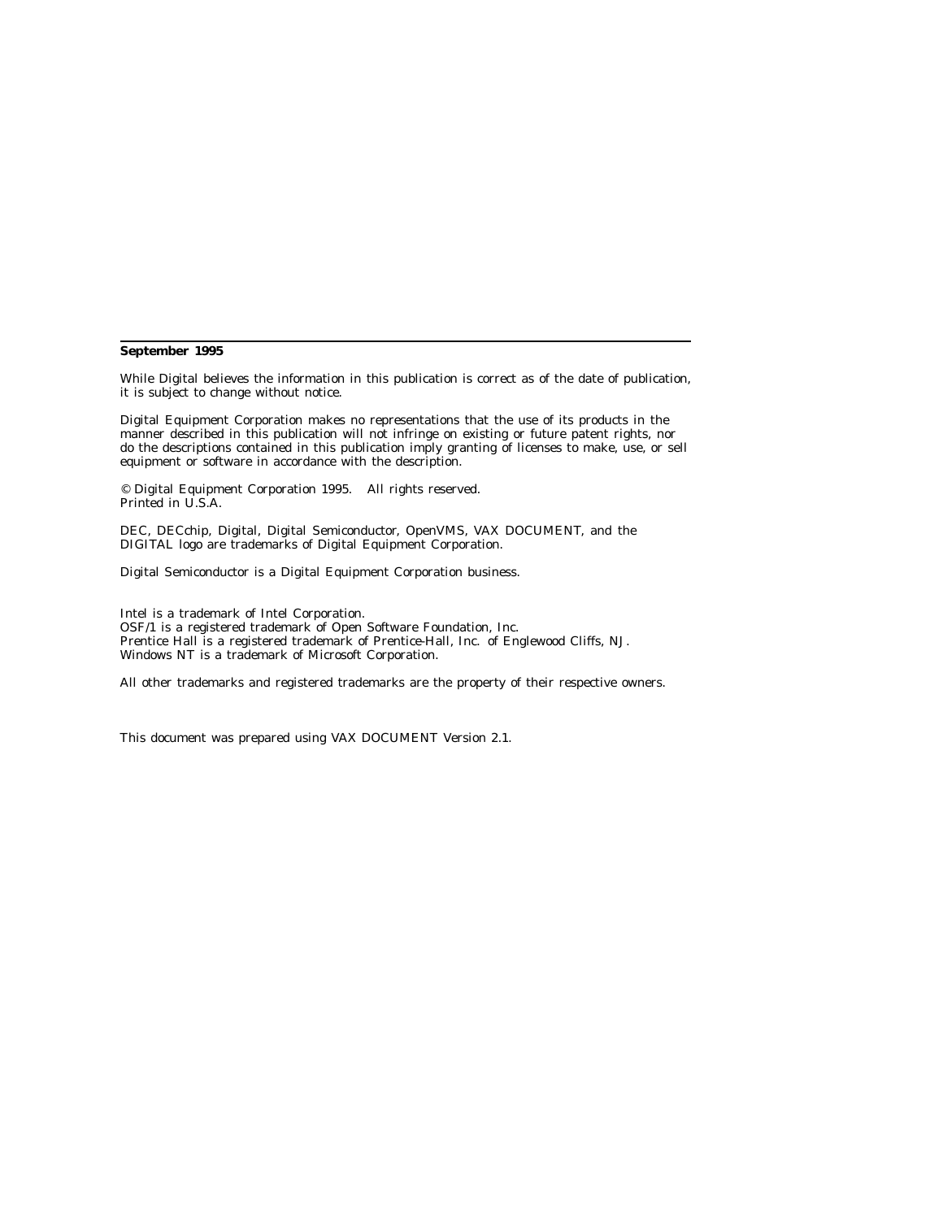**September 1995**

While Digital believes the information in this publication is correct as of the date of publication, it is subject to change without notice.

Digital Equipment Corporation makes no representations that the use of its products in the manner described in this publication will not infringe on existing or future patent rights, nor do the descriptions contained in this publication imply granting of licenses to make, use, or sell equipment or software in accordance with the description.

© Digital Equipment Corporation 1995. All rights reserved.
Printed in U.S.A.

DEC, DECchip, Digital, Digital Semiconductor, OpenVMS, VAX DOCUMENT, and the DIGITAL logo are trademarks of Digital Equipment Corporation.

Digital Semiconductor is a Digital Equipment Corporation business.

Intel is a trademark of Intel Corporation.
OSF/1 is a registered trademark of Open Software Foundation, Inc.
Prentice Hall is a registered trademark of Prentice-Hall, Inc. of Englewood Cliffs, NJ.
Windows NT is a trademark of Microsoft Corporation.

All other trademarks and registered trademarks are the property of their respective owners.

This document was prepared using VAX DOCUMENT Version 2.1.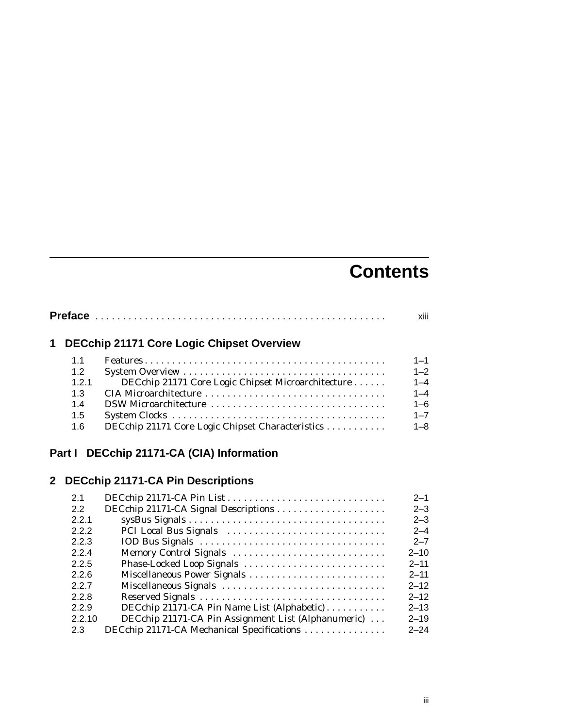# Contents

**Preface** . . . . . . . . . . . . . . . . . . . . . . . . . . . . . . . . . . . . . . . . . . . . . . . . . . . . xiii

## 1 DECchip 21171 Core Logic Chipset Overview

| | | |
|---|---|---|
| 1.1 | Features | 1–1 |
| 1.2 | System Overview | 1–2 |
| 1.2.1 | DECchip 21171 Core Logic Chipset Microarchitecture | 1–4 |
| 1.3 | CIA Microarchitecture | 1–4 |
| 1.4 | DSW Microarchitecture | 1–6 |
| 1.5 | System Clocks | 1–7 |
| 1.6 | DECchip 21171 Core Logic Chipset Characteristics | 1–8 |

## Part I DECchip 21171-CA (CIA) Information

## 2 DECchip 21171-CA Pin Descriptions

| | | |
|---|---|---|
| 2.1 | DECchip 21171-CA Pin List | 2–1 |
| 2.2 | DECchip 21171-CA Signal Descriptions | 2–3 |
| 2.2.1 | sysBus Signals | 2–3 |
| 2.2.2 | PCI Local Bus Signals | 2–4 |
| 2.2.3 | IOD Bus Signals | 2–7 |
| 2.2.4 | Memory Control Signals | 2–10 |
| 2.2.5 | Phase-Locked Loop Signals | 2–11 |
| 2.2.6 | Miscellaneous Power Signals | 2–11 |
| 2.2.7 | Miscellaneous Signals | 2–12 |
| 2.2.8 | Reserved Signals | 2–12 |
| 2.2.9 | DECchip 21171-CA Pin Name List (Alphabetic) | 2–13 |
| 2.2.10 | DECchip 21171-CA Pin Assignment List (Alphanumeric) | 2–19 |
| 2.3 | DECchip 21171-CA Mechanical Specifications | 2–24 |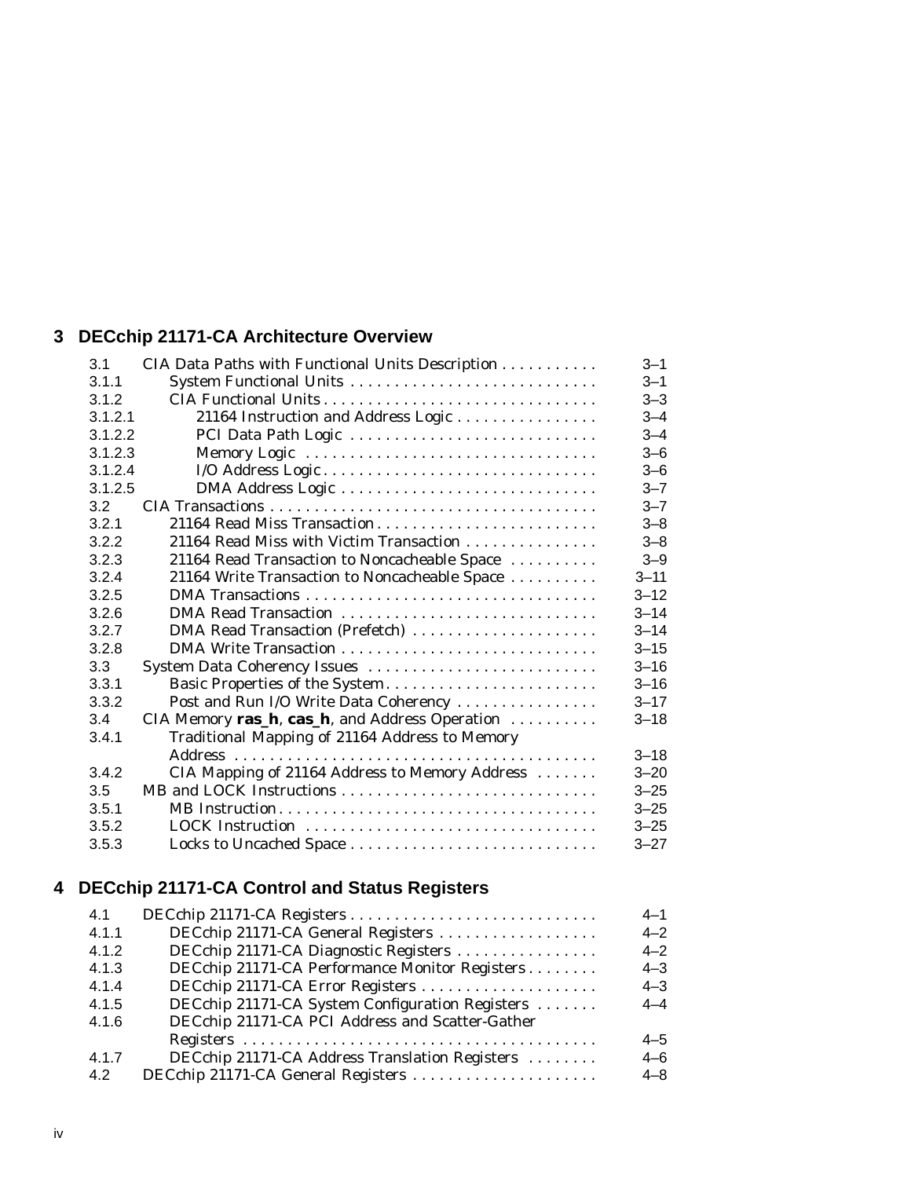## 3 DECchip 21171-CA Architecture Overview

| | | |
|---|---|---|
| 3.1 | CIA Data Paths with Functional Units Description | 3–1 |
| 3.1.1 | System Functional Units | 3–1 |
| 3.1.2 | CIA Functional Units | 3–3 |
| 3.1.2.1 | 21164 Instruction and Address Logic | 3–4 |
| 3.1.2.2 | PCI Data Path Logic | 3–4 |
| 3.1.2.3 | Memory Logic | 3–6 |
| 3.1.2.4 | I/O Address Logic | 3–6 |
| 3.1.2.5 | DMA Address Logic | 3–7 |
| 3.2 | CIA Transactions | 3–7 |
| 3.2.1 | 21164 Read Miss Transaction | 3–8 |
| 3.2.2 | 21164 Read Miss with Victim Transaction | 3–8 |
| 3.2.3 | 21164 Read Transaction to Noncacheable Space | 3–9 |
| 3.2.4 | 21164 Write Transaction to Noncacheable Space | 3–11 |
| 3.2.5 | DMA Transactions | 3–12 |
| 3.2.6 | DMA Read Transaction | 3–14 |
| 3.2.7 | DMA Read Transaction (Prefetch) | 3–14 |
| 3.2.8 | DMA Write Transaction | 3–15 |
| 3.3 | System Data Coherency Issues | 3–16 |
| 3.3.1 | Basic Properties of the System | 3–16 |
| 3.3.2 | Post and Run I/O Write Data Coherency | 3–17 |
| 3.4 | CIA Memory **ras_h**, **cas_h**, and Address Operation | 3–18 |
| 3.4.1 | Traditional Mapping of 21164 Address to Memory Address | 3–18 |
| 3.4.2 | CIA Mapping of 21164 Address to Memory Address | 3–20 |
| 3.5 | MB and LOCK Instructions | 3–25 |
| 3.5.1 | MB Instruction | 3–25 |
| 3.5.2 | LOCK Instruction | 3–25 |
| 3.5.3 | Locks to Uncached Space | 3–27 |

## 4 DECchip 21171-CA Control and Status Registers

| | | |
|---|---|---|
| 4.1 | DECchip 21171-CA Registers | 4–1 |
| 4.1.1 | DECchip 21171-CA General Registers | 4–2 |
| 4.1.2 | DECchip 21171-CA Diagnostic Registers | 4–2 |
| 4.1.3 | DECchip 21171-CA Performance Monitor Registers | 4–3 |
| 4.1.4 | DECchip 21171-CA Error Registers | 4–3 |
| 4.1.5 | DECchip 21171-CA System Configuration Registers | 4–4 |
| 4.1.6 | DECchip 21171-CA PCI Address and Scatter-Gather Registers | 4–5 |
| 4.1.7 | DECchip 21171-CA Address Translation Registers | 4–6 |
| 4.2 | DECchip 21171-CA General Registers | 4–8 |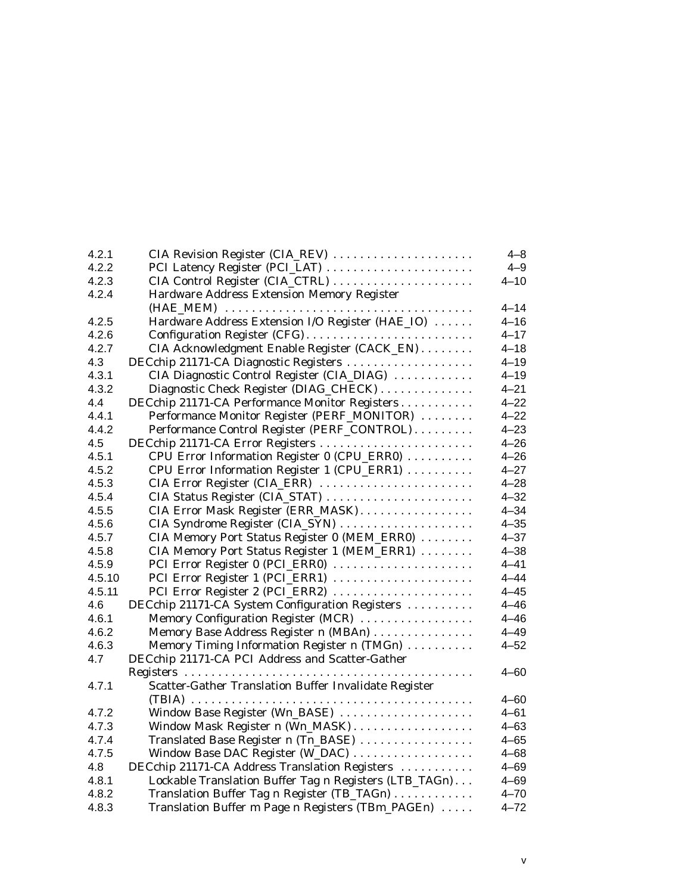| | | |
|---|---|---|
| 4.2.1 | CIA Revision Register (CIA_REV) | 4–8 |
| 4.2.2 | PCI Latency Register (PCI_LAT) | 4–9 |
| 4.2.3 | CIA Control Register (CIA_CTRL) | 4–10 |
| 4.2.4 | Hardware Address Extension Memory Register (HAE_MEM) | 4–14 |
| 4.2.5 | Hardware Address Extension I/O Register (HAE_IO) | 4–16 |
| 4.2.6 | Configuration Register (CFG) | 4–17 |
| 4.2.7 | CIA Acknowledgment Enable Register (CACK_EN) | 4–18 |
| 4.3 | DECchip 21171-CA Diagnostic Registers | 4–19 |
| 4.3.1 | CIA Diagnostic Control Register (CIA_DIAG) | 4–19 |
| 4.3.2 | Diagnostic Check Register (DIAG_CHECK) | 4–21 |
| 4.4 | DECchip 21171-CA Performance Monitor Registers | 4–22 |
| 4.4.1 | Performance Monitor Register (PERF_MONITOR) | 4–22 |
| 4.4.2 | Performance Control Register (PERF_CONTROL) | 4–23 |
| 4.5 | DECchip 21171-CA Error Registers | 4–26 |
| 4.5.1 | CPU Error Information Register 0 (CPU_ERR0) | 4–26 |
| 4.5.2 | CPU Error Information Register 1 (CPU_ERR1) | 4–27 |
| 4.5.3 | CIA Error Register (CIA_ERR) | 4–28 |
| 4.5.4 | CIA Status Register (CIA_STAT) | 4–32 |
| 4.5.5 | CIA Error Mask Register (ERR_MASK) | 4–34 |
| 4.5.6 | CIA Syndrome Register (CIA_SYN) | 4–35 |
| 4.5.7 | CIA Memory Port Status Register 0 (MEM_ERR0) | 4–37 |
| 4.5.8 | CIA Memory Port Status Register 1 (MEM_ERR1) | 4–38 |
| 4.5.9 | PCI Error Register 0 (PCI_ERR0) | 4–41 |
| 4.5.10 | PCI Error Register 1 (PCI_ERR1) | 4–44 |
| 4.5.11 | PCI Error Register 2 (PCI_ERR2) | 4–45 |
| 4.6 | DECchip 21171-CA System Configuration Registers | 4–46 |
| 4.6.1 | Memory Configuration Register (MCR) | 4–46 |
| 4.6.2 | Memory Base Address Register n (MBAn) | 4–49 |
| 4.6.3 | Memory Timing Information Register n (TMGn) | 4–52 |
| 4.7 | DECchip 21171-CA PCI Address and Scatter-Gather Registers | 4–60 |
| 4.7.1 | Scatter-Gather Translation Buffer Invalidate Register (TBIA) | 4–60 |
| 4.7.2 | Window Base Register (Wn_BASE) | 4–61 |
| 4.7.3 | Window Mask Register n (Wn_MASK) | 4–63 |
| 4.7.4 | Translated Base Register n (Tn_BASE) | 4–65 |
| 4.7.5 | Window Base DAC Register (W_DAC) | 4–68 |
| 4.8 | DECchip 21171-CA Address Translation Registers | 4–69 |
| 4.8.1 | Lockable Translation Buffer Tag n Registers (LTB_TAGn) | 4–69 |
| 4.8.2 | Translation Buffer Tag n Register (TB_TAGn) | 4–70 |
| 4.8.3 | Translation Buffer m Page n Registers (TBm_PAGEn) | 4–72 |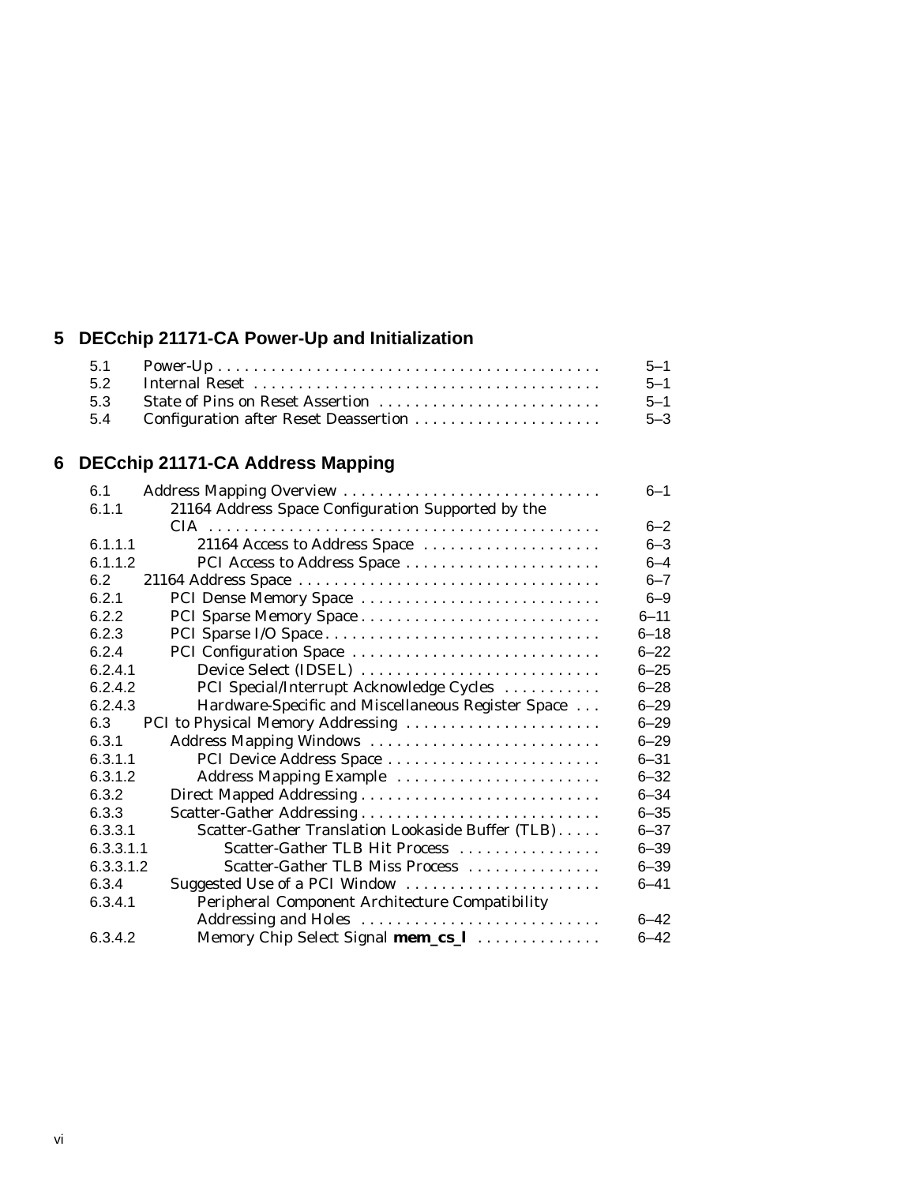## 5 DECchip 21171-CA Power-Up and Initialization

| | | |
|---|---|---|
| 5.1 | Power-Up | 5–1 |
| 5.2 | Internal Reset | 5–1 |
| 5.3 | State of Pins on Reset Assertion | 5–1 |
| 5.4 | Configuration after Reset Deassertion | 5–3 |

## 6 DECchip 21171-CA Address Mapping

| | | |
|---|---|---|
| 6.1 | Address Mapping Overview | 6–1 |
| 6.1.1 | 21164 Address Space Configuration Supported by the CIA | 6–2 |
| 6.1.1.1 | 21164 Access to Address Space | 6–3 |
| 6.1.1.2 | PCI Access to Address Space | 6–4 |
| 6.2 | 21164 Address Space | 6–7 |
| 6.2.1 | PCI Dense Memory Space | 6–9 |
| 6.2.2 | PCI Sparse Memory Space | 6–11 |
| 6.2.3 | PCI Sparse I/O Space | 6–18 |
| 6.2.4 | PCI Configuration Space | 6–22 |
| 6.2.4.1 | Device Select (IDSEL) | 6–25 |
| 6.2.4.2 | PCI Special/Interrupt Acknowledge Cycles | 6–28 |
| 6.2.4.3 | Hardware-Specific and Miscellaneous Register Space | 6–29 |
| 6.3 | PCI to Physical Memory Addressing | 6–29 |
| 6.3.1 | Address Mapping Windows | 6–29 |
| 6.3.1.1 | PCI Device Address Space | 6–31 |
| 6.3.1.2 | Address Mapping Example | 6–32 |
| 6.3.2 | Direct Mapped Addressing | 6–34 |
| 6.3.3 | Scatter-Gather Addressing | 6–35 |
| 6.3.3.1 | Scatter-Gather Translation Lookaside Buffer (TLB) | 6–37 |
| 6.3.3.1.1 | Scatter-Gather TLB Hit Process | 6–39 |
| 6.3.3.1.2 | Scatter-Gather TLB Miss Process | 6–39 |
| 6.3.4 | Suggested Use of a PCI Window | 6–41 |
| 6.3.4.1 | Peripheral Component Architecture Compatibility Addressing and Holes | 6–42 |
| 6.3.4.2 | Memory Chip Select Signal **mem_cs_l** | 6–42 |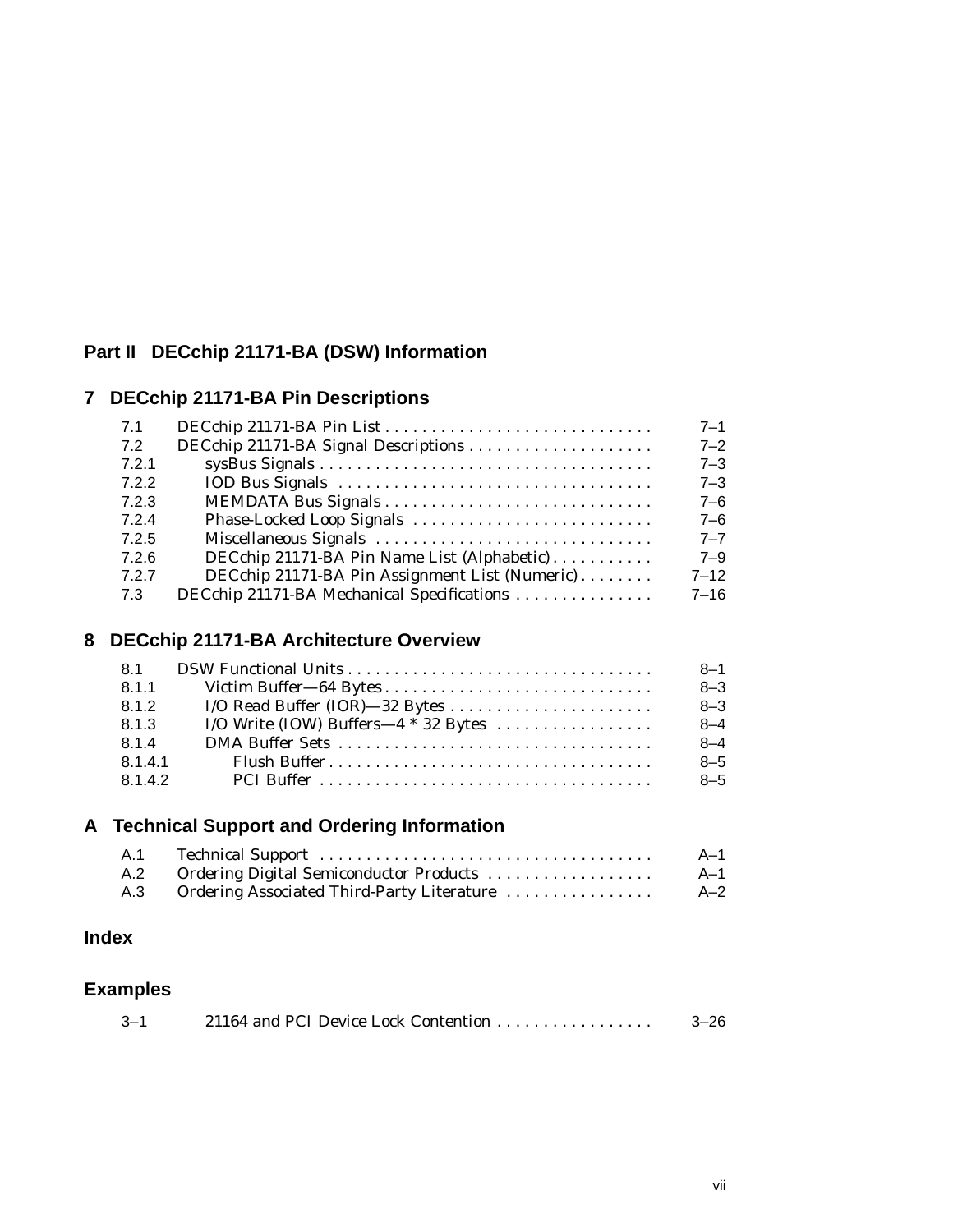# Part II DECchip 21171-BA (DSW) Information

## 7 DECchip 21171-BA Pin Descriptions

| | | |
|---|---|---|
| 7.1 | DECchip 21171-BA Pin List | 7–1 |
| 7.2 | DECchip 21171-BA Signal Descriptions | 7–2 |
| 7.2.1 | sysBus Signals | 7–3 |
| 7.2.2 | IOD Bus Signals | 7–3 |
| 7.2.3 | MEMDATA Bus Signals | 7–6 |
| 7.2.4 | Phase-Locked Loop Signals | 7–6 |
| 7.2.5 | Miscellaneous Signals | 7–7 |
| 7.2.6 | DECchip 21171-BA Pin Name List (Alphabetic) | 7–9 |
| 7.2.7 | DECchip 21171-BA Pin Assignment List (Numeric) | 7–12 |
| 7.3 | DECchip 21171-BA Mechanical Specifications | 7–16 |

## 8 DECchip 21171-BA Architecture Overview

| | | |
|---|---|---|
| 8.1 | DSW Functional Units | 8–1 |
| 8.1.1 | Victim Buffer—64 Bytes | 8–3 |
| 8.1.2 | I/O Read Buffer (IOR)—32 Bytes | 8–3 |
| 8.1.3 | I/O Write (IOW) Buffers—4 * 32 Bytes | 8–4 |
| 8.1.4 | DMA Buffer Sets | 8–4 |
| 8.1.4.1 | Flush Buffer | 8–5 |
| 8.1.4.2 | PCI Buffer | 8–5 |

## A Technical Support and Ordering Information

| | | |
|---|---|---|
| A.1 | Technical Support | A–1 |
| A.2 | Ordering Digital Semiconductor Products | A–1 |
| A.3 | Ordering Associated Third-Party Literature | A–2 |

## Index

## Examples

| | | |
|---|---|---|
| 3–1 | 21164 and PCI Device Lock Contention | 3–26 |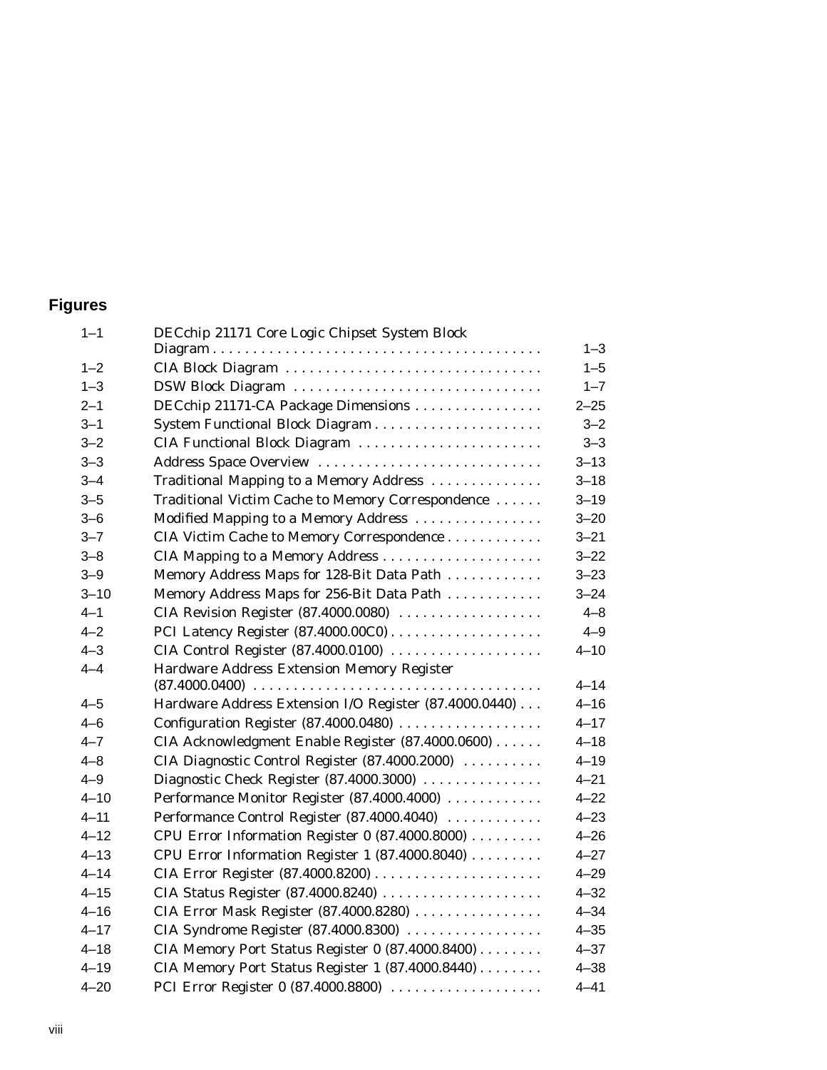## Figures

| | | |
|---|---|---|
| 1–1 | DECchip 21171 Core Logic Chipset System Block Diagram | 1–3 |
| 1–2 | CIA Block Diagram | 1–5 |
| 1–3 | DSW Block Diagram | 1–7 |
| 2–1 | DECchip 21171-CA Package Dimensions | 2–25 |
| 3–1 | System Functional Block Diagram | 3–2 |
| 3–2 | CIA Functional Block Diagram | 3–3 |
| 3–3 | Address Space Overview | 3–13 |
| 3–4 | Traditional Mapping to a Memory Address | 3–18 |
| 3–5 | Traditional Victim Cache to Memory Correspondence | 3–19 |
| 3–6 | Modified Mapping to a Memory Address | 3–20 |
| 3–7 | CIA Victim Cache to Memory Correspondence | 3–21 |
| 3–8 | CIA Mapping to a Memory Address | 3–22 |
| 3–9 | Memory Address Maps for 128-Bit Data Path | 3–23 |
| 3–10 | Memory Address Maps for 256-Bit Data Path | 3–24 |
| 4–1 | CIA Revision Register (87.4000.0080) | 4–8 |
| 4–2 | PCI Latency Register (87.4000.00C0) | 4–9 |
| 4–3 | CIA Control Register (87.4000.0100) | 4–10 |
| 4–4 | Hardware Address Extension Memory Register (87.4000.0400) | 4–14 |
| 4–5 | Hardware Address Extension I/O Register (87.4000.0440) | 4–16 |
| 4–6 | Configuration Register (87.4000.0480) | 4–17 |
| 4–7 | CIA Acknowledgment Enable Register (87.4000.0600) | 4–18 |
| 4–8 | CIA Diagnostic Control Register (87.4000.2000) | 4–19 |
| 4–9 | Diagnostic Check Register (87.4000.3000) | 4–21 |
| 4–10 | Performance Monitor Register (87.4000.4000) | 4–22 |
| 4–11 | Performance Control Register (87.4000.4040) | 4–23 |
| 4–12 | CPU Error Information Register 0 (87.4000.8000) | 4–26 |
| 4–13 | CPU Error Information Register 1 (87.4000.8040) | 4–27 |
| 4–14 | CIA Error Register (87.4000.8200) | 4–29 |
| 4–15 | CIA Status Register (87.4000.8240) | 4–32 |
| 4–16 | CIA Error Mask Register (87.4000.8280) | 4–34 |
| 4–17 | CIA Syndrome Register (87.4000.8300) | 4–35 |
| 4–18 | CIA Memory Port Status Register 0 (87.4000.8400) | 4–37 |
| 4–19 | CIA Memory Port Status Register 1 (87.4000.8440) | 4–38 |
| 4–20 | PCI Error Register 0 (87.4000.8800) | 4–41 |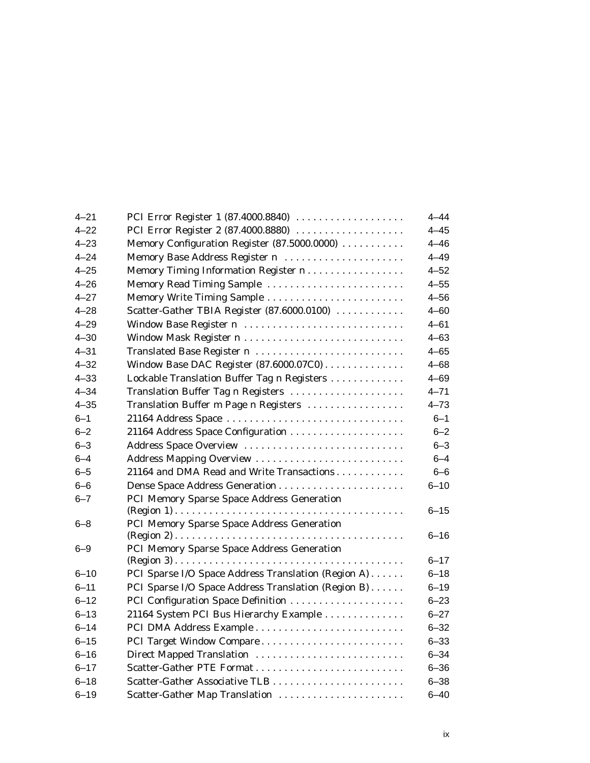| | | |
|---|---|---|
| 4–21 | PCI Error Register 1 (87.4000.8840) | 4–44 |
| 4–22 | PCI Error Register 2 (87.4000.8880) | 4–45 |
| 4–23 | Memory Configuration Register (87.5000.0000) | 4–46 |
| 4–24 | Memory Base Address Register n | 4–49 |
| 4–25 | Memory Timing Information Register n | 4–52 |
| 4–26 | Memory Read Timing Sample | 4–55 |
| 4–27 | Memory Write Timing Sample | 4–56 |
| 4–28 | Scatter-Gather TBIA Register (87.6000.0100) | 4–60 |
| 4–29 | Window Base Register n | 4–61 |
| 4–30 | Window Mask Register n | 4–63 |
| 4–31 | Translated Base Register n | 4–65 |
| 4–32 | Window Base DAC Register (87.6000.07C0) | 4–68 |
| 4–33 | Lockable Translation Buffer Tag n Registers | 4–69 |
| 4–34 | Translation Buffer Tag n Registers | 4–71 |
| 4–35 | Translation Buffer m Page n Registers | 4–73 |
| 6–1 | 21164 Address Space | 6–1 |
| 6–2 | 21164 Address Space Configuration | 6–2 |
| 6–3 | Address Space Overview | 6–3 |
| 6–4 | Address Mapping Overview | 6–4 |
| 6–5 | 21164 and DMA Read and Write Transactions | 6–6 |
| 6–6 | Dense Space Address Generation | 6–10 |
| 6–7 | PCI Memory Sparse Space Address Generation (Region 1) | 6–15 |
| 6–8 | PCI Memory Sparse Space Address Generation (Region 2) | 6–16 |
| 6–9 | PCI Memory Sparse Space Address Generation (Region 3) | 6–17 |
| 6–10 | PCI Sparse I/O Space Address Translation (Region A) | 6–18 |
| 6–11 | PCI Sparse I/O Space Address Translation (Region B) | 6–19 |
| 6–12 | PCI Configuration Space Definition | 6–23 |
| 6–13 | 21164 System PCI Bus Hierarchy Example | 6–27 |
| 6–14 | PCI DMA Address Example | 6–32 |
| 6–15 | PCI Target Window Compare | 6–33 |
| 6–16 | Direct Mapped Translation | 6–34 |
| 6–17 | Scatter-Gather PTE Format | 6–36 |
| 6–18 | Scatter-Gather Associative TLB | 6–38 |
| 6–19 | Scatter-Gather Map Translation | 6–40 |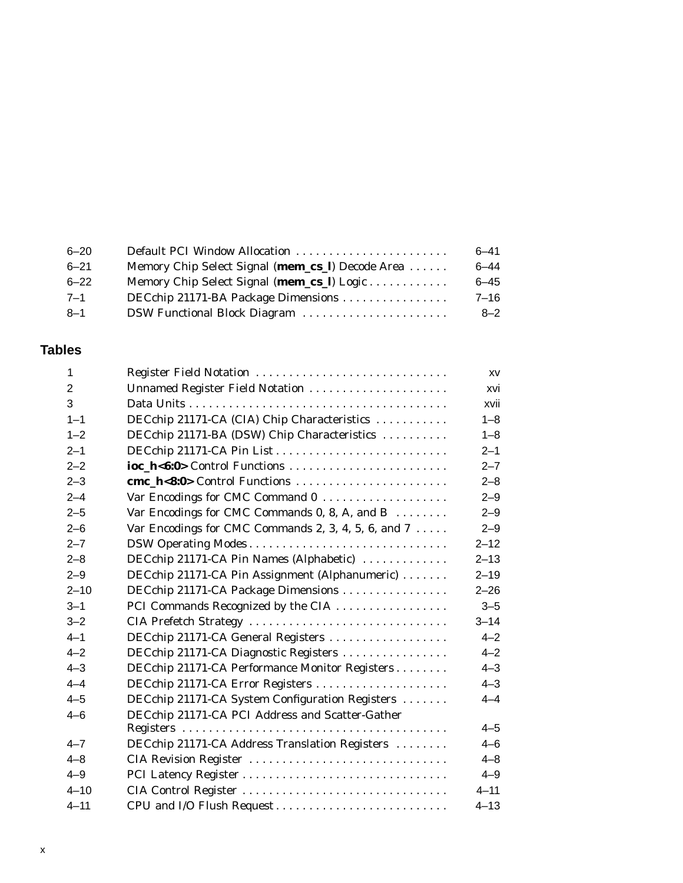| | | |
|---|---|---|
| 6–20 | Default PCI Window Allocation | 6–41 |
| 6–21 | Memory Chip Select Signal (**mem_cs_l**) Decode Area | 6–44 |
| 6–22 | Memory Chip Select Signal (**mem_cs_l**) Logic | 6–45 |
| 7–1 | DECchip 21171-BA Package Dimensions | 7–16 |
| 8–1 | DSW Functional Block Diagram | 8–2 |

## Tables

| | | |
|---|---|---|
| 1 | Register Field Notation | xv |
| 2 | Unnamed Register Field Notation | xvi |
| 3 | Data Units | xvii |
| 1–1 | DECchip 21171-CA (CIA) Chip Characteristics | 1–8 |
| 1–2 | DECchip 21171-BA (DSW) Chip Characteristics | 1–8 |
| 2–1 | DECchip 21171-CA Pin List | 2–1 |
| 2–2 | **ioc_h<6:0>** Control Functions | 2–7 |
| 2–3 | **cmc_h<8:0>** Control Functions | 2–8 |
| 2–4 | Var Encodings for CMC Command 0 | 2–9 |
| 2–5 | Var Encodings for CMC Commands 0, 8, A, and B | 2–9 |
| 2–6 | Var Encodings for CMC Commands 2, 3, 4, 5, 6, and 7 | 2–9 |
| 2–7 | DSW Operating Modes | 2–12 |
| 2–8 | DECchip 21171-CA Pin Names (Alphabetic) | 2–13 |
| 2–9 | DECchip 21171-CA Pin Assignment (Alphanumeric) | 2–19 |
| 2–10 | DECchip 21171-CA Package Dimensions | 2–26 |
| 3–1 | PCI Commands Recognized by the CIA | 3–5 |
| 3–2 | CIA Prefetch Strategy | 3–14 |
| 4–1 | DECchip 21171-CA General Registers | 4–2 |
| 4–2 | DECchip 21171-CA Diagnostic Registers | 4–2 |
| 4–3 | DECchip 21171-CA Performance Monitor Registers | 4–3 |
| 4–4 | DECchip 21171-CA Error Registers | 4–3 |
| 4–5 | DECchip 21171-CA System Configuration Registers | 4–4 |
| 4–6 | DECchip 21171-CA PCI Address and Scatter-Gather Registers | 4–5 |
| 4–7 | DECchip 21171-CA Address Translation Registers | 4–6 |
| 4–8 | CIA Revision Register | 4–8 |
| 4–9 | PCI Latency Register | 4–9 |
| 4–10 | CIA Control Register | 4–11 |
| 4–11 | CPU and I/O Flush Request | 4–13 |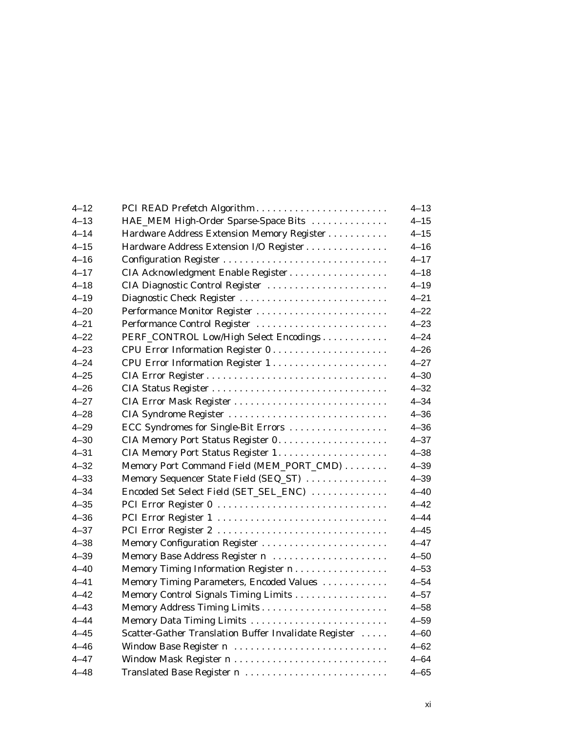| | | |
|---|---|---|
| 4–12 | PCI READ Prefetch Algorithm | 4–13 |
| 4–13 | HAE_MEM High-Order Sparse-Space Bits | 4–15 |
| 4–14 | Hardware Address Extension Memory Register | 4–15 |
| 4–15 | Hardware Address Extension I/O Register | 4–16 |
| 4–16 | Configuration Register | 4–17 |
| 4–17 | CIA Acknowledgment Enable Register | 4–18 |
| 4–18 | CIA Diagnostic Control Register | 4–19 |
| 4–19 | Diagnostic Check Register | 4–21 |
| 4–20 | Performance Monitor Register | 4–22 |
| 4–21 | Performance Control Register | 4–23 |
| 4–22 | PERF_CONTROL Low/High Select Encodings | 4–24 |
| 4–23 | CPU Error Information Register 0 | 4–26 |
| 4–24 | CPU Error Information Register 1 | 4–27 |
| 4–25 | CIA Error Register | 4–30 |
| 4–26 | CIA Status Register | 4–32 |
| 4–27 | CIA Error Mask Register | 4–34 |
| 4–28 | CIA Syndrome Register | 4–36 |
| 4–29 | ECC Syndromes for Single-Bit Errors | 4–36 |
| 4–30 | CIA Memory Port Status Register 0 | 4–37 |
| 4–31 | CIA Memory Port Status Register 1 | 4–38 |
| 4–32 | Memory Port Command Field (MEM_PORT_CMD) | 4–39 |
| 4–33 | Memory Sequencer State Field (SEQ_ST) | 4–39 |
| 4–34 | Encoded Set Select Field (SET_SEL_ENC) | 4–40 |
| 4–35 | PCI Error Register 0 | 4–42 |
| 4–36 | PCI Error Register 1 | 4–44 |
| 4–37 | PCI Error Register 2 | 4–45 |
| 4–38 | Memory Configuration Register | 4–47 |
| 4–39 | Memory Base Address Register n | 4–50 |
| 4–40 | Memory Timing Information Register n | 4–53 |
| 4–41 | Memory Timing Parameters, Encoded Values | 4–54 |
| 4–42 | Memory Control Signals Timing Limits | 4–57 |
| 4–43 | Memory Address Timing Limits | 4–58 |
| 4–44 | Memory Data Timing Limits | 4–59 |
| 4–45 | Scatter-Gather Translation Buffer Invalidate Register | 4–60 |
| 4–46 | Window Base Register n | 4–62 |
| 4–47 | Window Mask Register n | 4–64 |
| 4–48 | Translated Base Register n | 4–65 |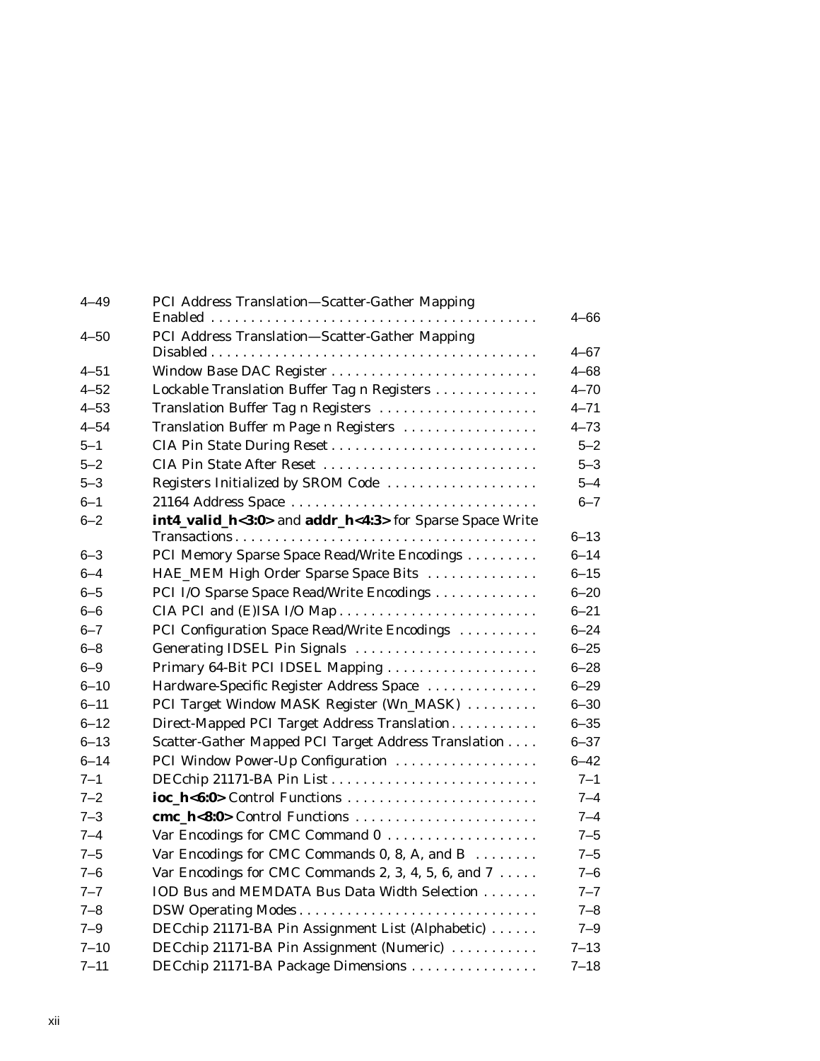| | | |
|---|---|---|
| 4–49 | PCI Address Translation—Scatter-Gather Mapping Enabled | 4–66 |
| 4–50 | PCI Address Translation—Scatter-Gather Mapping Disabled | 4–67 |
| 4–51 | Window Base DAC Register | 4–68 |
| 4–52 | Lockable Translation Buffer Tag n Registers | 4–70 |
| 4–53 | Translation Buffer Tag n Registers | 4–71 |
| 4–54 | Translation Buffer m Page n Registers | 4–73 |
| 5–1 | CIA Pin State During Reset | 5–2 |
| 5–2 | CIA Pin State After Reset | 5–3 |
| 5–3 | Registers Initialized by SROM Code | 5–4 |
| 6–1 | 21164 Address Space | 6–7 |
| 6–2 | **int4_valid_h<3:0>** and **addr_h<4:3>** for Sparse Space Write Transactions | 6–13 |
| 6–3 | PCI Memory Sparse Space Read/Write Encodings | 6–14 |
| 6–4 | HAE_MEM High Order Sparse Space Bits | 6–15 |
| 6–5 | PCI I/O Sparse Space Read/Write Encodings | 6–20 |
| 6–6 | CIA PCI and (E)ISA I/O Map | 6–21 |
| 6–7 | PCI Configuration Space Read/Write Encodings | 6–24 |
| 6–8 | Generating IDSEL Pin Signals | 6–25 |
| 6–9 | Primary 64-Bit PCI IDSEL Mapping | 6–28 |
| 6–10 | Hardware-Specific Register Address Space | 6–29 |
| 6–11 | PCI Target Window MASK Register (Wn_MASK) | 6–30 |
| 6–12 | Direct-Mapped PCI Target Address Translation | 6–35 |
| 6–13 | Scatter-Gather Mapped PCI Target Address Translation | 6–37 |
| 6–14 | PCI Window Power-Up Configuration | 6–42 |
| 7–1 | DECchip 21171-BA Pin List | 7–1 |
| 7–2 | **ioc_h<6:0>** Control Functions | 7–4 |
| 7–3 | **cmc_h<8:0>** Control Functions | 7–4 |
| 7–4 | Var Encodings for CMC Command 0 | 7–5 |
| 7–5 | Var Encodings for CMC Commands 0, 8, A, and B | 7–5 |
| 7–6 | Var Encodings for CMC Commands 2, 3, 4, 5, 6, and 7 | 7–6 |
| 7–7 | IOD Bus and MEMDATA Bus Data Width Selection | 7–7 |
| 7–8 | DSW Operating Modes | 7–8 |
| 7–9 | DECchip 21171-BA Pin Assignment List (Alphabetic) | 7–9 |
| 7–10 | DECchip 21171-BA Pin Assignment (Numeric) | 7–13 |
| 7–11 | DECchip 21171-BA Package Dimensions | 7–18 |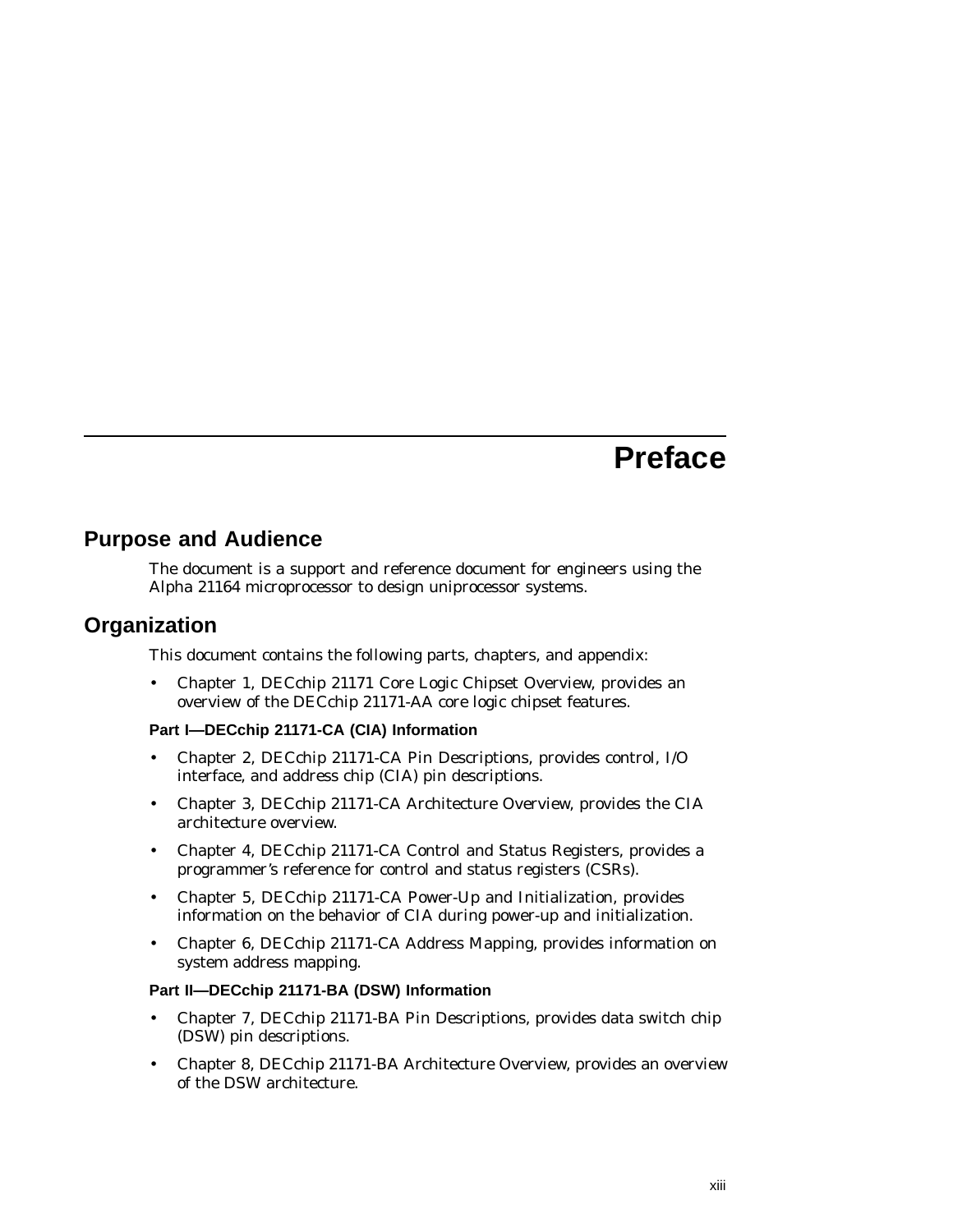# Preface

## Purpose and Audience

The document is a support and reference document for engineers using the Alpha 21164 microprocessor to design uniprocessor systems.

## Organization

This document contains the following parts, chapters, and appendix:

- Chapter 1, DECchip 21171 Core Logic Chipset Overview, provides an overview of the DECchip 21171-AA core logic chipset features.

**Part I—DECchip 21171-CA (CIA) Information**

- Chapter 2, DECchip 21171-CA Pin Descriptions, provides control, I/O interface, and address chip (CIA) pin descriptions.
- Chapter 3, DECchip 21171-CA Architecture Overview, provides the CIA architecture overview.
- Chapter 4, DECchip 21171-CA Control and Status Registers, provides a programmer's reference for control and status registers (CSRs).
- Chapter 5, DECchip 21171-CA Power-Up and Initialization, provides information on the behavior of CIA during power-up and initialization.
- Chapter 6, DECchip 21171-CA Address Mapping, provides information on system address mapping.

**Part II—DECchip 21171-BA (DSW) Information**

- Chapter 7, DECchip 21171-BA Pin Descriptions, provides data switch chip (DSW) pin descriptions.
- Chapter 8, DECchip 21171-BA Architecture Overview, provides an overview of the DSW architecture.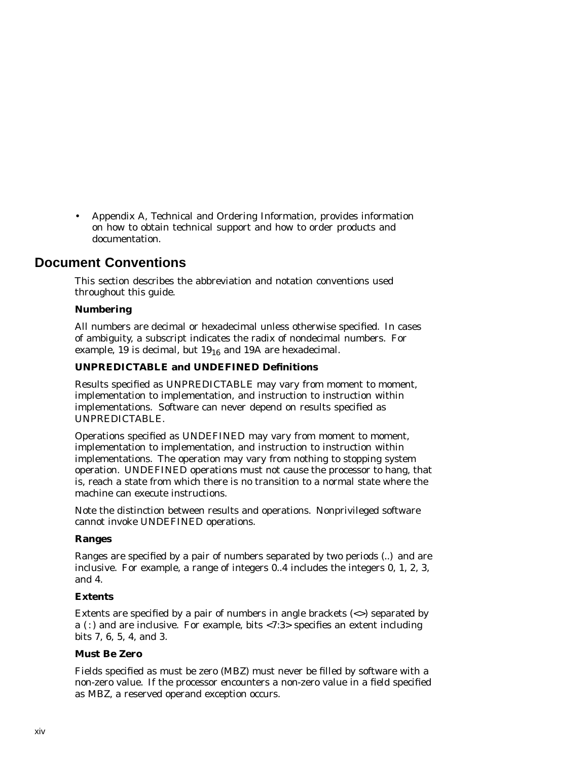- Appendix A, Technical and Ordering Information, provides information on how to obtain technical support and how to order products and documentation.

## Document Conventions

This section describes the abbreviation and notation conventions used throughout this guide.

### Numbering

All numbers are decimal or hexadecimal unless otherwise specified. In cases of ambiguity, a subscript indicates the radix of nondecimal numbers. For example, 19 is decimal, but $19_{16}$ and 19A are hexadecimal.

### UNPREDICTABLE and UNDEFINED Definitions

Results specified as UNPREDICTABLE may vary from moment to moment, implementation to implementation, and instruction to instruction within implementations. Software can never depend on results specified as UNPREDICTABLE.

Operations specified as UNDEFINED may vary from moment to moment, implementation to implementation, and instruction to instruction within implementations. The operation may vary from nothing to stopping system operation. UNDEFINED operations must not cause the processor to hang, that is, reach a state from which there is no transition to a normal state where the machine can execute instructions.

Note the distinction between results and operations. Nonprivileged software cannot invoke UNDEFINED operations.

### Ranges

Ranges are specified by a pair of numbers separated by two periods (..) and are inclusive. For example, a range of integers 0..4 includes the integers 0, 1, 2, 3, and 4.

### Extents

Extents are specified by a pair of numbers in angle brackets (<>) separated by a (:) and are inclusive. For example, bits <7:3> specifies an extent including bits 7, 6, 5, 4, and 3.

### Must Be Zero

Fields specified as must be zero (MBZ) must never be filled by software with a non-zero value. If the processor encounters a non-zero value in a field specified as MBZ, a reserved operand exception occurs.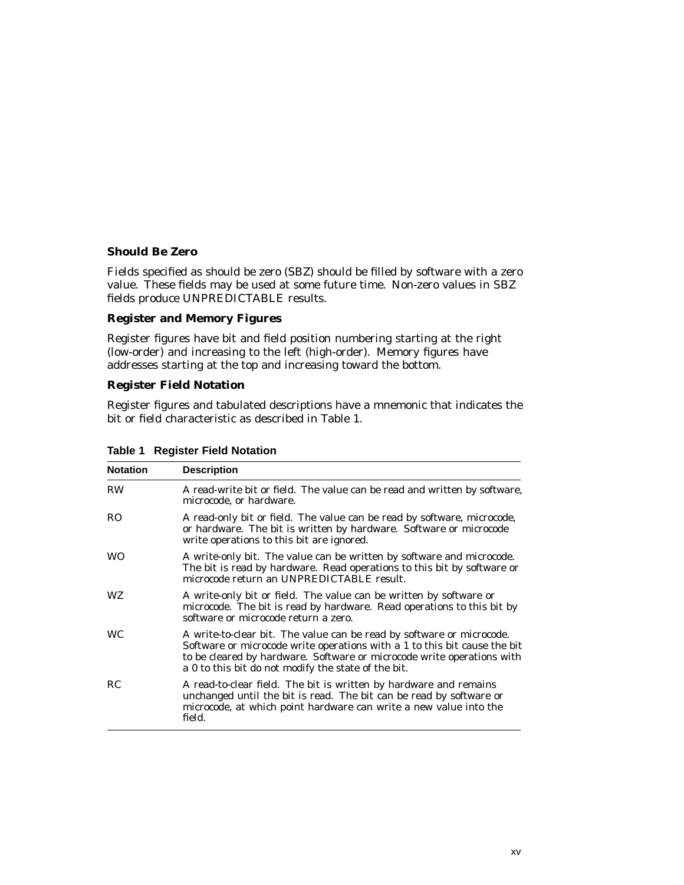### Should Be Zero

Fields specified as should be zero (SBZ) should be filled by software with a zero value. These fields may be used at some future time. Non-zero values in SBZ fields produce UNPREDICTABLE results.

### Register and Memory Figures

Register figures have bit and field position numbering starting at the right (low-order) and increasing to the left (high-order). Memory figures have addresses starting at the top and increasing toward the bottom.

### Register Field Notation

Register figures and tabulated descriptions have a mnemonic that indicates the bit or field characteristic as described in Table 1.

**Table 1 Register Field Notation**

| Notation | Description |
|---|---|
| RW | A read-write bit or field. The value can be read and written by software, microcode, or hardware. |
| RO | A read-only bit or field. The value can be read by software, microcode, or hardware. The bit is written by hardware. Software or microcode write operations to this bit are ignored. |
| WO | A write-only bit. The value can be written by software and microcode. The bit is read by hardware. Read operations to this bit by software or microcode return an UNPREDICTABLE result. |
| WZ | A write-only bit or field. The value can be written by software or microcode. The bit is read by hardware. Read operations to this bit by software or microcode return a zero. |
| WC | A write-to-clear bit. The value can be read by software or microcode. Software or microcode write operations with a 1 to this bit cause the bit to be cleared by hardware. Software or microcode write operations with a 0 to this bit do not modify the state of the bit. |
| RC | A read-to-clear field. The bit is written by hardware and remains unchanged until the bit is read. The bit can be read by software or microcode, at which point hardware can write a new value into the field. |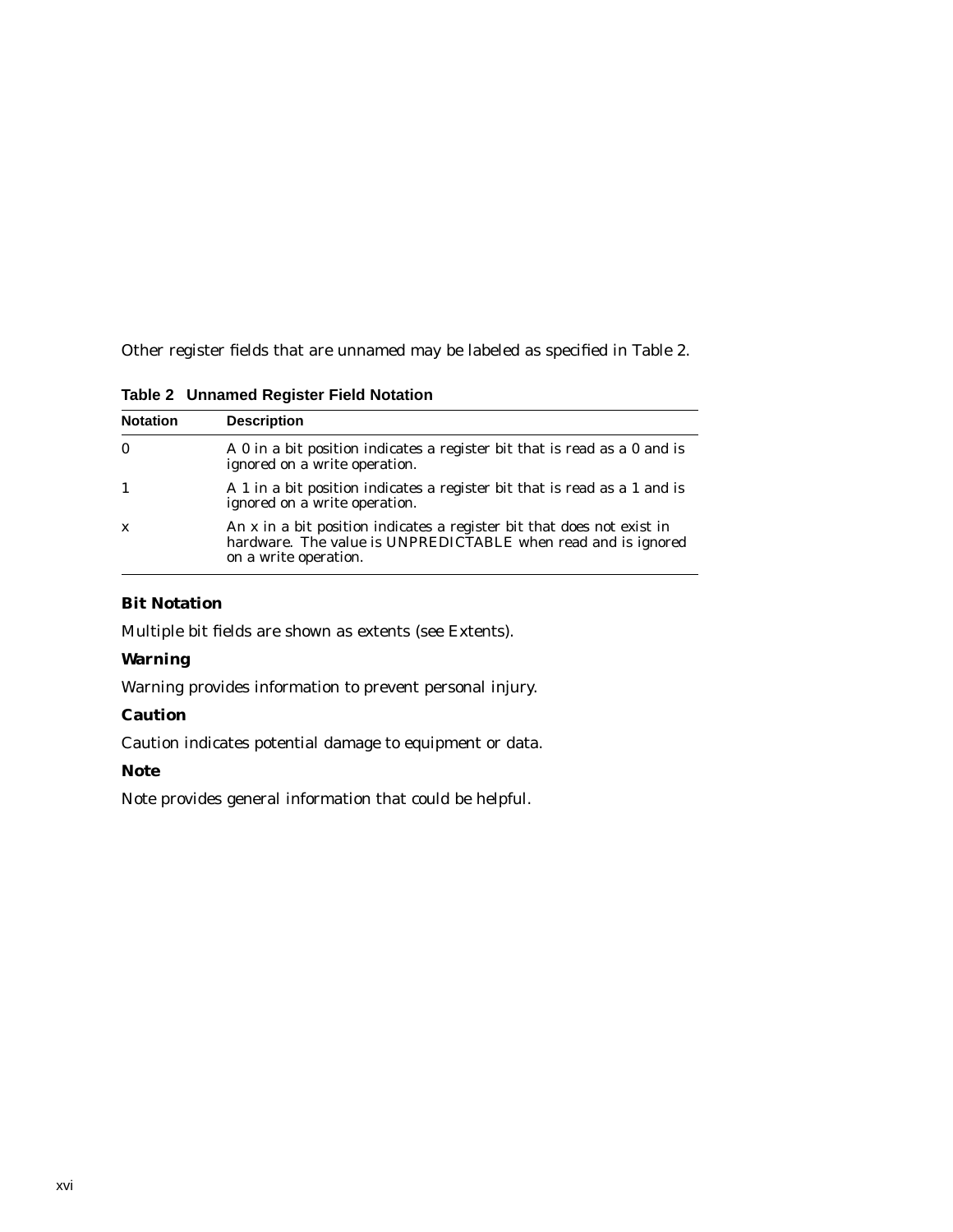Other register fields that are unnamed may be labeled as specified in Table 2.

**Table 2 Unnamed Register Field Notation**

| Notation | Description |
| --- | --- |
| 0 | A 0 in a bit position indicates a register bit that is read as a 0 and is ignored on a write operation. |
| 1 | A 1 in a bit position indicates a register bit that is read as a 1 and is ignored on a write operation. |
| x | An x in a bit position indicates a register bit that does not exist in hardware. The value is UNPREDICTABLE when read and is ignored on a write operation. |

### Bit Notation

Multiple bit fields are shown as extents (see Extents).

### Warning

Warning provides information to prevent personal injury.

### Caution

Caution indicates potential damage to equipment or data.

### Note

Note provides general information that could be helpful.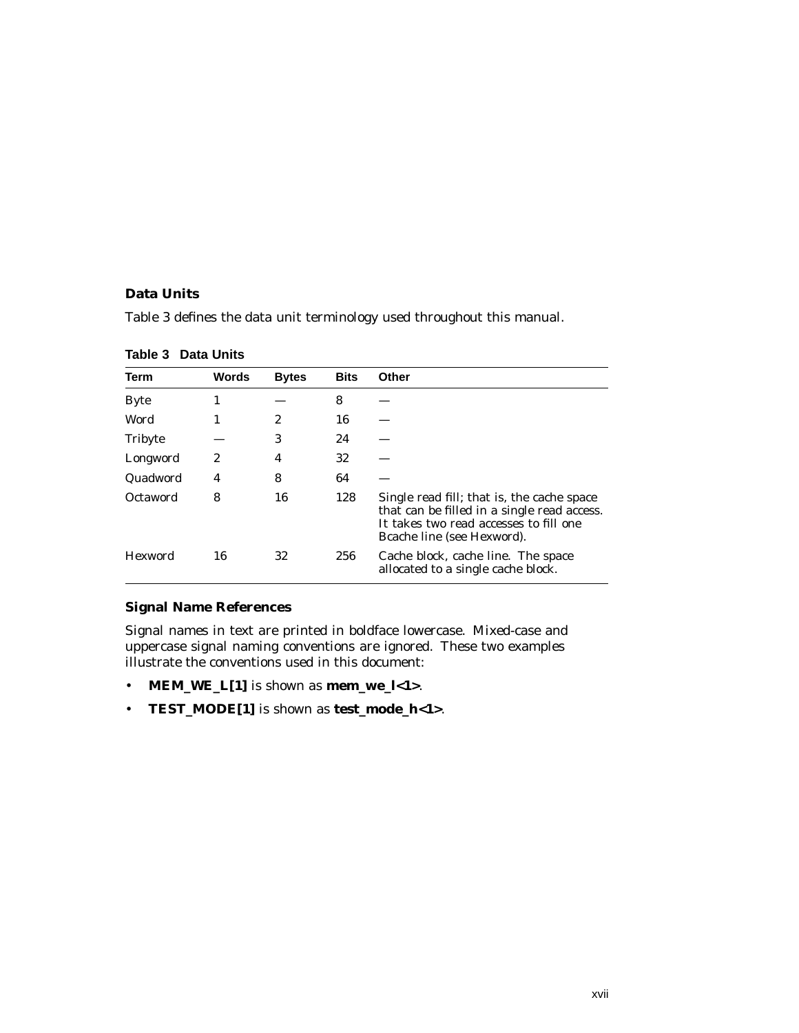### Data Units

Table 3 defines the data unit terminology used throughout this manual.

**Table 3 Data Units**

| Term | Words | Bytes | Bits | Other |
|---|---|---|---|---|
| Byte | 1 | — | 8 | — |
| Word | 1 | 2 | 16 | — |
| Tribyte | — | 3 | 24 | — |
| Longword | 2 | 4 | 32 | — |
| Quadword | 4 | 8 | 64 | — |
| Octaword | 8 | 16 | 128 | Single read fill; that is, the cache space that can be filled in a single read access. It takes two read accesses to fill one Bcache line (see Hexword). |
| Hexword | 16 | 32 | 256 | Cache block, cache line. The space allocated to a single cache block. |

### Signal Name References

Signal names in text are printed in boldface lowercase. Mixed-case and uppercase signal naming conventions are ignored. These two examples illustrate the conventions used in this document:

- **MEM_WE_L[1]** is shown as **mem_we_l<1>**.
- **TEST_MODE[1]** is shown as **test_mode_h<1>**.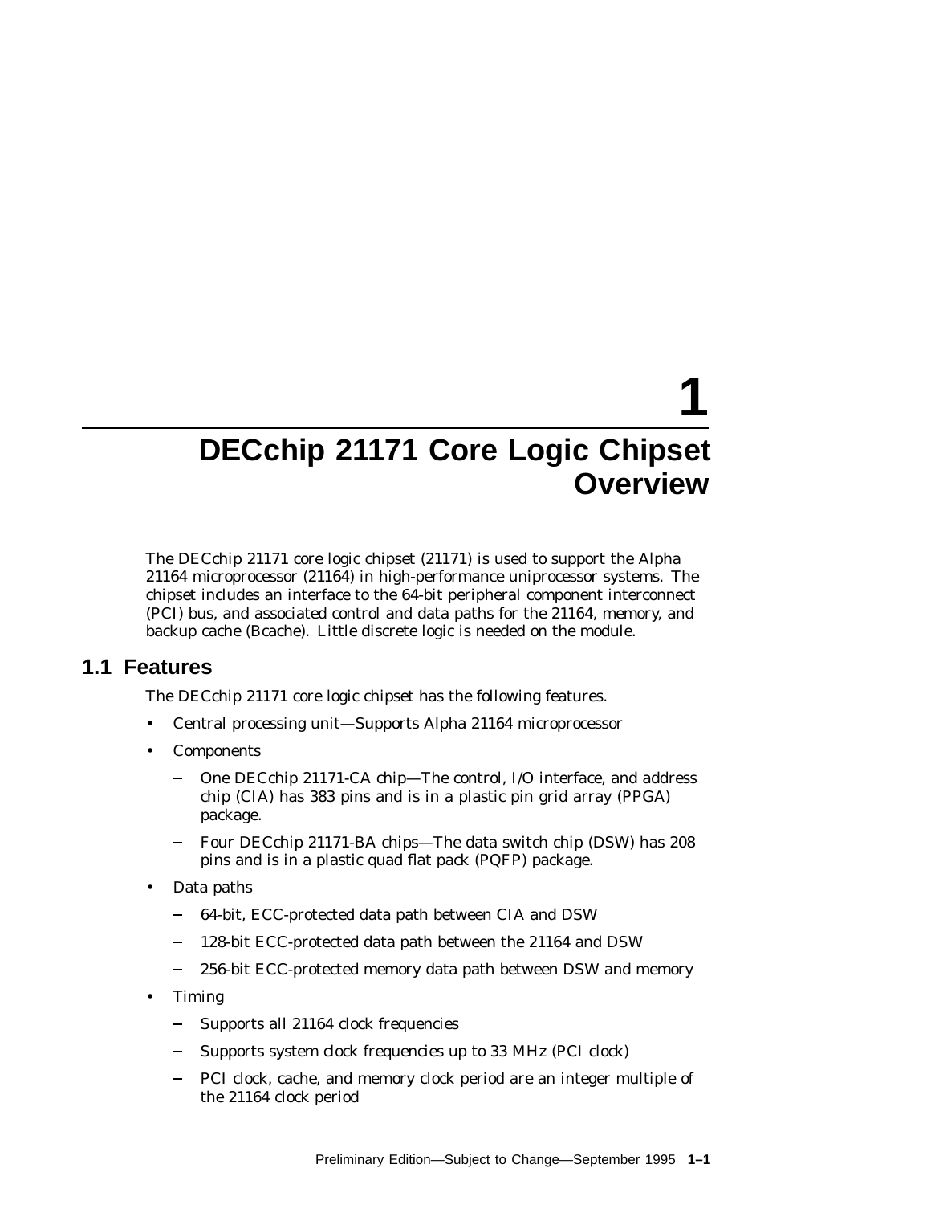# 1 DECchip 21171 Core Logic Chipset Overview

The DECchip 21171 core logic chipset (21171) is used to support the Alpha 21164 microprocessor (21164) in high-performance uniprocessor systems. The chipset includes an interface to the 64-bit peripheral component interconnect (PCI) bus, and associated control and data paths for the 21164, memory, and backup cache (Bcache). Little discrete logic is needed on the module.

## 1.1 Features

The DECchip 21171 core logic chipset has the following features.

- Central processing unit—Supports Alpha 21164 microprocessor
- Components
  - One DECchip 21171-CA chip—The control, I/O interface, and address chip (CIA) has 383 pins and is in a plastic pin grid array (PPGA) package.
  - Four DECchip 21171-BA chips—The data switch chip (DSW) has 208 pins and is in a plastic quad flat pack (PQFP) package.
- Data paths
  - 64-bit, ECC-protected data path between CIA and DSW
  - 128-bit ECC-protected data path between the 21164 and DSW
  - 256-bit ECC-protected memory data path between DSW and memory
- Timing
  - Supports all 21164 clock frequencies
  - Supports system clock frequencies up to 33 MHz (PCI clock)
  - PCI clock, cache, and memory clock period are an integer multiple of the 21164 clock period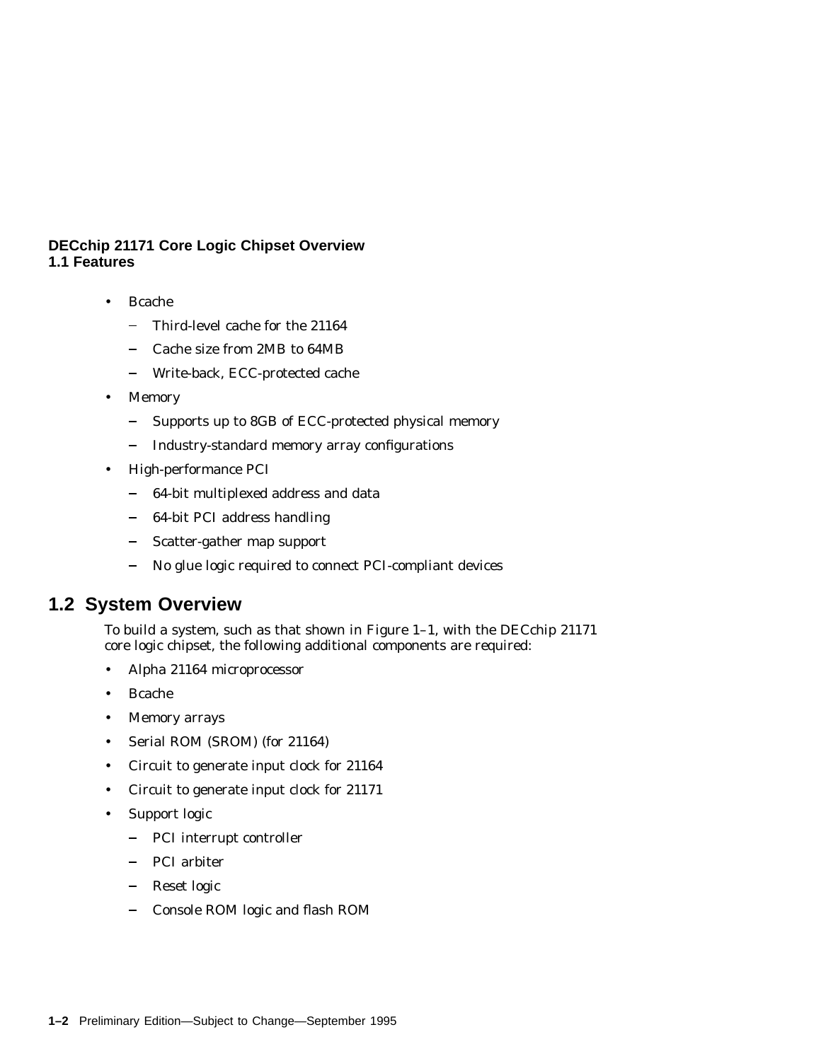- Bcache
  - Third-level cache for the 21164
  - Cache size from 2MB to 64MB
  - Write-back, ECC-protected cache
- Memory
  - Supports up to 8GB of ECC-protected physical memory
  - Industry-standard memory array configurations
- High-performance PCI
  - 64-bit multiplexed address and data
  - 64-bit PCI address handling
  - Scatter-gather map support
  - No glue logic required to connect PCI-compliant devices

## 1.2 System Overview

To build a system, such as that shown in Figure 1–1, with the DECchip 21171 core logic chipset, the following additional components are required:

- Alpha 21164 microprocessor
- Bcache
- Memory arrays
- Serial ROM (SROM) (for 21164)
- Circuit to generate input clock for 21164
- Circuit to generate input clock for 21171
- Support logic
  - PCI interrupt controller
  - PCI arbiter
  - Reset logic
  - Console ROM logic and flash ROM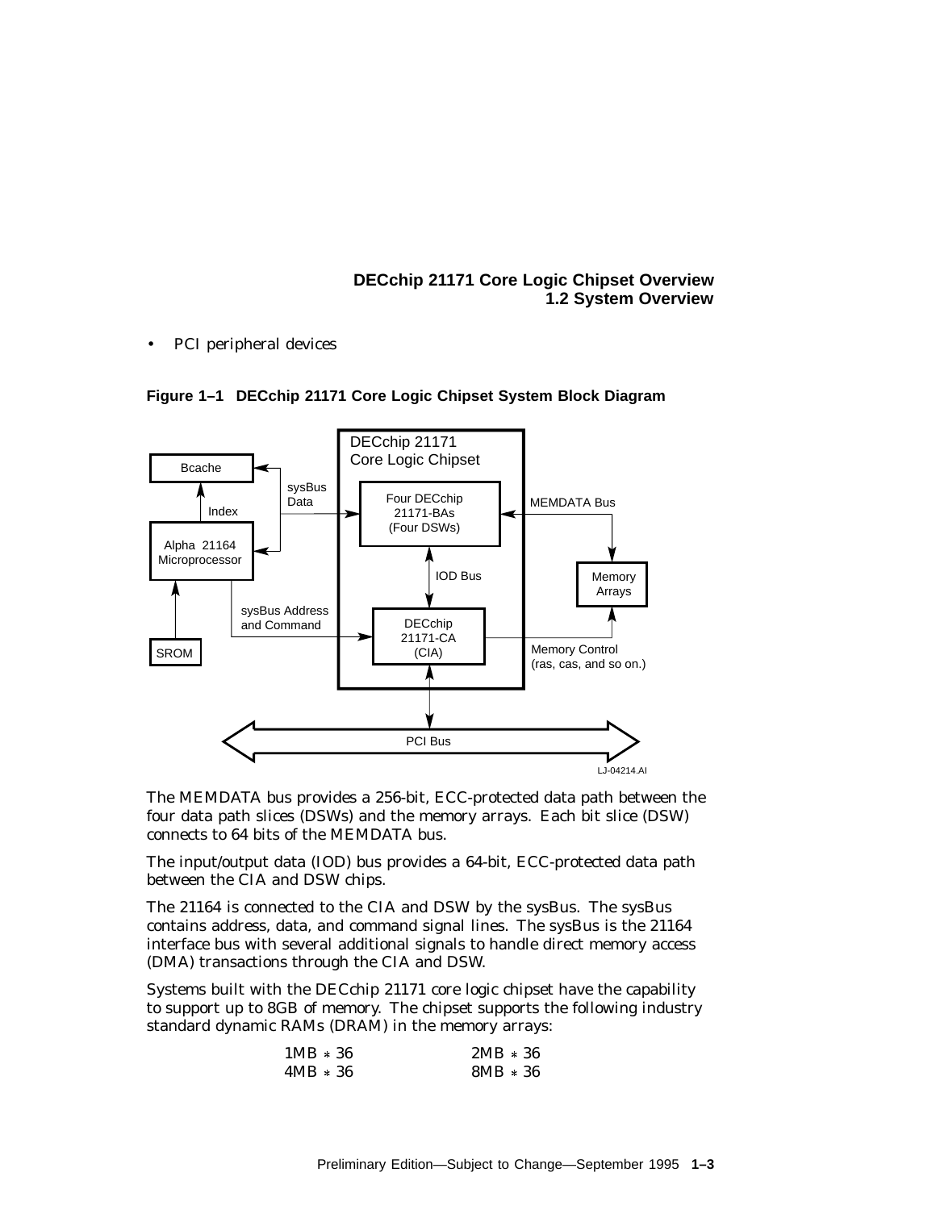- PCI peripheral devices

**Figure 1–1 DECchip 21171 Core Logic Chipset System Block Diagram**

The MEMDATA bus provides a 256-bit, ECC-protected data path between the four data path slices (DSWs) and the memory arrays. Each bit slice (DSW) connects to 64 bits of the MEMDATA bus.

The input/output data (IOD) bus provides a 64-bit, ECC-protected data path between the CIA and DSW chips.

The 21164 is connected to the CIA and DSW by the sysBus. The sysBus contains address, data, and command signal lines. The sysBus is the 21164 interface bus with several additional signals to handle direct memory access (DMA) transactions through the CIA and DSW.

Systems built with the DECchip 21171 core logic chipset have the capability to support up to 8GB of memory. The chipset supports the following industry standard dynamic RAMs (DRAM) in the memory arrays:

| | |
|---|---|
| 1MB * 36 | 2MB * 36 |
| 4MB * 36 | 8MB * 36 |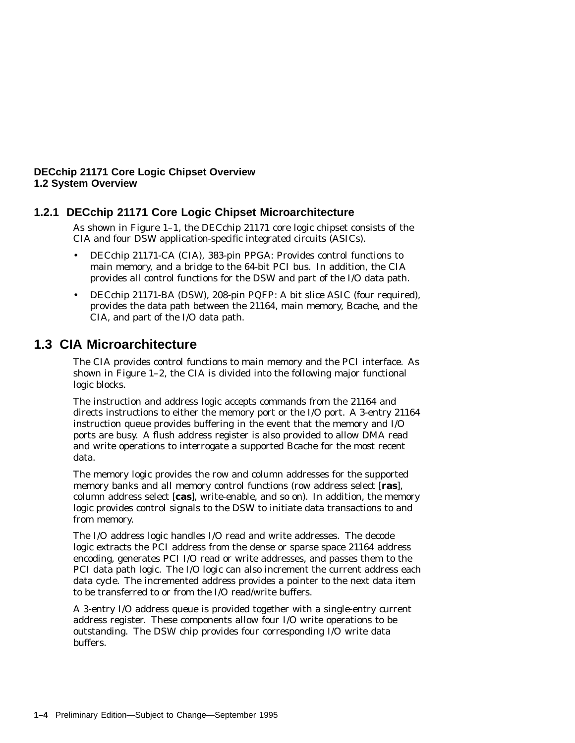### 1.2.1 DECchip 21171 Core Logic Chipset Microarchitecture

As shown in Figure 1–1, the DECchip 21171 core logic chipset consists of the CIA and four DSW application-specific integrated circuits (ASICs).

- DECchip 21171-CA (CIA), 383-pin PPGA: Provides control functions to main memory, and a bridge to the 64-bit PCI bus. In addition, the CIA provides all control functions for the DSW and part of the I/O data path.
- DECchip 21171-BA (DSW), 208-pin PQFP: A bit slice ASIC (four required), provides the data path between the 21164, main memory, Bcache, and the CIA, and part of the I/O data path.

## 1.3 CIA Microarchitecture

The CIA provides control functions to main memory and the PCI interface. As shown in Figure 1–2, the CIA is divided into the following major functional logic blocks.

The instruction and address logic accepts commands from the 21164 and directs instructions to either the memory port or the I/O port. A 3-entry 21164 instruction queue provides buffering in the event that the memory and I/O ports are busy. A flush address register is also provided to allow DMA read and write operations to interrogate a supported Bcache for the most recent data.

The memory logic provides the row and column addresses for the supported memory banks and all memory control functions (row address select [**ras**], column address select [**cas**], write-enable, and so on). In addition, the memory logic provides control signals to the DSW to initiate data transactions to and from memory.

The I/O address logic handles I/O read and write addresses. The decode logic extracts the PCI address from the dense or sparse space 21164 address encoding, generates PCI I/O read or write addresses, and passes them to the PCI data path logic. The I/O logic can also increment the current address each data cycle. The incremented address provides a pointer to the next data item to be transferred to or from the I/O read/write buffers.

A 3-entry I/O address queue is provided together with a single-entry current address register. These components allow four I/O write operations to be outstanding. The DSW chip provides four corresponding I/O write data buffers.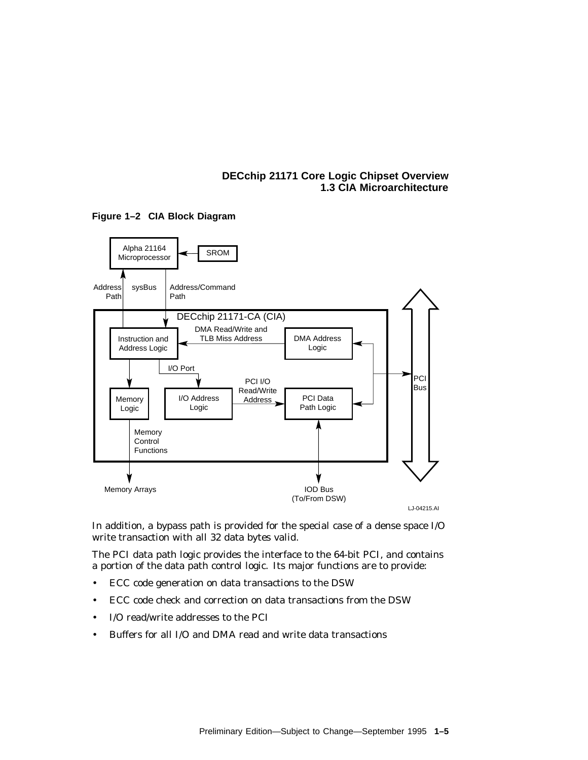**Figure 1–2 CIA Block Diagram**

In addition, a bypass path is provided for the special case of a dense space I/O write transaction with all 32 data bytes valid.

The PCI data path logic provides the interface to the 64-bit PCI, and contains a portion of the data path control logic. Its major functions are to provide:

- ECC code generation on data transactions to the DSW
- ECC code check and correction on data transactions from the DSW
- I/O read/write addresses to the PCI
- Buffers for all I/O and DMA read and write data transactions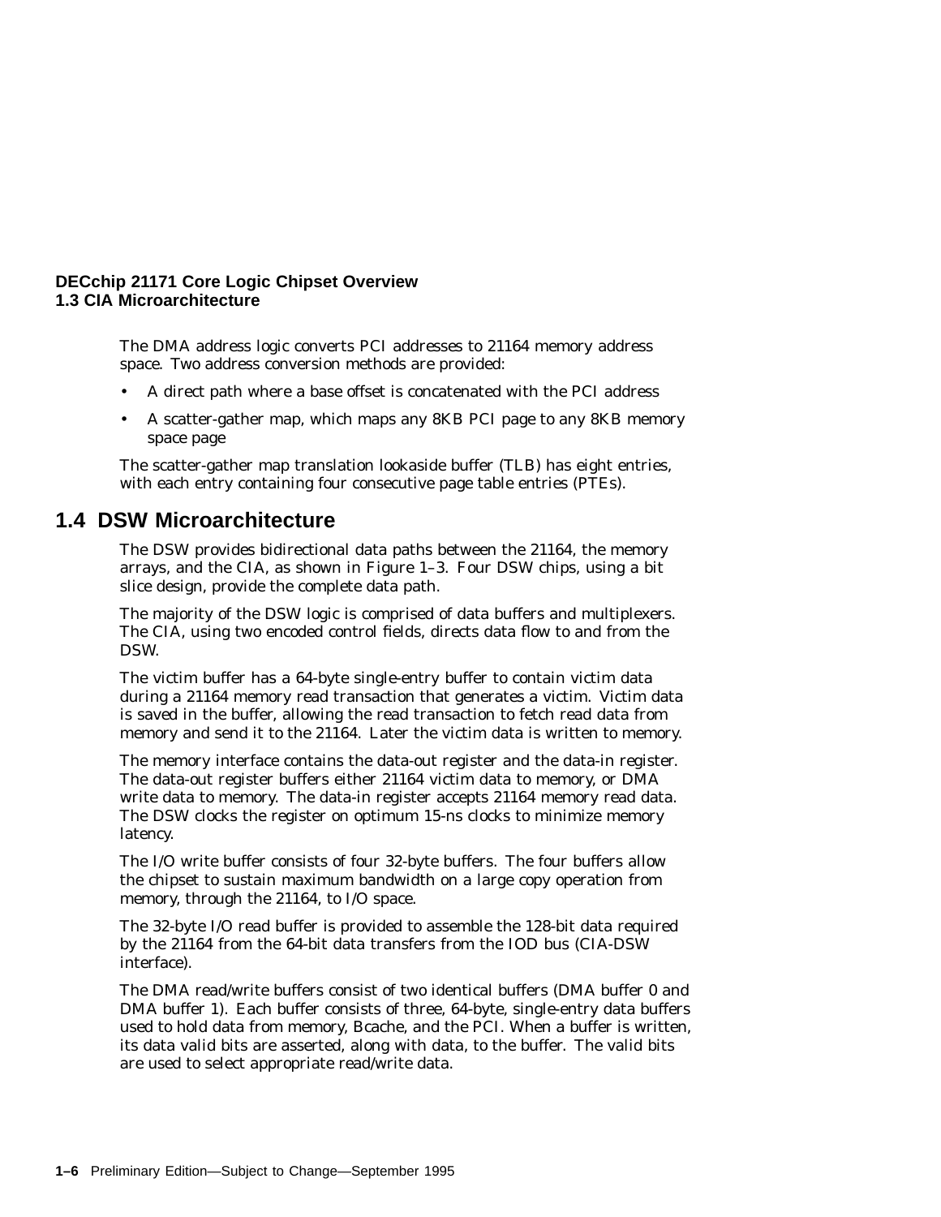The DMA address logic converts PCI addresses to 21164 memory address space. Two address conversion methods are provided:

- A direct path where a base offset is concatenated with the PCI address
- A scatter-gather map, which maps any 8KB PCI page to any 8KB memory space page

The scatter-gather map translation lookaside buffer (TLB) has eight entries, with each entry containing four consecutive page table entries (PTEs).

## 1.4 DSW Microarchitecture

The DSW provides bidirectional data paths between the 21164, the memory arrays, and the CIA, as shown in Figure 1–3. Four DSW chips, using a bit slice design, provide the complete data path.

The majority of the DSW logic is comprised of data buffers and multiplexers. The CIA, using two encoded control fields, directs data flow to and from the DSW.

The victim buffer has a 64-byte single-entry buffer to contain victim data during a 21164 memory read transaction that generates a victim. Victim data is saved in the buffer, allowing the read transaction to fetch read data from memory and send it to the 21164. Later the victim data is written to memory.

The memory interface contains the data-out register and the data-in register. The data-out register buffers either 21164 victim data to memory, or DMA write data to memory. The data-in register accepts 21164 memory read data. The DSW clocks the register on optimum 15-ns clocks to minimize memory latency.

The I/O write buffer consists of four 32-byte buffers. The four buffers allow the chipset to sustain maximum bandwidth on a large copy operation from memory, through the 21164, to I/O space.

The 32-byte I/O read buffer is provided to assemble the 128-bit data required by the 21164 from the 64-bit data transfers from the IOD bus (CIA-DSW interface).

The DMA read/write buffers consist of two identical buffers (DMA buffer 0 and DMA buffer 1). Each buffer consists of three, 64-byte, single-entry data buffers used to hold data from memory, Bcache, and the PCI. When a buffer is written, its data valid bits are asserted, along with data, to the buffer. The valid bits are used to select appropriate read/write data.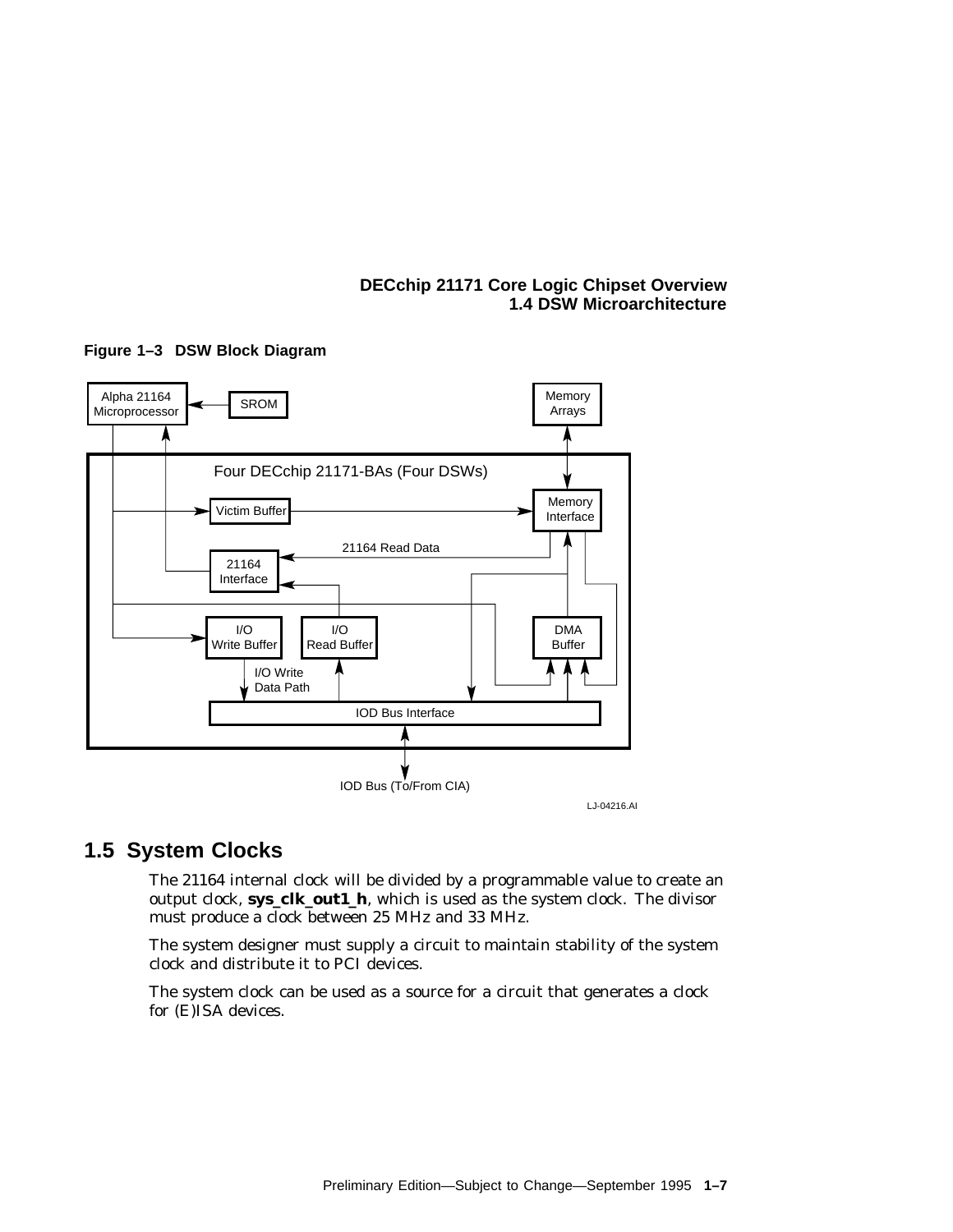**Figure 1–3 DSW Block Diagram**

## 1.5 System Clocks

The 21164 internal clock will be divided by a programmable value to create an output clock, **sys_clk_out1_h**, which is used as the system clock. The divisor must produce a clock between 25 MHz and 33 MHz.

The system designer must supply a circuit to maintain stability of the system clock and distribute it to PCI devices.

The system clock can be used as a source for a circuit that generates a clock for (E)ISA devices.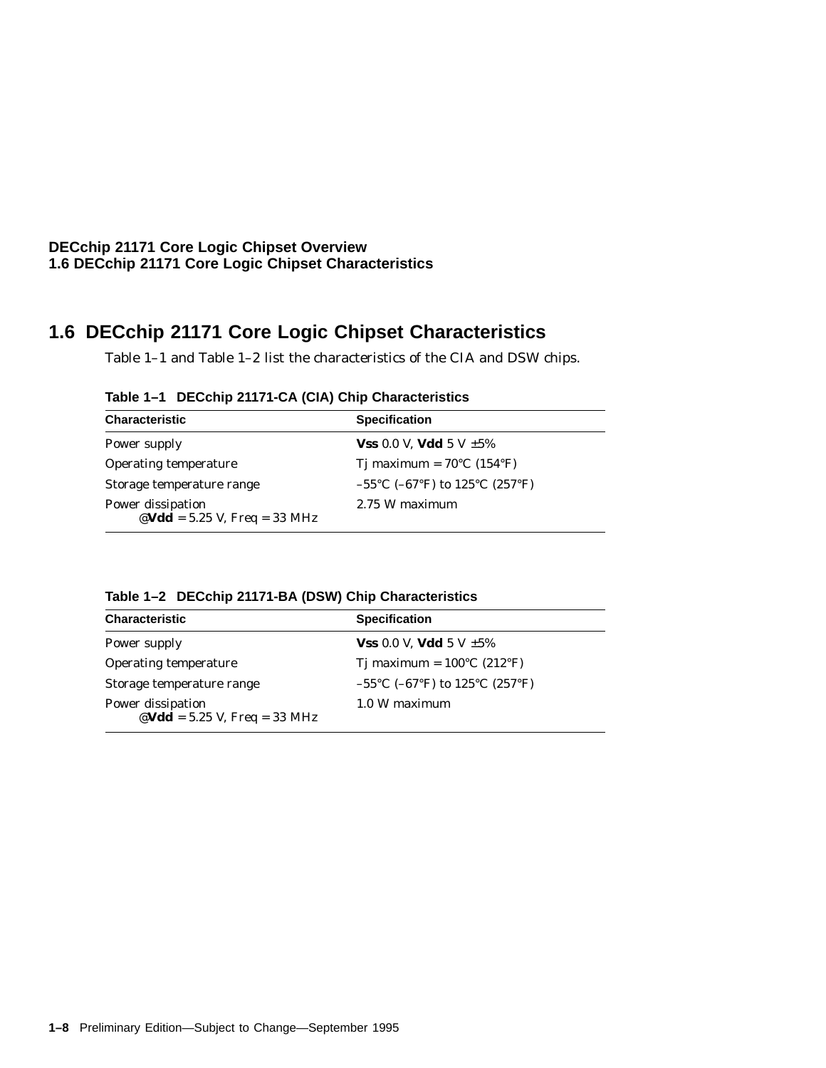## 1.6 DECchip 21171 Core Logic Chipset Characteristics

Table 1–1 and Table 1–2 list the characteristics of the CIA and DSW chips.

**Table 1–1 DECchip 21171-CA (CIA) Chip Characteristics**

| Characteristic | Specification |
|---|---|
| Power supply | **Vss** 0.0 V, **Vdd** 5 V ±5% |
| Operating temperature | Tj maximum = 70°C (154°F) |
| Storage temperature range | –55°C (–67°F) to 125°C (257°F) |
| Power dissipation<br>@**Vdd** = 5.25 V, Freq = 33 MHz | 2.75 W maximum |

**Table 1–2 DECchip 21171-BA (DSW) Chip Characteristics**

| Characteristic | Specification |
|---|---|
| Power supply | **Vss** 0.0 V, **Vdd** 5 V ±5% |
| Operating temperature | Tj maximum = 100°C (212°F) |
| Storage temperature range | –55°C (–67°F) to 125°C (257°F) |
| Power dissipation<br>@**Vdd** = 5.25 V, Freq = 33 MHz | 1.0 W maximum |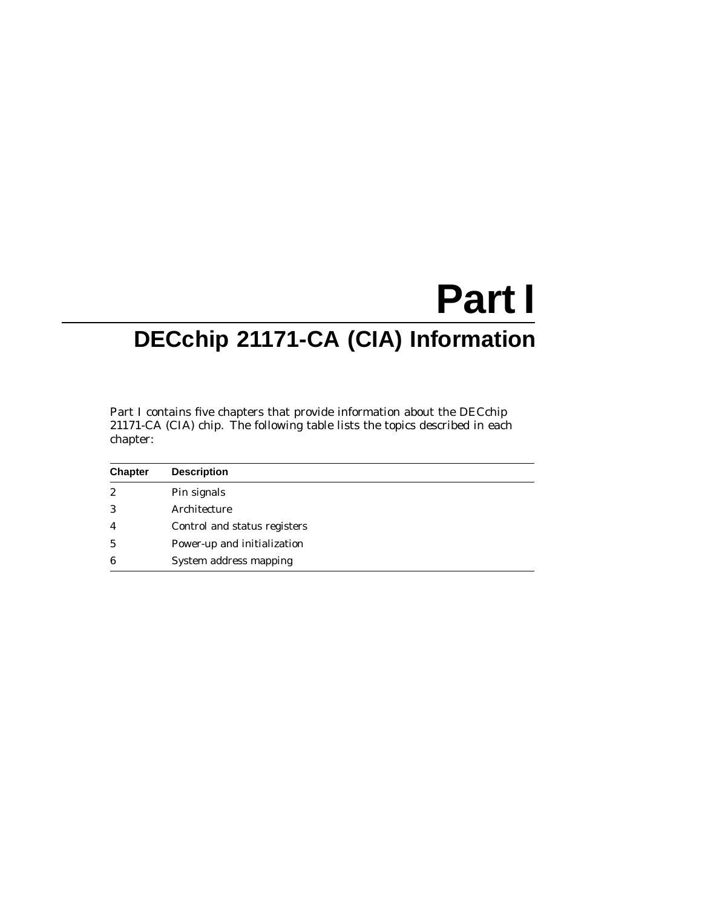# Part I

## DECchip 21171-CA (CIA) Information

Part I contains five chapters that provide information about the DECchip 21171-CA (CIA) chip. The following table lists the topics described in each chapter:

| Chapter | Description |
|---|---|
| 2 | Pin signals |
| 3 | Architecture |
| 4 | Control and status registers |
| 5 | Power-up and initialization |
| 6 | System address mapping |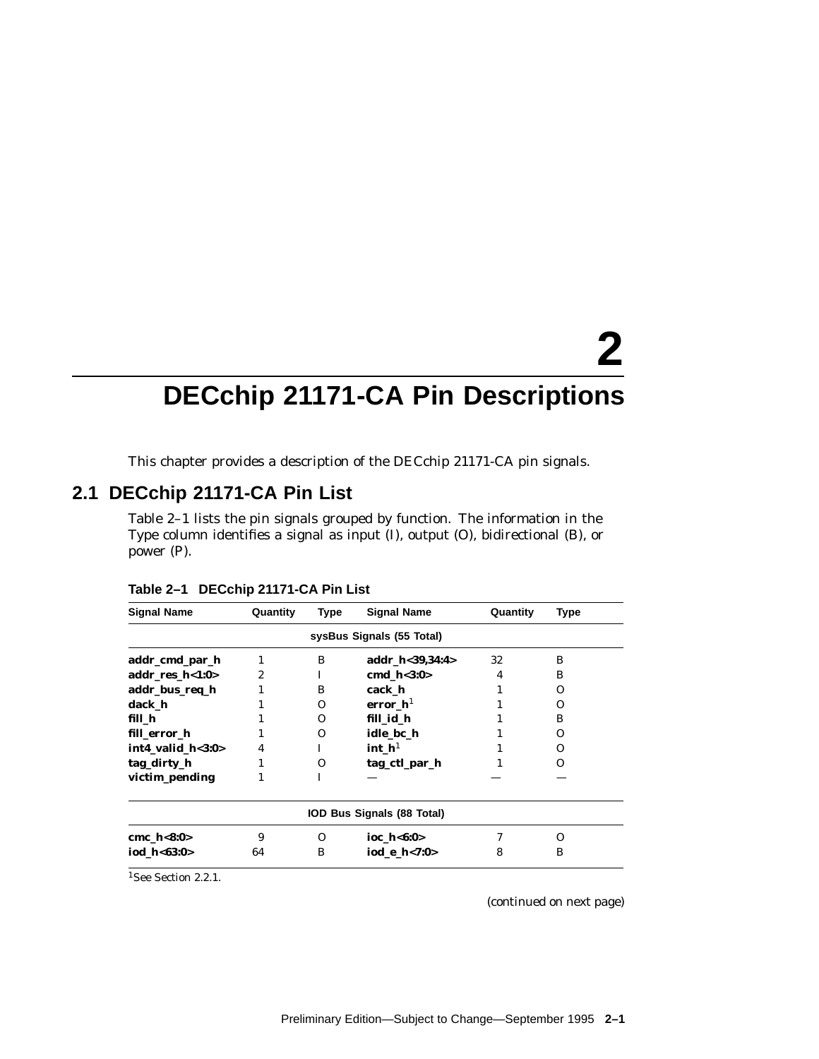# 2 DECchip 21171-CA Pin Descriptions

This chapter provides a description of the DECchip 21171-CA pin signals.

## 2.1 DECchip 21171-CA Pin List

Table 2–1 lists the pin signals grouped by function. The information in the Type column identifies a signal as input (I), output (O), bidirectional (B), or power (P).

**Table 2–1 DECchip 21171-CA Pin List**

| Signal Name | Quantity | Type | Signal Name | Quantity | Type |
|---|---|---|---|---|---|
| | | | **sysBus Signals (55 Total)** | | |
| **addr_cmd_par_h** | 1 | B | **addr_h<39,34:4>** | 32 | B |
| **addr_res_h<1:0>** | 2 | I | **cmd_h<3:0>** | 4 | B |
| **addr_bus_req_h** | 1 | B | **cack_h** | 1 | O |
| **dack_h** | 1 | O | **error_h**[1] | 1 | O |
| **fill_h** | 1 | O | **fill_id_h** | 1 | B |
| **fill_error_h** | 1 | O | **idle_bc_h** | 1 | O |
| **int4_valid_h<3:0>** | 4 | I | **int_h**[1] | 1 | O |
| **tag_dirty_h** | 1 | O | **tag_ctl_par_h** | 1 | O |
| **victim_pending** | 1 | I | — | — | — |
| | | | **IOD Bus Signals (88 Total)** | | |
| **cmc_h<8:0>** | 9 | O | **ioc_h<6:0>** | 7 | O |
| **iod_h<63:0>** | 64 | B | **iod_e_h<7:0>** | 8 | B |

[1]See Section 2.2.1.

*(continued on next page)*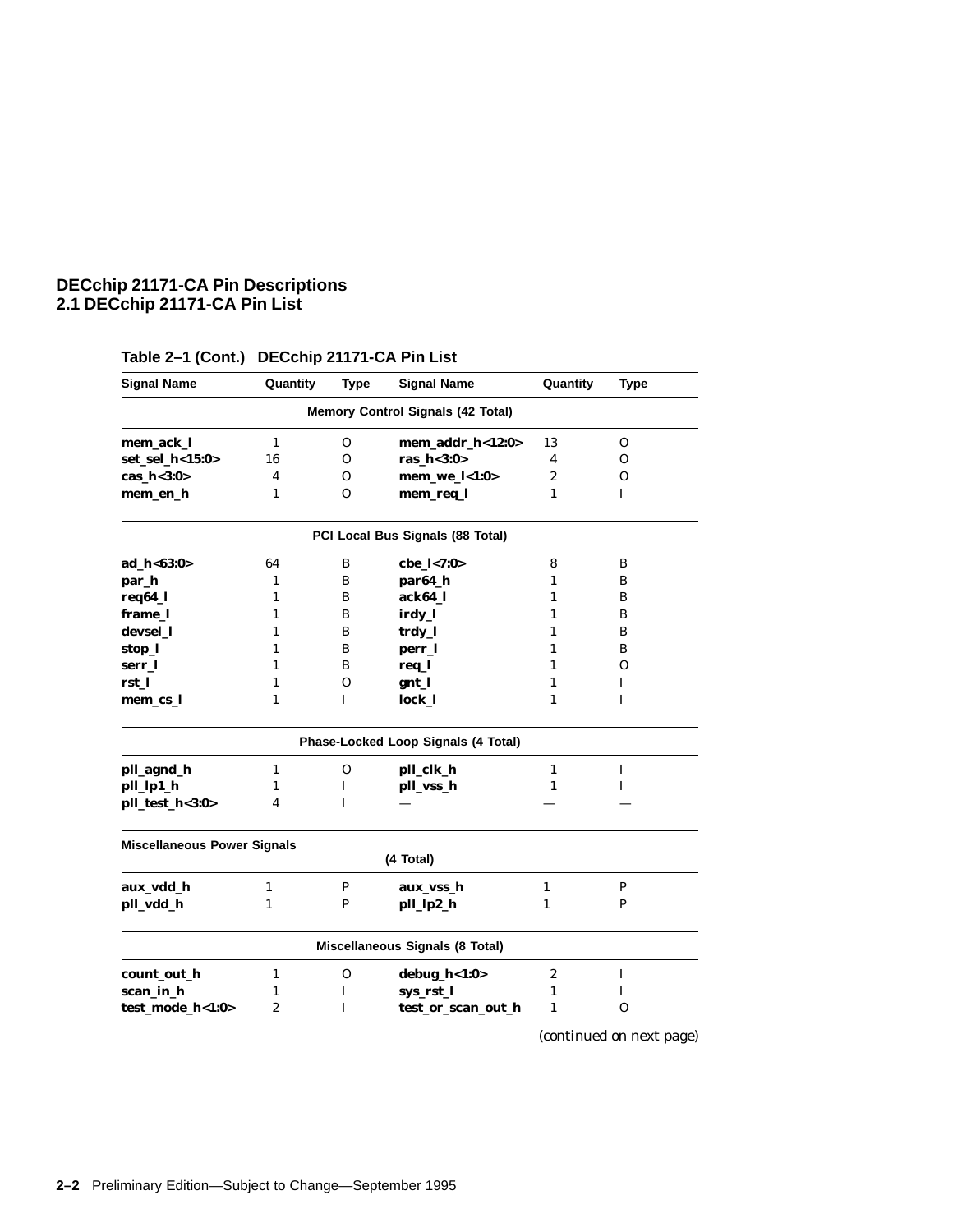# DECchip 21171-CA Pin Descriptions
## 2.1 DECchip 21171-CA Pin List

**Table 2–1 (Cont.) DECchip 21171-CA Pin List**

| Signal Name | Quantity | Type | Signal Name | Quantity | Type |
|---|---|---|---|---|---|
| | | | **Memory Control Signals (42 Total)** | | |
| **mem_ack_l** | 1 | O | **mem_addr_h<12:0>** | 13 | O |
| **set_sel_h<15:0>** | 16 | O | **ras_h<3:0>** | 4 | O |
| **cas_h<3:0>** | 4 | O | **mem_we_l<1:0>** | 2 | O |
| **mem_en_h** | 1 | O | **mem_req_l** | 1 | I |
| | | | **PCI Local Bus Signals (88 Total)** | | |
| **ad_h<63:0>** | 64 | B | **cbe_l<7:0>** | 8 | B |
| **par_h** | 1 | B | **par64_h** | 1 | B |
| **req64_l** | 1 | B | **ack64_l** | 1 | B |
| **frame_l** | 1 | B | **irdy_l** | 1 | B |
| **devsel_l** | 1 | B | **trdy_l** | 1 | B |
| **stop_l** | 1 | B | **perr_l** | 1 | B |
| **serr_l** | 1 | B | **req_l** | 1 | O |
| **rst_l** | 1 | O | **gnt_l** | 1 | I |
| **mem_cs_l** | 1 | I | **lock_l** | 1 | I |
| | | | **Phase-Locked Loop Signals (4 Total)** | | |
| **pll_agnd_h** | 1 | O | **pll_clk_h** | 1 | I |
| **pll_lp1_h** | 1 | I | **pll_vss_h** | 1 | I |
| **pll_test_h<3:0>** | 4 | I | — | — | — |
| **Miscellaneous Power Signals** | | | **(4 Total)** | | |
| **aux_vdd_h** | 1 | P | **aux_vss_h** | 1 | P |
| **pll_vdd_h** | 1 | P | **pll_lp2_h** | 1 | P |
| | | | **Miscellaneous Signals (8 Total)** | | |
| **count_out_h** | 1 | O | **debug_h<1:0>** | 2 | I |
| **scan_in_h** | 1 | I | **sys_rst_l** | 1 | I |
| **test_mode_h<1:0>** | 2 | I | **test_or_scan_out_h** | 1 | O |

*(continued on next page)*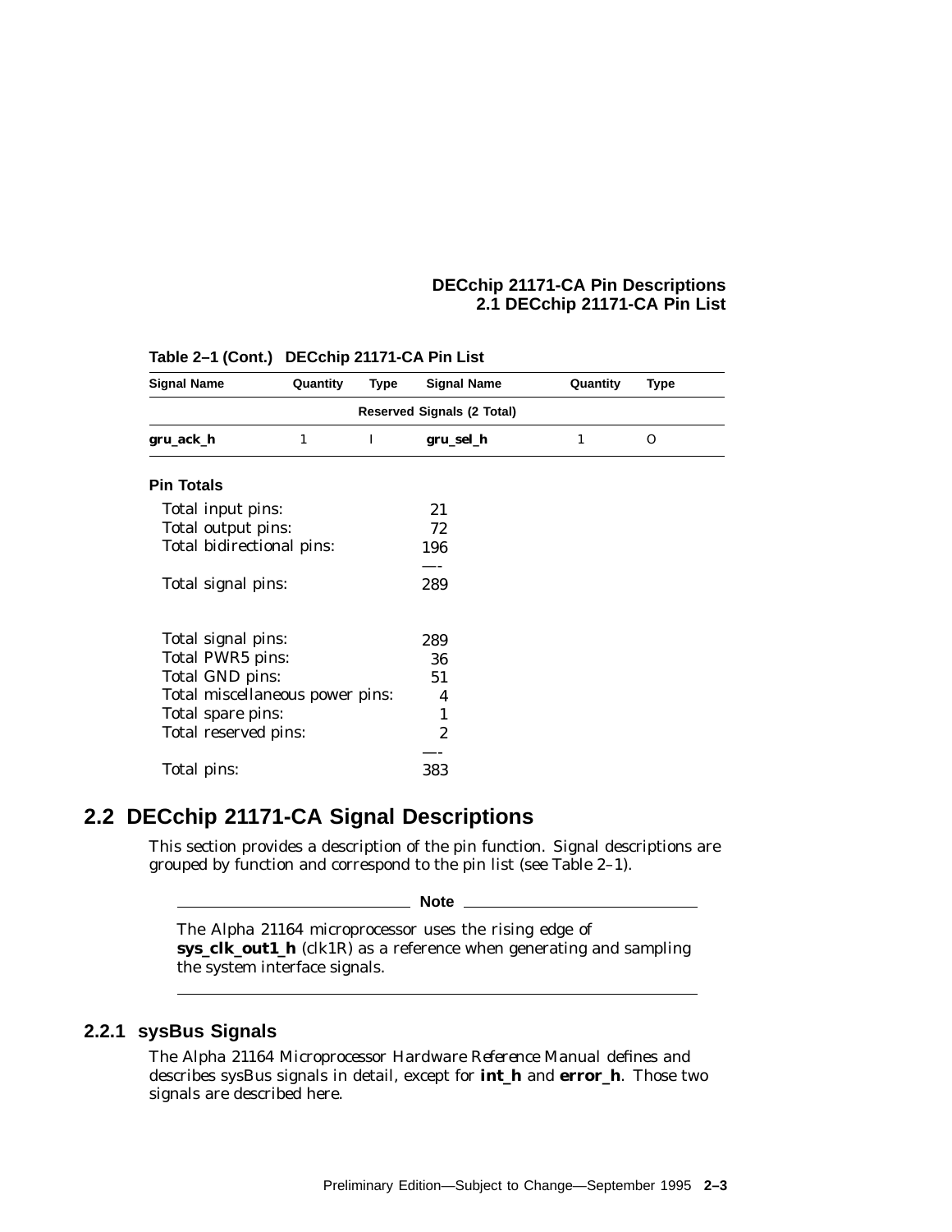**Table 2–1 (Cont.) DECchip 21171-CA Pin List**

| Signal Name | Quantity | Type | Signal Name | Quantity | Type |
|---|---|---|---|---|---|
| | | | Reserved Signals (2 Total) | | |
| **gru_ack_h** | 1 | I | **gru_sel_h** | 1 | O |

**Pin Totals**

| | |
|---|---|
| Total input pins: | 21 |
| Total output pins: | 72 |
| Total bidirectional pins: | 196 |
| | —- |
| Total signal pins: | 289 |
| | |
| Total signal pins: | 289 |
| Total PWR5 pins: | 36 |
| Total GND pins: | 51 |
| Total miscellaneous power pins: | 4 |
| Total spare pins: | 1 |
| Total reserved pins: | 2 |
| | —- |
| Total pins: | 383 |

## 2.2 DECchip 21171-CA Signal Descriptions

This section provides a description of the pin function. Signal descriptions are grouped by function and correspond to the pin list (see Table 2–1).

**Note**

The Alpha 21164 microprocessor uses the rising edge of **sys_clk_out1_h** (clk1R) as a reference when generating and sampling the system interface signals.

### 2.2.1 sysBus Signals

The *Alpha 21164 Microprocessor Hardware Reference Manual* defines and describes sysBus signals in detail, except for **int_h** and **error_h**. Those two signals are described here.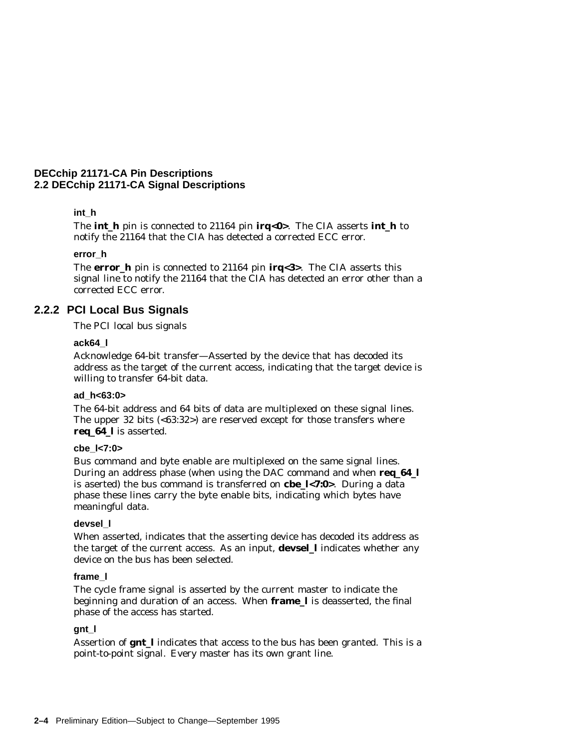**int_h**

The **int_h** pin is connected to 21164 pin **irq<0>**. The CIA asserts **int_h** to notify the 21164 that the CIA has detected a corrected ECC error.

**error_h**

The **error_h** pin is connected to 21164 pin **irq<3>**. The CIA asserts this signal line to notify the 21164 that the CIA has detected an error other than a corrected ECC error.

### 2.2.2 PCI Local Bus Signals

The PCI local bus signals

**ack64_l**

Acknowledge 64-bit transfer—Asserted by the device that has decoded its address as the target of the current access, indicating that the target device is willing to transfer 64-bit data.

**ad_h<63:0>**

The 64-bit address and 64 bits of data are multiplexed on these signal lines. The upper 32 bits (<63:32>) are reserved except for those transfers where **req_64_l** is asserted.

**cbe_l<7:0>**

Bus command and byte enable are multiplexed on the same signal lines. During an address phase (when using the DAC command and when **req_64_l** is aserted) the bus command is transferred on **cbe_l<7:0>**. During a data phase these lines carry the byte enable bits, indicating which bytes have meaningful data.

**devsel_l**

When asserted, indicates that the asserting device has decoded its address as the target of the current access. As an input, **devsel_l** indicates whether any device on the bus has been selected.

**frame_l**

The cycle frame signal is asserted by the current master to indicate the beginning and duration of an access. When **frame_l** is deasserted, the final phase of the access has started.

**gnt_l**

Assertion of **gnt_l** indicates that access to the bus has been granted. This is a point-to-point signal. Every master has its own grant line.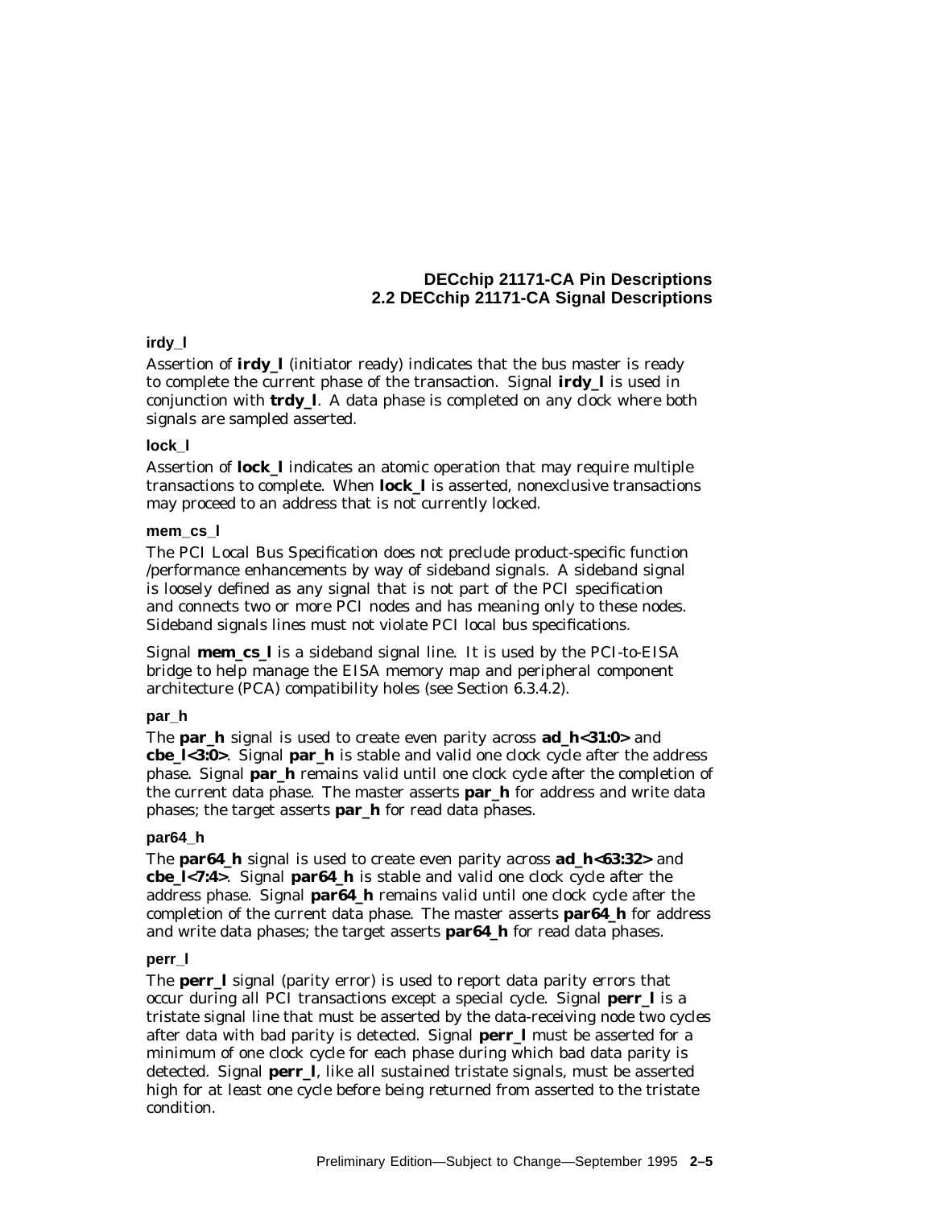### irdy_l

Assertion of **irdy_l** (initiator ready) indicates that the bus master is ready to complete the current phase of the transaction. Signal **irdy_l** is used in conjunction with **trdy_l**. A data phase is completed on any clock where both signals are sampled asserted.

### lock_l

Assertion of **lock_l** indicates an atomic operation that may require multiple transactions to complete. When **lock_l** is asserted, nonexclusive transactions may proceed to an address that is not currently locked.

### mem_cs_l

The PCI Local Bus Specification does not preclude product-specific function /performance enhancements by way of sideband signals. A sideband signal is loosely defined as any signal that is not part of the PCI specification and connects two or more PCI nodes and has meaning only to these nodes. Sideband signals lines must not violate PCI local bus specifications.

Signal **mem_cs_l** is a sideband signal line. It is used by the PCI-to-EISA bridge to help manage the EISA memory map and peripheral component architecture (PCA) compatibility holes (see Section 6.3.4.2).

### par_h

The **par_h** signal is used to create even parity across **ad_h<31:0>** and **cbe_l<3:0>**. Signal **par_h** is stable and valid one clock cycle after the address phase. Signal **par_h** remains valid until one clock cycle after the completion of the current data phase. The master asserts **par_h** for address and write data phases; the target asserts **par_h** for read data phases.

### par64_h

The **par64_h** signal is used to create even parity across **ad_h<63:32>** and **cbe_l<7:4>**. Signal **par64_h** is stable and valid one clock cycle after the address phase. Signal **par64_h** remains valid until one clock cycle after the completion of the current data phase. The master asserts **par64_h** for address and write data phases; the target asserts **par64_h** for read data phases.

### perr_l

The **perr_l** signal (parity error) is used to report data parity errors that occur during all PCI transactions except a special cycle. Signal **perr_l** is a tristate signal line that must be asserted by the data-receiving node two cycles after data with bad parity is detected. Signal **perr_l** must be asserted for a minimum of one clock cycle for each phase during which bad data parity is detected. Signal **perr_l**, like all sustained tristate signals, must be asserted high for at least one cycle before being returned from asserted to the tristate condition.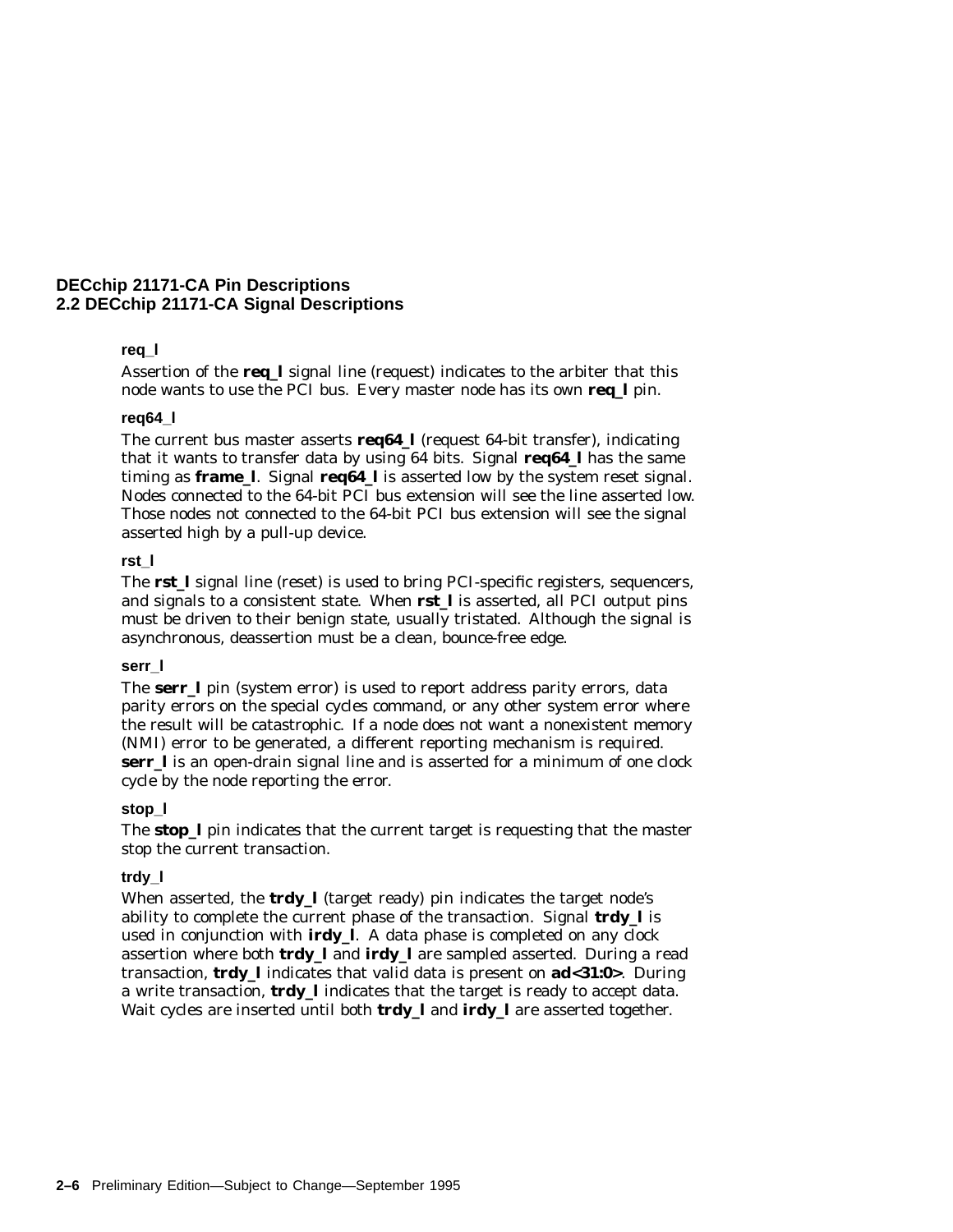### req_l

Assertion of the **req_l** signal line (request) indicates to the arbiter that this node wants to use the PCI bus. Every master node has its own **req_l** pin.

### req64_l

The current bus master asserts **req64_l** (request 64-bit transfer), indicating that it wants to transfer data by using 64 bits. Signal **req64_l** has the same timing as **frame_l**. Signal **req64_l** is asserted low by the system reset signal. Nodes connected to the 64-bit PCI bus extension will see the line asserted low. Those nodes not connected to the 64-bit PCI bus extension will see the signal asserted high by a pull-up device.

### rst_l

The **rst_l** signal line (reset) is used to bring PCI-specific registers, sequencers, and signals to a consistent state. When **rst_l** is asserted, all PCI output pins must be driven to their benign state, usually tristated. Although the signal is asynchronous, deassertion must be a clean, bounce-free edge.

### serr_l

The **serr_l** pin (system error) is used to report address parity errors, data parity errors on the special cycles command, or any other system error where the result will be catastrophic. If a node does not want a nonexistent memory (NMI) error to be generated, a different reporting mechanism is required. **serr_l** is an open-drain signal line and is asserted for a minimum of one clock cycle by the node reporting the error.

### stop_l

The **stop_l** pin indicates that the current target is requesting that the master stop the current transaction.

### trdy_l

When asserted, the **trdy_l** (target ready) pin indicates the target node's ability to complete the current phase of the transaction. Signal **trdy_l** is used in conjunction with **irdy_l**. A data phase is completed on any clock assertion where both **trdy_l** and **irdy_l** are sampled asserted. During a read transaction, **trdy_l** indicates that valid data is present on **ad<31:0>**. During a write transaction, **trdy_l** indicates that the target is ready to accept data. Wait cycles are inserted until both **trdy_l** and **irdy_l** are asserted together.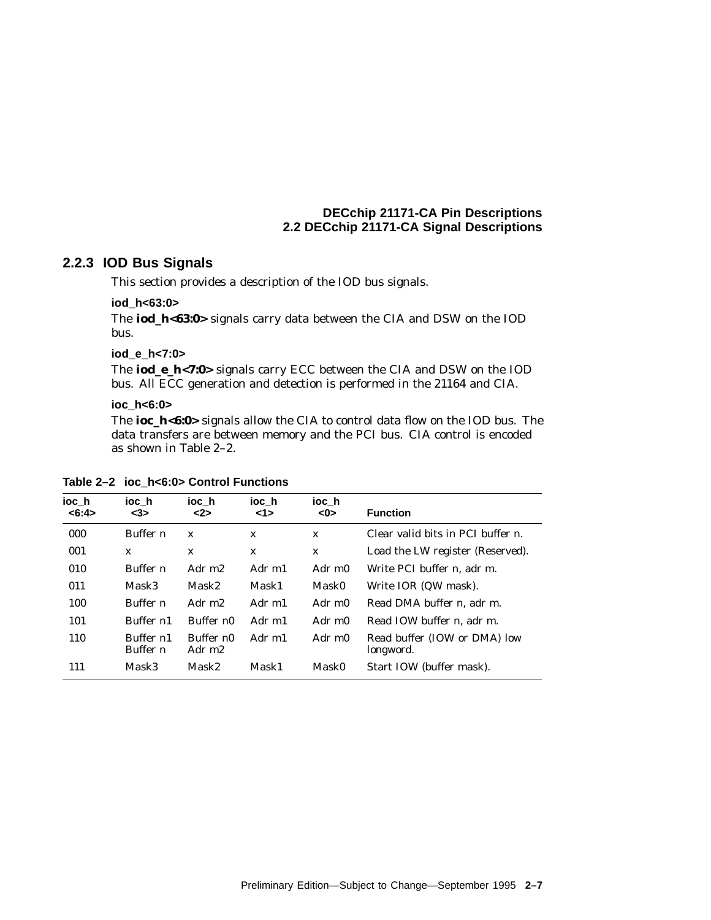### 2.2.3 IOD Bus Signals

This section provides a description of the IOD bus signals.

**iod_h<63:0>**

The **iod_h<63:0>** signals carry data between the CIA and DSW on the IOD bus.

**iod_e_h<7:0>**

The **iod_e_h<7:0>** signals carry ECC between the CIA and DSW on the IOD bus. All ECC generation and detection is performed in the 21164 and CIA.

**ioc_h<6:0>**

The **ioc_h<6:0>** signals allow the CIA to control data flow on the IOD bus. The data transfers are between memory and the PCI bus. CIA control is encoded as shown in Table 2–2.

**Table 2–2 ioc_h<6:0> Control Functions**

| ioc_h <6:4> | ioc_h <3> | ioc_h <2> | ioc_h <1> | ioc_h <0> | Function |
|---|---|---|---|---|---|
| 000 | Buffer n | x | x | x | Clear valid bits in PCI buffer n. |
| 001 | x | x | x | x | Load the LW register (Reserved). |
| 010 | Buffer n | Adr m2 | Adr m1 | Adr m0 | Write PCI buffer n, adr m. |
| 011 | Mask3 | Mask2 | Mask1 | Mask0 | Write IOR (QW mask). |
| 100 | Buffer n | Adr m2 | Adr m1 | Adr m0 | Read DMA buffer n, adr m. |
| 101 | Buffer n1 | Buffer n0 | Adr m1 | Adr m0 | Read IOW buffer n, adr m. |
| 110 | Buffer n1<br>Buffer n | Buffer n0<br>Adr m2 | Adr m1 | Adr m0 | Read buffer (IOW or DMA) low longword. |
| 111 | Mask3 | Mask2 | Mask1 | Mask0 | Start IOW (buffer mask). |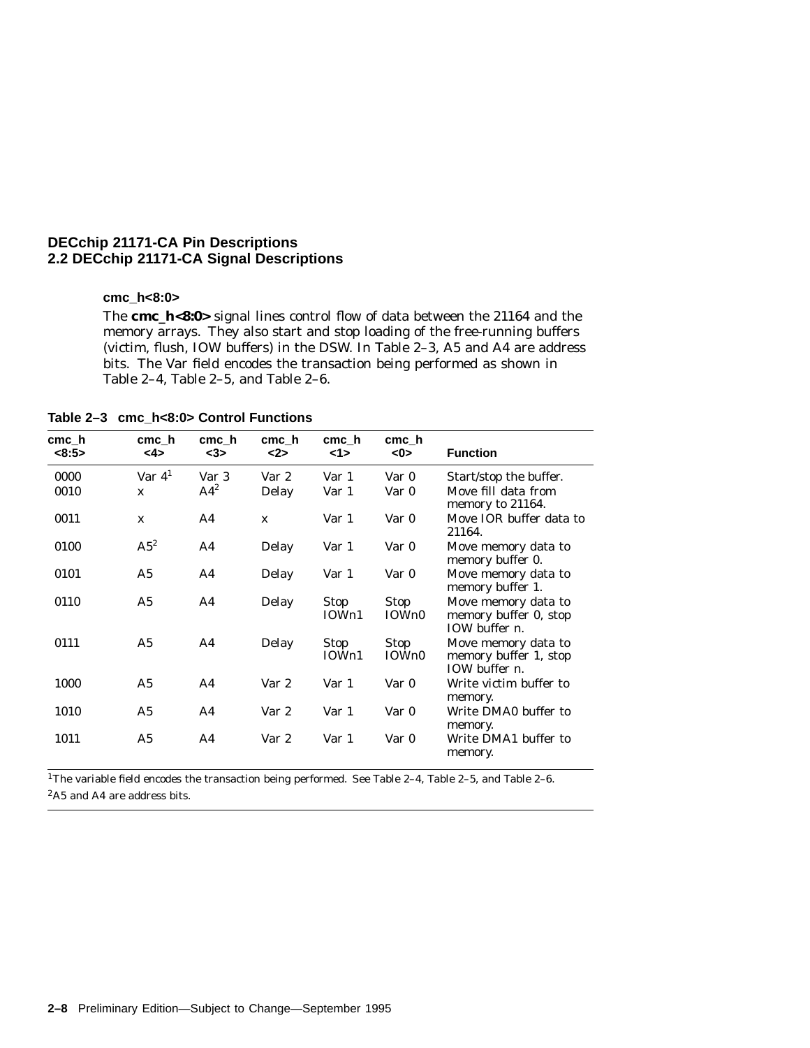### cmc_h<8:0>

The **cmc_h<8:0>** signal lines control flow of data between the 21164 and the memory arrays. They also start and stop loading of the free-running buffers (victim, flush, IOW buffers) in the DSW. In Table 2–3, A5 and A4 are address bits. The Var field encodes the transaction being performed as shown in Table 2–4, Table 2–5, and Table 2–6.

**Table 2–3 cmc_h<8:0> Control Functions**

| cmc_h <8:5> | cmc_h <4> | cmc_h <3> | cmc_h <2> | cmc_h <1> | cmc_h <0> | Function |
|---|---|---|---|---|---|---|
| 0000 | Var 4[1] | Var 3 | Var 2 | Var 1 | Var 0 | Start/stop the buffer. |
| 0010 | x | A4[2] | Delay | Var 1 | Var 0 | Move fill data from memory to 21164. |
| 0011 | x | A4 | x | Var 1 | Var 0 | Move IOR buffer data to 21164. |
| 0100 | A5[2] | A4 | Delay | Var 1 | Var 0 | Move memory data to memory buffer 0. |
| 0101 | A5 | A4 | Delay | Var 1 | Var 0 | Move memory data to memory buffer 1. |
| 0110 | A5 | A4 | Delay | Stop IOWn1 | Stop IOWn0 | Move memory data to memory buffer 0, stop IOW buffer n. |
| 0111 | A5 | A4 | Delay | Stop IOWn1 | Stop IOWn0 | Move memory data to memory buffer 1, stop IOW buffer n. |
| 1000 | A5 | A4 | Var 2 | Var 1 | Var 0 | Write victim buffer to memory. |
| 1010 | A5 | A4 | Var 2 | Var 1 | Var 0 | Write DMA0 buffer to memory. |
| 1011 | A5 | A4 | Var 2 | Var 1 | Var 0 | Write DMA1 buffer to memory. |

[1]The variable field encodes the transaction being performed. See Table 2–4, Table 2–5, and Table 2–6.

[2]A5 and A4 are address bits.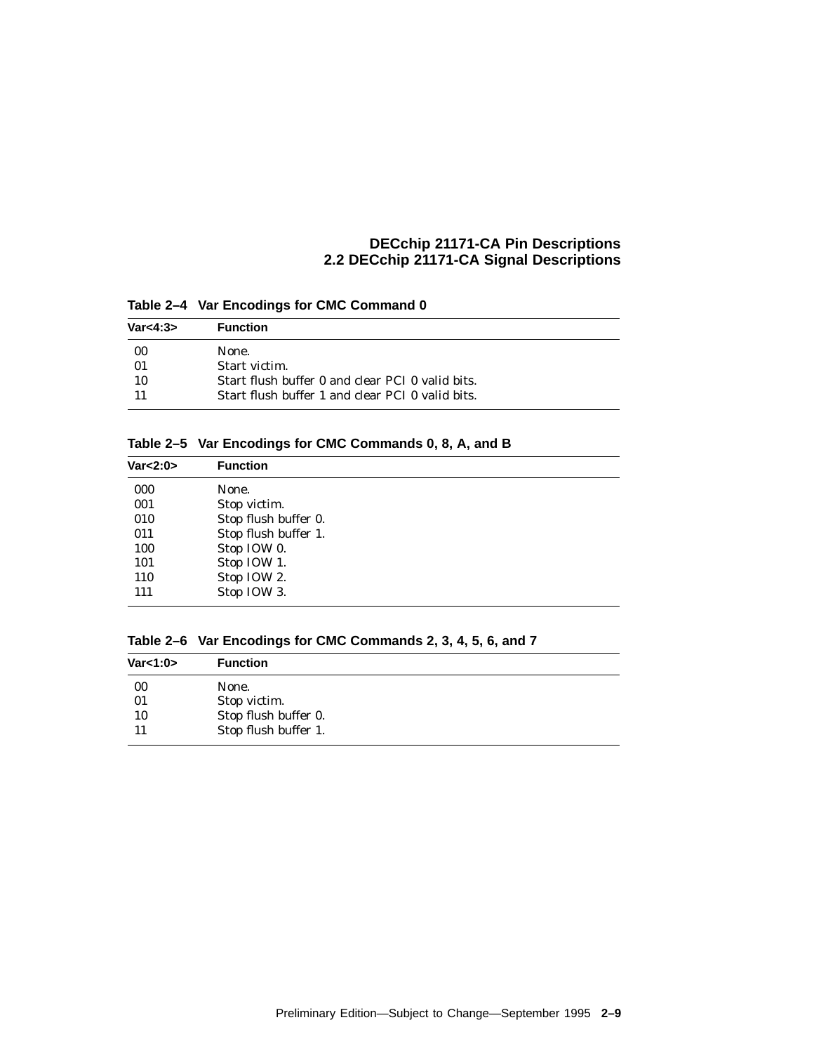**Table 2–4 Var Encodings for CMC Command 0**

| Var<4:3> | Function |
|---|---|
| 00 | None. |
| 01 | Start victim. |
| 10 | Start flush buffer 0 and clear PCI 0 valid bits. |
| 11 | Start flush buffer 1 and clear PCI 0 valid bits. |

**Table 2–5 Var Encodings for CMC Commands 0, 8, A, and B**

| Var<2:0> | Function |
|---|---|
| 000 | None. |
| 001 | Stop victim. |
| 010 | Stop flush buffer 0. |
| 011 | Stop flush buffer 1. |
| 100 | Stop IOW 0. |
| 101 | Stop IOW 1. |
| 110 | Stop IOW 2. |
| 111 | Stop IOW 3. |

**Table 2–6 Var Encodings for CMC Commands 2, 3, 4, 5, 6, and 7**

| Var<1:0> | Function |
|---|---|
| 00 | None. |
| 01 | Stop victim. |
| 10 | Stop flush buffer 0. |
| 11 | Stop flush buffer 1. |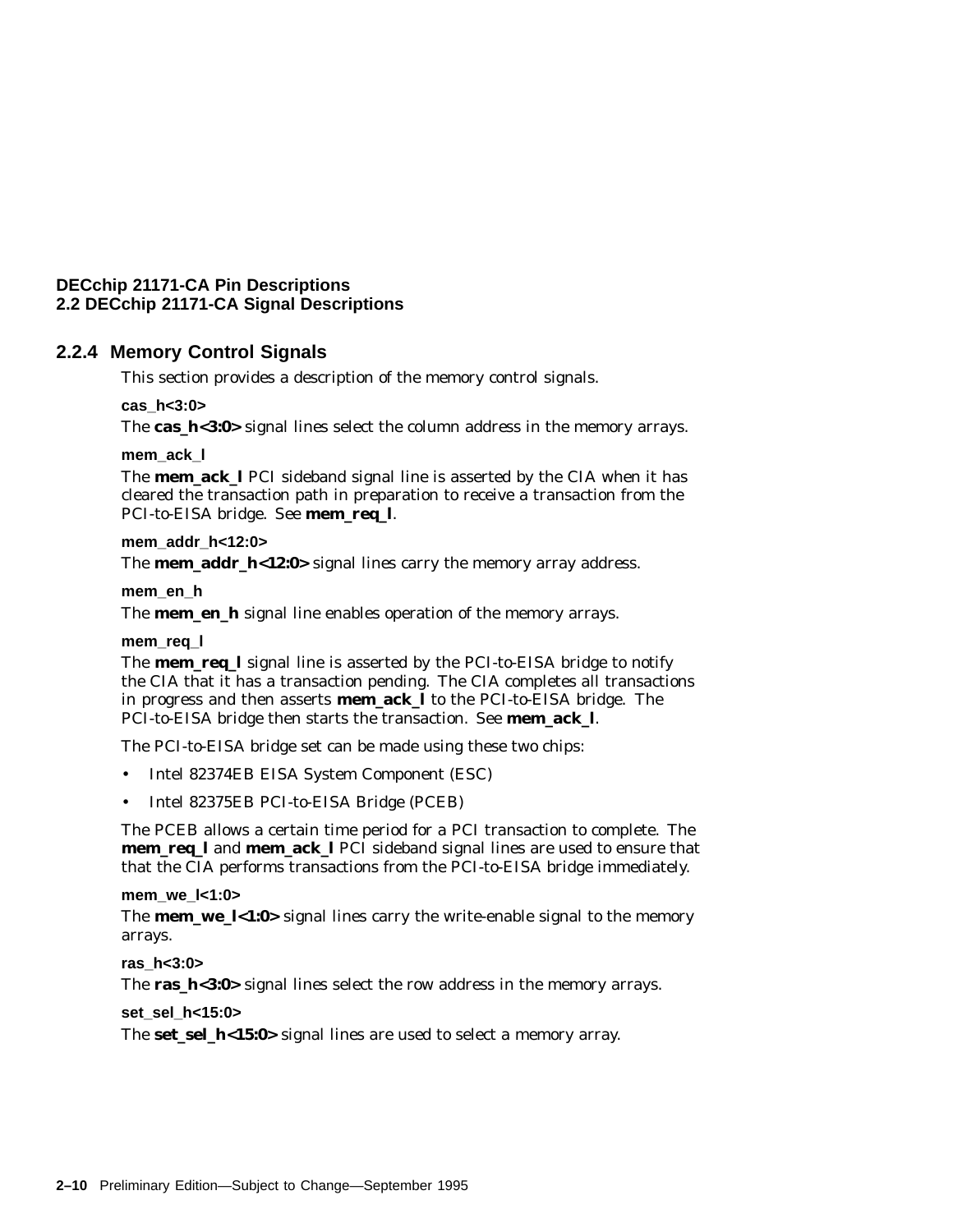## 2.2.4 Memory Control Signals

This section provides a description of the memory control signals.

**cas_h<3:0>**

The **cas_h<3:0>** signal lines select the column address in the memory arrays.

**mem_ack_l**

The **mem_ack_l** PCI sideband signal line is asserted by the CIA when it has cleared the transaction path in preparation to receive a transaction from the PCI-to-EISA bridge. See **mem_req_l**.

**mem_addr_h<12:0>**

The **mem_addr_h<12:0>** signal lines carry the memory array address.

**mem_en_h**

The **mem_en_h** signal line enables operation of the memory arrays.

**mem_req_l**

The **mem_req_l** signal line is asserted by the PCI-to-EISA bridge to notify the CIA that it has a transaction pending. The CIA completes all transactions in progress and then asserts **mem_ack_l** to the PCI-to-EISA bridge. The PCI-to-EISA bridge then starts the transaction. See **mem_ack_l**.

The PCI-to-EISA bridge set can be made using these two chips:

- Intel 82374EB EISA System Component (ESC)
- Intel 82375EB PCI-to-EISA Bridge (PCEB)

The PCEB allows a certain time period for a PCI transaction to complete. The **mem_req_l** and **mem_ack_l** PCI sideband signal lines are used to ensure that that the CIA performs transactions from the PCI-to-EISA bridge immediately.

**mem_we_l<1:0>**

The **mem_we_l<1:0>** signal lines carry the write-enable signal to the memory arrays.

**ras_h<3:0>**

The **ras_h<3:0>** signal lines select the row address in the memory arrays.

**set_sel_h<15:0>**

The **set_sel_h<15:0>** signal lines are used to select a memory array.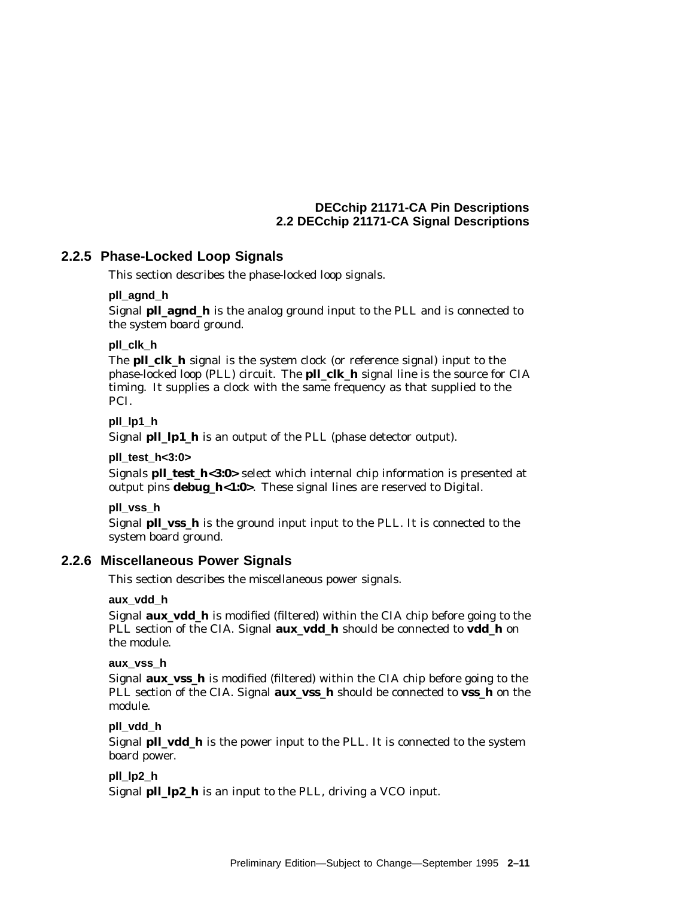### 2.2.5 Phase-Locked Loop Signals

This section describes the phase-locked loop signals.

**pll_agnd_h**

Signal **pll_agnd_h** is the analog ground input to the PLL and is connected to the system board ground.

**pll_clk_h**

The **pll_clk_h** signal is the system clock (or reference signal) input to the phase-locked loop (PLL) circuit. The **pll_clk_h** signal line is the source for CIA timing. It supplies a clock with the same frequency as that supplied to the PCI.

**pll_lp1_h**

Signal **pll_lp1_h** is an output of the PLL (phase detector output).

**pll_test_h<3:0>**

Signals **pll_test_h<3:0>** select which internal chip information is presented at output pins **debug_h<1:0>**. These signal lines are reserved to Digital.

**pll_vss_h**

Signal **pll_vss_h** is the ground input input to the PLL. It is connected to the system board ground.

### 2.2.6 Miscellaneous Power Signals

This section describes the miscellaneous power signals.

**aux_vdd_h**

Signal **aux_vdd_h** is modified (filtered) within the CIA chip before going to the PLL section of the CIA. Signal **aux_vdd_h** should be connected to **vdd_h** on the module.

**aux_vss_h**

Signal **aux_vss_h** is modified (filtered) within the CIA chip before going to the PLL section of the CIA. Signal **aux_vss_h** should be connected to **vss_h** on the module.

**pll_vdd_h**

Signal **pll_vdd_h** is the power input to the PLL. It is connected to the system board power.

**pll_lp2_h**

Signal **pll_lp2_h** is an input to the PLL, driving a VCO input.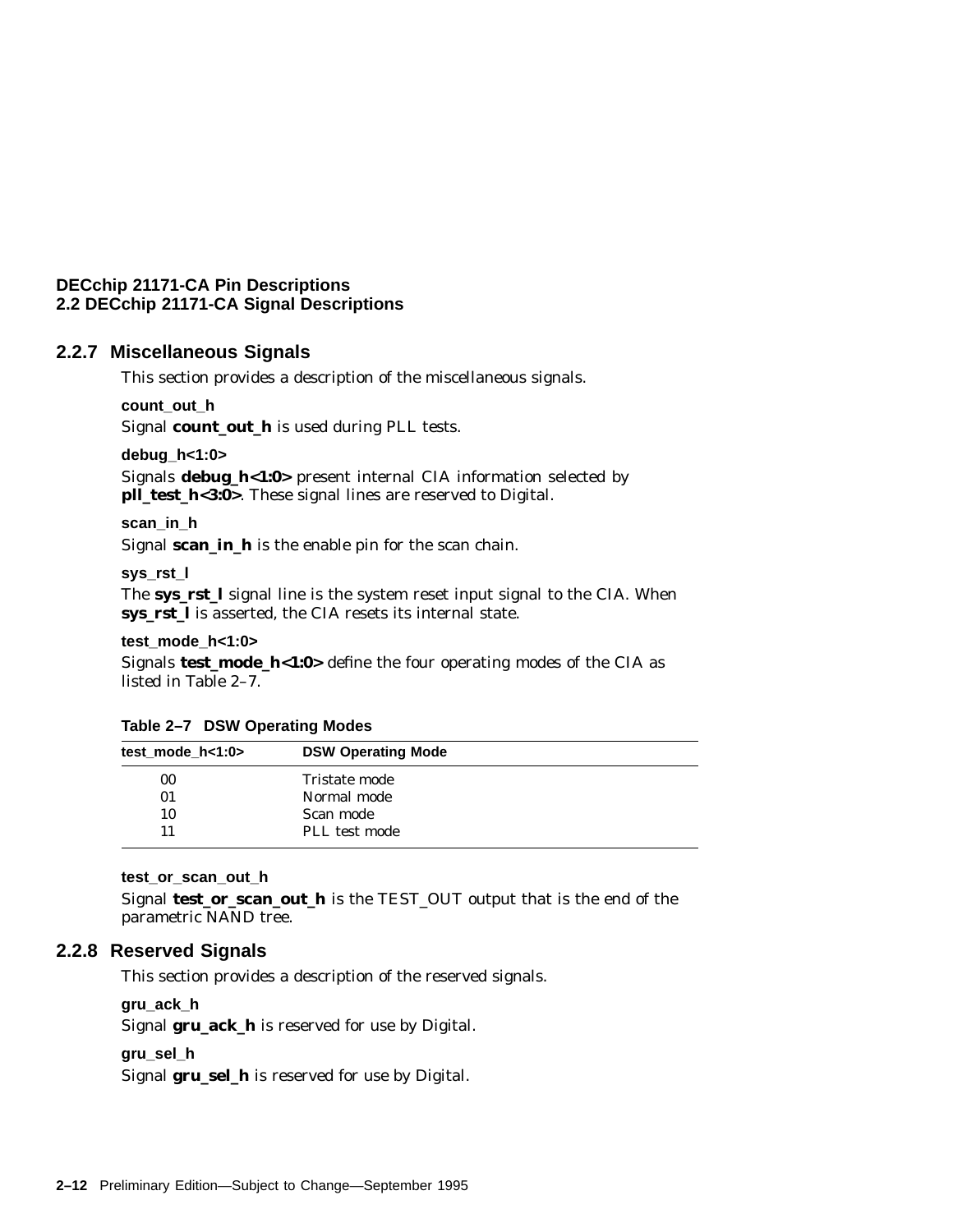### 2.2.7 Miscellaneous Signals

This section provides a description of the miscellaneous signals.

**count_out_h**

Signal **count_out_h** is used during PLL tests.

**debug_h<1:0>**

Signals **debug_h<1:0>** present internal CIA information selected by **pll_test_h<3:0>**. These signal lines are reserved to Digital.

**scan_in_h**

Signal **scan_in_h** is the enable pin for the scan chain.

**sys_rst_l**

The **sys_rst_l** signal line is the system reset input signal to the CIA. When **sys_rst_l** is asserted, the CIA resets its internal state.

**test_mode_h<1:0>**

Signals **test_mode_h<1:0>** define the four operating modes of the CIA as listed in Table 2–7.

**Table 2–7 DSW Operating Modes**

| test_mode_h<1:0> | DSW Operating Mode |
|---|---|
| 00 | Tristate mode |
| 01 | Normal mode |
| 10 | Scan mode |
| 11 | PLL test mode |

**test_or_scan_out_h**

Signal **test_or_scan_out_h** is the TEST_OUT output that is the end of the parametric NAND tree.

### 2.2.8 Reserved Signals

This section provides a description of the reserved signals.

**gru_ack_h**

Signal **gru_ack_h** is reserved for use by Digital.

**gru_sel_h**

Signal **gru_sel_h** is reserved for use by Digital.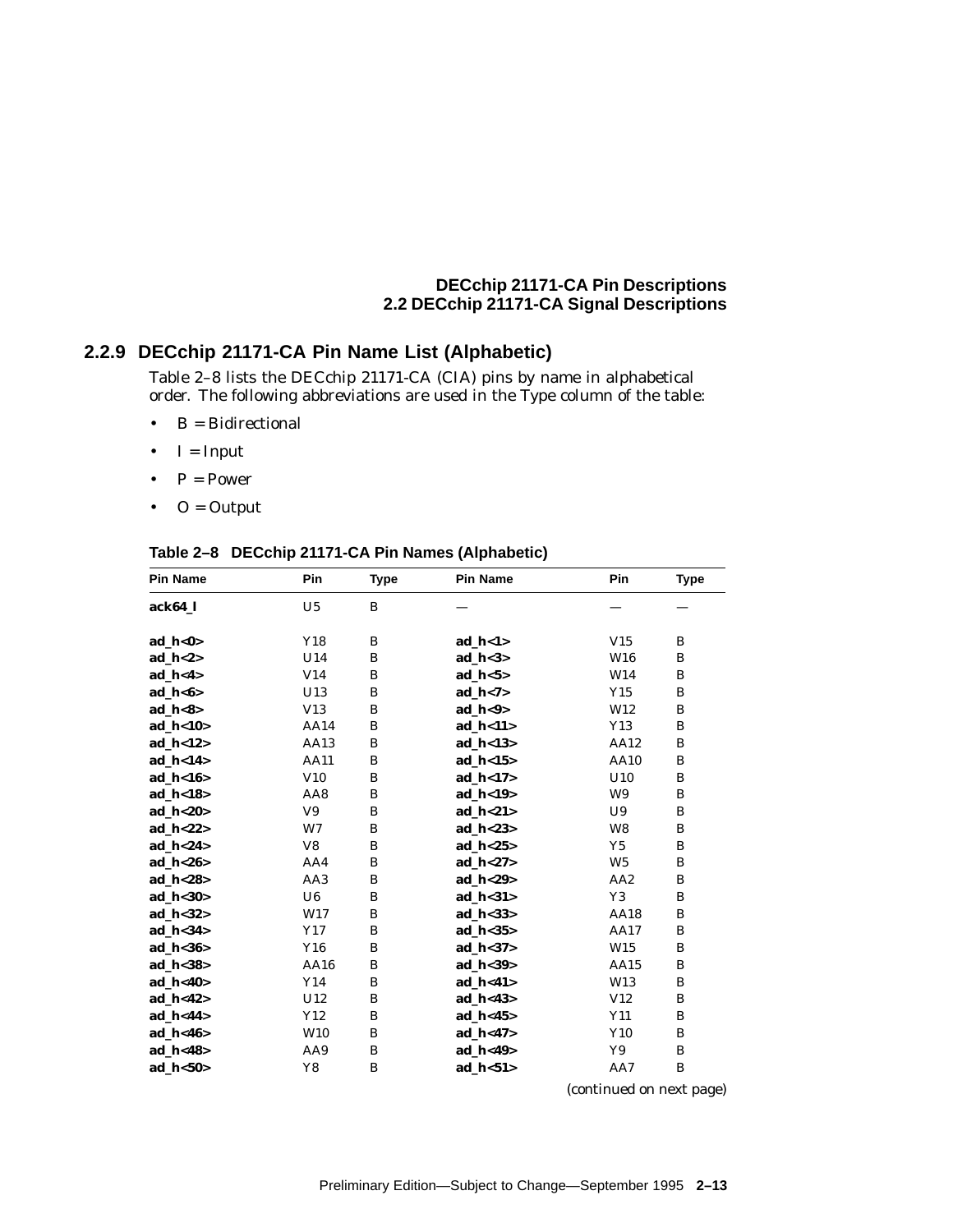### 2.2.9 DECchip 21171-CA Pin Name List (Alphabetic)

Table 2–8 lists the DECchip 21171-CA (CIA) pins by name in alphabetical order. The following abbreviations are used in the Type column of the table:

- B = Bidirectional
- I = Input
- P = Power
- O = Output

**Table 2–8 DECchip 21171-CA Pin Names (Alphabetic)**

| Pin Name | Pin | Type | Pin Name | Pin | Type |
|---|---|---|---|---|---|
| **ack64_l** | U5 | B | — | — | — |
| **ad_h<0>** | Y18 | B | **ad_h<1>** | V15 | B |
| **ad_h<2>** | U14 | B | **ad_h<3>** | W16 | B |
| **ad_h<4>** | V14 | B | **ad_h<5>** | W14 | B |
| **ad_h<6>** | U13 | B | **ad_h<7>** | Y15 | B |
| **ad_h<8>** | V13 | B | **ad_h<9>** | W12 | B |
| **ad_h<10>** | AA14 | B | **ad_h<11>** | Y13 | B |
| **ad_h<12>** | AA13 | B | **ad_h<13>** | AA12 | B |
| **ad_h<14>** | AA11 | B | **ad_h<15>** | AA10 | B |
| **ad_h<16>** | V10 | B | **ad_h<17>** | U10 | B |
| **ad_h<18>** | AA8 | B | **ad_h<19>** | W9 | B |
| **ad_h<20>** | V9 | B | **ad_h<21>** | U9 | B |
| **ad_h<22>** | W7 | B | **ad_h<23>** | W8 | B |
| **ad_h<24>** | V8 | B | **ad_h<25>** | Y5 | B |
| **ad_h<26>** | AA4 | B | **ad_h<27>** | W5 | B |
| **ad_h<28>** | AA3 | B | **ad_h<29>** | AA2 | B |
| **ad_h<30>** | U6 | B | **ad_h<31>** | Y3 | B |
| **ad_h<32>** | W17 | B | **ad_h<33>** | AA18 | B |
| **ad_h<34>** | Y17 | B | **ad_h<35>** | AA17 | B |
| **ad_h<36>** | Y16 | B | **ad_h<37>** | W15 | B |
| **ad_h<38>** | AA16 | B | **ad_h<39>** | AA15 | B |
| **ad_h<40>** | Y14 | B | **ad_h<41>** | W13 | B |
| **ad_h<42>** | U12 | B | **ad_h<43>** | V12 | B |
| **ad_h<44>** | Y12 | B | **ad_h<45>** | Y11 | B |
| **ad_h<46>** | W10 | B | **ad_h<47>** | Y10 | B |
| **ad_h<48>** | AA9 | B | **ad_h<49>** | Y9 | B |
| **ad_h<50>** | Y8 | B | **ad_h<51>** | AA7 | B |

*(continued on next page)*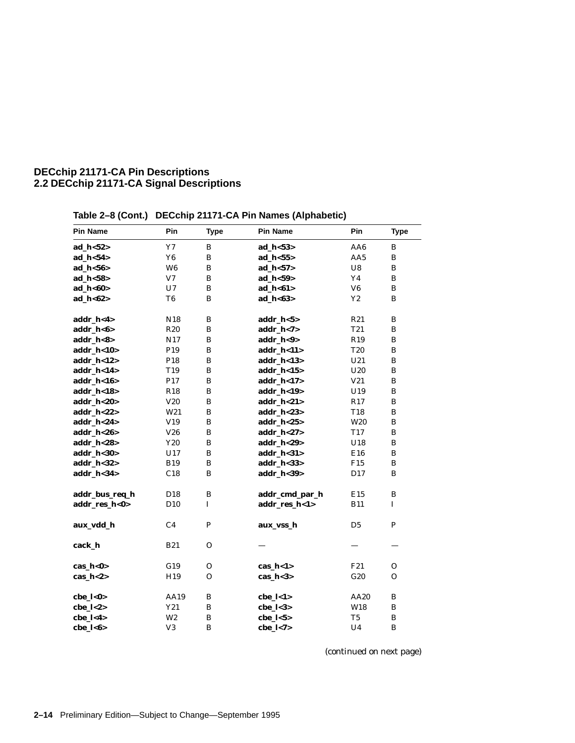# DECchip 21171-CA Pin Descriptions
## 2.2 DECchip 21171-CA Signal Descriptions

**Table 2–8 (Cont.) DECchip 21171-CA Pin Names (Alphabetic)**

| Pin Name | Pin | Type | Pin Name | Pin | Type |
|---|---|---|---|---|---|
| **ad_h<52>** | Y7 | B | **ad_h<53>** | AA6 | B |
| **ad_h<54>** | Y6 | B | **ad_h<55>** | AA5 | B |
| **ad_h<56>** | W6 | B | **ad_h<57>** | U8 | B |
| **ad_h<58>** | V7 | B | **ad_h<59>** | Y4 | B |
| **ad_h<60>** | U7 | B | **ad_h<61>** | V6 | B |
| **ad_h<62>** | T6 | B | **ad_h<63>** | Y2 | B |
| | | | | | |
| **addr_h<4>** | N18 | B | **addr_h<5>** | R21 | B |
| **addr_h<6>** | R20 | B | **addr_h<7>** | T21 | B |
| **addr_h<8>** | N17 | B | **addr_h<9>** | R19 | B |
| **addr_h<10>** | P19 | B | **addr_h<11>** | T20 | B |
| **addr_h<12>** | P18 | B | **addr_h<13>** | U21 | B |
| **addr_h<14>** | T19 | B | **addr_h<15>** | U20 | B |
| **addr_h<16>** | P17 | B | **addr_h<17>** | V21 | B |
| **addr_h<18>** | R18 | B | **addr_h<19>** | U19 | B |
| **addr_h<20>** | V20 | B | **addr_h<21>** | R17 | B |
| **addr_h<22>** | W21 | B | **addr_h<23>** | T18 | B |
| **addr_h<24>** | V19 | B | **addr_h<25>** | W20 | B |
| **addr_h<26>** | V26 | B | **addr_h<27>** | T17 | B |
| **addr_h<28>** | Y20 | B | **addr_h<29>** | U18 | B |
| **addr_h<30>** | U17 | B | **addr_h<31>** | E16 | B |
| **addr_h<32>** | B19 | B | **addr_h<33>** | F15 | B |
| **addr_h<34>** | C18 | B | **addr_h<39>** | D17 | B |
| | | | | | |
| **addr_bus_req_h** | D18 | B | **addr_cmd_par_h** | E15 | B |
| **addr_res_h<0>** | D10 | I | **addr_res_h<1>** | B11 | I |
| | | | | | |
| **aux_vdd_h** | C4 | P | **aux_vss_h** | D5 | P |
| | | | | | |
| **cack_h** | B21 | O | — | — | — |
| | | | | | |
| **cas_h<0>** | G19 | O | **cas_h<1>** | F21 | O |
| **cas_h<2>** | H19 | O | **cas_h<3>** | G20 | O |
| | | | | | |
| **cbe_l<0>** | AA19 | B | **cbe_l<1>** | AA20 | B |
| **cbe_l<2>** | Y21 | B | **cbe_l<3>** | W18 | B |
| **cbe_l<4>** | W2 | B | **cbe_l<5>** | T5 | B |
| **cbe_l<6>** | V3 | B | **cbe_l<7>** | U4 | B |

*(continued on next page)*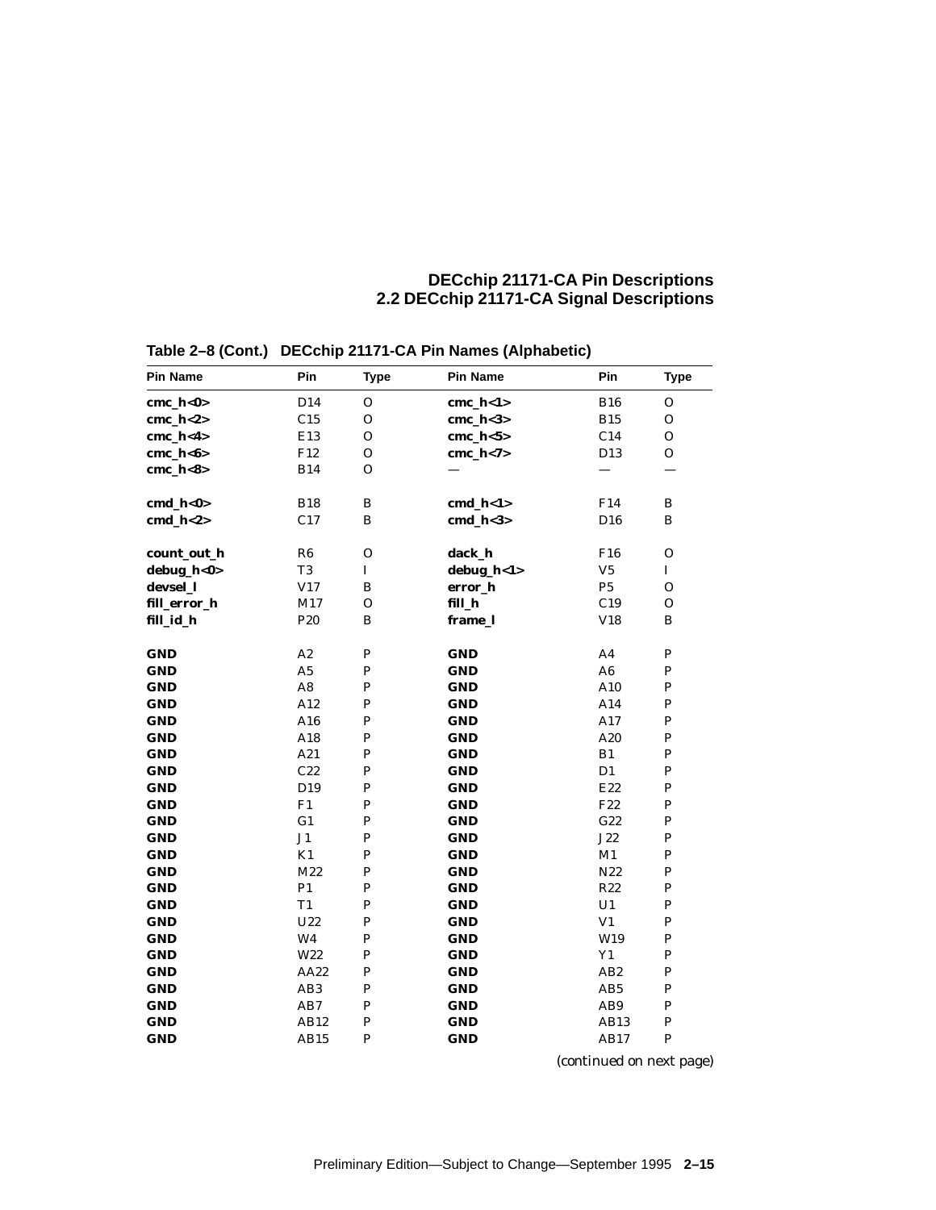**Table 2–8 (Cont.) DECchip 21171-CA Pin Names (Alphabetic)**

| Pin Name | Pin | Type | Pin Name | Pin | Type |
|---|---|---|---|---|---|
| **cmc_h<0>** | D14 | O | **cmc_h<1>** | B16 | O |
| **cmc_h<2>** | C15 | O | **cmc_h<3>** | B15 | O |
| **cmc_h<4>** | E13 | O | **cmc_h<5>** | C14 | O |
| **cmc_h<6>** | F12 | O | **cmc_h<7>** | D13 | O |
| **cmc_h<8>** | B14 | O | — | — | — |
| | | | | | |
| **cmd_h<0>** | B18 | B | **cmd_h<1>** | F14 | B |
| **cmd_h<2>** | C17 | B | **cmd_h<3>** | D16 | B |
| | | | | | |
| **count_out_h** | R6 | O | **dack_h** | F16 | O |
| **debug_h<0>** | T3 | I | **debug_h<1>** | V5 | I |
| **devsel_l** | V17 | B | **error_h** | P5 | O |
| **fill_error_h** | M17 | O | **fill_h** | C19 | O |
| **fill_id_h** | P20 | B | **frame_l** | V18 | B |
| | | | | | |
| **GND** | A2 | P | **GND** | A4 | P |
| **GND** | A5 | P | **GND** | A6 | P |
| **GND** | A8 | P | **GND** | A10 | P |
| **GND** | A12 | P | **GND** | A14 | P |
| **GND** | A16 | P | **GND** | A17 | P |
| **GND** | A18 | P | **GND** | A20 | P |
| **GND** | A21 | P | **GND** | B1 | P |
| **GND** | C22 | P | **GND** | D1 | P |
| **GND** | D19 | P | **GND** | E22 | P |
| **GND** | F1 | P | **GND** | F22 | P |
| **GND** | G1 | P | **GND** | G22 | P |
| **GND** | J1 | P | **GND** | J22 | P |
| **GND** | K1 | P | **GND** | M1 | P |
| **GND** | M22 | P | **GND** | N22 | P |
| **GND** | P1 | P | **GND** | R22 | P |
| **GND** | T1 | P | **GND** | U1 | P |
| **GND** | U22 | P | **GND** | V1 | P |
| **GND** | W4 | P | **GND** | W19 | P |
| **GND** | W22 | P | **GND** | Y1 | P |
| **GND** | AA22 | P | **GND** | AB2 | P |
| **GND** | AB3 | P | **GND** | AB5 | P |
| **GND** | AB7 | P | **GND** | AB9 | P |
| **GND** | AB12 | P | **GND** | AB13 | P |
| **GND** | AB15 | P | **GND** | AB17 | P |

*(continued on next page)*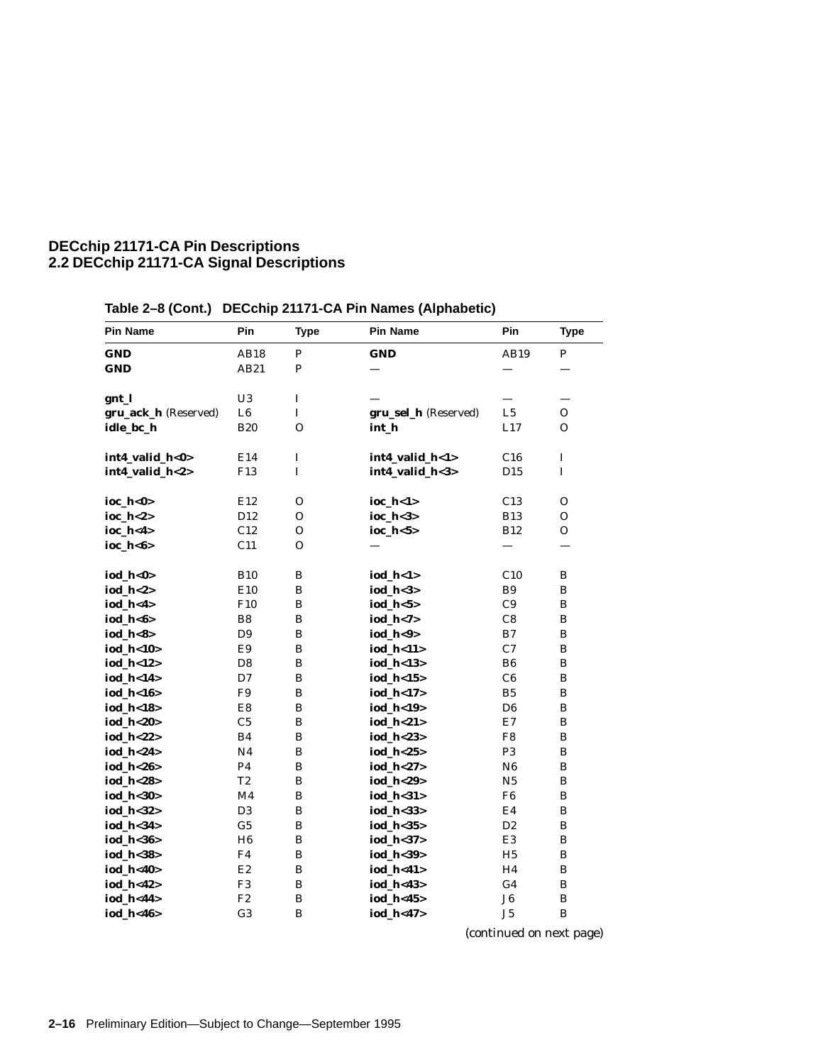**Table 2–8 (Cont.) DECchip 21171-CA Pin Names (Alphabetic)**

| Pin Name | Pin | Type | Pin Name | Pin | Type |
|---|---|---|---|---|---|
| **GND** | AB18 | P | **GND** | AB19 | P |
| **GND** | AB21 | P | — | — | — |
| **gnt_l** | U3 | I | — | — | — |
| **gru_ack_h** (Reserved) | L6 | I | **gru_sel_h** (Reserved) | L5 | O |
| **idle_bc_h** | B20 | O | **int_h** | L17 | O |
| **int4_valid_h<0>** | E14 | I | **int4_valid_h<1>** | C16 | I |
| **int4_valid_h<2>** | F13 | I | **int4_valid_h<3>** | D15 | I |
| **ioc_h<0>** | E12 | O | **ioc_h<1>** | C13 | O |
| **ioc_h<2>** | D12 | O | **ioc_h<3>** | B13 | O |
| **ioc_h<4>** | C12 | O | **ioc_h<5>** | B12 | O |
| **ioc_h<6>** | C11 | O | — | — | — |
| **iod_h<0>** | B10 | B | **iod_h<1>** | C10 | B |
| **iod_h<2>** | E10 | B | **iod_h<3>** | B9 | B |
| **iod_h<4>** | F10 | B | **iod_h<5>** | C9 | B |
| **iod_h<6>** | B8 | B | **iod_h<7>** | C8 | B |
| **iod_h<8>** | D9 | B | **iod_h<9>** | B7 | B |
| **iod_h<10>** | E9 | B | **iod_h<11>** | C7 | B |
| **iod_h<12>** | D8 | B | **iod_h<13>** | B6 | B |
| **iod_h<14>** | D7 | B | **iod_h<15>** | C6 | B |
| **iod_h<16>** | F9 | B | **iod_h<17>** | B5 | B |
| **iod_h<18>** | E8 | B | **iod_h<19>** | D6 | B |
| **iod_h<20>** | C5 | B | **iod_h<21>** | E7 | B |
| **iod_h<22>** | B4 | B | **iod_h<23>** | F8 | B |
| **iod_h<24>** | N4 | B | **iod_h<25>** | P3 | B |
| **iod_h<26>** | P4 | B | **iod_h<27>** | N6 | B |
| **iod_h<28>** | T2 | B | **iod_h<29>** | N5 | B |
| **iod_h<30>** | M4 | B | **iod_h<31>** | F6 | B |
| **iod_h<32>** | D3 | B | **iod_h<33>** | E4 | B |
| **iod_h<34>** | G5 | B | **iod_h<35>** | D2 | B |
| **iod_h<36>** | H6 | B | **iod_h<37>** | E3 | B |
| **iod_h<38>** | F4 | B | **iod_h<39>** | H5 | B |
| **iod_h<40>** | E2 | B | **iod_h<41>** | H4 | B |
| **iod_h<42>** | F3 | B | **iod_h<43>** | G4 | B |
| **iod_h<44>** | F2 | B | **iod_h<45>** | J6 | B |
| **iod_h<46>** | G3 | B | **iod_h<47>** | J5 | B |

*(continued on next page)*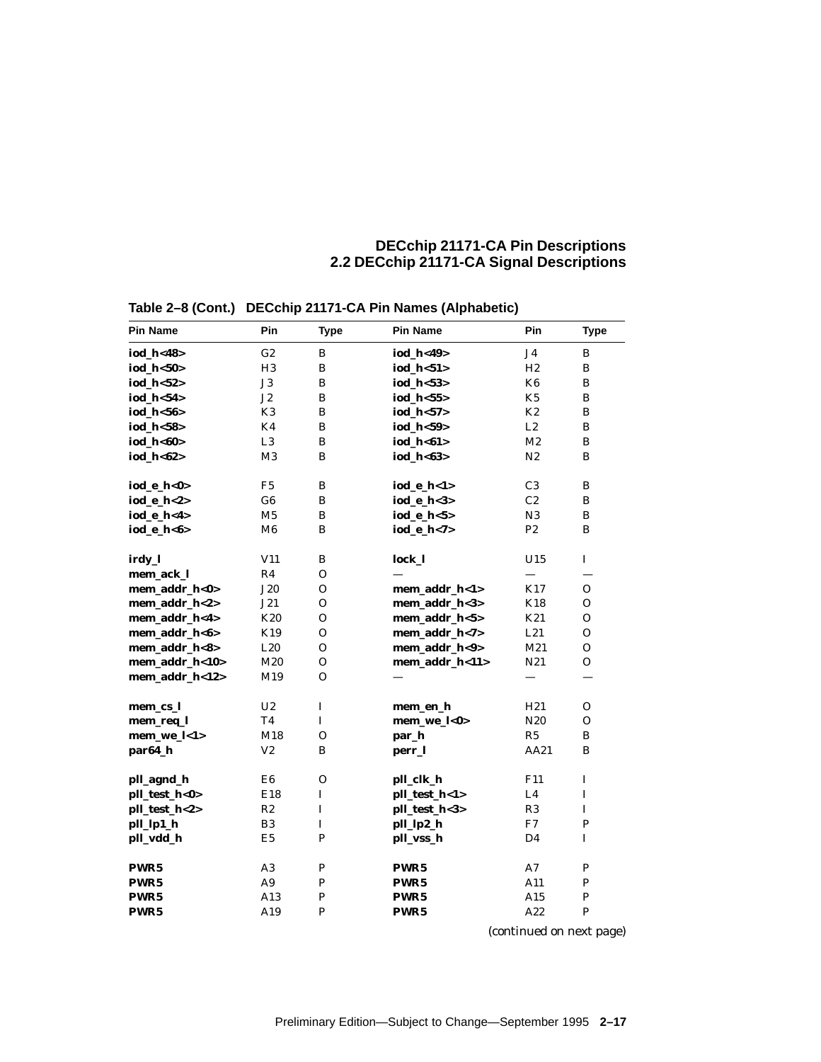**Table 2–8 (Cont.) DECchip 21171-CA Pin Names (Alphabetic)**

| Pin Name | Pin | Type | Pin Name | Pin | Type |
|---|---|---|---|---|---|
| **iod_h<48>** | G2 | B | **iod_h<49>** | J4 | B |
| **iod_h<50>** | H3 | B | **iod_h<51>** | H2 | B |
| **iod_h<52>** | J3 | B | **iod_h<53>** | K6 | B |
| **iod_h<54>** | J2 | B | **iod_h<55>** | K5 | B |
| **iod_h<56>** | K3 | B | **iod_h<57>** | K2 | B |
| **iod_h<58>** | K4 | B | **iod_h<59>** | L2 | B |
| **iod_h<60>** | L3 | B | **iod_h<61>** | M2 | B |
| **iod_h<62>** | M3 | B | **iod_h<63>** | N2 | B |
| | | | | | |
| **iod_e_h<0>** | F5 | B | **iod_e_h<1>** | C3 | B |
| **iod_e_h<2>** | G6 | B | **iod_e_h<3>** | C2 | B |
| **iod_e_h<4>** | M5 | B | **iod_e_h<5>** | N3 | B |
| **iod_e_h<6>** | M6 | B | **iod_e_h<7>** | P2 | B |
| | | | | | |
| **irdy_l** | V11 | B | **lock_l** | U15 | I |
| **mem_ack_l** | R4 | O | — | — | — |
| **mem_addr_h<0>** | J20 | O | **mem_addr_h<1>** | K17 | O |
| **mem_addr_h<2>** | J21 | O | **mem_addr_h<3>** | K18 | O |
| **mem_addr_h<4>** | K20 | O | **mem_addr_h<5>** | K21 | O |
| **mem_addr_h<6>** | K19 | O | **mem_addr_h<7>** | L21 | O |
| **mem_addr_h<8>** | L20 | O | **mem_addr_h<9>** | M21 | O |
| **mem_addr_h<10>** | M20 | O | **mem_addr_h<11>** | N21 | O |
| **mem_addr_h<12>** | M19 | O | — | — | — |
| | | | | | |
| **mem_cs_l** | U2 | I | **mem_en_h** | H21 | O |
| **mem_req_l** | T4 | I | **mem_we_l<0>** | N20 | O |
| **mem_we_l<1>** | M18 | O | **par_h** | R5 | B |
| **par64_h** | V2 | B | **perr_l** | AA21 | B |
| | | | | | |
| **pll_agnd_h** | E6 | O | **pll_clk_h** | F11 | I |
| **pll_test_h<0>** | E18 | I | **pll_test_h<1>** | L4 | I |
| **pll_test_h<2>** | R2 | I | **pll_test_h<3>** | R3 | I |
| **pll_lp1_h** | B3 | I | **pll_lp2_h** | F7 | P |
| **pll_vdd_h** | E5 | P | **pll_vss_h** | D4 | I |
| | | | | | |
| **PWR5** | A3 | P | **PWR5** | A7 | P |
| **PWR5** | A9 | P | **PWR5** | A11 | P |
| **PWR5** | A13 | P | **PWR5** | A15 | P |
| **PWR5** | A19 | P | **PWR5** | A22 | P |

*(continued on next page)*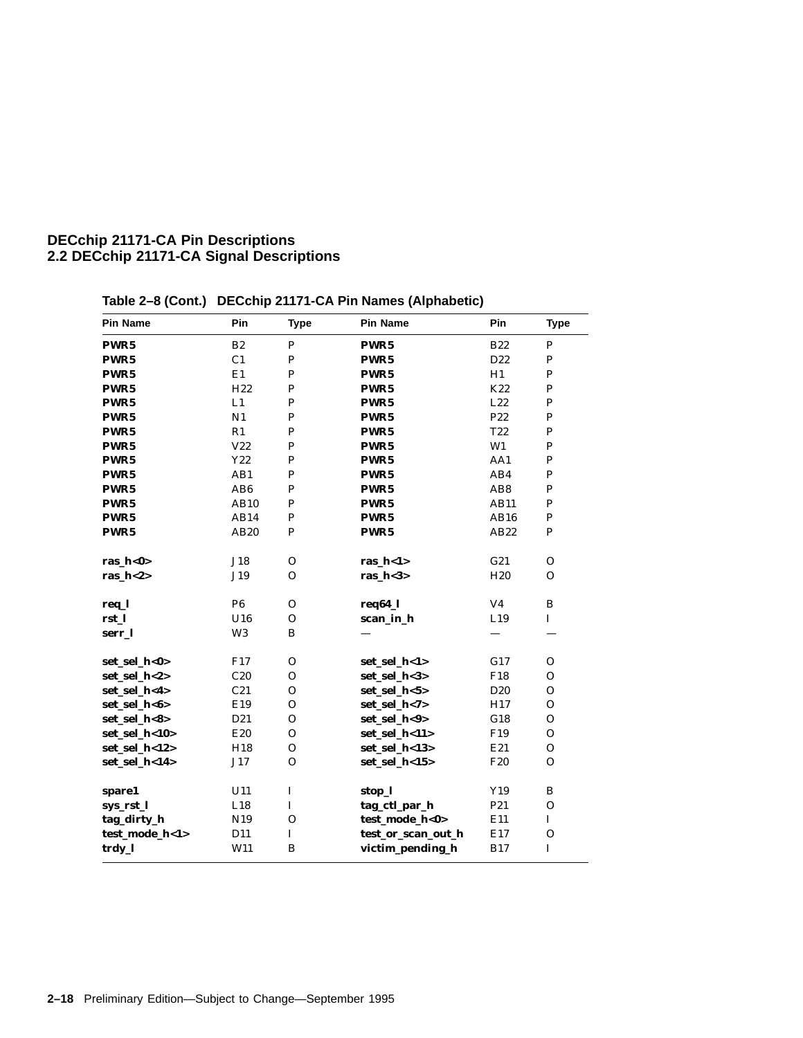**Table 2–8 (Cont.) DECchip 21171-CA Pin Names (Alphabetic)**

| Pin Name | Pin | Type | Pin Name | Pin | Type |
|---|---|---|---|---|---|
| **PWR5** | B2 | P | **PWR5** | B22 | P |
| **PWR5** | C1 | P | **PWR5** | D22 | P |
| **PWR5** | E1 | P | **PWR5** | H1 | P |
| **PWR5** | H22 | P | **PWR5** | K22 | P |
| **PWR5** | L1 | P | **PWR5** | L22 | P |
| **PWR5** | N1 | P | **PWR5** | P22 | P |
| **PWR5** | R1 | P | **PWR5** | T22 | P |
| **PWR5** | V22 | P | **PWR5** | W1 | P |
| **PWR5** | Y22 | P | **PWR5** | AA1 | P |
| **PWR5** | AB1 | P | **PWR5** | AB4 | P |
| **PWR5** | AB6 | P | **PWR5** | AB8 | P |
| **PWR5** | AB10 | P | **PWR5** | AB11 | P |
| **PWR5** | AB14 | P | **PWR5** | AB16 | P |
| **PWR5** | AB20 | P | **PWR5** | AB22 | P |
| | | | | | |
| **ras_h<0>** | J18 | O | **ras_h<1>** | G21 | O |
| **ras_h<2>** | J19 | O | **ras_h<3>** | H20 | O |
| | | | | | |
| **req_l** | P6 | O | **req64_l** | V4 | B |
| **rst_l** | U16 | O | **scan_in_h** | L19 | I |
| **serr_l** | W3 | B | — | — | — |
| | | | | | |
| **set_sel_h<0>** | F17 | O | **set_sel_h<1>** | G17 | O |
| **set_sel_h<2>** | C20 | O | **set_sel_h<3>** | F18 | O |
| **set_sel_h<4>** | C21 | O | **set_sel_h<5>** | D20 | O |
| **set_sel_h<6>** | E19 | O | **set_sel_h<7>** | H17 | O |
| **set_sel_h<8>** | D21 | O | **set_sel_h<9>** | G18 | O |
| **set_sel_h<10>** | E20 | O | **set_sel_h<11>** | F19 | O |
| **set_sel_h<12>** | H18 | O | **set_sel_h<13>** | E21 | O |
| **set_sel_h<14>** | J17 | O | **set_sel_h<15>** | F20 | O |
| | | | | | |
| **spare1** | U11 | I | **stop_l** | Y19 | B |
| **sys_rst_l** | L18 | I | **tag_ctl_par_h** | P21 | O |
| **tag_dirty_h** | N19 | O | **test_mode_h<0>** | E11 | I |
| **test_mode_h<1>** | D11 | I | **test_or_scan_out_h** | E17 | O |
| **trdy_l** | W11 | B | **victim_pending_h** | B17 | I |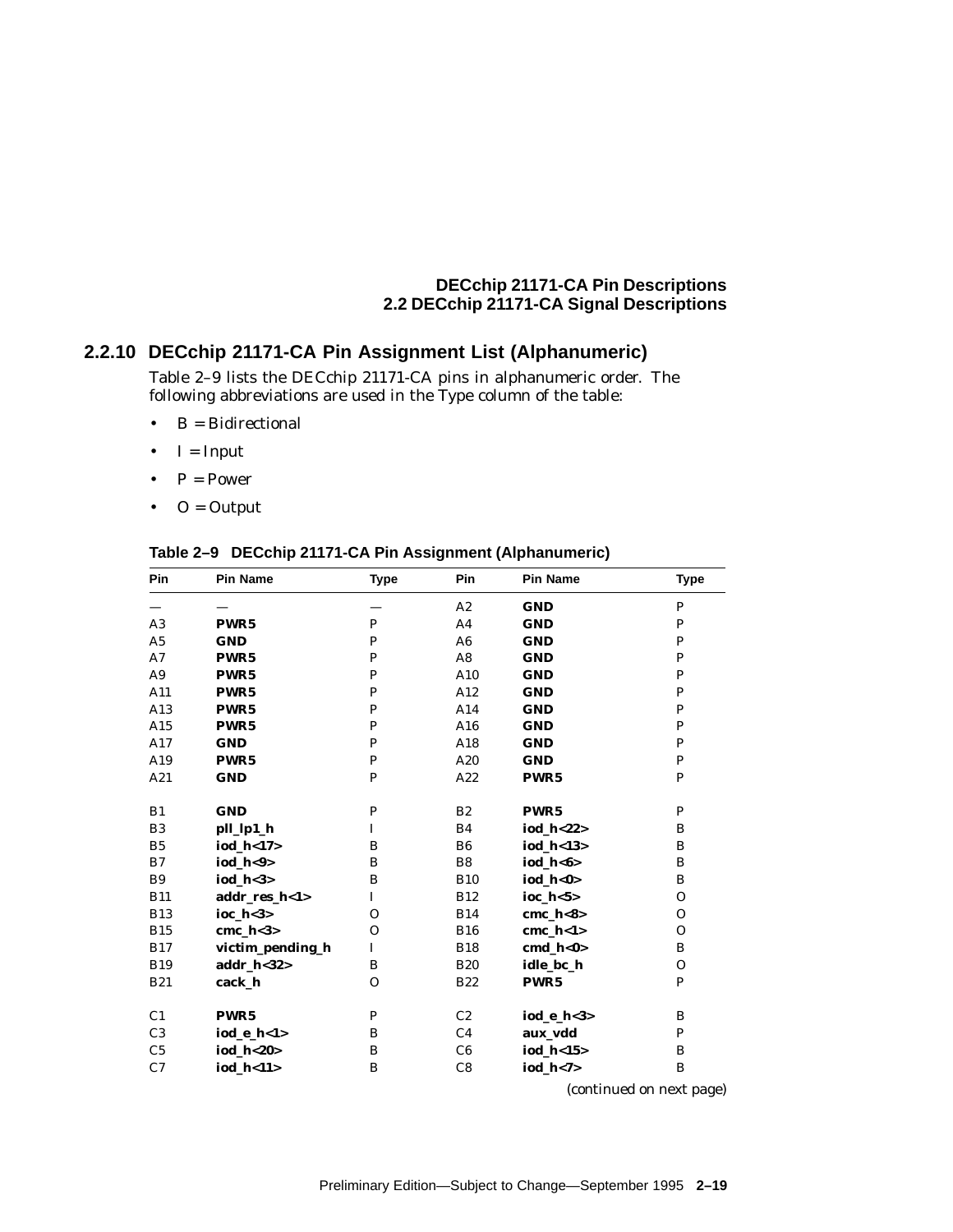### 2.2.10 DECchip 21171-CA Pin Assignment List (Alphanumeric)

Table 2–9 lists the DECchip 21171-CA pins in alphanumeric order. The following abbreviations are used in the Type column of the table:

- B = Bidirectional
- I = Input
- P = Power
- O = Output

**Table 2–9 DECchip 21171-CA Pin Assignment (Alphanumeric)**

| Pin | Pin Name | Type | Pin | Pin Name | Type |
|---|---|---|---|---|---|
| — | — | — | A2 | **GND** | P |
| A3 | **PWR5** | P | A4 | **GND** | P |
| A5 | **GND** | P | A6 | **GND** | P |
| A7 | **PWR5** | P | A8 | **GND** | P |
| A9 | **PWR5** | P | A10 | **GND** | P |
| A11 | **PWR5** | P | A12 | **GND** | P |
| A13 | **PWR5** | P | A14 | **GND** | P |
| A15 | **PWR5** | P | A16 | **GND** | P |
| A17 | **GND** | P | A18 | **GND** | P |
| A19 | **PWR5** | P | A20 | **GND** | P |
| A21 | **GND** | P | A22 | **PWR5** | P |
| B1 | **GND** | P | B2 | **PWR5** | P |
| B3 | **pll_lp1_h** | I | B4 | **iod_h<22>** | B |
| B5 | **iod_h<17>** | B | B6 | **iod_h<13>** | B |
| B7 | **iod_h<9>** | B | B8 | **iod_h<6>** | B |
| B9 | **iod_h<3>** | B | B10 | **iod_h<0>** | B |
| B11 | **addr_res_h<1>** | I | B12 | **ioc_h<5>** | O |
| B13 | **ioc_h<3>** | O | B14 | **cmc_h<8>** | O |
| B15 | **cmc_h<3>** | O | B16 | **cmc_h<1>** | O |
| B17 | **victim_pending_h** | I | B18 | **cmd_h<0>** | B |
| B19 | **addr_h<32>** | B | B20 | **idle_bc_h** | O |
| B21 | **cack_h** | O | B22 | **PWR5** | P |
| C1 | **PWR5** | P | C2 | **iod_e_h<3>** | B |
| C3 | **iod_e_h<1>** | B | C4 | **aux_vdd** | P |
| C5 | **iod_h<20>** | B | C6 | **iod_h<15>** | B |
| C7 | **iod_h<11>** | B | C8 | **iod_h<7>** | B |

*(continued on next page)*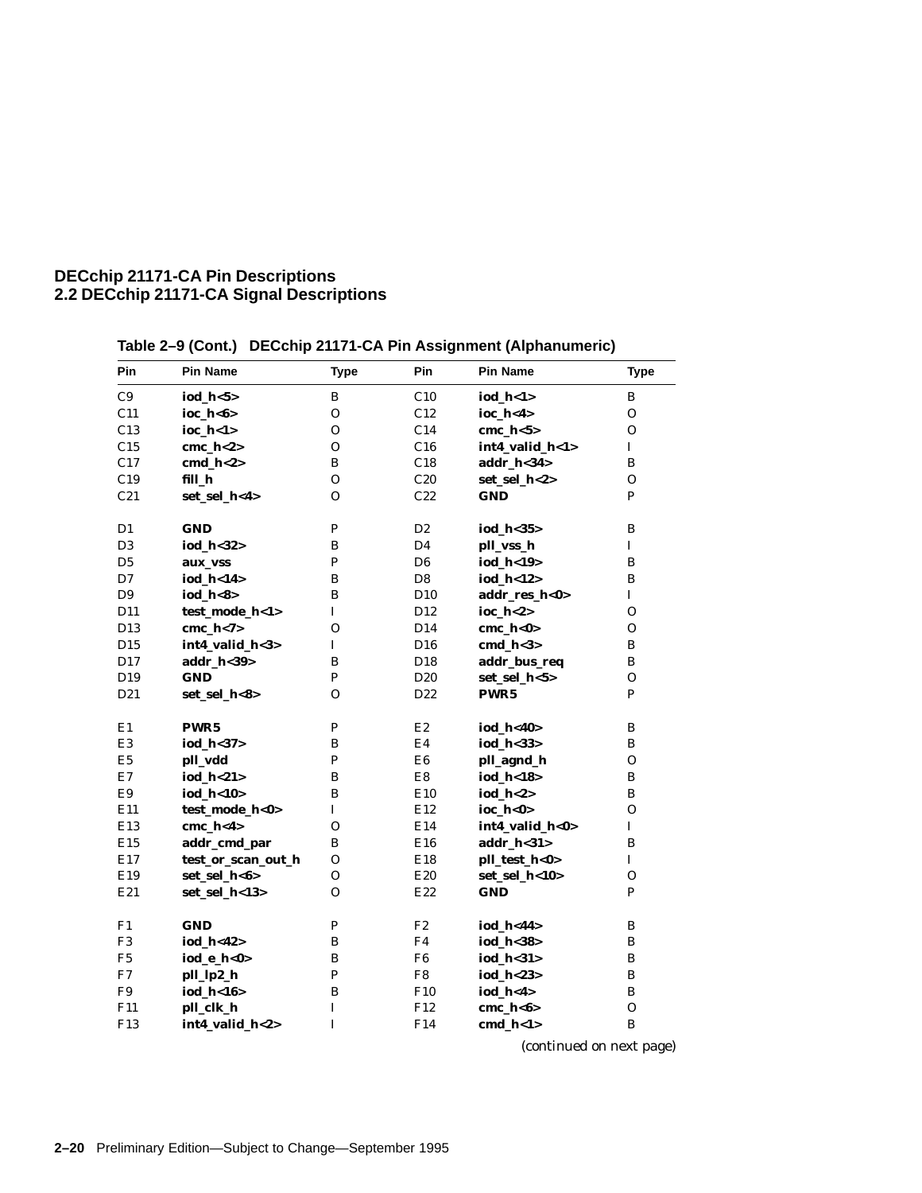**Table 2–9 (Cont.) DECchip 21171-CA Pin Assignment (Alphanumeric)**

| Pin | Pin Name | Type | Pin | Pin Name | Type |
|---|---|---|---|---|---|
| C9 | **iod_h<5>** | B | C10 | **iod_h<1>** | B |
| C11 | **ioc_h<6>** | O | C12 | **ioc_h<4>** | O |
| C13 | **ioc_h<1>** | O | C14 | **cmc_h<5>** | O |
| C15 | **cmc_h<2>** | O | C16 | **int4_valid_h<1>** | I |
| C17 | **cmd_h<2>** | B | C18 | **addr_h<34>** | B |
| C19 | **fill_h** | O | C20 | **set_sel_h<2>** | O |
| C21 | **set_sel_h<4>** | O | C22 | **GND** | P |
| D1 | **GND** | P | D2 | **iod_h<35>** | B |
| D3 | **iod_h<32>** | B | D4 | **pll_vss_h** | I |
| D5 | **aux_vss** | P | D6 | **iod_h<19>** | B |
| D7 | **iod_h<14>** | B | D8 | **iod_h<12>** | B |
| D9 | **iod_h<8>** | B | D10 | **addr_res_h<0>** | I |
| D11 | **test_mode_h<1>** | I | D12 | **ioc_h<2>** | O |
| D13 | **cmc_h<7>** | O | D14 | **cmc_h<0>** | O |
| D15 | **int4_valid_h<3>** | I | D16 | **cmd_h<3>** | B |
| D17 | **addr_h<39>** | B | D18 | **addr_bus_req** | B |
| D19 | **GND** | P | D20 | **set_sel_h<5>** | O |
| D21 | **set_sel_h<8>** | O | D22 | **PWR5** | P |
| E1 | **PWR5** | P | E2 | **iod_h<40>** | B |
| E3 | **iod_h<37>** | B | E4 | **iod_h<33>** | B |
| E5 | **pll_vdd** | P | E6 | **pll_agnd_h** | O |
| E7 | **iod_h<21>** | B | E8 | **iod_h<18>** | B |
| E9 | **iod_h<10>** | B | E10 | **iod_h<2>** | B |
| E11 | **test_mode_h<0>** | I | E12 | **ioc_h<0>** | O |
| E13 | **cmc_h<4>** | O | E14 | **int4_valid_h<0>** | I |
| E15 | **addr_cmd_par** | B | E16 | **addr_h<31>** | B |
| E17 | **test_or_scan_out_h** | O | E18 | **pll_test_h<0>** | I |
| E19 | **set_sel_h<6>** | O | E20 | **set_sel_h<10>** | O |
| E21 | **set_sel_h<13>** | O | E22 | **GND** | P |
| F1 | **GND** | P | F2 | **iod_h<44>** | B |
| F3 | **iod_h<42>** | B | F4 | **iod_h<38>** | B |
| F5 | **iod_e_h<0>** | B | F6 | **iod_h<31>** | B |
| F7 | **pll_lp2_h** | P | F8 | **iod_h<23>** | B |
| F9 | **iod_h<16>** | B | F10 | **iod_h<4>** | B |
| F11 | **pll_clk_h** | I | F12 | **cmc_h<6>** | O |
| F13 | **int4_valid_h<2>** | I | F14 | **cmd_h<1>** | B |

*(continued on next page)*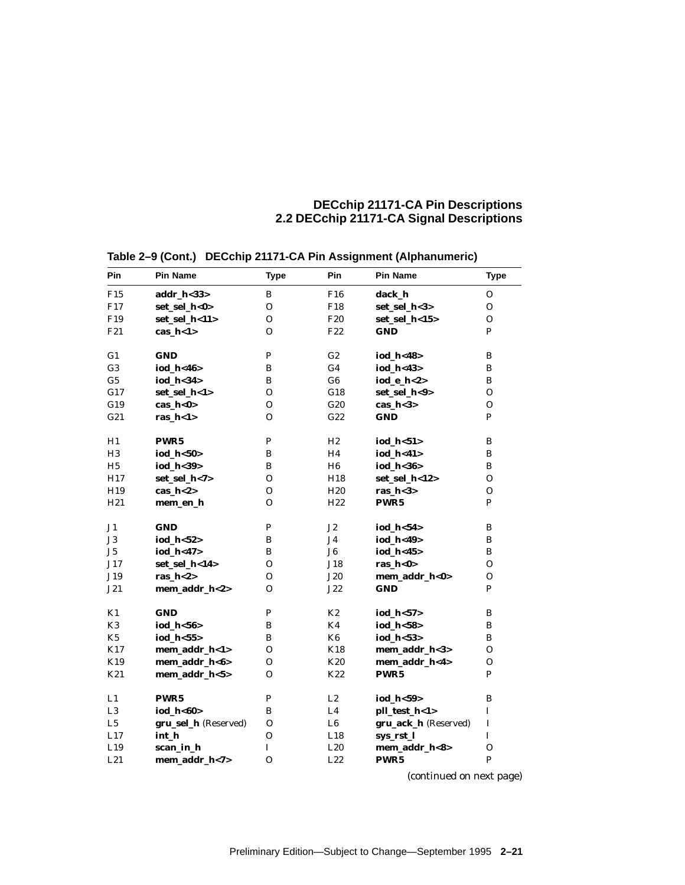**Table 2–9 (Cont.) DECchip 21171-CA Pin Assignment (Alphanumeric)**

| Pin | Pin Name | Type | Pin | Pin Name | Type |
|---|---|---|---|---|---|
| F15 | **addr_h<33>** | B | F16 | **dack_h** | O |
| F17 | **set_sel_h<0>** | O | F18 | **set_sel_h<3>** | O |
| F19 | **set_sel_h<11>** | O | F20 | **set_sel_h<15>** | O |
| F21 | **cas_h<1>** | O | F22 | **GND** | P |
| G1 | **GND** | P | G2 | **iod_h<48>** | B |
| G3 | **iod_h<46>** | B | G4 | **iod_h<43>** | B |
| G5 | **iod_h<34>** | B | G6 | **iod_e_h<2>** | B |
| G17 | **set_sel_h<1>** | O | G18 | **set_sel_h<9>** | O |
| G19 | **cas_h<0>** | O | G20 | **cas_h<3>** | O |
| G21 | **ras_h<1>** | O | G22 | **GND** | P |
| H1 | **PWR5** | P | H2 | **iod_h<51>** | B |
| H3 | **iod_h<50>** | B | H4 | **iod_h<41>** | B |
| H5 | **iod_h<39>** | B | H6 | **iod_h<36>** | B |
| H17 | **set_sel_h<7>** | O | H18 | **set_sel_h<12>** | O |
| H19 | **cas_h<2>** | O | H20 | **ras_h<3>** | O |
| H21 | **mem_en_h** | O | H22 | **PWR5** | P |
| J1 | **GND** | P | J2 | **iod_h<54>** | B |
| J3 | **iod_h<52>** | B | J4 | **iod_h<49>** | B |
| J5 | **iod_h<47>** | B | J6 | **iod_h<45>** | B |
| J17 | **set_sel_h<14>** | O | J18 | **ras_h<0>** | O |
| J19 | **ras_h<2>** | O | J20 | **mem_addr_h<0>** | O |
| J21 | **mem_addr_h<2>** | O | J22 | **GND** | P |
| K1 | **GND** | P | K2 | **iod_h<57>** | B |
| K3 | **iod_h<56>** | B | K4 | **iod_h<58>** | B |
| K5 | **iod_h<55>** | B | K6 | **iod_h<53>** | B |
| K17 | **mem_addr_h<1>** | O | K18 | **mem_addr_h<3>** | O |
| K19 | **mem_addr_h<6>** | O | K20 | **mem_addr_h<4>** | O |
| K21 | **mem_addr_h<5>** | O | K22 | **PWR5** | P |
| L1 | **PWR5** | P | L2 | **iod_h<59>** | B |
| L3 | **iod_h<60>** | B | L4 | **pll_test_h<1>** | I |
| L5 | **gru_sel_h** (Reserved) | O | L6 | **gru_ack_h** (Reserved) | I |
| L17 | **int_h** | O | L18 | **sys_rst_l** | I |
| L19 | **scan_in_h** | I | L20 | **mem_addr_h<8>** | O |
| L21 | **mem_addr_h<7>** | O | L22 | **PWR5** | P |

*(continued on next page)*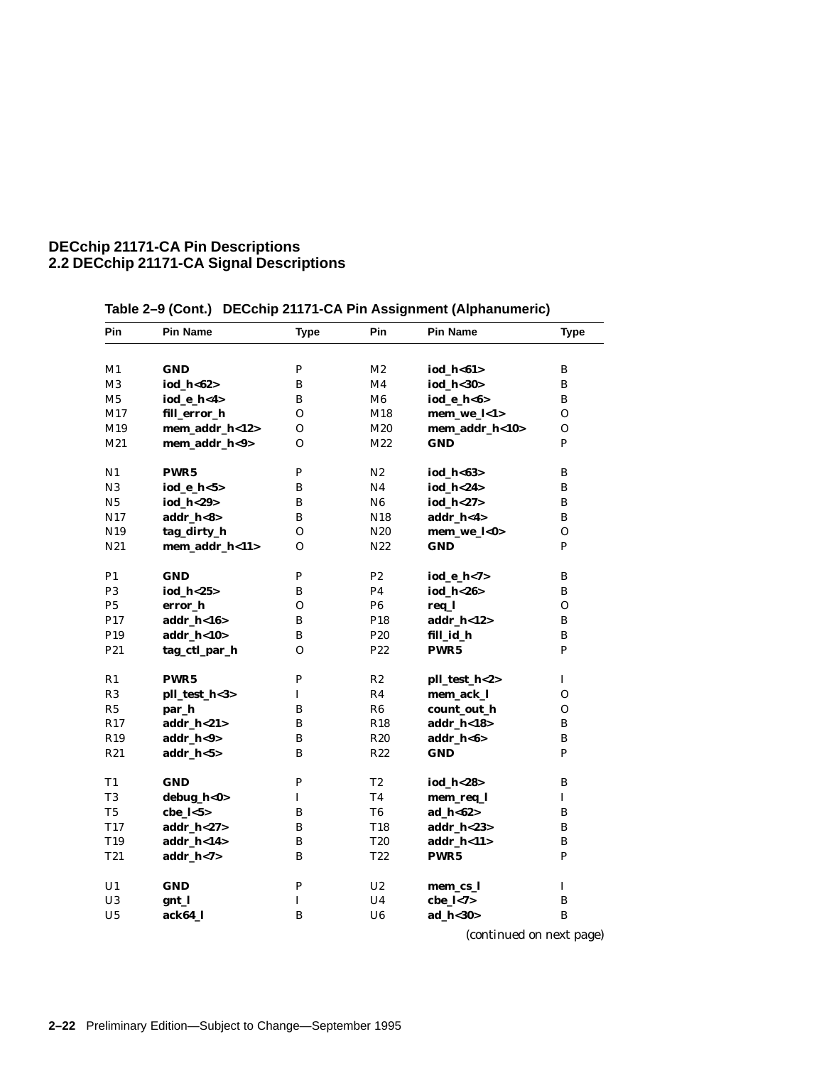**Table 2–9 (Cont.) DECchip 21171-CA Pin Assignment (Alphanumeric)**

| Pin | Pin Name | Type | Pin | Pin Name | Type |
|---|---|---|---|---|---|
| M1 | **GND** | P | M2 | **iod_h<61>** | B |
| M3 | **iod_h<62>** | B | M4 | **iod_h<30>** | B |
| M5 | **iod_e_h<4>** | B | M6 | **iod_e_h<6>** | B |
| M17 | **fill_error_h** | O | M18 | **mem_we_l<1>** | O |
| M19 | **mem_addr_h<12>** | O | M20 | **mem_addr_h<10>** | O |
| M21 | **mem_addr_h<9>** | O | M22 | **GND** | P |
| N1 | **PWR5** | P | N2 | **iod_h<63>** | B |
| N3 | **iod_e_h<5>** | B | N4 | **iod_h<24>** | B |
| N5 | **iod_h<29>** | B | N6 | **iod_h<27>** | B |
| N17 | **addr_h<8>** | B | N18 | **addr_h<4>** | B |
| N19 | **tag_dirty_h** | O | N20 | **mem_we_l<0>** | O |
| N21 | **mem_addr_h<11>** | O | N22 | **GND** | P |
| P1 | **GND** | P | P2 | **iod_e_h<7>** | B |
| P3 | **iod_h<25>** | B | P4 | **iod_h<26>** | B |
| P5 | **error_h** | O | P6 | **req_l** | O |
| P17 | **addr_h<16>** | B | P18 | **addr_h<12>** | B |
| P19 | **addr_h<10>** | B | P20 | **fill_id_h** | B |
| P21 | **tag_ctl_par_h** | O | P22 | **PWR5** | P |
| R1 | **PWR5** | P | R2 | **pll_test_h<2>** | I |
| R3 | **pll_test_h<3>** | I | R4 | **mem_ack_l** | O |
| R5 | **par_h** | B | R6 | **count_out_h** | O |
| R17 | **addr_h<21>** | B | R18 | **addr_h<18>** | B |
| R19 | **addr_h<9>** | B | R20 | **addr_h<6>** | B |
| R21 | **addr_h<5>** | B | R22 | **GND** | P |
| T1 | **GND** | P | T2 | **iod_h<28>** | B |
| T3 | **debug_h<0>** | I | T4 | **mem_req_l** | I |
| T5 | **cbe_l<5>** | B | T6 | **ad_h<62>** | B |
| T17 | **addr_h<27>** | B | T18 | **addr_h<23>** | B |
| T19 | **addr_h<14>** | B | T20 | **addr_h<11>** | B |
| T21 | **addr_h<7>** | B | T22 | **PWR5** | P |
| U1 | **GND** | P | U2 | **mem_cs_l** | I |
| U3 | **gnt_l** | I | U4 | **cbe_l<7>** | B |
| U5 | **ack64_l** | B | U6 | **ad_h<30>** | B |

*(continued on next page)*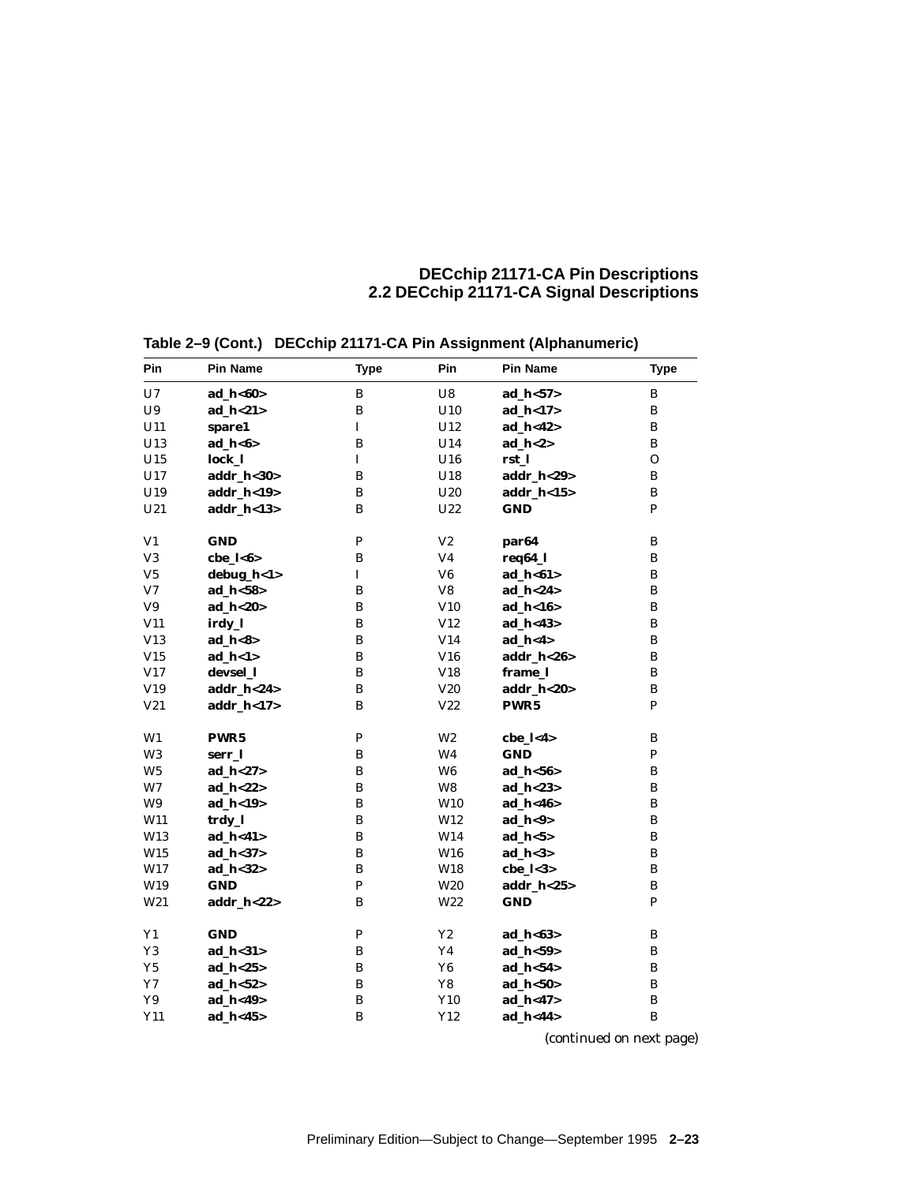**Table 2–9 (Cont.) DECchip 21171-CA Pin Assignment (Alphanumeric)**

| Pin | Pin Name | Type | Pin | Pin Name | Type |
|---|---|---|---|---|---|
| U7 | **ad_h<60>** | B | U8 | **ad_h<57>** | B |
| U9 | **ad_h<21>** | B | U10 | **ad_h<17>** | B |
| U11 | **spare1** | I | U12 | **ad_h<42>** | B |
| U13 | **ad_h<6>** | B | U14 | **ad_h<2>** | B |
| U15 | **lock_l** | I | U16 | **rst_l** | O |
| U17 | **addr_h<30>** | B | U18 | **addr_h<29>** | B |
| U19 | **addr_h<19>** | B | U20 | **addr_h<15>** | B |
| U21 | **addr_h<13>** | B | U22 | **GND** | P |
| V1 | **GND** | P | V2 | **par64** | B |
| V3 | **cbe_l<6>** | B | V4 | **req64_l** | B |
| V5 | **debug_h<1>** | I | V6 | **ad_h<61>** | B |
| V7 | **ad_h<58>** | B | V8 | **ad_h<24>** | B |
| V9 | **ad_h<20>** | B | V10 | **ad_h<16>** | B |
| V11 | **irdy_l** | B | V12 | **ad_h<43>** | B |
| V13 | **ad_h<8>** | B | V14 | **ad_h<4>** | B |
| V15 | **ad_h<1>** | B | V16 | **addr_h<26>** | B |
| V17 | **devsel_l** | B | V18 | **frame_l** | B |
| V19 | **addr_h<24>** | B | V20 | **addr_h<20>** | B |
| V21 | **addr_h<17>** | B | V22 | **PWR5** | P |
| W1 | **PWR5** | P | W2 | **cbe_l<4>** | B |
| W3 | **serr_l** | B | W4 | **GND** | P |
| W5 | **ad_h<27>** | B | W6 | **ad_h<56>** | B |
| W7 | **ad_h<22>** | B | W8 | **ad_h<23>** | B |
| W9 | **ad_h<19>** | B | W10 | **ad_h<46>** | B |
| W11 | **trdy_l** | B | W12 | **ad_h<9>** | B |
| W13 | **ad_h<41>** | B | W14 | **ad_h<5>** | B |
| W15 | **ad_h<37>** | B | W16 | **ad_h<3>** | B |
| W17 | **ad_h<32>** | B | W18 | **cbe_l<3>** | B |
| W19 | **GND** | P | W20 | **addr_h<25>** | B |
| W21 | **addr_h<22>** | B | W22 | **GND** | P |
| Y1 | **GND** | P | Y2 | **ad_h<63>** | B |
| Y3 | **ad_h<31>** | B | Y4 | **ad_h<59>** | B |
| Y5 | **ad_h<25>** | B | Y6 | **ad_h<54>** | B |
| Y7 | **ad_h<52>** | B | Y8 | **ad_h<50>** | B |
| Y9 | **ad_h<49>** | B | Y10 | **ad_h<47>** | B |
| Y11 | **ad_h<45>** | B | Y12 | **ad_h<44>** | B |

*(continued on next page)*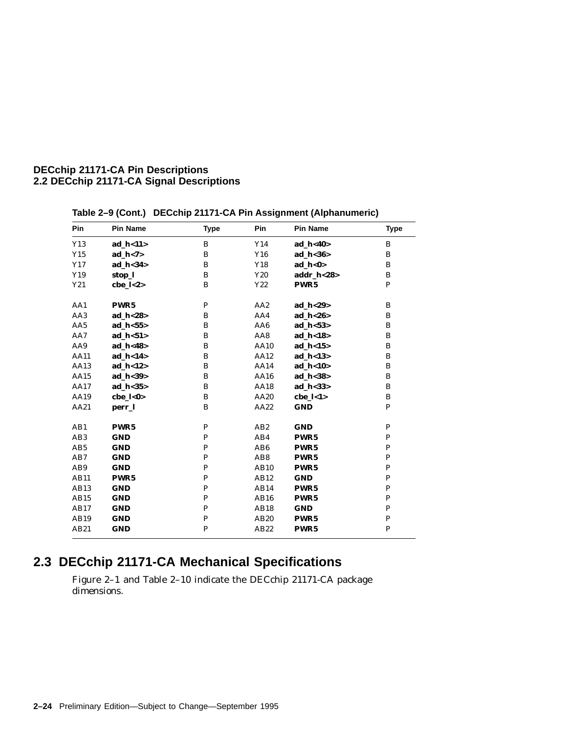**Table 2–9 (Cont.) DECchip 21171-CA Pin Assignment (Alphanumeric)**

| Pin | Pin Name | Type | Pin | Pin Name | Type |
|---|---|---|---|---|---|
| Y13 | **ad_h<11>** | B | Y14 | **ad_h<40>** | B |
| Y15 | **ad_h<7>** | B | Y16 | **ad_h<36>** | B |
| Y17 | **ad_h<34>** | B | Y18 | **ad_h<0>** | B |
| Y19 | **stop_l** | B | Y20 | **addr_h<28>** | B |
| Y21 | **cbe_l<2>** | B | Y22 | **PWR5** | P |
| AA1 | **PWR5** | P | AA2 | **ad_h<29>** | B |
| AA3 | **ad_h<28>** | B | AA4 | **ad_h<26>** | B |
| AA5 | **ad_h<55>** | B | AA6 | **ad_h<53>** | B |
| AA7 | **ad_h<51>** | B | AA8 | **ad_h<18>** | B |
| AA9 | **ad_h<48>** | B | AA10 | **ad_h<15>** | B |
| AA11 | **ad_h<14>** | B | AA12 | **ad_h<13>** | B |
| AA13 | **ad_h<12>** | B | AA14 | **ad_h<10>** | B |
| AA15 | **ad_h<39>** | B | AA16 | **ad_h<38>** | B |
| AA17 | **ad_h<35>** | B | AA18 | **ad_h<33>** | B |
| AA19 | **cbe_l<0>** | B | AA20 | **cbe_l<1>** | B |
| AA21 | **perr_l** | B | AA22 | **GND** | P |
| AB1 | **PWR5** | P | AB2 | **GND** | P |
| AB3 | **GND** | P | AB4 | **PWR5** | P |
| AB5 | **GND** | P | AB6 | **PWR5** | P |
| AB7 | **GND** | P | AB8 | **PWR5** | P |
| AB9 | **GND** | P | AB10 | **PWR5** | P |
| AB11 | **PWR5** | P | AB12 | **GND** | P |
| AB13 | **GND** | P | AB14 | **PWR5** | P |
| AB15 | **GND** | P | AB16 | **PWR5** | P |
| AB17 | **GND** | P | AB18 | **GND** | P |
| AB19 | **GND** | P | AB20 | **PWR5** | P |
| AB21 | **GND** | P | AB22 | **PWR5** | P |

## 2.3 DECchip 21171-CA Mechanical Specifications

Figure 2–1 and Table 2–10 indicate the DECchip 21171-CA package dimensions.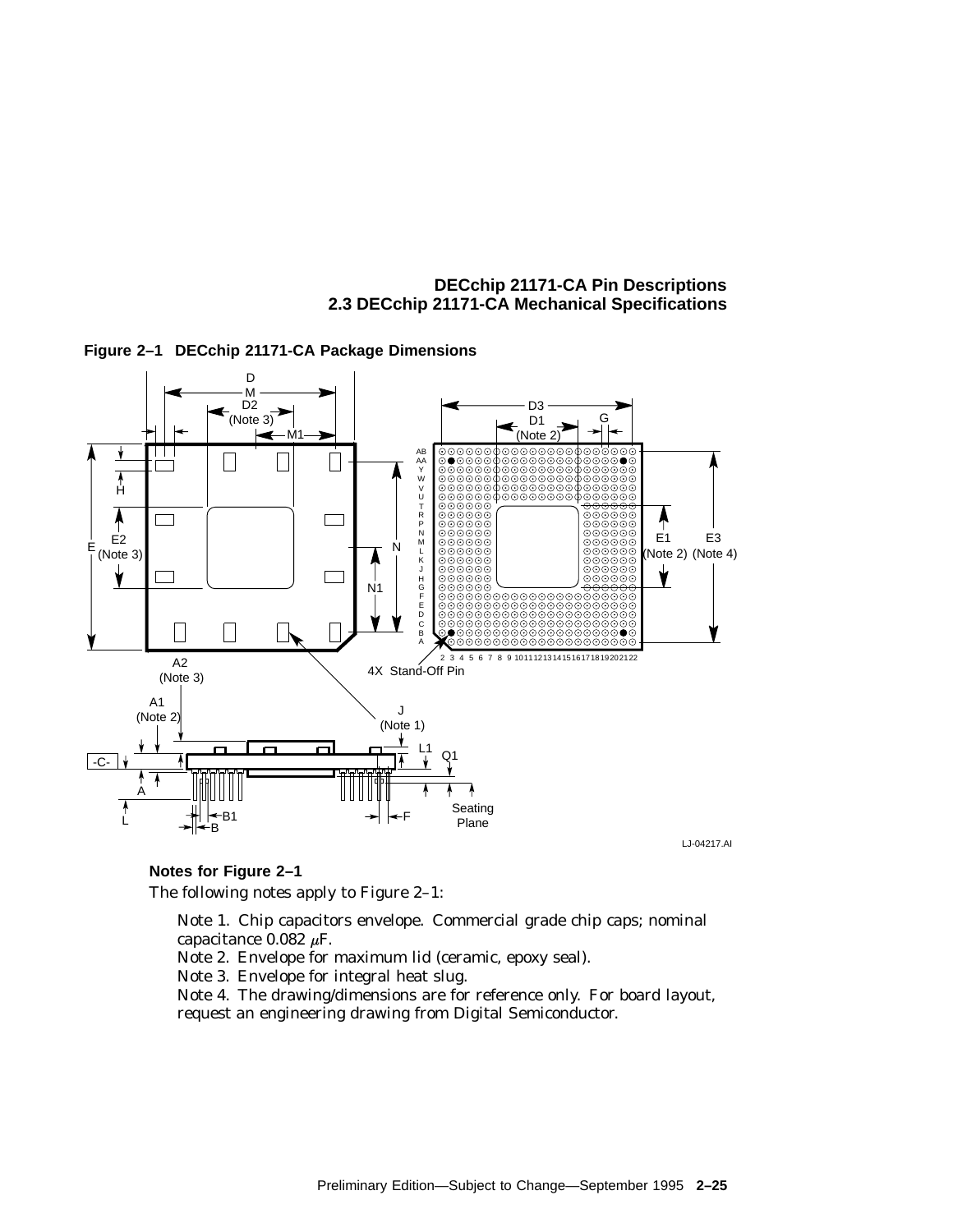**Figure 2–1 DECchip 21171-CA Package Dimensions**

LJ-04217.AI

**Notes for Figure 2–1**

The following notes apply to Figure 2–1:

Note 1. Chip capacitors envelope. Commercial grade chip caps; nominal capacitance 0.082 $\mu$F.

Note 2. Envelope for maximum lid (ceramic, epoxy seal).

Note 3. Envelope for integral heat slug.

Note 4. The drawing/dimensions are for reference only. For board layout, request an engineering drawing from Digital Semiconductor.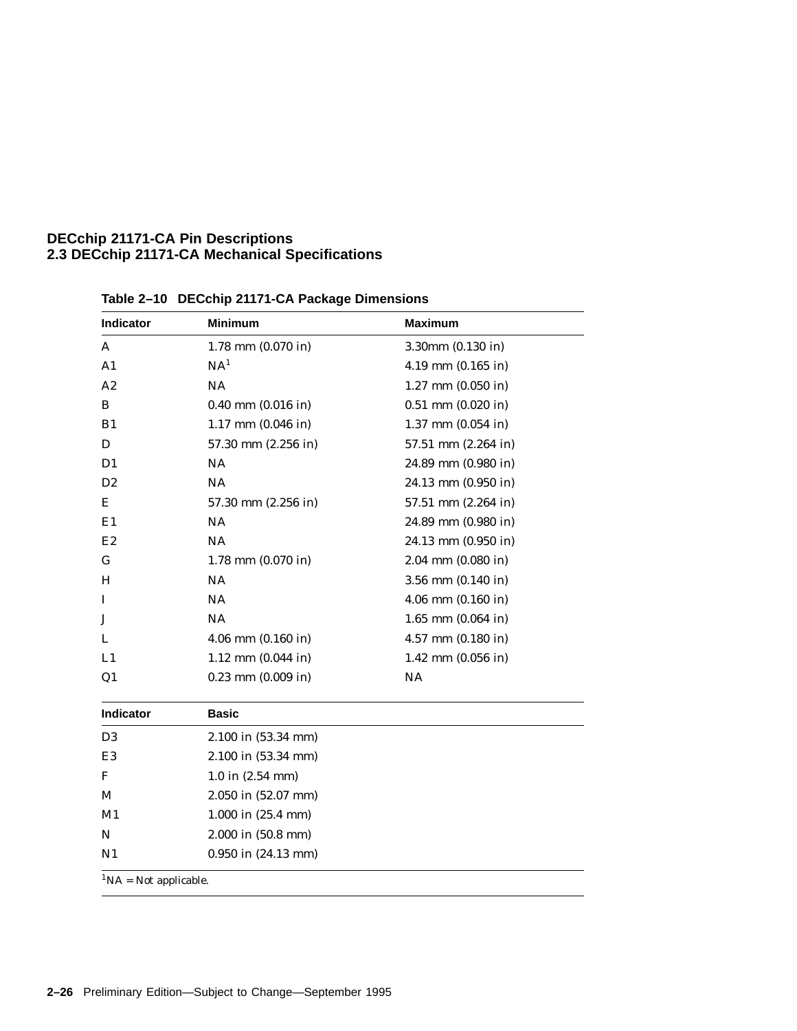## 2.3 DECchip 21171-CA Mechanical Specifications

**Table 2–10 DECchip 21171-CA Package Dimensions**

| Indicator | Minimum | Maximum |
|---|---|---|
| A | 1.78 mm (0.070 in) | 3.30mm (0.130 in) |
| A1 | NA[1] | 4.19 mm (0.165 in) |
| A2 | NA | 1.27 mm (0.050 in) |
| B | 0.40 mm (0.016 in) | 0.51 mm (0.020 in) |
| B1 | 1.17 mm (0.046 in) | 1.37 mm (0.054 in) |
| D | 57.30 mm (2.256 in) | 57.51 mm (2.264 in) |
| D1 | NA | 24.89 mm (0.980 in) |
| D2 | NA | 24.13 mm (0.950 in) |
| E | 57.30 mm (2.256 in) | 57.51 mm (2.264 in) |
| E1 | NA | 24.89 mm (0.980 in) |
| E2 | NA | 24.13 mm (0.950 in) |
| G | 1.78 mm (0.070 in) | 2.04 mm (0.080 in) |
| H | NA | 3.56 mm (0.140 in) |
| I | NA | 4.06 mm (0.160 in) |
| J | NA | 1.65 mm (0.064 in) |
| L | 4.06 mm (0.160 in) | 4.57 mm (0.180 in) |
| L1 | 1.12 mm (0.044 in) | 1.42 mm (0.056 in) |
| Q1 | 0.23 mm (0.009 in) | NA |

| Indicator | Basic |
|---|---|
| D3 | 2.100 in (53.34 mm) |
| E3 | 2.100 in (53.34 mm) |
| F | 1.0 in (2.54 mm) |
| M | 2.050 in (52.07 mm) |
| M1 | 1.000 in (25.4 mm) |
| N | 2.000 in (50.8 mm) |
| N1 | 0.950 in (24.13 mm) |

[1]NA = Not applicable.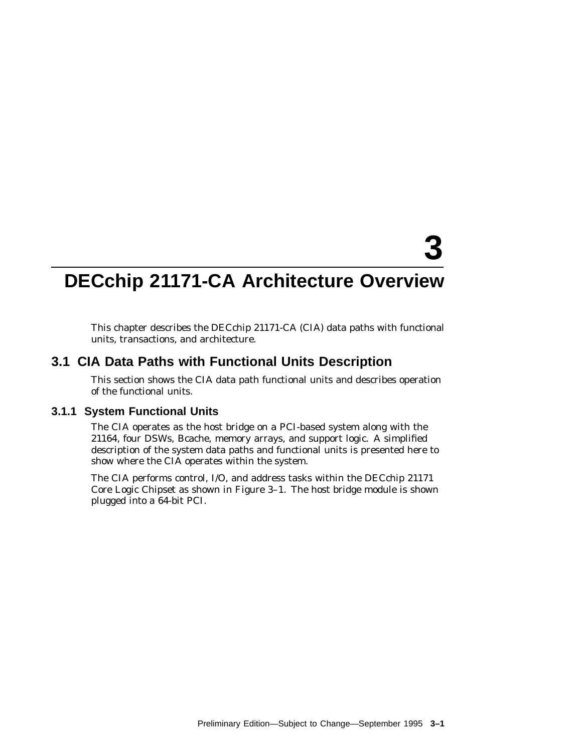# 3 DECchip 21171-CA Architecture Overview

This chapter describes the DECchip 21171-CA (CIA) data paths with functional units, transactions, and architecture.

## 3.1 CIA Data Paths with Functional Units Description

This section shows the CIA data path functional units and describes operation of the functional units.

### 3.1.1 System Functional Units

The CIA operates as the host bridge on a PCI-based system along with the 21164, four DSWs, Bcache, memory arrays, and support logic. A simplified description of the system data paths and functional units is presented here to show where the CIA operates within the system.

The CIA performs control, I/O, and address tasks within the DECchip 21171 Core Logic Chipset as shown in Figure 3–1. The host bridge module is shown plugged into a 64-bit PCI.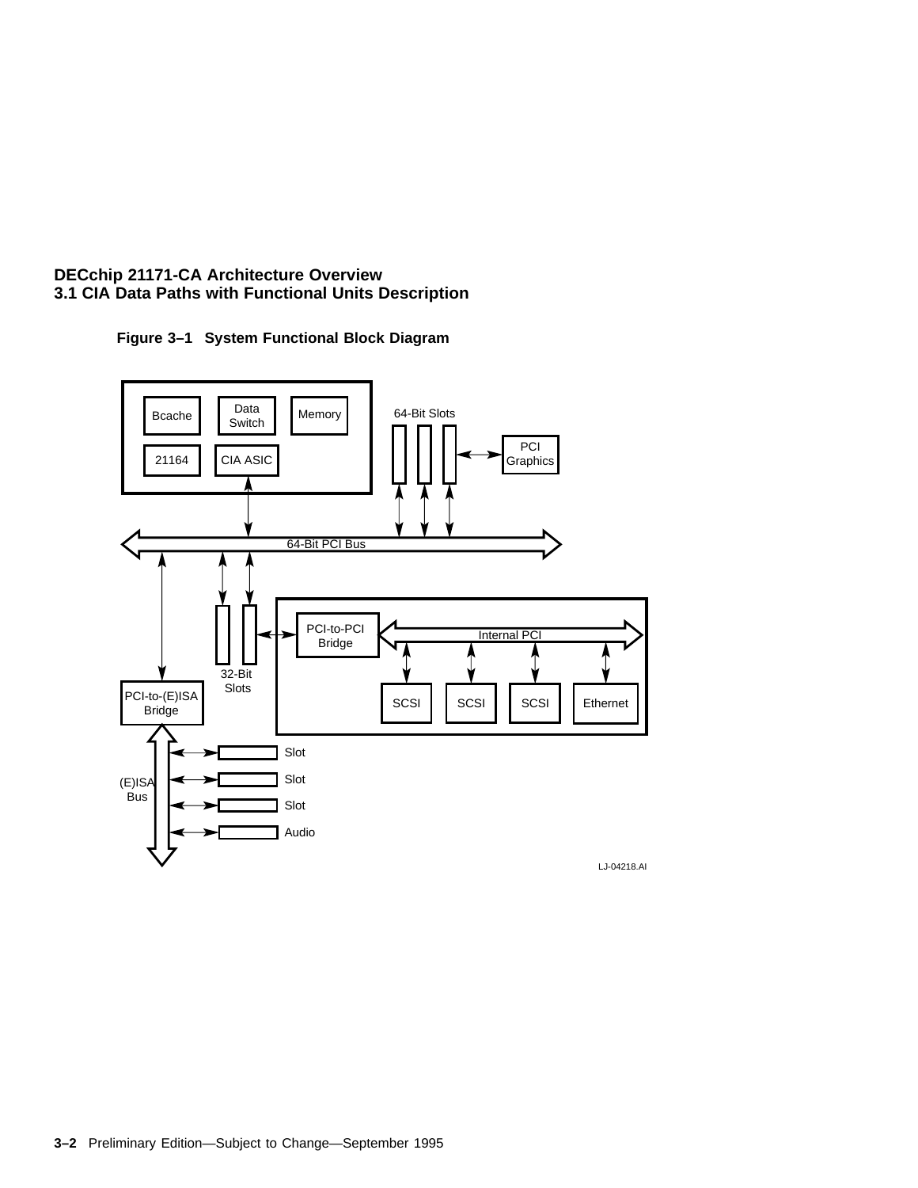Figure 3–1 System Functional Block Diagram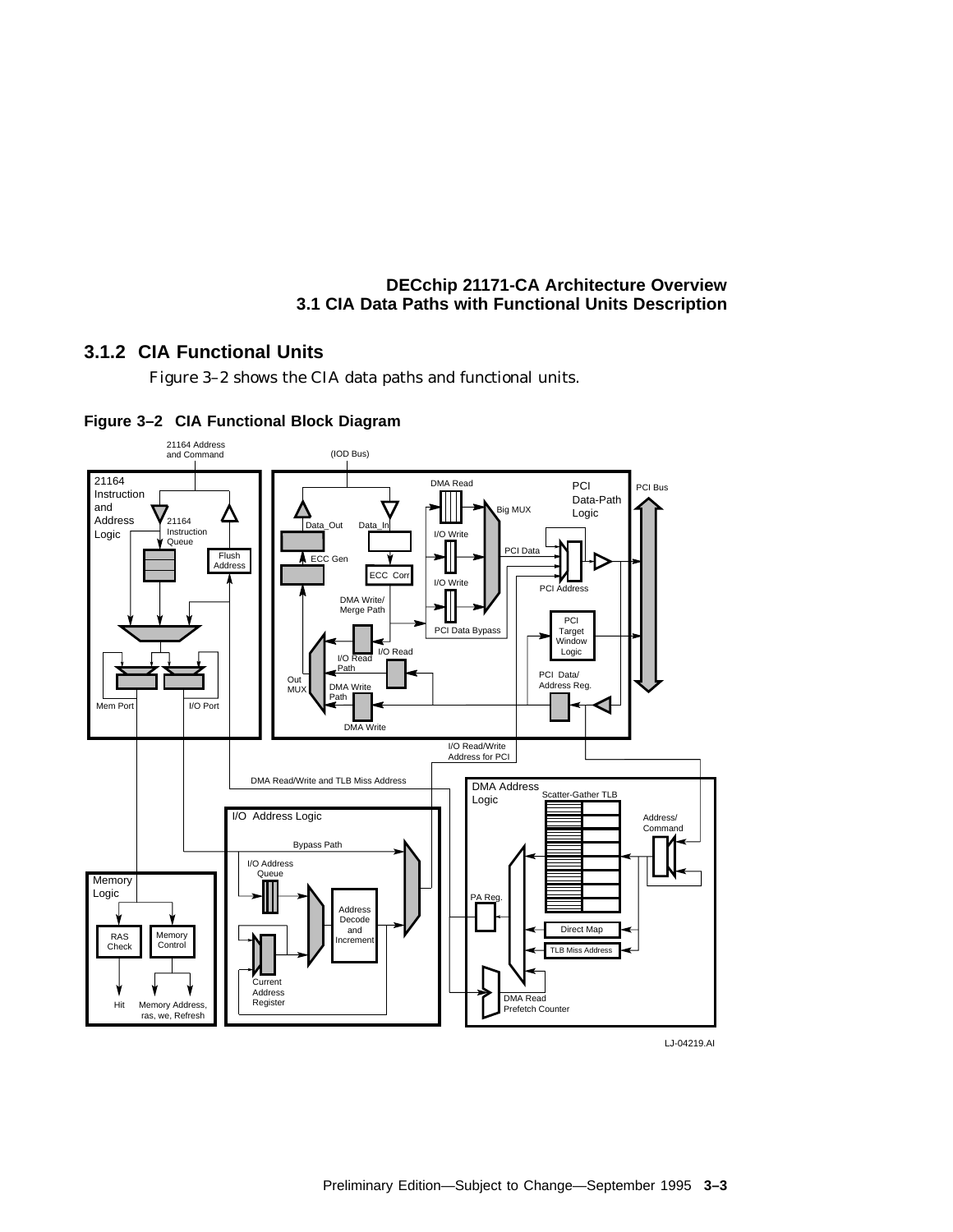### 3.1.2 CIA Functional Units

Figure 3–2 shows the CIA data paths and functional units.

**Figure 3–2 CIA Functional Block Diagram**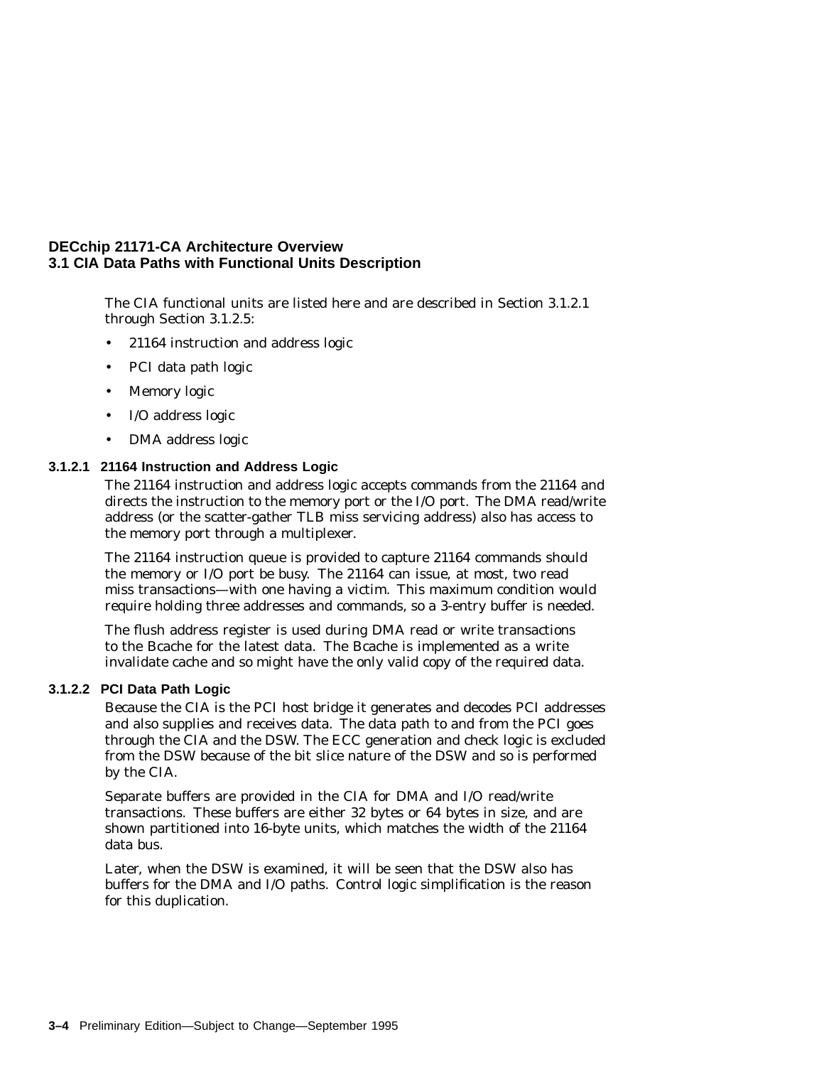The CIA functional units are listed here and are described in Section 3.1.2.1 through Section 3.1.2.5:

- 21164 instruction and address logic
- PCI data path logic
- Memory logic
- I/O address logic
- DMA address logic

#### 3.1.2.1 21164 Instruction and Address Logic

The 21164 instruction and address logic accepts commands from the 21164 and directs the instruction to the memory port or the I/O port. The DMA read/write address (or the scatter-gather TLB miss servicing address) also has access to the memory port through a multiplexer.

The 21164 instruction queue is provided to capture 21164 commands should the memory or I/O port be busy. The 21164 can issue, at most, two read miss transactions—with one having a victim. This maximum condition would require holding three addresses and commands, so a 3-entry buffer is needed.

The flush address register is used during DMA read or write transactions to the Bcache for the latest data. The Bcache is implemented as a write invalidate cache and so might have the only valid copy of the required data.

#### 3.1.2.2 PCI Data Path Logic

Because the CIA is the PCI host bridge it generates and decodes PCI addresses and also supplies and receives data. The data path to and from the PCI goes through the CIA and the DSW. The ECC generation and check logic is excluded from the DSW because of the bit slice nature of the DSW and so is performed by the CIA.

Separate buffers are provided in the CIA for DMA and I/O read/write transactions. These buffers are either 32 bytes or 64 bytes in size, and are shown partitioned into 16-byte units, which matches the width of the 21164 data bus.

Later, when the DSW is examined, it will be seen that the DSW also has buffers for the DMA and I/O paths. Control logic simplification is the reason for this duplication.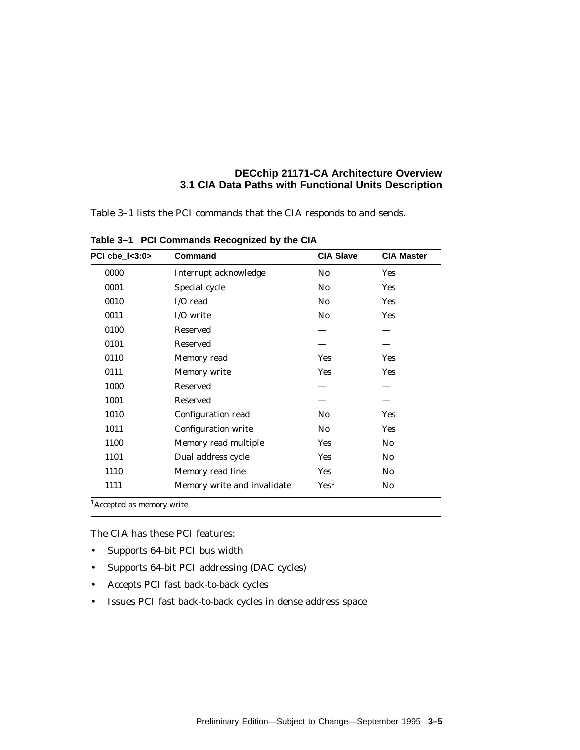Table 3–1 lists the PCI commands that the CIA responds to and sends.

**Table 3–1 PCI Commands Recognized by the CIA**

| PCI cbe_l<3:0> | Command | CIA Slave | CIA Master |
|---|---|---|---|
| 0000 | Interrupt acknowledge | No | Yes |
| 0001 | Special cycle | No | Yes |
| 0010 | I/O read | No | Yes |
| 0011 | I/O write | No | Yes |
| 0100 | Reserved | — | — |
| 0101 | Reserved | — | — |
| 0110 | Memory read | Yes | Yes |
| 0111 | Memory write | Yes | Yes |
| 1000 | Reserved | — | — |
| 1001 | Reserved | — | — |
| 1010 | Configuration read | No | Yes |
| 1011 | Configuration write | No | Yes |
| 1100 | Memory read multiple | Yes | No |
| 1101 | Dual address cycle | Yes | No |
| 1110 | Memory read line | Yes | No |
| 1111 | Memory write and invalidate | Yes[1] | No |

[1]Accepted as memory write

The CIA has these PCI features:

- Supports 64-bit PCI bus width
- Supports 64-bit PCI addressing (DAC cycles)
- Accepts PCI fast back-to-back cycles
- Issues PCI fast back-to-back cycles in dense address space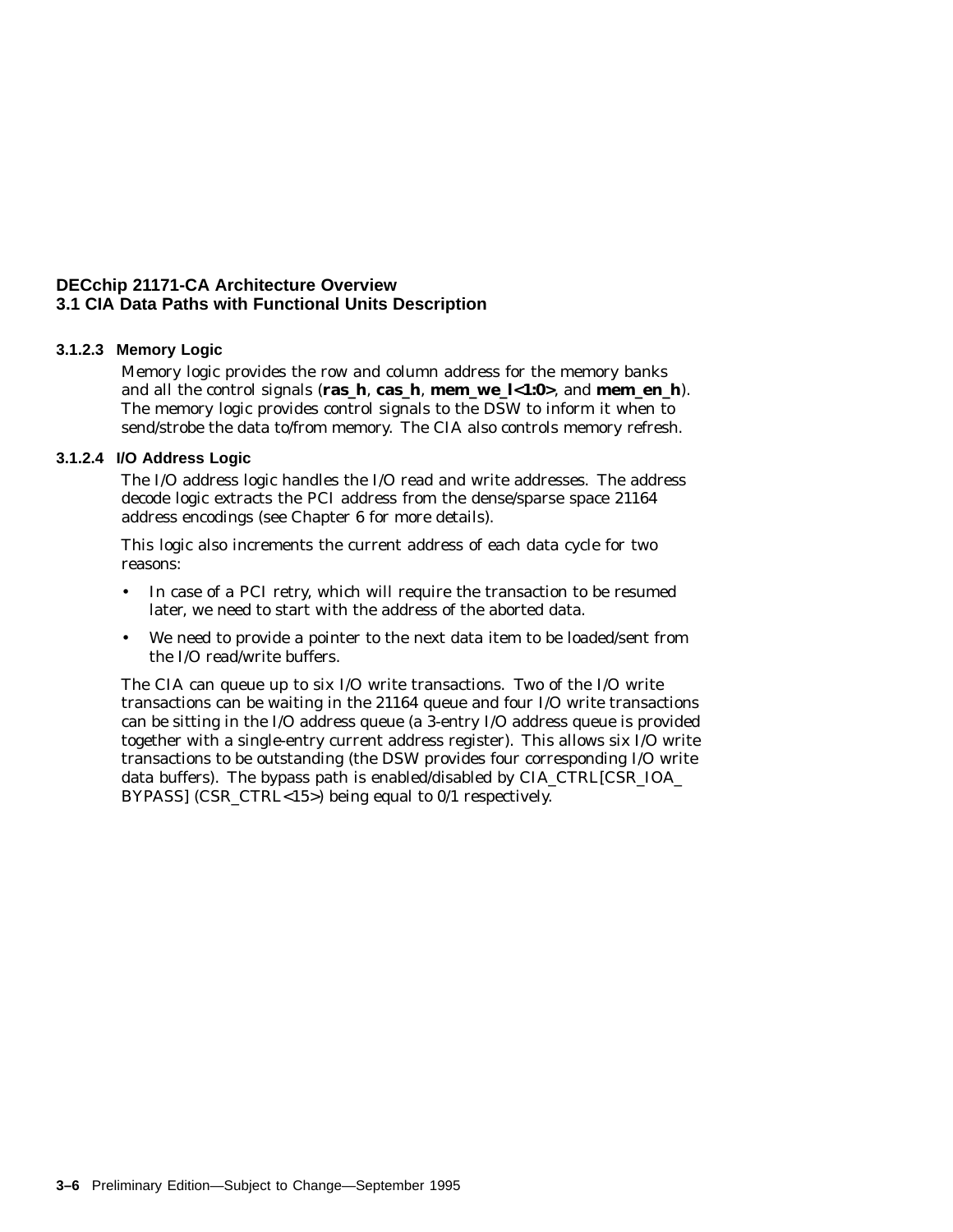### 3.1.2.3 Memory Logic

Memory logic provides the row and column address for the memory banks and all the control signals (**ras_h**, **cas_h**, **mem_we_l<1:0>**, and **mem_en_h**). The memory logic provides control signals to the DSW to inform it when to send/strobe the data to/from memory. The CIA also controls memory refresh.

### 3.1.2.4 I/O Address Logic

The I/O address logic handles the I/O read and write addresses. The address decode logic extracts the PCI address from the dense/sparse space 21164 address encodings (see Chapter 6 for more details).

This logic also increments the current address of each data cycle for two reasons:

- In case of a PCI retry, which will require the transaction to be resumed later, we need to start with the address of the aborted data.
- We need to provide a pointer to the next data item to be loaded/sent from the I/O read/write buffers.

The CIA can queue up to six I/O write transactions. Two of the I/O write transactions can be waiting in the 21164 queue and four I/O write transactions can be sitting in the I/O address queue (a 3-entry I/O address queue is provided together with a single-entry current address register). This allows six I/O write transactions to be outstanding (the DSW provides four corresponding I/O write data buffers). The bypass path is enabled/disabled by CIA_CTRL[CSR_IOA_BYPASS] (CSR_CTRL<15>) being equal to 0/1 respectively.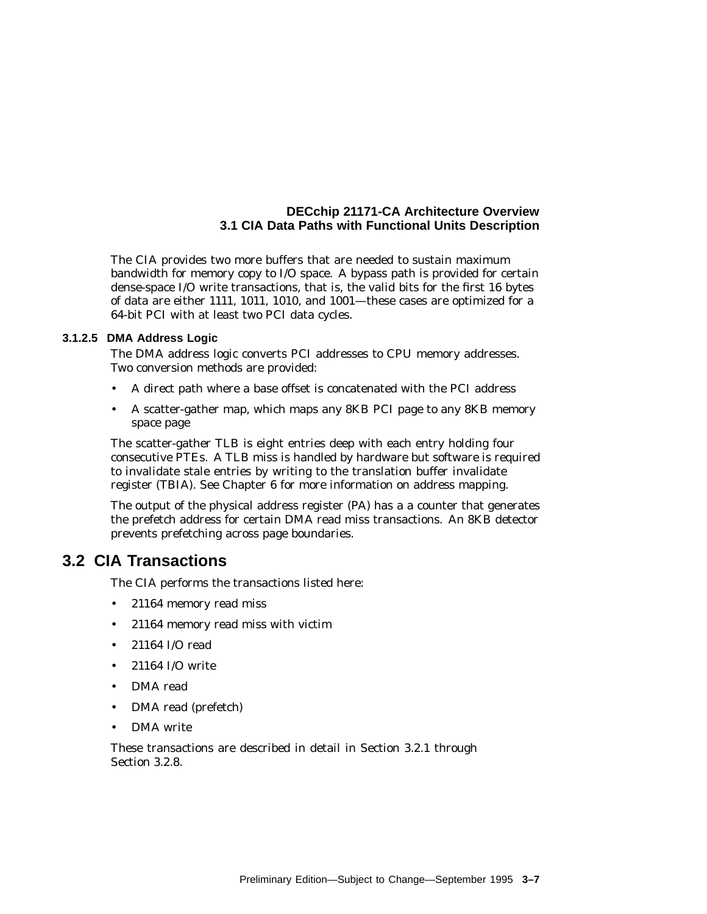The CIA provides two more buffers that are needed to sustain maximum bandwidth for memory copy to I/O space. A bypass path is provided for certain dense-space I/O write transactions, that is, the valid bits for the first 16 bytes of data are either 1111, 1011, 1010, and 1001—these cases are optimized for a 64-bit PCI with at least two PCI data cycles.

#### 3.1.2.5 DMA Address Logic

The DMA address logic converts PCI addresses to CPU memory addresses. Two conversion methods are provided:

- A direct path where a base offset is concatenated with the PCI address
- A scatter-gather map, which maps any 8KB PCI page to any 8KB memory space page

The scatter-gather TLB is eight entries deep with each entry holding four consecutive PTEs. A TLB miss is handled by hardware but software is required to invalidate stale entries by writing to the translation buffer invalidate register (TBIA). See Chapter 6 for more information on address mapping.

The output of the physical address register (PA) has a a counter that generates the prefetch address for certain DMA read miss transactions. An 8KB detector prevents prefetching across page boundaries.

## 3.2 CIA Transactions

The CIA performs the transactions listed here:

- 21164 memory read miss
- 21164 memory read miss with victim
- 21164 I/O read
- 21164 I/O write
- DMA read
- DMA read (prefetch)
- DMA write

These transactions are described in detail in Section 3.2.1 through Section 3.2.8.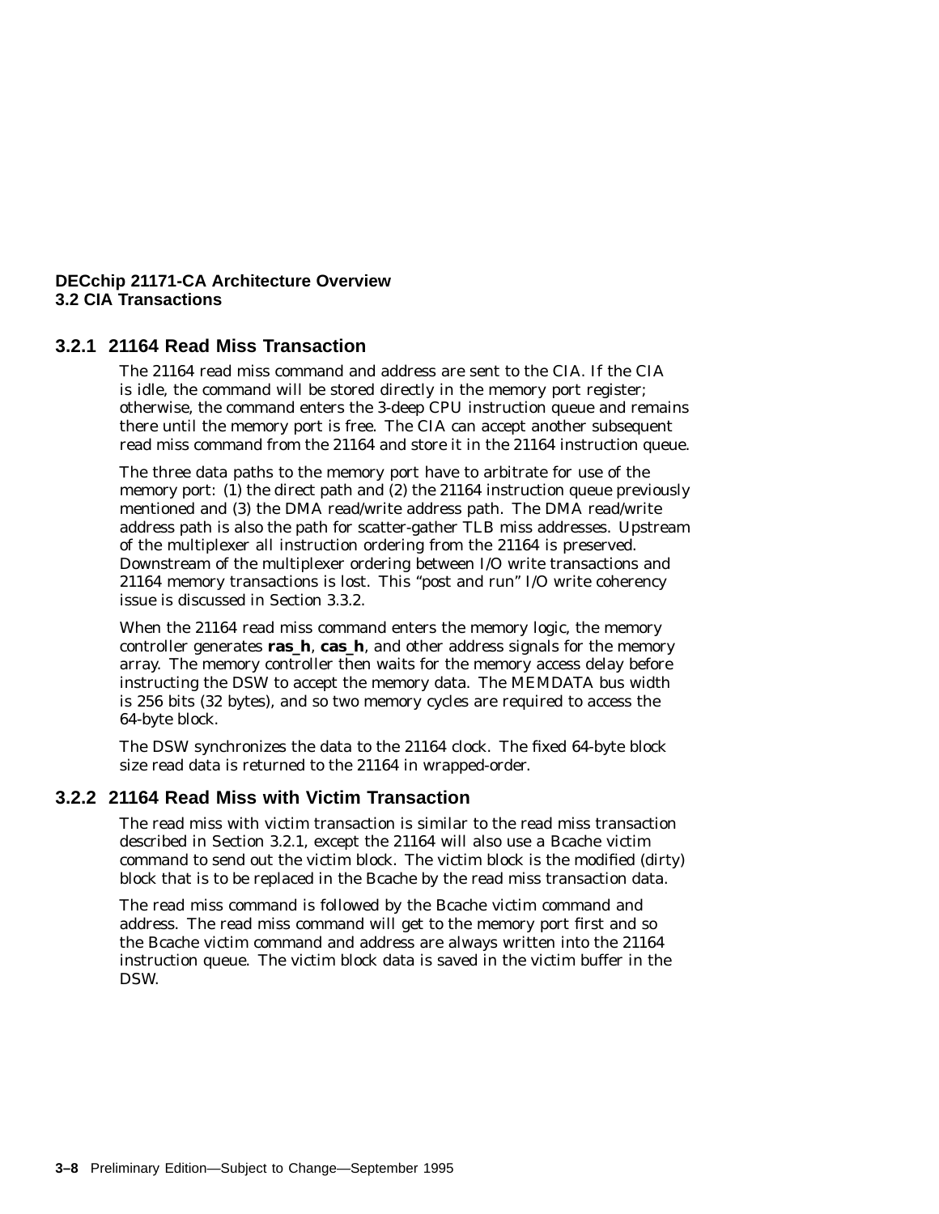### 3.2.1 21164 Read Miss Transaction

The 21164 read miss command and address are sent to the CIA. If the CIA is idle, the command will be stored directly in the memory port register; otherwise, the command enters the 3-deep CPU instruction queue and remains there until the memory port is free. The CIA can accept another subsequent read miss command from the 21164 and store it in the 21164 instruction queue.

The three data paths to the memory port have to arbitrate for use of the memory port: (1) the direct path and (2) the 21164 instruction queue previously mentioned and (3) the DMA read/write address path. The DMA read/write address path is also the path for scatter-gather TLB miss addresses. Upstream of the multiplexer all instruction ordering from the 21164 is preserved. Downstream of the multiplexer ordering between I/O write transactions and 21164 memory transactions is lost. This "post and run" I/O write coherency issue is discussed in Section 3.3.2.

When the 21164 read miss command enters the memory logic, the memory controller generates **ras_h**, **cas_h**, and other address signals for the memory array. The memory controller then waits for the memory access delay before instructing the DSW to accept the memory data. The MEMDATA bus width is 256 bits (32 bytes), and so two memory cycles are required to access the 64-byte block.

The DSW synchronizes the data to the 21164 clock. The fixed 64-byte block size read data is returned to the 21164 in wrapped-order.

### 3.2.2 21164 Read Miss with Victim Transaction

The read miss with victim transaction is similar to the read miss transaction described in Section 3.2.1, except the 21164 will also use a Bcache victim command to send out the victim block. The victim block is the modified (dirty) block that is to be replaced in the Bcache by the read miss transaction data.

The read miss command is followed by the Bcache victim command and address. The read miss command will get to the memory port first and so the Bcache victim command and address are always written into the 21164 instruction queue. The victim block data is saved in the victim buffer in the DSW.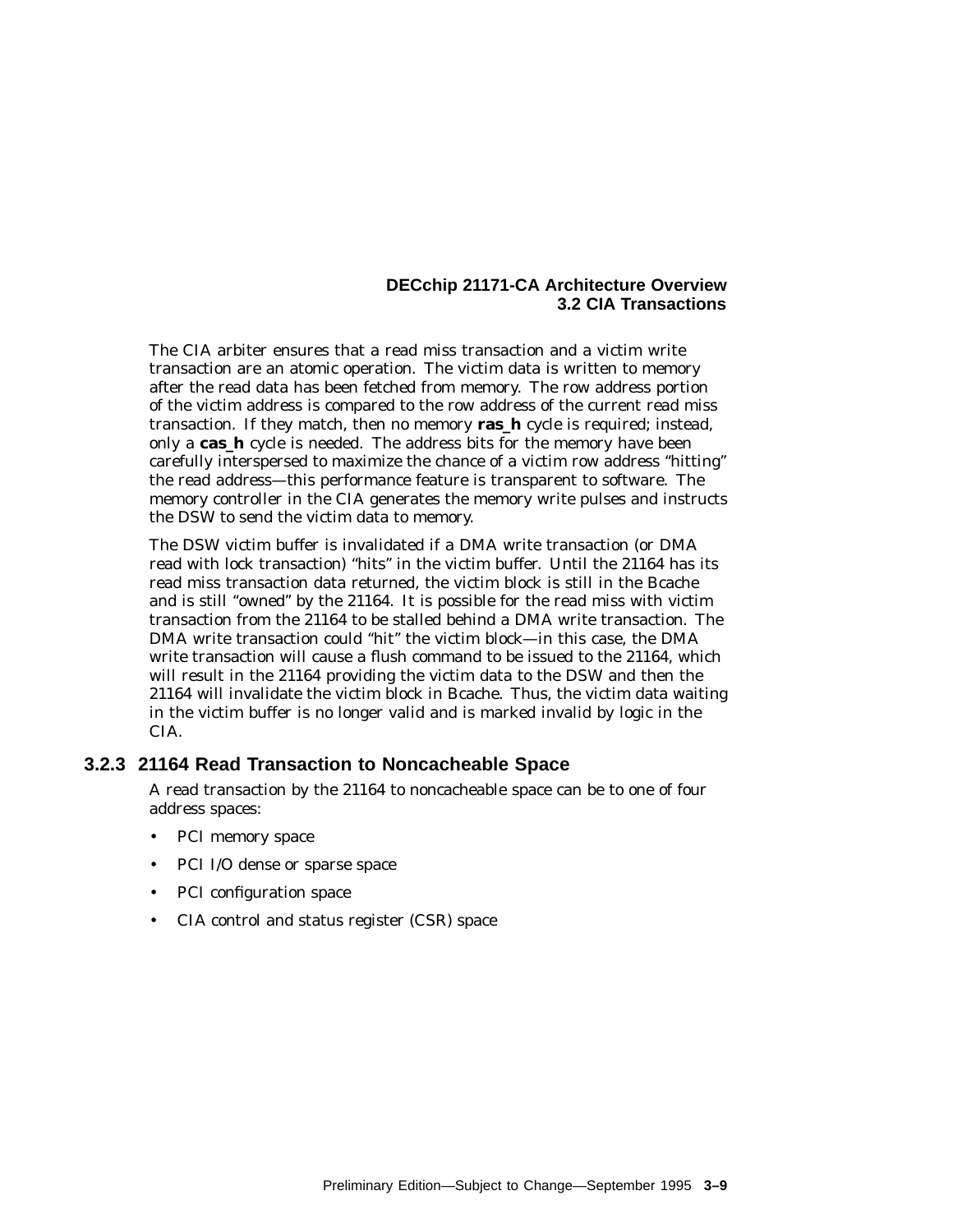The CIA arbiter ensures that a read miss transaction and a victim write transaction are an atomic operation. The victim data is written to memory after the read data has been fetched from memory. The row address portion of the victim address is compared to the row address of the current read miss transaction. If they match, then no memory **ras_h** cycle is required; instead, only a **cas_h** cycle is needed. The address bits for the memory have been carefully interspersed to maximize the chance of a victim row address "hitting" the read address—this performance feature is transparent to software. The memory controller in the CIA generates the memory write pulses and instructs the DSW to send the victim data to memory.

The DSW victim buffer is invalidated if a DMA write transaction (or DMA read with lock transaction) "hits" in the victim buffer. Until the 21164 has its read miss transaction data returned, the victim block is still in the Bcache and is still "owned" by the 21164. It is possible for the read miss with victim transaction from the 21164 to be stalled behind a DMA write transaction. The DMA write transaction could "hit" the victim block—in this case, the DMA write transaction will cause a flush command to be issued to the 21164, which will result in the 21164 providing the victim data to the DSW and then the 21164 will invalidate the victim block in Bcache. Thus, the victim data waiting in the victim buffer is no longer valid and is marked invalid by logic in the CIA.

### 3.2.3 21164 Read Transaction to Noncacheable Space

A read transaction by the 21164 to noncacheable space can be to one of four address spaces:

- PCI memory space
- PCI I/O dense or sparse space
- PCI configuration space
- CIA control and status register (CSR) space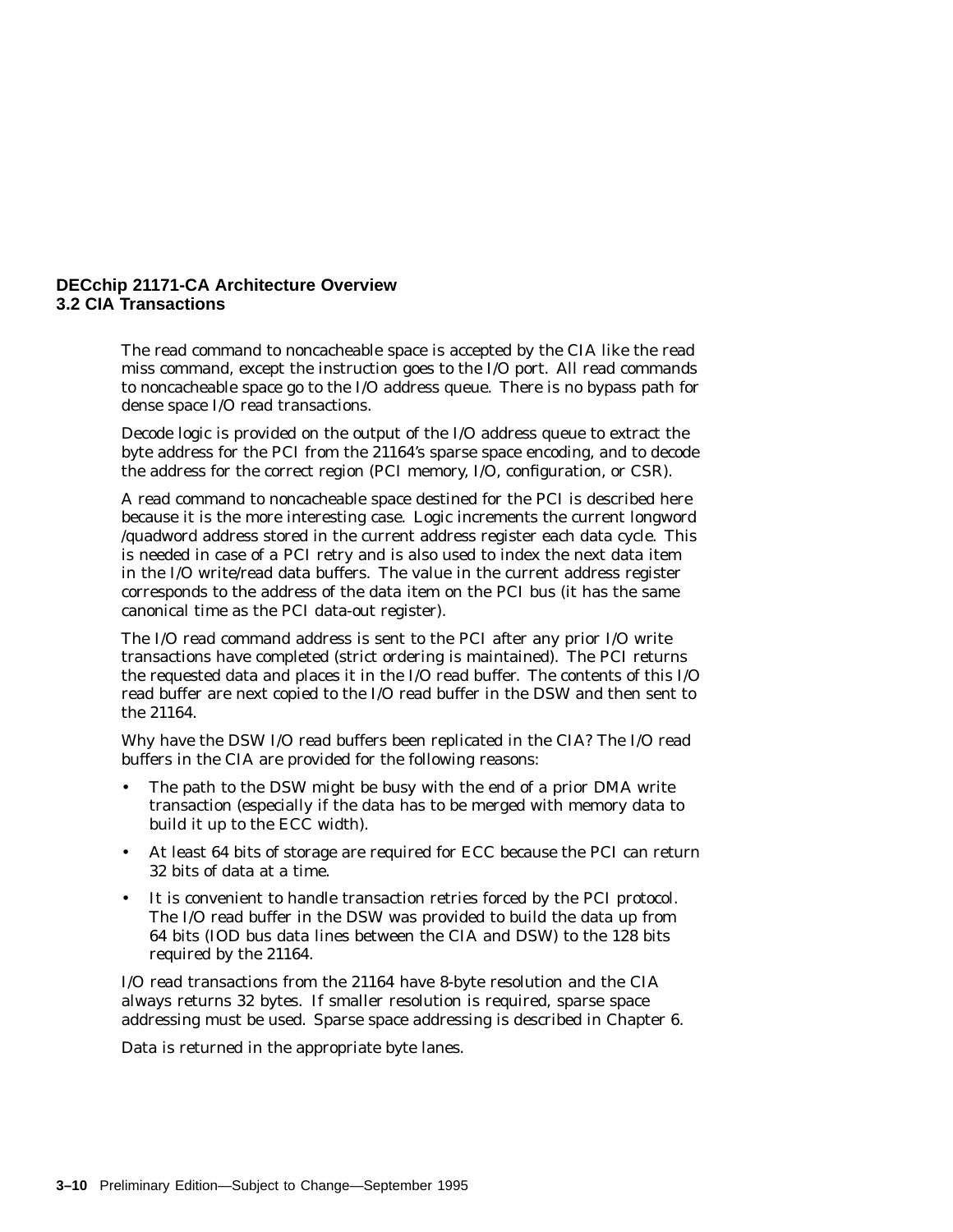The read command to noncacheable space is accepted by the CIA like the read miss command, except the instruction goes to the I/O port. All read commands to noncacheable space go to the I/O address queue. There is no bypass path for dense space I/O read transactions.

Decode logic is provided on the output of the I/O address queue to extract the byte address for the PCI from the 21164's sparse space encoding, and to decode the address for the correct region (PCI memory, I/O, configuration, or CSR).

A read command to noncacheable space destined for the PCI is described here because it is the more interesting case. Logic increments the current longword /quadword address stored in the current address register each data cycle. This is needed in case of a PCI retry and is also used to index the next data item in the I/O write/read data buffers. The value in the current address register corresponds to the address of the data item on the PCI bus (it has the same canonical time as the PCI data-out register).

The I/O read command address is sent to the PCI after any prior I/O write transactions have completed (strict ordering is maintained). The PCI returns the requested data and places it in the I/O read buffer. The contents of this I/O read buffer are next copied to the I/O read buffer in the DSW and then sent to the 21164.

Why have the DSW I/O read buffers been replicated in the CIA? The I/O read buffers in the CIA are provided for the following reasons:

- The path to the DSW might be busy with the end of a prior DMA write transaction (especially if the data has to be merged with memory data to build it up to the ECC width).
- At least 64 bits of storage are required for ECC because the PCI can return 32 bits of data at a time.
- It is convenient to handle transaction retries forced by the PCI protocol. The I/O read buffer in the DSW was provided to build the data up from 64 bits (IOD bus data lines between the CIA and DSW) to the 128 bits required by the 21164.

I/O read transactions from the 21164 have 8-byte resolution and the CIA always returns 32 bytes. If smaller resolution is required, sparse space addressing must be used. Sparse space addressing is described in Chapter 6.

Data is returned in the appropriate byte lanes.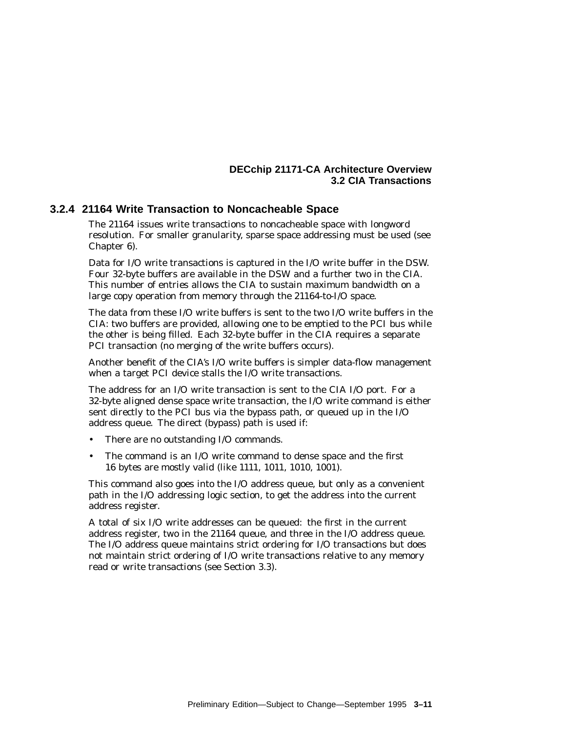### 3.2.4 21164 Write Transaction to Noncacheable Space

The 21164 issues write transactions to noncacheable space with longword resolution. For smaller granularity, sparse space addressing must be used (see Chapter 6).

Data for I/O write transactions is captured in the I/O write buffer in the DSW. Four 32-byte buffers are available in the DSW and a further two in the CIA. This number of entries allows the CIA to sustain maximum bandwidth on a large copy operation from memory through the 21164-to-I/O space.

The data from these I/O write buffers is sent to the two I/O write buffers in the CIA: two buffers are provided, allowing one to be emptied to the PCI bus while the other is being filled. Each 32-byte buffer in the CIA requires a separate PCI transaction (no merging of the write buffers occurs).

Another benefit of the CIA's I/O write buffers is simpler data-flow management when a target PCI device stalls the I/O write transactions.

The address for an I/O write transaction is sent to the CIA I/O port. For a 32-byte aligned dense space write transaction, the I/O write command is either sent directly to the PCI bus via the bypass path, or queued up in the I/O address queue. The direct (bypass) path is used if:

- There are no outstanding I/O commands.
- The command is an I/O write command to dense space and the first 16 bytes are mostly valid (like 1111, 1011, 1010, 1001).

This command also goes into the I/O address queue, but only as a convenient path in the I/O addressing logic section, to get the address into the current address register.

A total of six I/O write addresses can be queued: the first in the current address register, two in the 21164 queue, and three in the I/O address queue. The I/O address queue maintains strict ordering for I/O transactions but does not maintain strict ordering of I/O write transactions relative to any memory read or write transactions (see Section 3.3).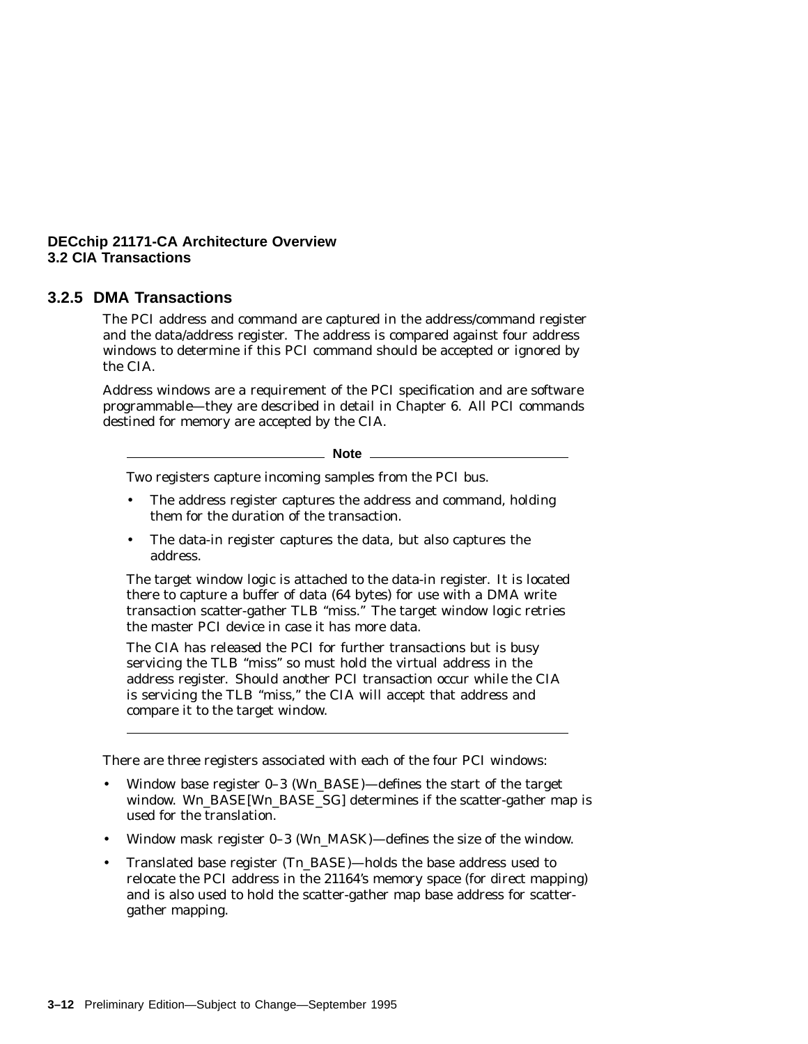### 3.2.5 DMA Transactions

The PCI address and command are captured in the address/command register and the data/address register. The address is compared against four address windows to determine if this PCI command should be accepted or ignored by the CIA.

Address windows are a requirement of the PCI specification and are software programmable—they are described in detail in Chapter 6. All PCI commands destined for memory are accepted by the CIA.

---

**Note**

Two registers capture incoming samples from the PCI bus.

- The address register captures the address and command, holding them for the duration of the transaction.
- The data-in register captures the data, but also captures the address.

The target window logic is attached to the data-in register. It is located there to capture a buffer of data (64 bytes) for use with a DMA write transaction scatter-gather TLB "miss." The target window logic retries the master PCI device in case it has more data.

The CIA has released the PCI for further transactions but is busy servicing the TLB "miss" so must hold the virtual address in the address register. Should another PCI transaction occur while the CIA is servicing the TLB "miss," the CIA will accept that address and compare it to the target window.

---

There are three registers associated with each of the four PCI windows:

- Window base register 0–3 (Wn_BASE)—defines the start of the target window. Wn_BASE[Wn_BASE_SG] determines if the scatter-gather map is used for the translation.
- Window mask register 0–3 (Wn_MASK)—defines the size of the window.
- Translated base register (Tn_BASE)—holds the base address used to relocate the PCI address in the 21164's memory space (for direct mapping) and is also used to hold the scatter-gather map base address for scatter-gather mapping.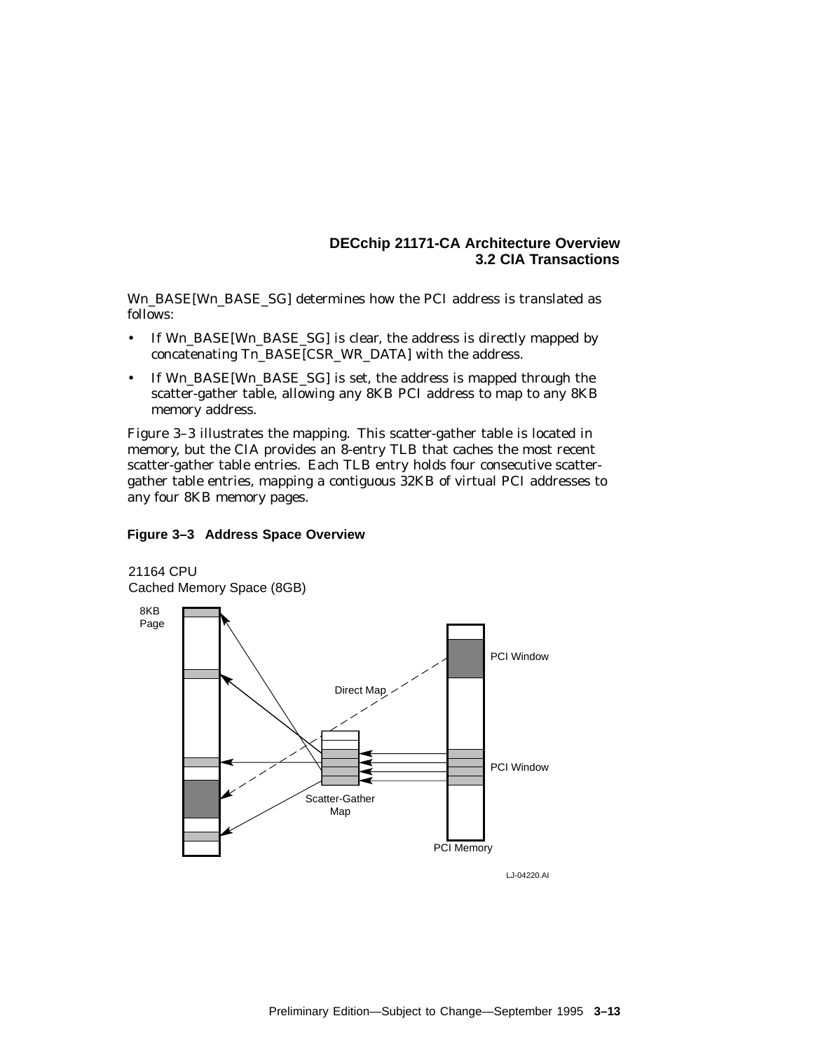Wn_BASE[Wn_BASE_SG] determines how the PCI address is translated as follows:

- If Wn_BASE[Wn_BASE_SG] is clear, the address is directly mapped by concatenating Tn_BASE[CSR_WR_DATA] with the address.
- If Wn_BASE[Wn_BASE_SG] is set, the address is mapped through the scatter-gather table, allowing any 8KB PCI address to map to any 8KB memory address.

Figure 3–3 illustrates the mapping. This scatter-gather table is located in memory, but the CIA provides an 8-entry TLB that caches the most recent scatter-gather table entries. Each TLB entry holds four consecutive scatter-gather table entries, mapping a contiguous 32KB of virtual PCI addresses to any four 8KB memory pages.

**Figure 3–3 Address Space Overview**

21164 CPU
Cached Memory Space (8GB)

8KB Page

Direct Map

PCI Window

PCI Window

Scatter-Gather Map

PCI Memory

LJ-04220.AI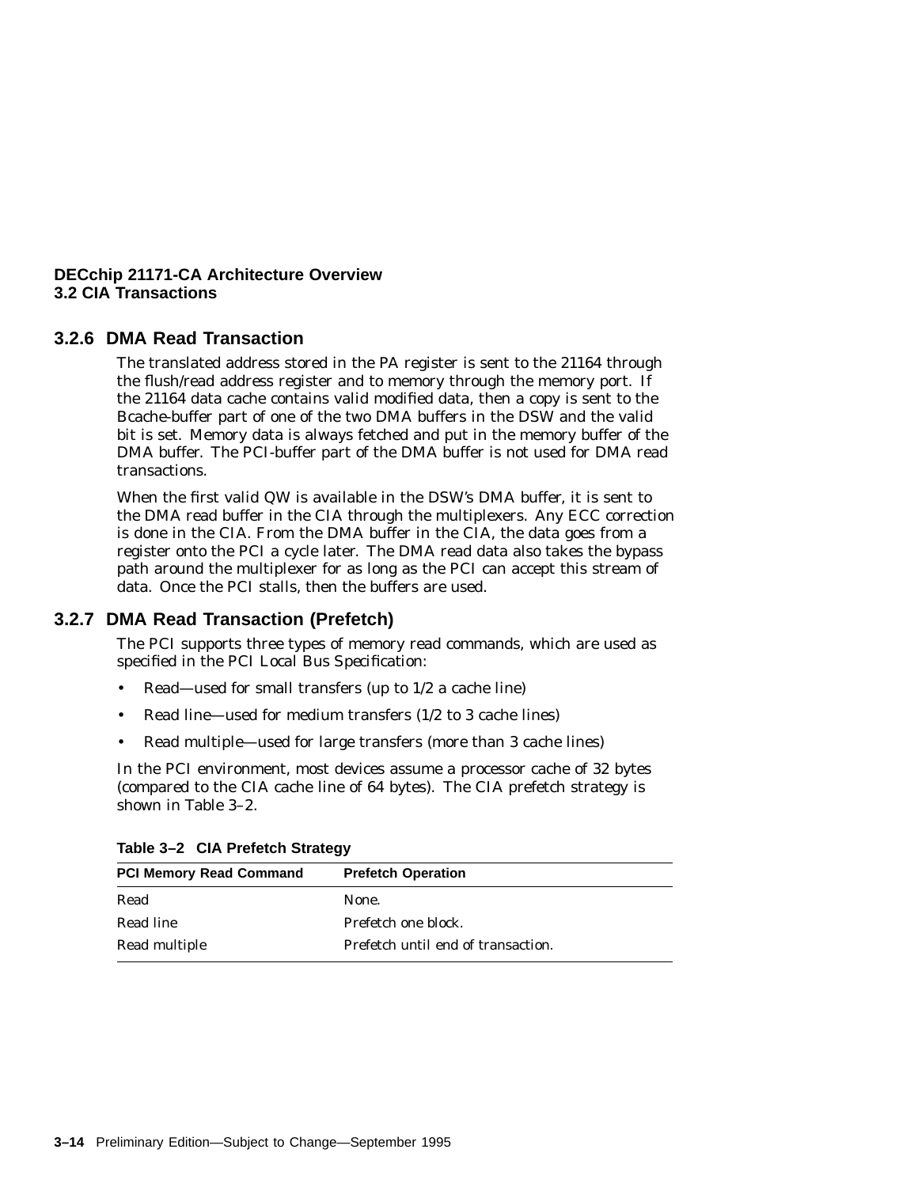### 3.2.6 DMA Read Transaction

The translated address stored in the PA register is sent to the 21164 through the flush/read address register and to memory through the memory port. If the 21164 data cache contains valid modified data, then a copy is sent to the Bcache-buffer part of one of the two DMA buffers in the DSW and the valid bit is set. Memory data is always fetched and put in the memory buffer of the DMA buffer. The PCI-buffer part of the DMA buffer is not used for DMA read transactions.

When the first valid QW is available in the DSW's DMA buffer, it is sent to the DMA read buffer in the CIA through the multiplexers. Any ECC correction is done in the CIA. From the DMA buffer in the CIA, the data goes from a register onto the PCI a cycle later. The DMA read data also takes the bypass path around the multiplexer for as long as the PCI can accept this stream of data. Once the PCI stalls, then the buffers are used.

### 3.2.7 DMA Read Transaction (Prefetch)

The PCI supports three types of memory read commands, which are used as specified in the *PCI Local Bus Specification*:

- Read—used for small transfers (up to 1/2 a cache line)
- Read line—used for medium transfers (1/2 to 3 cache lines)
- Read multiple—used for large transfers (more than 3 cache lines)

In the PCI environment, most devices assume a processor cache of 32 bytes (compared to the CIA cache line of 64 bytes). The CIA prefetch strategy is shown in Table 3–2.

**Table 3–2 CIA Prefetch Strategy**

| PCI Memory Read Command | Prefetch Operation |
|---|---|
| Read | None. |
| Read line | Prefetch one block. |
| Read multiple | Prefetch until end of transaction. |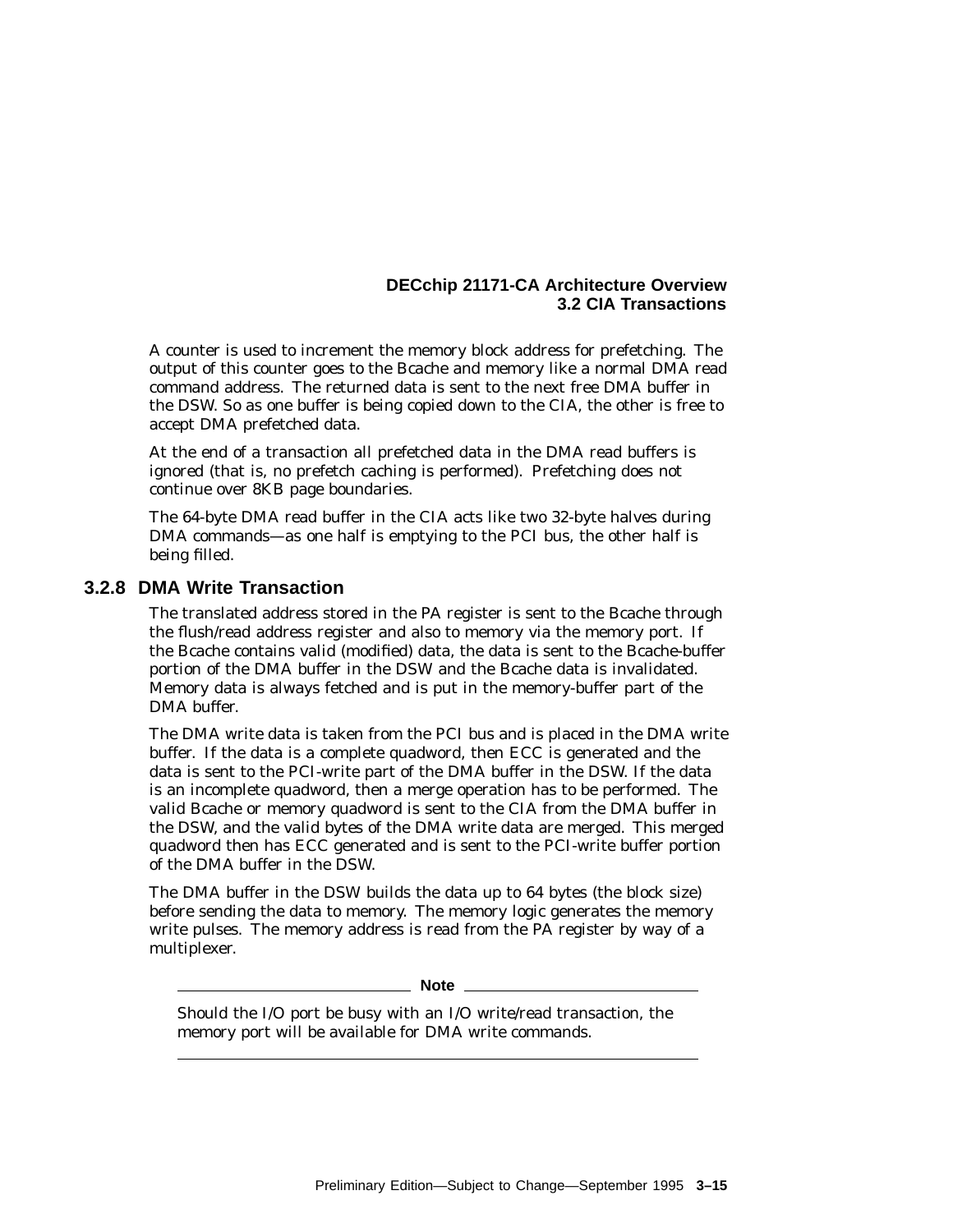A counter is used to increment the memory block address for prefetching. The output of this counter goes to the Bcache and memory like a normal DMA read command address. The returned data is sent to the next free DMA buffer in the DSW. So as one buffer is being copied down to the CIA, the other is free to accept DMA prefetched data.

At the end of a transaction all prefetched data in the DMA read buffers is ignored (that is, no prefetch caching is performed). Prefetching does not continue over 8KB page boundaries.

The 64-byte DMA read buffer in the CIA acts like two 32-byte halves during DMA commands—as one half is emptying to the PCI bus, the other half is being filled.

### 3.2.8 DMA Write Transaction

The translated address stored in the PA register is sent to the Bcache through the flush/read address register and also to memory via the memory port. If the Bcache contains valid (modified) data, the data is sent to the Bcache-buffer portion of the DMA buffer in the DSW and the Bcache data is invalidated. Memory data is always fetched and is put in the memory-buffer part of the DMA buffer.

The DMA write data is taken from the PCI bus and is placed in the DMA write buffer. If the data is a complete quadword, then ECC is generated and the data is sent to the PCI-write part of the DMA buffer in the DSW. If the data is an incomplete quadword, then a merge operation has to be performed. The valid Bcache or memory quadword is sent to the CIA from the DMA buffer in the DSW, and the valid bytes of the DMA write data are merged. This merged quadword then has ECC generated and is sent to the PCI-write buffer portion of the DMA buffer in the DSW.

The DMA buffer in the DSW builds the data up to 64 bytes (the block size) before sending the data to memory. The memory logic generates the memory write pulses. The memory address is read from the PA register by way of a multiplexer.

---

**Note**

Should the I/O port be busy with an I/O write/read transaction, the memory port will be available for DMA write commands.

---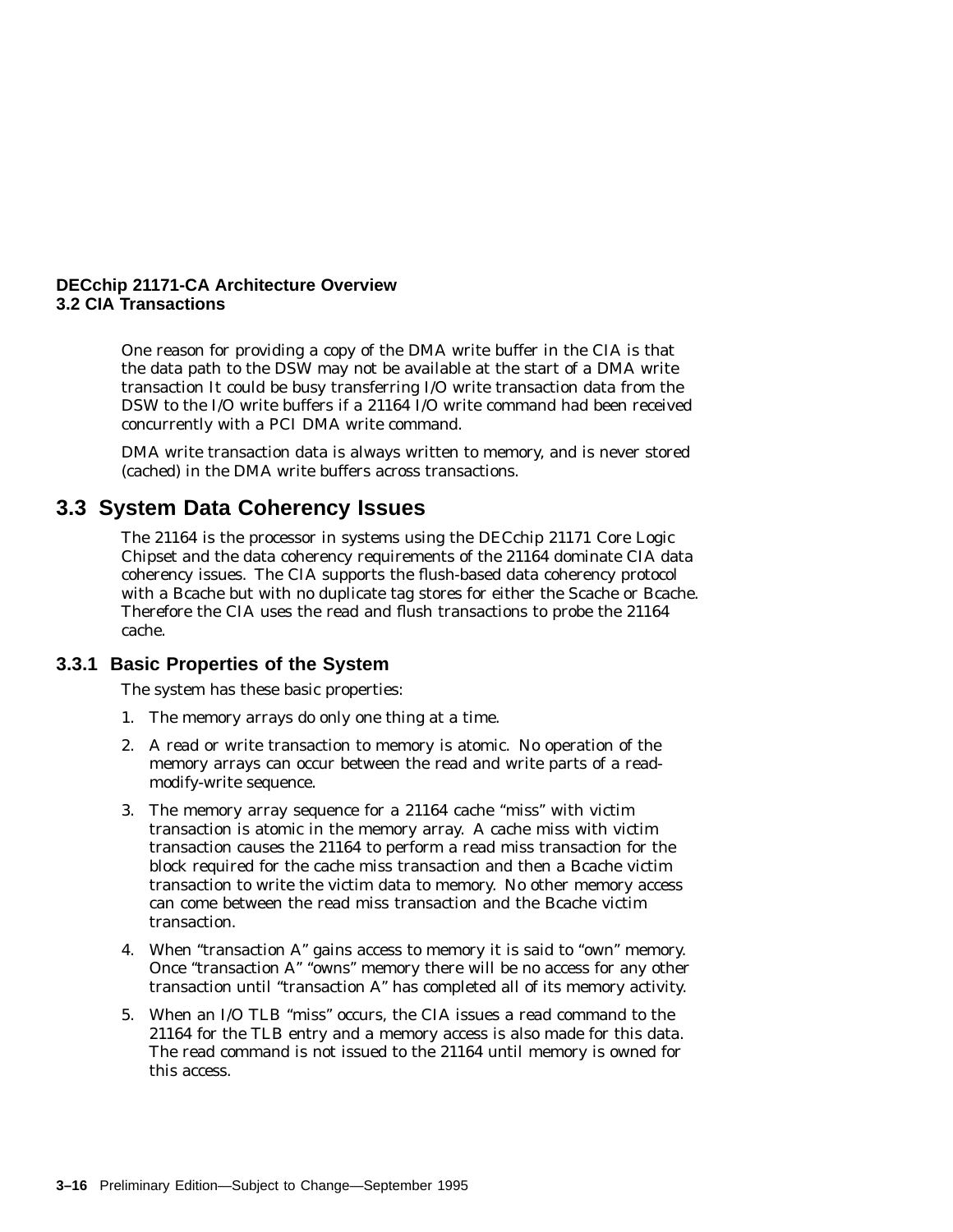One reason for providing a copy of the DMA write buffer in the CIA is that the data path to the DSW may not be available at the start of a DMA write transaction It could be busy transferring I/O write transaction data from the DSW to the I/O write buffers if a 21164 I/O write command had been received concurrently with a PCI DMA write command.

DMA write transaction data is always written to memory, and is never stored (cached) in the DMA write buffers across transactions.

## 3.3 System Data Coherency Issues

The 21164 is the processor in systems using the DECchip 21171 Core Logic Chipset and the data coherency requirements of the 21164 dominate CIA data coherency issues. The CIA supports the flush-based data coherency protocol with a Bcache but with no duplicate tag stores for either the Scache or Bcache. Therefore the CIA uses the read and flush transactions to probe the 21164 cache.

### 3.3.1 Basic Properties of the System

The system has these basic properties:

1. The memory arrays do only one thing at a time.
2. A read or write transaction to memory is atomic. No operation of the memory arrays can occur between the read and write parts of a read-modify-write sequence.
3. The memory array sequence for a 21164 cache "miss" with victim transaction is atomic in the memory array. A cache miss with victim transaction causes the 21164 to perform a read miss transaction for the block required for the cache miss transaction and then a Bcache victim transaction to write the victim data to memory. No other memory access can come between the read miss transaction and the Bcache victim transaction.
4. When "transaction A" gains access to memory it is said to "own" memory. Once "transaction A" "owns" memory there will be no access for any other transaction until "transaction A" has completed all of its memory activity.
5. When an I/O TLB "miss" occurs, the CIA issues a read command to the 21164 for the TLB entry and a memory access is also made for this data. The read command is not issued to the 21164 until memory is owned for this access.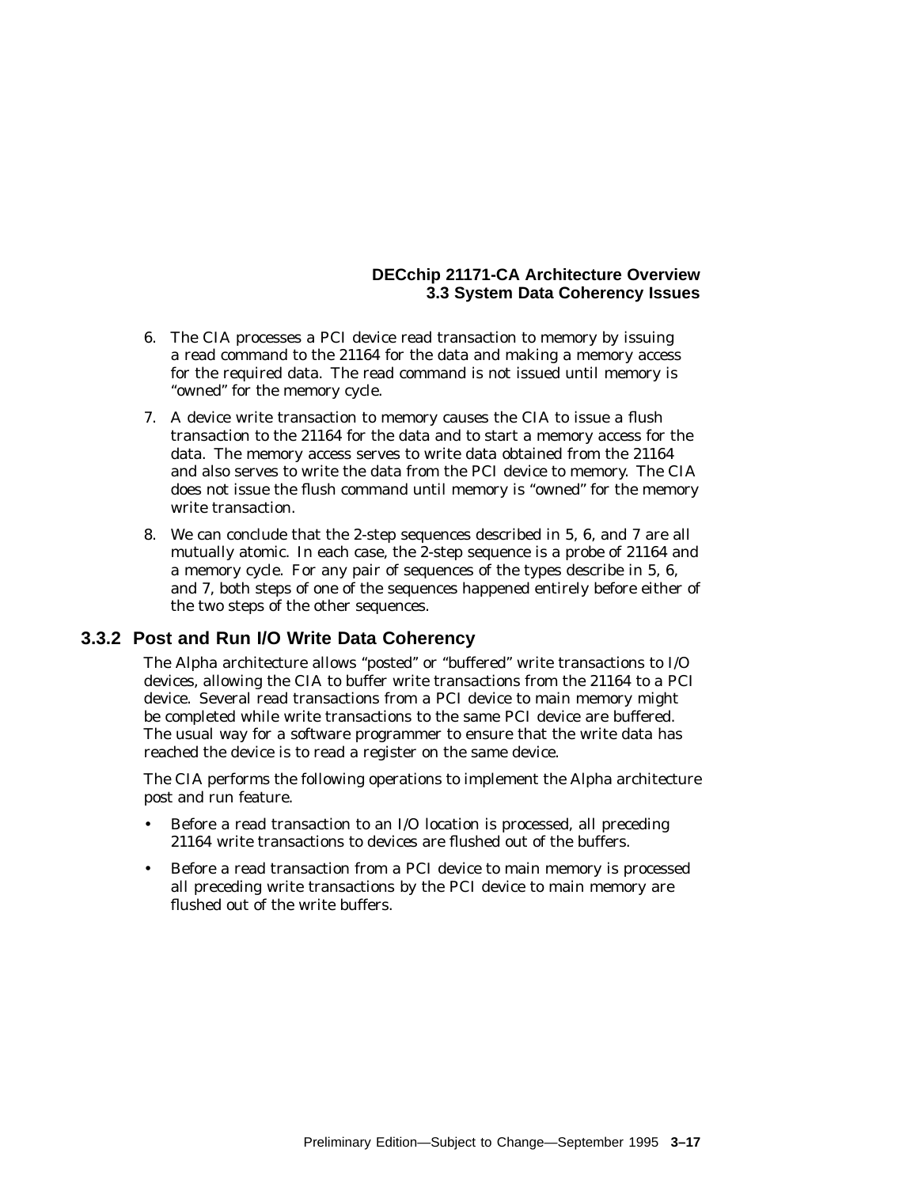6. The CIA processes a PCI device read transaction to memory by issuing a read command to the 21164 for the data and making a memory access for the required data. The read command is not issued until memory is "owned" for the memory cycle.

7. A device write transaction to memory causes the CIA to issue a flush transaction to the 21164 for the data and to start a memory access for the data. The memory access serves to write data obtained from the 21164 and also serves to write the data from the PCI device to memory. The CIA does not issue the flush command until memory is "owned" for the memory write transaction.

8. We can conclude that the 2-step sequences described in 5, 6, and 7 are all mutually atomic. In each case, the 2-step sequence is a probe of 21164 and a memory cycle. For any pair of sequences of the types describe in 5, 6, and 7, both steps of one of the sequences happened entirely before either of the two steps of the other sequences.

### 3.3.2 Post and Run I/O Write Data Coherency

The Alpha architecture allows "posted" or "buffered" write transactions to I/O devices, allowing the CIA to buffer write transactions from the 21164 to a PCI device. Several read transactions from a PCI device to main memory might be completed while write transactions to the same PCI device are buffered. The usual way for a software programmer to ensure that the write data has reached the device is to read a register on the same device.

The CIA performs the following operations to implement the Alpha architecture post and run feature.

- Before a read transaction to an I/O location is processed, all preceding 21164 write transactions to devices are flushed out of the buffers.
- Before a read transaction from a PCI device to main memory is processed all preceding write transactions by the PCI device to main memory are flushed out of the write buffers.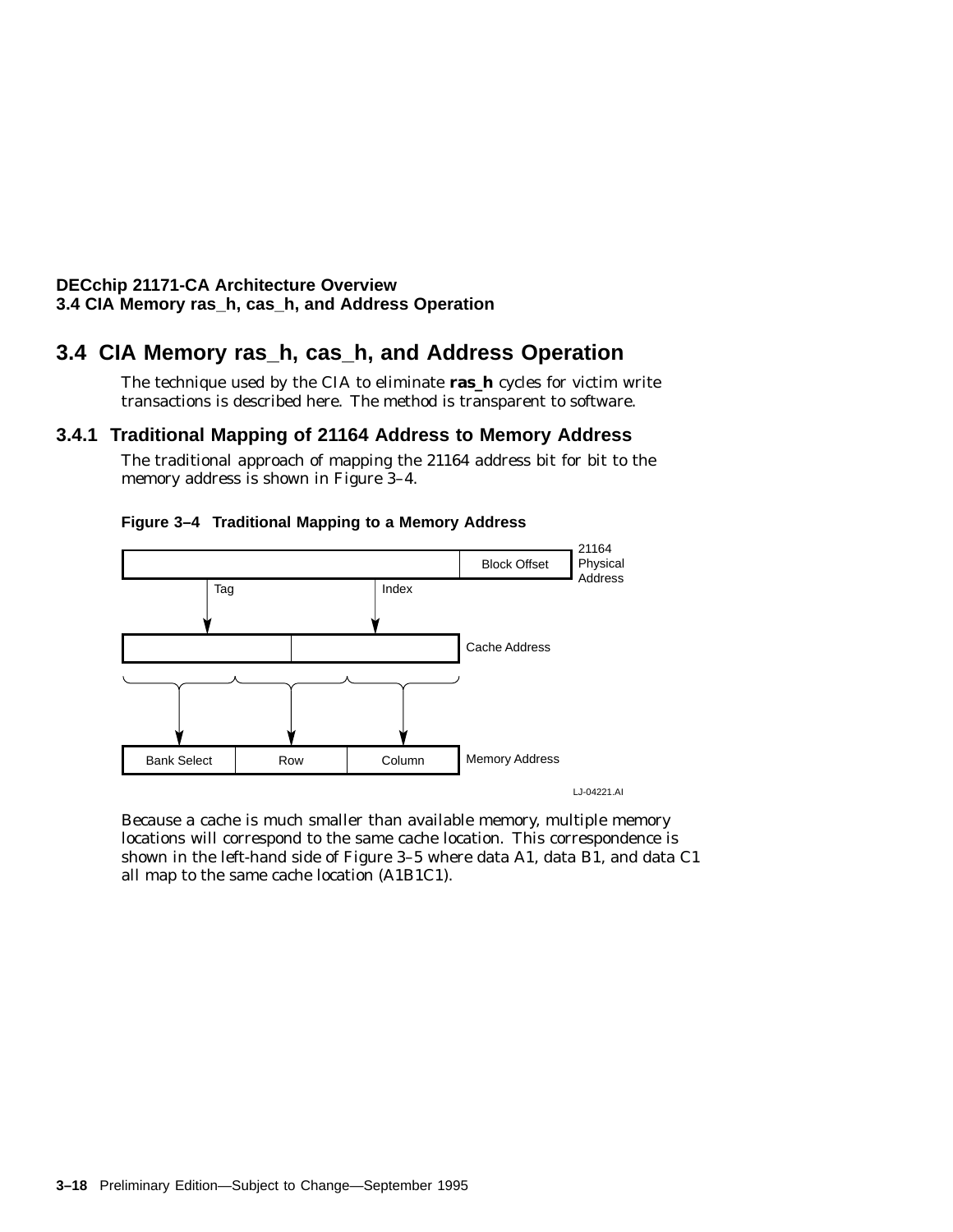## 3.4 CIA Memory ras_h, cas_h, and Address Operation

The technique used by the CIA to eliminate **ras_h** cycles for victim write transactions is described here. The method is transparent to software.

### 3.4.1 Traditional Mapping of 21164 Address to Memory Address

The traditional approach of mapping the 21164 address bit for bit to the memory address is shown in Figure 3–4.

**Figure 3–4 Traditional Mapping to a Memory Address**

21164 Physical Address: Block Offset

Tag, Index

Cache Address

Bank Select | Row | Column — Memory Address

LJ-04221.AI

Because a cache is much smaller than available memory, multiple memory locations will correspond to the same cache location. This correspondence is shown in the left-hand side of Figure 3–5 where data A1, data B1, and data C1 all map to the same cache location (A1B1C1).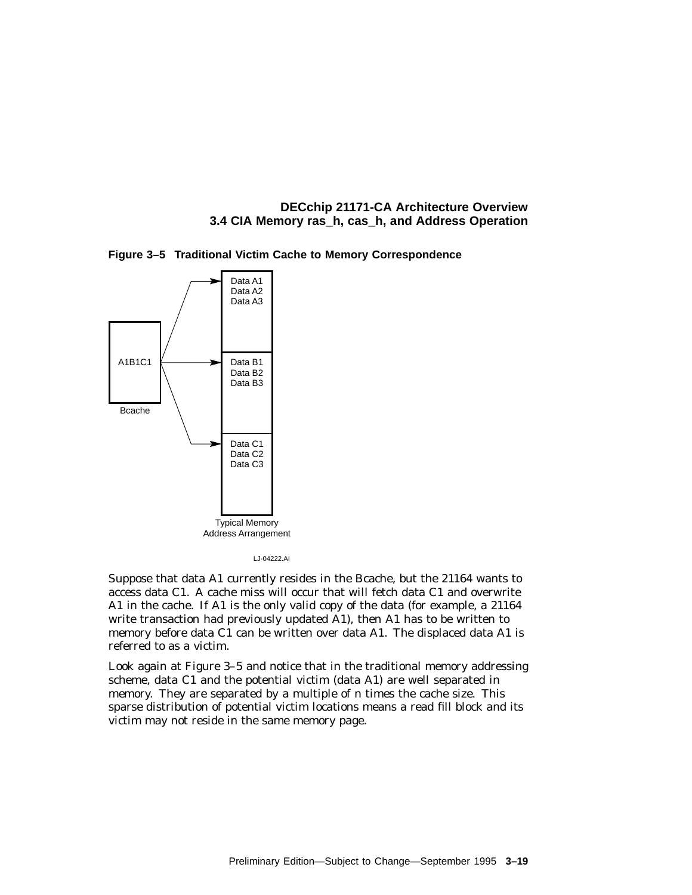**Figure 3–5 Traditional Victim Cache to Memory Correspondence**

A1B1C1

Bcache

Data A1
Data A2
Data A3

Data B1
Data B2
Data B3

Data C1
Data C2
Data C3

Typical Memory Address Arrangement

LJ-04222.AI

Suppose that data A1 currently resides in the Bcache, but the 21164 wants to access data C1. A cache miss will occur that will fetch data C1 and overwrite A1 in the cache. If A1 is the only valid copy of the data (for example, a 21164 write transaction had previously updated A1), then A1 has to be written to memory before data C1 can be written over data A1. The displaced data A1 is referred to as a victim.

Look again at Figure 3–5 and notice that in the traditional memory addressing scheme, data C1 and the potential victim (data A1) are well separated in memory. They are separated by a multiple of n times the cache size. This sparse distribution of potential victim locations means a read fill block and its victim may not reside in the same memory page.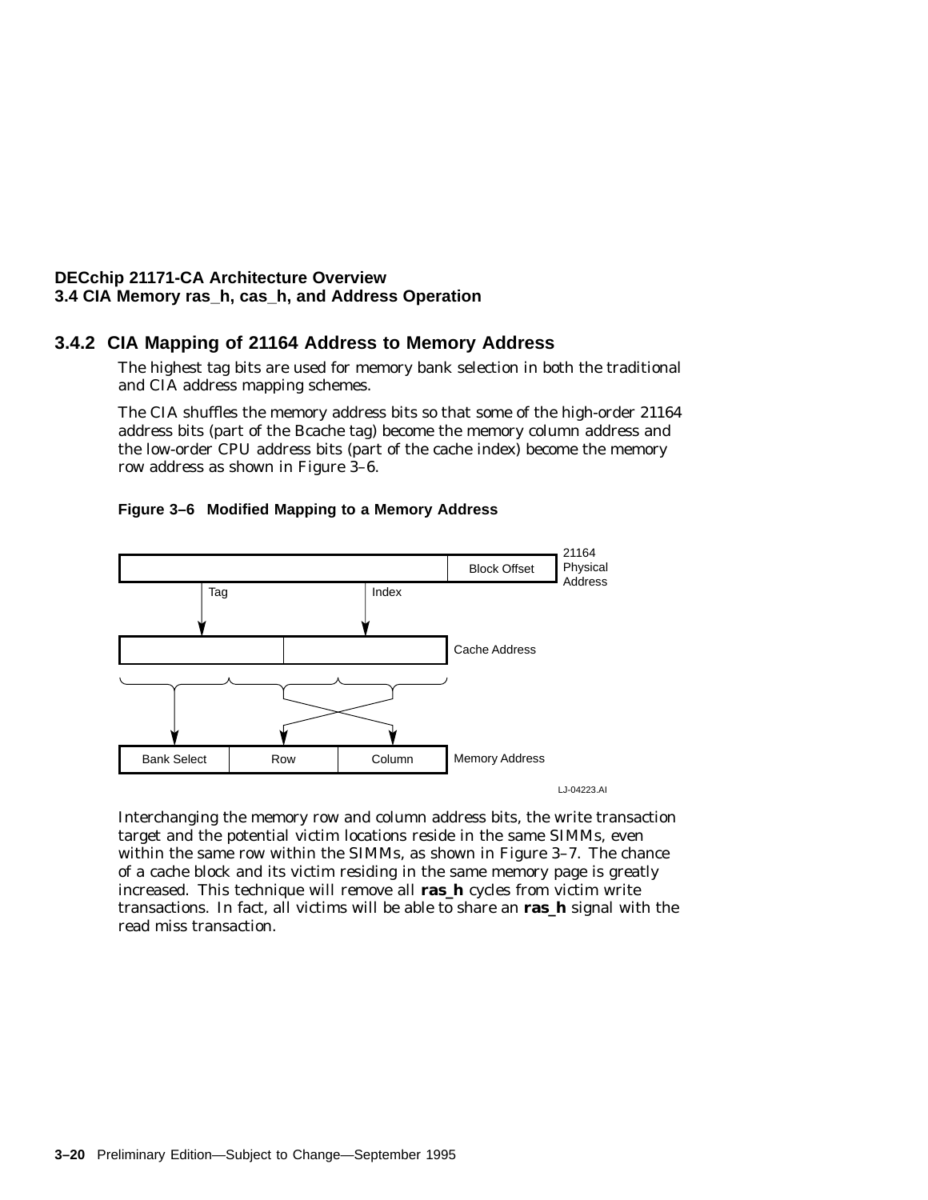### 3.4.2 CIA Mapping of 21164 Address to Memory Address

The highest tag bits are used for memory bank selection in both the traditional and CIA address mapping schemes.

The CIA shuffles the memory address bits so that some of the high-order 21164 address bits (part of the Bcache tag) become the memory column address and the low-order CPU address bits (part of the cache index) become the memory row address as shown in Figure 3–6.

**Figure 3–6 Modified Mapping to a Memory Address**

Interchanging the memory row and column address bits, the write transaction target and the potential victim locations reside in the same SIMMs, even within the same row within the SIMMs, as shown in Figure 3–7. The chance of a cache block and its victim residing in the same memory page is greatly increased. This technique will remove all **ras_h** cycles from victim write transactions. In fact, all victims will be able to share an **ras_h** signal with the read miss transaction.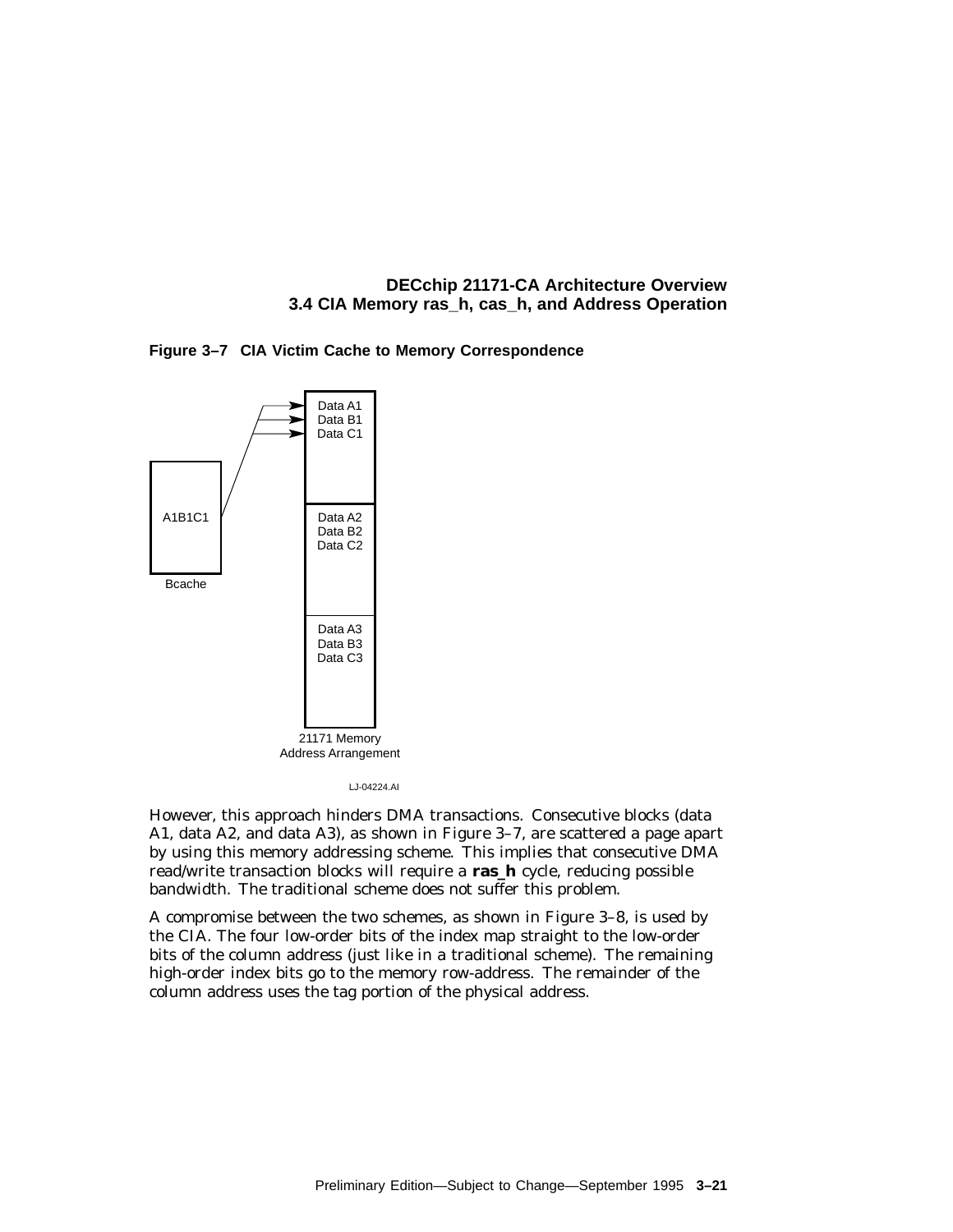**Figure 3–7 CIA Victim Cache to Memory Correspondence**

However, this approach hinders DMA transactions. Consecutive blocks (data A1, data A2, and data A3), as shown in Figure 3–7, are scattered a page apart by using this memory addressing scheme. This implies that consecutive DMA read/write transaction blocks will require a **ras_h** cycle, reducing possible bandwidth. The traditional scheme does not suffer this problem.

A compromise between the two schemes, as shown in Figure 3–8, is used by the CIA. The four low-order bits of the index map straight to the low-order bits of the column address (just like in a traditional scheme). The remaining high-order index bits go to the memory row-address. The remainder of the column address uses the tag portion of the physical address.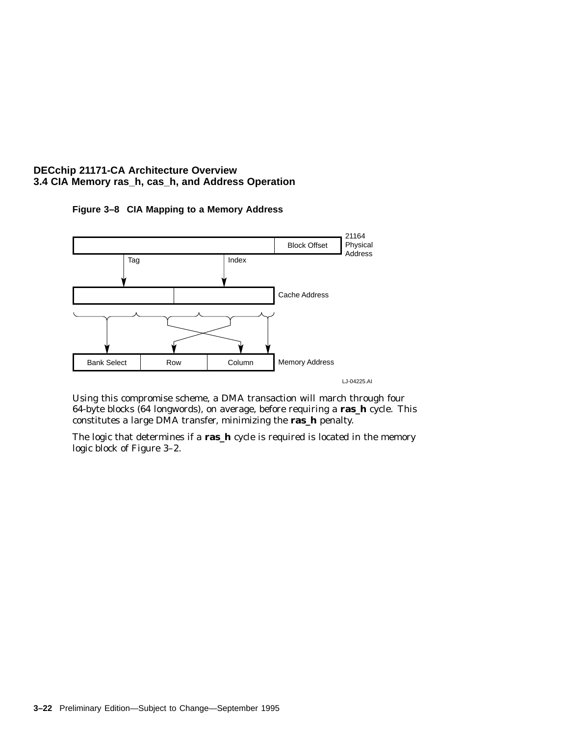**Figure 3–8 CIA Mapping to a Memory Address**

Block Offset

21164 Physical Address

Tag

Index

Cache Address

Bank Select | Row | Column

Memory Address

LJ-04225.AI

Using this compromise scheme, a DMA transaction will march through four 64-byte blocks (64 longwords), on average, before requiring a **ras_h** cycle. This constitutes a large DMA transfer, minimizing the **ras_h** penalty.

The logic that determines if a **ras_h** cycle is required is located in the memory logic block of Figure 3–2.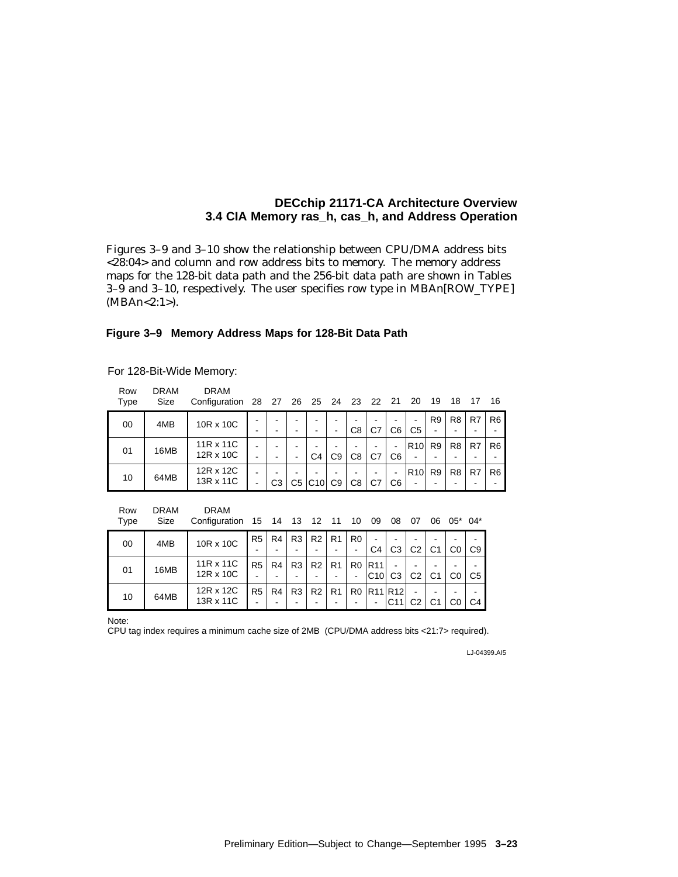Figures 3–9 and 3–10 show the relationship between CPU/DMA address bits <28:04> and column and row address bits to memory. The memory address maps for the 128-bit data path and the 256-bit data path are shown in Tables 3–9 and 3–10, respectively. The user specifies row type in MBAn[ROW_TYPE] (MBAn<2:1>).

**Figure 3–9 Memory Address Maps for 128-Bit Data Path**

For 128-Bit-Wide Memory:

| Row Type | DRAM Size | DRAM Configuration | 28 | 27 | 26 | 25 | 24 | 23 | 22 | 21 | 20 | 19 | 18 | 17 | 16 |
|---|---|---|---|---|---|---|---|---|---|---|---|---|---|---|---|
| 00 | 4MB | 10R x 10C | - / - | - / - | - / - | - / - | - / - | - / C8 | - / C7 | - / C6 | - / C5 | R9 / - | R8 / - | R7 / - | R6 / - |
| 01 | 16MB | 11R x 11C / 12R x 10C | - / - | - / - | - / - | - / C4 | - / C9 | - / C8 | - / C7 | - / C6 | R10 / - | R9 / - | R8 / - | R7 / - | R6 / - |
| 10 | 64MB | 12R x 12C / 13R x 11C | - / - | - / C3 | - / C5 | - / C10 | - / C9 | - / C8 | - / C7 | - / C6 | R10 / - | R9 / - | R8 / - | R7 / - | R6 / - |

| Row Type | DRAM Size | DRAM Configuration | 15 | 14 | 13 | 12 | 11 | 10 | 09 | 08 | 07 | 06 | 05* | 04* |
|---|---|---|---|---|---|---|---|---|---|---|---|---|---|---|
| 00 | 4MB | 10R x 10C | R5 / - | R4 / - | R3 / - | R2 / - | R1 / - | R0 / - | - / C4 | - / C3 | - / C2 | - / C1 | - / C0 | - / C9 |
| 01 | 16MB | 11R x 11C / 12R x 10C | R5 / - | R4 / - | R3 / - | R2 / - | R1 / - | R0 / - | R11 / C10 | - / C3 | - / C2 | - / C1 | - / C0 | - / C5 |
| 10 | 64MB | 12R x 12C / 13R x 11C | R5 / - | R4 / - | R3 / - | R2 / - | R1 / - | R0 / - | R11 / - | R12 / C11 | - / C2 | - / C1 | - / C0 | - / C4 |

Note:
CPU tag index requires a minimum cache size of 2MB (CPU/DMA address bits <21:7> required).

LJ-04399.AI5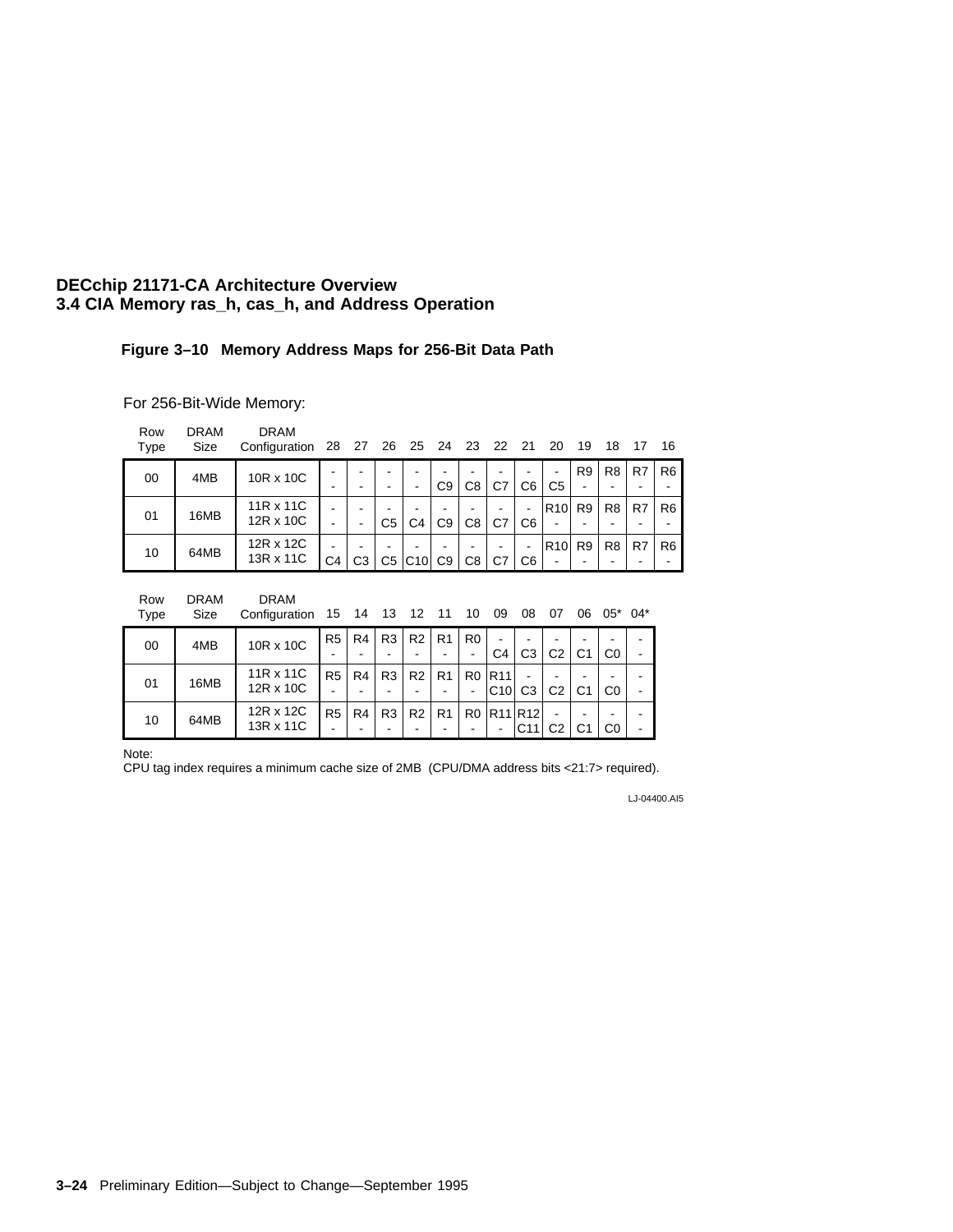**Figure 3–10 Memory Address Maps for 256-Bit Data Path**

For 256-Bit-Wide Memory:

| Row Type | DRAM Size | DRAM Configuration | 28 | 27 | 26 | 25 | 24 | 23 | 22 | 21 | 20 | 19 | 18 | 17 | 16 |
|---|---|---|---|---|---|---|---|---|---|---|---|---|---|---|---|
| 00 | 4MB | 10R x 10C | - | - | - | - | - | - | - | - | - | R9 | R8 | R7 | R6 |
| | | | - | - | - | - | C9 | C8 | C7 | C6 | C5 | - | - | - | - |
| 01 | 16MB | 11R x 11C | - | - | - | - | - | - | - | - | R10 | R9 | R8 | R7 | R6 |
| | | 12R x 10C | - | - | C5 | C4 | C9 | C8 | C7 | C6 | - | - | - | - | - |
| 10 | 64MB | 12R x 12C | - | - | - | - | - | - | - | - | R10 | R9 | R8 | R7 | R6 |
| | | 13R x 11C | C4 | C3 | C5 | C10 | C9 | C8 | C7 | C6 | - | - | - | - | - |

| Row Type | DRAM Size | DRAM Configuration | 15 | 14 | 13 | 12 | 11 | 10 | 09 | 08 | 07 | 06 | 05* | 04* |
|---|---|---|---|---|---|---|---|---|---|---|---|---|---|---|
| 00 | 4MB | 10R x 10C | R5 | R4 | R3 | R2 | R1 | R0 | - | - | - | - | - | - |
| | | | - | - | - | - | - | - | C4 | C3 | C2 | C1 | C0 | - |
| 01 | 16MB | 11R x 11C | R5 | R4 | R3 | R2 | R1 | R0 | R11 | - | - | - | - | - |
| | | 12R x 10C | - | - | - | - | - | - | C10 | C3 | C2 | C1 | C0 | - |
| 10 | 64MB | 12R x 12C | R5 | R4 | R3 | R2 | R1 | R0 | R11 | R12 | - | - | - | - |
| | | 13R x 11C | - | - | - | - | - | - | - | C11 | C2 | C1 | C0 | - |

Note:
CPU tag index requires a minimum cache size of 2MB (CPU/DMA address bits <21:7> required).

LJ-04400.AI5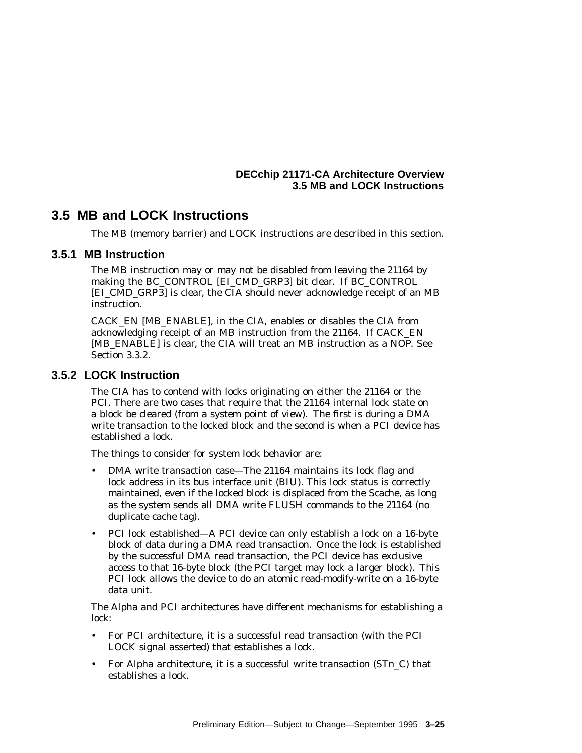## 3.5 MB and LOCK Instructions

The MB (memory barrier) and LOCK instructions are described in this section.

### 3.5.1 MB Instruction

The MB instruction may or may not be disabled from leaving the 21164 by making the BC_CONTROL [EI_CMD_GRP3] bit clear. If BC_CONTROL [EI_CMD_GRP3] is clear, the CIA should never acknowledge receipt of an MB instruction.

CACK_EN [MB_ENABLE], in the CIA, enables or disables the CIA from acknowledging receipt of an MB instruction from the 21164. If CACK_EN [MB_ENABLE] is clear, the CIA will treat an MB instruction as a NOP. See Section 3.3.2.

### 3.5.2 LOCK Instruction

The CIA has to contend with locks originating on either the 21164 or the PCI. There are two cases that require that the 21164 internal lock state on a block be cleared (from a system point of view). The first is during a DMA write transaction to the locked block and the second is when a PCI device has established a lock.

The things to consider for system lock behavior are:

- DMA write transaction case—The 21164 maintains its lock flag and lock address in its bus interface unit (BIU). This lock status is correctly maintained, even if the locked block is displaced from the Scache, as long as the system sends all DMA write FLUSH commands to the 21164 (no duplicate cache tag).
- PCI lock established—A PCI device can only establish a lock on a 16-byte block of data during a DMA read transaction. Once the lock is established by the successful DMA read transaction, the PCI device has exclusive access to that 16-byte block (the PCI target may lock a larger block). This PCI lock allows the device to do an atomic read-modify-write on a 16-byte data unit.

The Alpha and PCI architectures have different mechanisms for establishing a lock:

- For PCI architecture, it is a successful read transaction (with the PCI LOCK signal asserted) that establishes a lock.
- For Alpha architecture, it is a successful write transaction (STn_C) that establishes a lock.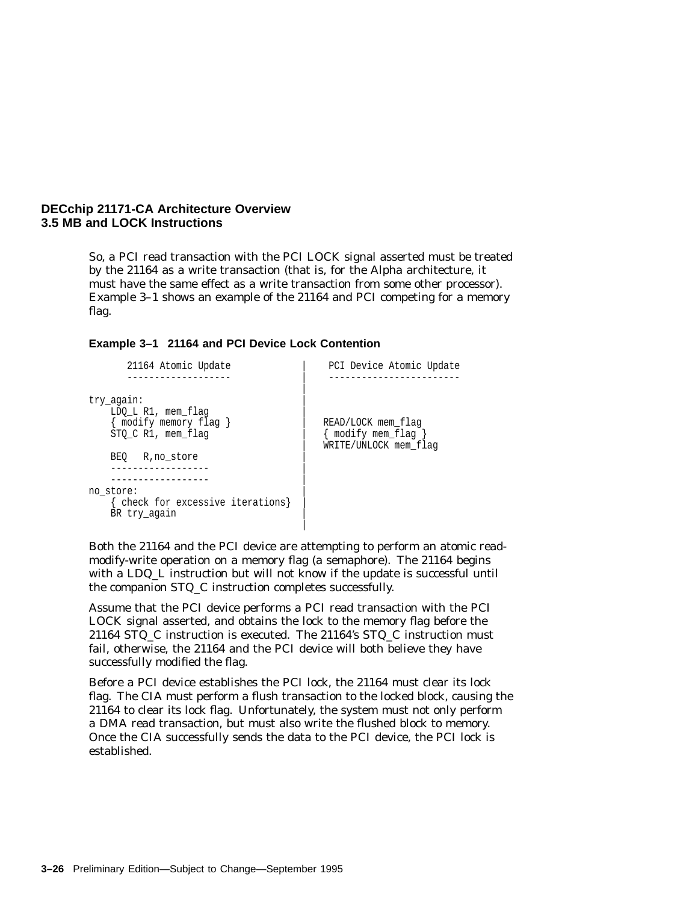So, a PCI read transaction with the PCI LOCK signal asserted must be treated by the 21164 as a write transaction (that is, for the Alpha architecture, it must have the same effect as a write transaction from some other processor). Example 3–1 shows an example of the 21164 and PCI competing for a memory flag.

**Example 3–1 21164 and PCI Device Lock Contention**

```
       21164 Atomic Update             |    PCI Device Atomic Update
       -------------------             |    ------------------------
                                       |
try_again:                             |
    LDQ_L R1, mem_flag                 |
    { modify memory flag }             |   READ/LOCK mem_flag
    STQ_C R1, mem_flag                 |   { modify mem_flag }
                                       |   WRITE/UNLOCK mem_flag
    BEQ   R,no_store                   |
    ------------------                 |
    ------------------                 |
no_store:                              |
    { check for excessive iterations}  |
    BR try_again                       |
                                       |
```

Both the 21164 and the PCI device are attempting to perform an atomic read-modify-write operation on a memory flag (a semaphore). The 21164 begins with a LDQ_L instruction but will not know if the update is successful until the companion STQ_C instruction completes successfully.

Assume that the PCI device performs a PCI read transaction with the PCI LOCK signal asserted, and obtains the lock to the memory flag before the 21164 STQ_C instruction is executed. The 21164's STQ_C instruction must fail, otherwise, the 21164 and the PCI device will both believe they have successfully modified the flag.

Before a PCI device establishes the PCI lock, the 21164 must clear its lock flag. The CIA must perform a flush transaction to the locked block, causing the 21164 to clear its lock flag. Unfortunately, the system must not only perform a DMA read transaction, but must also write the flushed block to memory. Once the CIA successfully sends the data to the PCI device, the PCI lock is established.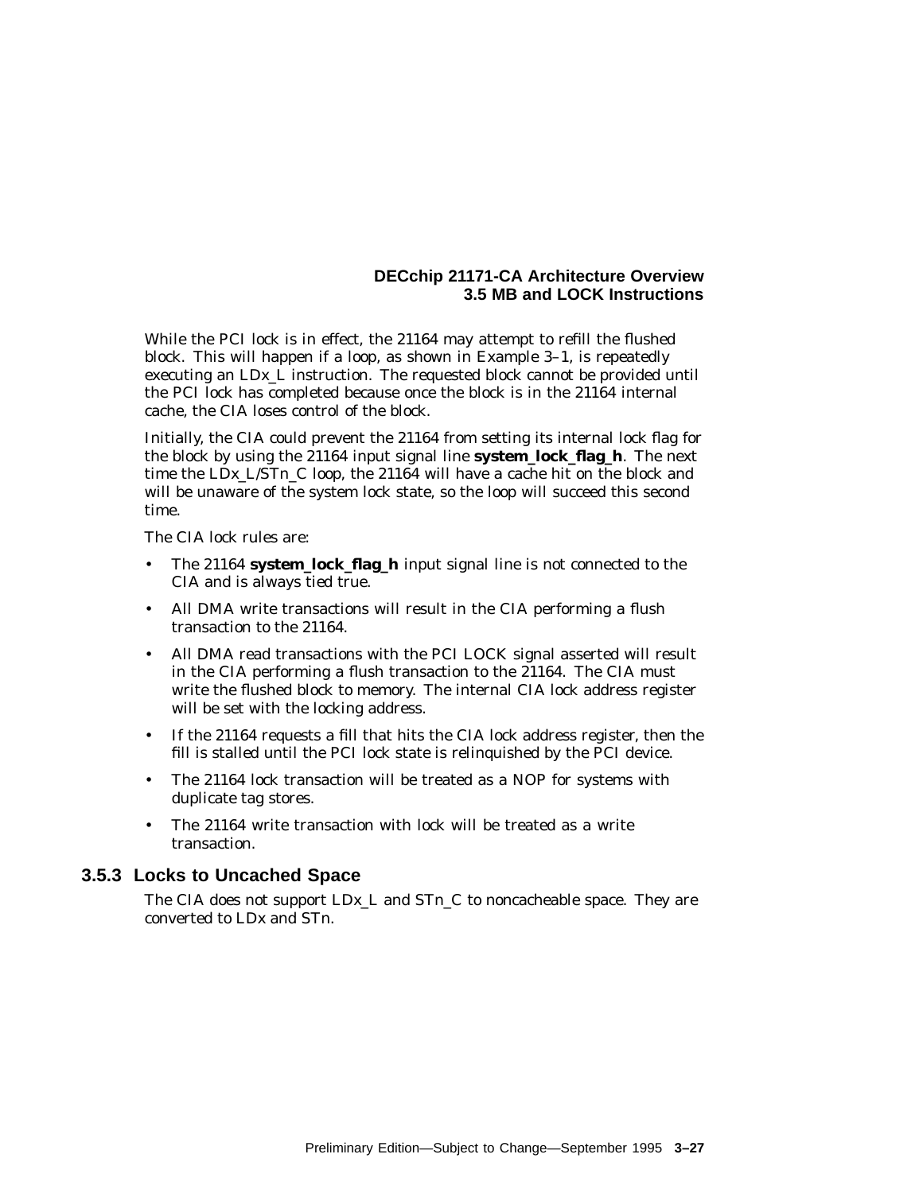While the PCI lock is in effect, the 21164 may attempt to refill the flushed block. This will happen if a loop, as shown in Example 3–1, is repeatedly executing an LDx_L instruction. The requested block cannot be provided until the PCI lock has completed because once the block is in the 21164 internal cache, the CIA loses control of the block.

Initially, the CIA could prevent the 21164 from setting its internal lock flag for the block by using the 21164 input signal line **system_lock_flag_h**. The next time the LDx_L/STn_C loop, the 21164 will have a cache hit on the block and will be unaware of the system lock state, so the loop will succeed this second time.

The CIA lock rules are:

- The 21164 **system_lock_flag_h** input signal line is not connected to the CIA and is always tied true.
- All DMA write transactions will result in the CIA performing a flush transaction to the 21164.
- All DMA read transactions with the PCI LOCK signal asserted will result in the CIA performing a flush transaction to the 21164. The CIA must write the flushed block to memory. The internal CIA lock address register will be set with the locking address.
- If the 21164 requests a fill that hits the CIA lock address register, then the fill is stalled until the PCI lock state is relinquished by the PCI device.
- The 21164 lock transaction will be treated as a NOP for systems with duplicate tag stores.
- The 21164 write transaction with lock will be treated as a write transaction.

### 3.5.3 Locks to Uncached Space

The CIA does not support LDx_L and STn_C to noncacheable space. They are converted to LDx and STn.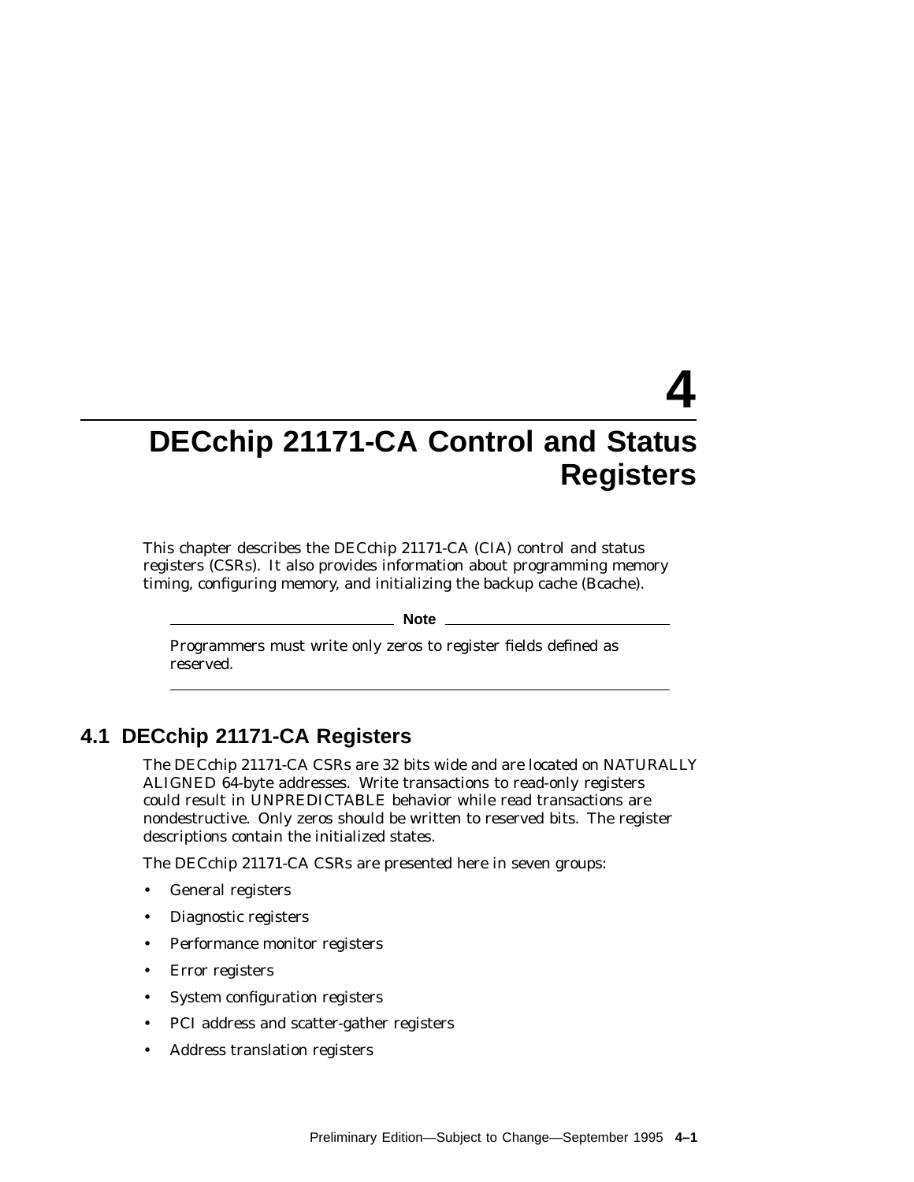# 4 DECchip 21171-CA Control and Status Registers

This chapter describes the DECchip 21171-CA (CIA) control and status registers (CSRs). It also provides information about programming memory timing, configuring memory, and initializing the backup cache (Bcache).

**Note**

Programmers must write only zeros to register fields defined as reserved.

## 4.1 DECchip 21171-CA Registers

The DECchip 21171-CA CSRs are 32 bits wide and are located on NATURALLY ALIGNED 64-byte addresses. Write transactions to read-only registers could result in UNPREDICTABLE behavior while read transactions are nondestructive. Only zeros should be written to reserved bits. The register descriptions contain the initialized states.

The DECchip 21171-CA CSRs are presented here in seven groups:

- General registers
- Diagnostic registers
- Performance monitor registers
- Error registers
- System configuration registers
- PCI address and scatter-gather registers
- Address translation registers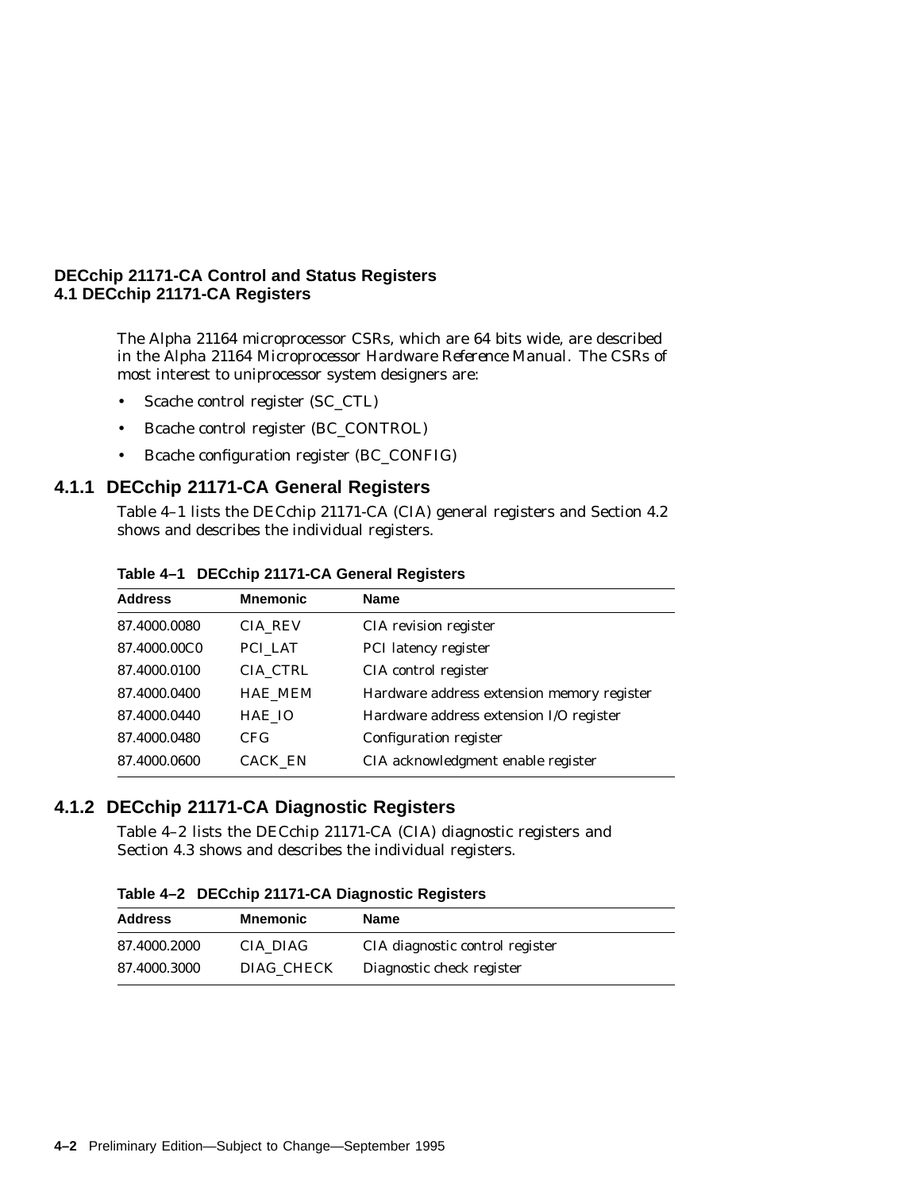The Alpha 21164 microprocessor CSRs, which are 64 bits wide, are described in the *Alpha 21164 Microprocessor Hardware Reference Manual*. The CSRs of most interest to uniprocessor system designers are:

- Scache control register (SC_CTL)
- Bcache control register (BC_CONTROL)
- Bcache configuration register (BC_CONFIG)

### 4.1.1 DECchip 21171-CA General Registers

Table 4–1 lists the DECchip 21171-CA (CIA) general registers and Section 4.2 shows and describes the individual registers.

**Table 4–1 DECchip 21171-CA General Registers**

| Address | Mnemonic | Name |
|---|---|---|
| 87.4000.0080 | CIA_REV | CIA revision register |
| 87.4000.00C0 | PCI_LAT | PCI latency register |
| 87.4000.0100 | CIA_CTRL | CIA control register |
| 87.4000.0400 | HAE_MEM | Hardware address extension memory register |
| 87.4000.0440 | HAE_IO | Hardware address extension I/O register |
| 87.4000.0480 | CFG | Configuration register |
| 87.4000.0600 | CACK_EN | CIA acknowledgment enable register |

### 4.1.2 DECchip 21171-CA Diagnostic Registers

Table 4–2 lists the DECchip 21171-CA (CIA) diagnostic registers and Section 4.3 shows and describes the individual registers.

**Table 4–2 DECchip 21171-CA Diagnostic Registers**

| Address | Mnemonic | Name |
|---|---|---|
| 87.4000.2000 | CIA_DIAG | CIA diagnostic control register |
| 87.4000.3000 | DIAG_CHECK | Diagnostic check register |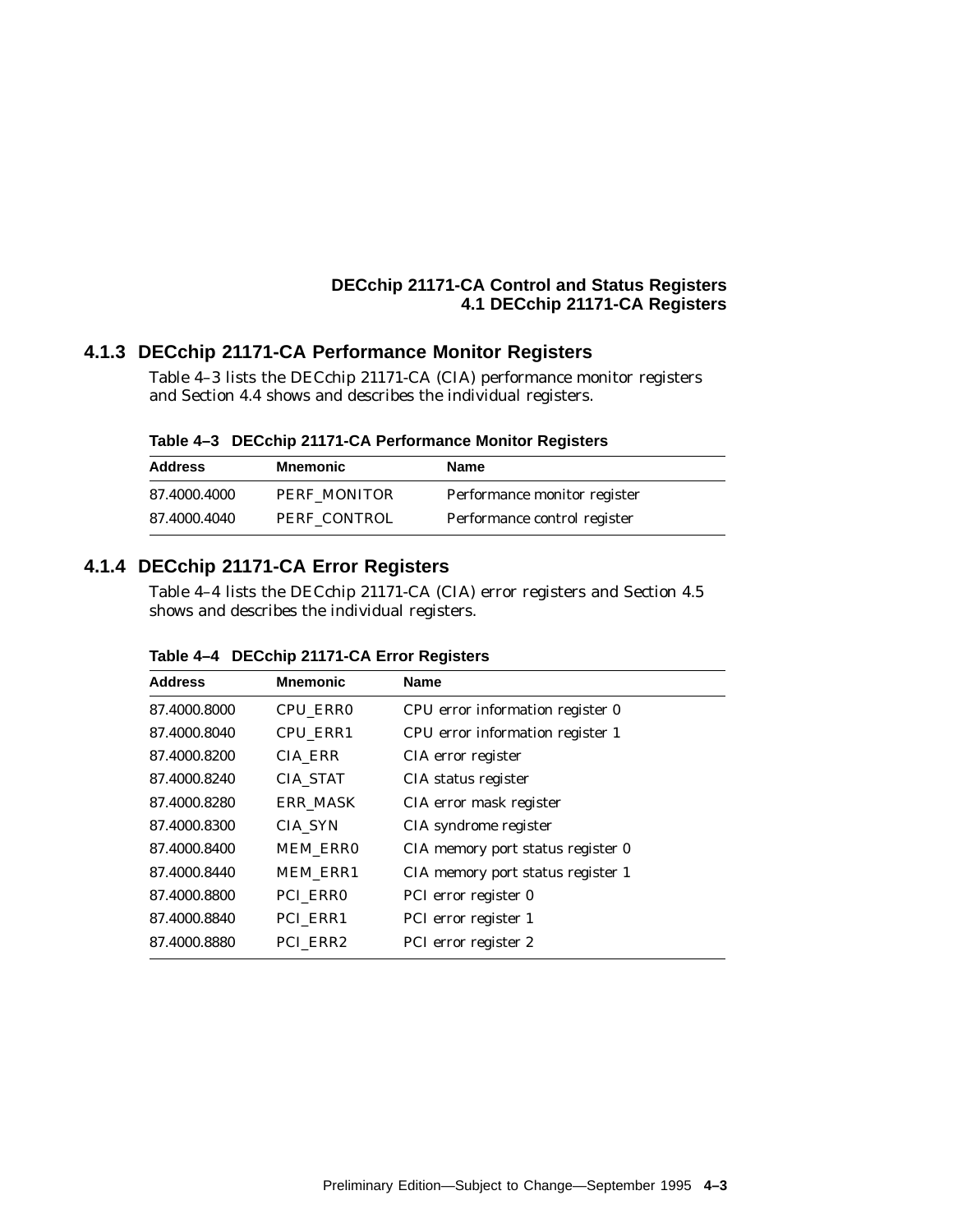### 4.1.3 DECchip 21171-CA Performance Monitor Registers

Table 4–3 lists the DECchip 21171-CA (CIA) performance monitor registers and Section 4.4 shows and describes the individual registers.

**Table 4–3 DECchip 21171-CA Performance Monitor Registers**

| Address | Mnemonic | Name |
|---|---|---|
| 87.4000.4000 | PERF_MONITOR | Performance monitor register |
| 87.4000.4040 | PERF_CONTROL | Performance control register |

### 4.1.4 DECchip 21171-CA Error Registers

Table 4–4 lists the DECchip 21171-CA (CIA) error registers and Section 4.5 shows and describes the individual registers.

**Table 4–4 DECchip 21171-CA Error Registers**

| Address | Mnemonic | Name |
|---|---|---|
| 87.4000.8000 | CPU_ERR0 | CPU error information register 0 |
| 87.4000.8040 | CPU_ERR1 | CPU error information register 1 |
| 87.4000.8200 | CIA_ERR | CIA error register |
| 87.4000.8240 | CIA_STAT | CIA status register |
| 87.4000.8280 | ERR_MASK | CIA error mask register |
| 87.4000.8300 | CIA_SYN | CIA syndrome register |
| 87.4000.8400 | MEM_ERR0 | CIA memory port status register 0 |
| 87.4000.8440 | MEM_ERR1 | CIA memory port status register 1 |
| 87.4000.8800 | PCI_ERR0 | PCI error register 0 |
| 87.4000.8840 | PCI_ERR1 | PCI error register 1 |
| 87.4000.8880 | PCI_ERR2 | PCI error register 2 |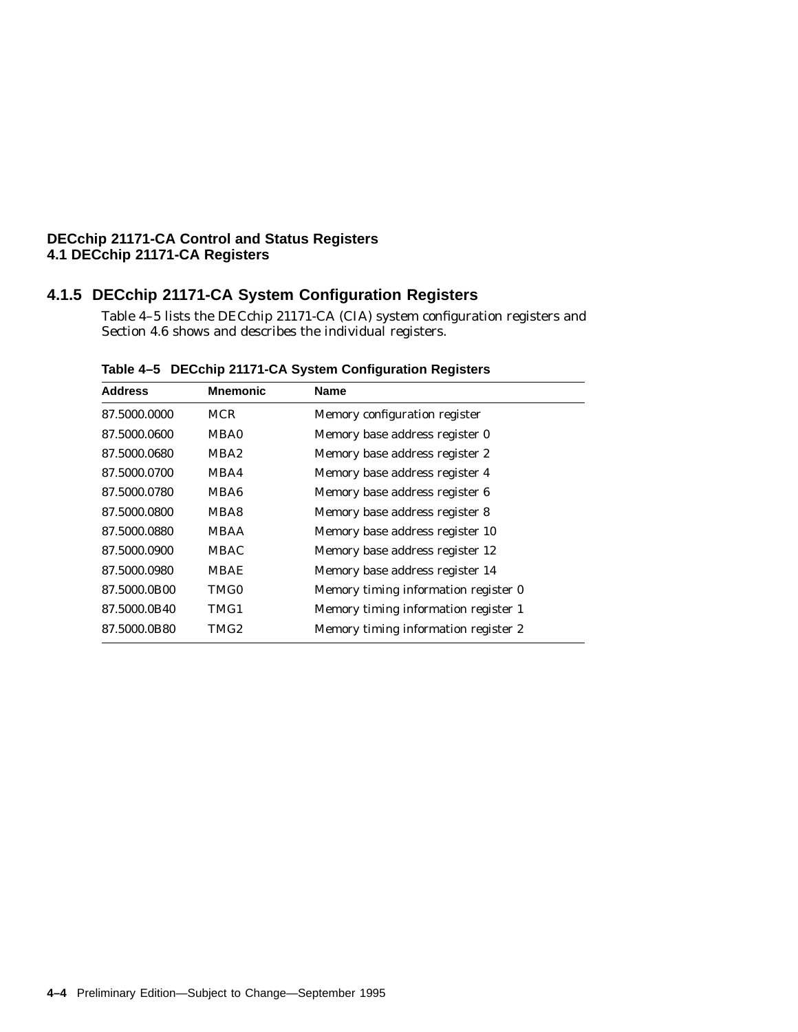### 4.1.5 DECchip 21171-CA System Configuration Registers

Table 4–5 lists the DECchip 21171-CA (CIA) system configuration registers and Section 4.6 shows and describes the individual registers.

**Table 4–5 DECchip 21171-CA System Configuration Registers**

| Address | Mnemonic | Name |
|---|---|---|
| 87.5000.0000 | MCR | Memory configuration register |
| 87.5000.0600 | MBA0 | Memory base address register 0 |
| 87.5000.0680 | MBA2 | Memory base address register 2 |
| 87.5000.0700 | MBA4 | Memory base address register 4 |
| 87.5000.0780 | MBA6 | Memory base address register 6 |
| 87.5000.0800 | MBA8 | Memory base address register 8 |
| 87.5000.0880 | MBAA | Memory base address register 10 |
| 87.5000.0900 | MBAC | Memory base address register 12 |
| 87.5000.0980 | MBAE | Memory base address register 14 |
| 87.5000.0B00 | TMG0 | Memory timing information register 0 |
| 87.5000.0B40 | TMG1 | Memory timing information register 1 |
| 87.5000.0B80 | TMG2 | Memory timing information register 2 |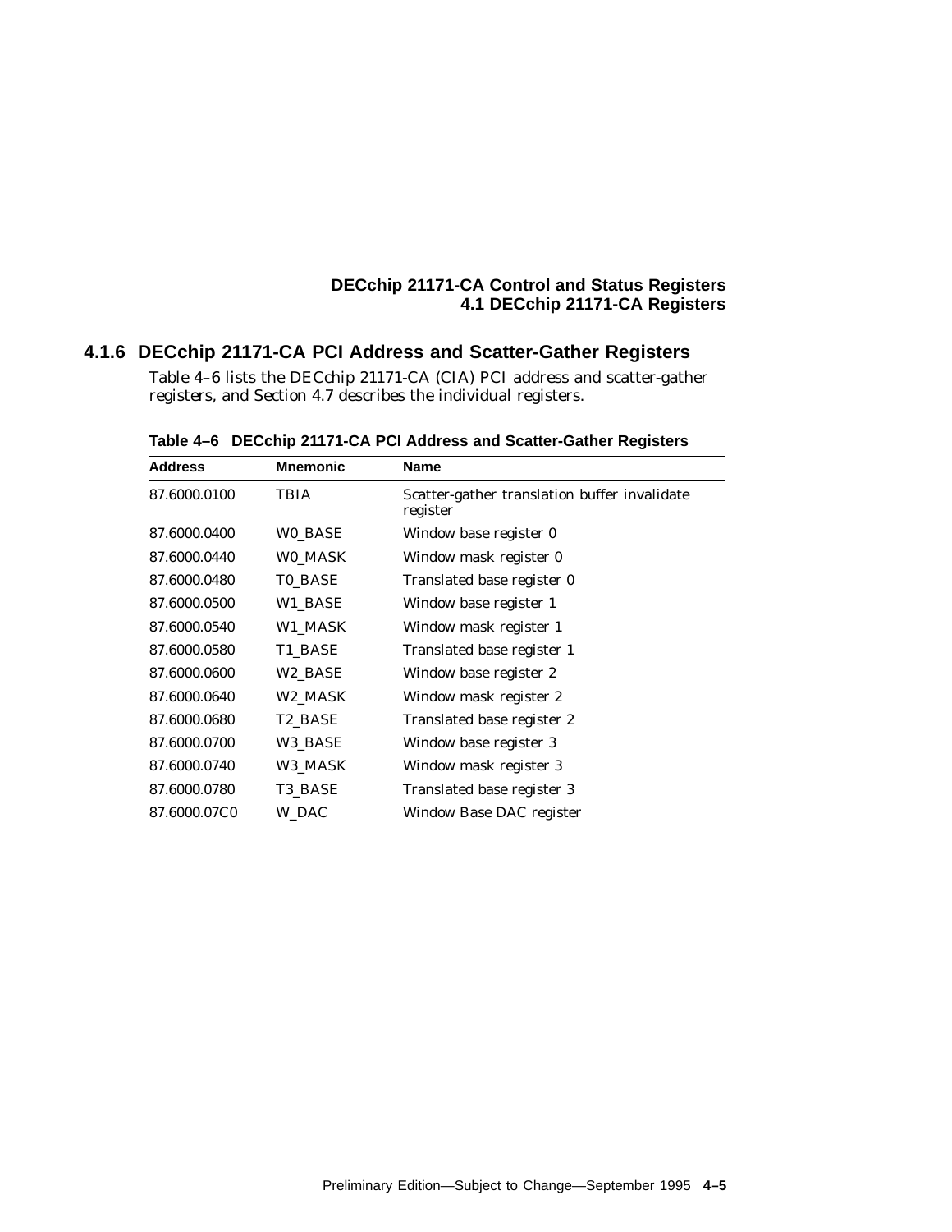### 4.1.6 DECchip 21171-CA PCI Address and Scatter-Gather Registers

Table 4–6 lists the DECchip 21171-CA (CIA) PCI address and scatter-gather registers, and Section 4.7 describes the individual registers.

**Table 4–6 DECchip 21171-CA PCI Address and Scatter-Gather Registers**

| Address | Mnemonic | Name |
|---|---|---|
| 87.6000.0100 | TBIA | Scatter-gather translation buffer invalidate register |
| 87.6000.0400 | W0_BASE | Window base register 0 |
| 87.6000.0440 | W0_MASK | Window mask register 0 |
| 87.6000.0480 | T0_BASE | Translated base register 0 |
| 87.6000.0500 | W1_BASE | Window base register 1 |
| 87.6000.0540 | W1_MASK | Window mask register 1 |
| 87.6000.0580 | T1_BASE | Translated base register 1 |
| 87.6000.0600 | W2_BASE | Window base register 2 |
| 87.6000.0640 | W2_MASK | Window mask register 2 |
| 87.6000.0680 | T2_BASE | Translated base register 2 |
| 87.6000.0700 | W3_BASE | Window base register 3 |
| 87.6000.0740 | W3_MASK | Window mask register 3 |
| 87.6000.0780 | T3_BASE | Translated base register 3 |
| 87.6000.07C0 | W_DAC | Window Base DAC register |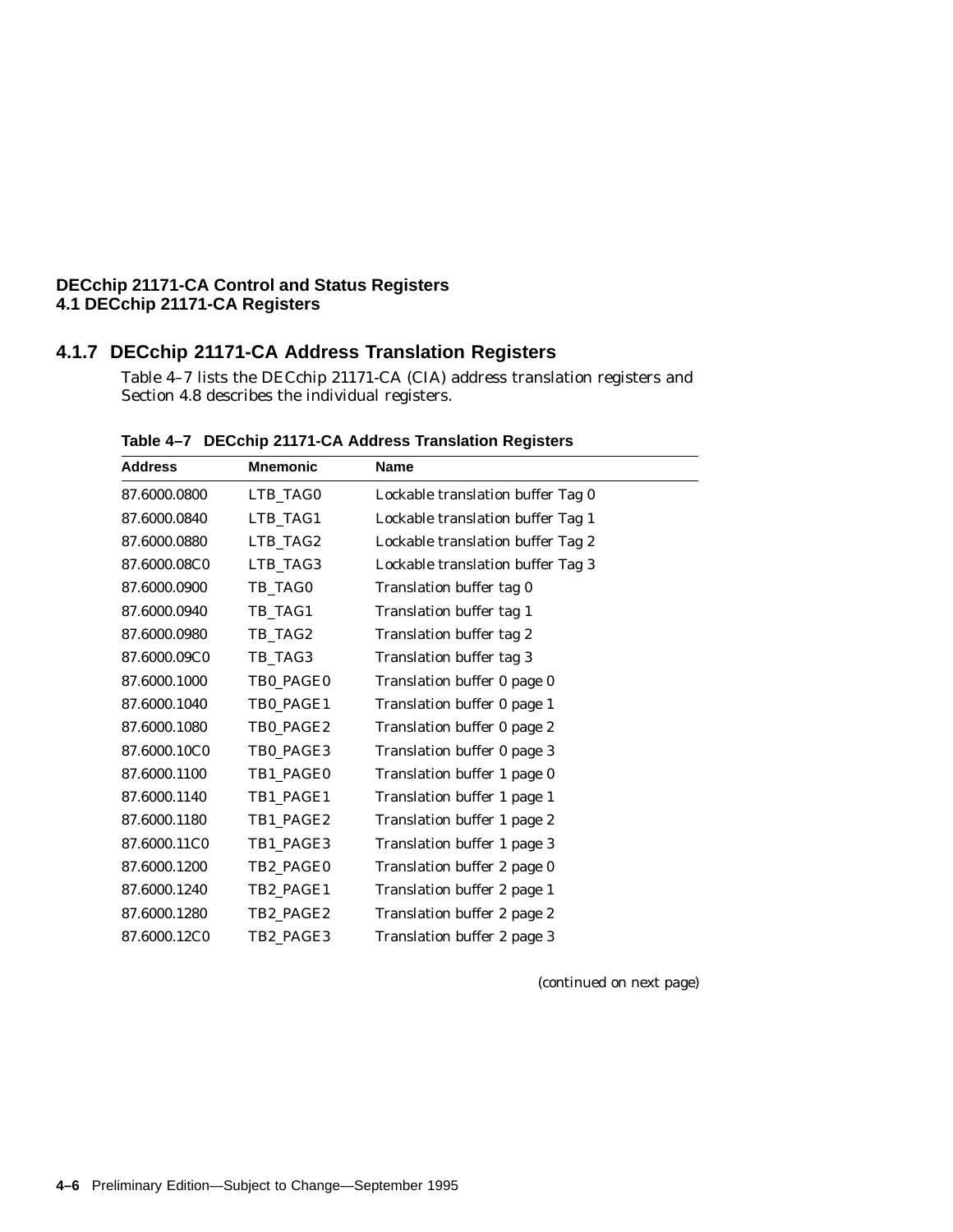### 4.1.7 DECchip 21171-CA Address Translation Registers

Table 4–7 lists the DECchip 21171-CA (CIA) address translation registers and Section 4.8 describes the individual registers.

**Table 4–7 DECchip 21171-CA Address Translation Registers**

| Address | Mnemonic | Name |
|---|---|---|
| 87.6000.0800 | LTB_TAG0 | Lockable translation buffer Tag 0 |
| 87.6000.0840 | LTB_TAG1 | Lockable translation buffer Tag 1 |
| 87.6000.0880 | LTB_TAG2 | Lockable translation buffer Tag 2 |
| 87.6000.08C0 | LTB_TAG3 | Lockable translation buffer Tag 3 |
| 87.6000.0900 | TB_TAG0 | Translation buffer tag 0 |
| 87.6000.0940 | TB_TAG1 | Translation buffer tag 1 |
| 87.6000.0980 | TB_TAG2 | Translation buffer tag 2 |
| 87.6000.09C0 | TB_TAG3 | Translation buffer tag 3 |
| 87.6000.1000 | TB0_PAGE0 | Translation buffer 0 page 0 |
| 87.6000.1040 | TB0_PAGE1 | Translation buffer 0 page 1 |
| 87.6000.1080 | TB0_PAGE2 | Translation buffer 0 page 2 |
| 87.6000.10C0 | TB0_PAGE3 | Translation buffer 0 page 3 |
| 87.6000.1100 | TB1_PAGE0 | Translation buffer 1 page 0 |
| 87.6000.1140 | TB1_PAGE1 | Translation buffer 1 page 1 |
| 87.6000.1180 | TB1_PAGE2 | Translation buffer 1 page 2 |
| 87.6000.11C0 | TB1_PAGE3 | Translation buffer 1 page 3 |
| 87.6000.1200 | TB2_PAGE0 | Translation buffer 2 page 0 |
| 87.6000.1240 | TB2_PAGE1 | Translation buffer 2 page 1 |
| 87.6000.1280 | TB2_PAGE2 | Translation buffer 2 page 2 |
| 87.6000.12C0 | TB2_PAGE3 | Translation buffer 2 page 3 |

*(continued on next page)*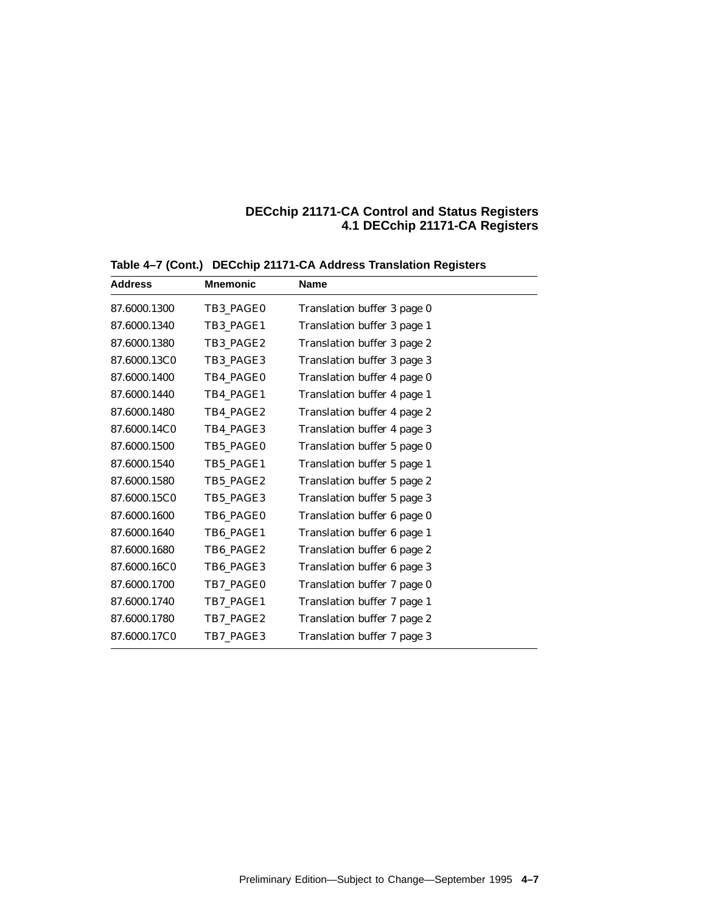**Table 4–7 (Cont.) DECchip 21171-CA Address Translation Registers**

| Address | Mnemonic | Name |
|---|---|---|
| 87.6000.1300 | TB3_PAGE0 | Translation buffer 3 page 0 |
| 87.6000.1340 | TB3_PAGE1 | Translation buffer 3 page 1 |
| 87.6000.1380 | TB3_PAGE2 | Translation buffer 3 page 2 |
| 87.6000.13C0 | TB3_PAGE3 | Translation buffer 3 page 3 |
| 87.6000.1400 | TB4_PAGE0 | Translation buffer 4 page 0 |
| 87.6000.1440 | TB4_PAGE1 | Translation buffer 4 page 1 |
| 87.6000.1480 | TB4_PAGE2 | Translation buffer 4 page 2 |
| 87.6000.14C0 | TB4_PAGE3 | Translation buffer 4 page 3 |
| 87.6000.1500 | TB5_PAGE0 | Translation buffer 5 page 0 |
| 87.6000.1540 | TB5_PAGE1 | Translation buffer 5 page 1 |
| 87.6000.1580 | TB5_PAGE2 | Translation buffer 5 page 2 |
| 87.6000.15C0 | TB5_PAGE3 | Translation buffer 5 page 3 |
| 87.6000.1600 | TB6_PAGE0 | Translation buffer 6 page 0 |
| 87.6000.1640 | TB6_PAGE1 | Translation buffer 6 page 1 |
| 87.6000.1680 | TB6_PAGE2 | Translation buffer 6 page 2 |
| 87.6000.16C0 | TB6_PAGE3 | Translation buffer 6 page 3 |
| 87.6000.1700 | TB7_PAGE0 | Translation buffer 7 page 0 |
| 87.6000.1740 | TB7_PAGE1 | Translation buffer 7 page 1 |
| 87.6000.1780 | TB7_PAGE2 | Translation buffer 7 page 2 |
| 87.6000.17C0 | TB7_PAGE3 | Translation buffer 7 page 3 |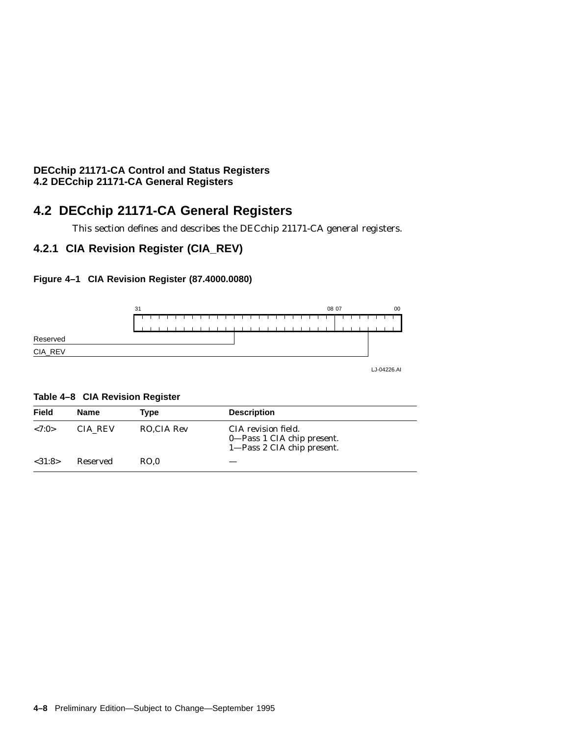## 4.2 DECchip 21171-CA General Registers

This section defines and describes the DECchip 21171-CA general registers.

### 4.2.1 CIA Revision Register (CIA_REV)

**Figure 4–1 CIA Revision Register (87.4000.0080)**

```
 31                                    08 07          00
+---------------------------------------+---------------+
|                                       |               |
+---------------------------------------+---------------+
Reserved ____________________|
CIA_REV ________________________________________|
                                              LJ-04226.AI
```

**Table 4–8 CIA Revision Register**

| Field | Name | Type | Description |
|---|---|---|---|
| <7:0> | CIA_REV | RO,CIA Rev | CIA revision field.<br>0—Pass 1 CIA chip present.<br>1—Pass 2 CIA chip present. |
| <31:8> | Reserved | RO,0 | — |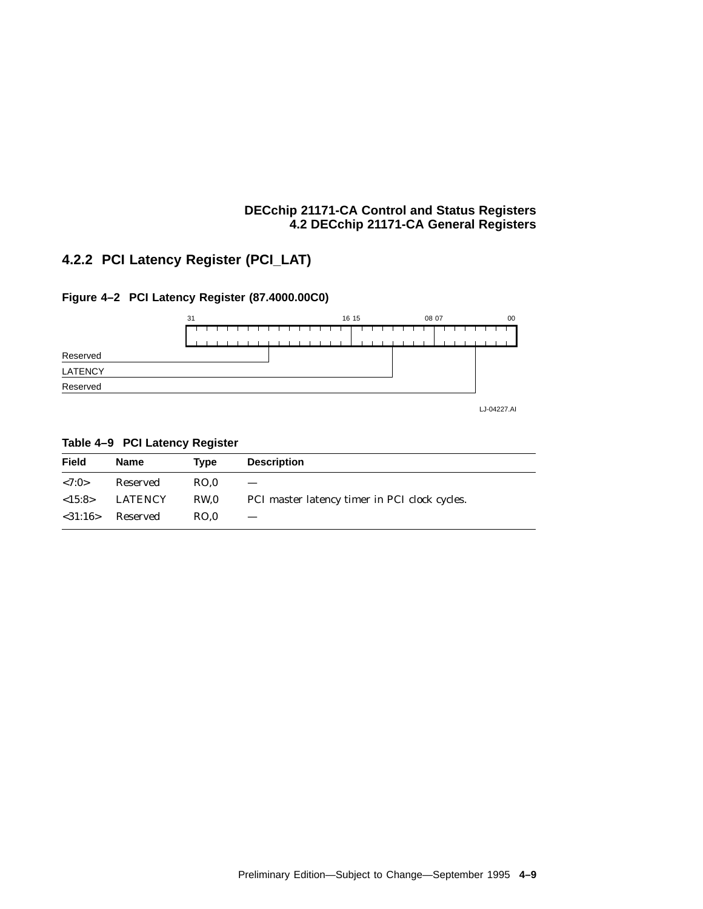### 4.2.2 PCI Latency Register (PCI_LAT)

**Figure 4–2 PCI Latency Register (87.4000.00C0)**

| Bits | Field |
|---|---|
| 31:16 | Reserved |
| 15:08 | LATENCY |
| 07:00 | Reserved |

LJ-04227.AI

**Table 4–9 PCI Latency Register**

| Field | Name | Type | Description |
|---|---|---|---|
| <7:0> | Reserved | RO,0 | — |
| <15:8> | LATENCY | RW,0 | PCI master latency timer in PCI clock cycles. |
| <31:16> | Reserved | RO,0 | — |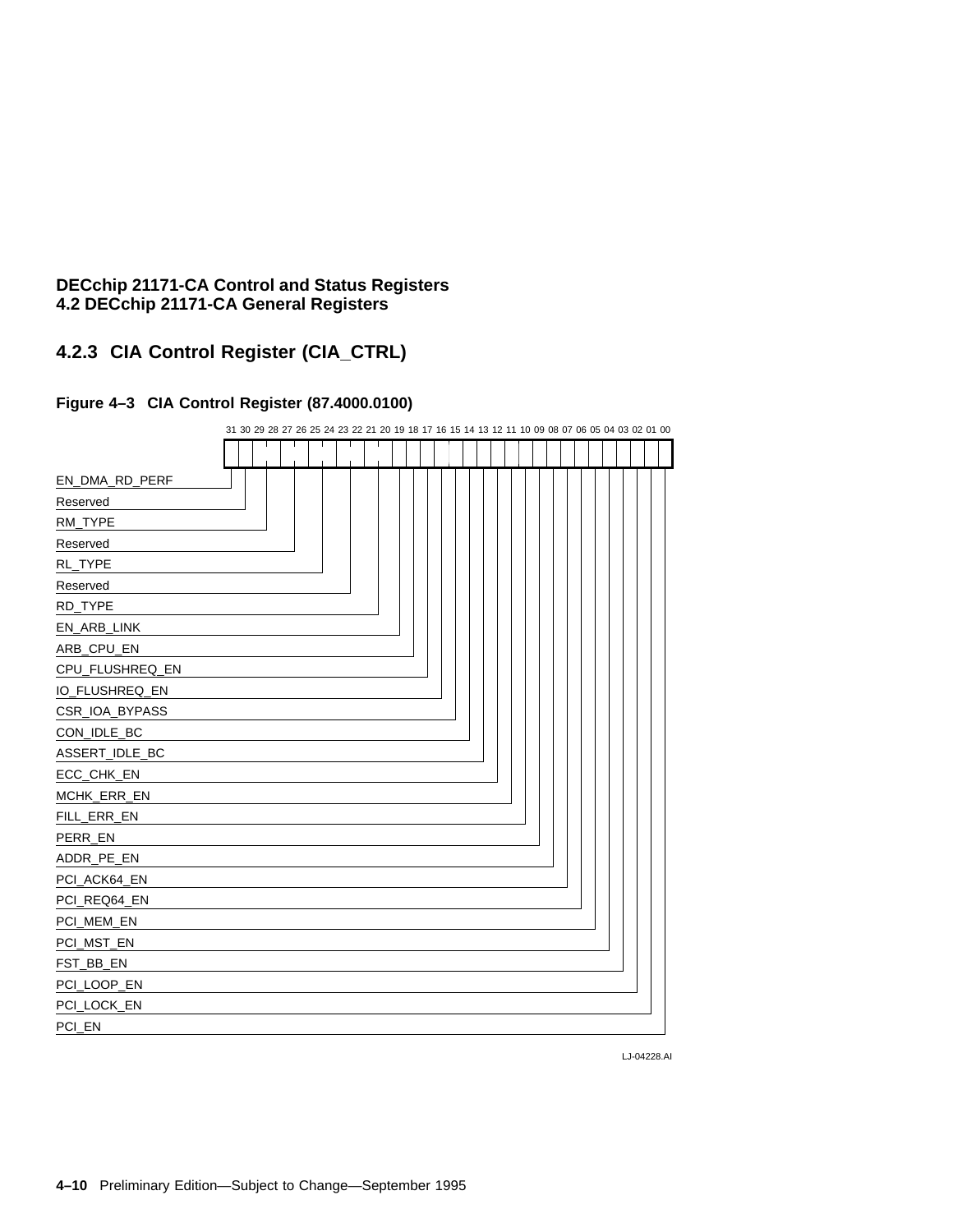## 4.2.3 CIA Control Register (CIA_CTRL)

**Figure 4–3 CIA Control Register (87.4000.0100)**

31 30 29 28 27 26 25 24 23 22 21 20 19 18 17 16 15 14 13 12 11 10 09 08 07 06 05 04 03 02 01 00

- EN_DMA_RD_PERF
- Reserved
- RM_TYPE
- Reserved
- RL_TYPE
- Reserved
- RD_TYPE
- EN_ARB_LINK
- ARB_CPU_EN
- CPU_FLUSHREQ_EN
- IO_FLUSHREQ_EN
- CSR_IOA_BYPASS
- CON_IDLE_BC
- ASSERT_IDLE_BC
- ECC_CHK_EN
- MCHK_ERR_EN
- FILL_ERR_EN
- PERR_EN
- ADDR_PE_EN
- PCI_ACK64_EN
- PCI_REQ64_EN
- PCI_MEM_EN
- PCI_MST_EN
- FST_BB_EN
- PCI_LOOP_EN
- PCI_LOCK_EN
- PCI_EN

LJ-04228.AI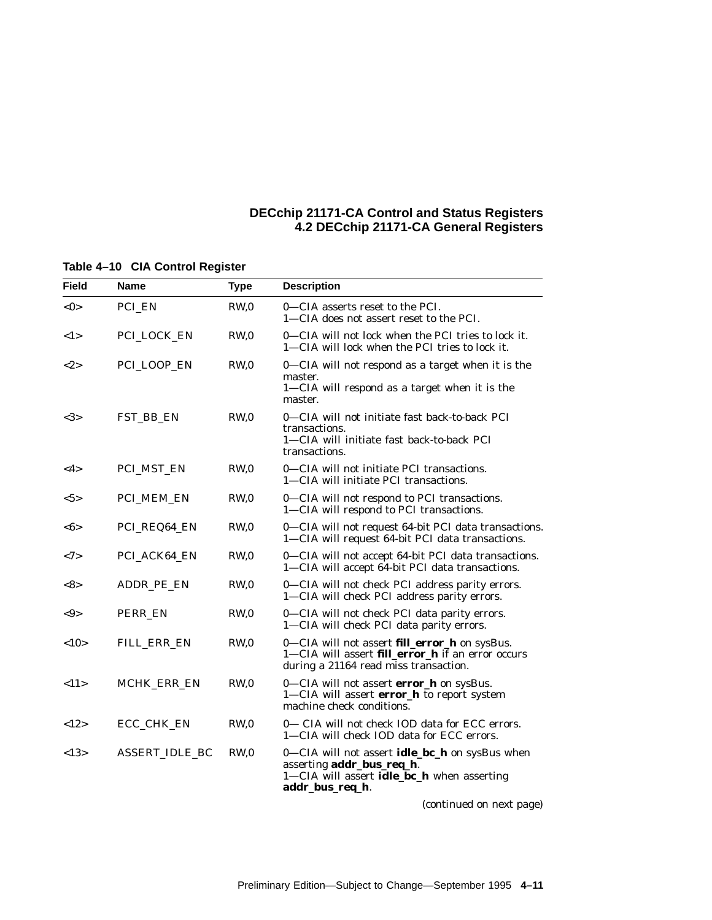**Table 4–10 CIA Control Register**

| Field | Name | Type | Description |
|---|---|---|---|
| <0> | PCI_EN | RW,0 | 0—CIA asserts reset to the PCI.<br>1—CIA does not assert reset to the PCI. |
| <1> | PCI_LOCK_EN | RW,0 | 0—CIA will not lock when the PCI tries to lock it.<br>1—CIA will lock when the PCI tries to lock it. |
| <2> | PCI_LOOP_EN | RW,0 | 0—CIA will not respond as a target when it is the master.<br>1—CIA will respond as a target when it is the master. |
| <3> | FST_BB_EN | RW,0 | 0—CIA will not initiate fast back-to-back PCI transactions.<br>1—CIA will initiate fast back-to-back PCI transactions. |
| <4> | PCI_MST_EN | RW,0 | 0—CIA will not initiate PCI transactions.<br>1—CIA will initiate PCI transactions. |
| <5> | PCI_MEM_EN | RW,0 | 0—CIA will not respond to PCI transactions.<br>1—CIA will respond to PCI transactions. |
| <6> | PCI_REQ64_EN | RW,0 | 0—CIA will not request 64-bit PCI data transactions.<br>1—CIA will request 64-bit PCI data transactions. |
| <7> | PCI_ACK64_EN | RW,0 | 0—CIA will not accept 64-bit PCI data transactions.<br>1—CIA will accept 64-bit PCI data transactions. |
| <8> | ADDR_PE_EN | RW,0 | 0—CIA will not check PCI address parity errors.<br>1—CIA will check PCI address parity errors. |
| <9> | PERR_EN | RW,0 | 0—CIA will not check PCI data parity errors.<br>1—CIA will check PCI data parity errors. |
| <10> | FILL_ERR_EN | RW,0 | 0—CIA will not assert **fill_error_h** on sysBus.<br>1—CIA will assert **fill_error_h** if an error occurs during a 21164 read miss transaction. |
| <11> | MCHK_ERR_EN | RW,0 | 0—CIA will not assert **error_h** on sysBus.<br>1—CIA will assert **error_h** to report system machine check conditions. |
| <12> | ECC_CHK_EN | RW,0 | 0— CIA will not check IOD data for ECC errors.<br>1—CIA will check IOD data for ECC errors. |
| <13> | ASSERT_IDLE_BC | RW,0 | 0—CIA will not assert **idle_bc_h** on sysBus when asserting **addr_bus_req_h**.<br>1—CIA will assert **idle_bc_h** when asserting **addr_bus_req_h**. |

*(continued on next page)*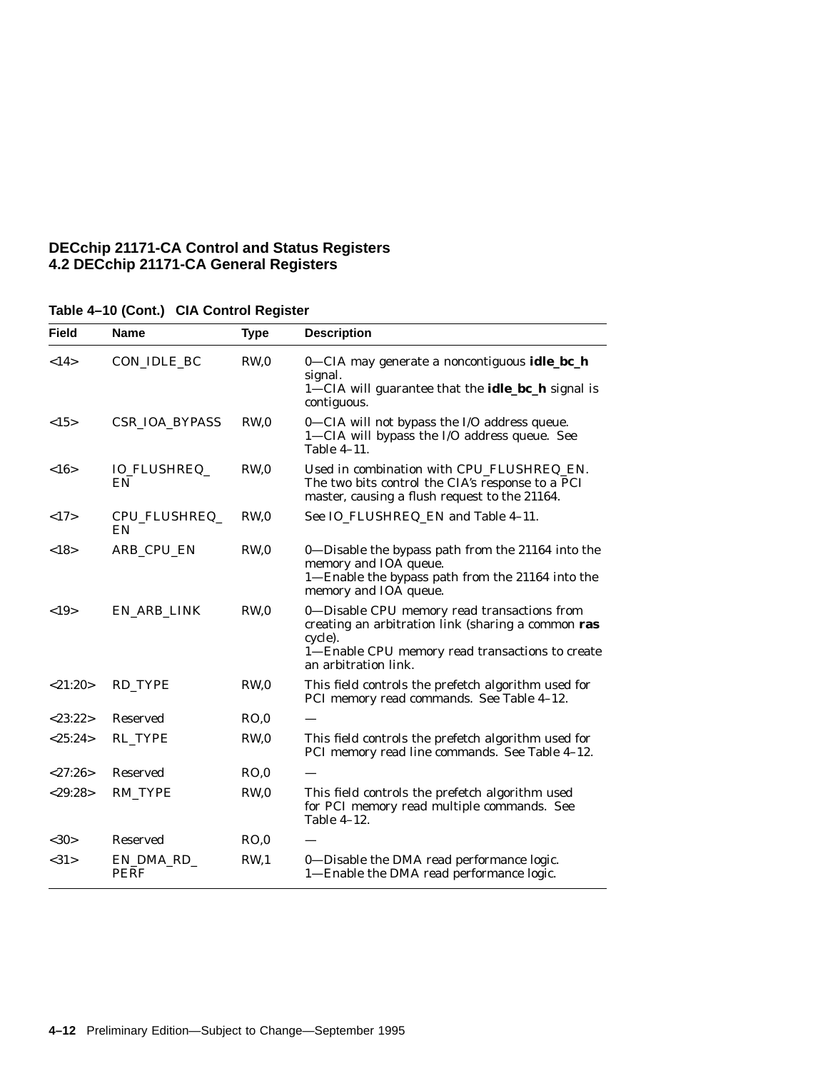**Table 4–10 (Cont.) CIA Control Register**

| Field | Name | Type | Description |
|---|---|---|---|
| <14> | CON_IDLE_BC | RW,0 | 0—CIA may generate a noncontiguous **idle_bc_h** signal.<br>1—CIA will guarantee that the **idle_bc_h** signal is contiguous. |
| <15> | CSR_IOA_BYPASS | RW,0 | 0—CIA will not bypass the I/O address queue.<br>1—CIA will bypass the I/O address queue. See Table 4–11. |
| <16> | IO_FLUSHREQ_EN | RW,0 | Used in combination with CPU_FLUSHREQ_EN. The two bits control the CIA's response to a PCI master, causing a flush request to the 21164. |
| <17> | CPU_FLUSHREQ_EN | RW,0 | See IO_FLUSHREQ_EN and Table 4–11. |
| <18> | ARB_CPU_EN | RW,0 | 0—Disable the bypass path from the 21164 into the memory and IOA queue.<br>1—Enable the bypass path from the 21164 into the memory and IOA queue. |
| <19> | EN_ARB_LINK | RW,0 | 0—Disable CPU memory read transactions from creating an arbitration link (sharing a common **ras** cycle).<br>1—Enable CPU memory read transactions to create an arbitration link. |
| <21:20> | RD_TYPE | RW,0 | This field controls the prefetch algorithm used for PCI memory read commands. See Table 4–12. |
| <23:22> | Reserved | RO,0 | — |
| <25:24> | RL_TYPE | RW,0 | This field controls the prefetch algorithm used for PCI memory read line commands. See Table 4–12. |
| <27:26> | Reserved | RO,0 | — |
| <29:28> | RM_TYPE | RW,0 | This field controls the prefetch algorithm used for PCI memory read multiple commands. See Table 4–12. |
| <30> | Reserved | RO,0 | — |
| <31> | EN_DMA_RD_PERF | RW,1 | 0—Disable the DMA read performance logic.<br>1—Enable the DMA read performance logic. |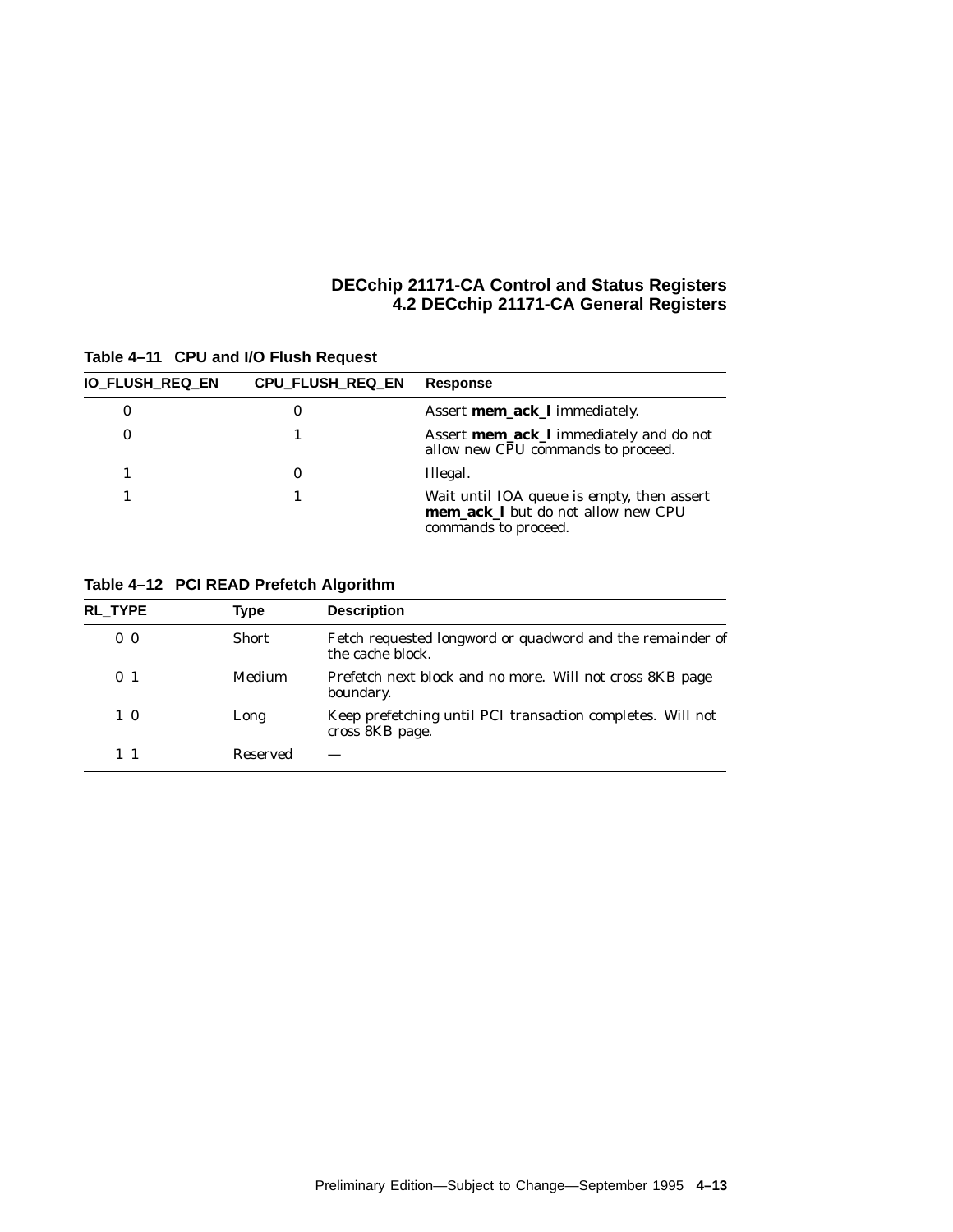**Table 4–11 CPU and I/O Flush Request**

| IO_FLUSH_REQ_EN | CPU_FLUSH_REQ_EN | Response |
|---|---|---|
| 0 | 0 | Assert **mem_ack_l** immediately. |
| 0 | 1 | Assert **mem_ack_l** immediately and do not allow new CPU commands to proceed. |
| 1 | 0 | Illegal. |
| 1 | 1 | Wait until IOA queue is empty, then assert **mem_ack_l** but do not allow new CPU commands to proceed. |

**Table 4–12 PCI READ Prefetch Algorithm**

| RL_TYPE | Type | Description |
|---|---|---|
| 0 0 | Short | Fetch requested longword or quadword and the remainder of the cache block. |
| 0 1 | Medium | Prefetch next block and no more. Will not cross 8KB page boundary. |
| 1 0 | Long | Keep prefetching until PCI transaction completes. Will not cross 8KB page. |
| 1 1 | Reserved | — |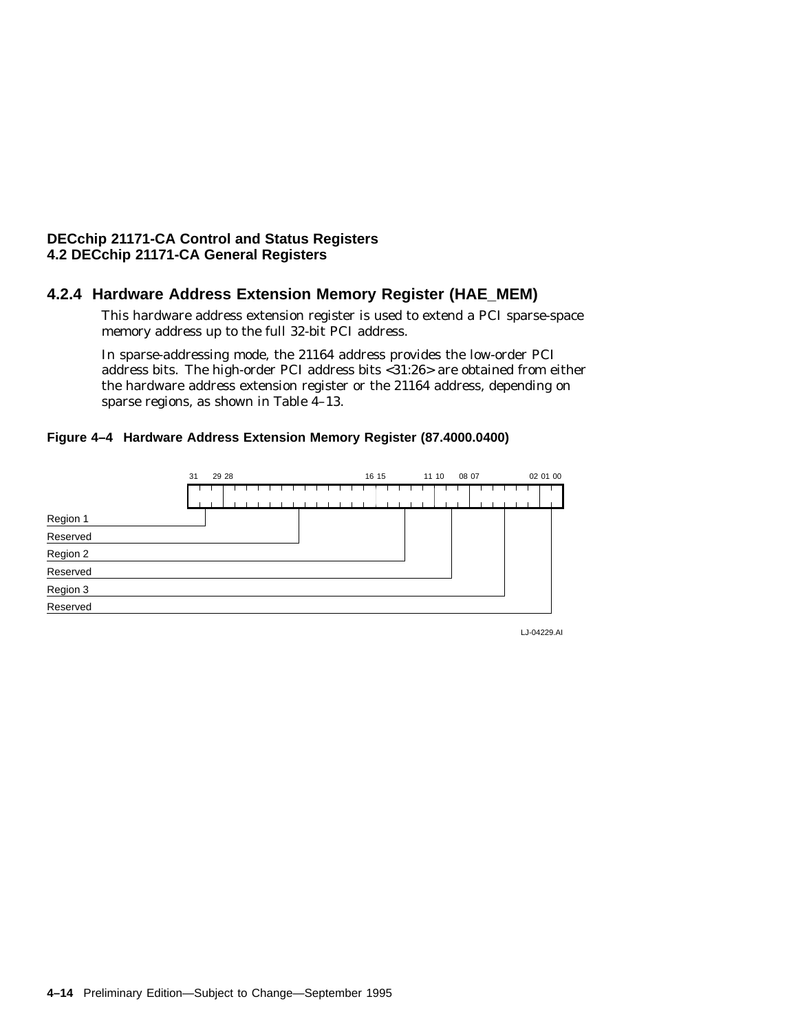## 4.2.4 Hardware Address Extension Memory Register (HAE_MEM)

This hardware address extension register is used to extend a PCI sparse-space memory address up to the full 32-bit PCI address.

In sparse-addressing mode, the 21164 address provides the low-order PCI address bits. The high-order PCI address bits <31:26> are obtained from either the hardware address extension register or the 21164 address, depending on sparse regions, as shown in Table 4–13.

**Figure 4–4 Hardware Address Extension Memory Register (87.4000.0400)**

| Bits | Field |
|---|---|
| 31:29 | Region 1 |
| 28:16 | Reserved |
| 15:11 | Region 2 |
| 10:08 | Reserved |
| 07:02 | Region 3 |
| 01:00 | Reserved |

LJ-04229.AI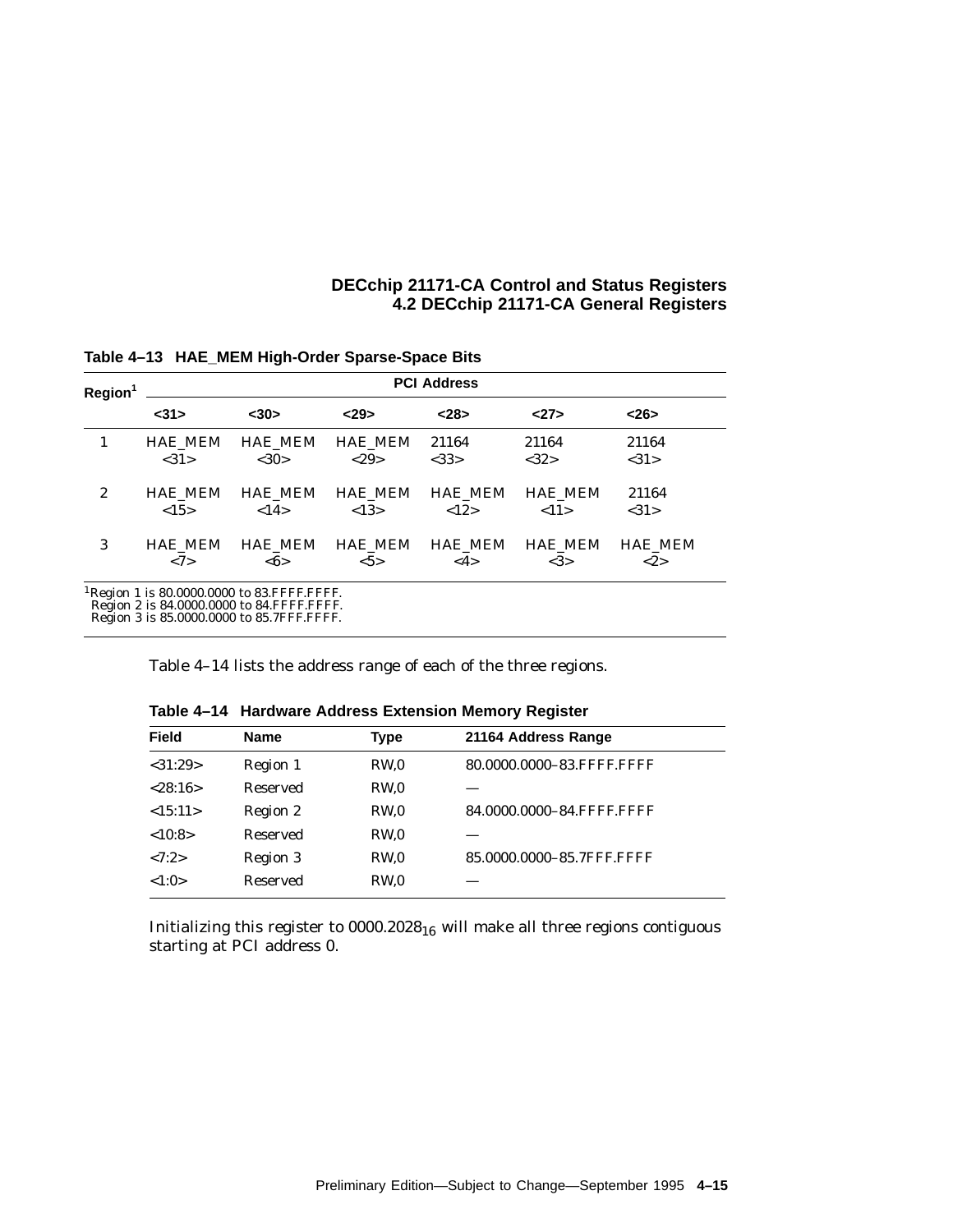**Table 4–13 HAE_MEM High-Order Sparse-Space Bits**

| Region[1] | PCI Address | | | | | |
|---|---|---|---|---|---|---|
| | <31> | <30> | <29> | <28> | <27> | <26> |
| 1 | HAE_MEM <31> | HAE_MEM <30> | HAE_MEM <29> | 21164 <33> | 21164 <32> | 21164 <31> |
| 2 | HAE_MEM <15> | HAE_MEM <14> | HAE_MEM <13> | HAE_MEM <12> | HAE_MEM <11> | 21164 <31> |
| 3 | HAE_MEM <7> | HAE_MEM <6> | HAE_MEM <5> | HAE_MEM <4> | HAE_MEM <3> | HAE_MEM <2> |

[1]Region 1 is 80.0000.0000 to 83.FFFF.FFFF.
Region 2 is 84.0000.0000 to 84.FFFF.FFFF.
Region 3 is 85.0000.0000 to 85.7FFF.FFFF.

Table 4–14 lists the address range of each of the three regions.

**Table 4–14 Hardware Address Extension Memory Register**

| Field | Name | Type | 21164 Address Range |
|---|---|---|---|
| <31:29> | Region 1 | RW,0 | 80.0000.0000–83.FFFF.FFFF |
| <28:16> | Reserved | RW,0 | — |
| <15:11> | Region 2 | RW,0 | 84.0000.0000–84.FFFF.FFFF |
| <10:8> | Reserved | RW,0 | — |
| <7:2> | Region 3 | RW,0 | 85.0000.0000–85.7FFF.FFFF |
| <1:0> | Reserved | RW,0 | — |

Initializing this register to $0000.2028_{16}$ will make all three regions contiguous starting at PCI address 0.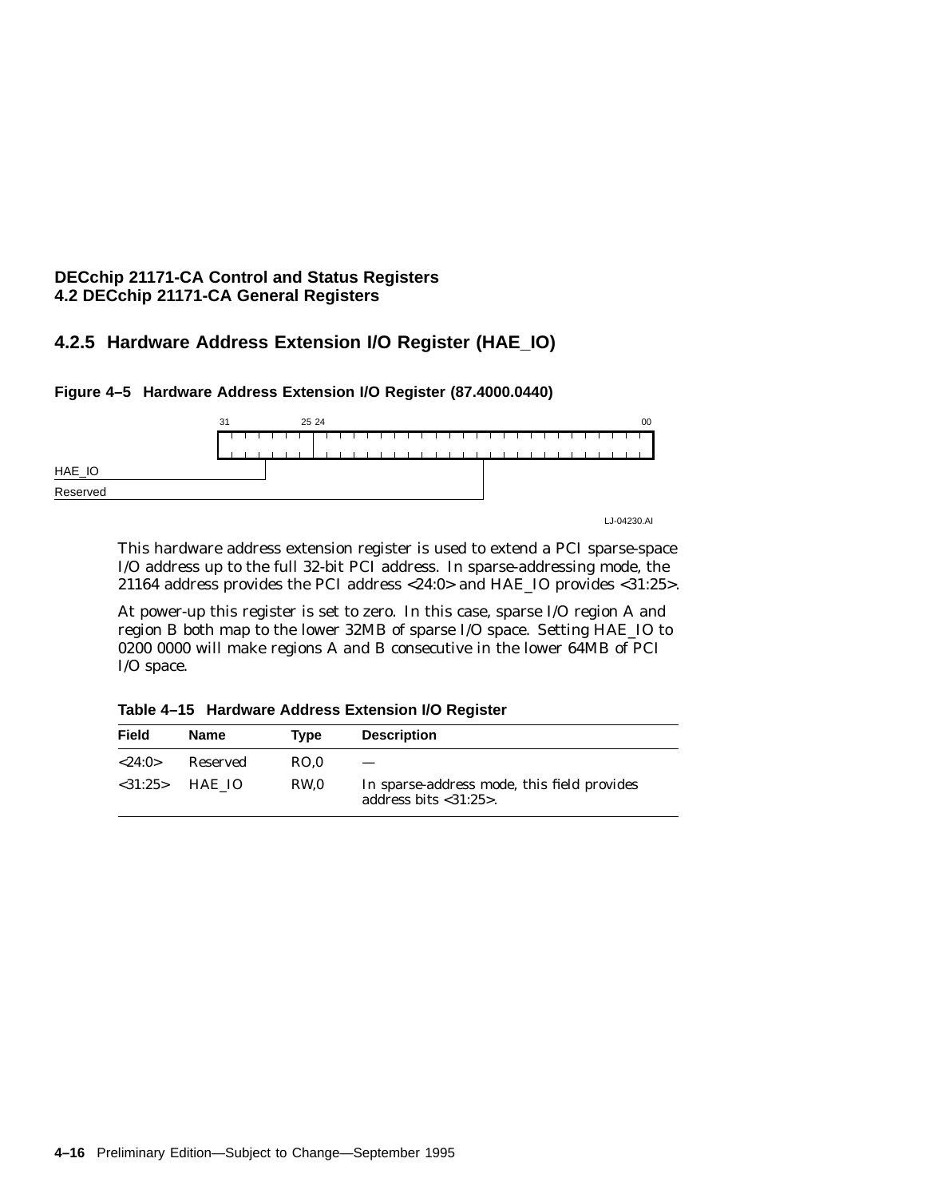## 4.2.5 Hardware Address Extension I/O Register (HAE_IO)

**Figure 4–5 Hardware Address Extension I/O Register (87.4000.0440)**

| 31 — 25 | 24 — 00 |
|---|---|
| HAE_IO | Reserved |

LJ-04230.AI

This hardware address extension register is used to extend a PCI sparse-space I/O address up to the full 32-bit PCI address. In sparse-addressing mode, the 21164 address provides the PCI address <24:0> and HAE_IO provides <31:25>.

At power-up this register is set to zero. In this case, sparse I/O region A and region B both map to the lower 32MB of sparse I/O space. Setting HAE_IO to 0200 0000 will make regions A and B consecutive in the lower 64MB of PCI I/O space.

**Table 4–15 Hardware Address Extension I/O Register**

| Field | Name | Type | Description |
|---|---|---|---|
| <24:0> | Reserved | RO,0 | — |
| <31:25> | HAE_IO | RW,0 | In sparse-address mode, this field provides address bits <31:25>. |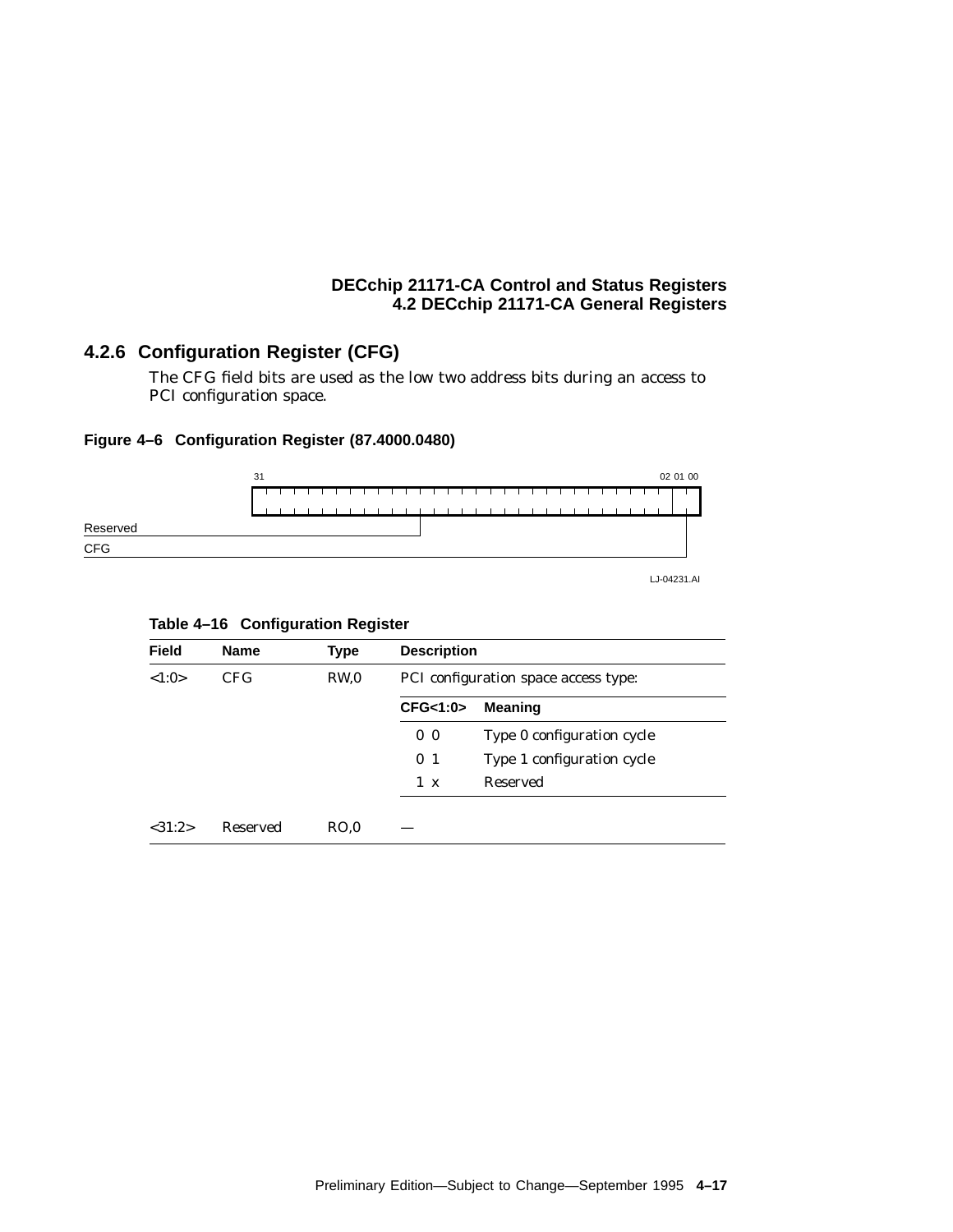### 4.2.6 Configuration Register (CFG)

The CFG field bits are used as the low two address bits during an access to PCI configuration space.

**Figure 4–6 Configuration Register (87.4000.0480)**

31 02 01 00

Reserved

CFG

LJ-04231.AI

**Table 4–16 Configuration Register**

| Field | Name | Type | Description | |
|---|---|---|---|---|
| <1:0> | CFG | RW,0 | PCI configuration space access type: | |
| | | | **CFG<1:0>** | **Meaning** |
| | | | 0 0 | Type 0 configuration cycle |
| | | | 0 1 | Type 1 configuration cycle |
| | | | 1 x | Reserved |
| <31:2> | Reserved | RO,0 | — | |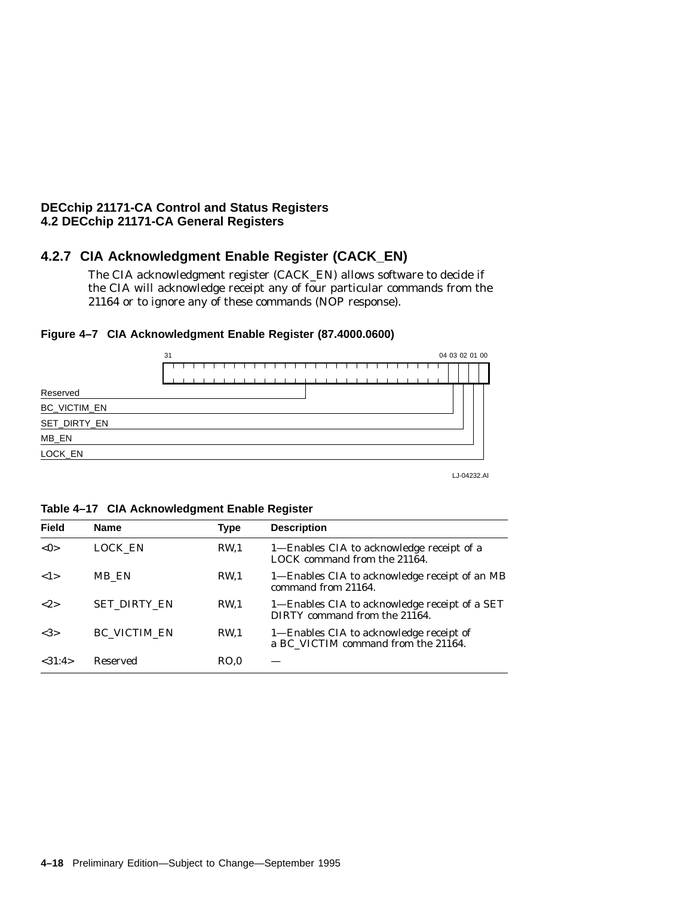## 4.2.7 CIA Acknowledgment Enable Register (CACK_EN)

The CIA acknowledgment register (CACK_EN) allows software to decide if the CIA will acknowledge receipt any of four particular commands from the 21164 or to ignore any of these commands (NOP response).

**Figure 4–7 CIA Acknowledgment Enable Register (87.4000.0600)**

31 04 03 02 01 00

Reserved

BC_VICTIM_EN

SET_DIRTY_EN

MB_EN

LOCK_EN

LJ-04232.AI

**Table 4–17 CIA Acknowledgment Enable Register**

| Field | Name | Type | Description |
|---|---|---|---|
| <0> | LOCK_EN | RW,1 | 1—Enables CIA to acknowledge receipt of a LOCK command from the 21164. |
| <1> | MB_EN | RW,1 | 1—Enables CIA to acknowledge receipt of an MB command from 21164. |
| <2> | SET_DIRTY_EN | RW,1 | 1—Enables CIA to acknowledge receipt of a SET DIRTY command from the 21164. |
| <3> | BC_VICTIM_EN | RW,1 | 1—Enables CIA to acknowledge receipt of a BC_VICTIM command from the 21164. |
| <31:4> | Reserved | RO,0 | — |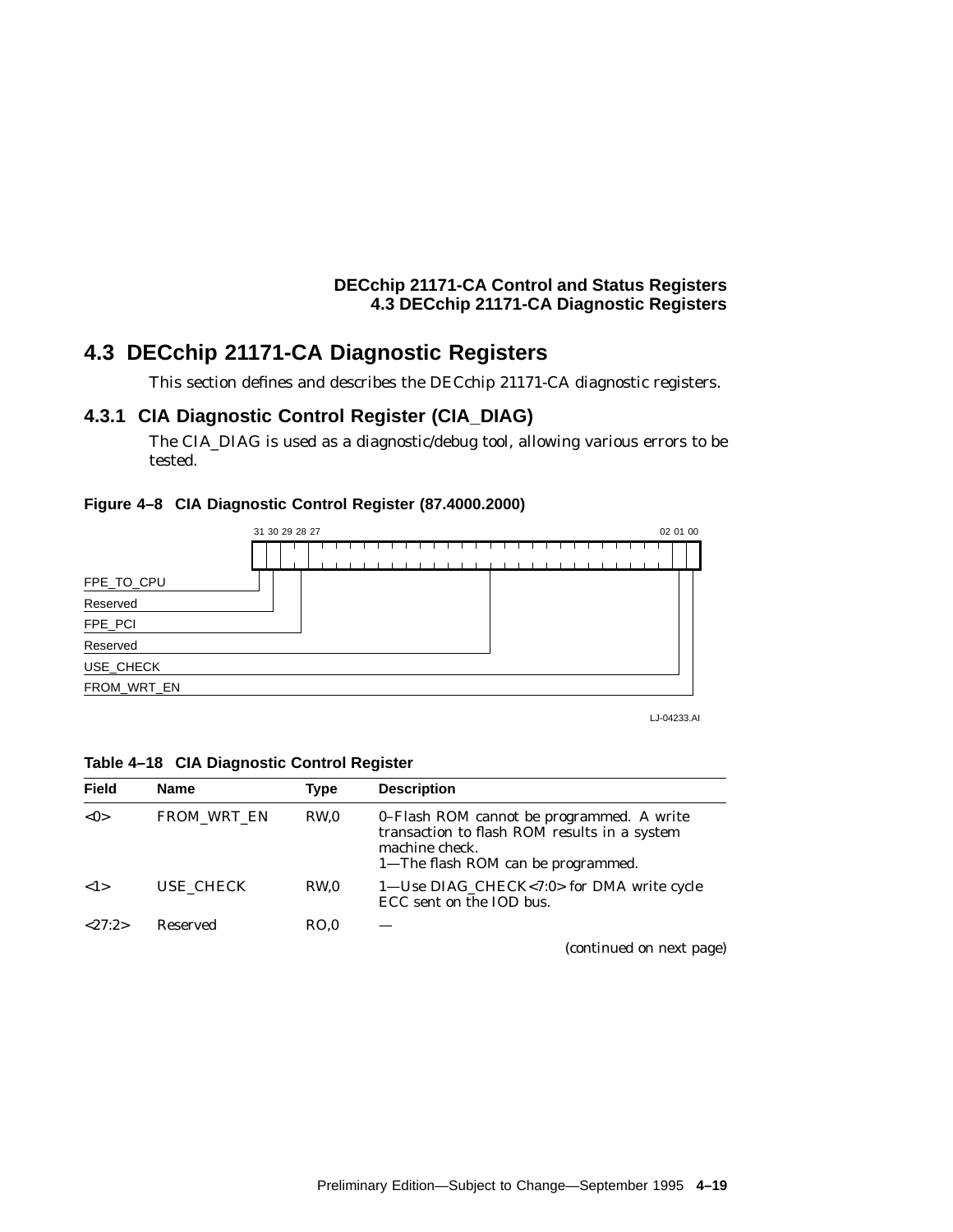## 4.3 DECchip 21171-CA Diagnostic Registers

This section defines and describes the DECchip 21171-CA diagnostic registers.

### 4.3.1 CIA Diagnostic Control Register (CIA_DIAG)

The CIA_DIAG is used as a diagnostic/debug tool, allowing various errors to be tested.

**Figure 4–8 CIA Diagnostic Control Register (87.4000.2000)**

```
 31 30 29 28 27                                02 01 00
+--+--+--+--+-----------------------------------+--+--+
|  |  |  |  |                                   |  |  |
+--+--+--+--+-----------------------------------+--+--+
FPE_TO_CPU   (bit 31)
Reserved     (bit 30)
FPE_PCI      (bit 29:28)
Reserved     (bits 27:2)
USE_CHECK    (bit 1)
FROM_WRT_EN  (bit 0)
```

LJ-04233.AI

**Table 4–18 CIA Diagnostic Control Register**

| Field | Name | Type | Description |
|---|---|---|---|
| <0> | FROM_WRT_EN | RW,0 | 0–Flash ROM cannot be programmed. A write transaction to flash ROM results in a system machine check.<br>1—The flash ROM can be programmed. |
| <1> | USE_CHECK | RW,0 | 1—Use DIAG_CHECK<7:0> for DMA write cycle ECC sent on the IOD bus. |
| <27:2> | Reserved | RO,0 | — |

*(continued on next page)*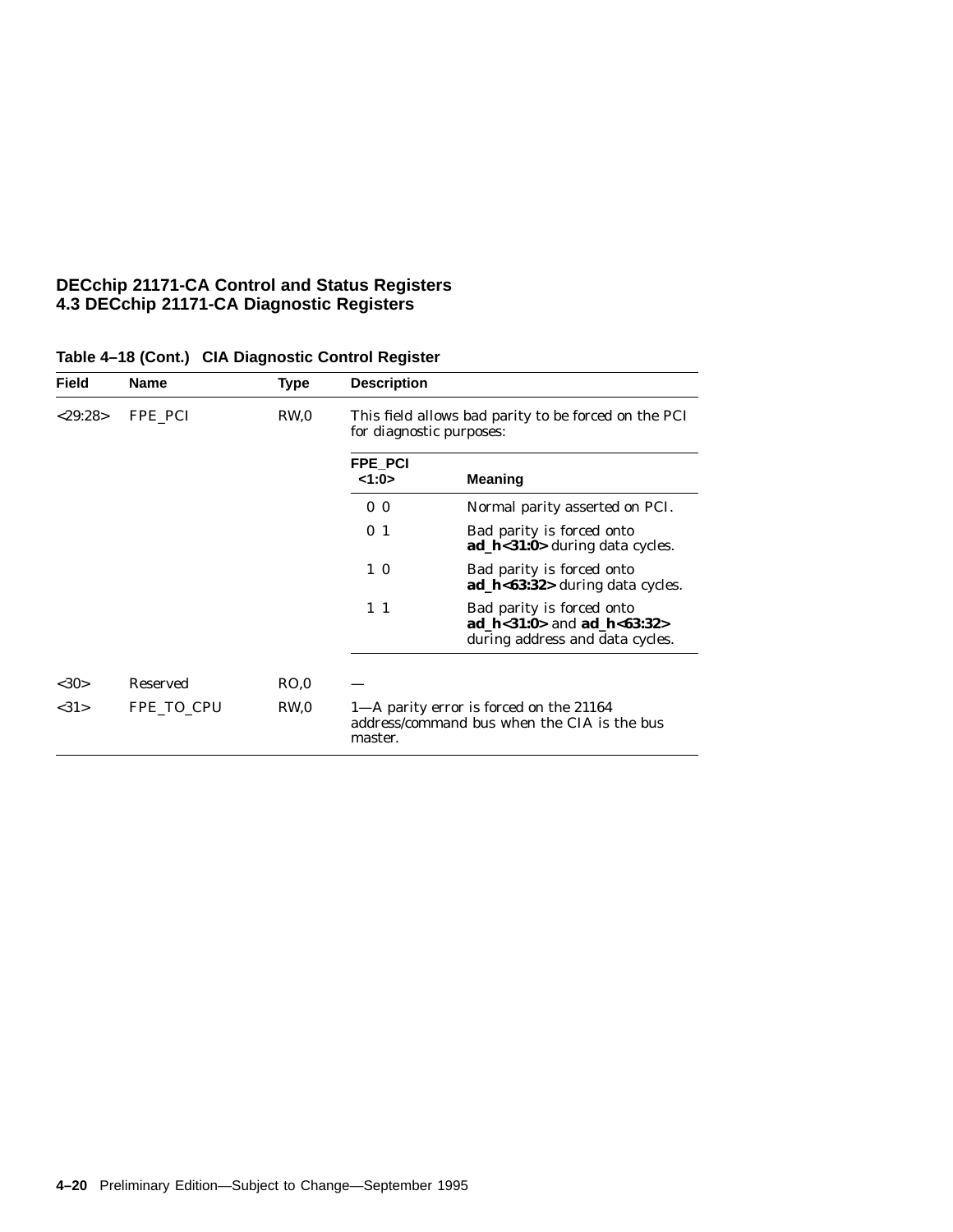**Table 4–18 (Cont.) CIA Diagnostic Control Register**

| Field | Name | Type | Description |
|---|---|---|---|
| <29:28> | FPE_PCI | RW,0 | This field allows bad parity to be forced on the PCI for diagnostic purposes: |

| FPE_PCI <1:0> | Meaning |
|---|---|
| 0 0 | Normal parity asserted on PCI. |
| 0 1 | Bad parity is forced onto **ad_h<31:0>** during data cycles. |
| 1 0 | Bad parity is forced onto **ad_h<63:32>** during data cycles. |
| 1 1 | Bad parity forced onto **ad_h<31:0>** and **ad_h<63:32>** during address and data cycles. |

| Field | Name | Type | Description |
|---|---|---|---|
| <30> | Reserved | RO,0 | — |
| <31> | FPE_TO_CPU | RW,0 | 1—A parity error is forced on the 21164 address/command bus when the CIA is the bus master. |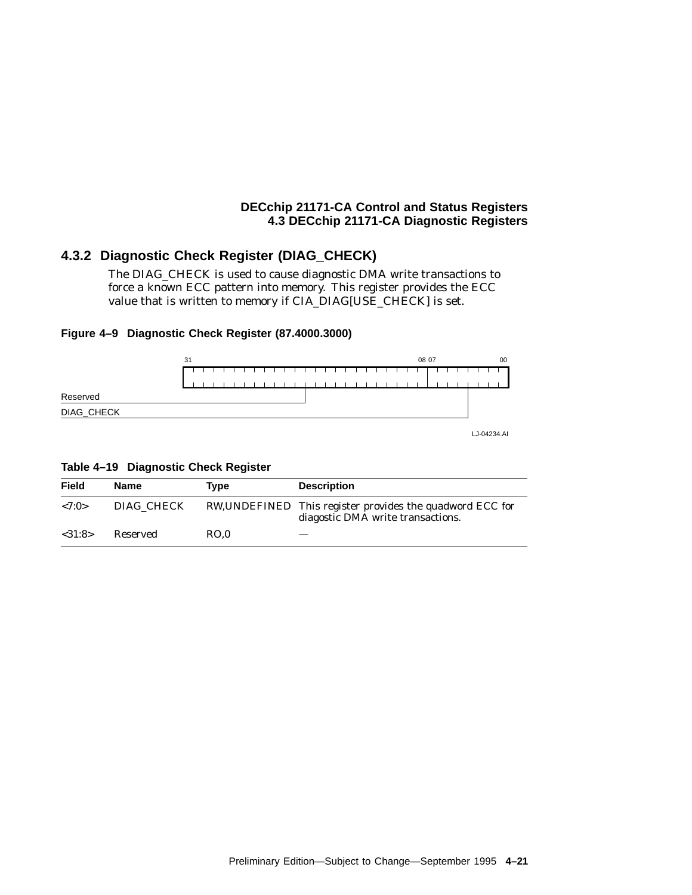### 4.3.2 Diagnostic Check Register (DIAG_CHECK)

The DIAG_CHECK is used to cause diagnostic DMA write transactions to force a known ECC pattern into memory. This register provides the ECC value that is written to memory if CIA_DIAG[USE_CHECK] is set.

**Figure 4–9 Diagnostic Check Register (87.4000.3000)**

| 31 ... 08 | 07 ... 00 |
|---|---|
| Reserved | DIAG_CHECK |

LJ-04234.AI

**Table 4–19 Diagnostic Check Register**

| Field | Name | Type | Description |
|---|---|---|---|
| <7:0> | DIAG_CHECK | RW,UNDEFINED | This register provides the quadword ECC for diagostic DMA write transactions. |
| <31:8> | Reserved | RO,0 | — |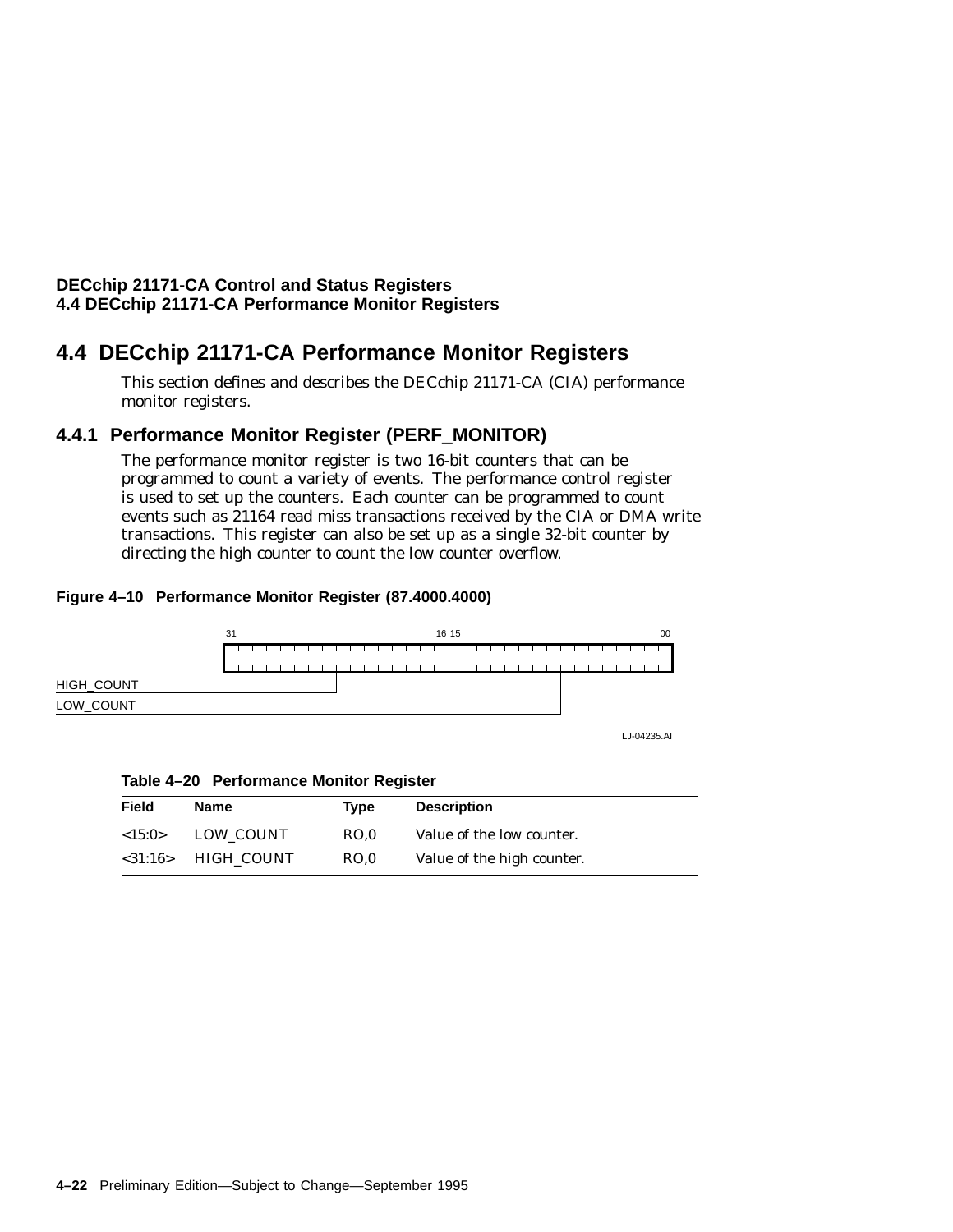## 4.4 DECchip 21171-CA Performance Monitor Registers

This section defines and describes the DECchip 21171-CA (CIA) performance monitor registers.

### 4.4.1 Performance Monitor Register (PERF_MONITOR)

The performance monitor register is two 16-bit counters that can be programmed to count a variety of events. The performance control register is used to set up the counters. Each counter can be programmed to count events such as 21164 read miss transactions received by the CIA or DMA write transactions. This register can also be set up as a single 32-bit counter by directing the high counter to count the low counter overflow.

**Figure 4–10 Performance Monitor Register (87.4000.4000)**

```
31                              16 15                              00
+---------------------------------+---------------------------------+
|                                 |                                 |
+---------------------------------+---------------------------------+
HIGH_COUNT
LOW_COUNT
```

LJ-04235.AI

**Table 4–20 Performance Monitor Register**

| Field | Name | Type | Description |
|---|---|---|---|
| <15:0> | LOW_COUNT | RO,0 | Value of the low counter. |
| <31:16> | HIGH_COUNT | RO,0 | Value of the high counter. |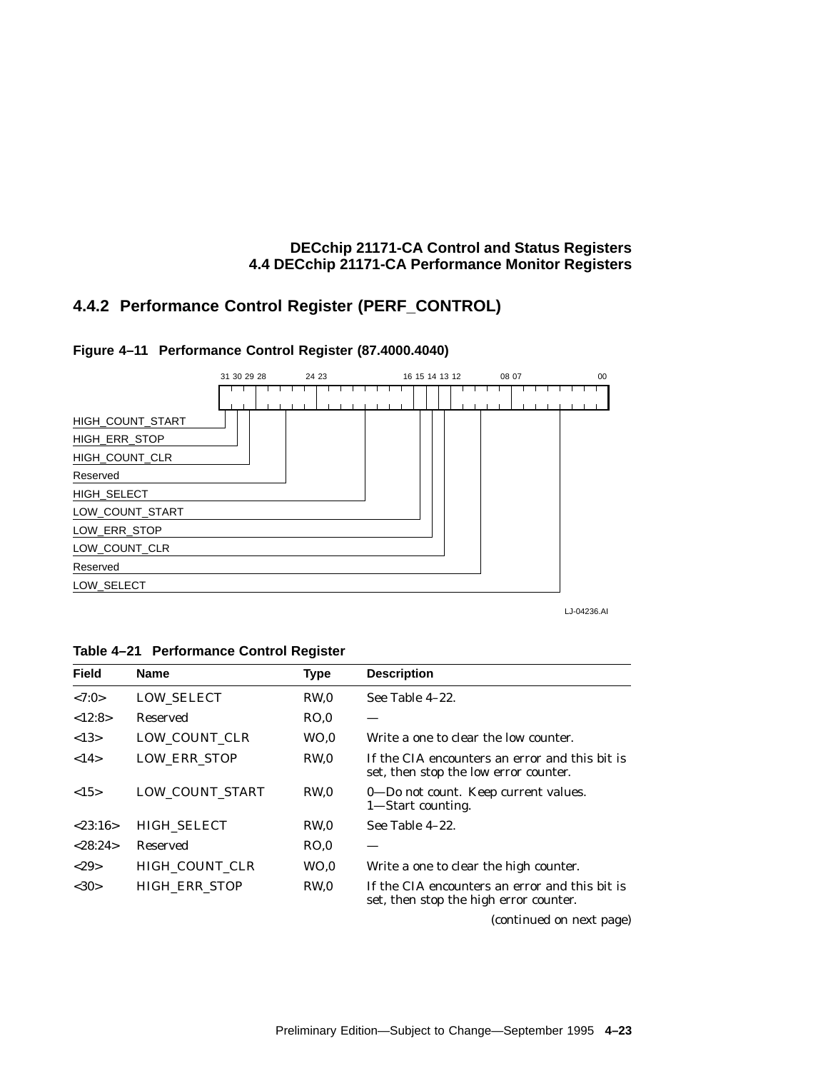## 4.4.2 Performance Control Register (PERF_CONTROL)

**Figure 4–11 Performance Control Register (87.4000.4040)**

| Bits | Field |
|---|---|
| 31 | HIGH_COUNT_START |
| 30 | HIGH_ERR_STOP |
| 29 | HIGH_COUNT_CLR |
| 28:24 | Reserved |
| 23:16 | HIGH_SELECT |
| 15 | LOW_COUNT_START |
| 14 | LOW_ERR_STOP |
| 13 | LOW_COUNT_CLR |
| 12:08 | Reserved |
| 07:00 | LOW_SELECT |

LJ-04236.AI

**Table 4–21 Performance Control Register**

| Field | Name | Type | Description |
|---|---|---|---|
| <7:0> | LOW_SELECT | RW,0 | See Table 4–22. |
| <12:8> | Reserved | RO,0 | — |
| <13> | LOW_COUNT_CLR | WO,0 | Write a one to clear the low counter. |
| <14> | LOW_ERR_STOP | RW,0 | If the CIA encounters an error and this bit is set, then stop the low error counter. |
| <15> | LOW_COUNT_START | RW,0 | 0—Do not count. Keep current values.<br>1—Start counting. |
| <23:16> | HIGH_SELECT | RW,0 | See Table 4–22. |
| <28:24> | Reserved | RO,0 | — |
| <29> | HIGH_COUNT_CLR | WO,0 | Write a one to clear the high counter. |
| <30> | HIGH_ERR_STOP | RW,0 | If the CIA encounters an error and this bit is set, then stop the high error counter. |

*(continued on next page)*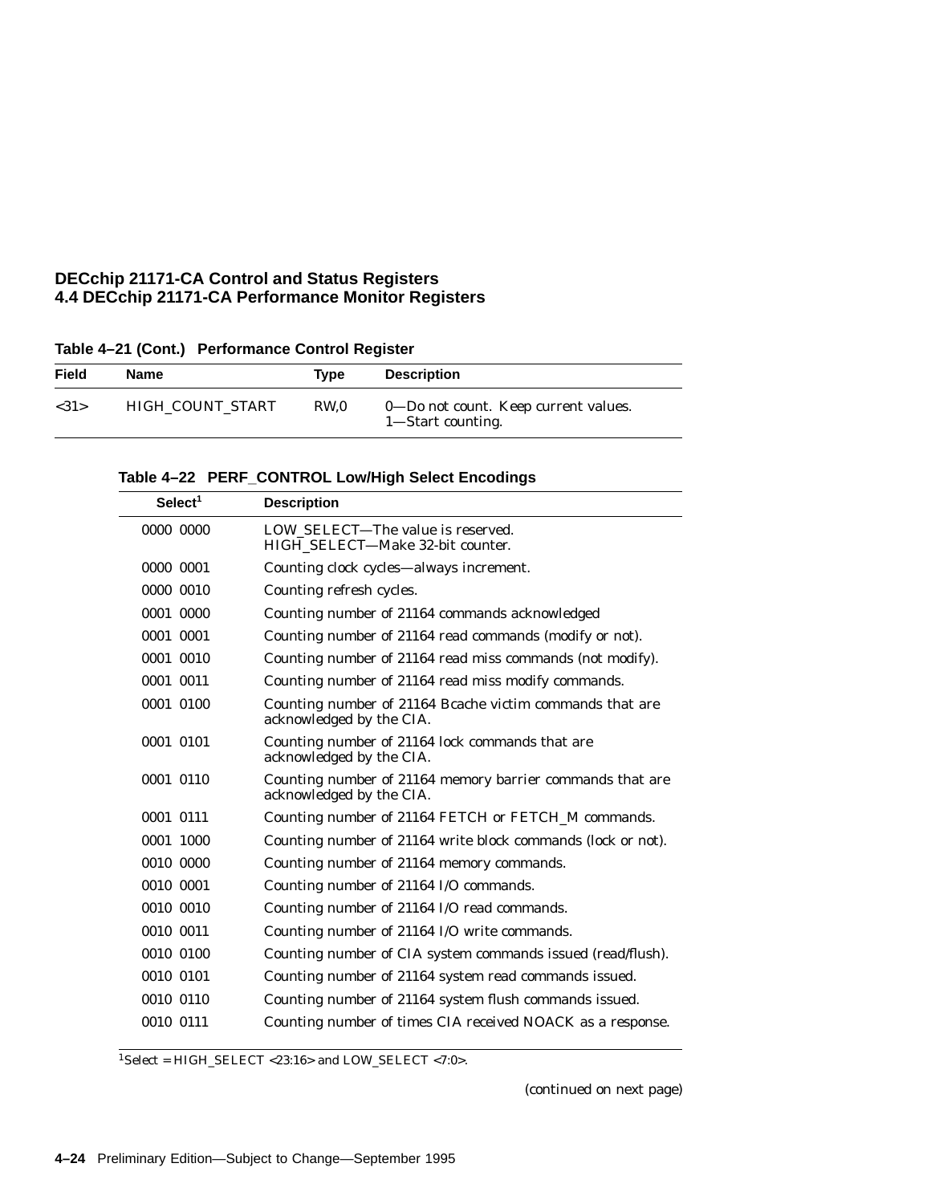**Table 4–21 (Cont.) Performance Control Register**

| Field | Name | Type | Description |
| --- | --- | --- | --- |
| <31> | HIGH_COUNT_START | RW,0 | 0—Do not count. Keep current values.<br>1—Start counting. |

**Table 4–22 PERF_CONTROL Low/High Select Encodings**

| Select[1] | Description |
| --- | --- |
| 0000 0000 | LOW_SELECT—The value is reserved.<br>HIGH_SELECT—Make 32-bit counter. |
| 0000 0001 | Counting clock cycles—always increment. |
| 0000 0010 | Counting refresh cycles. |
| 0001 0000 | Counting number of 21164 commands acknowledged |
| 0001 0001 | Counting number of 21164 read commands (modify or not). |
| 0001 0010 | Counting number of 21164 read miss commands (not modify). |
| 0001 0011 | Counting number of 21164 read miss modify commands. |
| 0001 0100 | Counting number of 21164 Bcache victim commands that are acknowledged by the CIA. |
| 0001 0101 | Counting number of 21164 lock commands that are acknowledged by the CIA. |
| 0001 0110 | Counting number of 21164 memory barrier commands that are acknowledged by the CIA. |
| 0001 0111 | Counting number of 21164 FETCH or FETCH_M commands. |
| 0001 1000 | Counting number of 21164 write block commands (lock or not). |
| 0010 0000 | Counting number of 21164 memory commands. |
| 0010 0001 | Counting number of 21164 I/O commands. |
| 0010 0010 | Counting number of 21164 I/O read commands. |
| 0010 0011 | Counting number of 21164 I/O write commands. |
| 0010 0100 | Counting number of CIA system commands issued (read/flush). |
| 0010 0101 | Counting number of 21164 system read commands issued. |
| 0010 0110 | Counting number of 21164 system flush commands issued. |
| 0010 0111 | Counting number of times CIA received NOACK as a response. |

[1]Select = HIGH_SELECT <23:16> and LOW_SELECT <7:0>.

(continued on next page)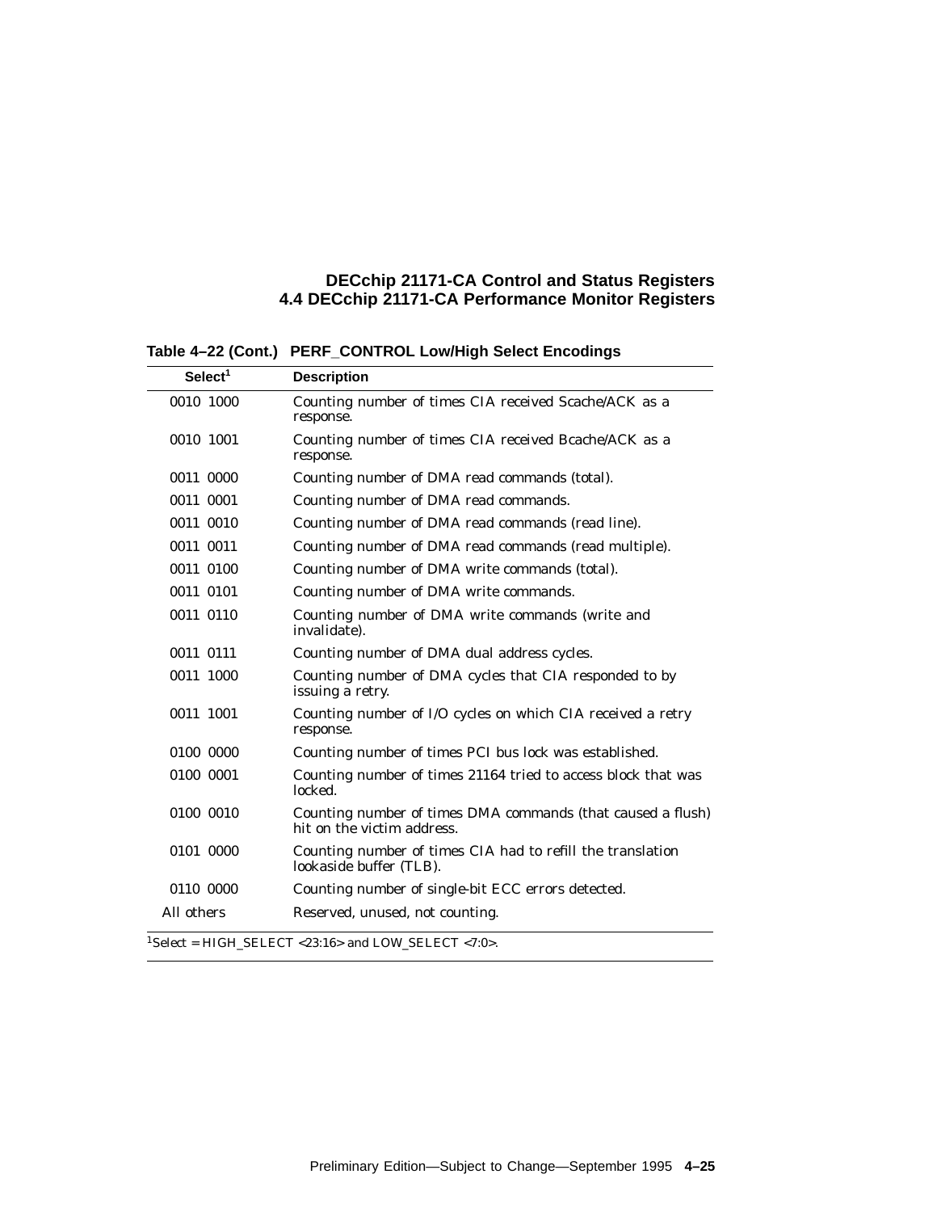**Table 4–22 (Cont.) PERF_CONTROL Low/High Select Encodings**

| Select[1] | Description |
|---|---|
| 0010 1000 | Counting number of times CIA received Scache/ACK as a response. |
| 0010 1001 | Counting number of times CIA received Bcache/ACK as a response. |
| 0011 0000 | Counting number of DMA read commands (total). |
| 0011 0001 | Counting number of DMA read commands. |
| 0011 0010 | Counting number of DMA read commands (read line). |
| 0011 0011 | Counting number of DMA read commands (read multiple). |
| 0011 0100 | Counting number of DMA write commands (total). |
| 0011 0101 | Counting number of DMA write commands. |
| 0011 0110 | Counting number of DMA write commands (write and invalidate). |
| 0011 0111 | Counting number of DMA dual address cycles. |
| 0011 1000 | Counting number of DMA cycles that CIA responded to by issuing a retry. |
| 0011 1001 | Counting number of I/O cycles on which CIA received a retry response. |
| 0100 0000 | Counting number of times PCI bus lock was established. |
| 0100 0001 | Counting number of times 21164 tried to access block that was locked. |
| 0100 0010 | Counting number of times DMA commands (that caused a flush) hit on the victim address. |
| 0101 0000 | Counting number of times CIA had to refill the translation lookaside buffer (TLB). |
| 0110 0000 | Counting number of single-bit ECC errors detected. |
| All others | Reserved, unused, not counting. |

[1]Select = HIGH_SELECT <23:16> and LOW_SELECT <7:0>.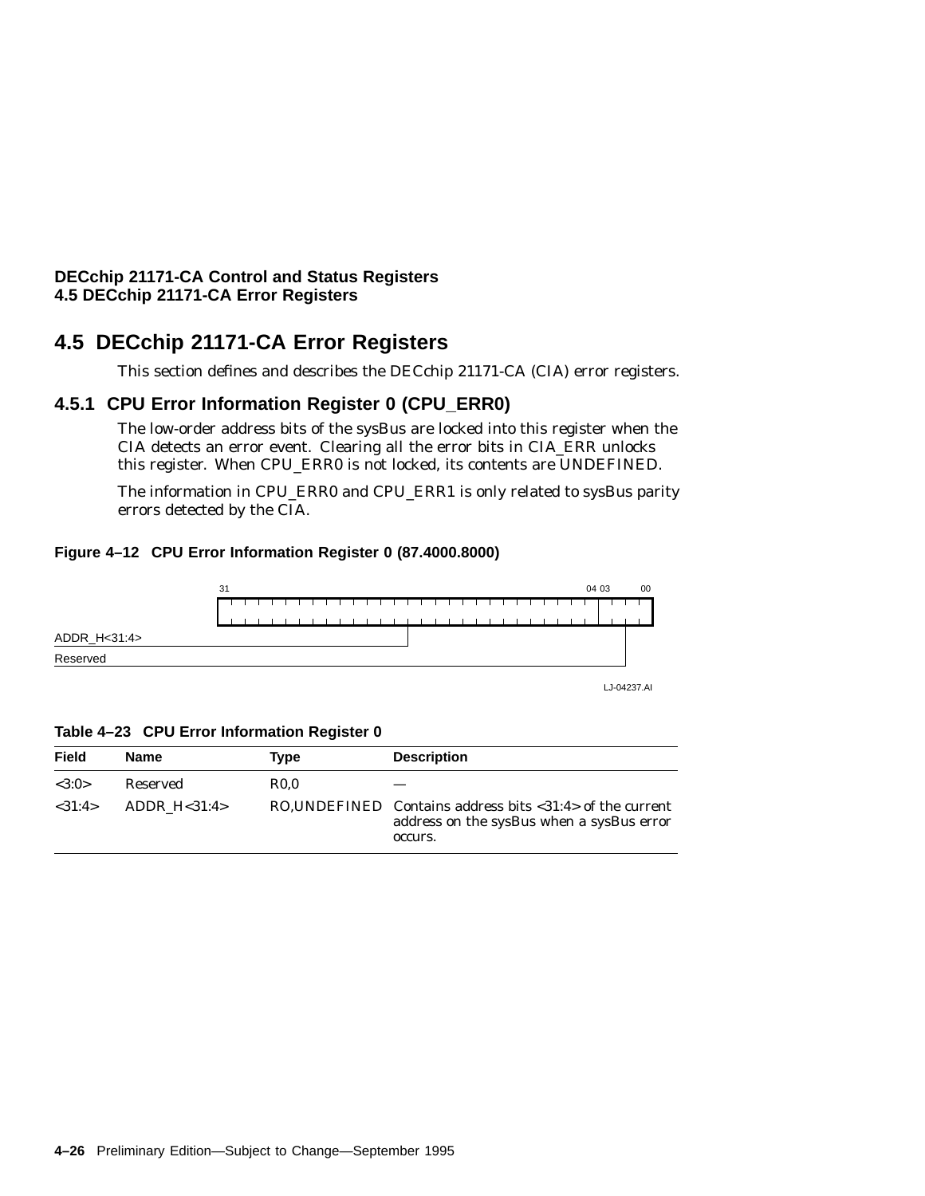## 4.5 DECchip 21171-CA Error Registers

This section defines and describes the DECchip 21171-CA (CIA) error registers.

### 4.5.1 CPU Error Information Register 0 (CPU_ERR0)

The low-order address bits of the sysBus are locked into this register when the CIA detects an error event. Clearing all the error bits in CIA_ERR unlocks this register. When CPU_ERR0 is not locked, its contents are UNDEFINED.

The information in CPU_ERR0 and CPU_ERR1 is only related to sysBus parity errors detected by the CIA.

**Figure 4–12 CPU Error Information Register 0 (87.4000.8000)**

| Bits | Field |
|---|---|
| 31–04 | ADDR_H<31:4> |
| 03–00 | Reserved |

LJ-04237.AI

**Table 4–23 CPU Error Information Register 0**

| Field | Name | Type | Description |
|---|---|---|---|
| <3:0> | Reserved | R0,0 | — |
| <31:4> | ADDR_H<31:4> | RO,UNDEFINED | Contains address bits <31:4> of the current address on the sysBus when a sysBus error occurs. |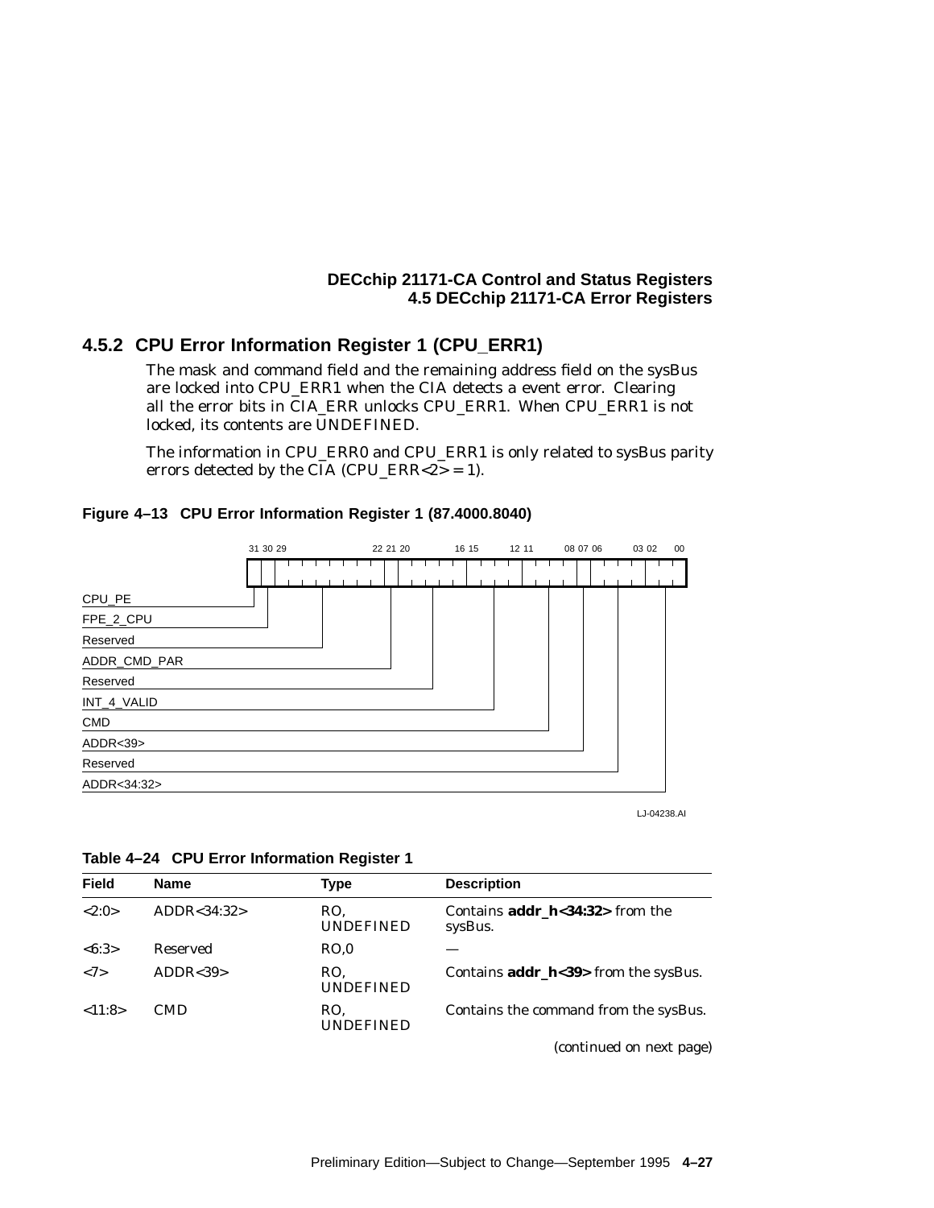## 4.5.2 CPU Error Information Register 1 (CPU_ERR1)

The mask and command field and the remaining address field on the sysBus are locked into CPU_ERR1 when the CIA detects a event error. Clearing all the error bits in CIA_ERR unlocks CPU_ERR1. When CPU_ERR1 is not locked, its contents are UNDEFINED.

The information in CPU_ERR0 and CPU_ERR1 is only related to sysBus parity errors detected by the CIA (CPU_ERR<2> = 1).

**Figure 4–13 CPU Error Information Register 1 (87.4000.8040)**

| Bits | Field |
|---|---|
| 31 | CPU_PE |
| 30 | FPE_2_CPU |
| 29:22 | Reserved |
| 21 | ADDR_CMD_PAR |
| 20:16 | Reserved |
| 15:12 | INT_4_VALID |
| 11:08 | CMD |
| 07 | ADDR<39> |
| 06:03 | Reserved |
| 02:00 | ADDR<34:32> |

LJ-04238.AI

**Table 4–24 CPU Error Information Register 1**

| Field | Name | Type | Description |
|---|---|---|---|
| <2:0> | ADDR<34:32> | RO, UNDEFINED | Contains **addr_h<34:32>** from the sysBus. |
| <6:3> | Reserved | RO,0 | — |
| <7> | ADDR<39> | RO, UNDEFINED | Contains **addr_h<39>** from the sysBus. |
| <11:8> | CMD | RO, UNDEFINED | Contains the command from the sysBus. |

*(continued on next page)*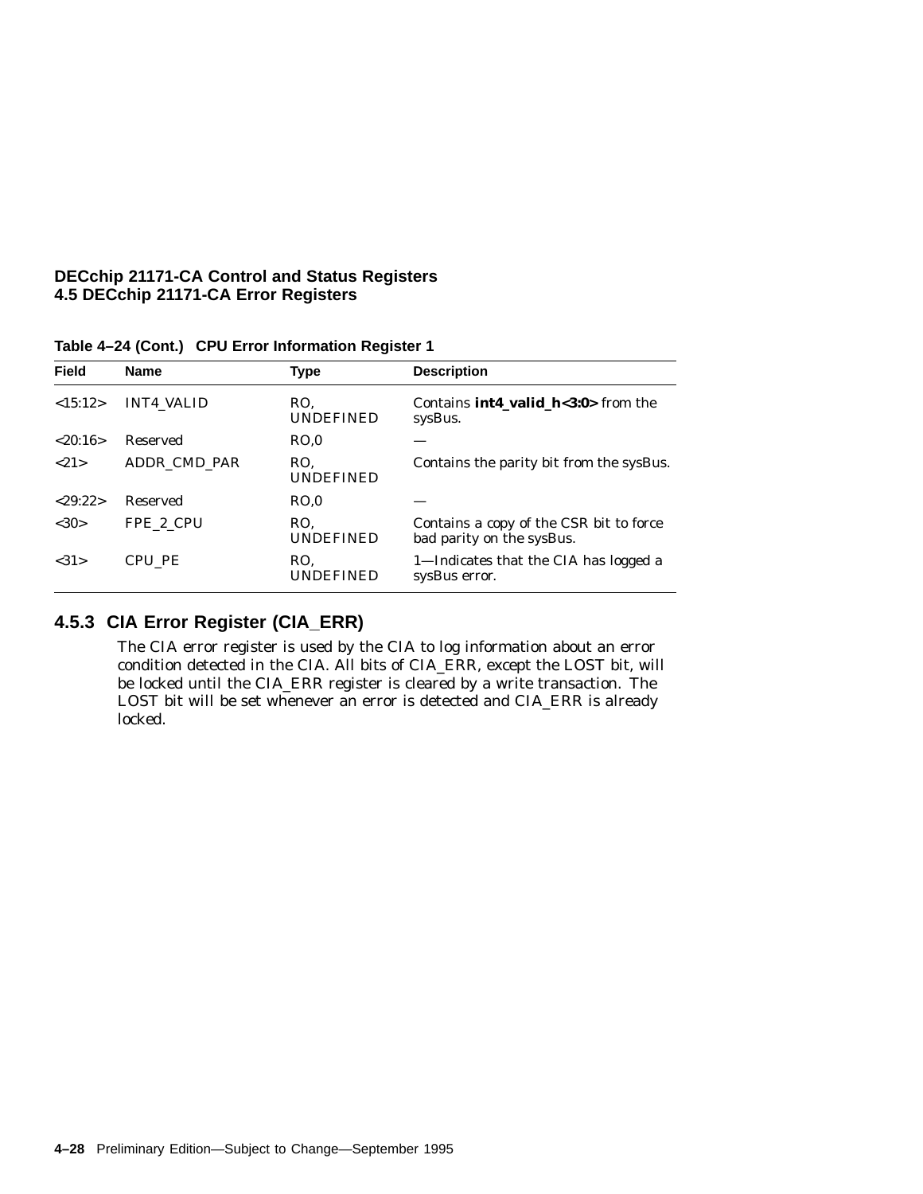**Table 4–24 (Cont.) CPU Error Information Register 1**

| Field | Name | Type | Description |
|---|---|---|---|
| <15:12> | INT4_VALID | RO, UNDEFINED | Contains **int4_valid_h<3:0>** from the sysBus. |
| <20:16> | Reserved | RO,0 | — |
| <21> | ADDR_CMD_PAR | RO, UNDEFINED | Contains the parity bit from the sysBus. |
| <29:22> | Reserved | RO,0 | — |
| <30> | FPE_2_CPU | RO, UNDEFINED | Contains a copy of the CSR bit to force bad parity on the sysBus. |
| <31> | CPU_PE | RO, UNDEFINED | 1—Indicates that the CIA has logged a sysBus error. |

### 4.5.3 CIA Error Register (CIA_ERR)

The CIA error register is used by the CIA to log information about an error condition detected in the CIA. All bits of CIA_ERR, except the LOST bit, will be locked until the CIA_ERR register is cleared by a write transaction. The LOST bit will be set whenever an error is detected and CIA_ERR is already locked.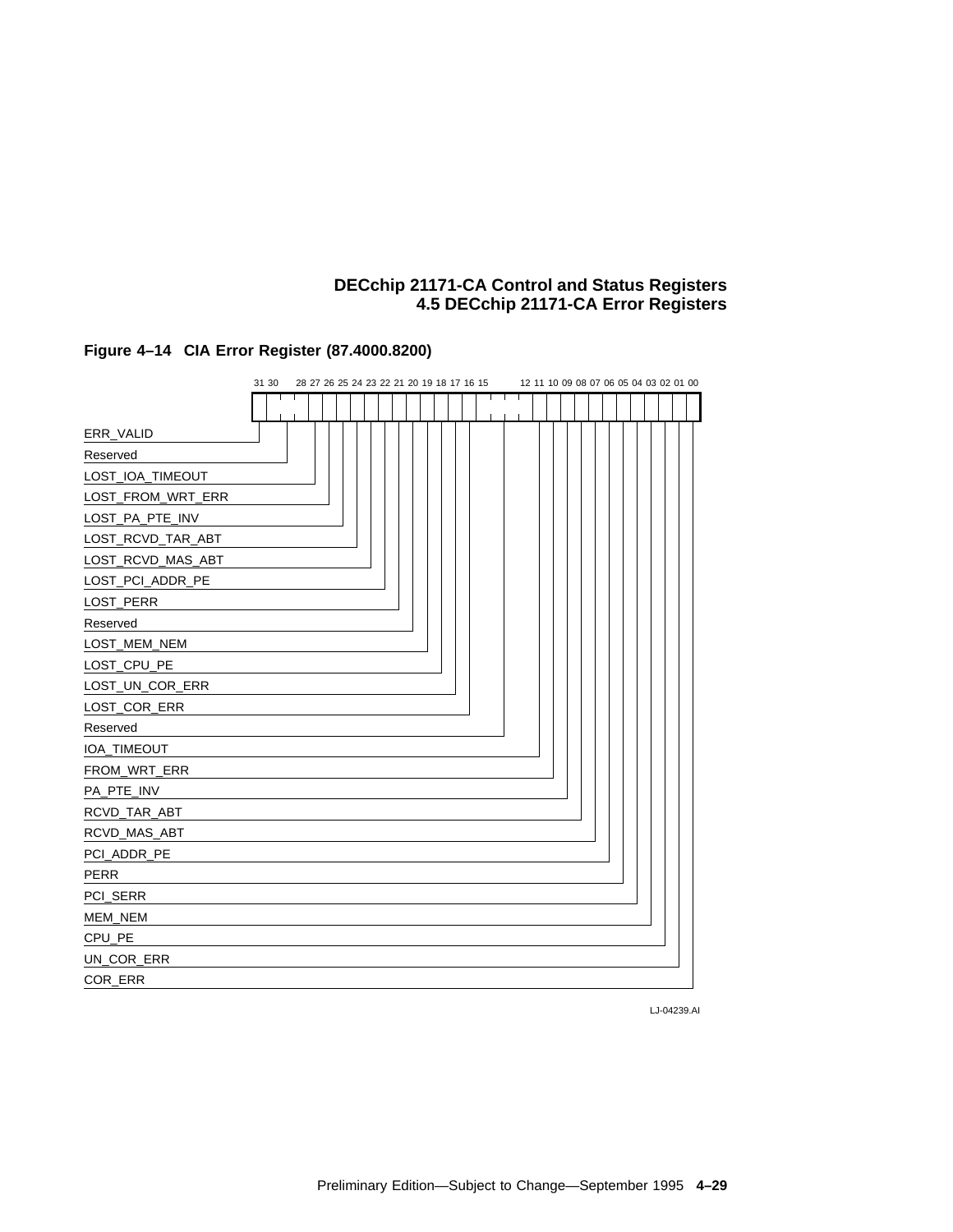## Figure 4–14 CIA Error Register (87.4000.8200)

| Bits | Field |
|---|---|
| 31 | ERR_VALID |
| 30:28 | Reserved |
| 27 | LOST_IOA_TIMEOUT |
| 26 | LOST_FROM_WRT_ERR |
| 25 | LOST_PA_PTE_INV |
| 24 | LOST_RCVD_TAR_ABT |
| 23 | LOST_RCVD_MAS_ABT |
| 22 | LOST_PCI_ADDR_PE |
| 21 | LOST_PERR |
| 20 | Reserved |
| 19 | LOST_MEM_NEM |
| 18 | LOST_CPU_PE |
| 17 | LOST_UN_COR_ERR |
| 16 | LOST_COR_ERR |
| 15:12 | Reserved |
| 11 | IOA_TIMEOUT |
| 10 | FROM_WRT_ERR |
| 09 | PA_PTE_INV |
| 08 | RCVD_TAR_ABT |
| 07 | RCVD_MAS_ABT |
| 06 | PCI_ADDR_PE |
| 05 | PERR |
| 04 | PCI_SERR |
| 03 | MEM_NEM |
| 02 | CPU_PE |
| 01 | UN_COR_ERR |
| 00 | COR_ERR |

LJ-04239.AI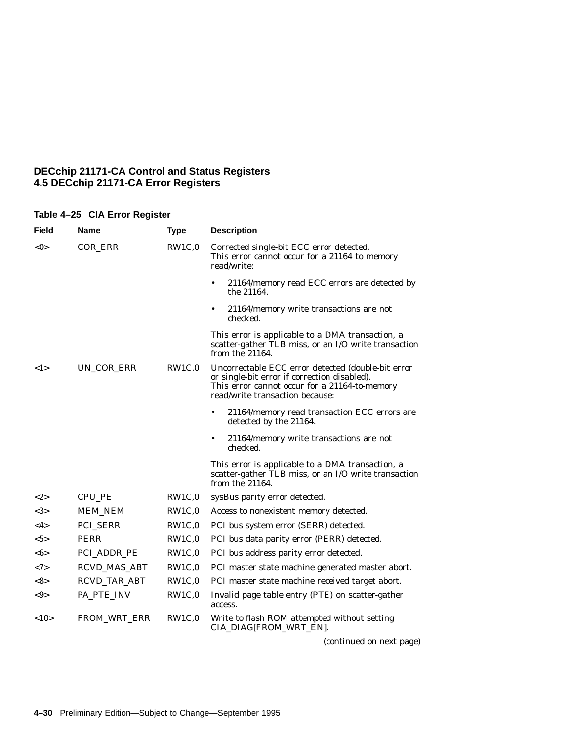**Table 4–25 CIA Error Register**

| Field | Name | Type | Description |
|---|---|---|---|
| <0> | COR_ERR | RW1C,0 | Corrected single-bit ECC error detected. This error cannot occur for a 21164 to memory read/write:<br>• 21164/memory read ECC errors are detected by the 21164.<br>• 21164/memory write transactions are not checked.<br>This error is applicable to a DMA transaction, a scatter-gather TLB miss, or an I/O write transaction from the 21164. |
| <1> | UN_COR_ERR | RW1C,0 | Uncorrectable ECC error detected (double-bit error or single-bit error if correction disabled). This error cannot occur for a 21164-to-memory read/write transaction because:<br>• 21164/memory read transaction ECC errors are detected by the 21164.<br>• 21164/memory write transactions are not checked.<br>This error is applicable to a DMA transaction, a scatter-gather TLB miss, or an I/O write transaction from the 21164. |
| <2> | CPU_PE | RW1C,0 | sysBus parity error detected. |
| <3> | MEM_NEM | RW1C,0 | Access to nonexistent memory detected. |
| <4> | PCI_SERR | RW1C,0 | PCI bus system error (SERR) detected. |
| <5> | PERR | RW1C,0 | PCI bus data parity error (PERR) detected. |
| <6> | PCI_ADDR_PE | RW1C,0 | PCI bus address parity error detected. |
| <7> | RCVD_MAS_ABT | RW1C,0 | PCI master state machine generated master abort. |
| <8> | RCVD_TAR_ABT | RW1C,0 | PCI master state machine received target abort. |
| <9> | PA_PTE_INV | RW1C,0 | Invalid page table entry (PTE) on scatter-gather access. |
| <10> | FROM_WRT_ERR | RW1C,0 | Write to flash ROM attempted without setting CIA_DIAG[FROM_WRT_EN]. |

*(continued on next page)*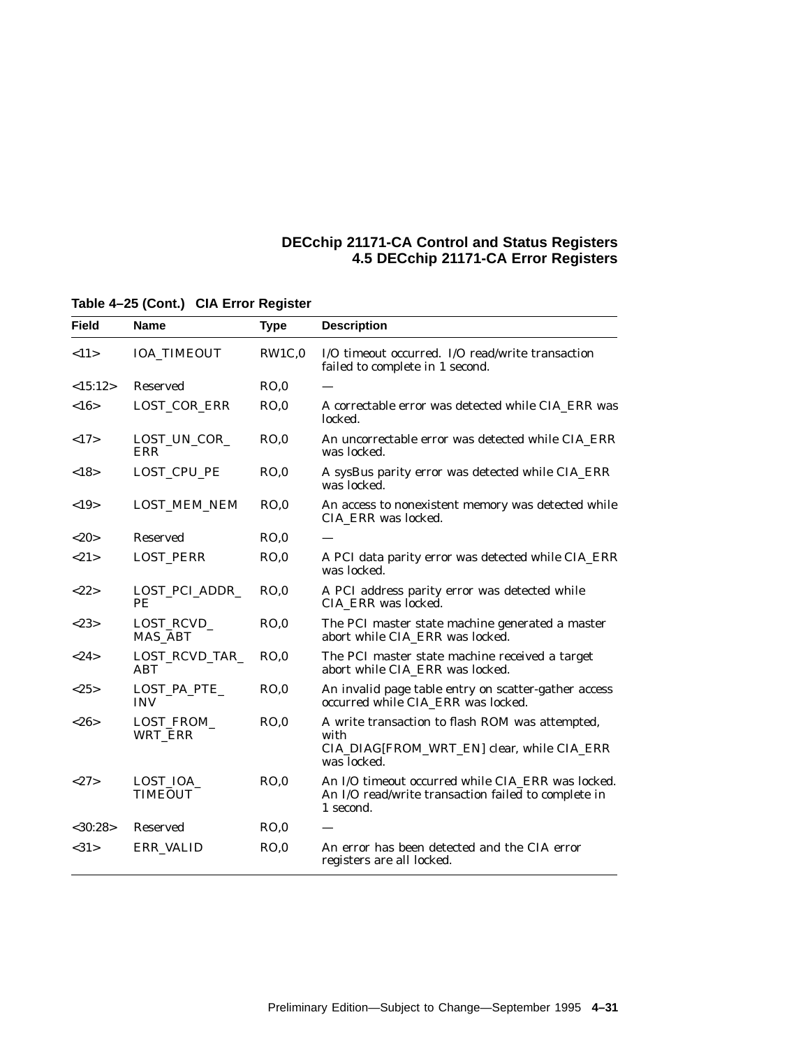**Table 4–25 (Cont.) CIA Error Register**

| Field | Name | Type | Description |
|---|---|---|---|
| <11> | IOA_TIMEOUT | RW1C,0 | I/O timeout occurred. I/O read/write transaction failed to complete in 1 second. |
| <15:12> | Reserved | RO,0 | — |
| <16> | LOST_COR_ERR | RO,0 | A correctable error was detected while CIA_ERR was locked. |
| <17> | LOST_UN_COR_ERR | RO,0 | An uncorrectable error was detected while CIA_ERR was locked. |
| <18> | LOST_CPU_PE | RO,0 | A sysBus parity error was detected while CIA_ERR was locked. |
| <19> | LOST_MEM_NEM | RO,0 | An access to nonexistent memory was detected while CIA_ERR was locked. |
| <20> | Reserved | RO,0 | — |
| <21> | LOST_PERR | RO,0 | A PCI data parity error was detected while CIA_ERR was locked. |
| <22> | LOST_PCI_ADDR_PE | RO,0 | A PCI address parity error was detected while CIA_ERR was locked. |
| <23> | LOST_RCVD_MAS_ABT | RO,0 | The PCI master state machine generated a master abort while CIA_ERR was locked. |
| <24> | LOST_RCVD_TAR_ABT | RO,0 | The PCI master state machine received a target abort while CIA_ERR was locked. |
| <25> | LOST_PA_PTE_INV | RO,0 | An invalid page table entry on scatter-gather access occurred while CIA_ERR was locked. |
| <26> | LOST_FROM_WRT_ERR | RO,0 | A write transaction to flash ROM was attempted, with CIA_DIAG[FROM_WRT_EN] clear, while CIA_ERR was locked. |
| <27> | LOST_IOA_TIMEOUT | RO,0 | An I/O timeout occurred while CIA_ERR was locked. An I/O read/write transaction failed to complete in 1 second. |
| <30:28> | Reserved | RO,0 | — |
| <31> | ERR_VALID | RO,0 | An error has been detected and the CIA error registers are all locked. |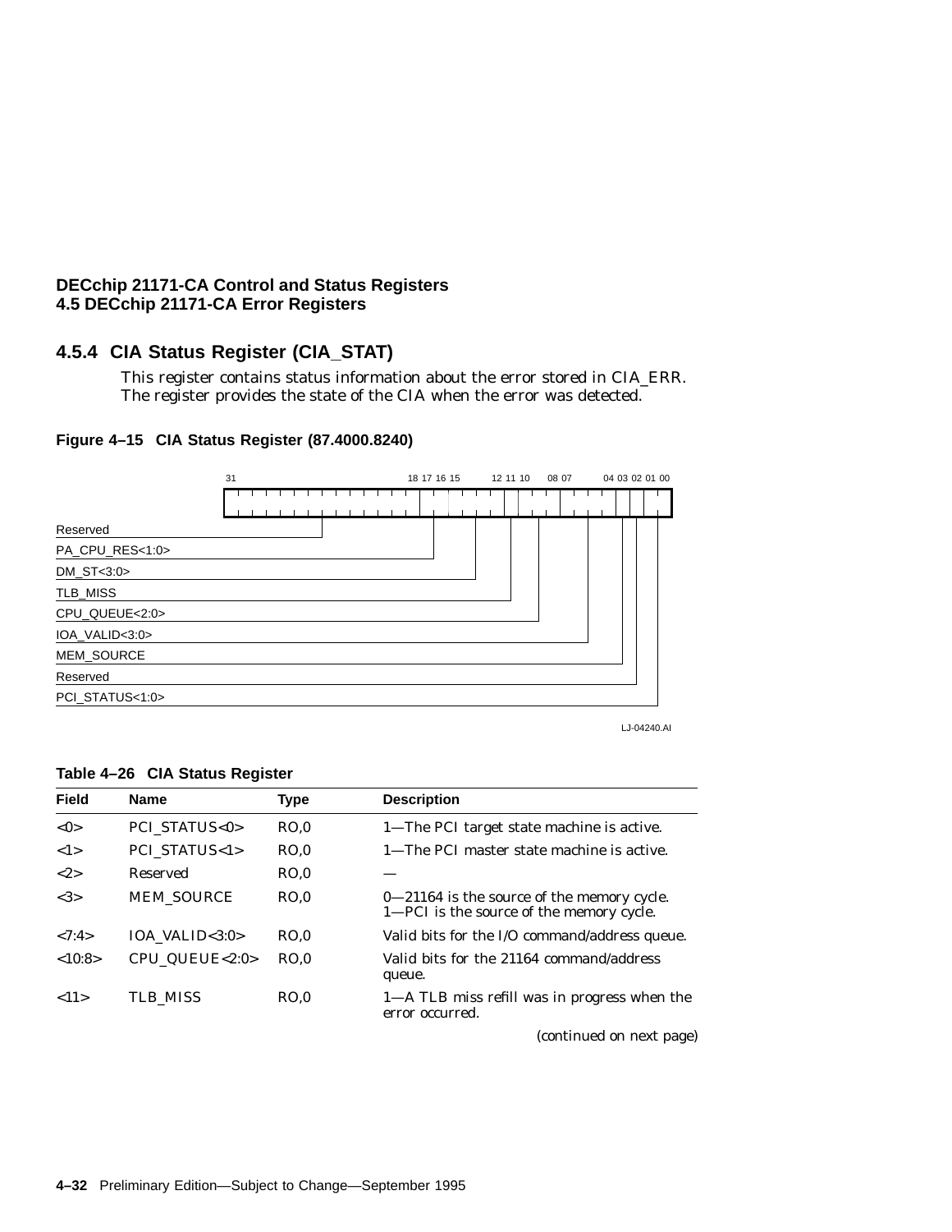## 4.5.4 CIA Status Register (CIA_STAT)

This register contains status information about the error stored in CIA_ERR. The register provides the state of the CIA when the error was detected.

**Figure 4–15 CIA Status Register (87.4000.8240)**

| Bits | Field |
|---|---|
| 31:18 | Reserved |
| 17:16 | PA_CPU_RES<1:0> |
| 15:12 | DM_ST<3:0> |
| 11 | TLB_MISS |
| 10:08 | CPU_QUEUE<2:0> |
| 07:04 | IOA_VALID<3:0> |
| 03 | MEM_SOURCE |
| 02 | Reserved |
| 01:00 | PCI_STATUS<1:0> |

LJ-04240.AI

**Table 4–26 CIA Status Register**

| Field | Name | Type | Description |
|---|---|---|---|
| <0> | PCI_STATUS<0> | RO,0 | 1—The PCI target state machine is active. |
| <1> | PCI_STATUS<1> | RO,0 | 1—The PCI master state machine is active. |
| <2> | Reserved | RO,0 | — |
| <3> | MEM_SOURCE | RO,0 | 0—21164 is the source of the memory cycle.<br>1—PCI is the source of the memory cycle. |
| <7:4> | IOA_VALID<3:0> | RO,0 | Valid bits for the I/O command/address queue. |
| <10:8> | CPU_QUEUE<2:0> | RO,0 | Valid bits for the 21164 command/address queue. |
| <11> | TLB_MISS | RO,0 | 1—A TLB miss refill was in progress when the error occurred. |

*(continued on next page)*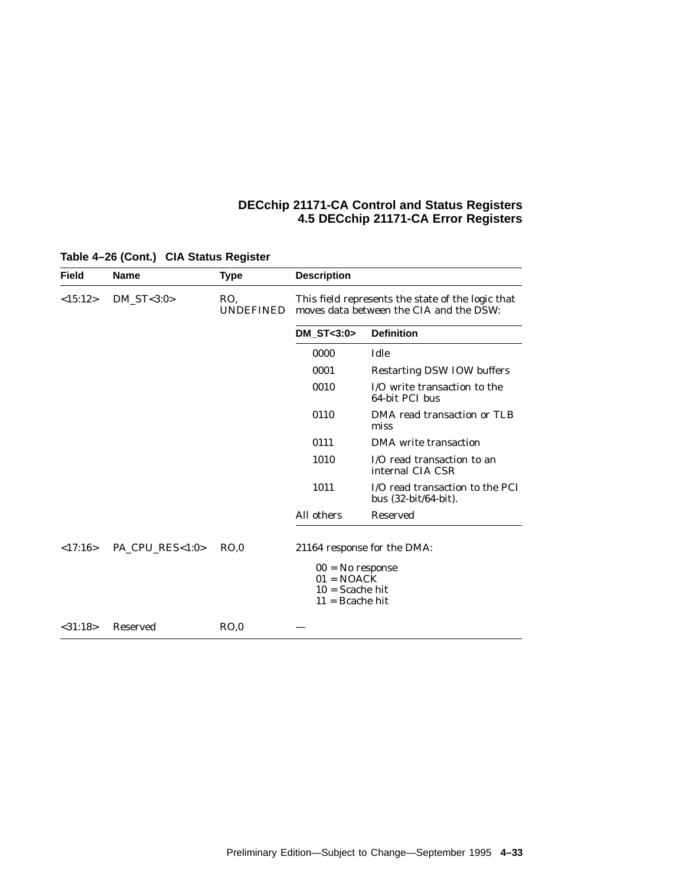**Table 4–26 (Cont.) CIA Status Register**

| Field | Name | Type | Description |
|---|---|---|---|
| <15:12> | DM_ST<3:0> | RO, UNDEFINED | This field represents the state of the logic that moves data between the CIA and the DSW: |
| | | | **DM_ST<3:0>** — **Definition** |
| | | | 0000 — Idle |
| | | | 0001 — Restarting DSW IOW buffers |
| | | | 0010 — I/O write transaction to the 64-bit PCI bus |
| | | | 0110 — DMA read transaction or TLB miss |
| | | | 0111 — DMA write transaction |
| | | | 1010 — I/O read transaction to an internal CIA CSR |
| | | | 1011 — I/O read transaction to the PCI bus (32-bit/64-bit). |
| | | | All others — Reserved |
| <17:16> | PA_CPU_RES<1:0> | RO,0 | 21164 response for the DMA: 00 = No response; 01 = NOACK; 10 = Scache hit; 11 = Bcache hit |
| <31:18> | Reserved | RO,0 | — |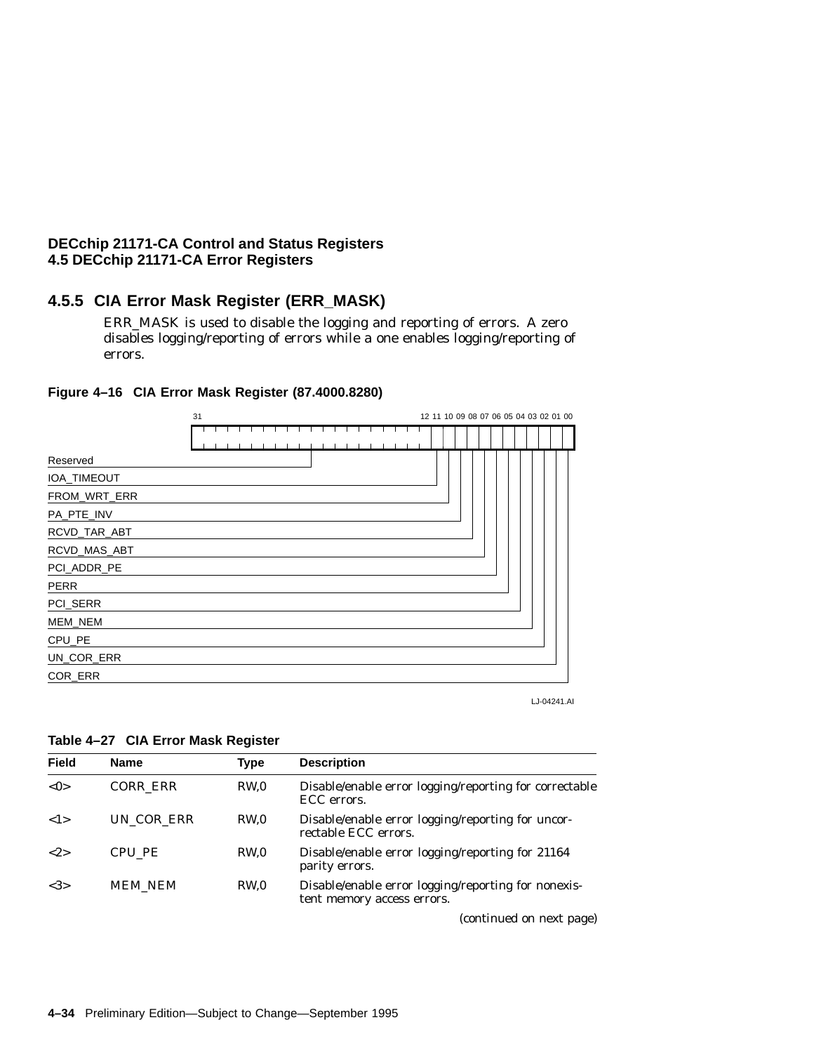## 4.5.5 CIA Error Mask Register (ERR_MASK)

ERR_MASK is used to disable the logging and reporting of errors. A zero disables logging/reporting of errors while a one enables logging/reporting of errors.

**Figure 4–16 CIA Error Mask Register (87.4000.8280)**

```
 31                            12 11 10 09 08 07 06 05 04 03 02 01 00
Reserved
IOA_TIMEOUT
FROM_WRT_ERR
PA_PTE_INV
RCVD_TAR_ABT
RCVD_MAS_ABT
PCI_ADDR_PE
PERR
PCI_SERR
MEM_NEM
CPU_PE
UN_COR_ERR
COR_ERR
```

LJ-04241.AI

**Table 4–27 CIA Error Mask Register**

| Field | Name | Type | Description |
|---|---|---|---|
| <0> | CORR_ERR | RW,0 | Disable/enable error logging/reporting for correctable ECC errors. |
| <1> | UN_COR_ERR | RW,0 | Disable/enable error logging/reporting for uncorrectable ECC errors. |
| <2> | CPU_PE | RW,0 | Disable/enable error logging/reporting for 21164 parity errors. |
| <3> | MEM_NEM | RW,0 | Disable/enable error logging/reporting for nonexistent memory access errors. |

*(continued on next page)*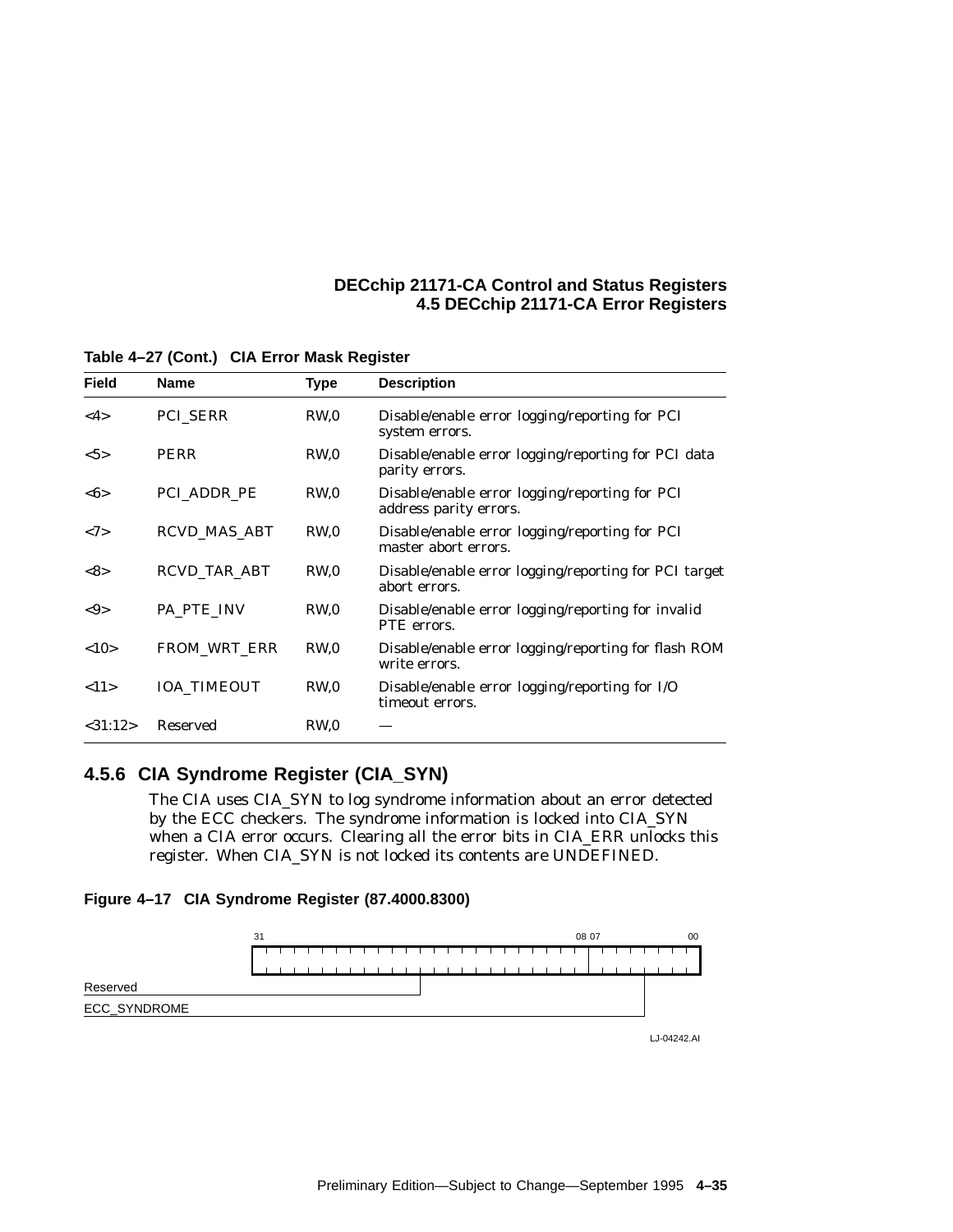**Table 4–27 (Cont.) CIA Error Mask Register**

| Field | Name | Type | Description |
|---|---|---|---|
| <4> | PCI_SERR | RW,0 | Disable/enable error logging/reporting for PCI system errors. |
| <5> | PERR | RW,0 | Disable/enable error logging/reporting for PCI data parity errors. |
| <6> | PCI_ADDR_PE | RW,0 | Disable/enable error logging/reporting for PCI address parity errors. |
| <7> | RCVD_MAS_ABT | RW,0 | Disable/enable error logging/reporting for PCI master abort errors. |
| <8> | RCVD_TAR_ABT | RW,0 | Disable/enable error logging/reporting for PCI target abort errors. |
| <9> | PA_PTE_INV | RW,0 | Disable/enable error logging/reporting for invalid PTE errors. |
| <10> | FROM_WRT_ERR | RW,0 | Disable/enable error logging/reporting for flash ROM write errors. |
| <11> | IOA_TIMEOUT | RW,0 | Disable/enable error logging/reporting for I/O timeout errors. |
| <31:12> | Reserved | RW,0 | — |

### 4.5.6 CIA Syndrome Register (CIA_SYN)

The CIA uses CIA_SYN to log syndrome information about an error detected by the ECC checkers. The syndrome information is locked into CIA_SYN when a CIA error occurs. Clearing all the error bits in CIA_ERR unlocks this register. When CIA_SYN is not locked its contents are UNDEFINED.

**Figure 4–17 CIA Syndrome Register (87.4000.8300)**

| Bits | Field |
|---|---|
| 31:08 | Reserved |
| 07:00 | ECC_SYNDROME |

LJ-04242.AI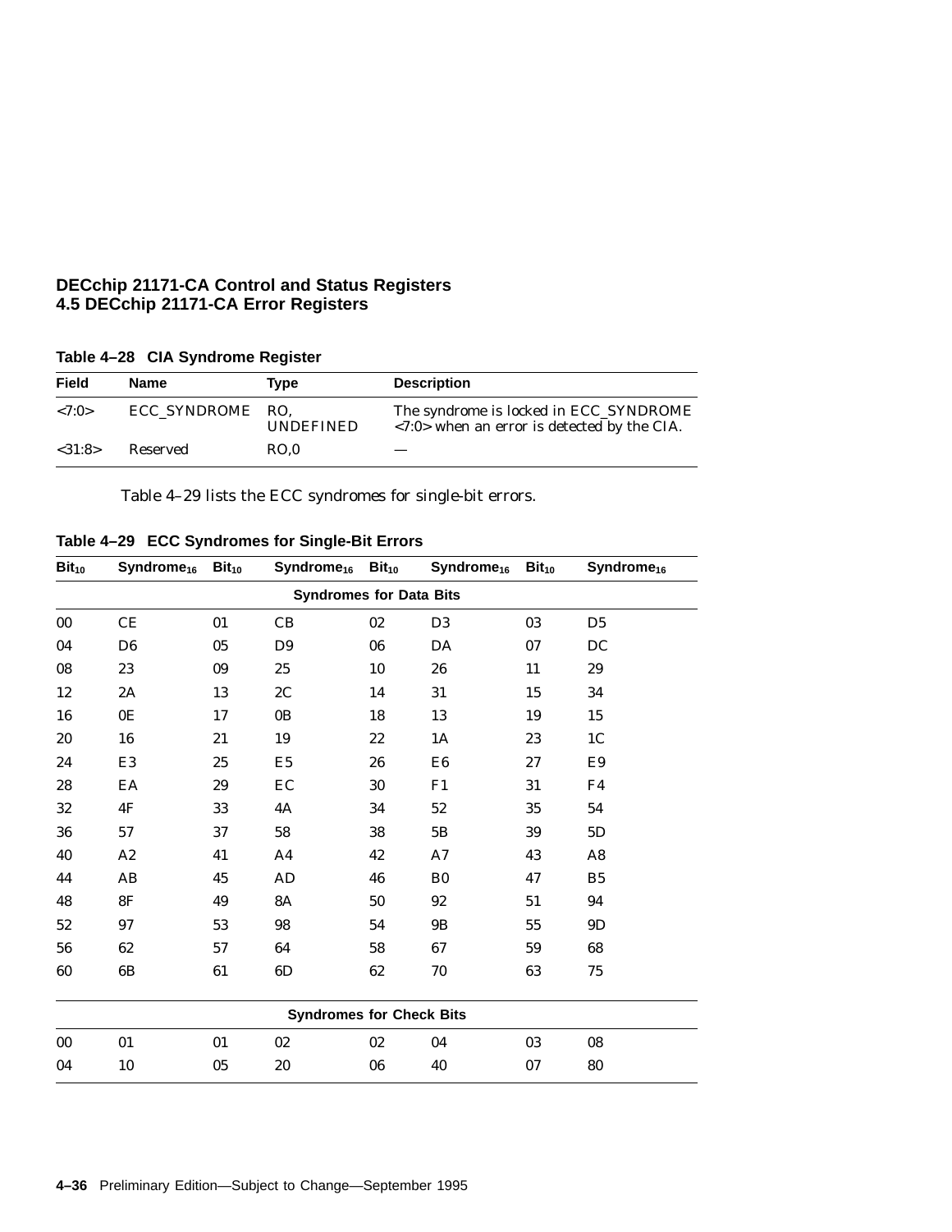**Table 4–28 CIA Syndrome Register**

| Field | Name | Type | Description |
|---|---|---|---|
| <7:0> | ECC_SYNDROME | RO, UNDEFINED | The syndrome is locked in ECC_SYNDROME <7:0> when an error is detected by the CIA. |
| <31:8> | Reserved | RO,0 | — |

Table 4–29 lists the ECC syndromes for single-bit errors.

**Table 4–29 ECC Syndromes for Single-Bit Errors**

| $Bit_{10}$ | $Syndrome_{16}$ | $Bit_{10}$ | $Syndrome_{16}$ | $Bit_{10}$ | $Syndrome_{16}$ | $Bit_{10}$ | $Syndrome_{16}$ |
|---|---|---|---|---|---|---|---|
| **Syndromes for Data Bits** | | | | | | | |
| 00 | CE | 01 | CB | 02 | D3 | 03 | D5 |
| 04 | D6 | 05 | D9 | 06 | DA | 07 | DC |
| 08 | 23 | 09 | 25 | 10 | 26 | 11 | 29 |
| 12 | 2A | 13 | 2C | 14 | 31 | 15 | 34 |
| 16 | 0E | 17 | 0B | 18 | 13 | 19 | 15 |
| 20 | 16 | 21 | 19 | 22 | 1A | 23 | 1C |
| 24 | E3 | 25 | E5 | 26 | E6 | 27 | E9 |
| 28 | EA | 29 | EC | 30 | F1 | 31 | F4 |
| 32 | 4F | 33 | 4A | 34 | 52 | 35 | 54 |
| 36 | 57 | 37 | 58 | 38 | 5B | 39 | 5D |
| 40 | A2 | 41 | A4 | 42 | A7 | 43 | A8 |
| 44 | AB | 45 | AD | 46 | B0 | 47 | B5 |
| 48 | 8F | 49 | 8A | 50 | 92 | 51 | 94 |
| 52 | 97 | 53 | 98 | 54 | 9B | 55 | 9D |
| 56 | 62 | 57 | 64 | 58 | 67 | 59 | 68 |
| 60 | 6B | 61 | 6D | 62 | 70 | 63 | 75 |
| **Syndromes for Check Bits** | | | | | | | |
| 00 | 01 | 01 | 02 | 02 | 04 | 03 | 08 |
| 04 | 10 | 05 | 20 | 06 | 40 | 07 | 80 |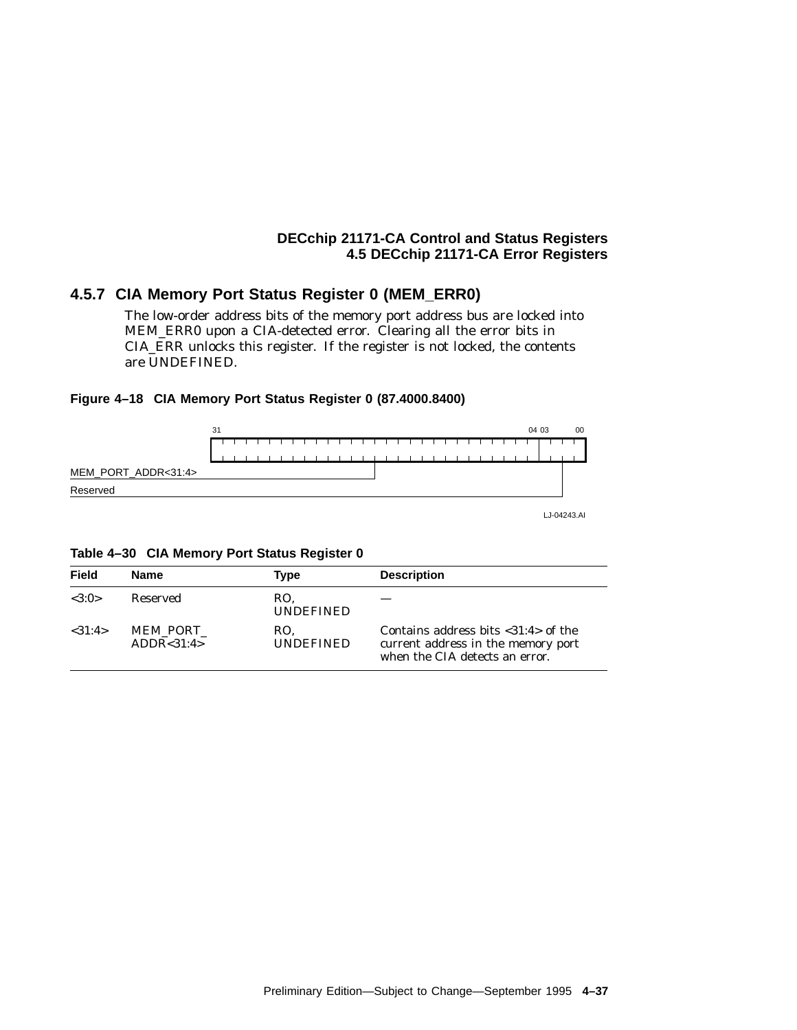### 4.5.7 CIA Memory Port Status Register 0 (MEM_ERR0)

The low-order address bits of the memory port address bus are locked into MEM_ERR0 upon a CIA-detected error. Clearing all the error bits in CIA_ERR unlocks this register. If the register is not locked, the contents are UNDEFINED.

**Figure 4–18 CIA Memory Port Status Register 0 (87.4000.8400)**

```
 31                                          04 03      00
+-----------------------------------------------+---------+
|                                               |         |
+-----------------------------------------------+---------+
MEM_PORT_ADDR<31:4> ---------------------------+
Reserved -------------------------------------------------+
```

LJ-04243.AI

**Table 4–30 CIA Memory Port Status Register 0**

| Field | Name | Type | Description |
|---|---|---|---|
| <3:0> | Reserved | RO, UNDEFINED | — |
| <31:4> | MEM_PORT_ ADDR<31:4> | RO, UNDEFINED | Contains address bits <31:4> of the current address in the memory port when the CIA detects an error. |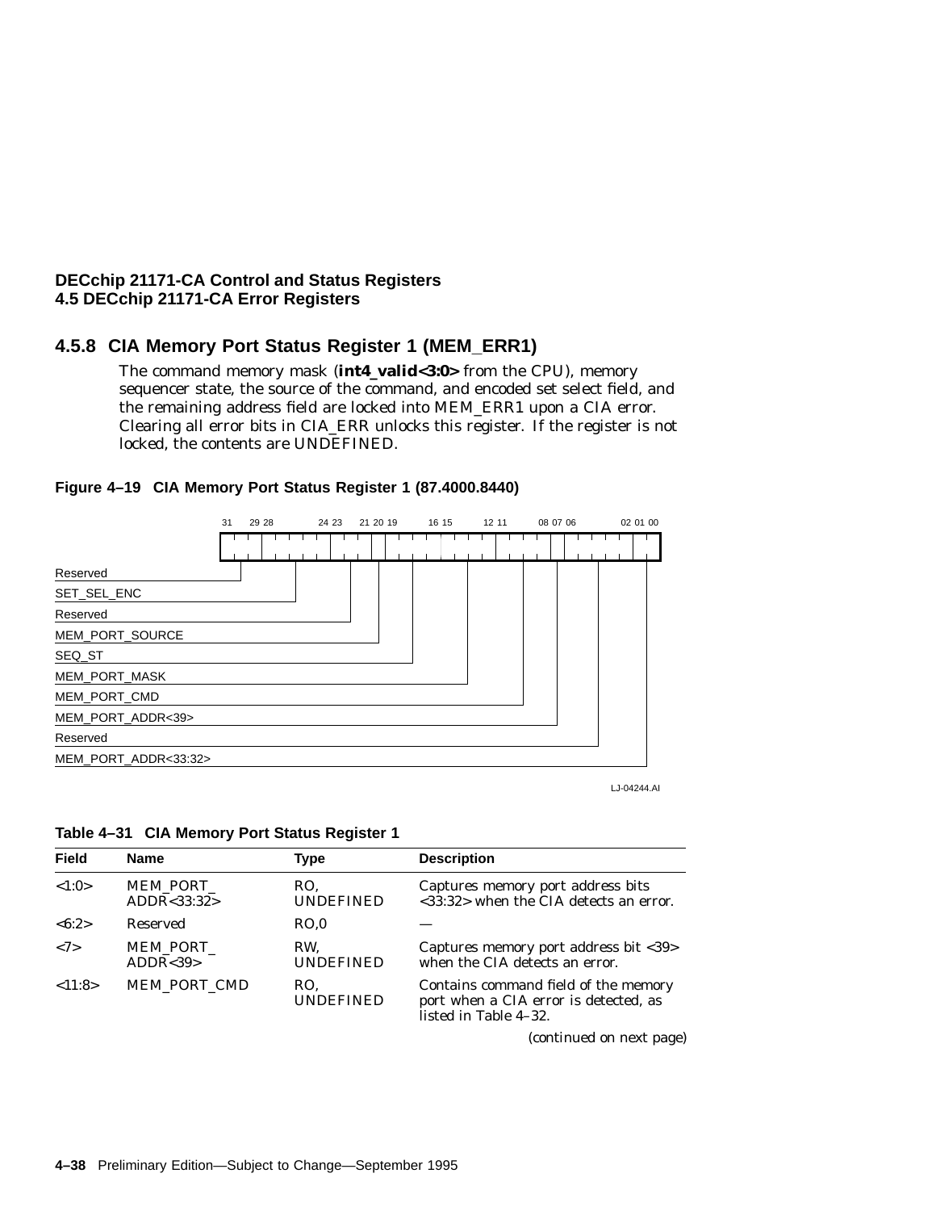## 4.5.8 CIA Memory Port Status Register 1 (MEM_ERR1)

The command memory mask (**int4_valid<3:0>** from the CPU), memory sequencer state, the source of the command, and encoded set select field, and the remaining address field are locked into MEM_ERR1 upon a CIA error. Clearing all error bits in CIA_ERR unlocks this register. If the register is not locked, the contents are UNDEFINED.

**Figure 4–19 CIA Memory Port Status Register 1 (87.4000.8440)**

| Bits | Field |
|---|---|
| 31:29 | Reserved |
| 28:24 | SET_SEL_ENC |
| 23:21 | Reserved |
| 20 | MEM_PORT_SOURCE |
| 19:16 | SEQ_ST |
| 15:12 | MEM_PORT_MASK |
| 11:08 | MEM_PORT_CMD |
| 07 | MEM_PORT_ADDR<39> |
| 06:02 | Reserved |
| 01:00 | MEM_PORT_ADDR<33:32> |

LJ-04244.AI

**Table 4–31 CIA Memory Port Status Register 1**

| Field | Name | Type | Description |
|---|---|---|---|
| <1:0> | MEM_PORT_ ADDR<33:32> | RO, UNDEFINED | Captures memory port address bits <33:32> when the CIA detects an error. |
| <6:2> | Reserved | RO,0 | — |
| <7> | MEM_PORT_ ADDR<39> | RW, UNDEFINED | Captures memory port address bit <39> when the CIA detects an error. |
| <11:8> | MEM_PORT_CMD | RO, UNDEFINED | Contains command field of the memory port when a CIA error is detected, as listed in Table 4–32. |

*(continued on next page)*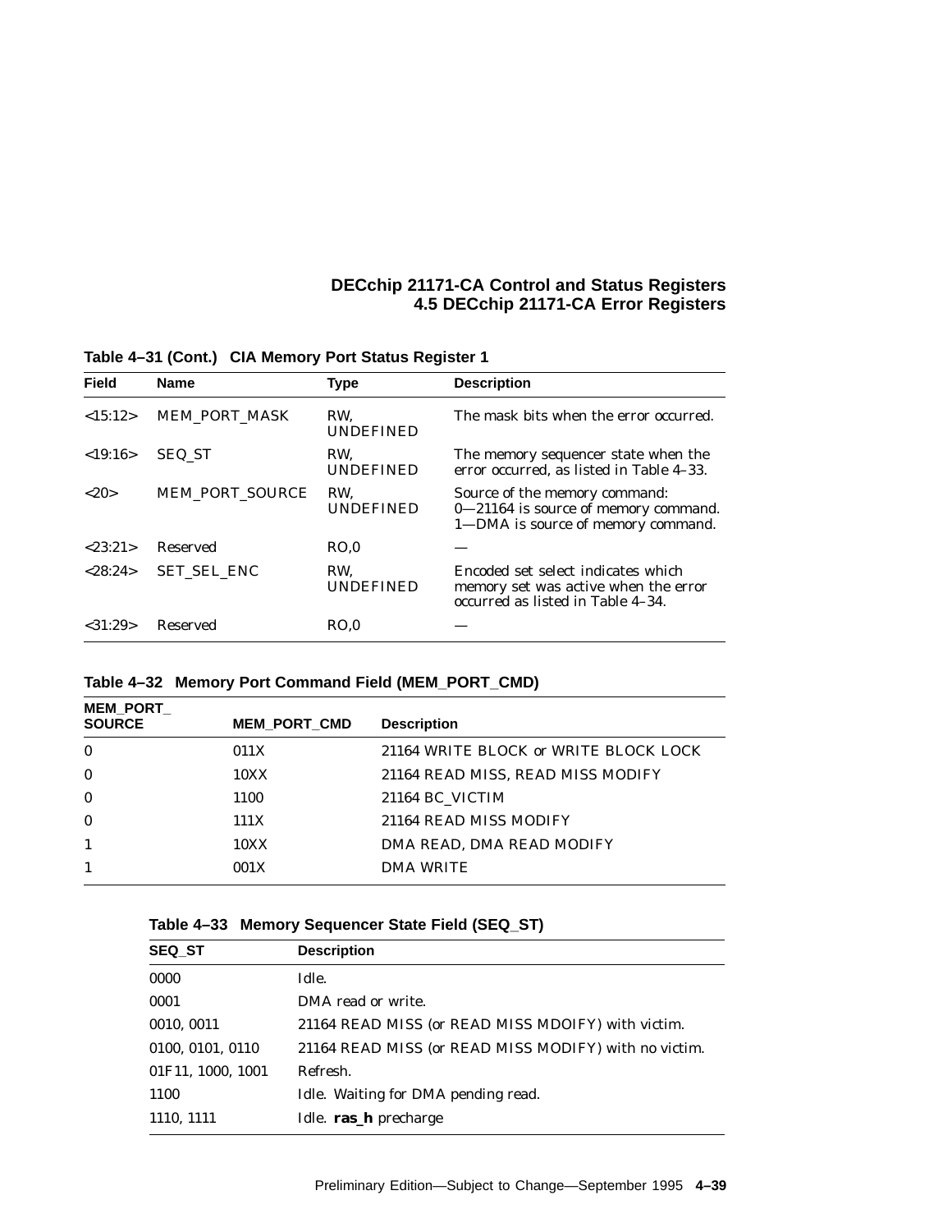**Table 4–31 (Cont.) CIA Memory Port Status Register 1**

| Field | Name | Type | Description |
|---|---|---|---|
| <15:12> | MEM_PORT_MASK | RW, UNDEFINED | The mask bits when the error occurred. |
| <19:16> | SEQ_ST | RW, UNDEFINED | The memory sequencer state when the error occurred, as listed in Table 4–33. |
| <20> | MEM_PORT_SOURCE | RW, UNDEFINED | Source of the memory command: 0—21164 is source of memory command. 1—DMA is source of memory command. |
| <23:21> | Reserved | RO,0 | — |
| <28:24> | SET_SEL_ENC | RW, UNDEFINED | Encoded set select indicates which memory set was active when the error occurred as listed in Table 4–34. |
| <31:29> | Reserved | RO,0 | — |

**Table 4–32 Memory Port Command Field (MEM_PORT_CMD)**

| MEM_PORT_ SOURCE | MEM_PORT_CMD | Description |
|---|---|---|
| 0 | 011X | 21164 WRITE BLOCK or WRITE BLOCK LOCK |
| 0 | 10XX | 21164 READ MISS, READ MISS MODIFY |
| 0 | 1100 | 21164 BC_VICTIM |
| 0 | 111X | 21164 READ MISS MODIFY |
| 1 | 10XX | DMA READ, DMA READ MODIFY |
| 1 | 001X | DMA WRITE |

**Table 4–33 Memory Sequencer State Field (SEQ_ST)**

| SEQ_ST | Description |
|---|---|
| 0000 | Idle. |
| 0001 | DMA read or write. |
| 0010, 0011 | 21164 READ MISS (or READ MISS MDOIFY) with victim. |
| 0100, 0101, 0110 | 21164 READ MISS (or READ MISS MODIFY) with no victim. |
| 01F11, 1000, 1001 | Refresh. |
| 1100 | Idle. Waiting for DMA pending read. |
| 1110, 1111 | Idle. **ras_h** precharge |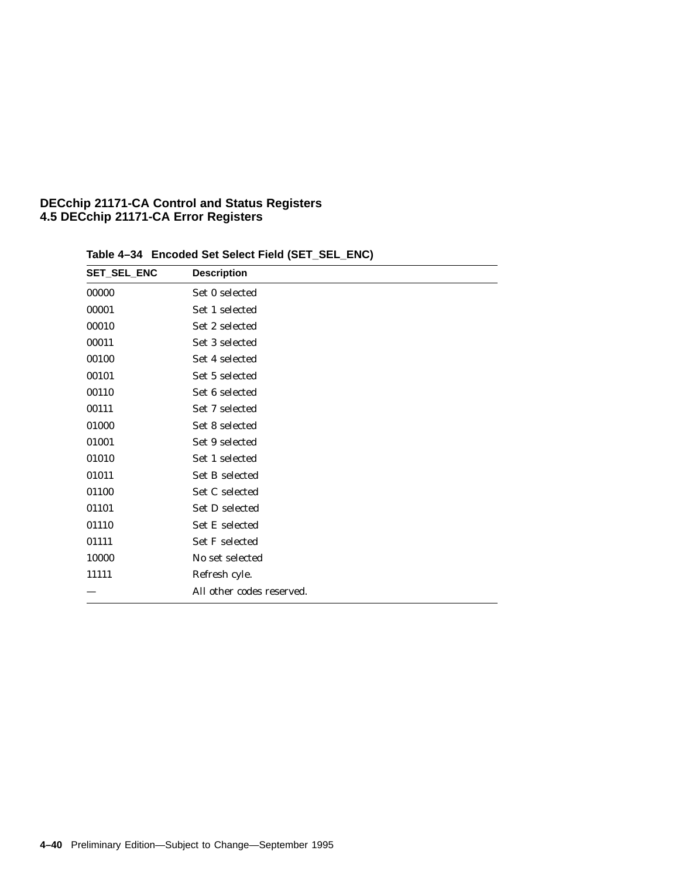**Table 4–34 Encoded Set Select Field (SET_SEL_ENC)**

| SET_SEL_ENC | Description |
|---|---|
| 00000 | Set 0 selected |
| 00001 | Set 1 selected |
| 00010 | Set 2 selected |
| 00011 | Set 3 selected |
| 00100 | Set 4 selected |
| 00101 | Set 5 selected |
| 00110 | Set 6 selected |
| 00111 | Set 7 selected |
| 01000 | Set 8 selected |
| 01001 | Set 9 selected |
| 01010 | Set 1 selected |
| 01011 | Set B selected |
| 01100 | Set C selected |
| 01101 | Set D selected |
| 01110 | Set E selected |
| 01111 | Set F selected |
| 10000 | No set selected |
| 11111 | Refresh cyle. |
| — | All other codes reserved. |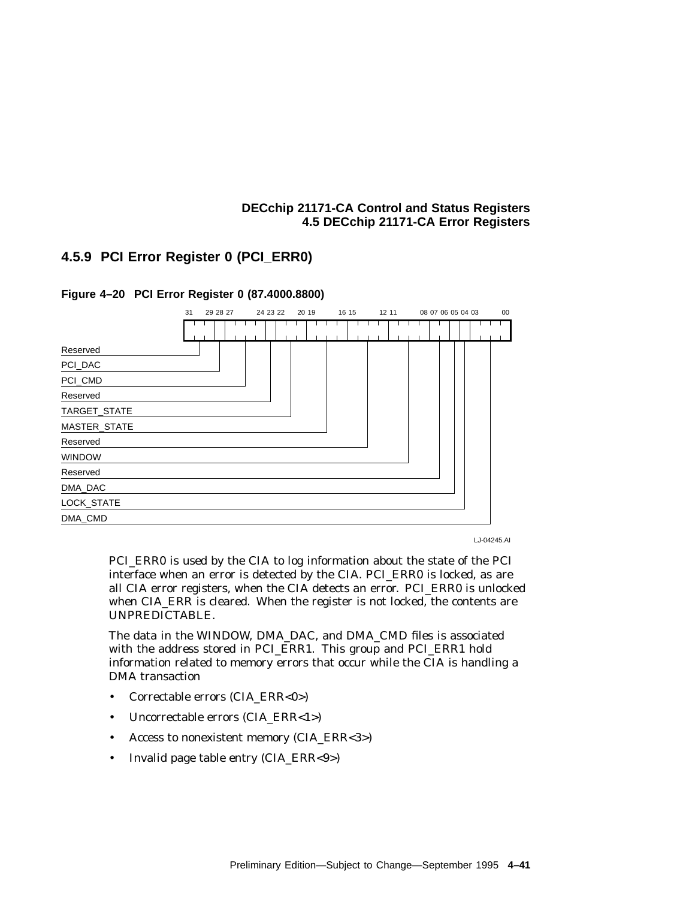### 4.5.9 PCI Error Register 0 (PCI_ERR0)

**Figure 4–20 PCI Error Register 0 (87.4000.8800)**

| Bits | Field |
|---|---|
| 31:29 | Reserved |
| 28 | PCI_DAC |
| 27:24 | PCI_CMD |
| 23 | Reserved |
| 22:20 | TARGET_STATE |
| 19:16 | MASTER_STATE |
| 15:12 | Reserved |
| 11:08 | WINDOW |
| 07:06 | Reserved |
| 05 | DMA_DAC |
| 04 | LOCK_STATE |
| 03:00 | DMA_CMD |

LJ-04245.AI

PCI_ERR0 is used by the CIA to log information about the state of the PCI interface when an error is detected by the CIA. PCI_ERR0 is locked, as are all CIA error registers, when the CIA detects an error. PCI_ERR0 is unlocked when CIA_ERR is cleared. When the register is not locked, the contents are UNPREDICTABLE.

The data in the WINDOW, DMA_DAC, and DMA_CMD files is associated with the address stored in PCI_ERR1. This group and PCI_ERR1 hold information related to memory errors that occur while the CIA is handling a DMA transaction

- Correctable errors (CIA_ERR<0>)
- Uncorrectable errors (CIA_ERR<1>)
- Access to nonexistent memory (CIA_ERR<3>)
- Invalid page table entry (CIA_ERR<9>)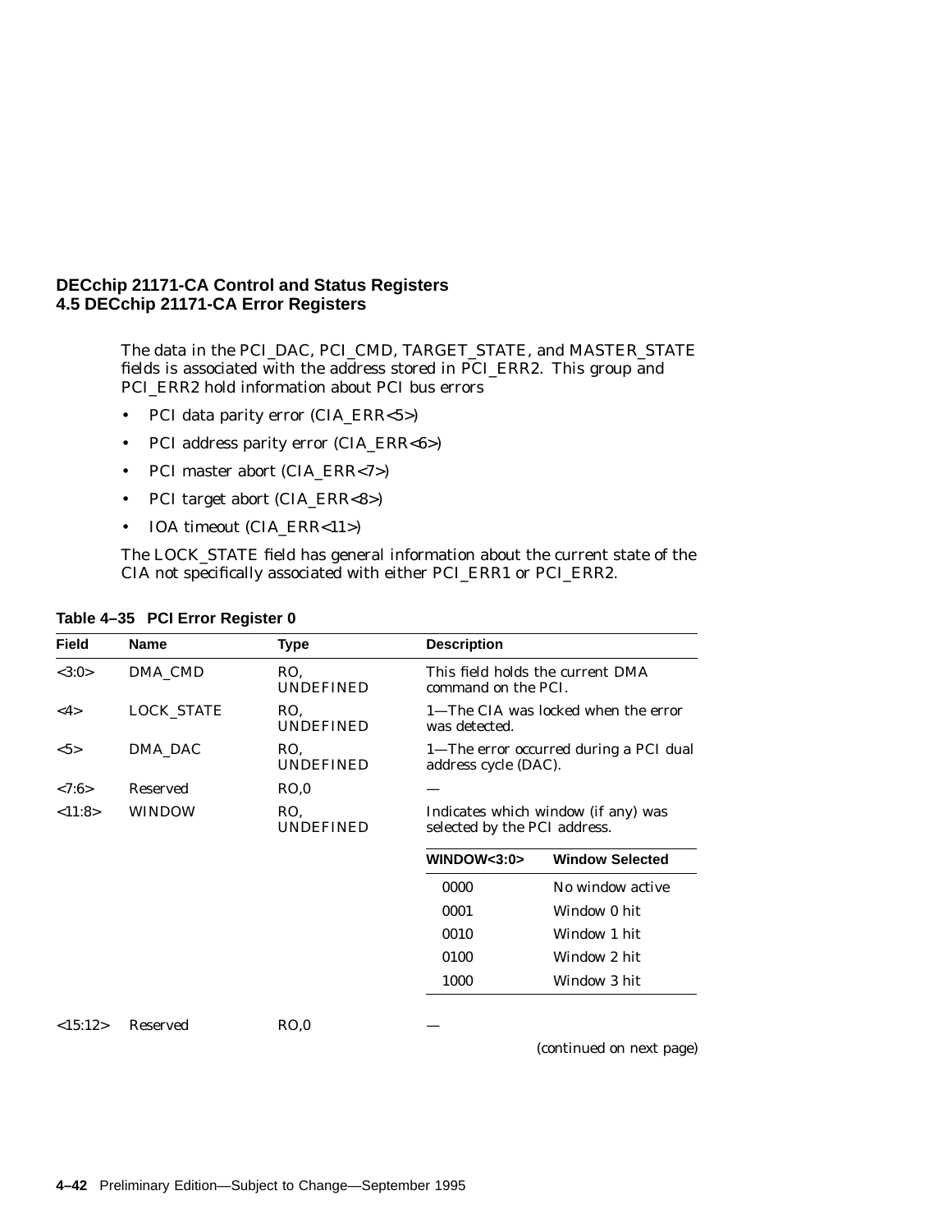## DECchip 21171-CA Control and Status Registers
### 4.5 DECchip 21171-CA Error Registers

The data in the PCI_DAC, PCI_CMD, TARGET_STATE, and MASTER_STATE fields is associated with the address stored in PCI_ERR2. This group and PCI_ERR2 hold information about PCI bus errors

- PCI data parity error (CIA_ERR<5>)
- PCI address parity error (CIA_ERR<6>)
- PCI master abort (CIA_ERR<7>)
- PCI target abort (CIA_ERR<8>)
- IOA timeout (CIA_ERR<11>)

The LOCK_STATE field has general information about the current state of the CIA not specifically associated with either PCI_ERR1 or PCI_ERR2.

**Table 4–35 PCI Error Register 0**

| Field | Name | Type | Description |
|---|---|---|---|
| <3:0> | DMA_CMD | RO, UNDEFINED | This field holds the current DMA command on the PCI. |
| <4> | LOCK_STATE | RO, UNDEFINED | 1—The CIA was locked when the error was detected. |
| <5> | DMA_DAC | RO, UNDEFINED | 1—The error occurred during a PCI dual address cycle (DAC). |
| <7:6> | Reserved | RO,0 | — |
| <11:8> | WINDOW | RO, UNDEFINED | Indicates which window (if any) was selected by the PCI address.<br><br>**WINDOW<3:0>** — **Window Selected**<br>0000 — No window active<br>0001 — Window 0 hit<br>0010 — Window 1 hit<br>0100 — Window 2 hit<br>1000 — Window 3 hit |
| <15:12> | Reserved | RO,0 | — |

(continued on next page)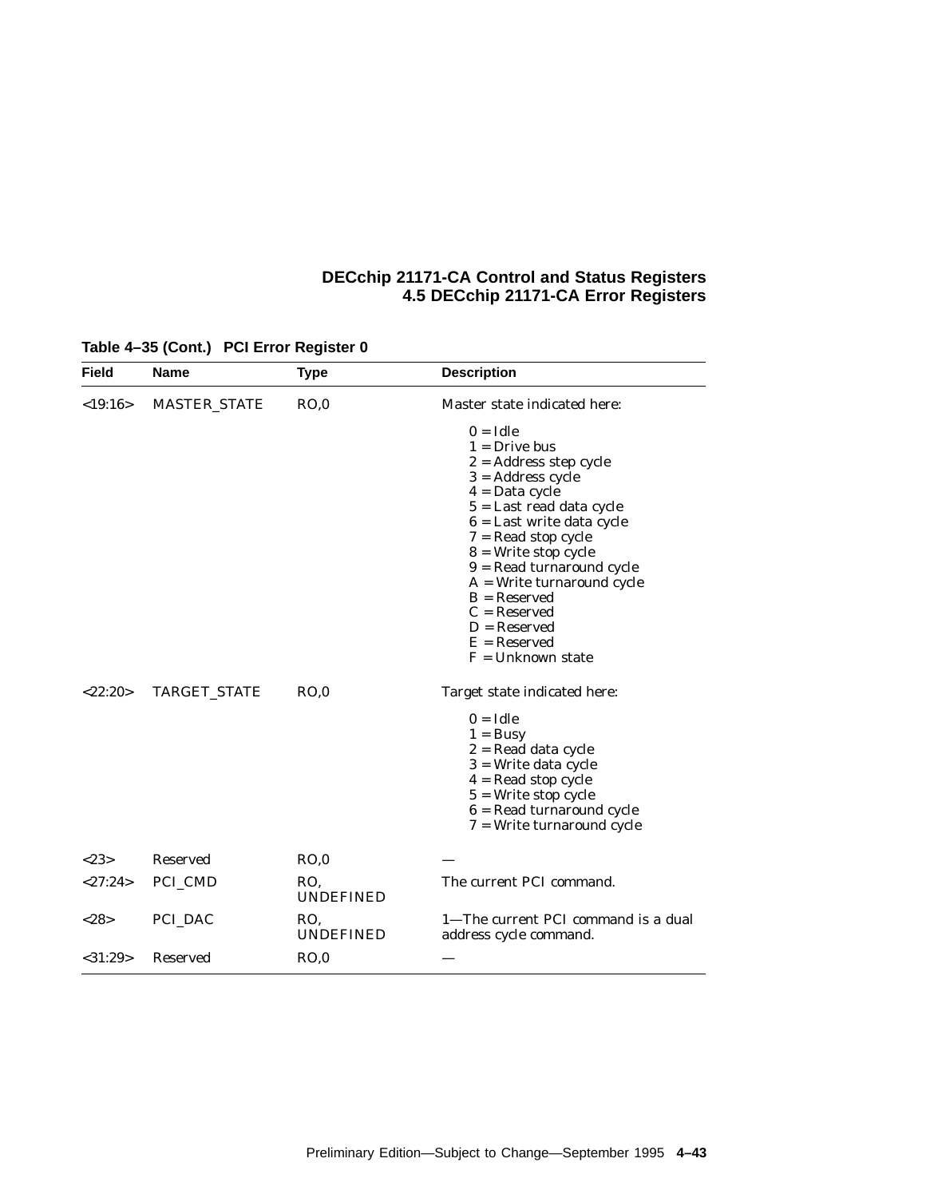**Table 4–35 (Cont.) PCI Error Register 0**

| Field | Name | Type | Description |
|---|---|---|---|
| <19:16> | MASTER_STATE | RO,0 | Master state indicated here:<br>0 = Idle<br>1 = Drive bus<br>2 = Address step cycle<br>3 = Address cycle<br>4 = Data cycle<br>5 = Last read data cycle<br>6 = Last write data cycle<br>7 = Read stop cycle<br>8 = Write stop cycle<br>9 = Read turnaround cycle<br>A = Write turnaround cycle<br>B = Reserved<br>C = Reserved<br>D = Reserved<br>E = Reserved<br>F = Unknown state |
| <22:20> | TARGET_STATE | RO,0 | Target state indicated here:<br>0 = Idle<br>1 = Busy<br>2 = Read data cycle<br>3 = Write data cycle<br>4 = Read stop cycle<br>5 = Write stop cycle<br>6 = Read turnaround cycle<br>7 = Write turnaround cycle |
| <23> | Reserved | RO,0 | — |
| <27:24> | PCI_CMD | RO, UNDEFINED | The current PCI command. |
| <28> | PCI_DAC | RO, UNDEFINED | 1—The current PCI command is a dual address cycle command. |
| <31:29> | Reserved | RO,0 | — |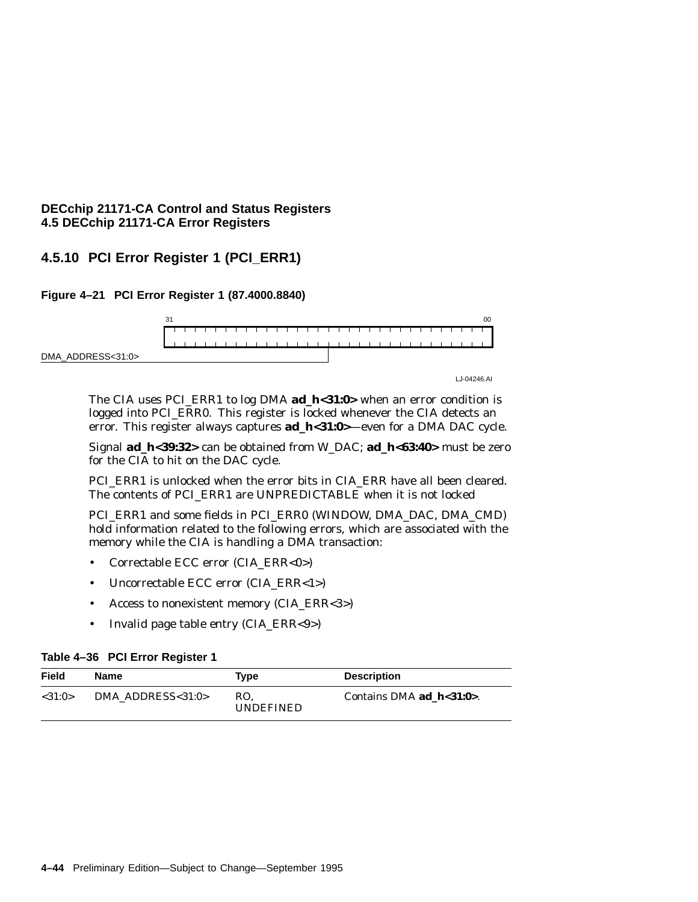### 4.5.10 PCI Error Register 1 (PCI_ERR1)

**Figure 4–21 PCI Error Register 1 (87.4000.8840)**

```
 31                                                              00
+-----------------------------------------------------------------+
|                                                                 |
+-----------------------------------------------------------------+
DMA_ADDRESS<31:0> ---------------------+
```

LJ-04246.AI

The CIA uses PCI_ERR1 to log DMA **ad_h<31:0>** when an error condition is logged into PCI_ERR0. This register is locked whenever the CIA detects an error. This register always captures **ad_h<31:0>**—even for a DMA DAC cycle.

Signal **ad_h<39:32>** can be obtained from W_DAC; **ad_h<63:40>** must be zero for the CIA to hit on the DAC cycle.

PCI_ERR1 is unlocked when the error bits in CIA_ERR have all been cleared. The contents of PCI_ERR1 are UNPREDICTABLE when it is not locked

PCI_ERR1 and some fields in PCI_ERR0 (WINDOW, DMA_DAC, DMA_CMD) hold information related to the following errors, which are associated with the memory while the CIA is handling a DMA transaction:

- Correctable ECC error (CIA_ERR<0>)
- Uncorrectable ECC error (CIA_ERR<1>)
- Access to nonexistent memory (CIA_ERR<3>)
- Invalid page table entry (CIA_ERR<9>)

**Table 4–36 PCI Error Register 1**

| Field | Name | Type | Description |
|---|---|---|---|
| <31:0> | DMA_ADDRESS<31:0> | RO, UNDEFINED | Contains DMA **ad_h<31:0>**. |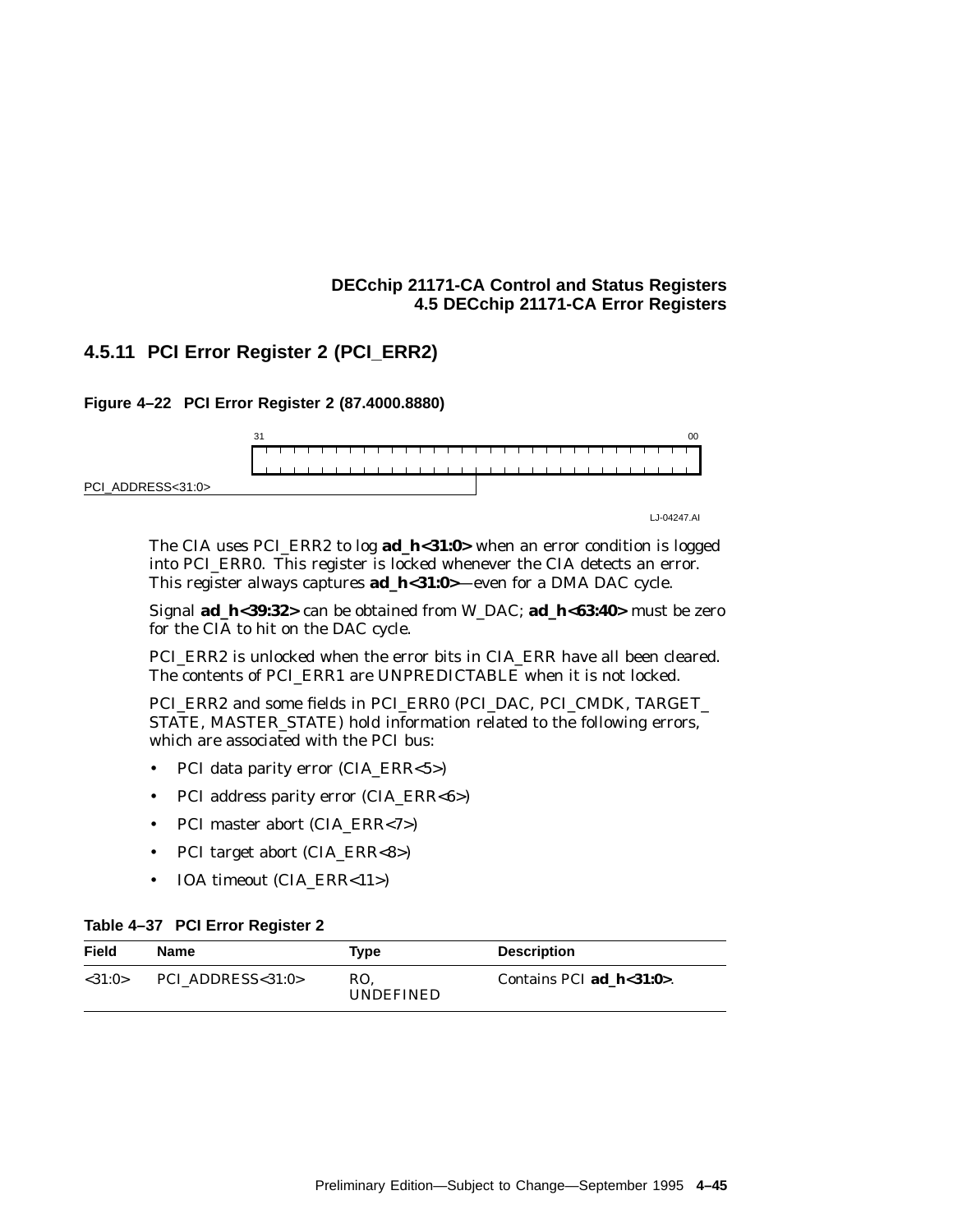### 4.5.11 PCI Error Register 2 (PCI_ERR2)

**Figure 4–22 PCI Error Register 2 (87.4000.8880)**

```
 31                                                              00
+-----------------------------------------------------------------+
|                                                                 |
+-----------------------------------------------------------------+
                               |
PCI_ADDRESS<31:0> -------------+
```

LJ-04247.AI

The CIA uses PCI_ERR2 to log **ad_h<31:0>** when an error condition is logged into PCI_ERR0. This register is locked whenever the CIA detects an error. This register always captures **ad_h<31:0>**—even for a DMA DAC cycle.

Signal **ad_h<39:32>** can be obtained from W_DAC; **ad_h<63:40>** must be zero for the CIA to hit on the DAC cycle.

PCI_ERR2 is unlocked when the error bits in CIA_ERR have all been cleared. The contents of PCI_ERR1 are UNPREDICTABLE when it is not locked.

PCI_ERR2 and some fields in PCI_ERR0 (PCI_DAC, PCI_CMDK, TARGET_STATE, MASTER_STATE) hold information related to the following errors, which are associated with the PCI bus:

- PCI data parity error (CIA_ERR<5>)
- PCI address parity error (CIA_ERR<6>)
- PCI master abort (CIA_ERR<7>)
- PCI target abort (CIA_ERR<8>)
- IOA timeout (CIA_ERR<11>)

**Table 4–37 PCI Error Register 2**

| Field | Name | Type | Description |
|---|---|---|---|
| <31:0> | PCI_ADDRESS<31:0> | RO, UNDEFINED | Contains PCI **ad_h<31:0>**. |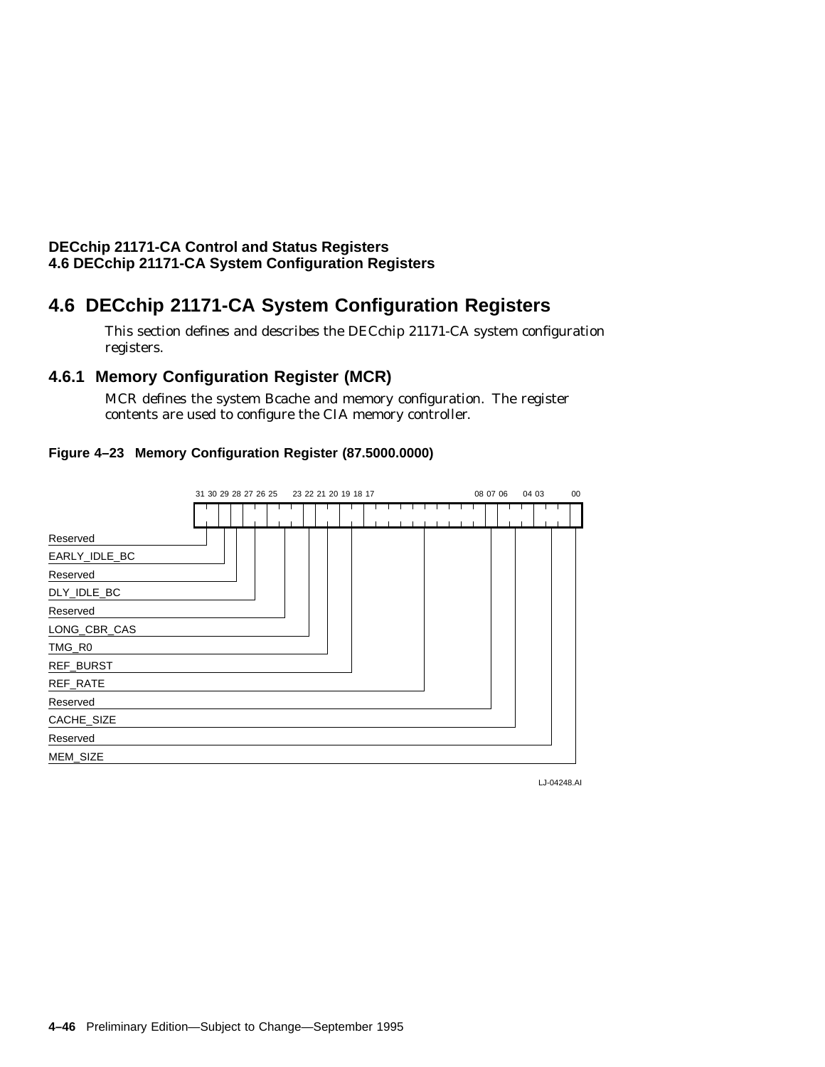## 4.6 DECchip 21171-CA System Configuration Registers

This section defines and describes the DECchip 21171-CA system configuration registers.

### 4.6.1 Memory Configuration Register (MCR)

MCR defines the system Bcache and memory configuration. The register contents are used to configure the CIA memory controller.

**Figure 4–23 Memory Configuration Register (87.5000.0000)**

| Bits | Field |
|---|---|
| 31:30 | Reserved |
| 29 | EARLY_IDLE_BC |
| 28 | Reserved |
| 27:26 | DLY_IDLE_BC |
| 25:23 | Reserved |
| 22 | LONG_CBR_CAS |
| 21:20 | TMG_R0 |
| 19:18 | REF_BURST |
| 17:08 | REF_RATE |
| 07 | Reserved |
| 06:04 | CACHE_SIZE |
| 03:01 | Reserved |
| 00 | MEM_SIZE |

LJ-04248.AI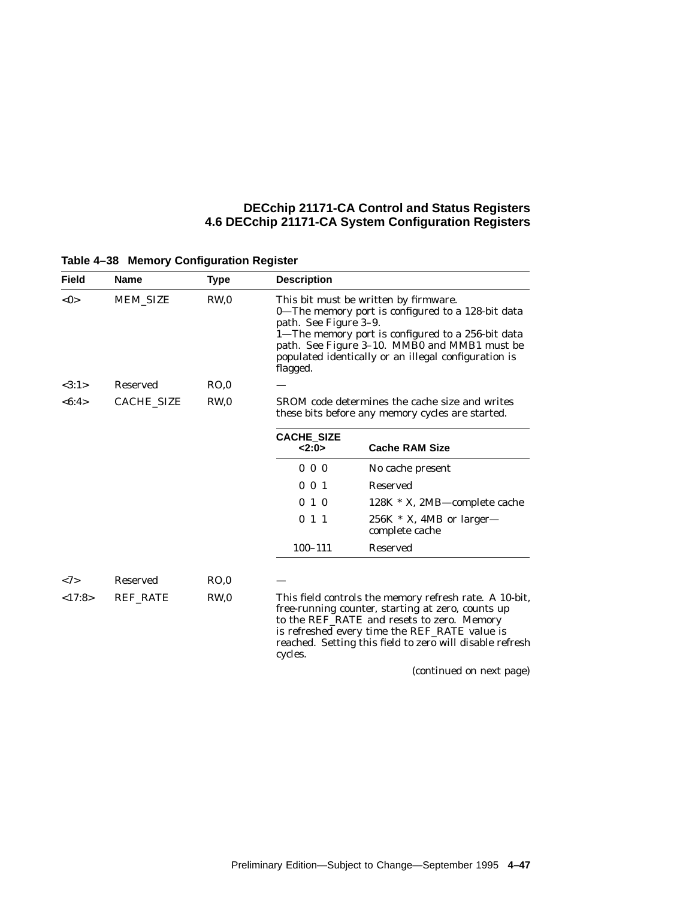**Table 4–38 Memory Configuration Register**

| Field | Name | Type | Description |
|---|---|---|---|
| <0> | MEM_SIZE | RW,0 | This bit must be written by firmware.<br>0—The memory port is configured to a 128-bit data path. See Figure 3–9.<br>1—The memory port is configured to a 256-bit data path. See Figure 3–10. MMB0 and MMB1 must be populated identically or an illegal configuration is flagged. |
| <3:1> | Reserved | RO,0 | — |
| <6:4> | CACHE_SIZE | RW,0 | SROM code determines the cache size and writes these bits before any memory cycles are started.<br><br>**CACHE_SIZE <2:0>** — **Cache RAM Size**<br>0 0 0 — No cache present<br>0 0 1 — Reserved<br>0 1 0 — 128K * X, 2MB—complete cache<br>0 1 1 — 256K * X, 4MB or larger—complete cache<br>100–111 — Reserved |
| <7> | Reserved | RO,0 | — |
| <17:8> | REF_RATE | RW,0 | This field controls the memory refresh rate. A 10-bit, free-running counter, starting at zero, counts up to the REF_RATE and resets to zero. Memory is refreshed every time the REF_RATE value is reached. Setting this field to zero will disable refresh cycles. |

(continued on next page)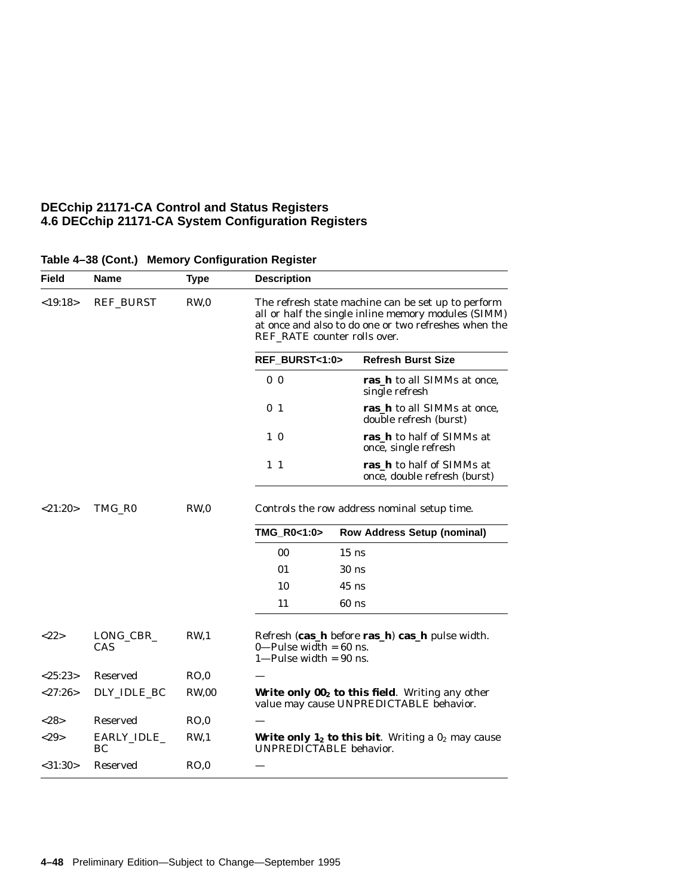**Table 4–38 (Cont.) Memory Configuration Register**

| Field | Name | Type | Description |
|---|---|---|---|
| <19:18> | REF_BURST | RW,0 | The refresh state machine can be set up to perform all or half the single inline memory modules (SIMM) at once and also to do one or two refreshes when the REF_RATE counter rolls over. |
| | | | **REF_BURST<1:0>** — **Refresh Burst Size** |
| | | | 0 0 — **ras_h** to all SIMMs at once, single refresh |
| | | | 0 1 — **ras_h** to all SIMMs at once, double refresh (burst) |
| | | | 1 0 — **ras_h** to half of SIMMs at once, single refresh |
| | | | 1 1 — **ras_h** to half of SIMMs at once, double refresh (burst) |
| <21:20> | TMG_R0 | RW,0 | Controls the row address nominal setup time. |
| | | | **TMG_R0<1:0>** — **Row Address Setup (nominal)** |
| | | | 00 — 15 ns |
| | | | 01 — 30 ns |
| | | | 10 — 45 ns |
| | | | 11 — 60 ns |
| <22> | LONG_CBR_CAS | RW,1 | Refresh (**cas_h** before **ras_h**) **cas_h** pulse width.<br>0—Pulse width = 60 ns.<br>1—Pulse width = 90 ns. |
| <25:23> | Reserved | RO,0 | — |
| <27:26> | DLY_IDLE_BC | RW,00 | **Write only $00_2$ to this field**. Writing any other value may cause UNPREDICTABLE behavior. |
| <28> | Reserved | RO,0 | — |
| <29> | EARLY_IDLE_BC | RW,1 | **Write only $1_2$ to this bit**. Writing a $0_2$ may cause UNPREDICTABLE behavior. |
| <31:30> | Reserved | RO,0 | — |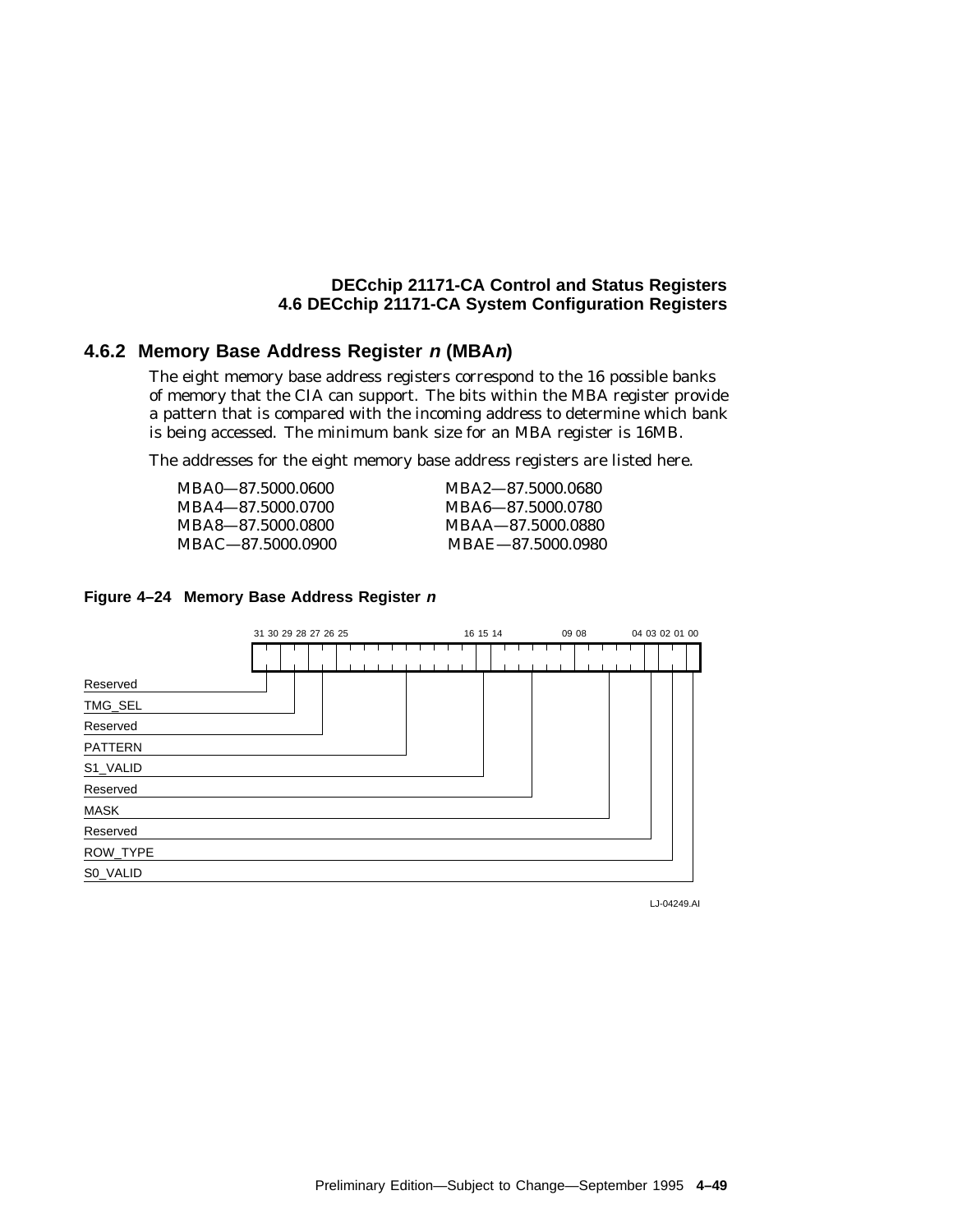### 4.6.2 Memory Base Address Register *n* (MBA*n*)

The eight memory base address registers correspond to the 16 possible banks of memory that the CIA can support. The bits within the MBA register provide a pattern that is compared with the incoming address to determine which bank is being accessed. The minimum bank size for an MBA register is 16MB.

The addresses for the eight memory base address registers are listed here.

| | |
|---|---|
| MBA0—87.5000.0600 | MBA2—87.5000.0680 |
| MBA4—87.5000.0700 | MBA6—87.5000.0780 |
| MBA8—87.5000.0800 | MBAA—87.5000.0880 |
| MBAC—87.5000.0900 | MBAE—87.5000.0980 |

**Figure 4–24 Memory Base Address Register *n***

| Bits | Field |
|---|---|
| 31:30 | Reserved |
| 29:28 | TMG_SEL |
| 27:26 | Reserved |
| 25:16 | PATTERN |
| 15 | S1_VALID |
| 14:09 | Reserved |
| 08:04 | MASK |
| 03 | Reserved |
| 02:01 | ROW_TYPE |
| 00 | S0_VALID |

LJ-04249.AI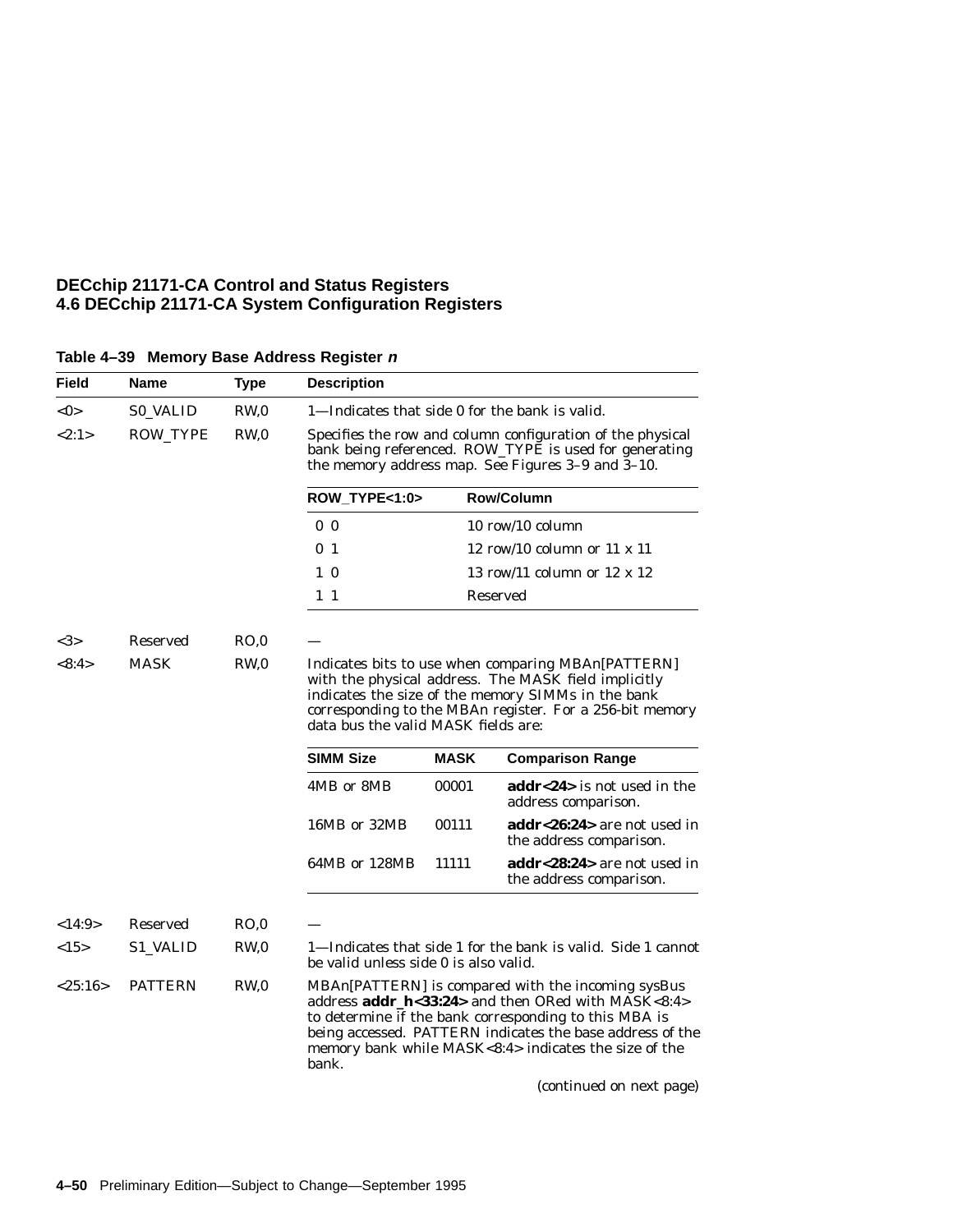**Table 4–39 Memory Base Address Register *n***

| Field | Name | Type | Description |
|---|---|---|---|
| <0> | S0_VALID | RW,0 | 1—Indicates that side 0 for the bank is valid. |
| <2:1> | ROW_TYPE | RW,0 | Specifies the row and column configuration of the physical bank being referenced. ROW_TYPE is used for generating the memory address map. See Figures 3–9 and 3–10.<br><br>**ROW_TYPE<1:0>** — **Row/Column**<br>0 0 — 10 row/10 column<br>0 1 — 12 row/10 column or 11 x 11<br>1 0 — 13 row/11 column or 12 x 12<br>1 1 — Reserved |
| <3> | Reserved | RO,0 | — |
| <8:4> | MASK | RW,0 | Indicates bits to use when comparing MBAn[PATTERN] with the physical address. The MASK field implicitly indicates the size of the memory SIMMs in the bank corresponding to the MBAn register. For a 256-bit memory data bus the valid MASK fields are:<br><br>**SIMM Size** — **MASK** — **Comparison Range**<br>4MB or 8MB — 00001 — **addr<24>** is not used in the address comparison.<br>16MB or 32MB — 00111 — **addr<26:24>** are not used in the address comparison.<br>64MB or 128MB — 11111 — **addr<28:24>** are not used in the address comparison. |
| <14:9> | Reserved | RO,0 | — |
| <15> | S1_VALID | RW,0 | 1—Indicates that side 1 for the bank is valid. Side 1 cannot be valid unless side 0 is also valid. |
| <25:16> | PATTERN | RW,0 | MBAn[PATTERN] is compared with the incoming sysBus address **addr_h<33:24>** and then ORed with MASK<8:4> to determine if the bank corresponding to this MBA is being accessed. PATTERN indicates the base address of the memory bank while MASK<8:4> indicates the size of the bank. |

(continued on next page)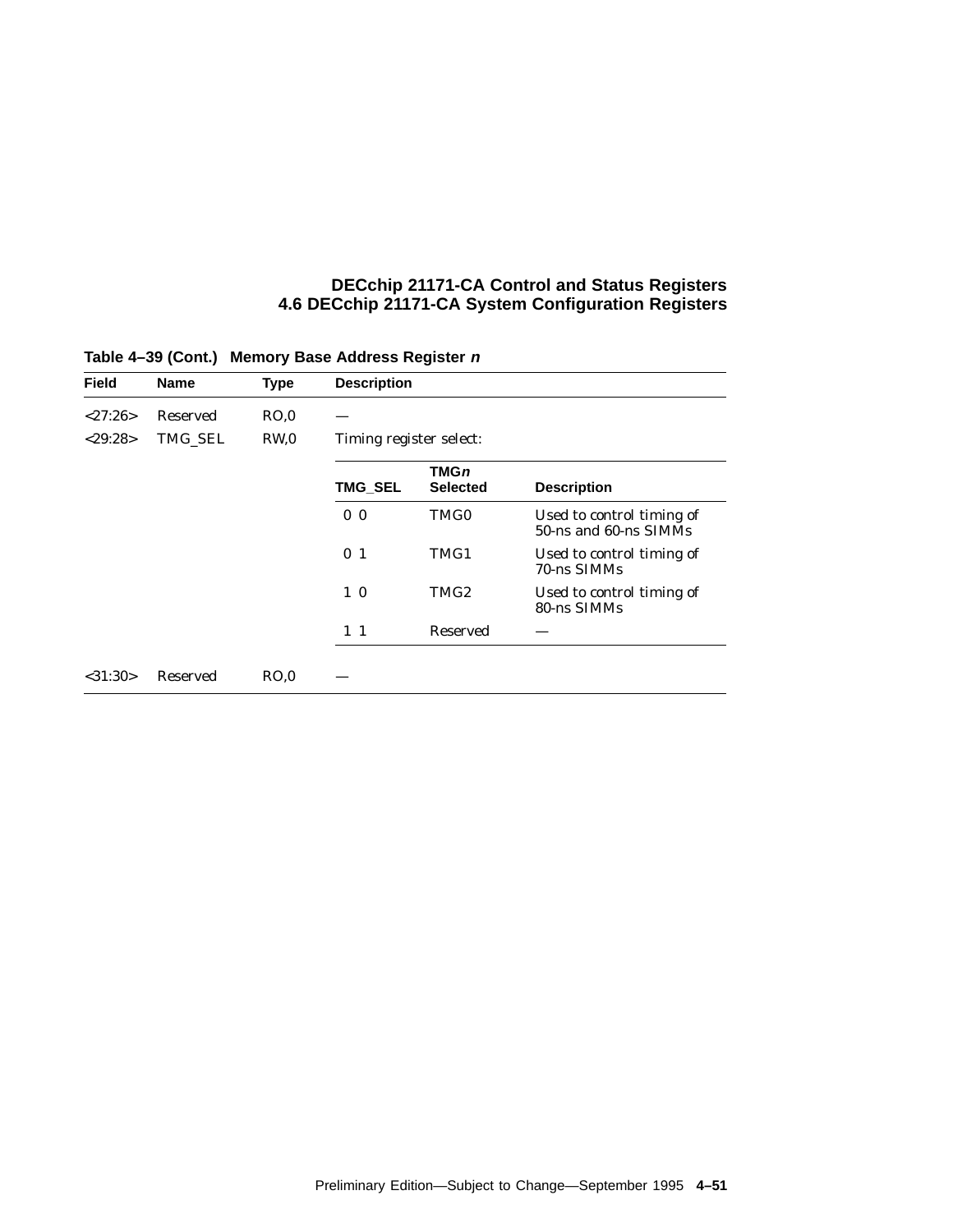**Table 4–39 (Cont.) Memory Base Address Register *n***

| Field | Name | Type | Description | | |
|---|---|---|---|---|---|
| <27:26> | Reserved | RO,0 | — | | |
| <29:28> | TMG_SEL | RW,0 | Timing register select: | | |
| | | | **TMG_SEL** | **TMG*n* Selected** | **Description** |
| | | | 0 0 | TMG0 | Used to control timing of 50-ns and 60-ns SIMMs |
| | | | 0 1 | TMG1 | Used to control timing of 70-ns SIMMs |
| | | | 1 0 | TMG2 | Used to control timing of 80-ns SIMMs |
| | | | 1 1 | Reserved | — |
| <31:30> | Reserved | RO,0 | — | | |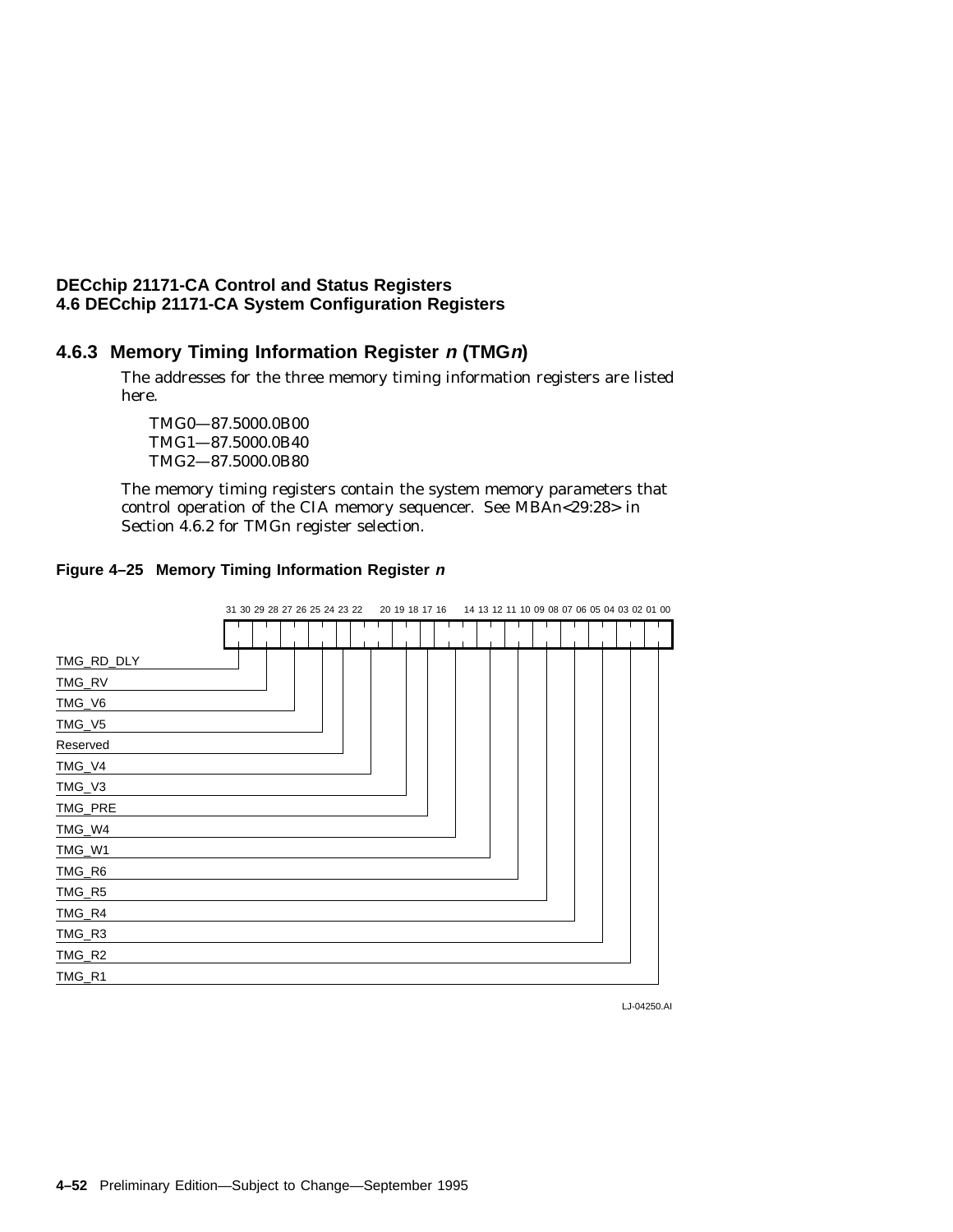## 4.6.3 Memory Timing Information Register *n* (TMG*n*)

The addresses for the three memory timing information registers are listed here.

TMG0—87.5000.0B00
TMG1—87.5000.0B40
TMG2—87.5000.0B80

The memory timing registers contain the system memory parameters that control operation of the CIA memory sequencer. See MBAn<29:28> in Section 4.6.2 for TMGn register selection.

**Figure 4–25 Memory Timing Information Register *n***

31 30 29 28 27 26 25 24 23 22 20 19 18 17 16 14 13 12 11 10 09 08 07 06 05 04 03 02 01 00

TMG_RD_DLY
TMG_RV
TMG_V6
TMG_V5
Reserved
TMG_V4
TMG_V3
TMG_PRE
TMG_W4
TMG_W1
TMG_R6
TMG_R5
TMG_R4
TMG_R3
TMG_R2
TMG_R1

LJ-04250.AI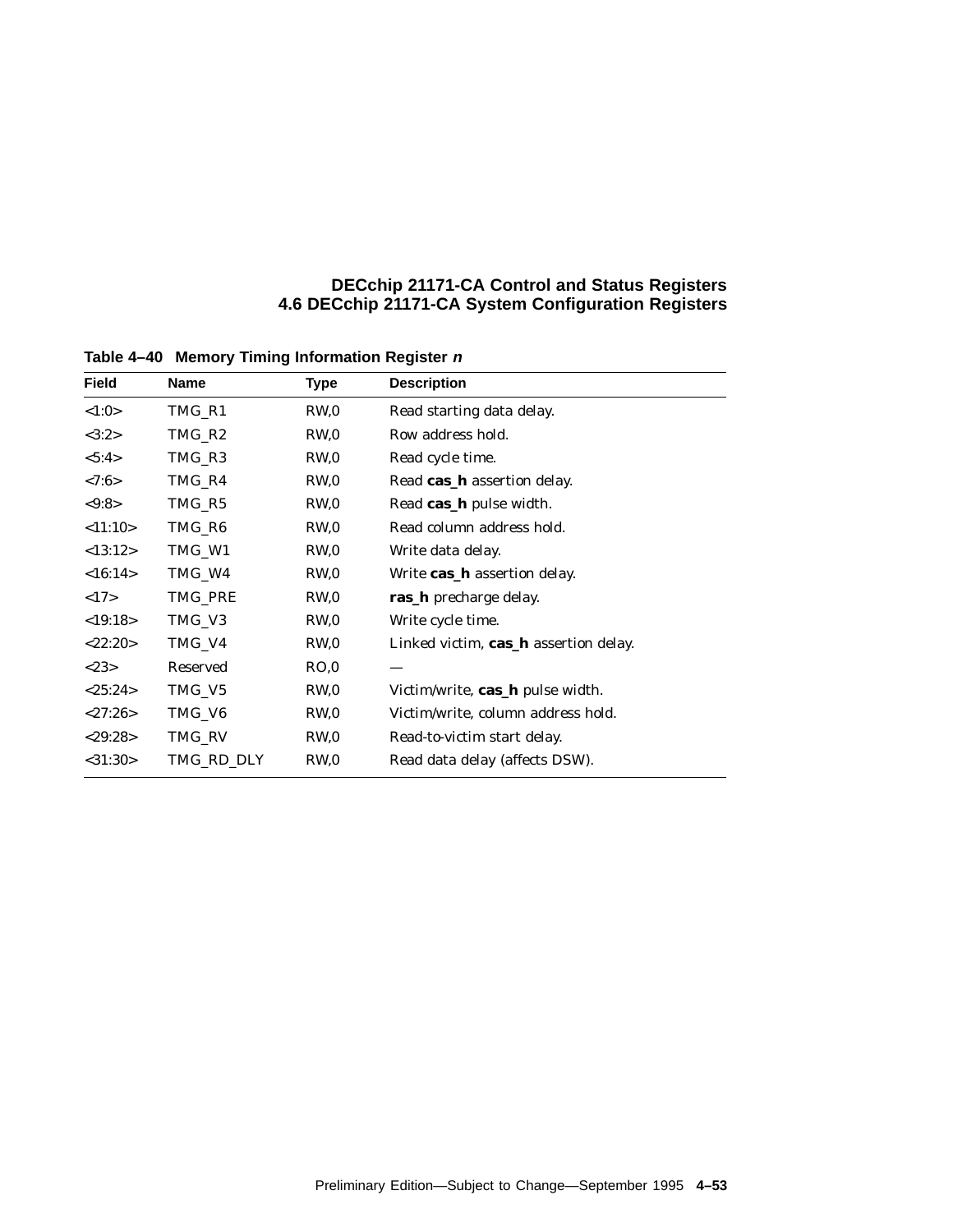**Table 4–40 Memory Timing Information Register *n***

| Field | Name | Type | Description |
|---|---|---|---|
| <1:0> | TMG_R1 | RW,0 | Read starting data delay. |
| <3:2> | TMG_R2 | RW,0 | Row address hold. |
| <5:4> | TMG_R3 | RW,0 | Read cycle time. |
| <7:6> | TMG_R4 | RW,0 | Read **cas_h** assertion delay. |
| <9:8> | TMG_R5 | RW,0 | Read **cas_h** pulse width. |
| <11:10> | TMG_R6 | RW,0 | Read column address hold. |
| <13:12> | TMG_W1 | RW,0 | Write data delay. |
| <16:14> | TMG_W4 | RW,0 | Write **cas_h** assertion delay. |
| <17> | TMG_PRE | RW,0 | **ras_h** precharge delay. |
| <19:18> | TMG_V3 | RW,0 | Write cycle time. |
| <22:20> | TMG_V4 | RW,0 | Linked victim, **cas_h** assertion delay. |
| <23> | Reserved | RO,0 | — |
| <25:24> | TMG_V5 | RW,0 | Victim/write, **cas_h** pulse width. |
| <27:26> | TMG_V6 | RW,0 | Victim/write, column address hold. |
| <29:28> | TMG_RV | RW,0 | Read-to-victim start delay. |
| <31:30> | TMG_RD_DLY | RW,0 | Read data delay (affects DSW). |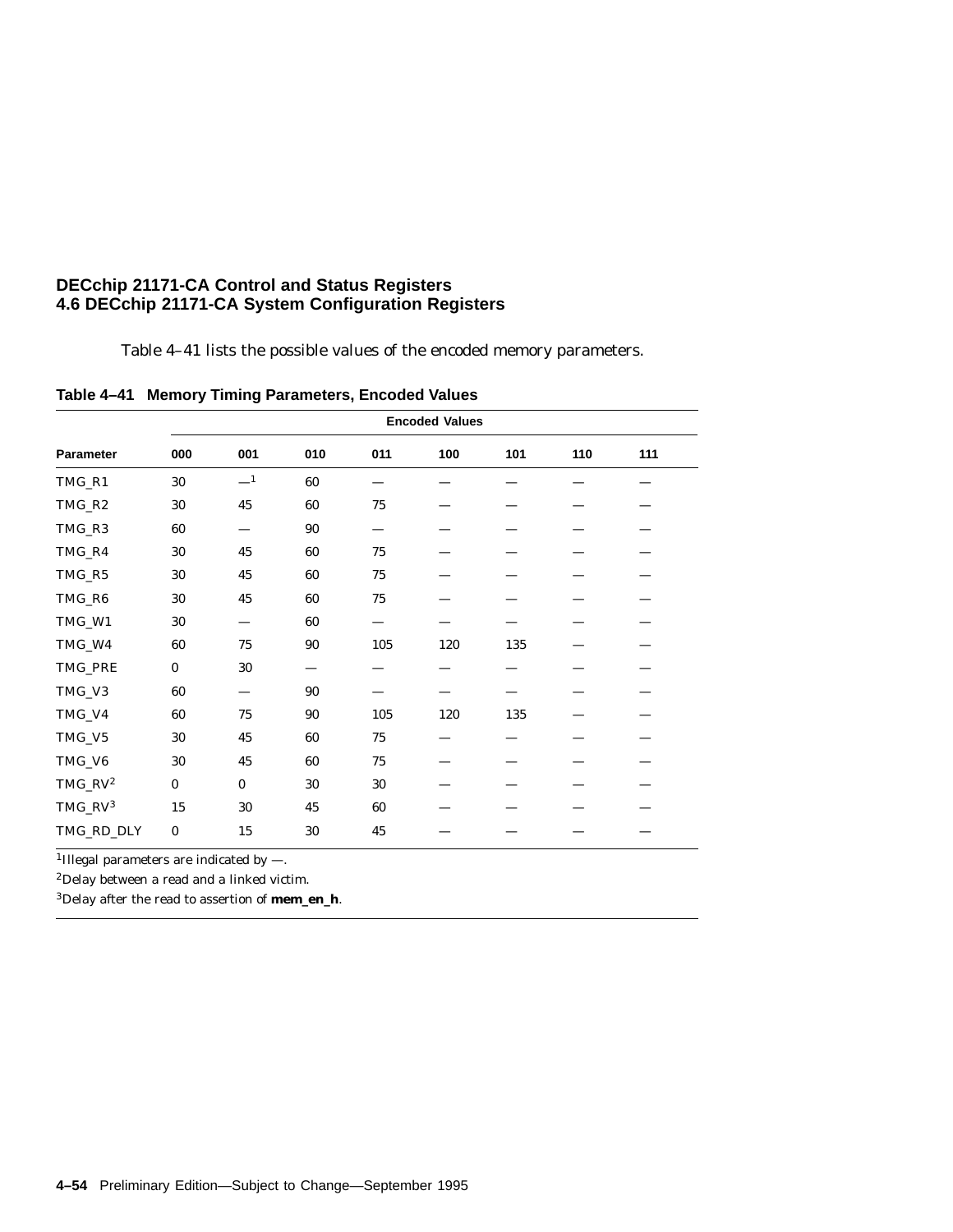Table 4–41 lists the possible values of the encoded memory parameters.

**Table 4–41 Memory Timing Parameters, Encoded Values**

| | Encoded Values | | | | | | | |
|---|---|---|---|---|---|---|---|---|
| **Parameter** | **000** | **001** | **010** | **011** | **100** | **101** | **110** | **111** |
| TMG_R1 | 30 | —[1] | 60 | — | — | — | — | — |
| TMG_R2 | 30 | 45 | 60 | 75 | — | — | — | — |
| TMG_R3 | 60 | — | 90 | — | — | — | — | — |
| TMG_R4 | 30 | 45 | 60 | 75 | — | — | — | — |
| TMG_R5 | 30 | 45 | 60 | 75 | — | — | — | — |
| TMG_R6 | 30 | 45 | 60 | 75 | — | — | — | — |
| TMG_W1 | 30 | — | 60 | — | — | — | — | — |
| TMG_W4 | 60 | 75 | 90 | 105 | 120 | 135 | — | — |
| TMG_PRE | 0 | 30 | — | — | — | — | — | — |
| TMG_V3 | 60 | — | 90 | — | — | — | — | — |
| TMG_V4 | 60 | 75 | 90 | 105 | 120 | 135 | — | — |
| TMG_V5 | 30 | 45 | 60 | 75 | — | — | — | — |
| TMG_V6 | 30 | 45 | 60 | 75 | — | — | — | — |
| TMG_RV[2] | 0 | 0 | 30 | 30 | — | — | — | — |
| TMG_RV[3] | 15 | 30 | 45 | 60 | — | — | — | — |
| TMG_RD_DLY | 0 | 15 | 30 | 45 | — | — | — | — |

[1]Illegal parameters are indicated by —.

[2]Delay between a read and a linked victim.

[3]Delay after the read to assertion of **mem_en_h**.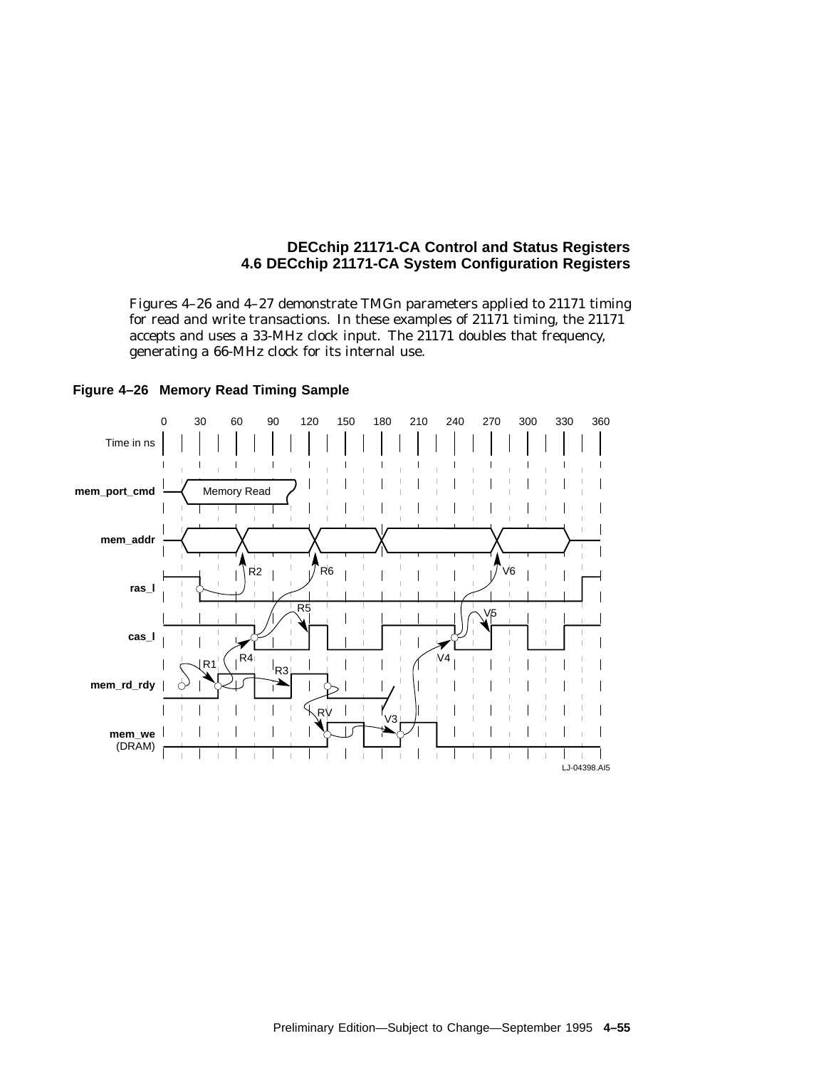Figures 4–26 and 4–27 demonstrate TMGn parameters applied to 21171 timing for read and write transactions. In these examples of 21171 timing, the 21171 accepts and uses a 33-MHz clock input. The 21171 doubles that frequency, generating a 66-MHz clock for its internal use.

**Figure 4–26 Memory Read Timing Sample**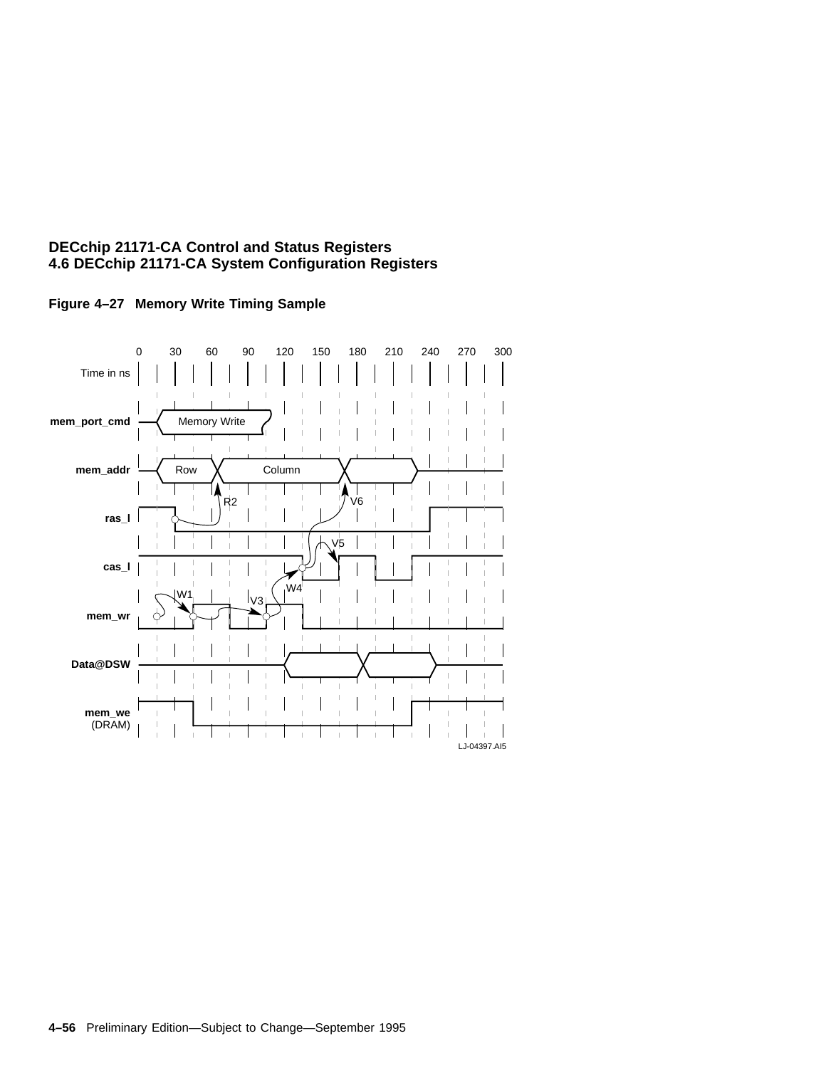**Figure 4–27 Memory Write Timing Sample**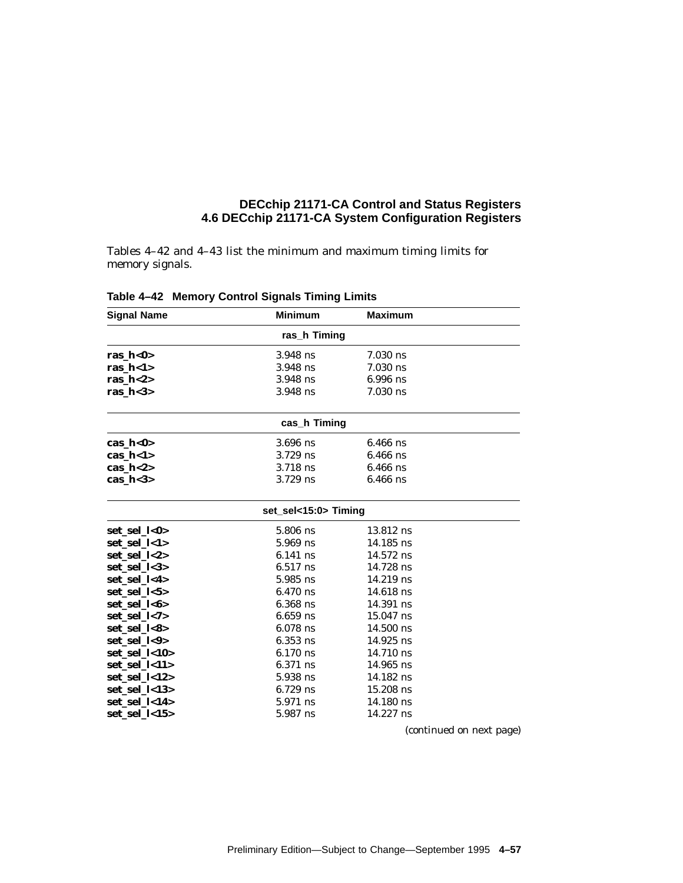Tables 4–42 and 4–43 list the minimum and maximum timing limits for memory signals.

**Table 4–42 Memory Control Signals Timing Limits**

| Signal Name | Minimum | Maximum |
|---|---|---|
| | **ras_h Timing** | |
| **ras_h<0>** | 3.948 ns | 7.030 ns |
| **ras_h<1>** | 3.948 ns | 7.030 ns |
| **ras_h<2>** | 3.948 ns | 6.996 ns |
| **ras_h<3>** | 3.948 ns | 7.030 ns |
| | **cas_h Timing** | |
| **cas_h<0>** | 3.696 ns | 6.466 ns |
| **cas_h<1>** | 3.729 ns | 6.466 ns |
| **cas_h<2>** | 3.718 ns | 6.466 ns |
| **cas_h<3>** | 3.729 ns | 6.466 ns |
| | **set_sel<15:0> Timing** | |
| **set_sel_l<0>** | 5.806 ns | 13.812 ns |
| **set_sel_l<1>** | 5.969 ns | 14.185 ns |
| **set_sel_l<2>** | 6.141 ns | 14.572 ns |
| **set_sel_l<3>** | 6.517 ns | 14.728 ns |
| **set_sel_l<4>** | 5.985 ns | 14.219 ns |
| **set_sel_l<5>** | 6.470 ns | 14.618 ns |
| **set_sel_l<6>** | 6.368 ns | 14.391 ns |
| **set_sel_l<7>** | 6.659 ns | 15.047 ns |
| **set_sel_l<8>** | 6.078 ns | 14.500 ns |
| **set_sel_l<9>** | 6.353 ns | 14.925 ns |
| **set_sel_l<10>** | 6.170 ns | 14.710 ns |
| **set_sel_l<11>** | 6.371 ns | 14.965 ns |
| **set_sel_l<12>** | 5.938 ns | 14.182 ns |
| **set_sel_l<13>** | 6.729 ns | 15.208 ns |
| **set_sel_l<14>** | 5.971 ns | 14.180 ns |
| **set_sel_l<15>** | 5.987 ns | 14.227 ns |

*(continued on next page)*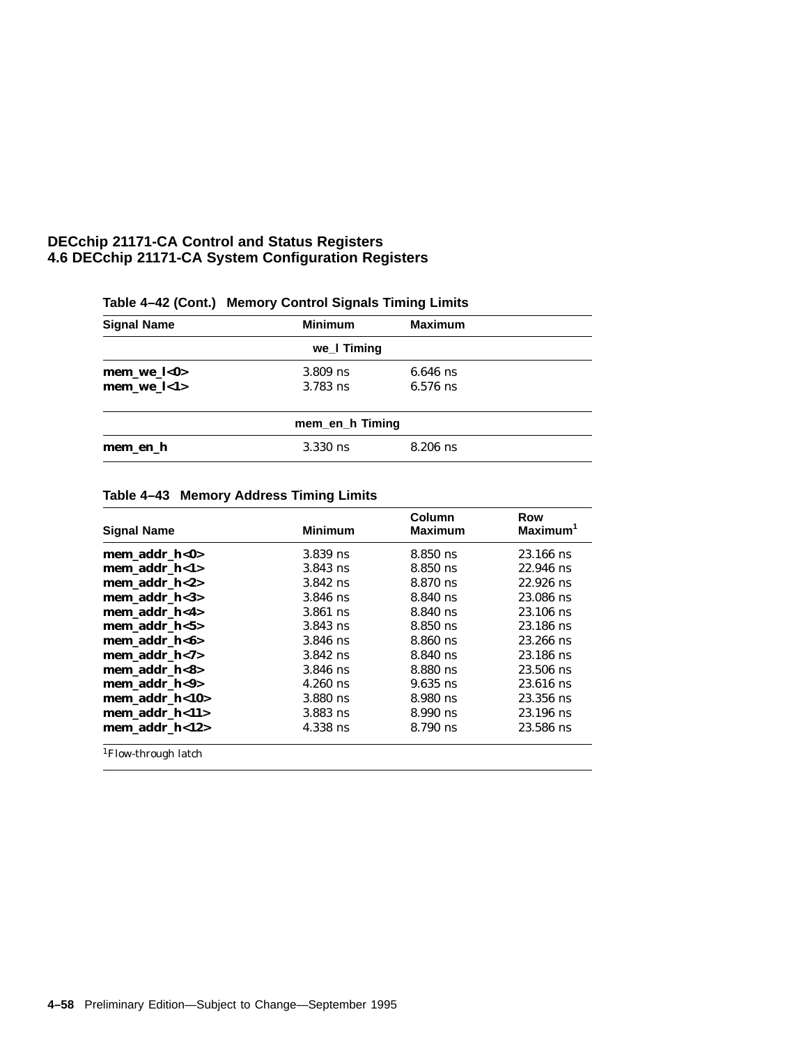**Table 4–42 (Cont.) Memory Control Signals Timing Limits**

| Signal Name | Minimum | Maximum |
|---|---|---|
| | **we_l Timing** | |
| **mem_we_l<0>** | 3.809 ns | 6.646 ns |
| **mem_we_l<1>** | 3.783 ns | 6.576 ns |
| | **mem_en_h Timing** | |
| **mem_en_h** | 3.330 ns | 8.206 ns |

**Table 4–43 Memory Address Timing Limits**

| Signal Name | Minimum | Column Maximum | Row Maximum[1] |
|---|---|---|---|
| **mem_addr_h<0>** | 3.839 ns | 8.850 ns | 23.166 ns |
| **mem_addr_h<1>** | 3.843 ns | 8.850 ns | 22.946 ns |
| **mem_addr_h<2>** | 3.842 ns | 8.870 ns | 22.926 ns |
| **mem_addr_h<3>** | 3.846 ns | 8.840 ns | 23.086 ns |
| **mem_addr_h<4>** | 3.861 ns | 8.840 ns | 23.106 ns |
| **mem_addr_h<5>** | 3.843 ns | 8.850 ns | 23.186 ns |
| **mem_addr_h<6>** | 3.846 ns | 8.860 ns | 23.266 ns |
| **mem_addr_h<7>** | 3.842 ns | 8.840 ns | 23.186 ns |
| **mem_addr_h<8>** | 3.846 ns | 8.880 ns | 23.506 ns |
| **mem_addr_h<9>** | 4.260 ns | 9.635 ns | 23.616 ns |
| **mem_addr_h<10>** | 3.880 ns | 8.980 ns | 23.356 ns |
| **mem_addr_h<11>** | 3.883 ns | 8.990 ns | 23.196 ns |
| **mem_addr_h<12>** | 4.338 ns | 8.790 ns | 23.586 ns |

[1]Flow-through latch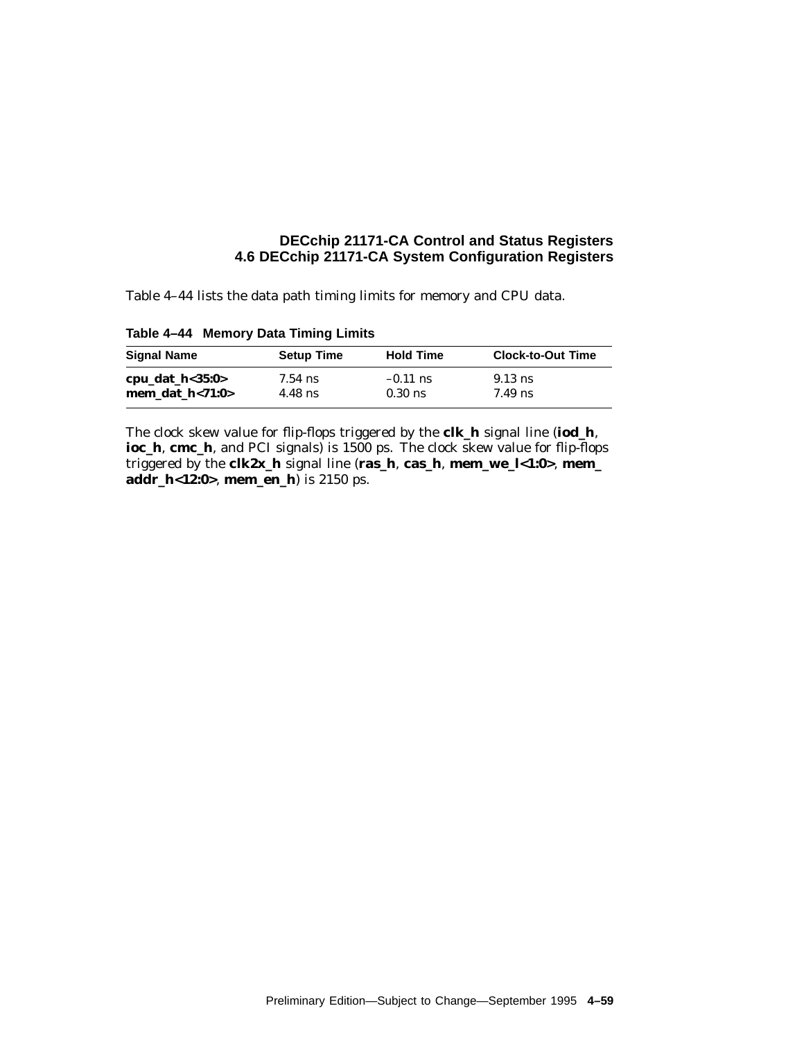Table 4–44 lists the data path timing limits for memory and CPU data.

**Table 4–44 Memory Data Timing Limits**

| Signal Name | Setup Time | Hold Time | Clock-to-Out Time |
|---|---|---|---|
| **cpu_dat_h<35:0>** | 7.54 ns | –0.11 ns | 9.13 ns |
| **mem_dat_h<71:0>** | 4.48 ns | 0.30 ns | 7.49 ns |

The clock skew value for flip-flops triggered by the **clk_h** signal line (**iod_h**, **ioc_h**, **cmc_h**, and PCI signals) is 1500 ps. The clock skew value for flip-flops triggered by the **clk2x_h** signal line (**ras_h**, **cas_h**, **mem_we_l<1:0>**, **mem_addr_h<12:0>**, **mem_en_h**) is 2150 ps.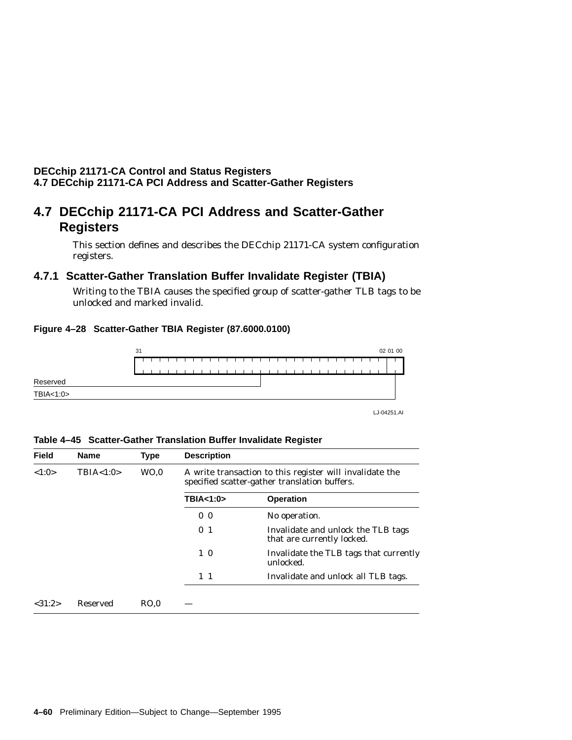## 4.7 DECchip 21171-CA PCI Address and Scatter-Gather Registers

This section defines and describes the DECchip 21171-CA system configuration registers.

### 4.7.1 Scatter-Gather Translation Buffer Invalidate Register (TBIA)

Writing to the TBIA causes the specified group of scatter-gather TLB tags to be unlocked and marked invalid.

**Figure 4–28 Scatter-Gather TBIA Register (87.6000.0100)**

```
 31                                                  02 01 00
+-----------------------------------------------------+------+
|                                                     |      |
+-----------------------------------------------------+------+
Reserved ------------------------+                       |
TBIA<1:0> -----------------------------------------------+
```

LJ-04251.AI

**Table 4–45 Scatter-Gather Translation Buffer Invalidate Register**

| Field | Name | Type | Description | |
|---|---|---|---|---|
| <1:0> | TBIA<1:0> | WO,0 | A write transaction to this register will invalidate the specified scatter-gather translation buffers. | |
| | | | **TBIA<1:0>** | **Operation** |
| | | | 0 0 | No operation. |
| | | | 0 1 | Invalidate and unlock the TLB tags that are currently locked. |
| | | | 1 0 | Invalidate the TLB tags that currently unlocked. |
| | | | 1 1 | Invalidate and unlock all TLB tags. |
| <31:2> | Reserved | RO,0 | — | |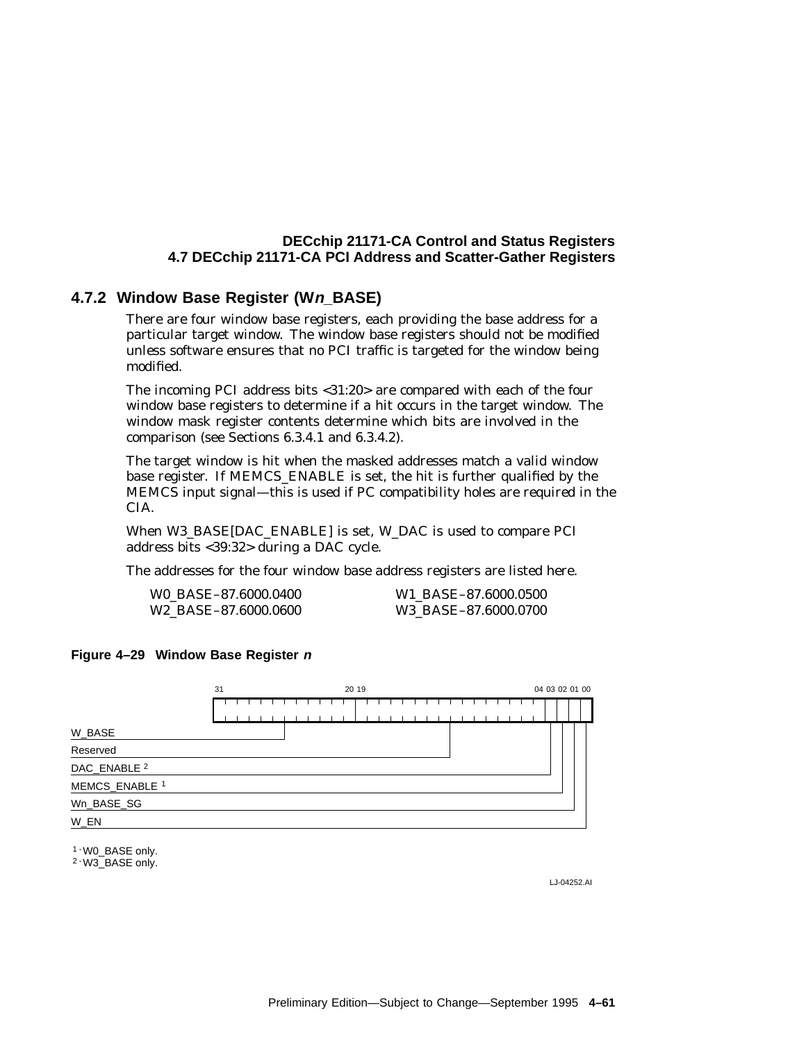### 4.7.2 Window Base Register (W*n*_BASE)

There are four window base registers, each providing the base address for a particular target window. The window base registers should not be modified unless software ensures that no PCI traffic is targeted for the window being modified.

The incoming PCI address bits <31:20> are compared with each of the four window base registers to determine if a hit occurs in the target window. The window mask register contents determine which bits are involved in the comparison (see Sections 6.3.4.1 and 6.3.4.2).

The target window is hit when the masked addresses match a valid window base register. If MEMCS_ENABLE is set, the hit is further qualified by the MEMCS input signal—this is used if PC compatibility holes are required in the CIA.

When W3_BASE[DAC_ENABLE] is set, W_DAC is used to compare PCI address bits <39:32> during a DAC cycle.

The addresses for the four window base address registers are listed here.

| | |
|---|---|
| W0_BASE–87.6000.0400 | W1_BASE–87.6000.0500 |
| W2_BASE–87.6000.0600 | W3_BASE–87.6000.0700 |

**Figure 4–29 Window Base Register *n***

| Bits | Field |
|---|---|
| 31:20 | W_BASE |
| 19:04 | Reserved |
| 03 | DAC_ENABLE [2] |
| 02 | MEMCS_ENABLE [1] |
| 01 | Wn_BASE_SG |
| 00 | W_EN |

[1] - W0_BASE only.
[2] - W3_BASE only.

LJ-04252.AI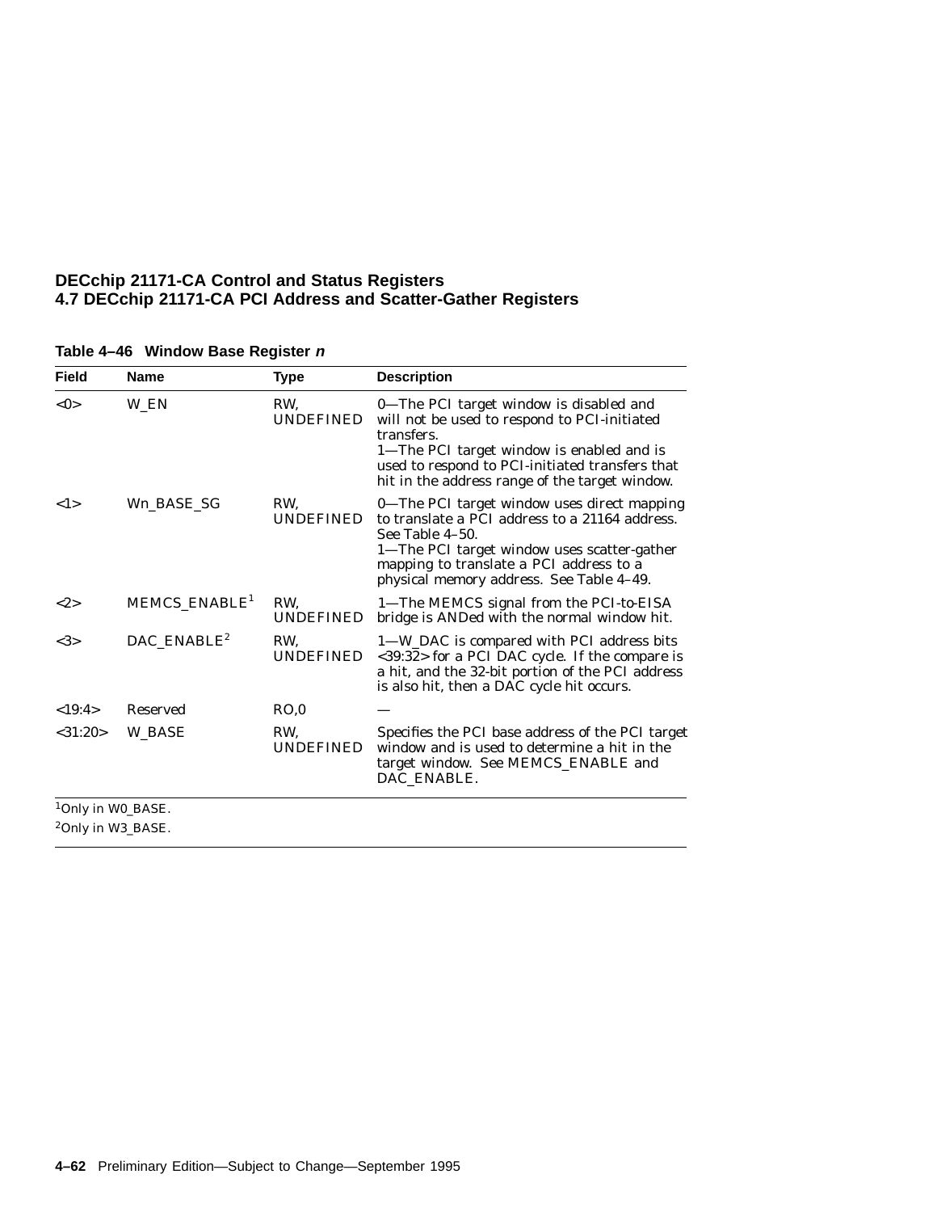**Table 4–46 Window Base Register *n***

| Field | Name | Type | Description |
|---|---|---|---|
| <0> | W_EN | RW, UNDEFINED | 0—The PCI target window is disabled and will not be used to respond to PCI-initiated transfers.<br>1—The PCI target window is enabled and is used to respond to PCI-initiated transfers that hit in the address range of the target window. |
| <1> | Wn_BASE_SG | RW, UNDEFINED | 0—The PCI target window uses direct mapping to translate a PCI address to a 21164 address. See Table 4–50.<br>1—The PCI target window uses scatter-gather mapping to translate a PCI address to a physical memory address. See Table 4–49. |
| <2> | MEMCS_ENABLE[1] | RW, UNDEFINED | 1—The MEMCS signal from the PCI-to-EISA bridge is ANDed with the normal window hit. |
| <3> | DAC_ENABLE[2] | RW, UNDEFINED | 1—W_DAC is compared with PCI address bits <39:32> for a PCI DAC cycle. If the compare is a hit, and the 32-bit portion of the PCI address is also hit, then a DAC cycle hit occurs. |
| <19:4> | Reserved | RO,0 | — |
| <31:20> | W_BASE | RW, UNDEFINED | Specifies the PCI base address of the PCI target window and is used to determine a hit in the target window. See MEMCS_ENABLE and DAC_ENABLE. |

[1] Only in W0_BASE.

[2] Only in W3_BASE.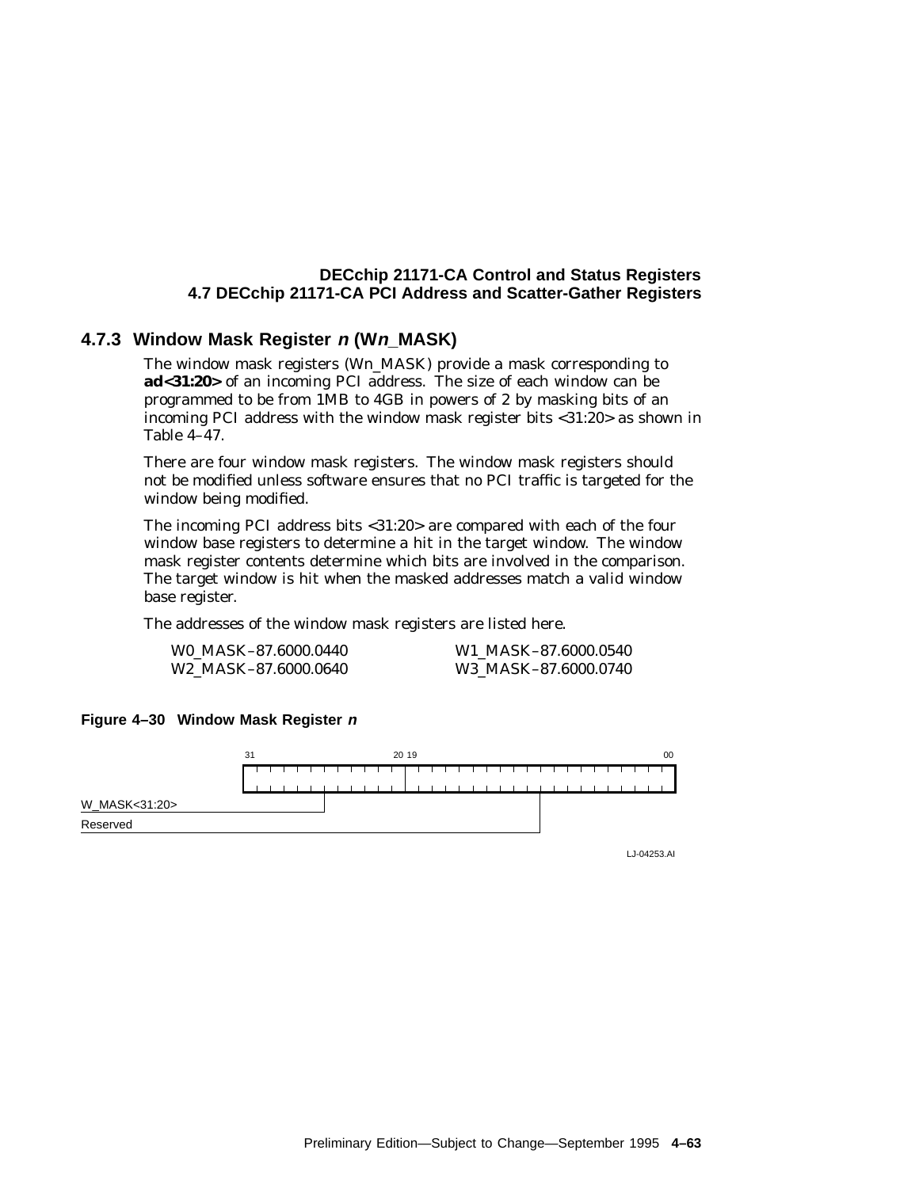### 4.7.3 Window Mask Register *n* (W*n*_MASK)

The window mask registers (Wn_MASK) provide a mask corresponding to **ad<31:20>** of an incoming PCI address. The size of each window can be programmed to be from 1MB to 4GB in powers of 2 by masking bits of an incoming PCI address with the window mask register bits <31:20> as shown in Table 4–47.

There are four window mask registers. The window mask registers should not be modified unless software ensures that no PCI traffic is targeted for the window being modified.

The incoming PCI address bits <31:20> are compared with each of the four window base registers to determine a hit in the target window. The window mask register contents determine which bits are involved in the comparison. The target window is hit when the masked addresses match a valid window base register.

The addresses of the window mask registers are listed here.

| | |
|---|---|
| W0_MASK–87.6000.0440 | W1_MASK–87.6000.0540 |
| W2_MASK–87.6000.0640 | W3_MASK–87.6000.0740 |

**Figure 4–30 Window Mask Register *n***

| Bits | Field |
|---|---|
| 31:20 | W_MASK<31:20> |
| 19:00 | Reserved |

LJ-04253.AI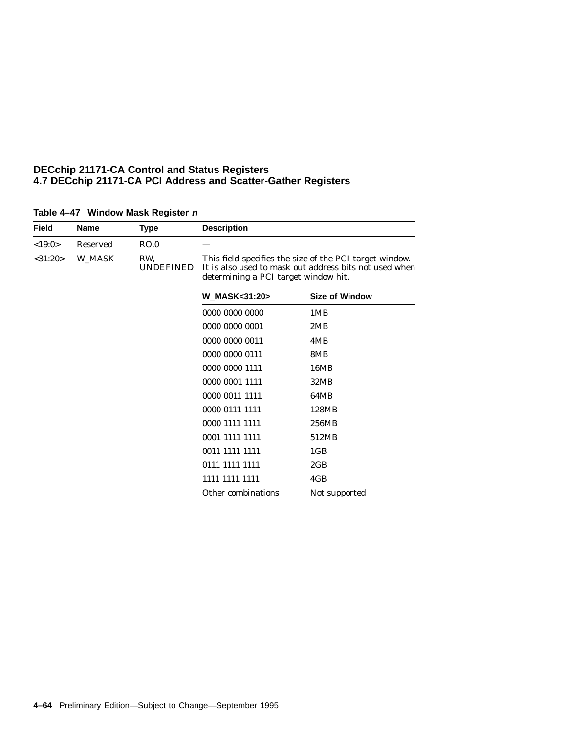**Table 4–47 Window Mask Register *n***

| Field | Name | Type | Description | |
|---|---|---|---|---|
| <19:0> | Reserved | RO,0 | — | |
| <31:20> | W_MASK | RW, UNDEFINED | This field specifies the size of the PCI target window. It is also used to mask out address bits not used when determining a PCI target window hit. | |
| | | | **W_MASK<31:20>** | **Size of Window** |
| | | | 0000 0000 0000 | 1MB |
| | | | 0000 0000 0001 | 2MB |
| | | | 0000 0000 0011 | 4MB |
| | | | 0000 0000 0111 | 8MB |
| | | | 0000 0000 1111 | 16MB |
| | | | 0000 0001 1111 | 32MB |
| | | | 0000 0011 1111 | 64MB |
| | | | 0000 0111 1111 | 128MB |
| | | | 0000 1111 1111 | 256MB |
| | | | 0001 1111 1111 | 512MB |
| | | | 0011 1111 1111 | 1GB |
| | | | 0111 1111 1111 | 2GB |
| | | | 1111 1111 1111 | 4GB |
| | | | Other combinations | Not supported |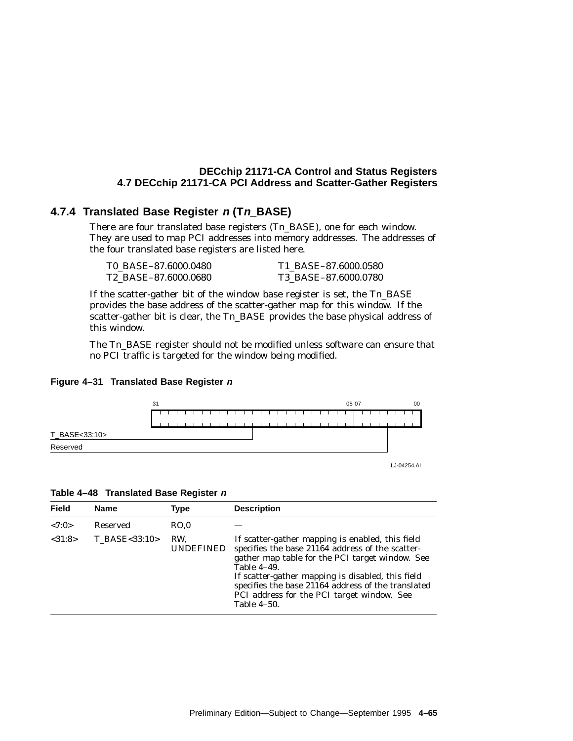### 4.7.4 Translated Base Register *n* (T*n*_BASE)

There are four translated base registers (Tn_BASE), one for each window. They are used to map PCI addresses into memory addresses. The addresses of the four translated base registers are listed here.

| | |
|---|---|
| T0_BASE–87.6000.0480 | T1_BASE–87.6000.0580 |
| T2_BASE–87.6000.0680 | T3_BASE–87.6000.0780 |

If the scatter-gather bit of the window base register is set, the Tn_BASE provides the base address of the scatter-gather map for this window. If the scatter-gather bit is clear, the Tn_BASE provides the base physical address of this window.

The Tn_BASE register should not be modified unless software can ensure that no PCI traffic is targeted for the window being modified.

**Figure 4–31 Translated Base Register *n***

| Bits | Field |
|---|---|
| 31–08 | T_BASE<33:10> |
| 07–00 | Reserved |

LJ-04254.AI

**Table 4–48 Translated Base Register *n***

| Field | Name | Type | Description |
|---|---|---|---|
| <7:0> | Reserved | RO,0 | — |
| <31:8> | T_BASE<33:10> | RW, UNDEFINED | If scatter-gather mapping is enabled, this field specifies the base 21164 address of the scatter-gather map table for the PCI target window. See Table 4–49.<br>If scatter-gather mapping is disabled, this field specifies the base 21164 address of the translated PCI address for the PCI target window. See Table 4–50. |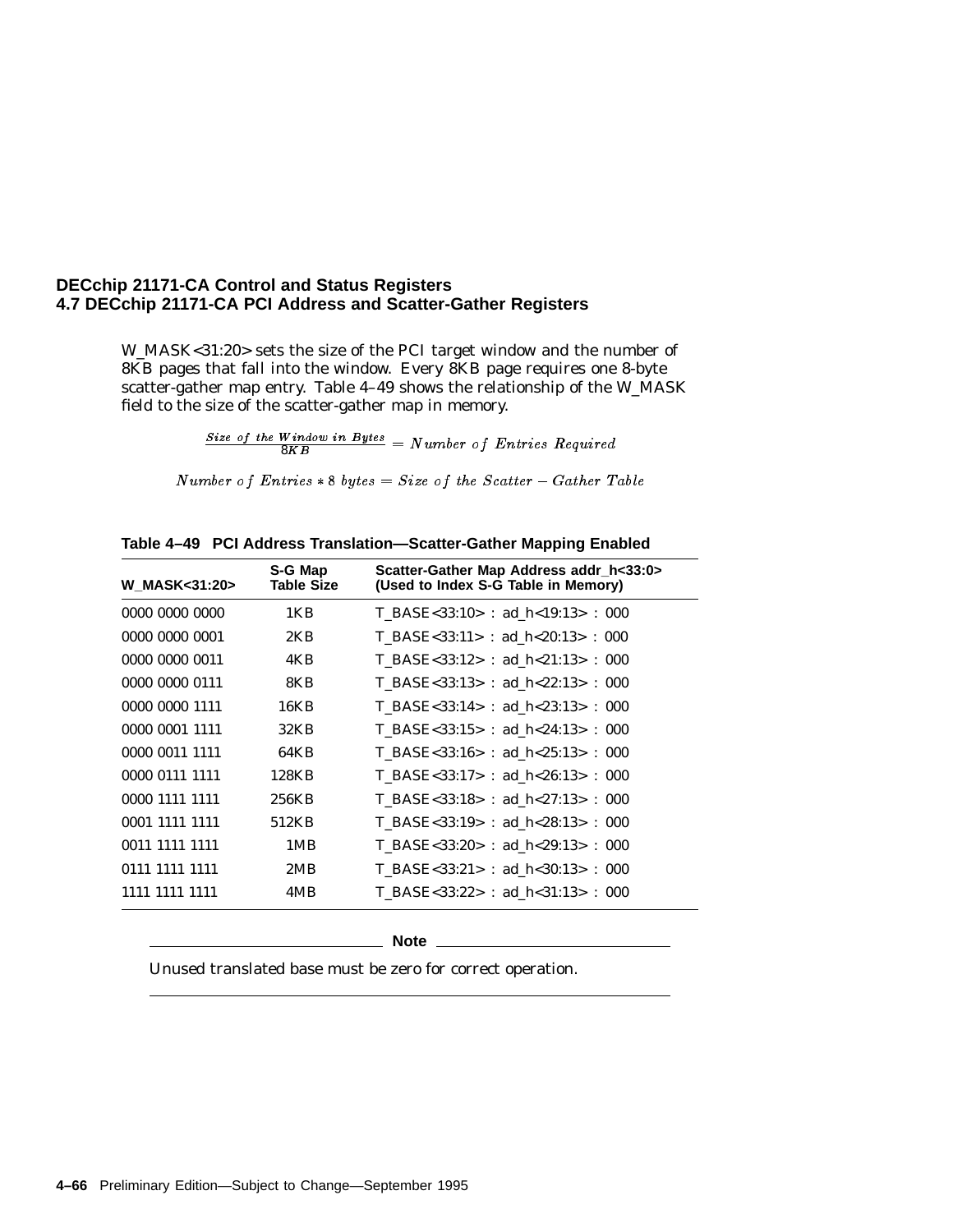W_MASK<31:20> sets the size of the PCI target window and the number of 8KB pages that fall into the window. Every 8KB page requires one 8-byte scatter-gather map entry. Table 4–49 shows the relationship of the W_MASK field to the size of the scatter-gather map in memory.

$$\frac{Size\ of\ the\ Window\ in\ Bytes}{8KB} = Number\ of\ Entries\ Required$$

$$Number\ of\ Entries * 8\ bytes = Size\ of\ the\ Scatter - Gather\ Table$$

**Table 4–49 PCI Address Translation—Scatter-Gather Mapping Enabled**

| W_MASK<31:20> | S-G Map Table Size | Scatter-Gather Map Address addr_h<33:0> (Used to Index S-G Table in Memory) |
|---|---|---|
| 0000 0000 0000 | 1KB | T_BASE<33:10> : ad_h<19:13> : 000 |
| 0000 0000 0001 | 2KB | T_BASE<33:11> : ad_h<20:13> : 000 |
| 0000 0000 0011 | 4KB | T_BASE<33:12> : ad_h<21:13> : 000 |
| 0000 0000 0111 | 8KB | T_BASE<33:13> : ad_h<22:13> : 000 |
| 0000 0000 1111 | 16KB | T_BASE<33:14> : ad_h<23:13> : 000 |
| 0000 0001 1111 | 32KB | T_BASE<33:15> : ad_h<24:13> : 000 |
| 0000 0011 1111 | 64KB | T_BASE<33:16> : ad_h<25:13> : 000 |
| 0000 0111 1111 | 128KB | T_BASE<33:17> : ad_h<26:13> : 000 |
| 0000 1111 1111 | 256KB | T_BASE<33:18> : ad_h<27:13> : 000 |
| 0001 1111 1111 | 512KB | T_BASE<33:19> : ad_h<28:13> : 000 |
| 0011 1111 1111 | 1MB | T_BASE<33:20> : ad_h<29:13> : 000 |
| 0111 1111 1111 | 2MB | T_BASE<33:21> : ad_h<30:13> : 000 |
| 1111 1111 1111 | 4MB | T_BASE<33:22> : ad_h<31:13> : 000 |

**Note**

Unused translated base must be zero for correct operation.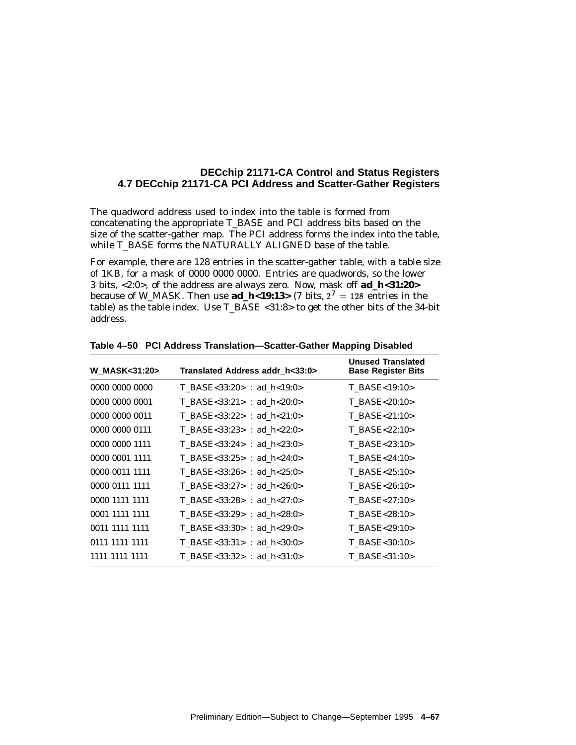The quadword address used to index into the table is formed from concatenating the appropriate T_BASE and PCI address bits based on the size of the scatter-gather map. The PCI address forms the index into the table, while T_BASE forms the NATURALLY ALIGNED base of the table.

For example, there are 128 entries in the scatter-gather table, with a table size of 1KB, for a mask of 0000 0000 0000. Entries are quadwords, so the lower 3 bits, <2:0>, of the address are always zero. Now, mask off **ad_h<31:20>** because of W_MASK. Then use **ad_h<19:13>** (7 bits, $2^7 = 128$ entries in the table) as the table index. Use T_BASE <31:8> to get the other bits of the 34-bit address.

**Table 4–50 PCI Address Translation—Scatter-Gather Mapping Disabled**

| W_MASK<31:20> | Translated Address addr_h<33:0> | Unused Translated Base Register Bits |
|---|---|---|
| 0000 0000 0000 | T_BASE<33:20> : ad_h<19:0> | T_BASE<19:10> |
| 0000 0000 0001 | T_BASE<33:21> : ad_h<20:0> | T_BASE<20:10> |
| 0000 0000 0011 | T_BASE<33:22> : ad_h<21:0> | T_BASE<21:10> |
| 0000 0000 0111 | T_BASE<33:23> : ad_h<22:0> | T_BASE<22:10> |
| 0000 0000 1111 | T_BASE<33:24> : ad_h<23:0> | T_BASE<23:10> |
| 0000 0001 1111 | T_BASE<33:25> : ad_h<24:0> | T_BASE<24:10> |
| 0000 0011 1111 | T_BASE<33:26> : ad_h<25:0> | T_BASE<25:10> |
| 0000 0111 1111 | T_BASE<33:27> : ad_h<26:0> | T_BASE<26:10> |
| 0000 1111 1111 | T_BASE<33:28> : ad_h<27:0> | T_BASE<27:10> |
| 0001 1111 1111 | T_BASE<33:29> : ad_h<28:0> | T_BASE<28:10> |
| 0011 1111 1111 | T_BASE<33:30> : ad_h<29:0> | T_BASE<29:10> |
| 0111 1111 1111 | T_BASE<33:31> : ad_h<30:0> | T_BASE<30:10> |
| 1111 1111 1111 | T_BASE<33:32> : ad_h<31:0> | T_BASE<31:10> |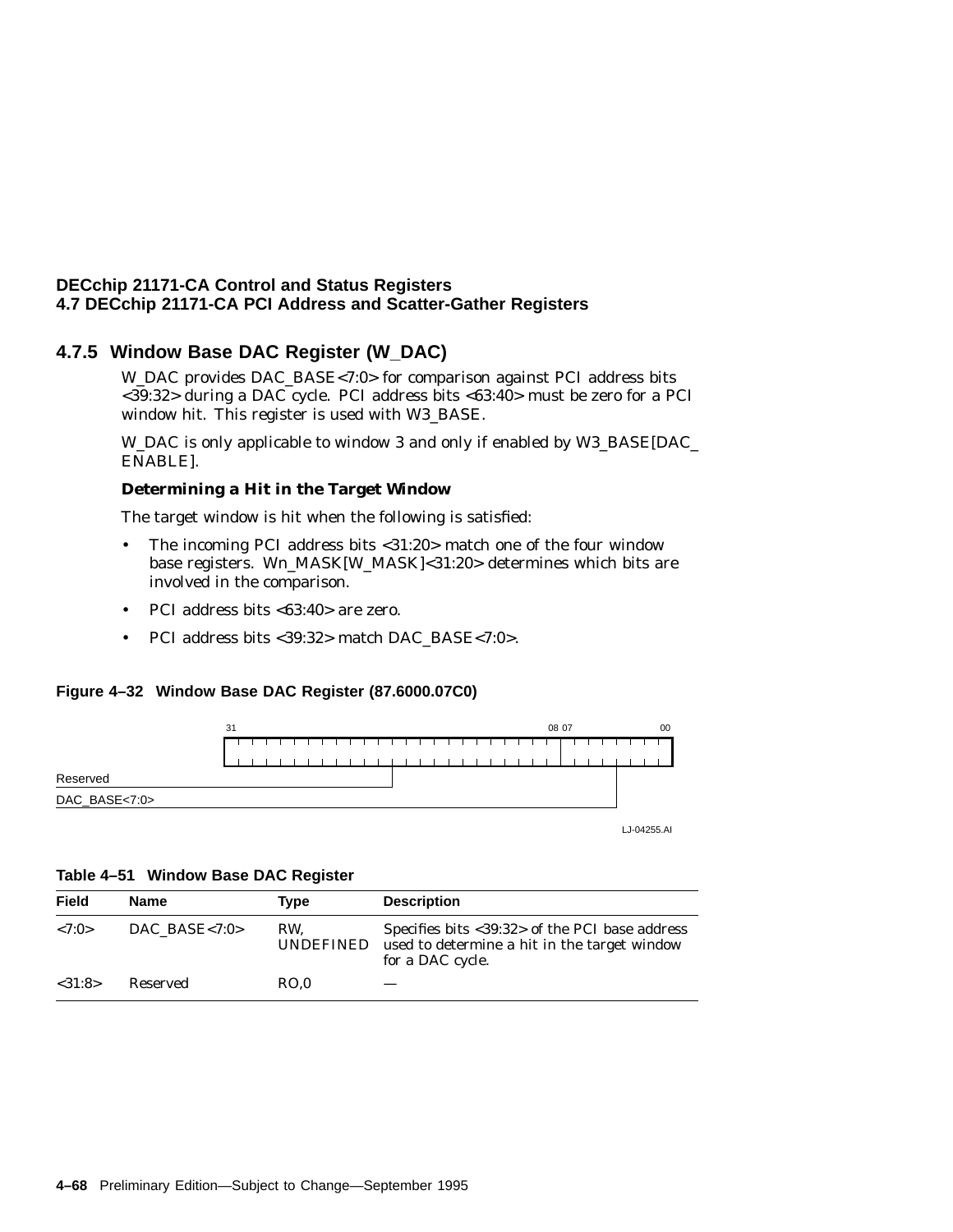## 4.7.5 Window Base DAC Register (W_DAC)

W_DAC provides DAC_BASE<7:0> for comparison against PCI address bits <39:32> during a DAC cycle. PCI address bits <63:40> must be zero for a PCI window hit. This register is used with W3_BASE.

W_DAC is only applicable to window 3 and only if enabled by W3_BASE[DAC_ENABLE].

**Determining a Hit in the Target Window**

The target window is hit when the following is satisfied:

- The incoming PCI address bits <31:20> match one of the four window base registers. Wn_MASK[W_MASK]<31:20> determines which bits are involved in the comparison.
- PCI address bits <63:40> are zero.
- PCI address bits <39:32> match DAC_BASE<7:0>.

**Figure 4–32 Window Base DAC Register (87.6000.07C0)**

| Bits | Field |
| --- | --- |
| 31:08 | Reserved |
| 07:00 | DAC_BASE<7:0> |

LJ-04255.AI

**Table 4–51 Window Base DAC Register**

| Field | Name | Type | Description |
| --- | --- | --- | --- |
| <7:0> | DAC_BASE<7:0> | RW, UNDEFINED | Specifies bits <39:32> of the PCI base address used to determine a hit in the target window for a DAC cycle. |
| <31:8> | Reserved | RO,0 | — |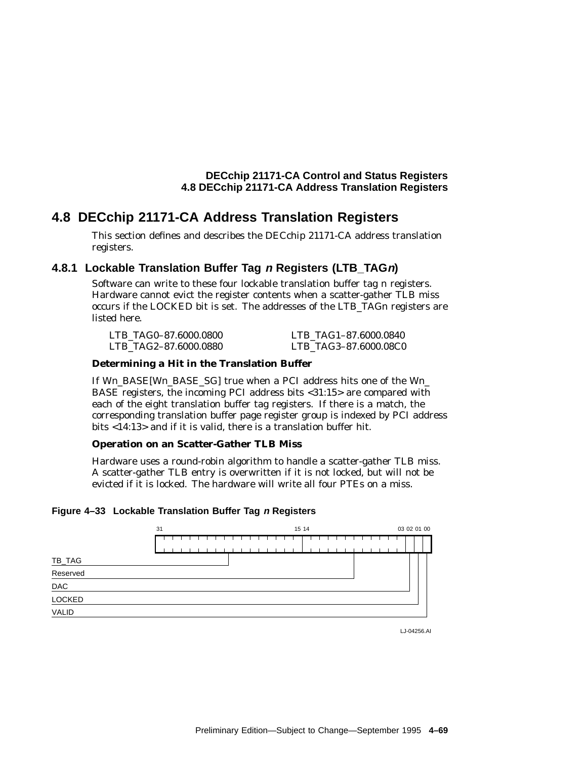## 4.8 DECchip 21171-CA Address Translation Registers

This section defines and describes the DECchip 21171-CA address translation registers.

### 4.8.1 Lockable Translation Buffer Tag *n* Registers (LTB_TAG*n*)

Software can write to these four lockable translation buffer tag n registers. Hardware cannot evict the register contents when a scatter-gather TLB miss occurs if the LOCKED bit is set. The addresses of the LTB_TAGn registers are listed here.

| | |
|---|---|
| LTB_TAG0–87.6000.0800 | LTB_TAG1–87.6000.0840 |
| LTB_TAG2–87.6000.0880 | LTB_TAG3–87.6000.08C0 |

**Determining a Hit in the Translation Buffer**

If Wn_BASE[Wn_BASE_SG] true when a PCI address hits one of the Wn_BASE registers, the incoming PCI address bits <31:15> are compared with each of the eight translation buffer tag registers. If there is a match, the corresponding translation buffer page register group is indexed by PCI address bits <14:13> and if it is valid, there is a translation buffer hit.

**Operation on an Scatter-Gather TLB Miss**

Hardware uses a round-robin algorithm to handle a scatter-gather TLB miss. A scatter-gather TLB entry is overwritten if it is not locked, but will not be evicted if it is locked. The hardware will write all four PTEs on a miss.

**Figure 4–33 Lockable Translation Buffer Tag *n* Registers**

| Field | Bits |
|---|---|
| TB_TAG | 31:15 |
| Reserved | 14:03 |
| DAC | 02 |
| LOCKED | 01 |
| VALID | 00 |

LJ-04256.AI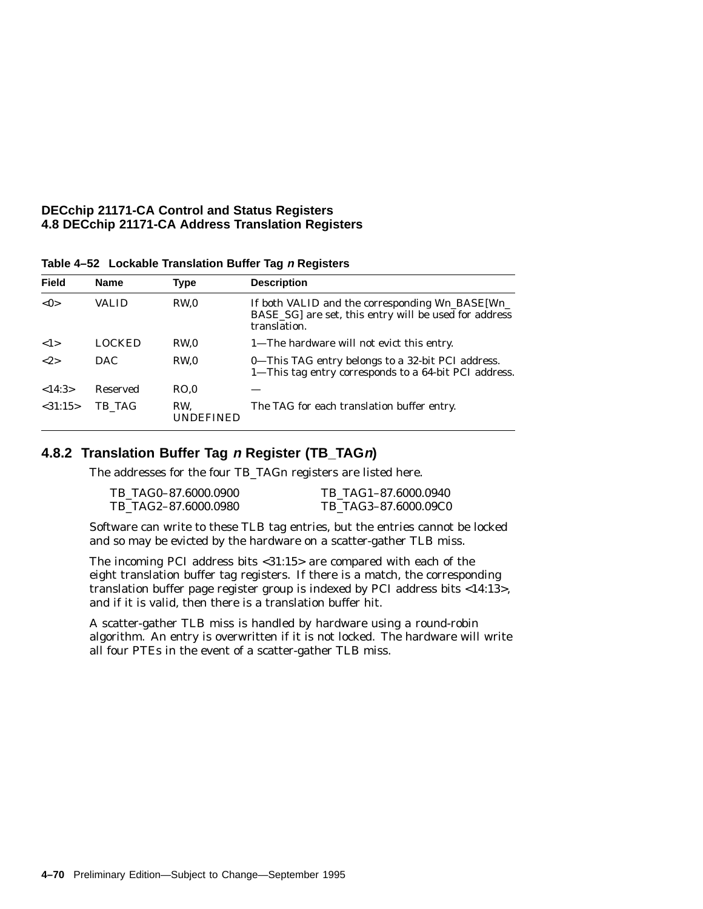**Table 4–52 Lockable Translation Buffer Tag *n* Registers**

| Field | Name | Type | Description |
|---|---|---|---|
| <0> | VALID | RW,0 | If both VALID and the corresponding Wn_BASE[Wn_BASE_SG] are set, this entry will be used for address translation. |
| <1> | LOCKED | RW,0 | 1—The hardware will not evict this entry. |
| <2> | DAC | RW,0 | 0—This TAG entry belongs to a 32-bit PCI address.<br>1—This tag entry corresponds to a 64-bit PCI address. |
| <14:3> | Reserved | RO,0 | — |
| <31:15> | TB_TAG | RW, UNDEFINED | The TAG for each translation buffer entry. |

### 4.8.2 Translation Buffer Tag *n* Register (TB_TAG*n*)

The addresses for the four TB_TAGn registers are listed here.

| | |
|---|---|
| TB_TAG0–87.6000.0900 | TB_TAG1–87.6000.0940 |
| TB_TAG2–87.6000.0980 | TB_TAG3–87.6000.09C0 |

Software can write to these TLB tag entries, but the entries cannot be locked and so may be evicted by the hardware on a scatter-gather TLB miss.

The incoming PCI address bits <31:15> are compared with each of the eight translation buffer tag registers. If there is a match, the corresponding translation buffer page register group is indexed by PCI address bits <14:13>, and if it is valid, then there is a translation buffer hit.

A scatter-gather TLB miss is handled by hardware using a round-robin algorithm. An entry is overwritten if it is not locked. The hardware will write all four PTEs in the event of a scatter-gather TLB miss.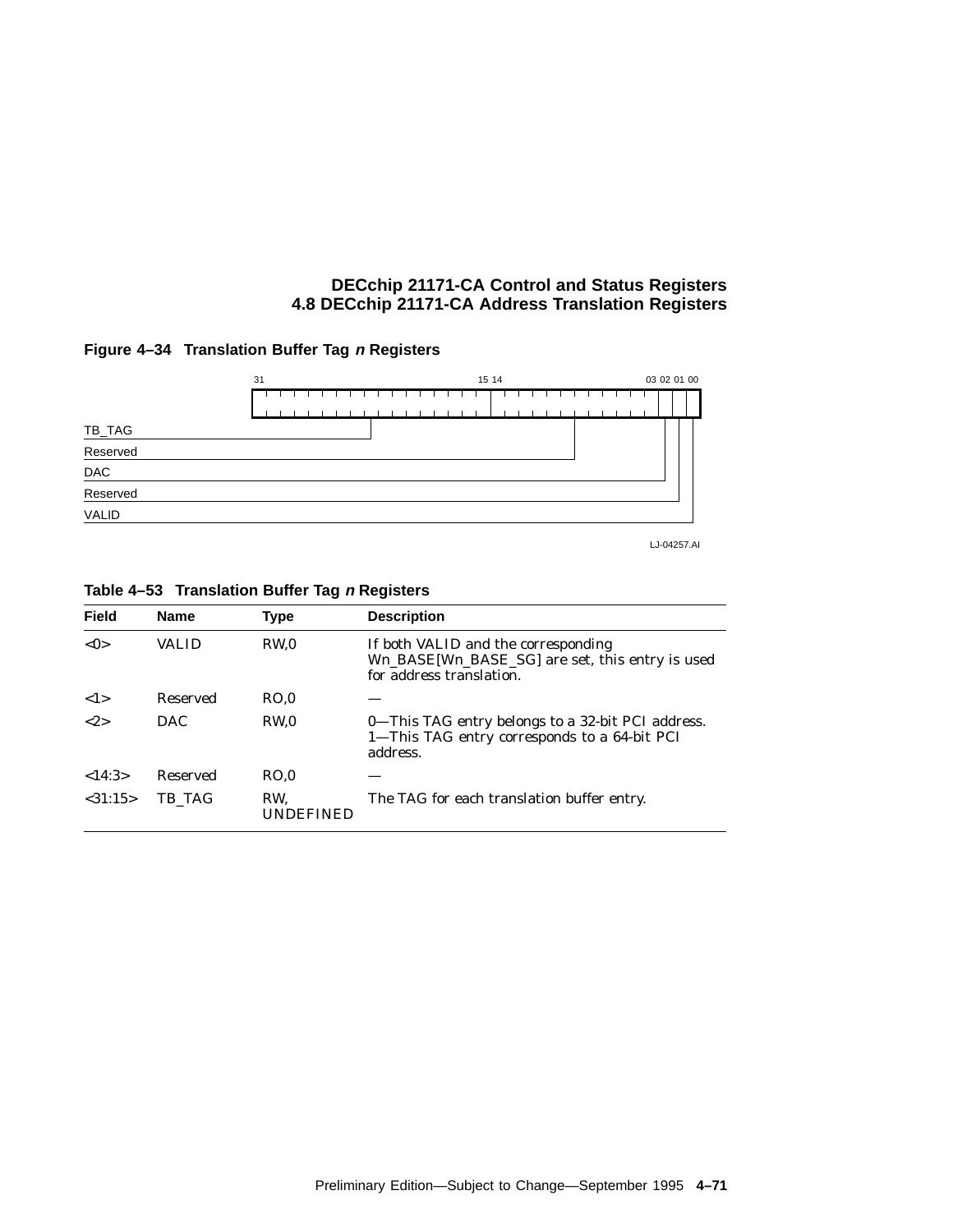**Figure 4–34 Translation Buffer Tag *n* Registers**

```
 31                              15 14                    03 02 01 00
+-----------------------------------+-----------------------+--+--+--+
|                                   |                       |  |  |  |
+-----------------------------------+-----------------------+--+--+--+
TB_TAG ----------------+            |
Reserved ---------------------------------------+           |
DAC --------------------------------------------------------+
Reserved -------------------------------------------------------+
VALID -------------------------------------------------------------+
```

LJ-04257.AI

**Table 4–53 Translation Buffer Tag *n* Registers**

| Field | Name | Type | Description |
|---|---|---|---|
| <0> | VALID | RW,0 | If both VALID and the corresponding Wn_BASE[Wn_BASE_SG] are set, this entry is used for address translation. |
| <1> | Reserved | RO,0 | — |
| <2> | DAC | RW,0 | 0—This TAG entry belongs to a 32-bit PCI address. 1—This TAG entry corresponds to a 64-bit PCI address. |
| <14:3> | Reserved | RO,0 | — |
| <31:15> | TB_TAG | RW, UNDEFINED | The TAG for each translation buffer entry. |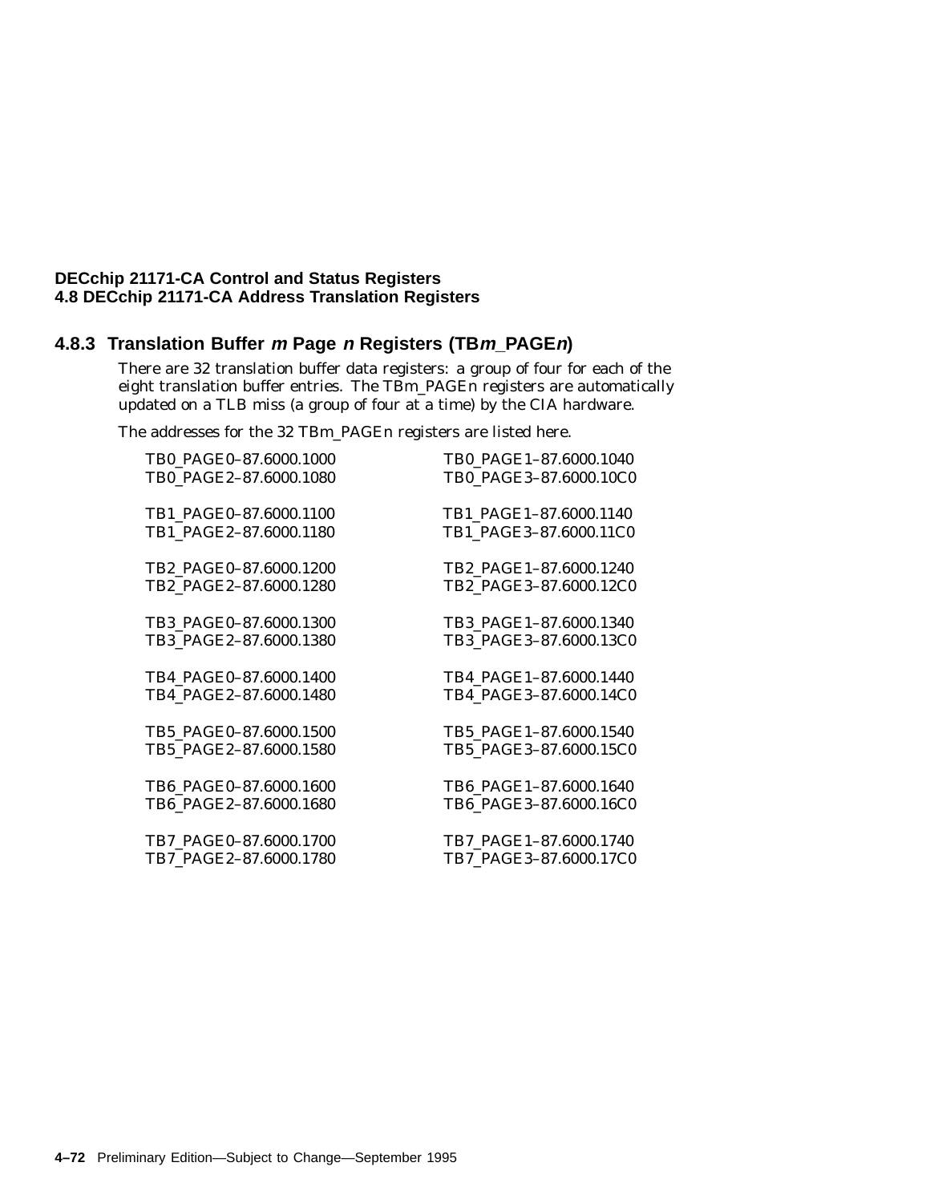### 4.8.3 Translation Buffer *m* Page *n* Registers (TB*m*_PAGE*n*)

There are 32 translation buffer data registers: a group of four for each of the eight translation buffer entries. The TB*m*_PAGE*n* registers are automatically updated on a TLB miss (a group of four at a time) by the CIA hardware.

The addresses for the 32 TB*m*_PAGE*n* registers are listed here.

```
TB0_PAGE0–87.6000.1000        TB0_PAGE1–87.6000.1040
TB0_PAGE2–87.6000.1080        TB0_PAGE3–87.6000.10C0

TB1_PAGE0–87.6000.1100        TB1_PAGE1–87.6000.1140
TB1_PAGE2–87.6000.1180        TB1_PAGE3–87.6000.11C0

TB2_PAGE0–87.6000.1200        TB2_PAGE1–87.6000.1240
TB2_PAGE2–87.6000.1280        TB2_PAGE3–87.6000.12C0

TB3_PAGE0–87.6000.1300        TB3_PAGE1–87.6000.1340
TB3_PAGE2–87.6000.1380        TB3_PAGE3–87.6000.13C0

TB4_PAGE0–87.6000.1400        TB4_PAGE1–87.6000.1440
TB4_PAGE2–87.6000.1480        TB4_PAGE3–87.6000.14C0

TB5_PAGE0–87.6000.1500        TB5_PAGE1–87.6000.1540
TB5_PAGE2–87.6000.1580        TB5_PAGE3–87.6000.15C0

TB6_PAGE0–87.6000.1600        TB6_PAGE1–87.6000.1640
TB6_PAGE2–87.6000.1680        TB6_PAGE3–87.6000.16C0

TB7_PAGE0–87.6000.1700        TB7_PAGE1–87.6000.1740
TB7_PAGE2–87.6000.1780        TB7_PAGE3–87.6000.17C0
```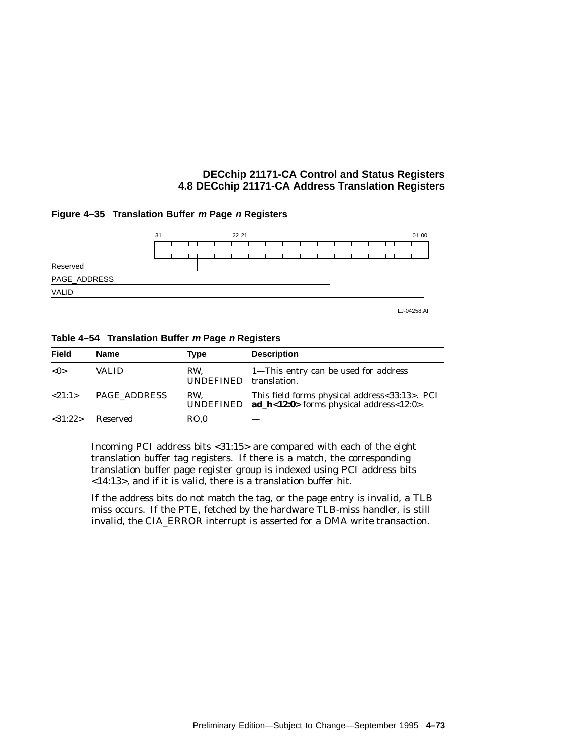**Figure 4–35 Translation Buffer *m* Page *n* Registers**

```
 31                22 21                                          01 00
+--------------------+---------------------------------------------+--+
|                    |                                             |  |
+--------------------+---------------------------------------------+--+
Reserved
PAGE_ADDRESS
VALID
                                                            LJ-04258.AI
```

**Table 4–54 Translation Buffer *m* Page *n* Registers**

| Field | Name | Type | Description |
|---|---|---|---|
| <0> | VALID | RW, UNDEFINED | 1—This entry can be used for address translation. |
| <21:1> | PAGE_ADDRESS | RW, UNDEFINED | This field forms physical address<33:13>. PCI **ad_h<12:0>** forms physical address<12:0>. |
| <31:22> | Reserved | RO,0 | — |

Incoming PCI address bits <31:15> are compared with each of the eight translation buffer tag registers. If there is a match, the corresponding translation buffer page register group is indexed using PCI address bits <14:13>, and if it is valid, there is a translation buffer hit.

If the address bits do not match the tag, or the page entry is invalid, a TLB miss occurs. If the PTE, fetched by the hardware TLB-miss handler, is still invalid, the CIA_ERROR interrupt is asserted for a DMA write transaction.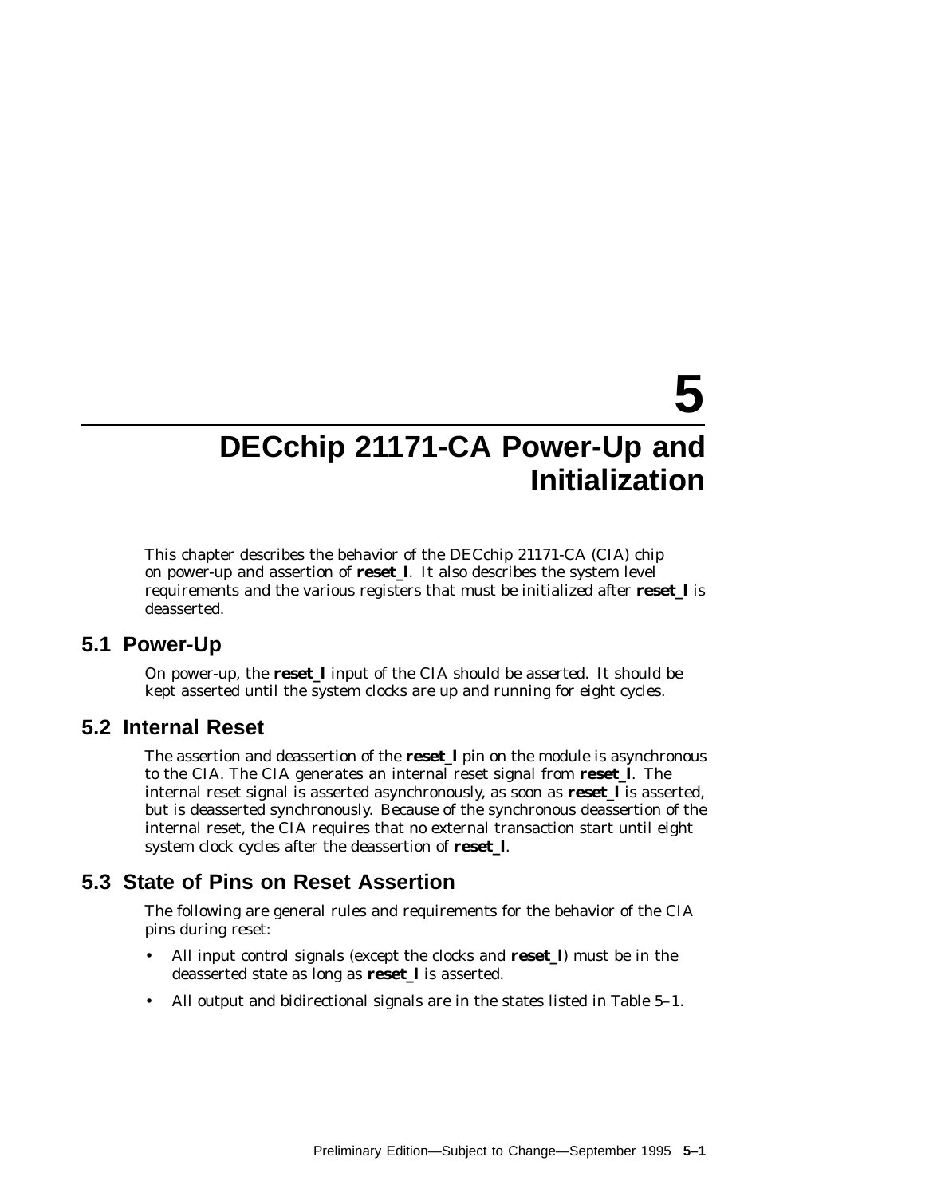# 5 DECchip 21171-CA Power-Up and Initialization

This chapter describes the behavior of the DECchip 21171-CA (CIA) chip on power-up and assertion of **reset_l**. It also describes the system level requirements and the various registers that must be initialized after **reset_l** is deasserted.

## 5.1 Power-Up

On power-up, the **reset_l** input of the CIA should be asserted. It should be kept asserted until the system clocks are up and running for eight cycles.

## 5.2 Internal Reset

The assertion and deassertion of the **reset_l** pin on the module is asynchronous to the CIA. The CIA generates an internal reset signal from **reset_l**. The internal reset signal is asserted asynchronously, as soon as **reset_l** is asserted, but is deasserted synchronously. Because of the synchronous deassertion of the internal reset, the CIA requires that no external transaction start until eight system clock cycles after the deassertion of **reset_l**.

## 5.3 State of Pins on Reset Assertion

The following are general rules and requirements for the behavior of the CIA pins during reset:

- All input control signals (except the clocks and **reset_l**) must be in the deasserted state as long as **reset_l** is asserted.
- All output and bidirectional signals are in the states listed in Table 5–1.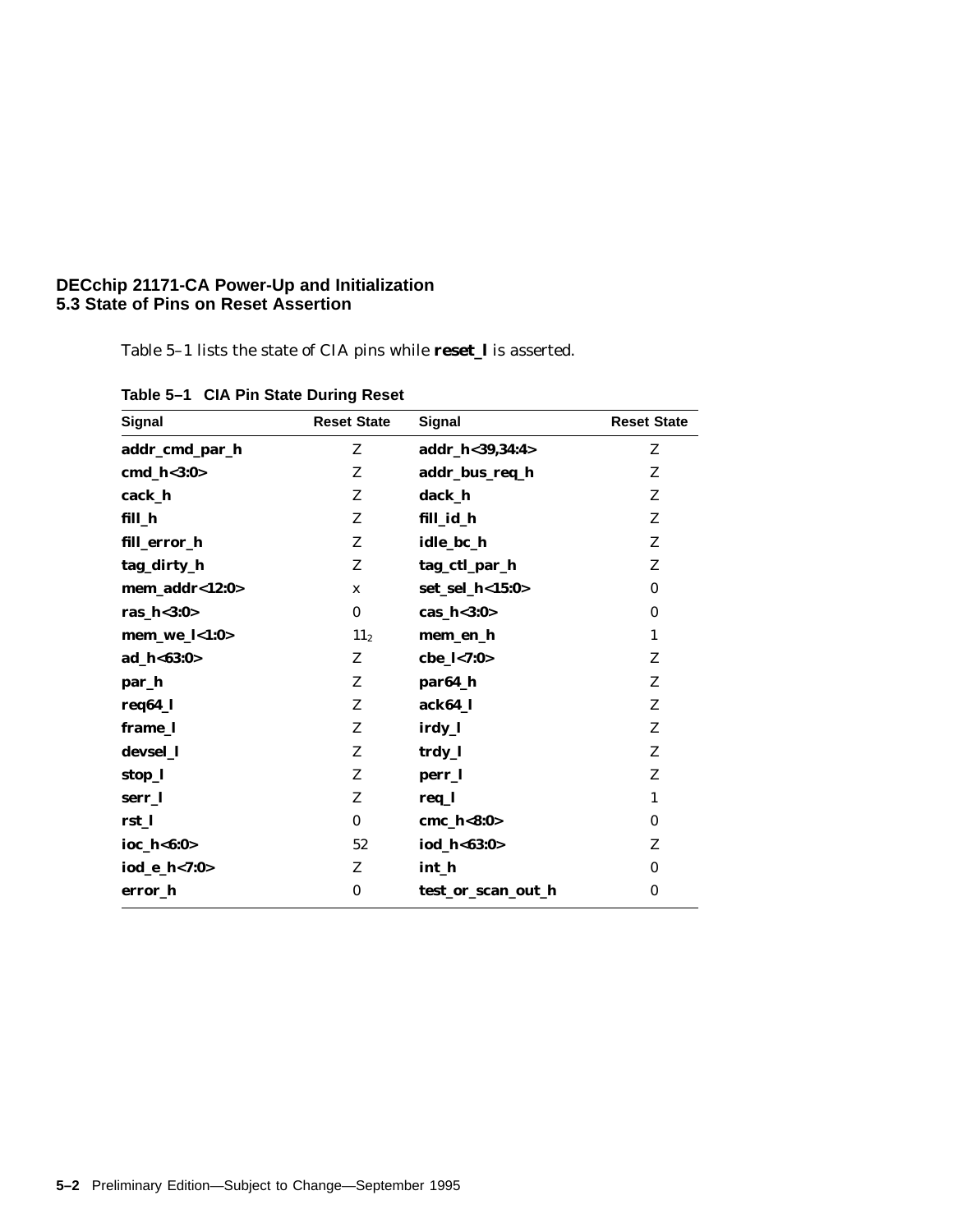## 5.3 State of Pins on Reset Assertion

Table 5–1 lists the state of CIA pins while **reset_l** is asserted.

**Table 5–1 CIA Pin State During Reset**

| Signal | Reset State | Signal | Reset State |
|---|---|---|---|
| **addr_cmd_par_h** | Z | **addr_h<39,34:4>** | Z |
| **cmd_h<3:0>** | Z | **addr_bus_req_h** | Z |
| **cack_h** | Z | **dack_h** | Z |
| **fill_h** | Z | **fill_id_h** | Z |
| **fill_error_h** | Z | **idle_bc_h** | Z |
| **tag_dirty_h** | Z | **tag_ctl_par_h** | Z |
| **mem_addr<12:0>** | x | **set_sel_h<15:0>** | 0 |
| **ras_h<3:0>** | 0 | **cas_h<3:0>** | 0 |
| **mem_we_l<1:0>** | $11_2$ | **mem_en_h** | 1 |
| **ad_h<63:0>** | Z | **cbe_l<7:0>** | Z |
| **par_h** | Z | **par64_h** | Z |
| **req64_l** | Z | **ack64_l** | Z |
| **frame_l** | Z | **irdy_l** | Z |
| **devsel_l** | Z | **trdy_l** | Z |
| **stop_l** | Z | **perr_l** | Z |
| **serr_l** | Z | **req_l** | 1 |
| **rst_l** | 0 | **cmc_h<8:0>** | 0 |
| **ioc_h<6:0>** | 52 | **iod_h<63:0>** | Z |
| **iod_e_h<7:0>** | Z | **int_h** | 0 |
| **error_h** | 0 | **test_or_scan_out_h** | 0 |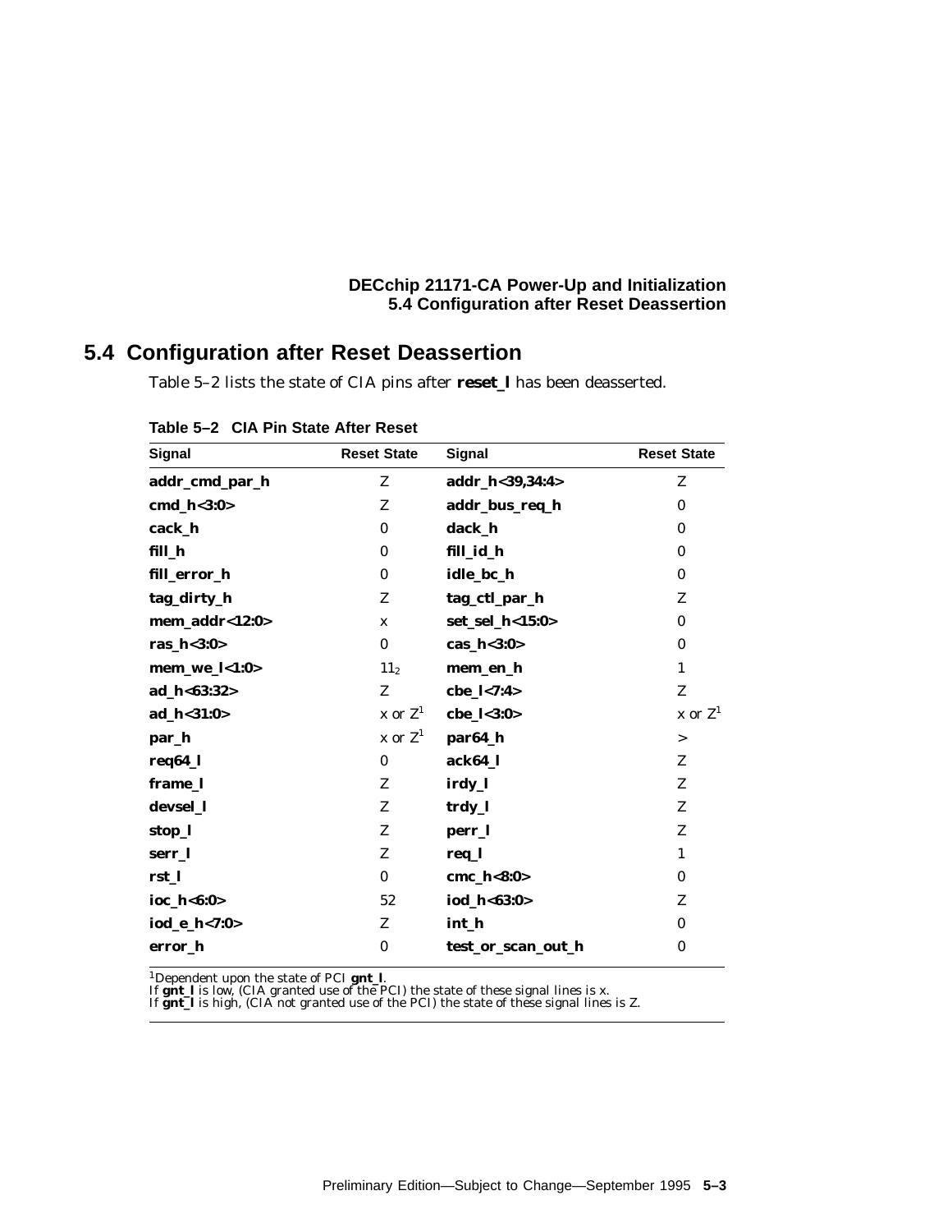## 5.4 Configuration after Reset Deassertion

Table 5–2 lists the state of CIA pins after **reset_l** has been deasserted.

**Table 5–2 CIA Pin State After Reset**

| Signal | Reset State | Signal | Reset State |
|---|---|---|---|
| **addr_cmd_par_h** | Z | **addr_h<39,34:4>** | Z |
| **cmd_h<3:0>** | Z | **addr_bus_req_h** | 0 |
| **cack_h** | 0 | **dack_h** | 0 |
| **fill_h** | 0 | **fill_id_h** | 0 |
| **fill_error_h** | 0 | **idle_bc_h** | 0 |
| **tag_dirty_h** | Z | **tag_ctl_par_h** | Z |
| **mem_addr<12:0>** | x | **set_sel_h<15:0>** | 0 |
| **ras_h<3:0>** | 0 | **cas_h<3:0>** | 0 |
| **mem_we_l<1:0>** | $11_2$ | **mem_en_h** | 1 |
| **ad_h<63:32>** | Z | **cbe_l<7:4>** | Z |
| **ad_h<31:0>** | x or Z[1] | **cbe_l<3:0>** | x or Z[1] |
| **par_h** | x or Z[1] | **par64_h** | > |
| **req64_l** | 0 | **ack64_l** | Z |
| **frame_l** | Z | **irdy_l** | Z |
| **devsel_l** | Z | **trdy_l** | Z |
| **stop_l** | Z | **perr_l** | Z |
| **serr_l** | Z | **req_l** | 1 |
| **rst_l** | 0 | **cmc_h<8:0>** | 0 |
| **ioc_h<6:0>** | 52 | **iod_h<63:0>** | Z |
| **iod_e_h<7:0>** | Z | **int_h** | 0 |
| **error_h** | 0 | **test_or_scan_out_h** | 0 |

[1]Dependent upon the state of PCI **gnt_l**.
If **gnt_l** is low, (CIA granted use of the PCI) the state of these signal lines is x.
If **gnt_l** is high, (CIA not granted use of the PCI) the state of these signal lines is Z.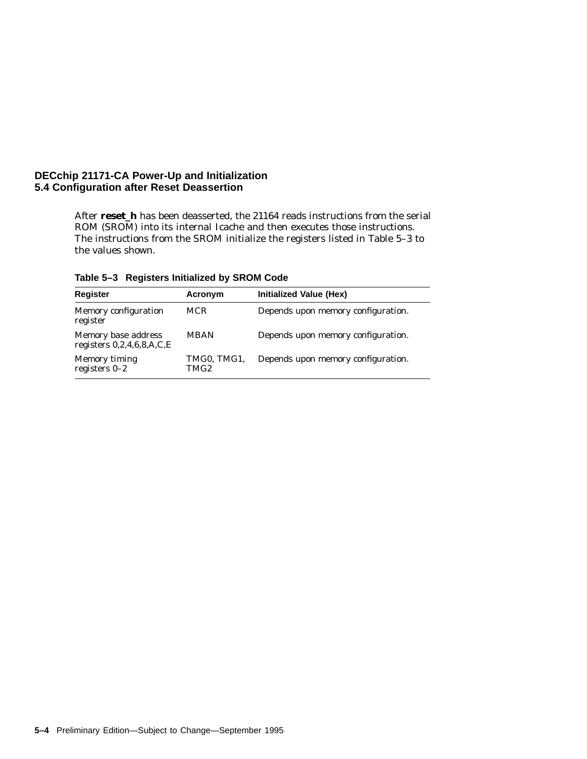## 5.4 Configuration after Reset Deassertion

After **reset_h** has been deasserted, the 21164 reads instructions from the serial ROM (SROM) into its internal Icache and then executes those instructions. The instructions from the SROM initialize the registers listed in Table 5–3 to the values shown.

**Table 5–3 Registers Initialized by SROM Code**

| Register | Acronym | Initialized Value (Hex) |
|---|---|---|
| Memory configuration register | MCR | Depends upon memory configuration. |
| Memory base address registers 0,2,4,6,8,A,C,E | MBAN | Depends upon memory configuration. |
| Memory timing registers 0–2 | TMG0, TMG1, TMG2 | Depends upon memory configuration. |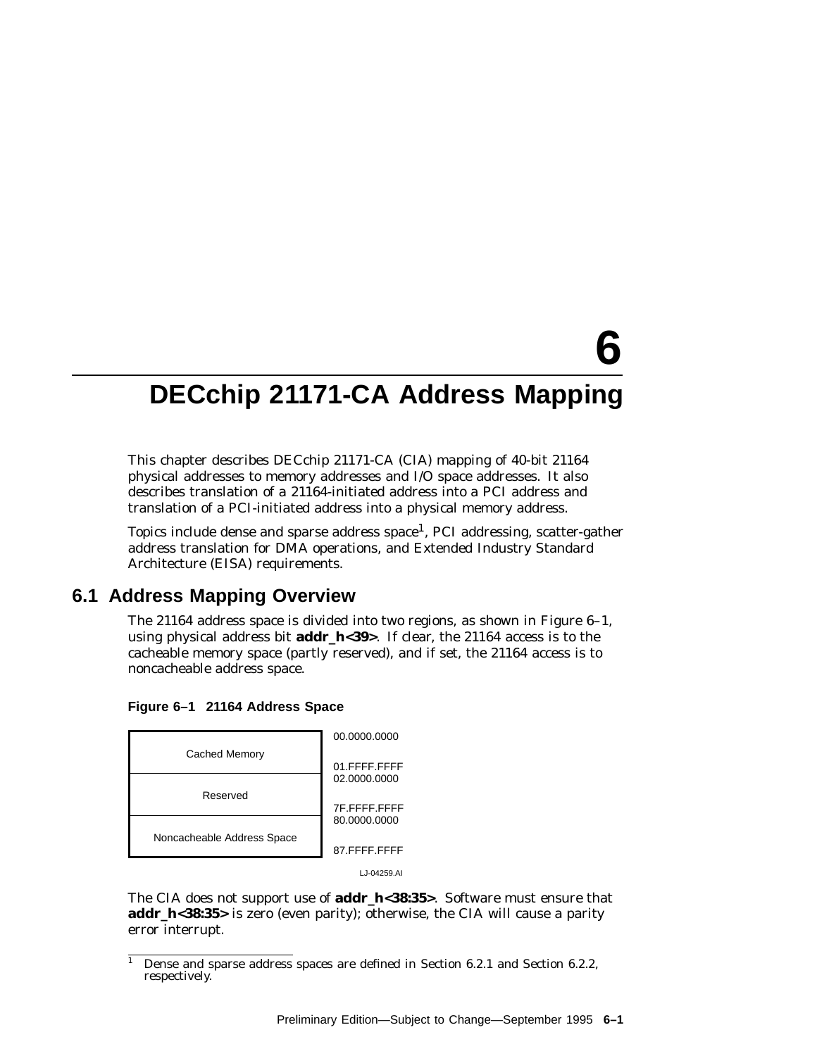# 6 DECchip 21171-CA Address Mapping

This chapter describes DECchip 21171-CA (CIA) mapping of 40-bit 21164 physical addresses to memory addresses and I/O space addresses. It also describes translation of a 21164-initiated address into a PCI address and translation of a PCI-initiated address into a physical memory address.

Topics include dense and sparse address space[1], PCI addressing, scatter-gather address translation for DMA operations, and Extended Industry Standard Architecture (EISA) requirements.

## 6.1 Address Mapping Overview

The 21164 address space is divided into two regions, as shown in Figure 6–1, using physical address bit **addr_h<39>**. If clear, the 21164 access is to the cacheable memory space (partly reserved), and if set, the 21164 access is to noncacheable address space.

**Figure 6–1 21164 Address Space**

| Region | Start Address | End Address |
| --- | --- | --- |
| Cached Memory | 00.0000.0000 | 01.FFFF.FFFF |
| Reserved | 02.0000.0000 | 7F.FFFF.FFFF |
| Noncacheable Address Space | 80.0000.0000 | 87.FFFF.FFFF |

LJ-04259.AI

The CIA does not support use of **addr_h<38:35>**. Software must ensure that **addr_h<38:35>** is zero (even parity); otherwise, the CIA will cause a parity error interrupt.

[1] Dense and sparse address spaces are defined in Section 6.2.1 and Section 6.2.2, respectively.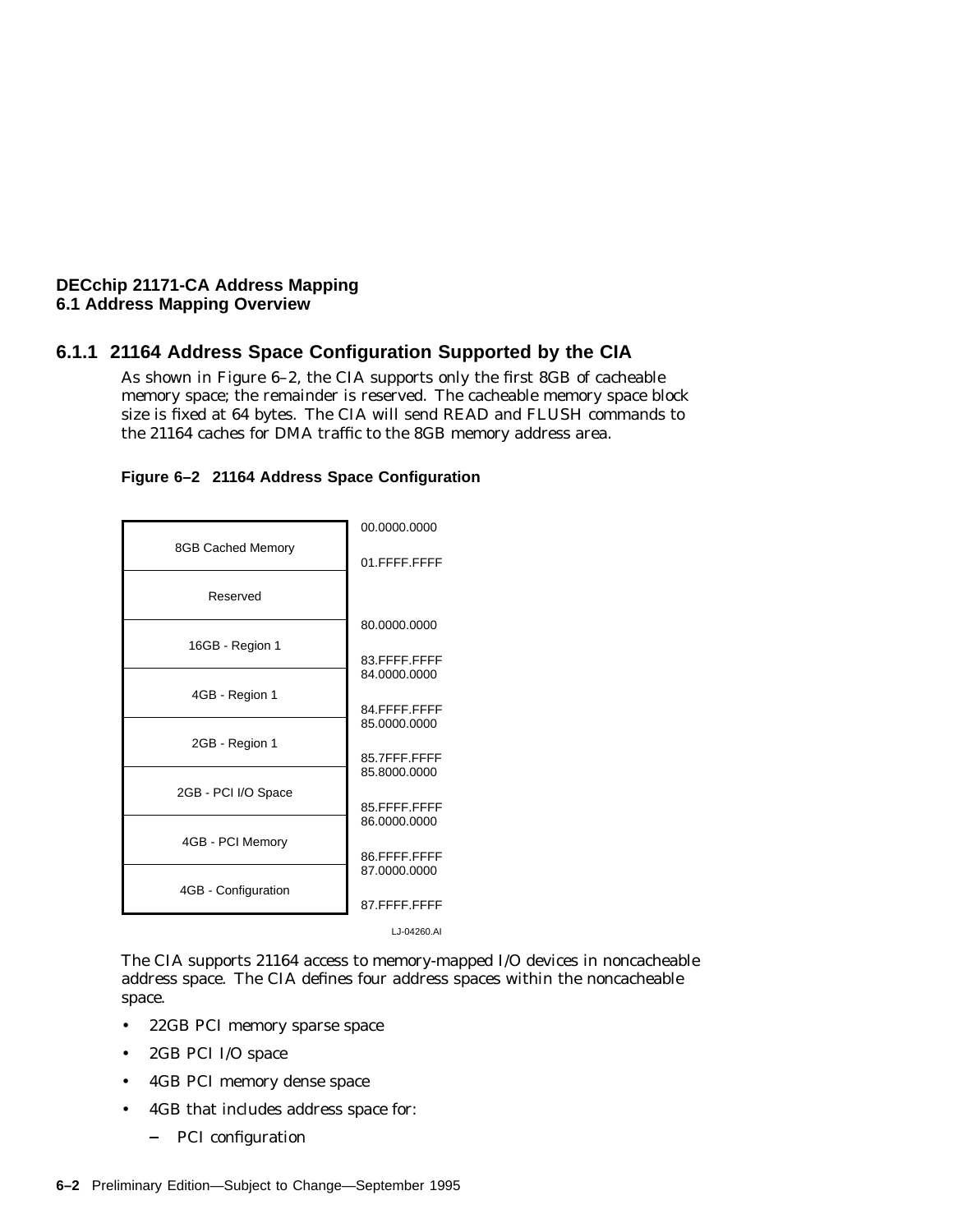## 6.1.1 21164 Address Space Configuration Supported by the CIA

As shown in Figure 6–2, the CIA supports only the first 8GB of cacheable memory space; the remainder is reserved. The cacheable memory space block size is fixed at 64 bytes. The CIA will send READ and FLUSH commands to the 21164 caches for DMA traffic to the 8GB memory address area.

**Figure 6–2 21164 Address Space Configuration**

| Region | Start Address | End Address |
|---|---|---|
| 8GB Cached Memory | 00.0000.0000 | 01.FFFF.FFFF |
| Reserved | | |
| 16GB - Region 1 | 80.0000.0000 | 83.FFFF.FFFF |
| 4GB - Region 1 | 84.0000.0000 | 84.FFFF.FFFF |
| 2GB - Region 1 | 85.0000.0000 | 85.7FFF.FFFF |
| 2GB - PCI I/O Space | 85.8000.0000 | 85.FFFF.FFFF |
| 4GB - PCI Memory | 86.0000.0000 | 86.FFFF.FFFF |
| 4GB - Configuration | 87.0000.0000 | 87.FFFF.FFFF |

LJ-04260.AI

The CIA supports 21164 access to memory-mapped I/O devices in noncacheable address space. The CIA defines four address spaces within the noncacheable space.

- 22GB PCI memory sparse space
- 2GB PCI I/O space
- 4GB PCI memory dense space
- 4GB that includes address space for:
  - PCI configuration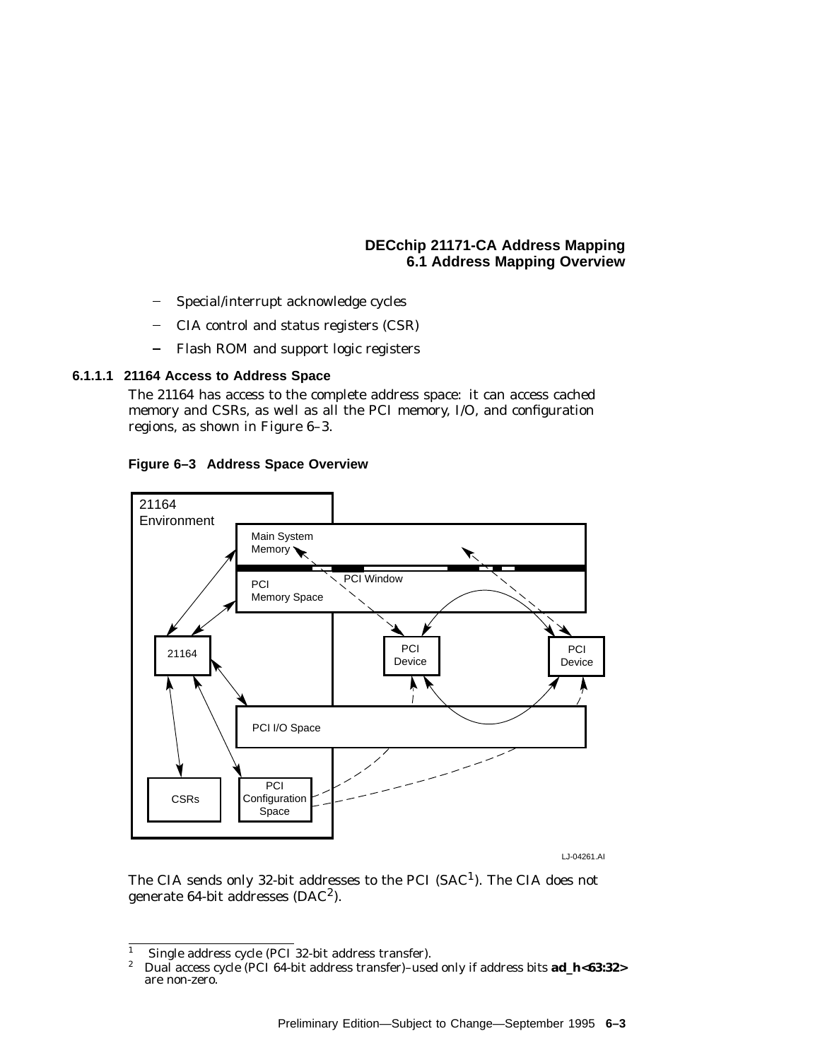- Special/interrupt acknowledge cycles
- CIA control and status registers (CSR)
- Flash ROM and support logic registers

#### 6.1.1.1 21164 Access to Address Space

The 21164 has access to the complete address space: it can access cached memory and CSRs, as well as all the PCI memory, I/O, and configuration regions, as shown in Figure 6–3.

**Figure 6–3 Address Space Overview**

The CIA sends only 32-bit addresses to the PCI (SAC[1]). The CIA does not generate 64-bit addresses (DAC[2]).

[1] Single address cycle (PCI 32-bit address transfer).

[2] Dual access cycle (PCI 64-bit address transfer)–used only if address bits **ad_h<63:32>** are non-zero.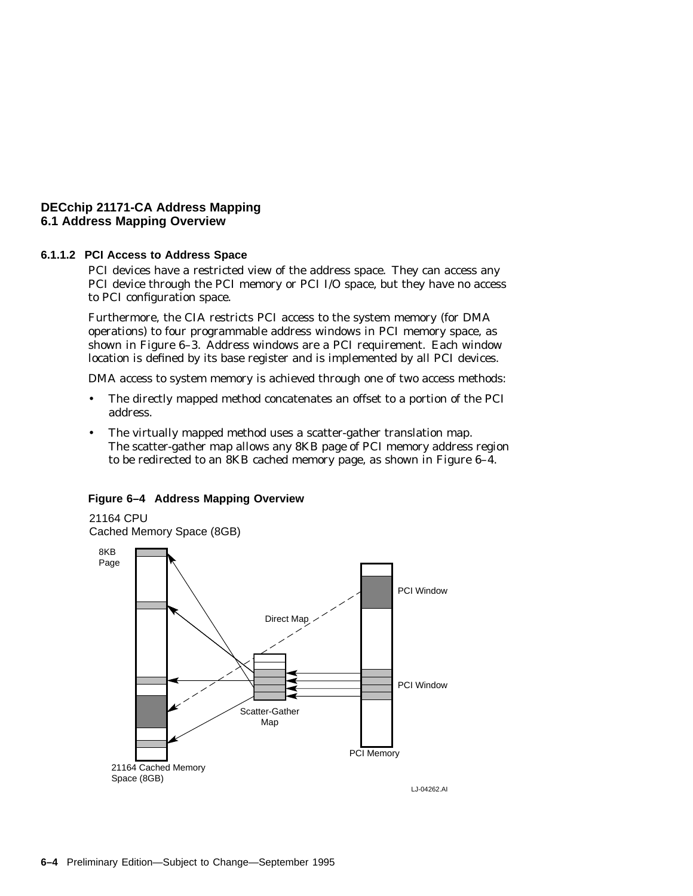### 6.1.1.2 PCI Access to Address Space

PCI devices have a restricted view of the address space. They can access any PCI device through the PCI memory or PCI I/O space, but they have no access to PCI configuration space.

Furthermore, the CIA restricts PCI access to the system memory (for DMA operations) to four programmable address windows in PCI memory space, as shown in Figure 6–3. Address windows are a PCI requirement. Each window location is defined by its base register and is implemented by all PCI devices.

DMA access to system memory is achieved through one of two access methods:

- The directly mapped method concatenates an offset to a portion of the PCI address.
- The virtually mapped method uses a scatter-gather translation map. The scatter-gather map allows any 8KB page of PCI memory address region to be redirected to an 8KB cached memory page, as shown in Figure 6–4.

**Figure 6–4 Address Mapping Overview**

21164 CPU
Cached Memory Space (8GB)

8KB Page

PCI Window

Direct Map

PCI Window

Scatter-Gather Map

PCI Memory

21164 Cached Memory Space (8GB)

LJ-04262.AI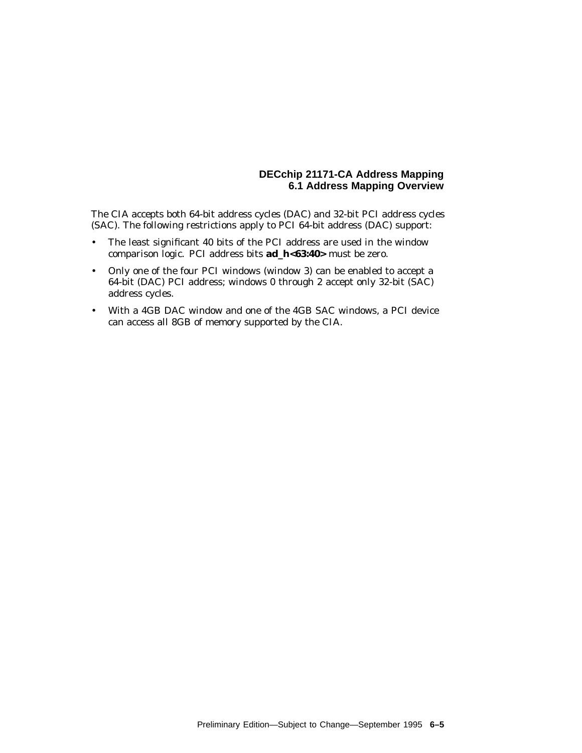The CIA accepts both 64-bit address cycles (DAC) and 32-bit PCI address cycles (SAC). The following restrictions apply to PCI 64-bit address (DAC) support:

- The least significant 40 bits of the PCI address are used in the window comparison logic. PCI address bits **ad_h<63:40>** must be zero.
- Only one of the four PCI windows (window 3) can be enabled to accept a 64-bit (DAC) PCI address; windows 0 through 2 accept only 32-bit (SAC) address cycles.
- With a 4GB DAC window and one of the 4GB SAC windows, a PCI device can access all 8GB of memory supported by the CIA.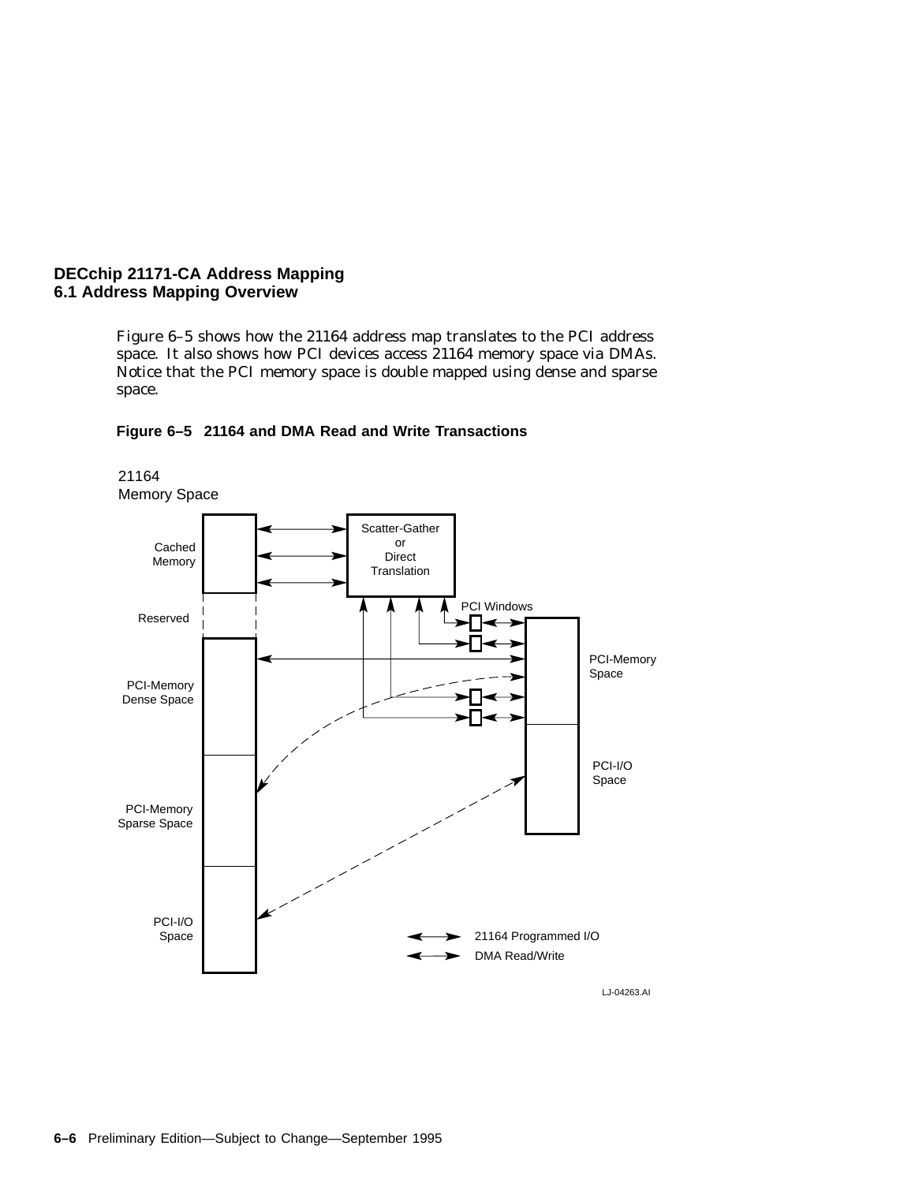Figure 6–5 shows how the 21164 address map translates to the PCI address space. It also shows how PCI devices access 21164 memory space via DMAs. Notice that the PCI memory space is double mapped using dense and sparse space.

**Figure 6–5 21164 and DMA Read and Write Transactions**

21164 Memory Space

Cached Memory

Reserved

PCI-Memory Dense Space

PCI-Memory Sparse Space

PCI-I/O Space

Scatter-Gather or Direct Translation

PCI Windows

PCI-Memory Space

PCI-I/O Space

21164 Programmed I/O

DMA Read/Write

LJ-04263.AI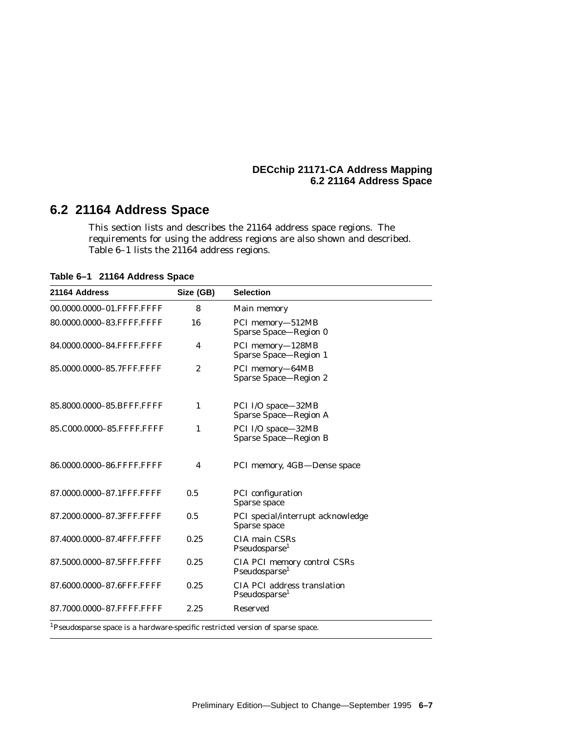## 6.2 21164 Address Space

This section lists and describes the 21164 address space regions. The requirements for using the address regions are also shown and described. Table 6–1 lists the 21164 address regions.

**Table 6–1 21164 Address Space**

| 21164 Address | Size (GB) | Selection |
|---|---|---|
| 00.0000.0000–01.FFFF.FFFF | 8 | Main memory |
| 80.0000.0000–83.FFFF.FFFF | 16 | PCI memory—512MB Sparse Space—Region 0 |
| 84.0000.0000–84.FFFF.FFFF | 4 | PCI memory—128MB Sparse Space—Region 1 |
| 85.0000.0000–85.7FFF.FFFF | 2 | PCI memory—64MB Sparse Space—Region 2 |
| 85.8000.0000–85.BFFF.FFFF | 1 | PCI I/O space—32MB Sparse Space—Region A |
| 85.C000.0000–85.FFFF.FFFF | 1 | PCI I/O space—32MB Sparse Space—Region B |
| 86.0000.0000–86.FFFF.FFFF | 4 | PCI memory, 4GB—Dense space |
| 87.0000.0000–87.1FFF.FFFF | 0.5 | PCI configuration Sparse space |
| 87.2000.0000–87.3FFF.FFFF | 0.5 | PCI special/interrupt acknowledge Sparse space |
| 87.4000.0000–87.4FFF.FFFF | 0.25 | CIA main CSRs Pseudosparse[1] |
| 87.5000.0000–87.5FFF.FFFF | 0.25 | CIA PCI memory control CSRs Pseudosparse[1] |
| 87.6000.0000–87.6FFF.FFFF | 0.25 | CIA PCI address translation Pseudosparse[1] |
| 87.7000.0000–87.FFFF.FFFF | 2.25 | Reserved |

[1]Pseudosparse space is a hardware-specific restricted version of sparse space.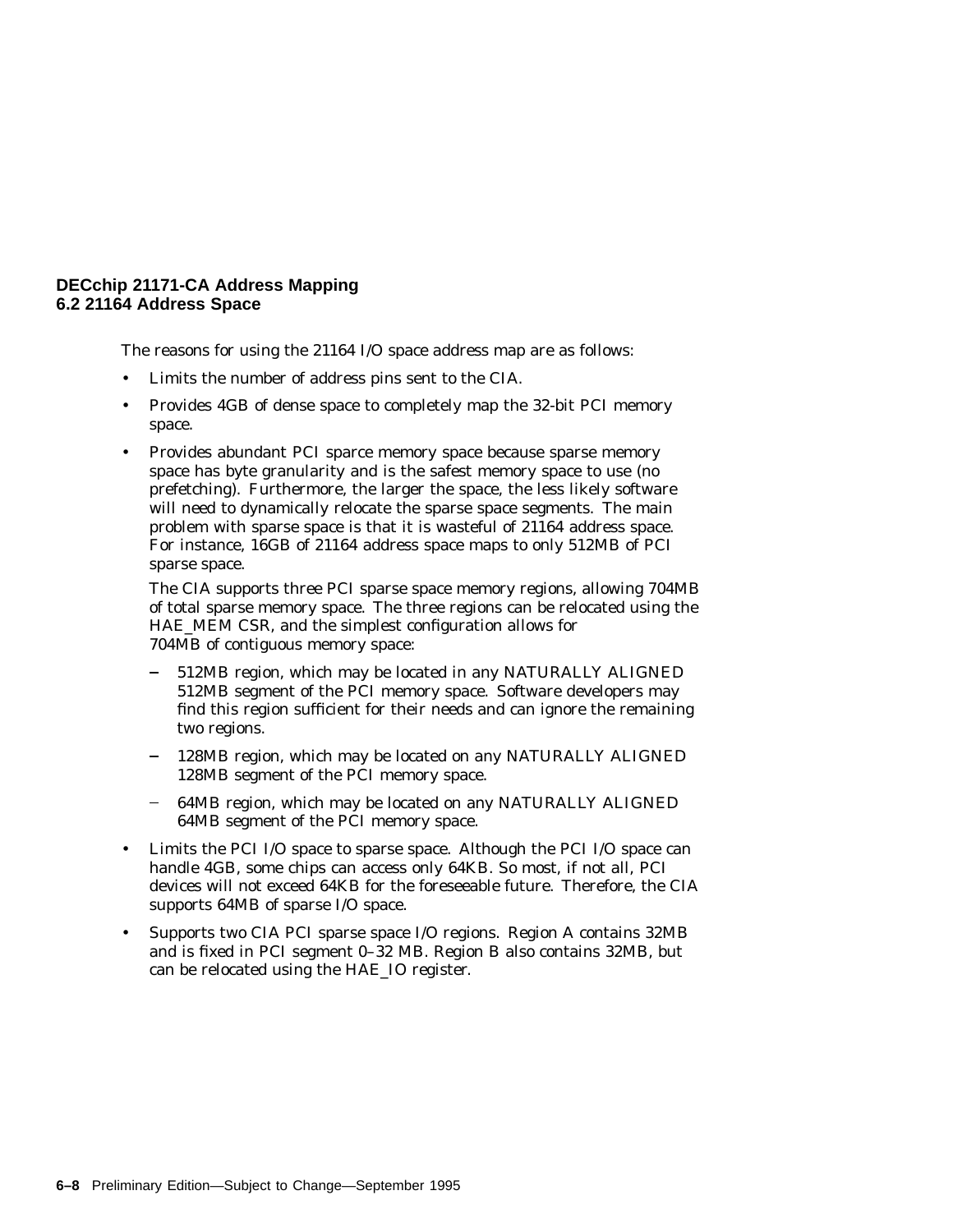The reasons for using the 21164 I/O space address map are as follows:

- Limits the number of address pins sent to the CIA.
- Provides 4GB of dense space to completely map the 32-bit PCI memory space.
- Provides abundant PCI sparce memory space because sparse memory space has byte granularity and is the safest memory space to use (no prefetching). Furthermore, the larger the space, the less likely software will need to dynamically relocate the sparse space segments. The main problem with sparse space is that it is wasteful of 21164 address space. For instance, 16GB of 21164 address space maps to only 512MB of PCI sparse space.

  The CIA supports three PCI sparse space memory regions, allowing 704MB of total sparse memory space. The three regions can be relocated using the HAE_MEM CSR, and the simplest configuration allows for 704MB of contiguous memory space:

  - 512MB region, which may be located in any NATURALLY ALIGNED 512MB segment of the PCI memory space. Software developers may find this region sufficient for their needs and can ignore the remaining two regions.
  - 128MB region, which may be located on any NATURALLY ALIGNED 128MB segment of the PCI memory space.
  - 64MB region, which may be located on any NATURALLY ALIGNED 64MB segment of the PCI memory space.
- Limits the PCI I/O space to sparse space. Although the PCI I/O space can handle 4GB, some chips can access only 64KB. So most, if not all, PCI devices will not exceed 64KB for the foreseeable future. Therefore, the CIA supports 64MB of sparse I/O space.
- Supports two CIA PCI sparse space I/O regions. Region A contains 32MB and is fixed in PCI segment 0–32 MB. Region B also contains 32MB, but can be relocated using the HAE_IO register.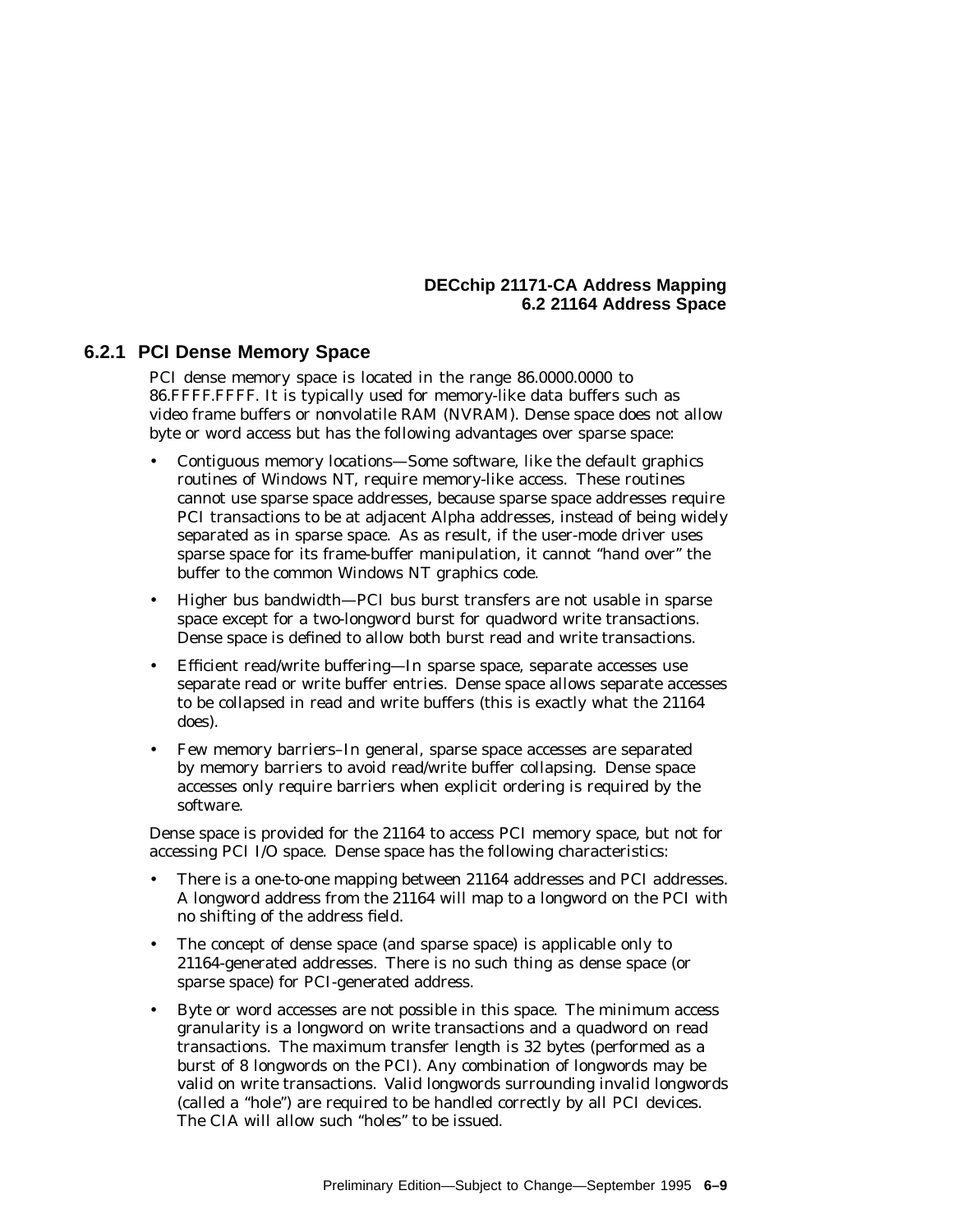### 6.2.1 PCI Dense Memory Space

PCI dense memory space is located in the range 86.0000.0000 to 86.FFFF.FFFF. It is typically used for memory-like data buffers such as video frame buffers or nonvolatile RAM (NVRAM). Dense space does not allow byte or word access but has the following advantages over sparse space:

- Contiguous memory locations—Some software, like the default graphics routines of Windows NT, require memory-like access. These routines cannot use sparse space addresses, because sparse space addresses require PCI transactions to be at adjacent Alpha addresses, instead of being widely separated as in sparse space. As as result, if the user-mode driver uses sparse space for its frame-buffer manipulation, it cannot "hand over" the buffer to the common Windows NT graphics code.
- Higher bus bandwidth—PCI bus burst transfers are not usable in sparse space except for a two-longword burst for quadword write transactions. Dense space is defined to allow both burst read and write transactions.
- Efficient read/write buffering—In sparse space, separate accesses use separate read or write buffer entries. Dense space allows separate accesses to be collapsed in read and write buffers (this is exactly what the 21164 does).
- Few memory barriers–In general, sparse space accesses are separated by memory barriers to avoid read/write buffer collapsing. Dense space accesses only require barriers when explicit ordering is required by the software.

Dense space is provided for the 21164 to access PCI memory space, but not for accessing PCI I/O space. Dense space has the following characteristics:

- There is a one-to-one mapping between 21164 addresses and PCI addresses. A longword address from the 21164 will map to a longword on the PCI with no shifting of the address field.
- The concept of dense space (and sparse space) is applicable only to 21164-generated addresses. There is no such thing as dense space (or sparse space) for PCI-generated address.
- Byte or word accesses are not possible in this space. The minimum access granularity is a longword on write transactions and a quadword on read transactions. The maximum transfer length is 32 bytes (performed as a burst of 8 longwords on the PCI). Any combination of longwords may be valid on write transactions. Valid longwords surrounding invalid longwords (called a "hole") are required to be handled correctly by all PCI devices. The CIA will allow such "holes" to be issued.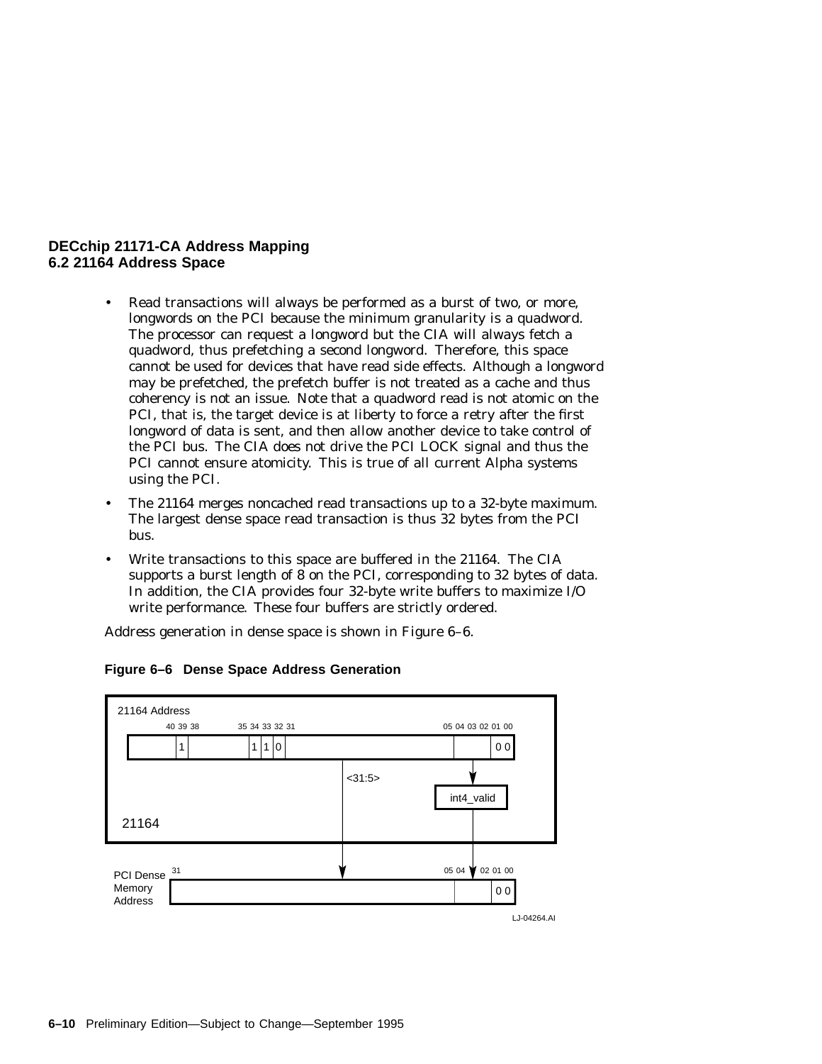- Read transactions will always be performed as a burst of two, or more, longwords on the PCI because the minimum granularity is a quadword. The processor can request a longword but the CIA will always fetch a quadword, thus prefetching a second longword. Therefore, this space cannot be used for devices that have read side effects. Although a longword may be prefetched, the prefetch buffer is not treated as a cache and thus coherency is not an issue. Note that a quadword read is not atomic on the PCI, that is, the target device is at liberty to force a retry after the first longword of data is sent, and then allow another device to take control of the PCI bus. The CIA does not drive the PCI LOCK signal and thus the PCI cannot ensure atomicity. This is true of all current Alpha systems using the PCI.
- The 21164 merges noncached read transactions up to a 32-byte maximum. The largest dense space read transaction is thus 32 bytes from the PCI bus.
- Write transactions to this space are buffered in the 21164. The CIA supports a burst length of 8 on the PCI, corresponding to 32 bytes of data. In addition, the CIA provides four 32-byte write buffers to maximize I/O write performance. These four buffers are strictly ordered.

Address generation in dense space is shown in Figure 6–6.

**Figure 6–6 Dense Space Address Generation**

```
21164 Address
       40 39 38       35 34 33 32 31                       05 04 03 02 01 00
  +----+--+-------+--+--+--+----------------------------+-----+------+
  |    |1 |       |1 |1 |0 |                            |     |  0 0 |
  +----+--+-------+--+--+--+----------------------------+-----+------+
                                     |  <31:5>              |
                                     |                      v
                                     |                +-----------+
                                     |                | int4_valid|
                                     |                +-----------+
  21164                              |                      |
=====================================|======================|========
                                     v                      v
PCI Dense  31                                          05 04   02 01 00
Memory    +---------------------------------------------+-----+------+
Address   |                                             |     |  0 0 |
          +---------------------------------------------+-----+------+
                                                                LJ-04264.AI
```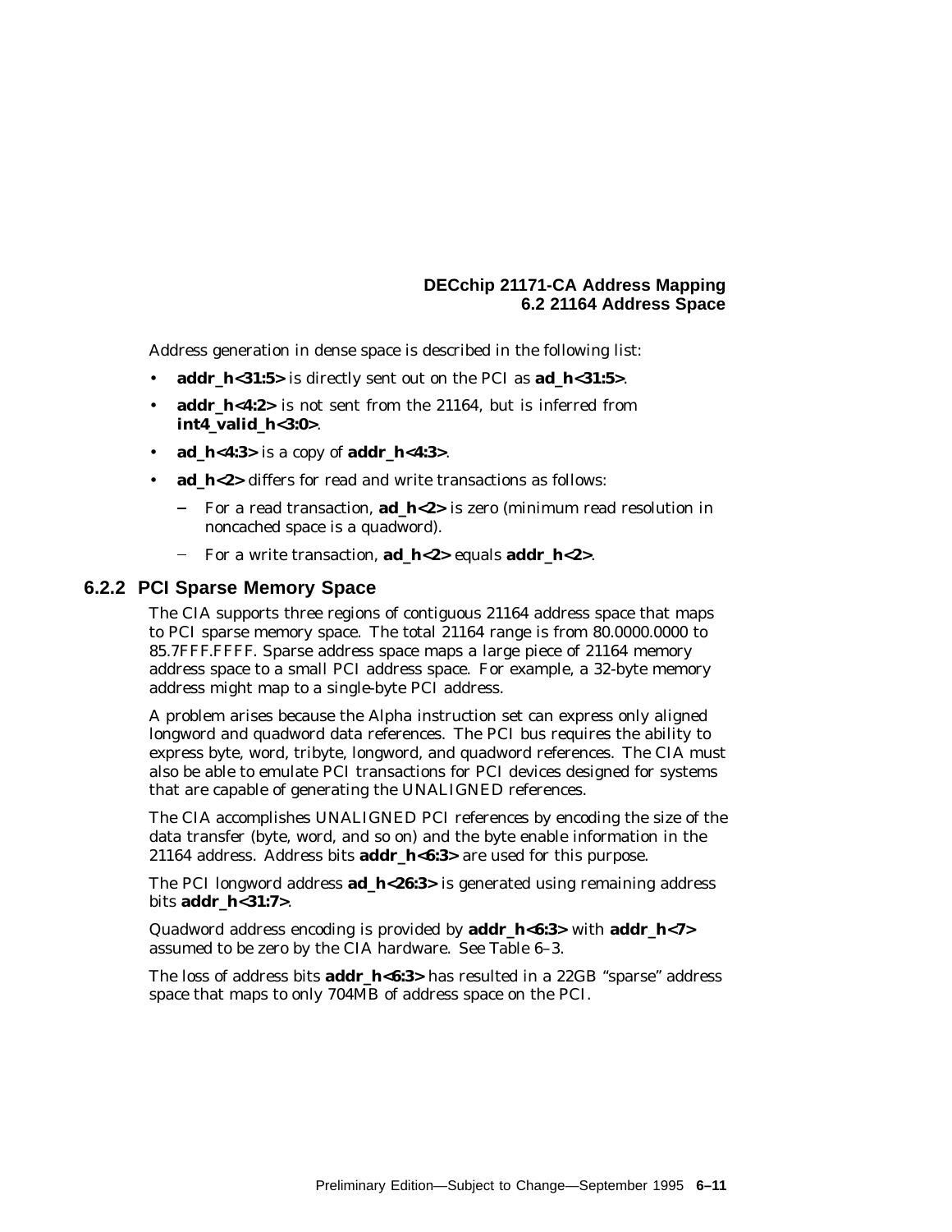Address generation in dense space is described in the following list:

- **addr_h<31:5>** is directly sent out on the PCI as **ad_h<31:5>**.
- **addr_h<4:2>** is not sent from the 21164, but is inferred from **int4_valid_h<3:0>**.
- **ad_h<4:3>** is a copy of **addr_h<4:3>**.
- **ad_h<2>** differs for read and write transactions as follows:
  - For a read transaction, **ad_h<2>** is zero (minimum read resolution in noncached space is a quadword).
  - For a write transaction, **ad_h<2>** equals **addr_h<2>**.

### 6.2.2 PCI Sparse Memory Space

The CIA supports three regions of contiguous 21164 address space that maps to PCI sparse memory space. The total 21164 range is from 80.0000.0000 to 85.7FFF.FFFF. Sparse address space maps a large piece of 21164 memory address space to a small PCI address space. For example, a 32-byte memory address might map to a single-byte PCI address.

A problem arises because the Alpha instruction set can express only aligned longword and quadword data references. The PCI bus requires the ability to express byte, word, tribyte, longword, and quadword references. The CIA must also be able to emulate PCI transactions for PCI devices designed for systems that are capable of generating the UNALIGNED references.

The CIA accomplishes UNALIGNED PCI references by encoding the size of the data transfer (byte, word, and so on) and the byte enable information in the 21164 address. Address bits **addr_h<6:3>** are used for this purpose.

The PCI longword address **ad_h<26:3>** is generated using remaining address bits **addr_h<31:7>**.

Quadword address encoding is provided by **addr_h<6:3>** with **addr_h<7>** assumed to be zero by the CIA hardware. See Table 6–3.

The loss of address bits **addr_h<6:3>** has resulted in a 22GB "sparse" address space that maps to only 704MB of address space on the PCI.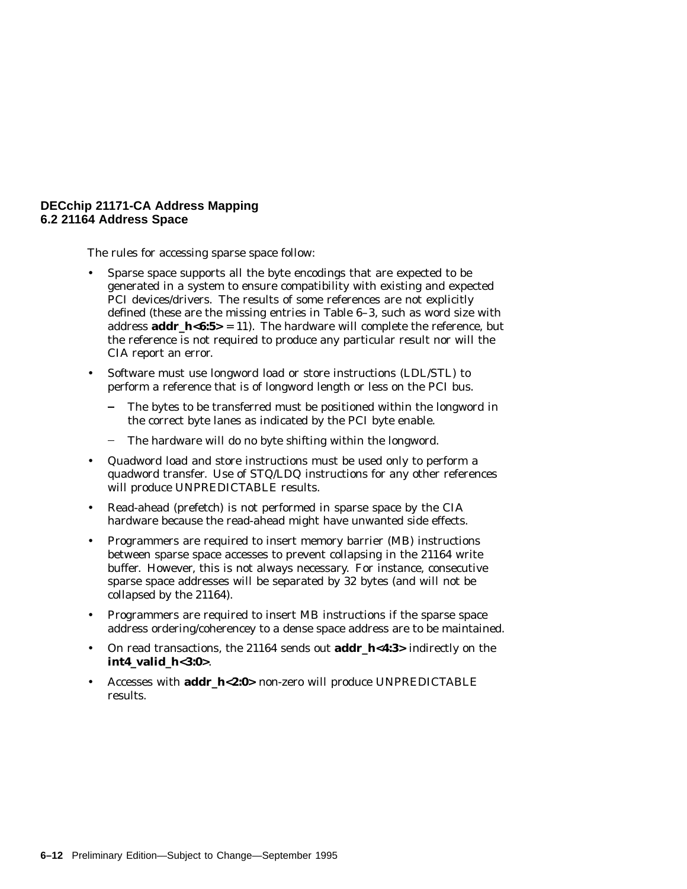The rules for accessing sparse space follow:

- Sparse space supports all the byte encodings that are expected to be generated in a system to ensure compatibility with existing and expected PCI devices/drivers. The results of some references are not explicitly defined (these are the missing entries in Table 6–3, such as word size with address **addr_h<6:5>** = 11). The hardware will complete the reference, but the reference is not required to produce any particular result nor will the CIA report an error.
- Software must use longword load or store instructions (LDL/STL) to perform a reference that is of longword length or less on the PCI bus.
  - The bytes to be transferred must be positioned within the longword in the correct byte lanes as indicated by the PCI byte enable.
  - The hardware will do no byte shifting within the longword.
- Quadword load and store instructions must be used only to perform a quadword transfer. Use of STQ/LDQ instructions for any other references will produce UNPREDICTABLE results.
- Read-ahead (prefetch) is not performed in sparse space by the CIA hardware because the read-ahead might have unwanted side effects.
- Programmers are required to insert memory barrier (MB) instructions between sparse space accesses to prevent collapsing in the 21164 write buffer. However, this is not always necessary. For instance, consecutive sparse space addresses will be separated by 32 bytes (and will not be collapsed by the 21164).
- Programmers are required to insert MB instructions if the sparse space address ordering/coherencey to a dense space address are to be maintained.
- On read transactions, the 21164 sends out **addr_h<4:3>** indirectly on the **int4_valid_h<3:0>**.
- Accesses with **addr_h<2:0>** non-zero will produce UNPREDICTABLE results.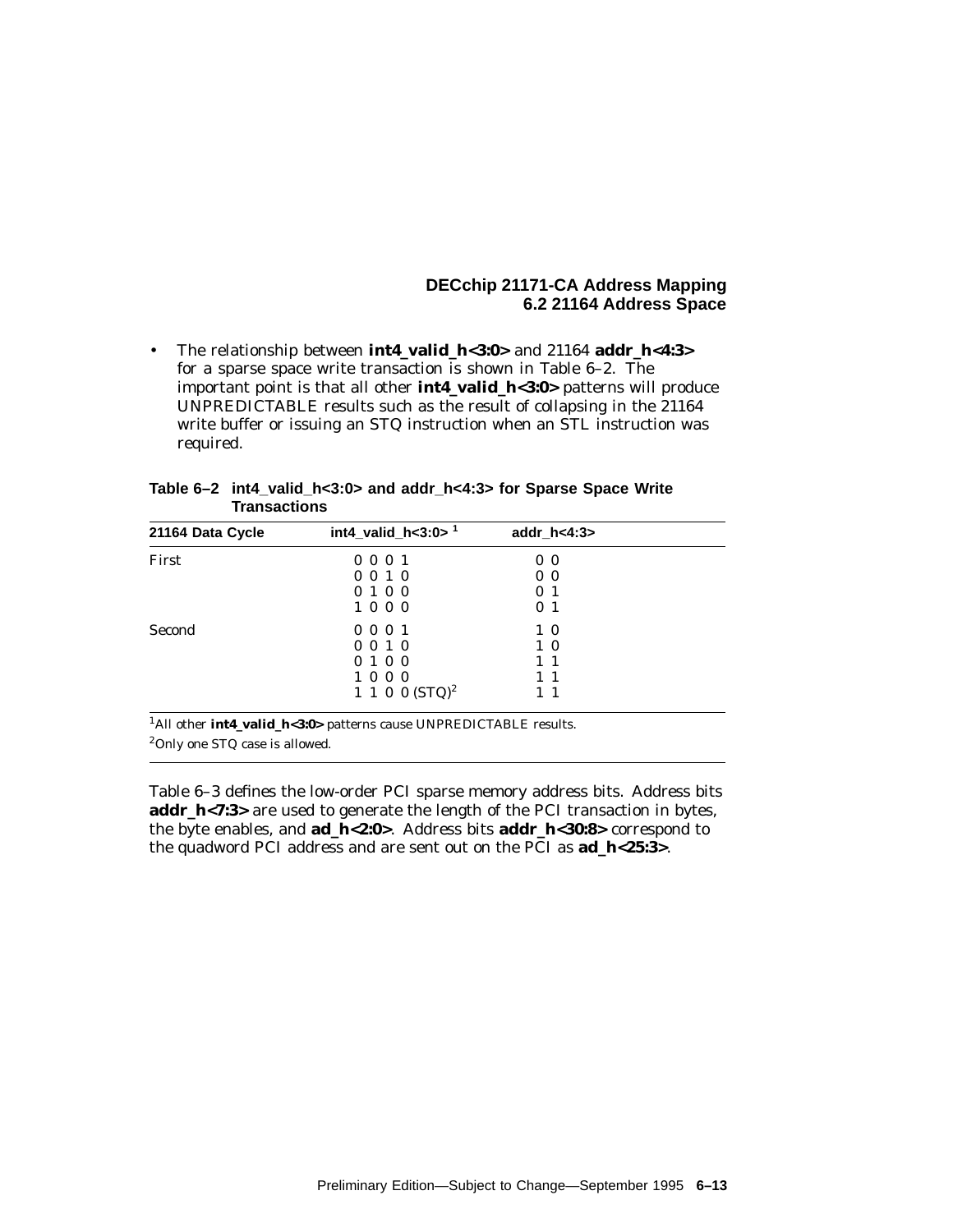- The relationship between **int4_valid_h<3:0>** and 21164 **addr_h<4:3>** for a sparse space write transaction is shown in Table 6–2. The important point is that all other **int4_valid_h<3:0>** patterns will produce UNPREDICTABLE results such as the result of collapsing in the 21164 write buffer or issuing an STQ instruction when an STL instruction was required.

**Table 6–2 int4_valid_h<3:0> and addr_h<4:3> for Sparse Space Write Transactions**

| 21164 Data Cycle | int4_valid_h<3:0> [1] | addr_h<4:3> |
|---|---|---|
| First | 0 0 0 1 | 0 0 |
| | 0 0 1 0 | 0 0 |
| | 0 1 0 0 | 0 1 |
| | 1 0 0 0 | 0 1 |
| Second | 0 0 0 1 | 1 0 |
| | 0 0 1 0 | 1 0 |
| | 0 1 0 0 | 1 1 |
| | 1 0 0 0 | 1 1 |
| | 1 1 0 0 (STQ)[2] | 1 1 |

[1]All other **int4_valid_h<3:0>** patterns cause UNPREDICTABLE results.

[2]Only one STQ case is allowed.

Table 6–3 defines the low-order PCI sparse memory address bits. Address bits **addr_h<7:3>** are used to generate the length of the PCI transaction in bytes, the byte enables, and **ad_h<2:0>**. Address bits **addr_h<30:8>** correspond to the quadword PCI address and are sent out on the PCI as **ad_h<25:3>**.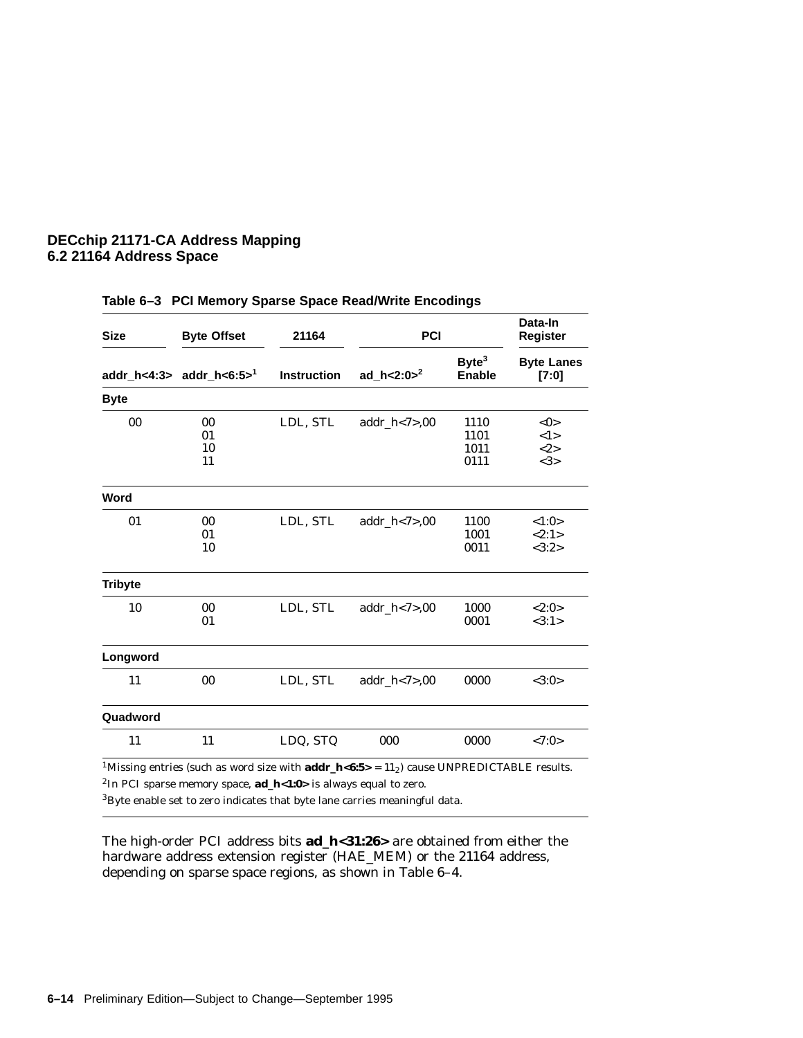**Table 6–3 PCI Memory Sparse Space Read/Write Encodings**

| Size | Byte Offset | 21164 | PCI | | Data-In Register |
|---|---|---|---|---|---|
| addr_h<4:3> | addr_h<6:5>[1] | Instruction | ad_h<2:0>[2] | Byte[3] Enable | Byte Lanes [7:0] |
| **Byte** | | | | | |
| 00 | 00 | LDL, STL | addr_h<7>,00 | 1110 | <0> |
| | 01 | | | 1101 | <1> |
| | 10 | | | 1011 | <2> |
| | 11 | | | 0111 | <3> |
| **Word** | | | | | |
| 01 | 00 | LDL, STL | addr_h<7>,00 | 1100 | <1:0> |
| | 01 | | | 1001 | <2:1> |
| | 10 | | | 0011 | <3:2> |
| **Tribyte** | | | | | |
| 10 | 00 | LDL, STL | addr_h<7>,00 | 1000 | <2:0> |
| | 01 | | | 0001 | <3:1> |
| **Longword** | | | | | |
| 11 | 00 | LDL, STL | addr_h<7>,00 | 0000 | <3:0> |
| **Quadword** | | | | | |
| 11 | 11 | LDQ, STQ | 000 | 0000 | <7:0> |

[1]Missing entries (such as word size with **addr_h<6:5>** = $11_2$) cause UNPREDICTABLE results.

[2]In PCI sparse memory space, **ad_h<1:0>** is always equal to zero.

[3]Byte enable set to zero indicates that byte lane carries meaningful data.

The high-order PCI address bits **ad_h<31:26>** are obtained from either the hardware address extension register (HAE_MEM) or the 21164 address, depending on sparse space regions, as shown in Table 6–4.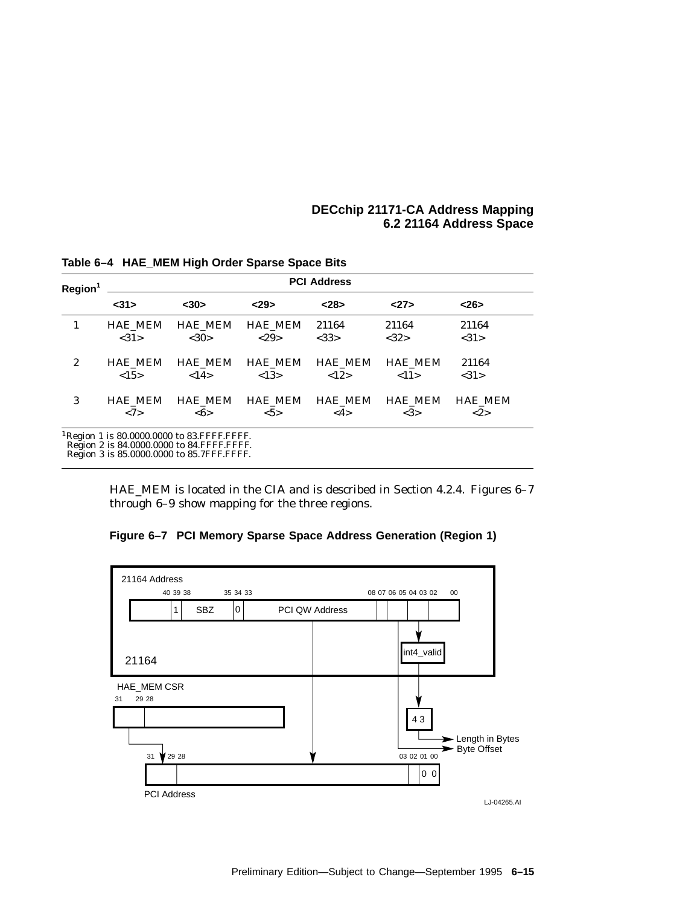**Table 6–4 HAE_MEM High Order Sparse Space Bits**

| Region[1] | PCI Address | | | | | |
|---|---|---|---|---|---|---|
| | <31> | <30> | <29> | <28> | <27> | <26> |
| 1 | HAE_MEM <31> | HAE_MEM <30> | HAE_MEM <29> | 21164 <33> | 21164 <32> | 21164 <31> |
| 2 | HAE_MEM <15> | HAE_MEM <14> | HAE_MEM <13> | HAE_MEM <12> | HAE_MEM <11> | 21164 <31> |
| 3 | HAE_MEM <7> | HAE_MEM <6> | HAE_MEM <5> | HAE_MEM <4> | HAE_MEM <3> | HAE_MEM <2> |

[1]Region 1 is 80.0000.0000 to 83.FFFF.FFFF.
Region 2 is 84.0000.0000 to 84.FFFF.FFFF.
Region 3 is 85.0000.0000 to 85.7FFF.FFFF.

HAE_MEM is located in the CIA and is described in Section 4.2.4. Figures 6–7 through 6–9 show mapping for the three regions.

**Figure 6–7 PCI Memory Sparse Space Address Generation (Region 1)**

LJ-04265.AI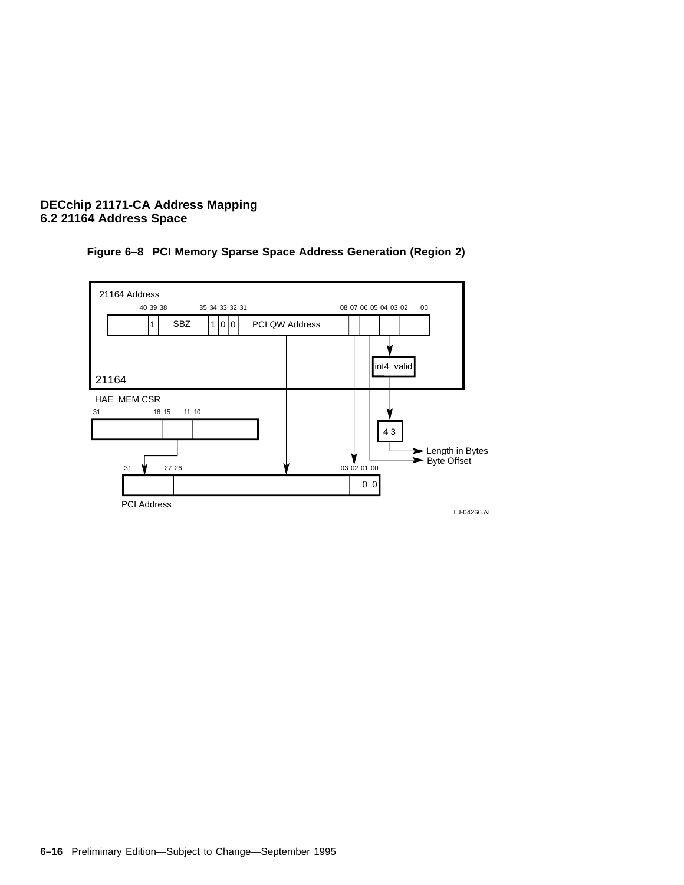**Figure 6–8 PCI Memory Sparse Space Address Generation (Region 2)**

21164 Address

40 39 38 35 34 33 32 31 08 07 06 05 04 03 02 00

1 SBZ 1 0 0 PCI QW Address

int4_valid

21164

HAE_MEM CSR

31 16 15 11 10

4 3

Length in Bytes

Byte Offset

31 27 26 03 02 01 00

0 0

PCI Address

LJ-04266.AI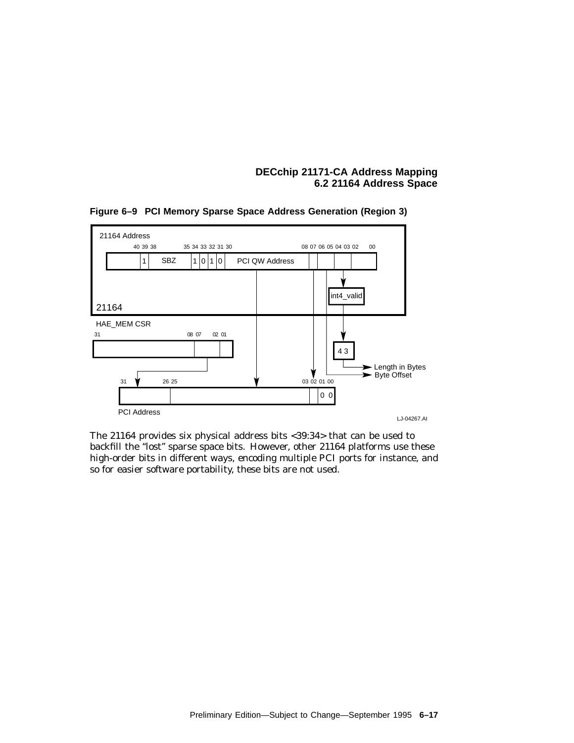**Figure 6–9 PCI Memory Sparse Space Address Generation (Region 3)**

21164 Address

| 40 | 39 | 38 … | 35 | 34 | 33 | 32 | 31 | 30 … 08 | 07 | 06 05 | 04 03 | 02 … 00 |
|---|---|---|---|---|---|---|---|---|---|---|---|---|
| | 1 | SBZ | | 1 | 0 | 1 | 0 | PCI QW Address | | | | |

int4_valid → 4 3 → Length in Bytes; Byte Offset

HAE_MEM CSR: 31 … 08 07 … 02 01

PCI Address: 31 … 26 25 … 03 02 01 00 (bits 01:00 = 0 0)

LJ-04267.AI

The 21164 provides six physical address bits <39:34> that can be used to backfill the “lost” sparse space bits. However, other 21164 platforms use these high-order bits in different ways, encoding multiple PCI ports for instance, and so for easier software portability, these bits are not used.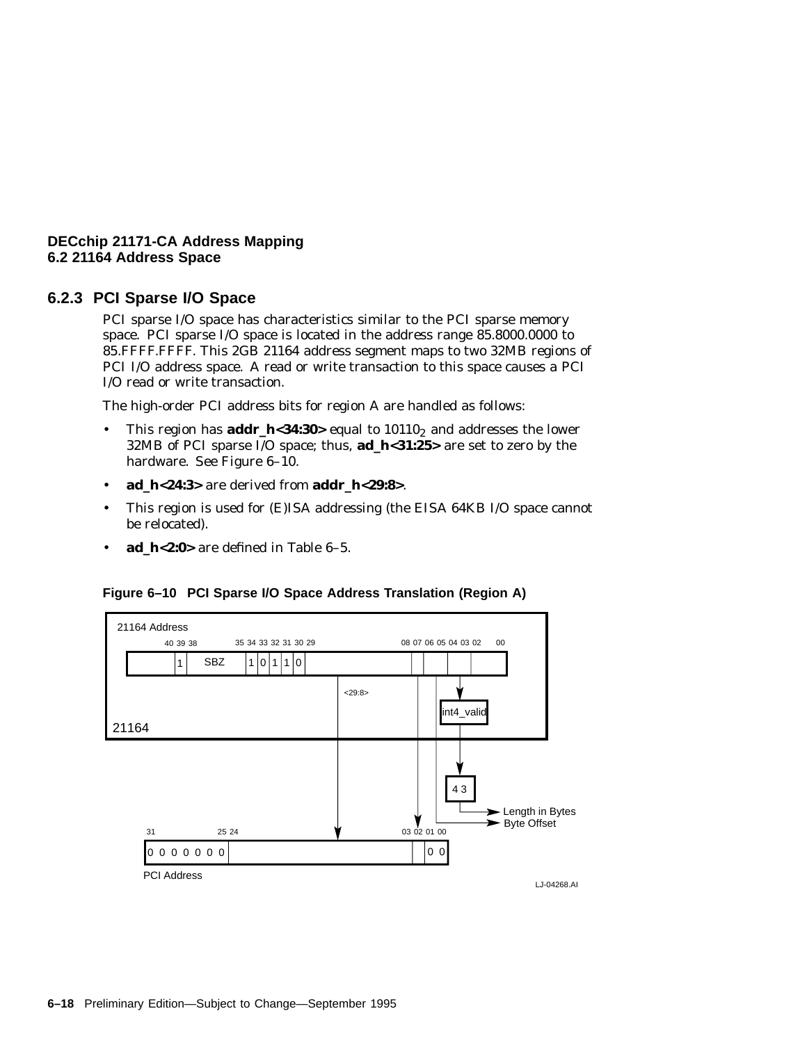### 6.2.3 PCI Sparse I/O Space

PCI sparse I/O space has characteristics similar to the PCI sparse memory space. PCI sparse I/O space is located in the address range 85.8000.0000 to 85.FFFF.FFFF. This 2GB 21164 address segment maps to two 32MB regions of PCI I/O address space. A read or write transaction to this space causes a PCI I/O read or write transaction.

The high-order PCI address bits for region A are handled as follows:

- This region has **addr_h<34:30>** equal to $10110_2$ and addresses the lower 32MB of PCI sparse I/O space; thus, **ad_h<31:25>** are set to zero by the hardware. See Figure 6–10.
- **ad_h<24:3>** are derived from **addr_h<29:8>**.
- This region is used for (E)ISA addressing (the EISA 64KB I/O space cannot be relocated).
- **ad_h<2:0>** are defined in Table 6–5.

**Figure 6–10 PCI Sparse I/O Space Address Translation (Region A)**

21164 Address

40 39 38 35 34 33 32 31 30 29 08 07 06 05 04 03 02 00

1 SBZ 1 0 1 1 0

<29:8>

int4_valid

21164

4 3

Length in Bytes

Byte Offset

31 25 24 03 02 01 00

0 0 0 0 0 0 0 0 0

PCI Address

LJ-04268.AI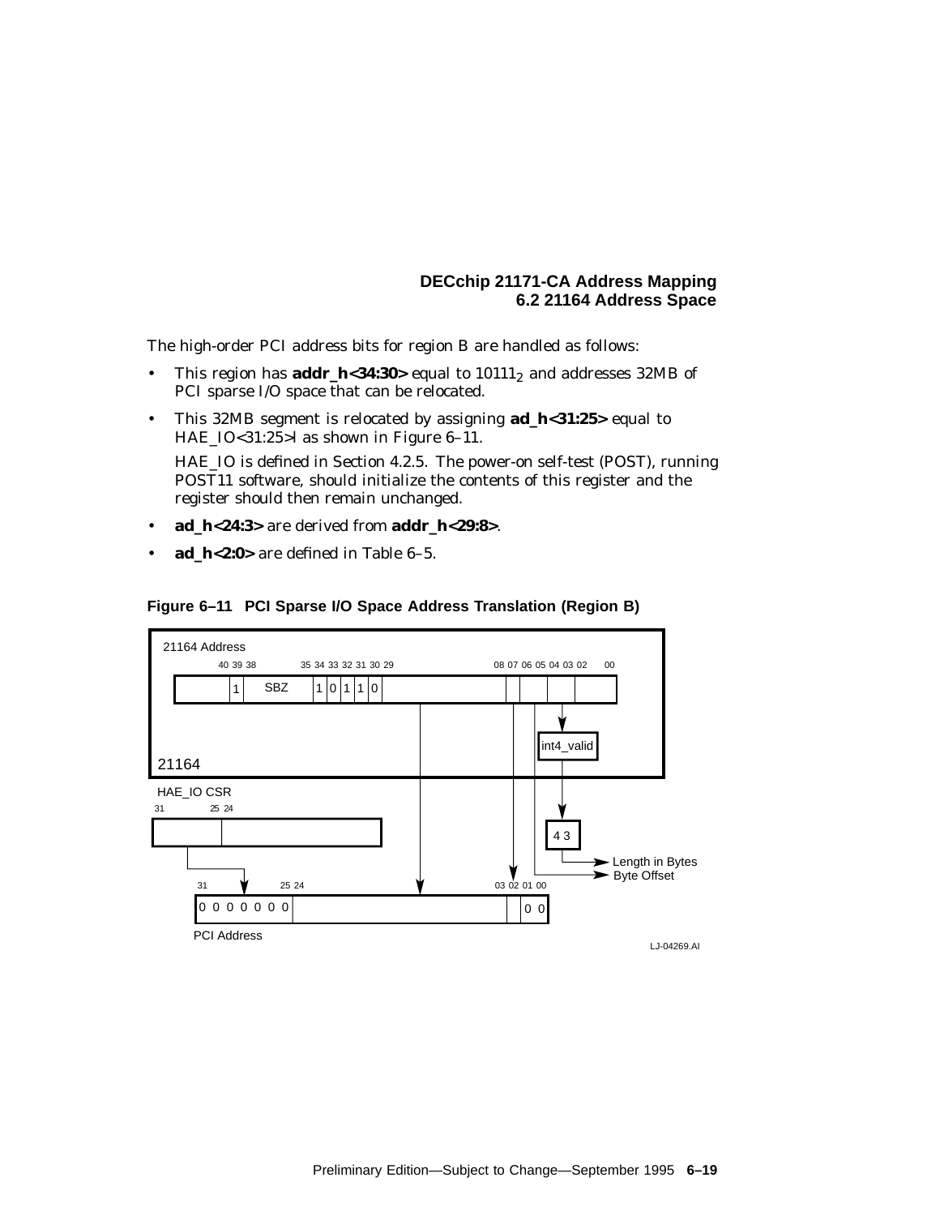The high-order PCI address bits for region B are handled as follows:

- This region has **addr_h<34:30>** equal to $10111_2$ and addresses 32MB of PCI sparse I/O space that can be relocated.
- This 32MB segment is relocated by assigning **ad_h<31:25>** equal to HAE_IO<31:25>l as shown in Figure 6–11.

  HAE_IO is defined in Section 4.2.5. The power-on self-test (POST), running POST11 software, should initialize the contents of this register and the register should then remain unchanged.
- **ad_h<24:3>** are derived from **addr_h<29:8>**.
- **ad_h<2:0>** are defined in Table 6–5.

**Figure 6–11 PCI Sparse I/O Space Address Translation (Region B)**

LJ-04269.AI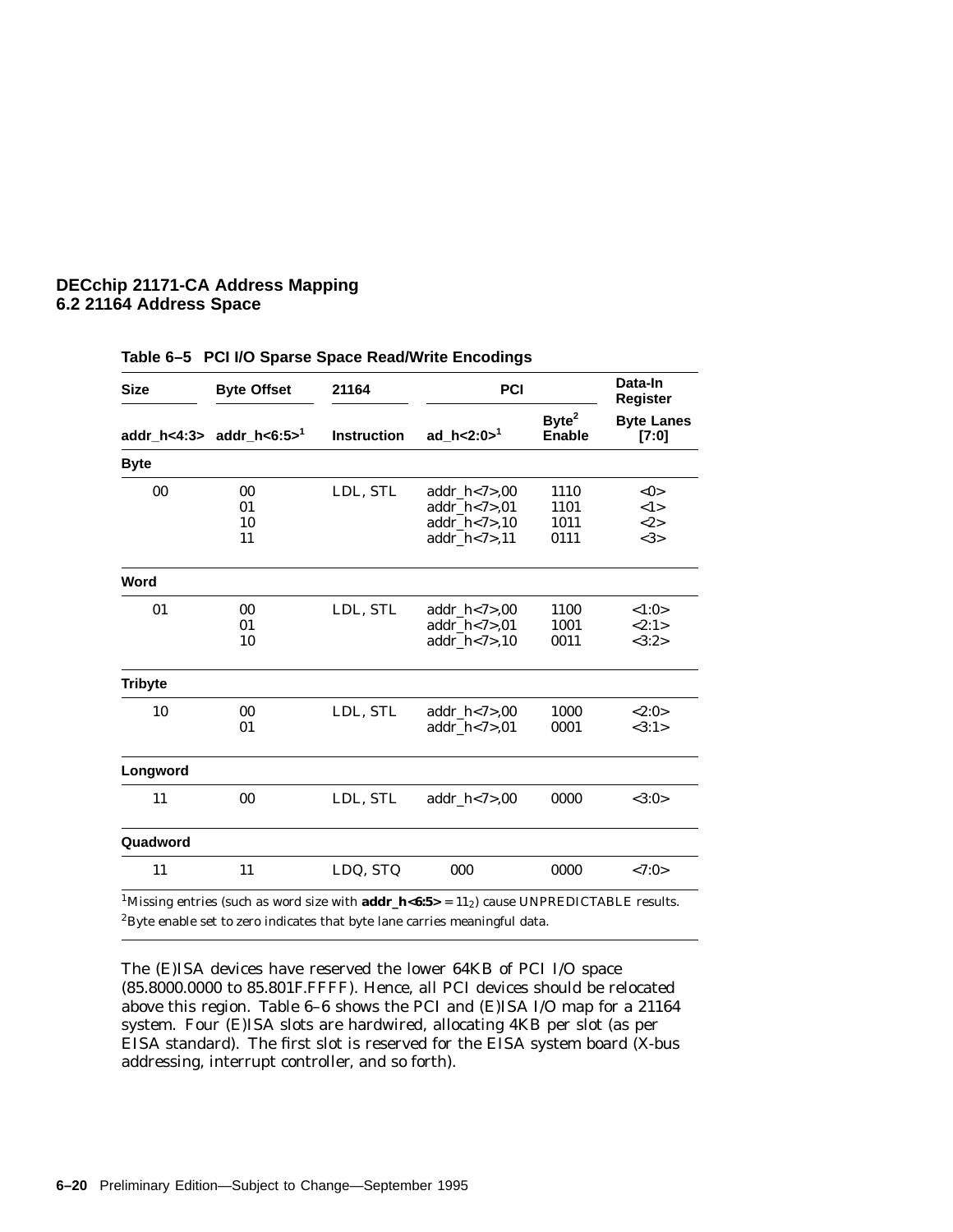**Table 6–5 PCI I/O Sparse Space Read/Write Encodings**

| Size | Byte Offset | 21164 | PCI | | Data-In Register |
|---|---|---|---|---|---|
| addr_h<4:3> | addr_h<6:5>[1] | Instruction | ad_h<2:0>[1] | Byte[2] Enable | Byte Lanes [7:0] |
| **Byte** | | | | | |
| 00 | 00 | LDL, STL | addr_h<7>,00 | 1110 | <0> |
| | 01 | | addr_h<7>,01 | 1101 | <1> |
| | 10 | | addr_h<7>,10 | 1011 | <2> |
| | 11 | | addr_h<7>,11 | 0111 | <3> |
| **Word** | | | | | |
| 01 | 00 | LDL, STL | addr_h<7>,00 | 1100 | <1:0> |
| | 01 | | addr_h<7>,01 | 1001 | <2:1> |
| | 10 | | addr_h<7>,10 | 0011 | <3:2> |
| **Tribyte** | | | | | |
| 10 | 00 | LDL, STL | addr_h<7>,00 | 1000 | <2:0> |
| | 01 | | addr_h<7>,01 | 0001 | <3:1> |
| **Longword** | | | | | |
| 11 | 00 | LDL, STL | addr_h<7>,00 | 0000 | <3:0> |
| **Quadword** | | | | | |
| 11 | 11 | LDQ, STQ | 000 | 0000 | <7:0> |

[1]Missing entries (such as word size with **addr_h<6:5>** = $11_2$) cause UNPREDICTABLE results.
[2]Byte enable set to zero indicates that byte lane carries meaningful data.

The (E)ISA devices have reserved the lower 64KB of PCI I/O space (85.8000.0000 to 85.801F.FFFF). Hence, all PCI devices should be relocated above this region. Table 6–6 shows the PCI and (E)ISA I/O map for a 21164 system. Four (E)ISA slots are hardwired, allocating 4KB per slot (as per EISA standard). The first slot is reserved for the EISA system board (X-bus addressing, interrupt controller, and so forth).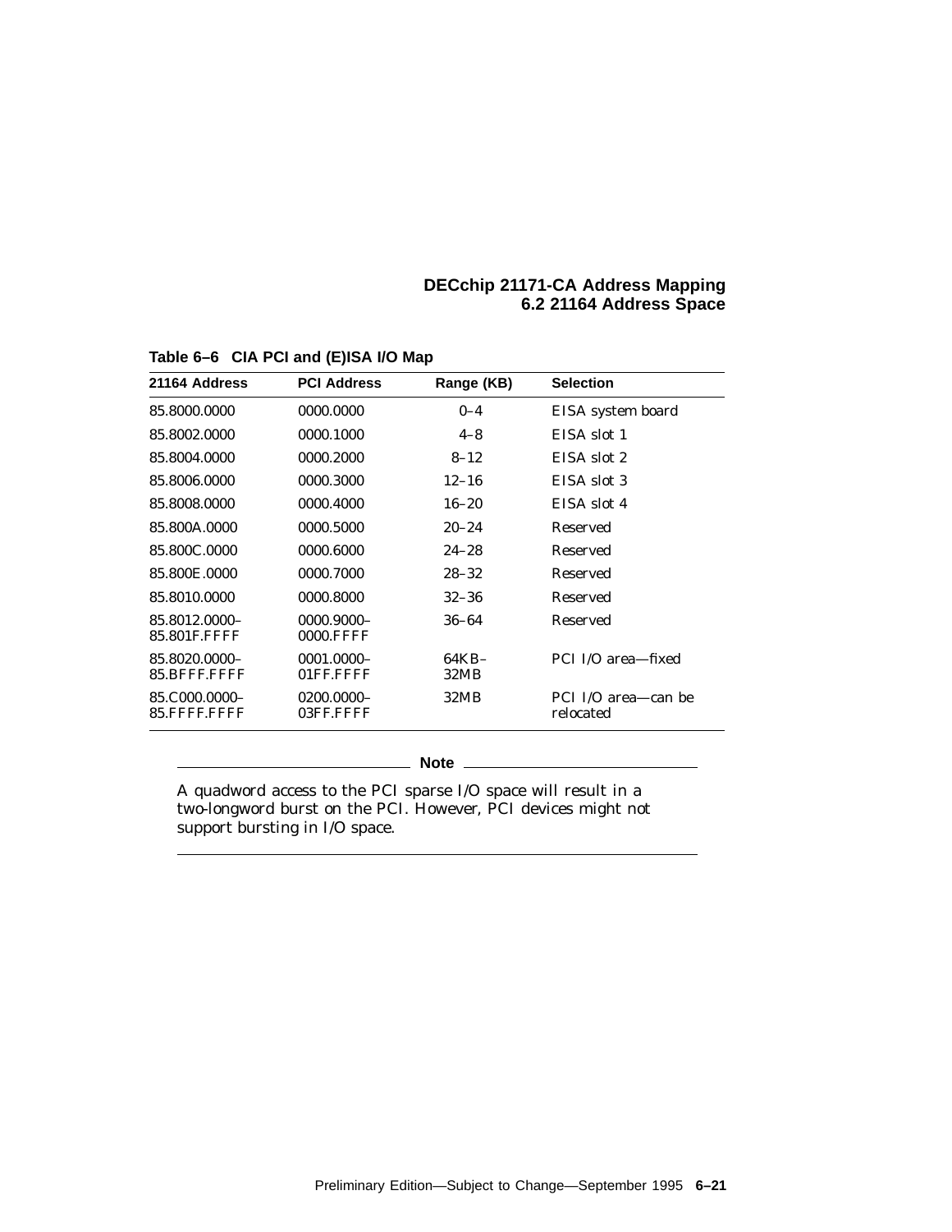**Table 6–6 CIA PCI and (E)ISA I/O Map**

| 21164 Address | PCI Address | Range (KB) | Selection |
|---|---|---|---|
| 85.8000.0000 | 0000.0000 | 0–4 | EISA system board |
| 85.8002.0000 | 0000.1000 | 4–8 | EISA slot 1 |
| 85.8004.0000 | 0000.2000 | 8–12 | EISA slot 2 |
| 85.8006.0000 | 0000.3000 | 12–16 | EISA slot 3 |
| 85.8008.0000 | 0000.4000 | 16–20 | EISA slot 4 |
| 85.800A.0000 | 0000.5000 | 20–24 | Reserved |
| 85.800C.0000 | 0000.6000 | 24–28 | Reserved |
| 85.800E.0000 | 0000.7000 | 28–32 | Reserved |
| 85.8010.0000 | 0000.8000 | 32–36 | Reserved |
| 85.8012.0000–85.801F.FFFF | 0000.9000–0000.FFFF | 36–64 | Reserved |
| 85.8020.0000–85.BFFF.FFFF | 0001.0000–01FF.FFFF | 64KB–32MB | PCI I/O area—fixed |
| 85.C000.0000–85.FFFF.FFFF | 0200.0000–03FF.FFFF | 32MB | PCI I/O area—can be relocated |

**Note**

A quadword access to the PCI sparse I/O space will result in a two-longword burst on the PCI. However, PCI devices might not support bursting in I/O space.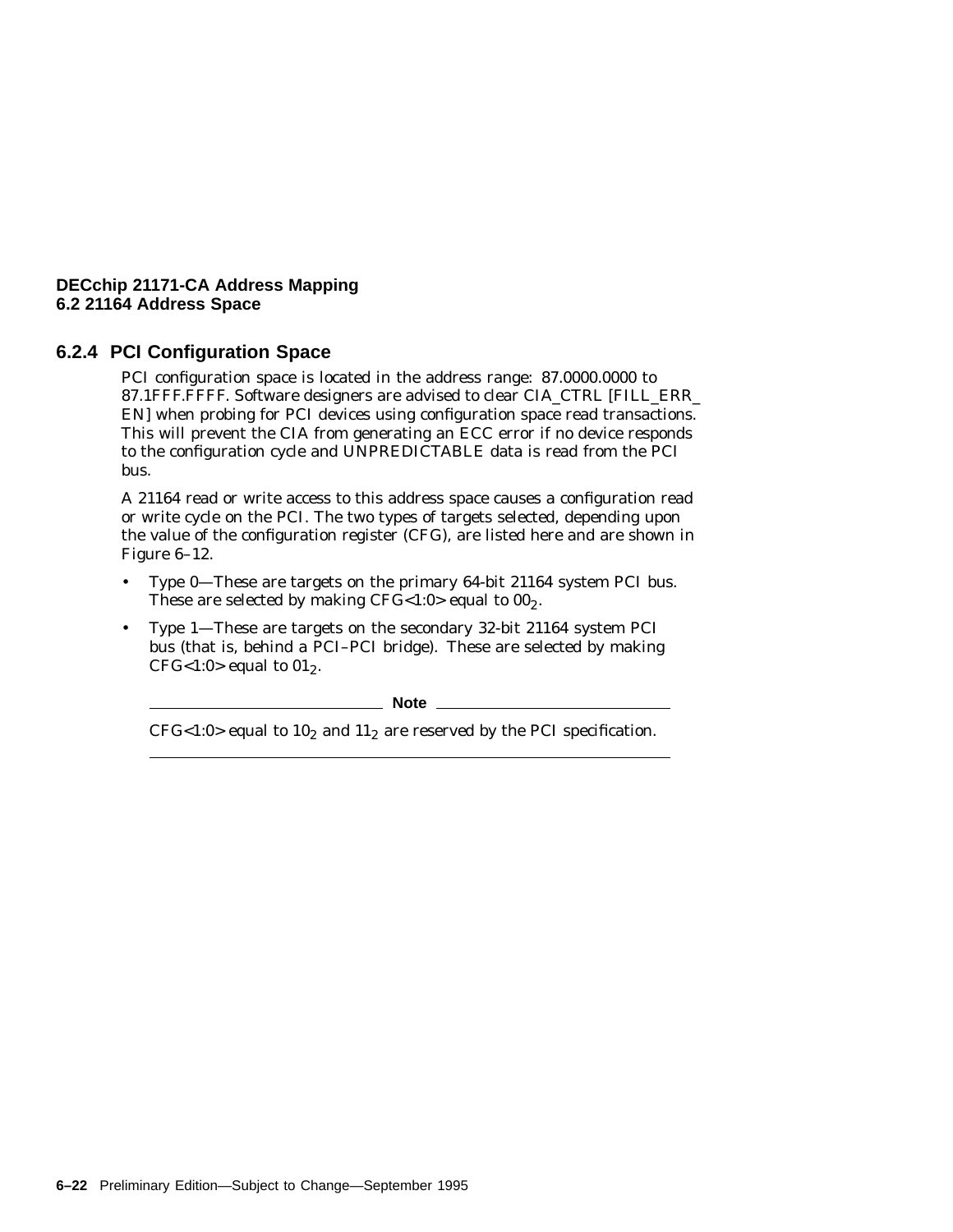### 6.2.4 PCI Configuration Space

PCI configuration space is located in the address range: 87.0000.0000 to 87.1FFF.FFFF. Software designers are advised to clear CIA_CTRL [FILL_ERR_EN] when probing for PCI devices using configuration space read transactions. This will prevent the CIA from generating an ECC error if no device responds to the configuration cycle and UNPREDICTABLE data is read from the PCI bus.

A 21164 read or write access to this address space causes a configuration read or write cycle on the PCI. The two types of targets selected, depending upon the value of the configuration register (CFG), are listed here and are shown in Figure 6–12.

- Type 0—These are targets on the primary 64-bit 21164 system PCI bus. These are selected by making CFG<1:0> equal to $00_2$.
- Type 1—These are targets on the secondary 32-bit 21164 system PCI bus (that is, behind a PCI–PCI bridge). These are selected by making CFG<1:0> equal to $01_2$.

---

**Note**

CFG<1:0> equal to $10_2$ and $11_2$ are reserved by the PCI specification.

---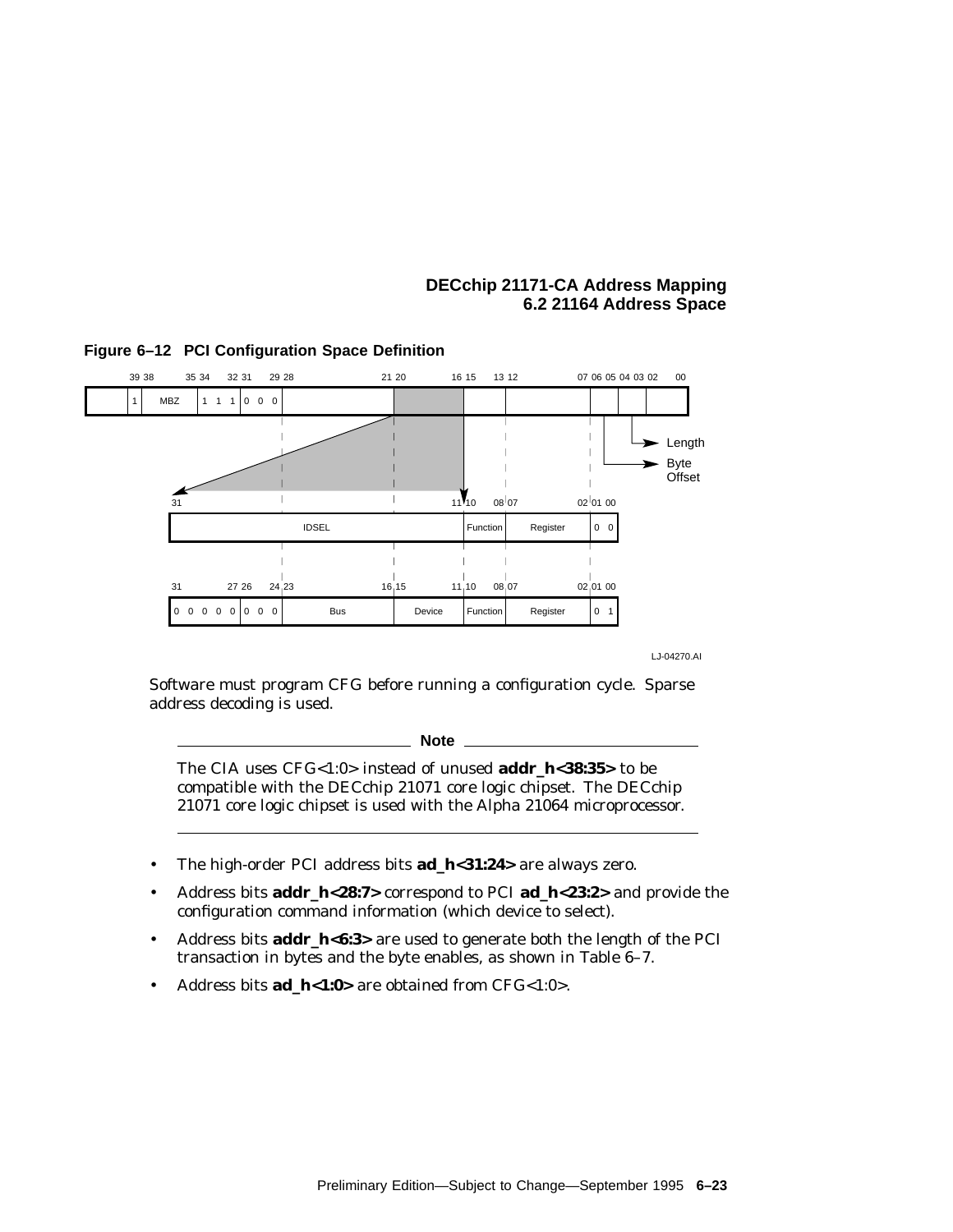**Figure 6–12 PCI Configuration Space Definition**

Software must program CFG before running a configuration cycle. Sparse address decoding is used.

---

**Note**

The CIA uses CFG<1:0> instead of unused **addr_h<38:35>** to be compatible with the DECchip 21071 core logic chipset. The DECchip 21071 core logic chipset is used with the Alpha 21064 microprocessor.

---

- The high-order PCI address bits **ad_h<31:24>** are always zero.
- Address bits **addr_h<28:7>** correspond to PCI **ad_h<23:2>** and provide the configuration command information (which device to select).
- Address bits **addr_h<6:3>** are used to generate both the length of the PCI transaction in bytes and the byte enables, as shown in Table 6–7.
- Address bits **ad_h<1:0>** are obtained from CFG<1:0>.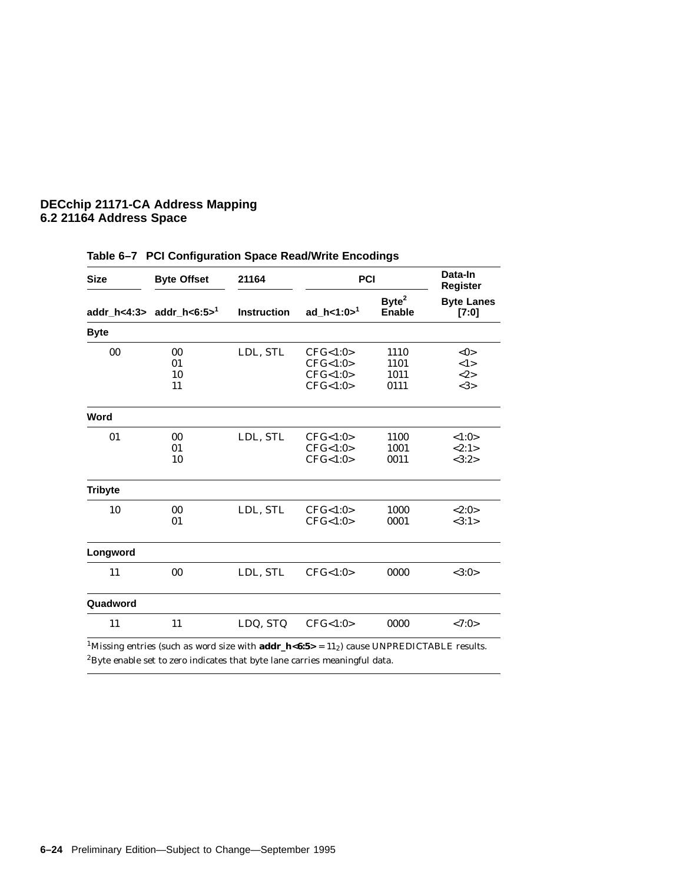**Table 6–7 PCI Configuration Space Read/Write Encodings**

| Size | Byte Offset | 21164 | PCI | | Data-In Register |
|---|---|---|---|---|---|
| addr_h<4:3> | addr_h<6:5>[1] | Instruction | ad_h<1:0>[1] | Byte[2] Enable | Byte Lanes [7:0] |
| **Byte** | | | | | |
| 00 | 00 | LDL, STL | CFG<1:0> | 1110 | <0> |
| | 01 | | CFG<1:0> | 1101 | <1> |
| | 10 | | CFG<1:0> | 1011 | <2> |
| | 11 | | CFG<1:0> | 0111 | <3> |
| **Word** | | | | | |
| 01 | 00 | LDL, STL | CFG<1:0> | 1100 | <1:0> |
| | 01 | | CFG<1:0> | 1001 | <2:1> |
| | 10 | | CFG<1:0> | 0011 | <3:2> |
| **Tribyte** | | | | | |
| 10 | 00 | LDL, STL | CFG<1:0> | 1000 | <2:0> |
| | 01 | | CFG<1:0> | 0001 | <3:1> |
| **Longword** | | | | | |
| 11 | 00 | LDL, STL | CFG<1:0> | 0000 | <3:0> |
| **Quadword** | | | | | |
| 11 | 11 | LDQ, STQ | CFG<1:0> | 0000 | <7:0> |

[1]Missing entries (such as word size with **addr_h<6:5>** = $11_2$) cause UNPREDICTABLE results.

[2]Byte enable set to zero indicates that byte lane carries meaningful data.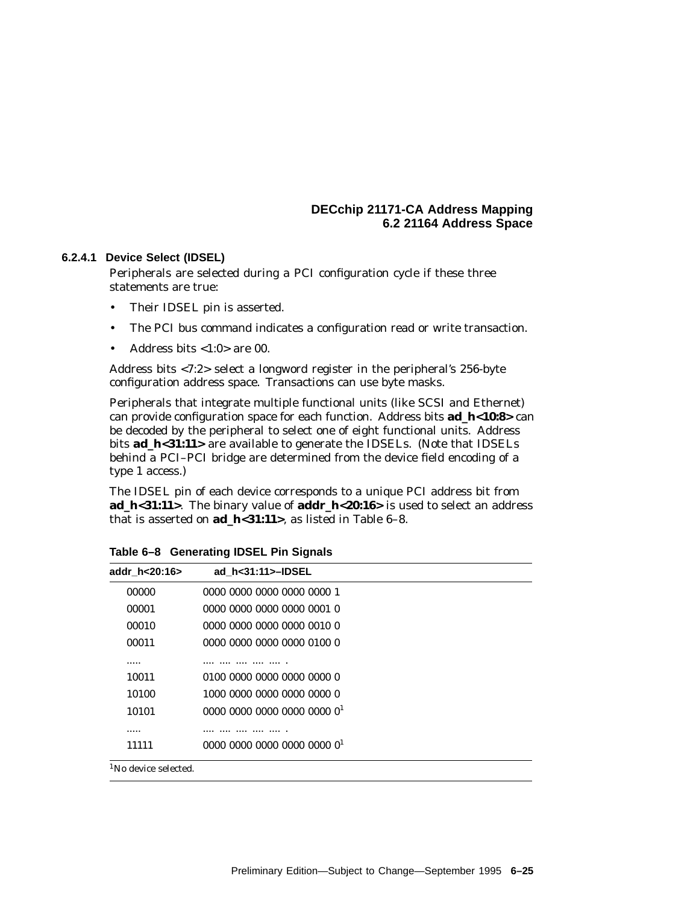#### 6.2.4.1 Device Select (IDSEL)

Peripherals are selected during a PCI configuration cycle if these three statements are true:

- Their IDSEL pin is asserted.
- The PCI bus command indicates a configuration read or write transaction.
- Address bits <1:0> are 00.

Address bits <7:2> select a longword register in the peripheral's 256-byte configuration address space. Transactions can use byte masks.

Peripherals that integrate multiple functional units (like SCSI and Ethernet) can provide configuration space for each function. Address bits **ad_h<10:8>** can be decoded by the peripheral to select one of eight functional units. Address bits **ad_h<31:11>** are available to generate the IDSELs. (Note that IDSELs behind a PCI–PCI bridge are determined from the device field encoding of a type 1 access.)

The IDSEL pin of each device corresponds to a unique PCI address bit from **ad_h<31:11>**. The binary value of **addr_h<20:16>** is used to select an address that is asserted on **ad_h<31:11>**, as listed in Table 6–8.

**Table 6–8 Generating IDSEL Pin Signals**

| addr_h<20:16> | ad_h<31:11>–IDSEL |
|---|---|
| 00000 | 0000 0000 0000 0000 0000 1 |
| 00001 | 0000 0000 0000 0000 0001 0 |
| 00010 | 0000 0000 0000 0000 0010 0 |
| 00011 | 0000 0000 0000 0000 0100 0 |
| ..... | .... .... .... .... .... . |
| 10011 | 0100 0000 0000 0000 0000 0 |
| 10100 | 1000 0000 0000 0000 0000 0 |
| 10101 | 0000 0000 0000 0000 0000 0[1] |
| ..... | .... .... .... .... .... . |
| 11111 | 0000 0000 0000 0000 0000 0[1] |

[1]No device selected.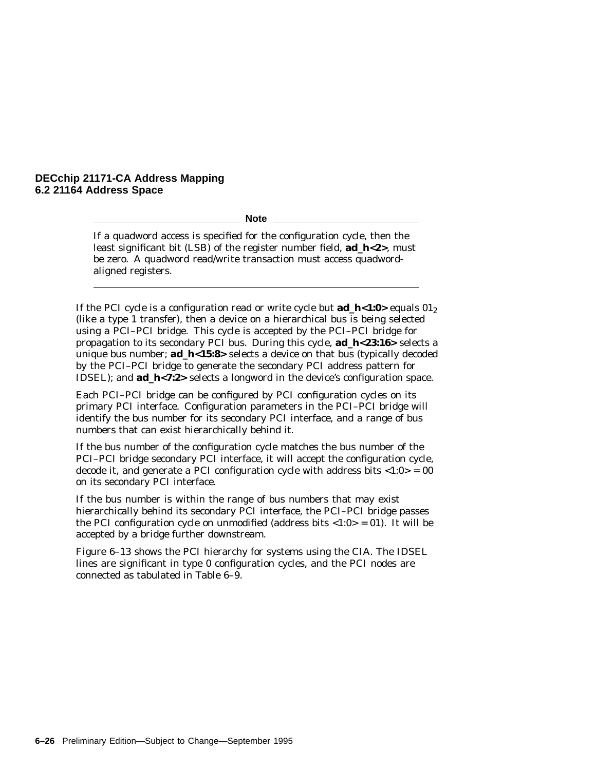**Note**

If a quadword access is specified for the configuration cycle, then the least significant bit (LSB) of the register number field, **ad_h<2>**, must be zero. A quadword read/write transaction must access quadword-aligned registers.

---

If the PCI cycle is a configuration read or write cycle but **ad_h<1:0>** equals $01_2$ (like a type 1 transfer), then a device on a hierarchical bus is being selected using a PCI–PCI bridge. This cycle is accepted by the PCI–PCI bridge for propagation to its secondary PCI bus. During this cycle, **ad_h<23:16>** selects a unique bus number; **ad_h<15:8>** selects a device on that bus (typically decoded by the PCI–PCI bridge to generate the secondary PCI address pattern for IDSEL); and **ad_h<7:2>** selects a longword in the device's configuration space.

Each PCI–PCI bridge can be configured by PCI configuration cycles on its primary PCI interface. Configuration parameters in the PCI–PCI bridge will identify the bus number for its secondary PCI interface, and a range of bus numbers that can exist hierarchically behind it.

If the bus number of the configuration cycle matches the bus number of the PCI–PCI bridge secondary PCI interface, it will accept the configuration cycle, decode it, and generate a PCI configuration cycle with address bits <1:0> = 00 on its secondary PCI interface.

If the bus number is within the range of bus numbers that may exist hierarchically behind its secondary PCI interface, the PCI–PCI bridge passes the PCI configuration cycle on unmodified (address bits <1:0> = 01). It will be accepted by a bridge further downstream.

Figure 6–13 shows the PCI hierarchy for systems using the CIA. The IDSEL lines are significant in type 0 configuration cycles, and the PCI nodes are connected as tabulated in Table 6–9.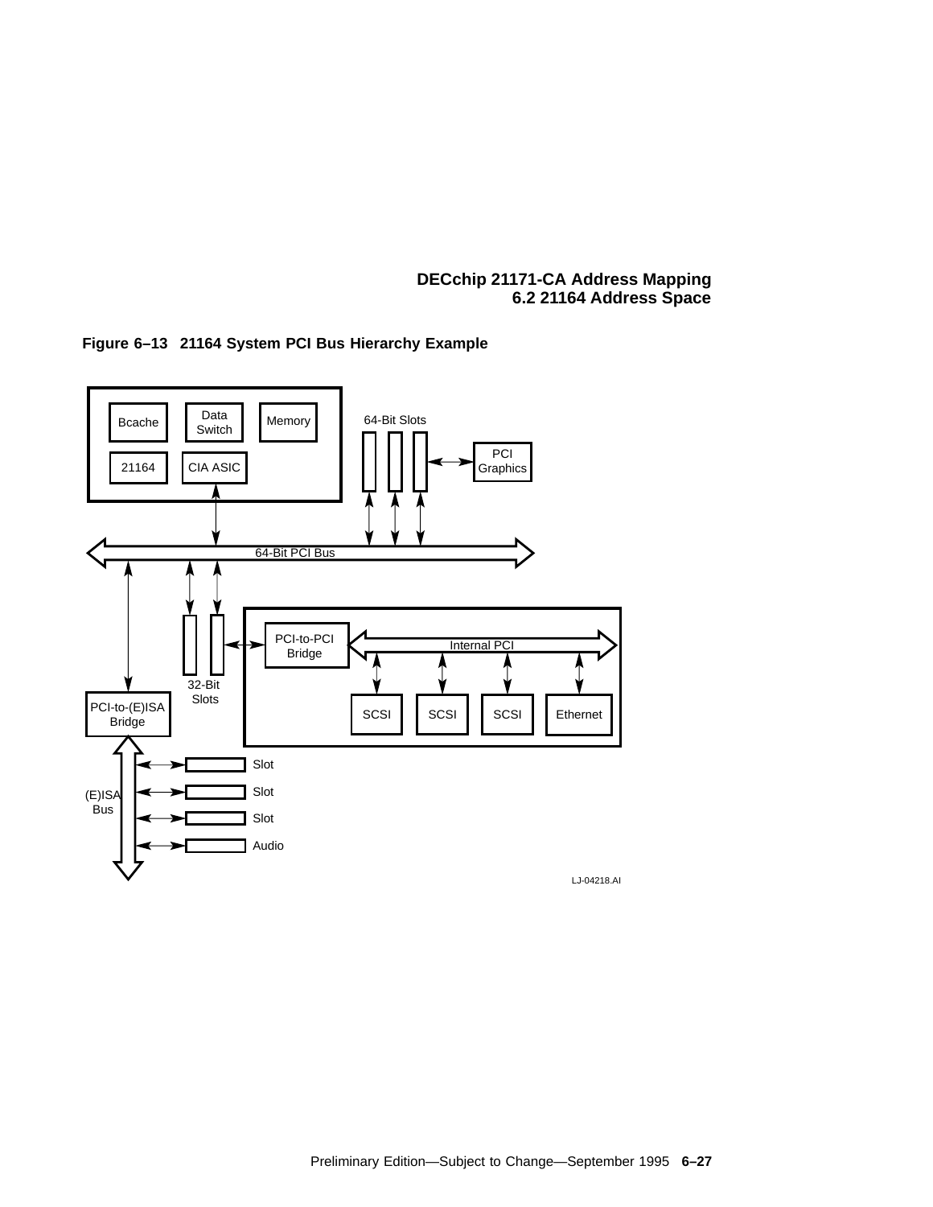**Figure 6–13 21164 System PCI Bus Hierarchy Example**

Bcache | Data Switch | Memory | 21164 | CIA ASIC | 64-Bit Slots | PCI Graphics | 64-Bit PCI Bus | 32-Bit Slots | PCI-to-PCI Bridge | Internal PCI | SCSI | SCSI | SCSI | Ethernet | PCI-to-(E)ISA Bridge | (E)ISA Bus | Slot | Slot | Slot | Audio

LJ-04218.AI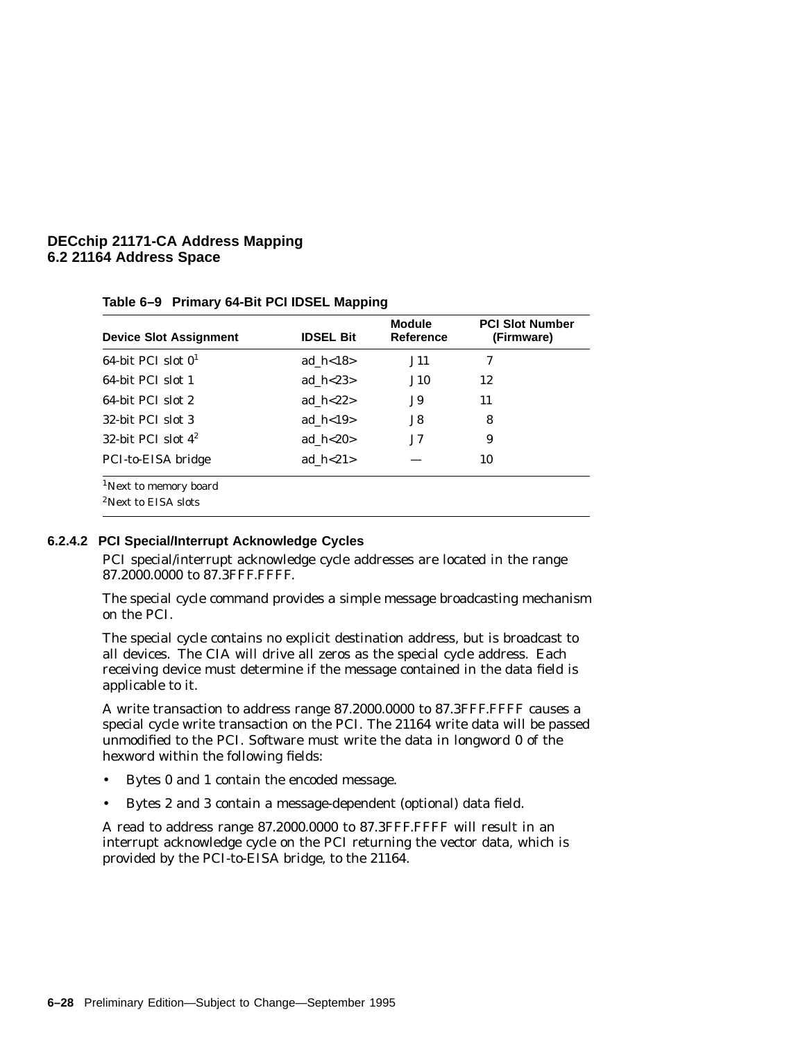**Table 6–9 Primary 64-Bit PCI IDSEL Mapping**

| Device Slot Assignment | IDSEL Bit | Module Reference | PCI Slot Number (Firmware) |
|---|---|---|---|
| 64-bit PCI slot 0[1] | ad_h<18> | J11 | 7 |
| 64-bit PCI slot 1 | ad_h<23> | J10 | 12 |
| 64-bit PCI slot 2 | ad_h<22> | J9 | 11 |
| 32-bit PCI slot 3 | ad_h<19> | J8 | 8 |
| 32-bit PCI slot 4[2] | ad_h<20> | J7 | 9 |
| PCI-to-EISA bridge | ad_h<21> | — | 10 |

[1]Next to memory board

[2]Next to EISA slots

#### 6.2.4.2 PCI Special/Interrupt Acknowledge Cycles

PCI special/interrupt acknowledge cycle addresses are located in the range 87.2000.0000 to 87.3FFF.FFFF.

The special cycle command provides a simple message broadcasting mechanism on the PCI.

The special cycle contains no explicit destination address, but is broadcast to all devices. The CIA will drive all zeros as the special cycle address. Each receiving device must determine if the message contained in the data field is applicable to it.

A write transaction to address range 87.2000.0000 to 87.3FFF.FFFF causes a special cycle write transaction on the PCI. The 21164 write data will be passed unmodified to the PCI. Software must write the data in longword 0 of the hexword within the following fields:

- Bytes 0 and 1 contain the encoded message.
- Bytes 2 and 3 contain a message-dependent (optional) data field.

A read to address range 87.2000.0000 to 87.3FFF.FFFF will result in an interrupt acknowledge cycle on the PCI returning the vector data, which is provided by the PCI-to-EISA bridge, to the 21164.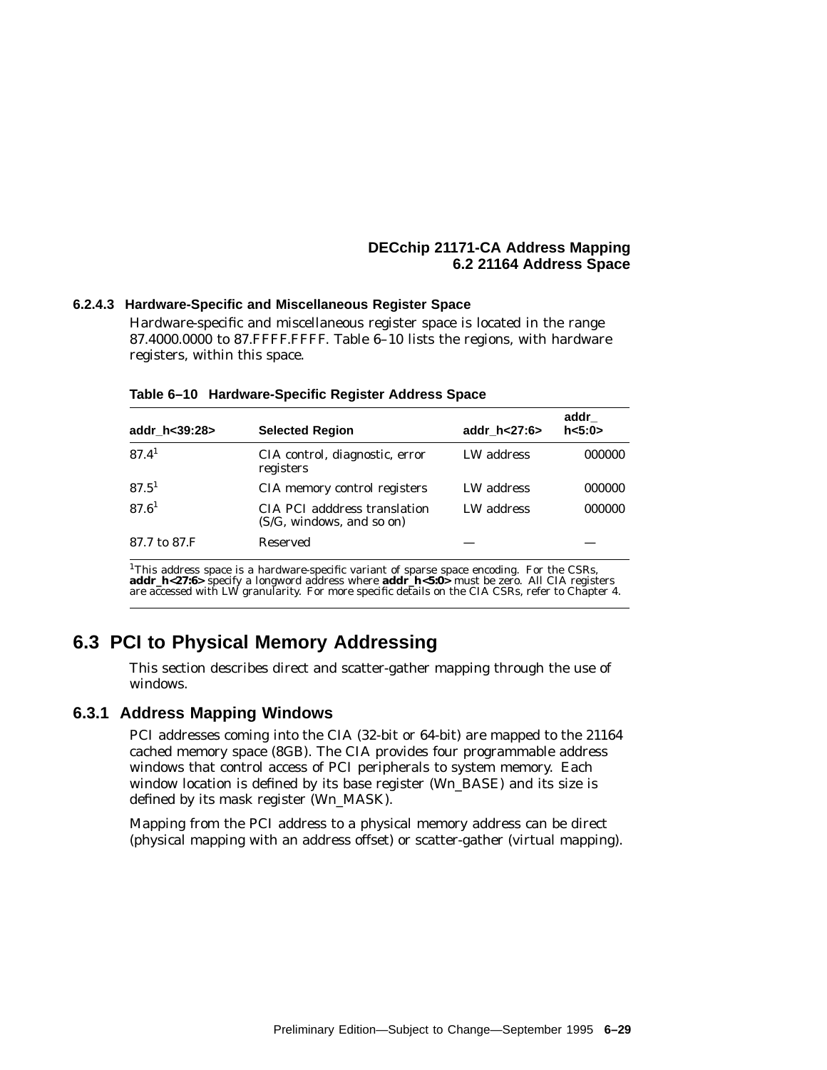#### 6.2.4.3 Hardware-Specific and Miscellaneous Register Space

Hardware-specific and miscellaneous register space is located in the range 87.4000.0000 to 87.FFFF.FFFF. Table 6–10 lists the regions, with hardware registers, within this space.

**Table 6–10 Hardware-Specific Register Address Space**

| addr_h<39:28> | Selected Region | addr_h<27:6> | addr_h<5:0> |
|---|---|---|---|
| 87.4[1] | CIA control, diagnostic, error registers | LW address | 000000 |
| 87.5[1] | CIA memory control registers | LW address | 000000 |
| 87.6[1] | CIA PCI adddress translation (S/G, windows, and so on) | LW address | 000000 |
| 87.7 to 87.F | Reserved | — | — |

[1]This address space is a hardware-specific variant of sparse space encoding. For the CSRs, **addr_h<27:6>** specify a longword address where **addr_h<5:0>** must be zero. All CIA registers are accessed with LW granularity. For more specific details on the CIA CSRs, refer to Chapter 4.

## 6.3 PCI to Physical Memory Addressing

This section describes direct and scatter-gather mapping through the use of windows.

### 6.3.1 Address Mapping Windows

PCI addresses coming into the CIA (32-bit or 64-bit) are mapped to the 21164 cached memory space (8GB). The CIA provides four programmable address windows that control access of PCI peripherals to system memory. Each window location is defined by its base register (Wn_BASE) and its size is defined by its mask register (Wn_MASK).

Mapping from the PCI address to a physical memory address can be direct (physical mapping with an address offset) or scatter-gather (virtual mapping).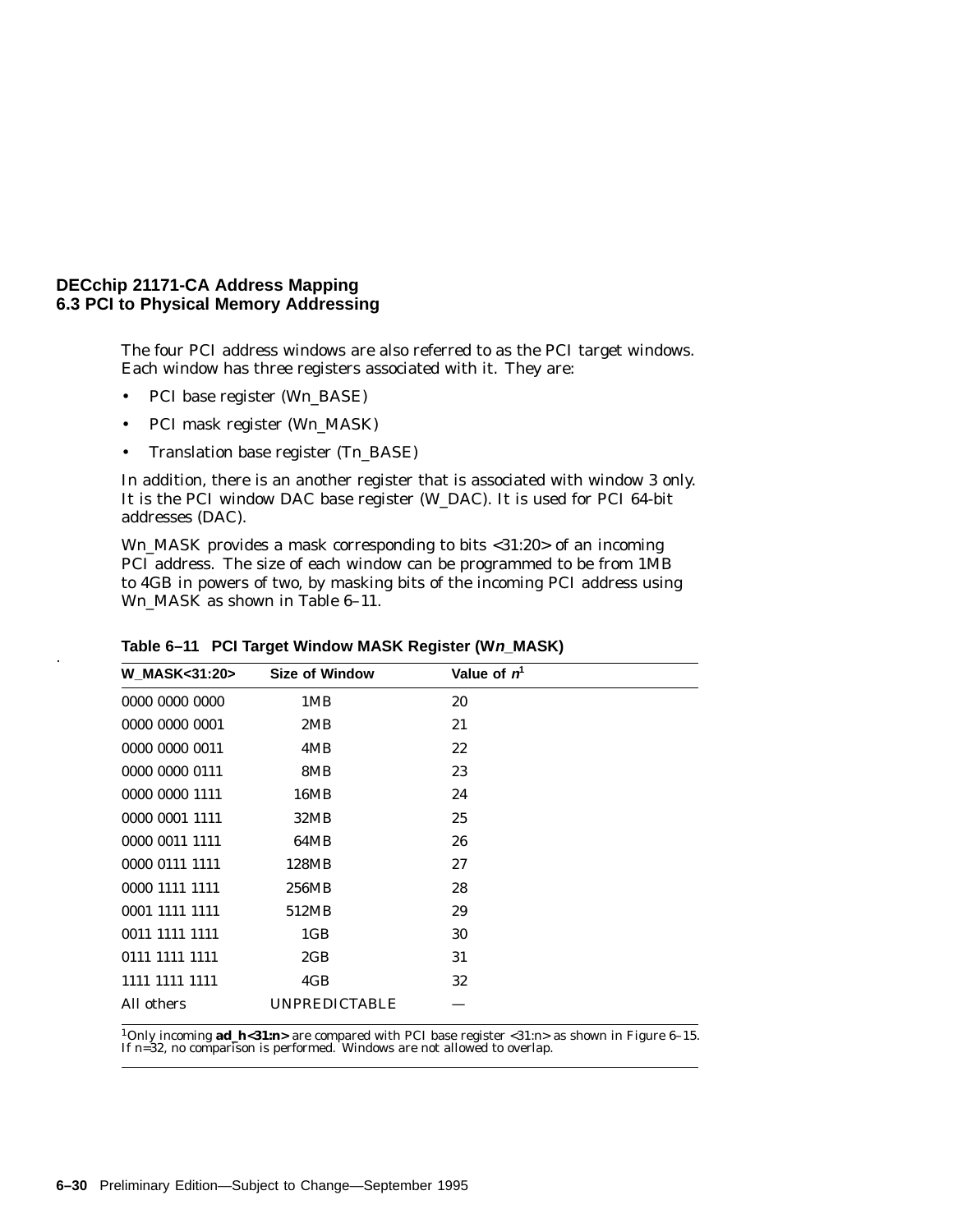The four PCI address windows are also referred to as the PCI target windows. Each window has three registers associated with it. They are:

- PCI base register (Wn_BASE)
- PCI mask register (Wn_MASK)
- Translation base register (Tn_BASE)

In addition, there is an another register that is associated with window 3 only. It is the PCI window DAC base register (W_DAC). It is used for PCI 64-bit addresses (DAC).

Wn_MASK provides a mask corresponding to bits <31:20> of an incoming PCI address. The size of each window can be programmed to be from 1MB to 4GB in powers of two, by masking bits of the incoming PCI address using Wn_MASK as shown in Table 6–11.

**Table 6–11 PCI Target Window MASK Register (W*n*_MASK)**

| W_MASK<31:20> | Size of Window | Value of *n*[1] |
|---|---|---|
| 0000 0000 0000 | 1MB | 20 |
| 0000 0000 0001 | 2MB | 21 |
| 0000 0000 0011 | 4MB | 22 |
| 0000 0000 0111 | 8MB | 23 |
| 0000 0000 1111 | 16MB | 24 |
| 0000 0001 1111 | 32MB | 25 |
| 0000 0011 1111 | 64MB | 26 |
| 0000 0111 1111 | 128MB | 27 |
| 0000 1111 1111 | 256MB | 28 |
| 0001 1111 1111 | 512MB | 29 |
| 0011 1111 1111 | 1GB | 30 |
| 0111 1111 1111 | 2GB | 31 |
| 1111 1111 1111 | 4GB | 32 |
| All others | UNPREDICTABLE | — |

[1]Only incoming **ad_h<31:n>** are compared with PCI base register <31:n> as shown in Figure 6–15. If n=32, no comparison is performed. Windows are not allowed to overlap.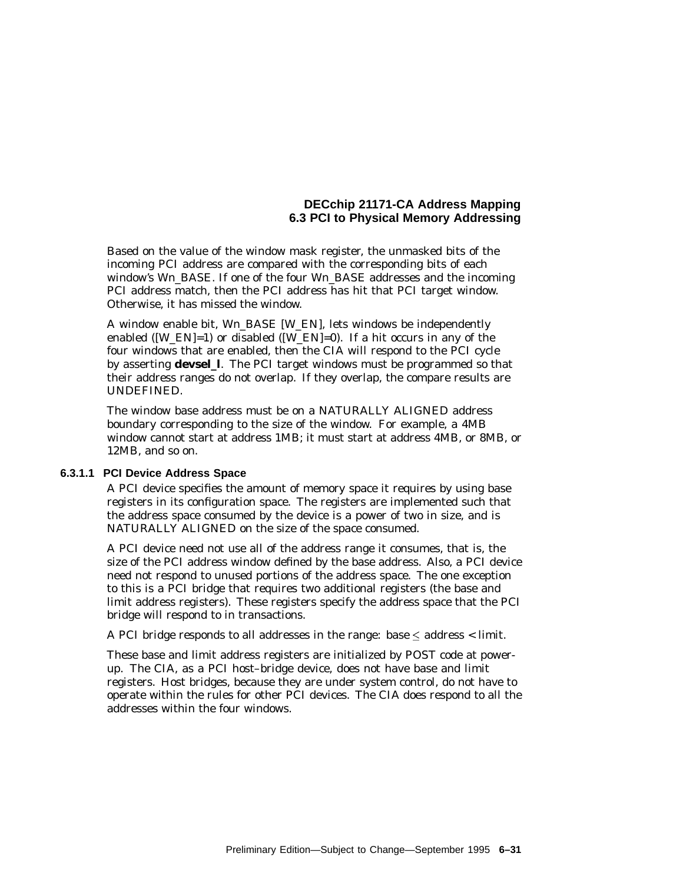Based on the value of the window mask register, the unmasked bits of the incoming PCI address are compared with the corresponding bits of each window's Wn_BASE. If one of the four Wn_BASE addresses and the incoming PCI address match, then the PCI address has hit that PCI target window. Otherwise, it has missed the window.

A window enable bit, Wn_BASE [W_EN], lets windows be independently enabled ([W_EN]=1) or disabled ([W_EN]=0). If a hit occurs in any of the four windows that are enabled, then the CIA will respond to the PCI cycle by asserting **devsel_l**. The PCI target windows must be programmed so that their address ranges do not overlap. If they overlap, the compare results are UNDEFINED.

The window base address must be on a NATURALLY ALIGNED address boundary corresponding to the size of the window. For example, a 4MB window cannot start at address 1MB; it must start at address 4MB, or 8MB, or 12MB, and so on.

#### 6.3.1.1 PCI Device Address Space

A PCI device specifies the amount of memory space it requires by using base registers in its configuration space. The registers are implemented such that the address space consumed by the device is a power of two in size, and is NATURALLY ALIGNED on the size of the space consumed.

A PCI device need not use all of the address range it consumes, that is, the size of the PCI address window defined by the base address. Also, a PCI device need not respond to unused portions of the address space. The one exception to this is a PCI bridge that requires two additional registers (the base and limit address registers). These registers specify the address space that the PCI bridge will respond to in transactions.

A PCI bridge responds to all addresses in the range: base $\leq$ address < limit.

These base and limit address registers are initialized by POST code at power-up. The CIA, as a PCI host–bridge device, does not have base and limit registers. Host bridges, because they are under system control, do not have to operate within the rules for other PCI devices. The CIA does respond to all the addresses within the four windows.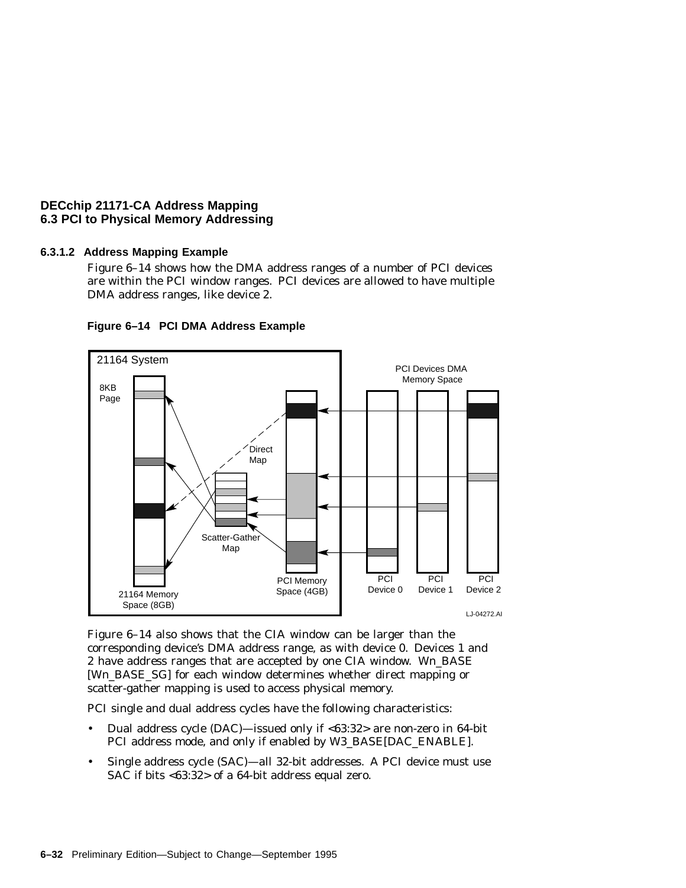#### 6.3.1.2 Address Mapping Example

Figure 6–14 shows how the DMA address ranges of a number of PCI devices are within the PCI window ranges. PCI devices are allowed to have multiple DMA address ranges, like device 2.

**Figure 6–14 PCI DMA Address Example**

Figure 6–14 also shows that the CIA window can be larger than the corresponding device's DMA address range, as with device 0. Devices 1 and 2 have address ranges that are accepted by one CIA window. Wn_BASE [Wn_BASE_SG] for each window determines whether direct mapping or scatter-gather mapping is used to access physical memory.

PCI single and dual address cycles have the following characteristics:

- Dual address cycle (DAC)—issued only if <63:32> are non-zero in 64-bit PCI address mode, and only if enabled by W3_BASE[DAC_ENABLE].
- Single address cycle (SAC)—all 32-bit addresses. A PCI device must use SAC if bits <63:32> of a 64-bit address equal zero.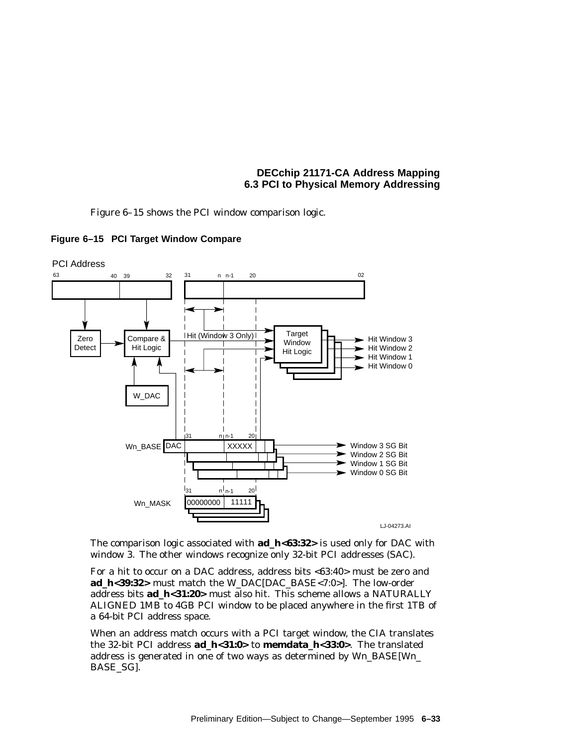Figure 6–15 shows the PCI window comparison logic.

**Figure 6–15 PCI Target Window Compare**

The comparison logic associated with **ad_h<63:32>** is used only for DAC with window 3. The other windows recognize only 32-bit PCI addresses (SAC).

For a hit to occur on a DAC address, address bits <63:40> must be zero and **ad_h<39:32>** must match the W_DAC[DAC_BASE<7:0>]. The low-order address bits **ad_h<31:20>** must also hit. This scheme allows a NATURALLY ALIGNED 1MB to 4GB PCI window to be placed anywhere in the first 1TB of a 64-bit PCI address space.

When an address match occurs with a PCI target window, the CIA translates the 32-bit PCI address **ad_h<31:0>** to **memdata_h<33:0>**. The translated address is generated in one of two ways as determined by Wn_BASE[Wn_BASE_SG].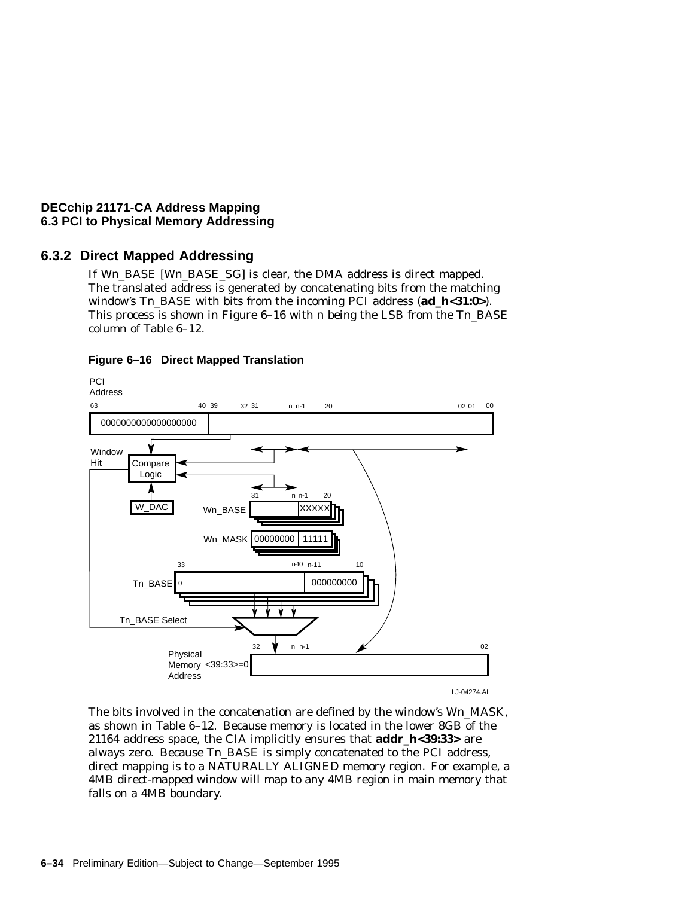### 6.3.2 Direct Mapped Addressing

If Wn_BASE [Wn_BASE_SG] is clear, the DMA address is direct mapped. The translated address is generated by concatenating bits from the matching window's Tn_BASE with bits from the incoming PCI address (**ad_h<31:0>**). This process is shown in Figure 6–16 with n being the LSB from the Tn_BASE column of Table 6–12.

**Figure 6–16 Direct Mapped Translation**

The bits involved in the concatenation are defined by the window's Wn_MASK, as shown in Table 6–12. Because memory is located in the lower 8GB of the 21164 address space, the CIA implicitly ensures that **addr_h<39:33>** are always zero. Because Tn_BASE is simply concatenated to the PCI address, direct mapping is to a NATURALLY ALIGNED memory region. For example, a 4MB direct-mapped window will map to any 4MB region in main memory that falls on a 4MB boundary.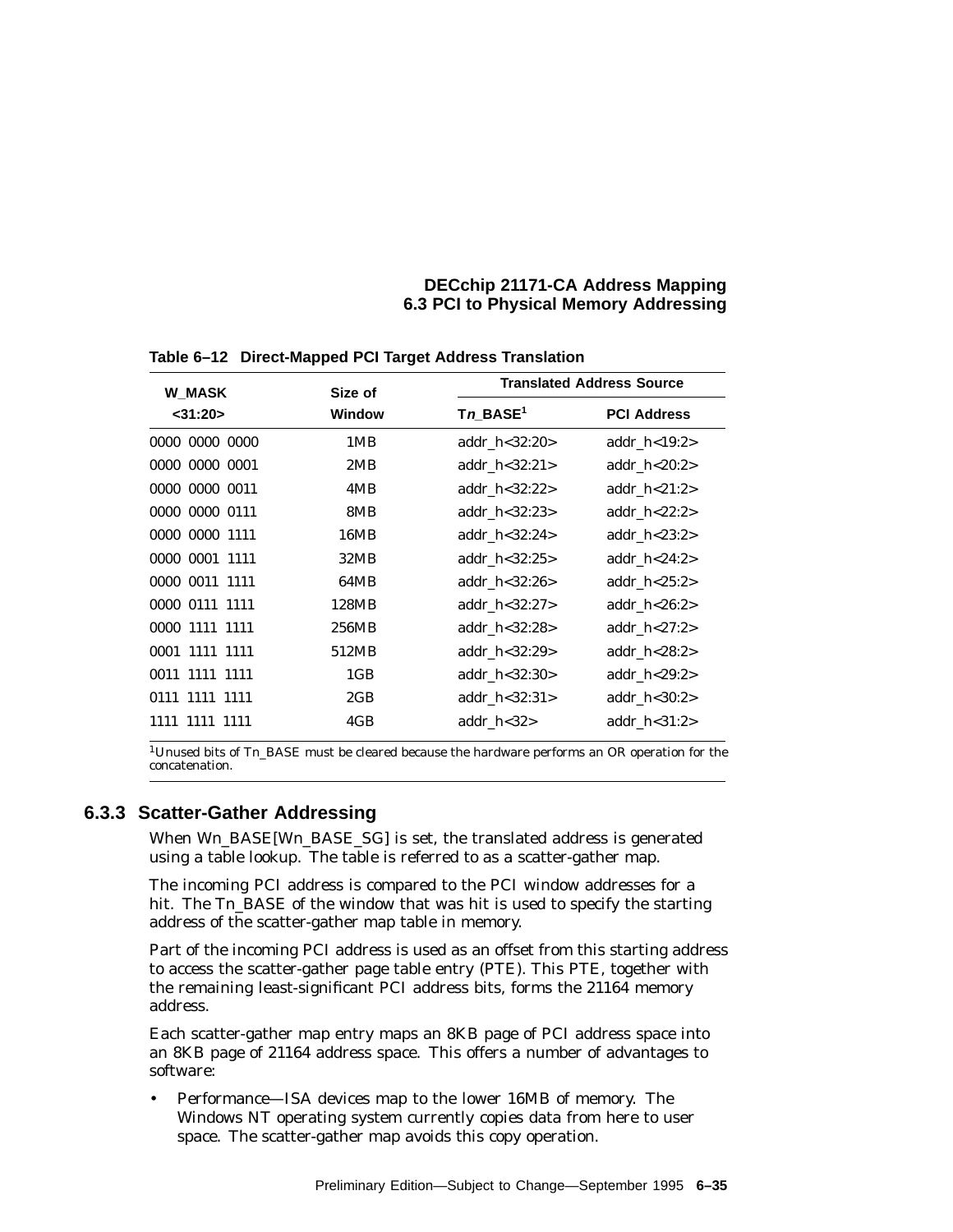**Table 6–12 Direct-Mapped PCI Target Address Translation**

| W_MASK <31:20> | Size of Window | Translated Address Source | |
|---|---|---|---|
| | | T*n*_BASE[1] | PCI Address |
| 0000 0000 0000 | 1MB | addr_h<32:20> | addr_h<19:2> |
| 0000 0000 0001 | 2MB | addr_h<32:21> | addr_h<20:2> |
| 0000 0000 0011 | 4MB | addr_h<32:22> | addr_h<21:2> |
| 0000 0000 0111 | 8MB | addr_h<32:23> | addr_h<22:2> |
| 0000 0000 1111 | 16MB | addr_h<32:24> | addr_h<23:2> |
| 0000 0001 1111 | 32MB | addr_h<32:25> | addr_h<24:2> |
| 0000 0011 1111 | 64MB | addr_h<32:26> | addr_h<25:2> |
| 0000 0111 1111 | 128MB | addr_h<32:27> | addr_h<26:2> |
| 0000 1111 1111 | 256MB | addr_h<32:28> | addr_h<27:2> |
| 0001 1111 1111 | 512MB | addr_h<32:29> | addr_h<28:2> |
| 0011 1111 1111 | 1GB | addr_h<32:30> | addr_h<29:2> |
| 0111 1111 1111 | 2GB | addr_h<32:31> | addr_h<30:2> |
| 1111 1111 1111 | 4GB | addr_h<32> | addr_h<31:2> |

[1]Unused bits of Tn_BASE must be cleared because the hardware performs an OR operation for the concatenation.

### 6.3.3 Scatter-Gather Addressing

When Wn_BASE[Wn_BASE_SG] is set, the translated address is generated using a table lookup. The table is referred to as a scatter-gather map.

The incoming PCI address is compared to the PCI window addresses for a hit. The Tn_BASE of the window that was hit is used to specify the starting address of the scatter-gather map table in memory.

Part of the incoming PCI address is used as an offset from this starting address to access the scatter-gather page table entry (PTE). This PTE, together with the remaining least-significant PCI address bits, forms the 21164 memory address.

Each scatter-gather map entry maps an 8KB page of PCI address space into an 8KB page of 21164 address space. This offers a number of advantages to software:

- Performance—ISA devices map to the lower 16MB of memory. The Windows NT operating system currently copies data from here to user space. The scatter-gather map avoids this copy operation.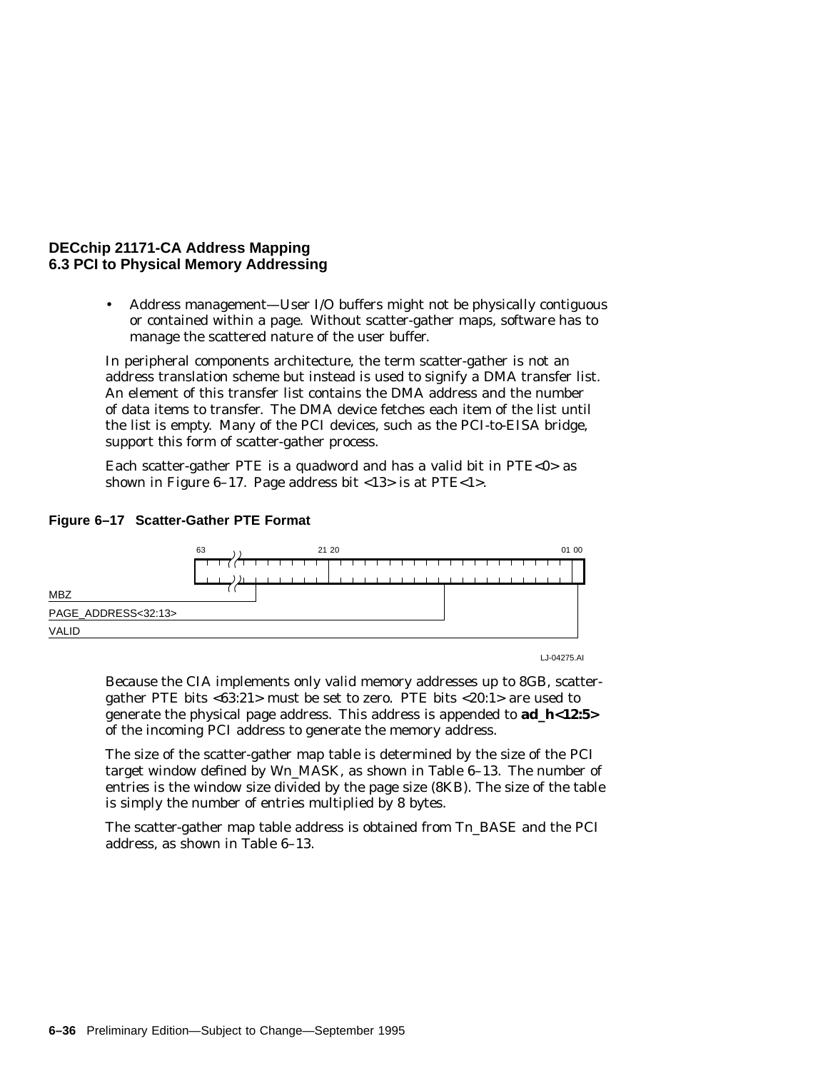- Address management—User I/O buffers might not be physically contiguous or contained within a page. Without scatter-gather maps, software has to manage the scattered nature of the user buffer.

In peripheral components architecture, the term scatter-gather is not an address translation scheme but instead is used to signify a DMA transfer list. An element of this transfer list contains the DMA address and the number of data items to transfer. The DMA device fetches each item of the list until the list is empty. Many of the PCI devices, such as the PCI-to-EISA bridge, support this form of scatter-gather process.

Each scatter-gather PTE is a quadword and has a valid bit in PTE<0> as shown in Figure 6–17. Page address bit <13> is at PTE<1>.

**Figure 6–17 Scatter-Gather PTE Format**

| Bits | Field |
|---|---|
| 63:21 | MBZ |
| 20:01 | PAGE_ADDRESS<32:13> |
| 00 | VALID |

LJ-04275.AI

Because the CIA implements only valid memory addresses up to 8GB, scatter-gather PTE bits <63:21> must be set to zero. PTE bits <20:1> are used to generate the physical page address. This address is appended to **ad_h<12:5>** of the incoming PCI address to generate the memory address.

The size of the scatter-gather map table is determined by the size of the PCI target window defined by Wn_MASK, as shown in Table 6–13. The number of entries is the window size divided by the page size (8KB). The size of the table is simply the number of entries multiplied by 8 bytes.

The scatter-gather map table address is obtained from Tn_BASE and the PCI address, as shown in Table 6–13.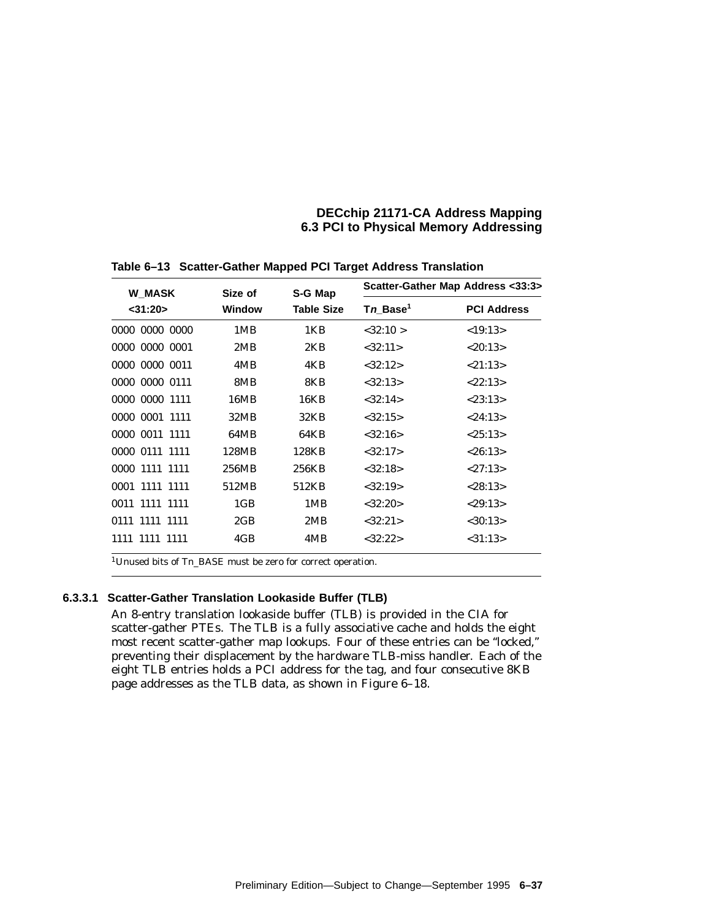**Table 6–13 Scatter-Gather Mapped PCI Target Address Translation**

| W_MASK <31:20> | Size of Window | S-G Map Table Size | Scatter-Gather Map Address <33:3> | |
|---|---|---|---|---|
| | | | Tn_Base[1] | PCI Address |
| 0000 0000 0000 | 1MB | 1KB | <32:10 > | <19:13> |
| 0000 0000 0001 | 2MB | 2KB | <32:11> | <20:13> |
| 0000 0000 0011 | 4MB | 4KB | <32:12> | <21:13> |
| 0000 0000 0111 | 8MB | 8KB | <32:13> | <22:13> |
| 0000 0000 1111 | 16MB | 16KB | <32:14> | <23:13> |
| 0000 0001 1111 | 32MB | 32KB | <32:15> | <24:13> |
| 0000 0011 1111 | 64MB | 64KB | <32:16> | <25:13> |
| 0000 0111 1111 | 128MB | 128KB | <32:17> | <26:13> |
| 0000 1111 1111 | 256MB | 256KB | <32:18> | <27:13> |
| 0001 1111 1111 | 512MB | 512KB | <32:19> | <28:13> |
| 0011 1111 1111 | 1GB | 1MB | <32:20> | <29:13> |
| 0111 1111 1111 | 2GB | 2MB | <32:21> | <30:13> |
| 1111 1111 1111 | 4GB | 4MB | <32:22> | <31:13> |

[1] Unused bits of Tn_BASE must be zero for correct operation.

### 6.3.3.1 Scatter-Gather Translation Lookaside Buffer (TLB)

An 8-entry translation lookaside buffer (TLB) is provided in the CIA for scatter-gather PTEs. The TLB is a fully associative cache and holds the eight most recent scatter-gather map lookups. Four of these entries can be "locked," preventing their displacement by the hardware TLB-miss handler. Each of the eight TLB entries holds a PCI address for the tag, and four consecutive 8KB page addresses as the TLB data, as shown in Figure 6–18.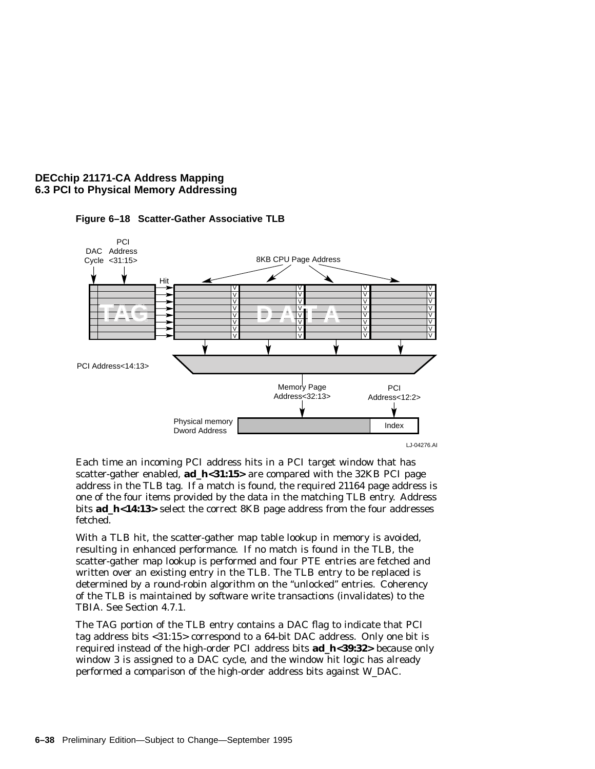**Figure 6–18 Scatter-Gather Associative TLB**

Each time an incoming PCI address hits in a PCI target window that has scatter-gather enabled, **ad_h<31:15>** are compared with the 32KB PCI page address in the TLB tag. If a match is found, the required 21164 page address is one of the four items provided by the data in the matching TLB entry. Address bits **ad_h<14:13>** select the correct 8KB page address from the four addresses fetched.

With a TLB hit, the scatter-gather map table lookup in memory is avoided, resulting in enhanced performance. If no match is found in the TLB, the scatter-gather map lookup is performed and four PTE entries are fetched and written over an existing entry in the TLB. The TLB entry to be replaced is determined by a round-robin algorithm on the "unlocked" entries. Coherency of the TLB is maintained by software write transactions (invalidates) to the TBIA. See Section 4.7.1.

The TAG portion of the TLB entry contains a DAC flag to indicate that PCI tag address bits <31:15> correspond to a 64-bit DAC address. Only one bit is required instead of the high-order PCI address bits **ad_h<39:32>** because only window 3 is assigned to a DAC cycle, and the window hit logic has already performed a comparison of the high-order address bits against W_DAC.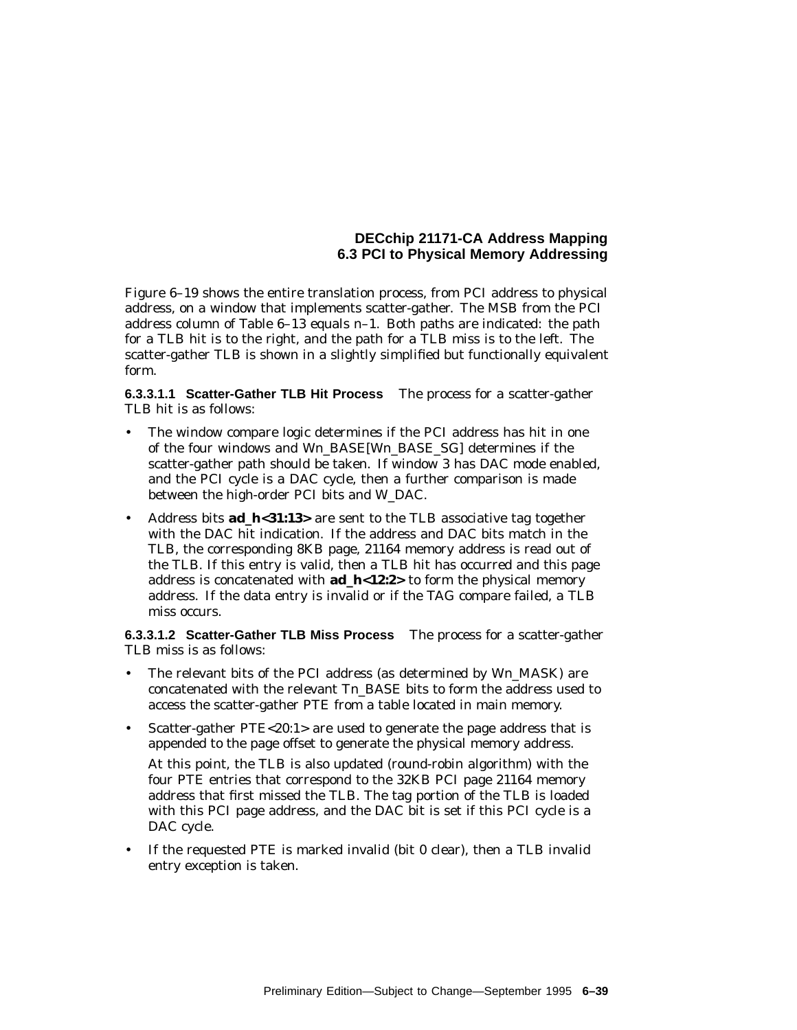Figure 6–19 shows the entire translation process, from PCI address to physical address, on a window that implements scatter-gather. The MSB from the PCI address column of Table 6–13 equals n–1. Both paths are indicated: the path for a TLB hit is to the right, and the path for a TLB miss is to the left. The scatter-gather TLB is shown in a slightly simplified but functionally equivalent form.

#### 6.3.3.1.1 Scatter-Gather TLB Hit Process

The process for a scatter-gather TLB hit is as follows:

- The window compare logic determines if the PCI address has hit in one of the four windows and Wn_BASE[Wn_BASE_SG] determines if the scatter-gather path should be taken. If window 3 has DAC mode enabled, and the PCI cycle is a DAC cycle, then a further comparison is made between the high-order PCI bits and W_DAC.
- Address bits **ad_h<31:13>** are sent to the TLB associative tag together with the DAC hit indication. If the address and DAC bits match in the TLB, the corresponding 8KB page, 21164 memory address is read out of the TLB. If this entry is valid, then a TLB hit has occurred and this page address is concatenated with **ad_h<12:2>** to form the physical memory address. If the data entry is invalid or if the TAG compare failed, a TLB miss occurs.

#### 6.3.3.1.2 Scatter-Gather TLB Miss Process

The process for a scatter-gather TLB miss is as follows:

- The relevant bits of the PCI address (as determined by Wn_MASK) are concatenated with the relevant Tn_BASE bits to form the address used to access the scatter-gather PTE from a table located in main memory.
- Scatter-gather PTE<20:1> are used to generate the page address that is appended to the page offset to generate the physical memory address.

  At this point, the TLB is also updated (round-robin algorithm) with the four PTE entries that correspond to the 32KB PCI page 21164 memory address that first missed the TLB. The tag portion of the TLB is loaded with this PCI page address, and the DAC bit is set if this PCI cycle is a DAC cycle.
- If the requested PTE is marked invalid (bit 0 clear), then a TLB invalid entry exception is taken.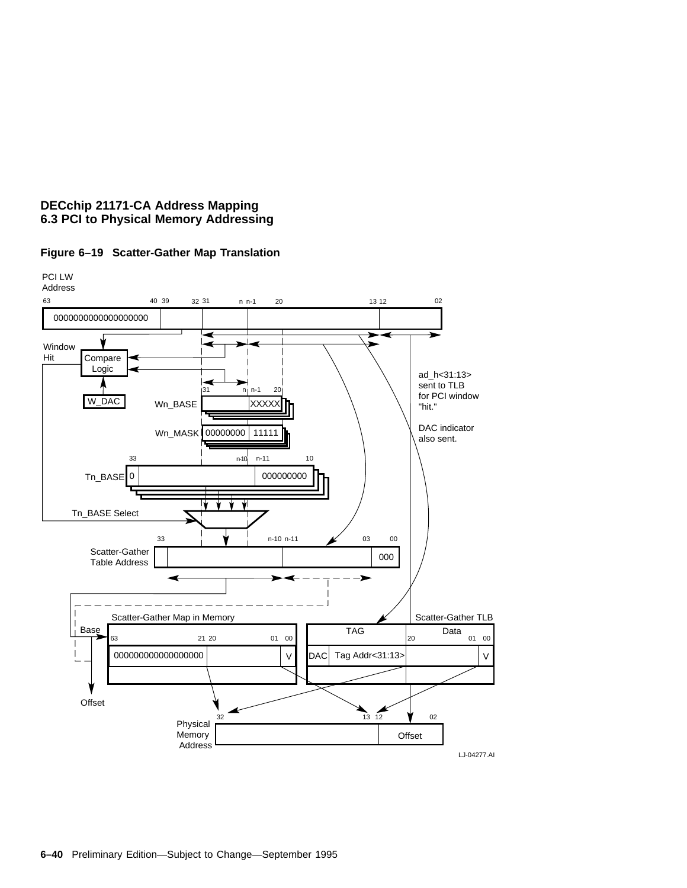**Figure 6–19 Scatter-Gather Map Translation**

PCI LW Address

63 40 39 32 31 n n-1 20 13 12 02

0000000000000000000

Window Hit

Compare Logic

W_DAC

31 n n-1 20

Wn_BASE XXXXX

Wn_MASK 00000000 11111

33 n-10 n-11 10

Tn_BASE 0 000000000

Tn_BASE Select

33 n-10 n-11 03 00

Scatter-Gather Table Address 000

ad_h<31:13> sent to TLB for PCI window "hit."

DAC indicator also sent.

Scatter-Gather Map in Memory

Base

63 21 20 01 00

000000000000000000 V

Offset

Scatter-Gather TLB

TAG Data

20 01 00

DAC Tag Addr<31:13> V

32 13 12 02

Physical Memory Address

Offset

LJ-04277.AI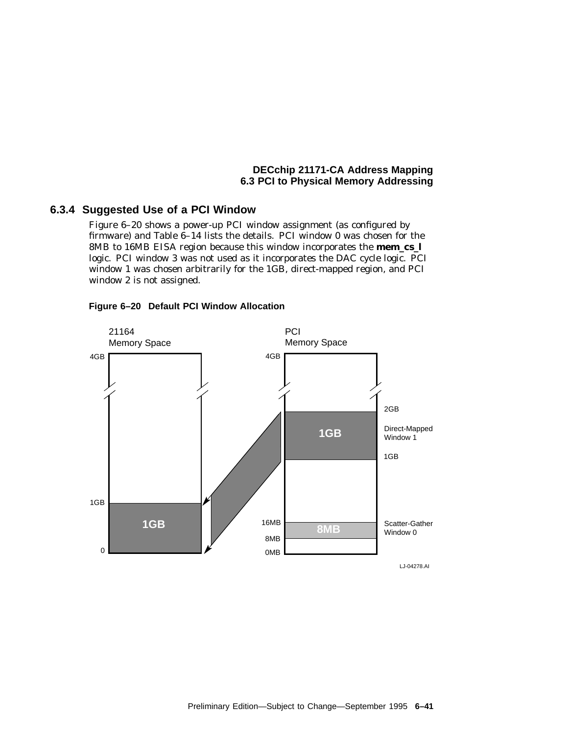### 6.3.4 Suggested Use of a PCI Window

Figure 6–20 shows a power-up PCI window assignment (as configured by firmware) and Table 6–14 lists the details. PCI window 0 was chosen for the 8MB to 16MB EISA region because this window incorporates the **mem_cs_l** logic. PCI window 3 was not used as it incorporates the DAC cycle logic. PCI window 1 was chosen arbitrarily for the 1GB, direct-mapped region, and PCI window 2 is not assigned.

**Figure 6–20 Default PCI Window Allocation**

21164 Memory Space: 4GB; 1GB; 1GB; 0

PCI Memory Space: 4GB; 2GB; 1GB (Direct-Mapped Window 1); 1GB; 16MB; 8MB (Scatter-Gather Window 0); 8MB; 0MB

LJ-04278.AI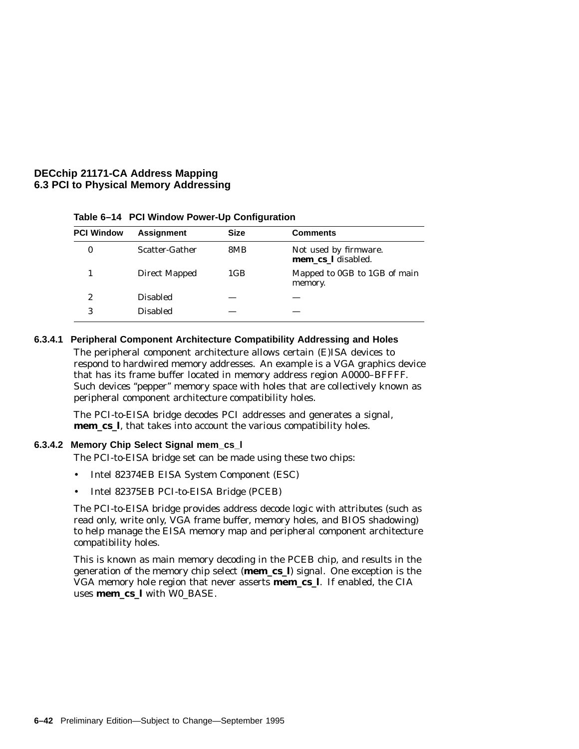**Table 6–14 PCI Window Power-Up Configuration**

| PCI Window | Assignment | Size | Comments |
|---|---|---|---|
| 0 | Scatter-Gather | 8MB | Not used by firmware. **mem_cs_l** disabled. |
| 1 | Direct Mapped | 1GB | Mapped to 0GB to 1GB of main memory. |
| 2 | Disabled | — | — |
| 3 | Disabled | — | — |

#### 6.3.4.1 Peripheral Component Architecture Compatibility Addressing and Holes

The peripheral component architecture allows certain (E)ISA devices to respond to hardwired memory addresses. An example is a VGA graphics device that has its frame buffer located in memory address region A0000–BFFFF. Such devices "pepper" memory space with holes that are collectively known as peripheral component architecture compatibility holes.

The PCI-to-EISA bridge decodes PCI addresses and generates a signal, **mem_cs_l**, that takes into account the various compatibility holes.

#### 6.3.4.2 Memory Chip Select Signal mem_cs_l

The PCI-to-EISA bridge set can be made using these two chips:

- Intel 82374EB EISA System Component (ESC)
- Intel 82375EB PCI-to-EISA Bridge (PCEB)

The PCI-to-EISA bridge provides address decode logic with attributes (such as read only, write only, VGA frame buffer, memory holes, and BIOS shadowing) to help manage the EISA memory map and peripheral component architecture compatibility holes.

This is known as main memory decoding in the PCEB chip, and results in the generation of the memory chip select (**mem_cs_l**) signal. One exception is the VGA memory hole region that never asserts **mem_cs_l**. If enabled, the CIA uses **mem_cs_l** with W0_BASE.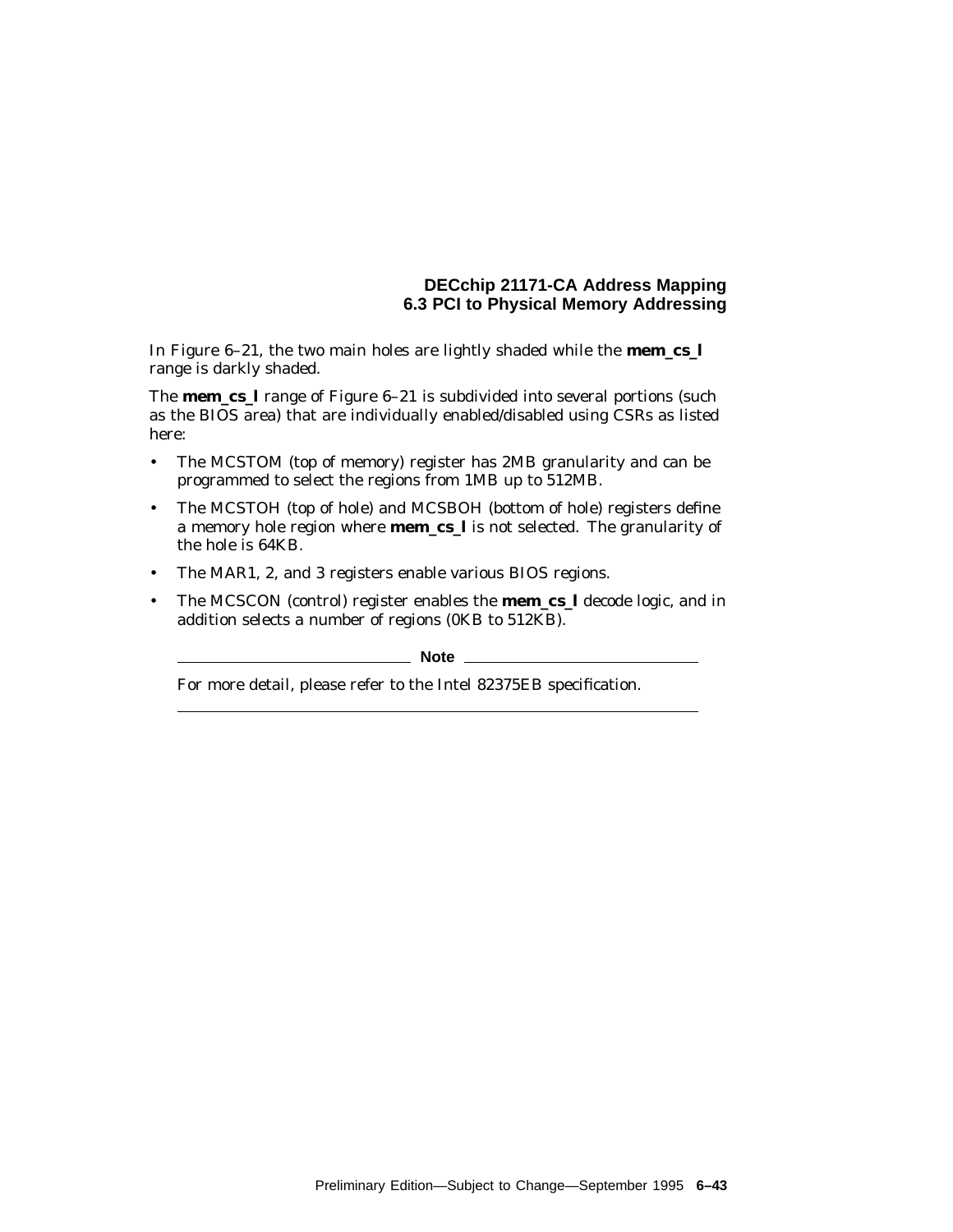In Figure 6–21, the two main holes are lightly shaded while the **mem_cs_l** range is darkly shaded.

The **mem_cs_l** range of Figure 6–21 is subdivided into several portions (such as the BIOS area) that are individually enabled/disabled using CSRs as listed here:

- The MCSTOM (top of memory) register has 2MB granularity and can be programmed to select the regions from 1MB up to 512MB.
- The MCSTOH (top of hole) and MCSBOH (bottom of hole) registers define a memory hole region where **mem_cs_l** is not selected. The granularity of the hole is 64KB.
- The MAR1, 2, and 3 registers enable various BIOS regions.
- The MCSCON (control) register enables the **mem_cs_l** decode logic, and in addition selects a number of regions (0KB to 512KB).

**Note**

For more detail, please refer to the Intel 82375EB specification.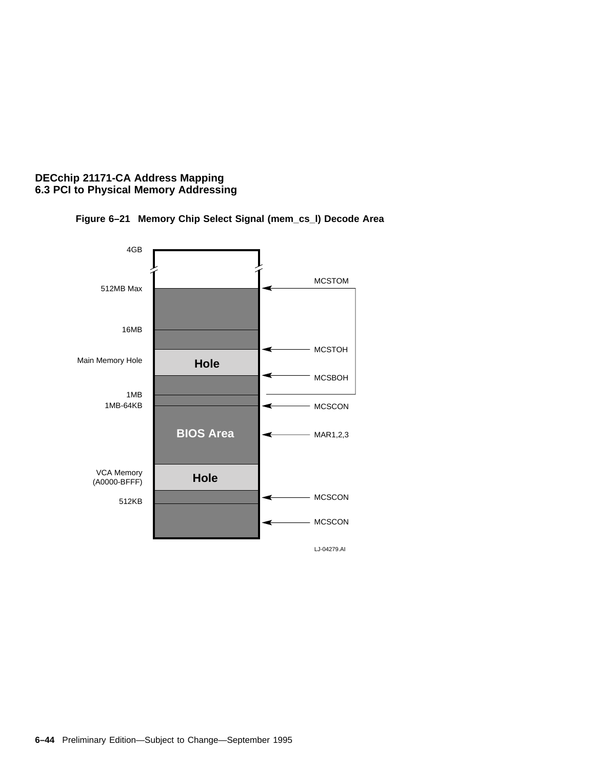# DECchip 21171-CA Address Mapping
## 6.3 PCI to Physical Memory Addressing

**Figure 6–21 Memory Chip Select Signal (mem_cs_l) Decode Area**

4GB

512MB Max — MCSTOM

16MB

MCSTOH

Main Memory Hole — Hole

MCSBOH

1MB

1MB-64KB — MCSCON

BIOS Area — MAR1,2,3

VCA Memory (A0000-BFFF) — Hole

512KB — MCSCON

MCSCON

LJ-04279.AI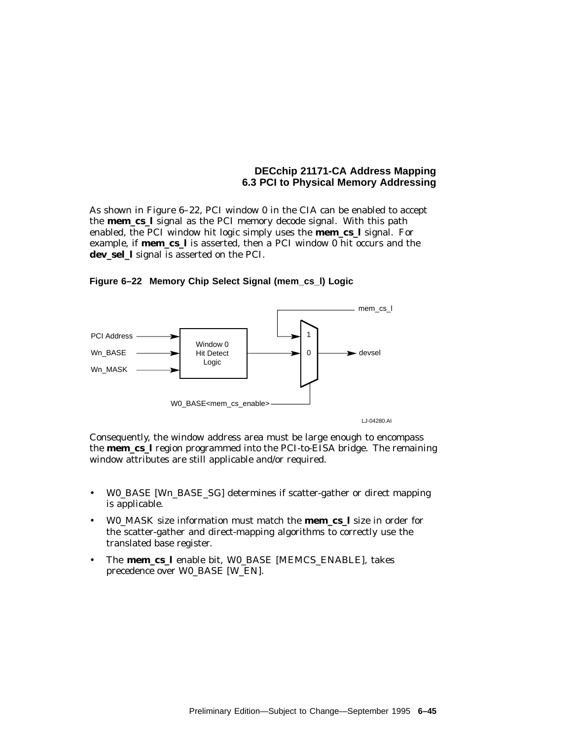As shown in Figure 6–22, PCI window 0 in the CIA can be enabled to accept the **mem_cs_l** signal as the PCI memory decode signal. With this path enabled, the PCI window hit logic simply uses the **mem_cs_l** signal. For example, if **mem_cs_l** is asserted, then a PCI window 0 hit occurs and the **dev_sel_l** signal is asserted on the PCI.

**Figure 6–22 Memory Chip Select Signal (mem_cs_l) Logic**

Consequently, the window address area must be large enough to encompass the **mem_cs_l** region programmed into the PCI-to-EISA bridge. The remaining window attributes are still applicable and/or required.

- W0_BASE [Wn_BASE_SG] determines if scatter-gather or direct mapping is applicable.
- W0_MASK size information must match the **mem_cs_l** size in order for the scatter-gather and direct-mapping algorithms to correctly use the translated base register.
- The **mem_cs_l** enable bit, W0_BASE [MEMCS_ENABLE], takes precedence over W0_BASE [W_EN].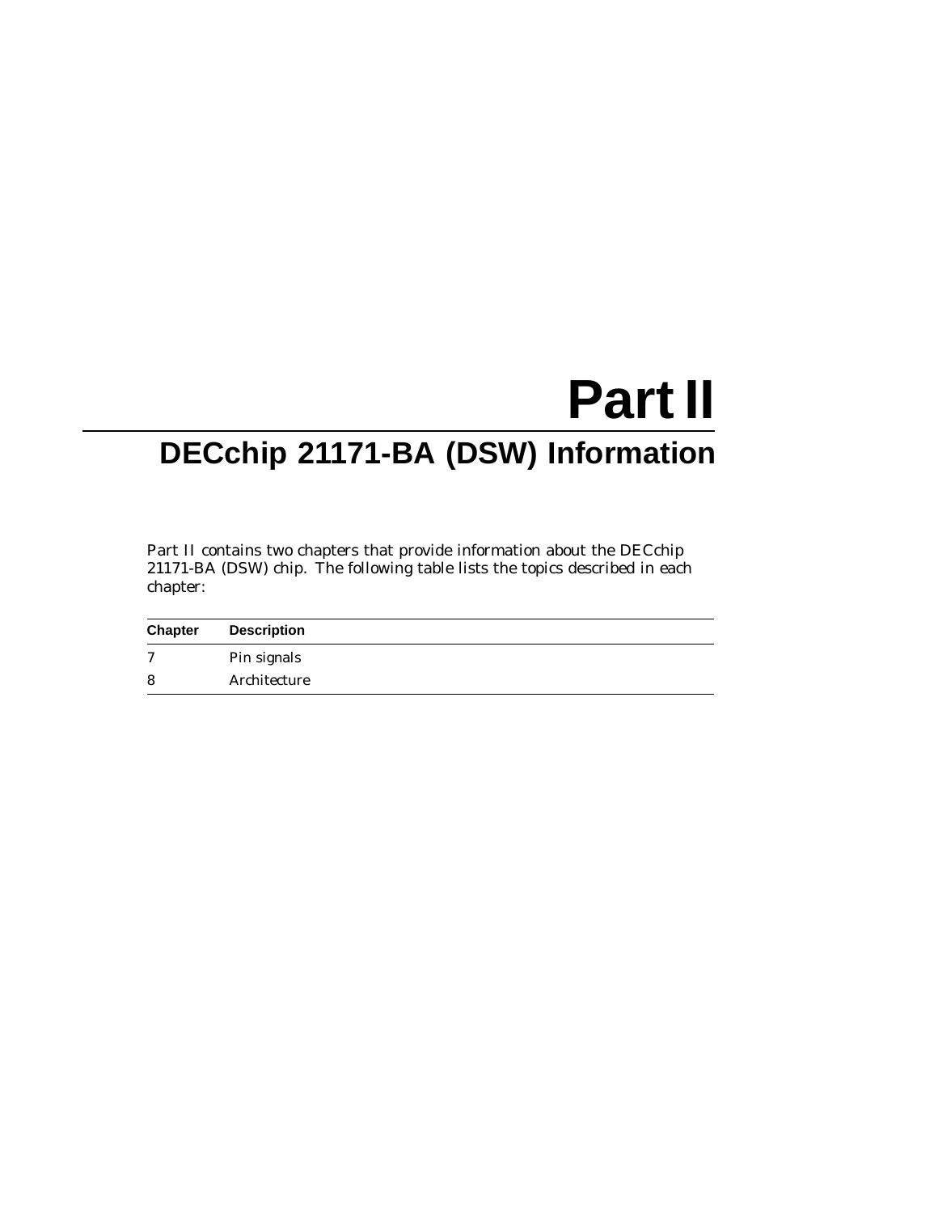# Part II

## DECchip 21171-BA (DSW) Information

Part II contains two chapters that provide information about the DECchip 21171-BA (DSW) chip. The following table lists the topics described in each chapter:

| Chapter | Description |
|---|---|
| 7 | Pin signals |
| 8 | Architecture |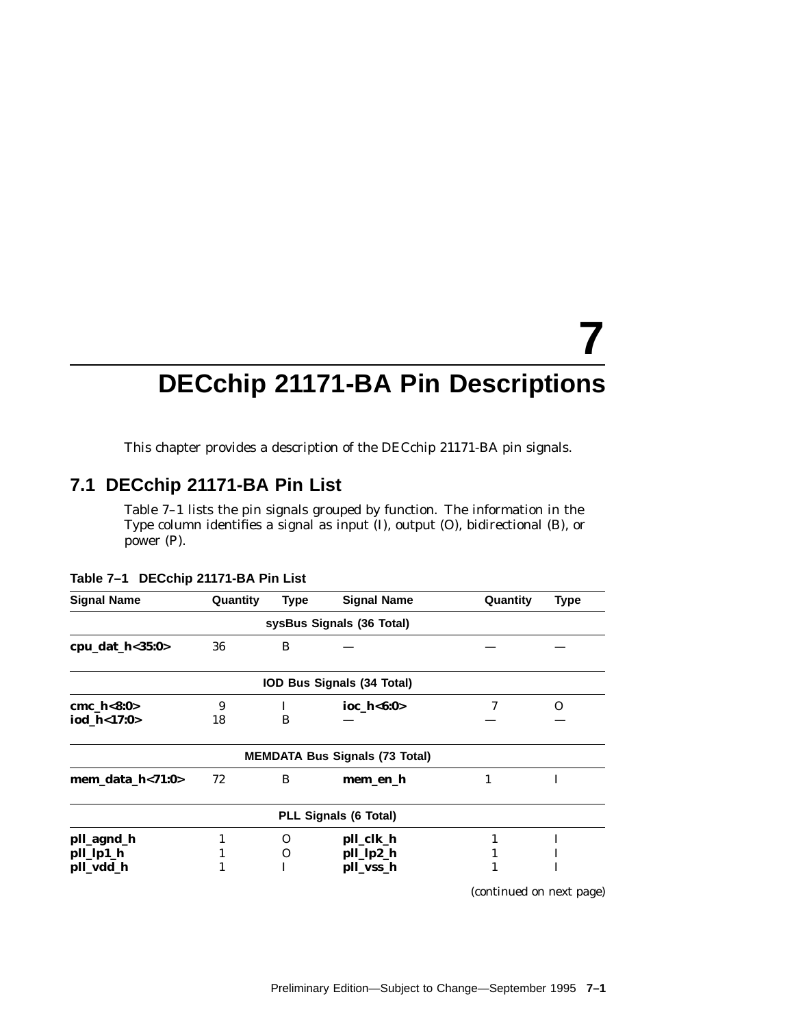# 7

# DECchip 21171-BA Pin Descriptions

This chapter provides a description of the DECchip 21171-BA pin signals.

## 7.1 DECchip 21171-BA Pin List

Table 7–1 lists the pin signals grouped by function. The information in the Type column identifies a signal as input (I), output (O), bidirectional (B), or power (P).

**Table 7–1 DECchip 21171-BA Pin List**

| Signal Name | Quantity | Type | Signal Name | Quantity | Type |
|---|---|---|---|---|---|
| **sysBus Signals (36 Total)** | | | | | |
| **cpu_dat_h<35:0>** | 36 | B | — | — | — |
| **IOD Bus Signals (34 Total)** | | | | | |
| **cmc_h<8:0>** | 9 | I | **ioc_h<6:0>** | 7 | O |
| **iod_h<17:0>** | 18 | B | — | — | — |
| **MEMDATA Bus Signals (73 Total)** | | | | | |
| **mem_data_h<71:0>** | 72 | B | **mem_en_h** | 1 | I |
| **PLL Signals (6 Total)** | | | | | |
| **pll_agnd_h** | 1 | O | **pll_clk_h** | 1 | I |
| **pll_lp1_h** | 1 | O | **pll_lp2_h** | 1 | I |
| **pll_vdd_h** | 1 | I | **pll_vss_h** | 1 | I |

*(continued on next page)*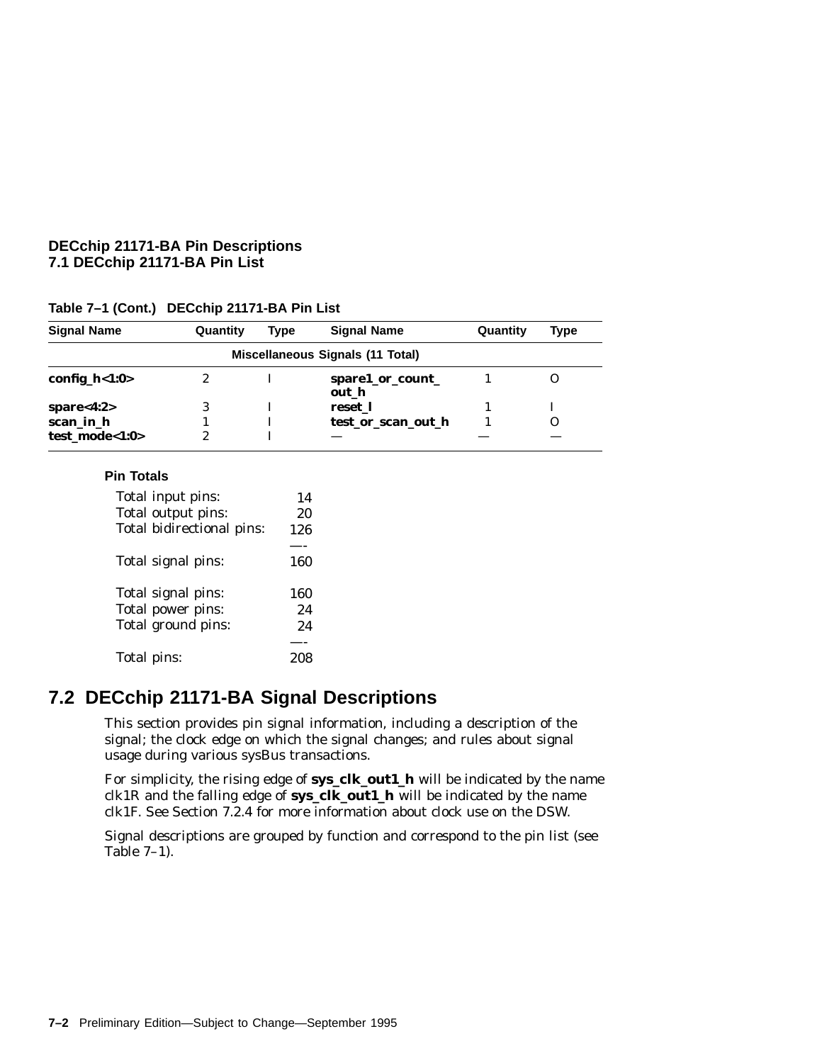**Table 7–1 (Cont.) DECchip 21171-BA Pin List**

| Signal Name | Quantity | Type | Signal Name | Quantity | Type |
|---|---|---|---|---|---|
| **Miscellaneous Signals (11 Total)** | | | | | |
| **config_h<1:0>** | 2 | I | **spare1_or_count_out_h** | 1 | O |
| **spare<4:2>** | 3 | I | **reset_l** | 1 | I |
| **scan_in_h** | 1 | I | **test_or_scan_out_h** | 1 | O |
| **test_mode<1:0>** | 2 | I | — | — | — |

**Pin Totals**

| | |
|---|---|
| Total input pins: | 14 |
| Total output pins: | 20 |
| Total bidirectional pins: | 126 |
| | —- |
| Total signal pins: | 160 |
| | |
| Total signal pins: | 160 |
| Total power pins: | 24 |
| Total ground pins: | 24 |
| | —- |
| Total pins: | 208 |

## 7.2 DECchip 21171-BA Signal Descriptions

This section provides pin signal information, including a description of the signal; the clock edge on which the signal changes; and rules about signal usage during various sysBus transactions.

For simplicity, the rising edge of **sys_clk_out1_h** will be indicated by the name clk1R and the falling edge of **sys_clk_out1_h** will be indicated by the name clk1F. See Section 7.2.4 for more information about clock use on the DSW.

Signal descriptions are grouped by function and correspond to the pin list (see Table 7–1).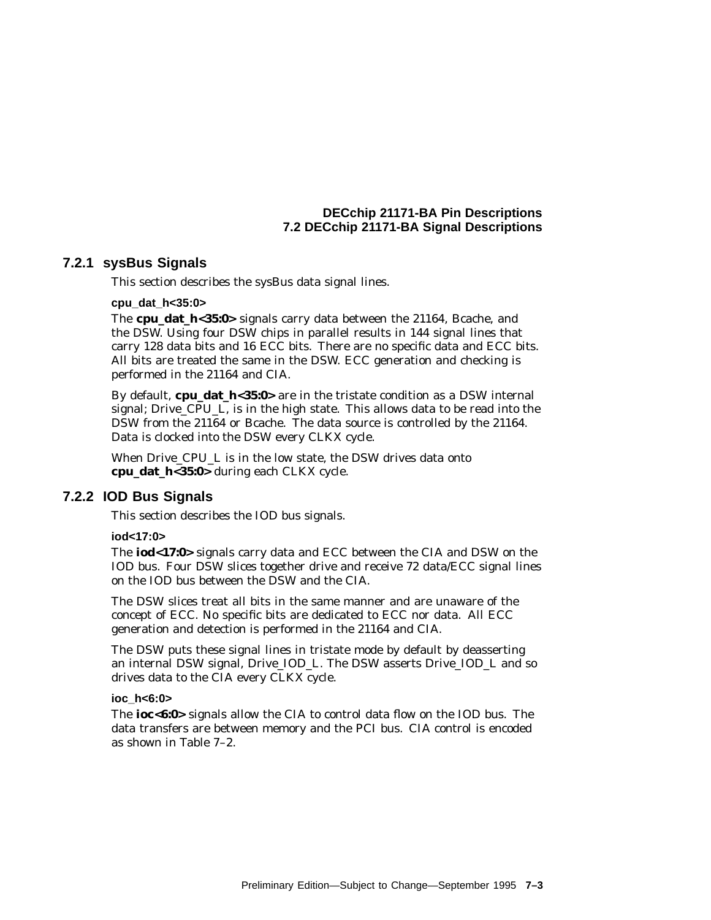## 7.2.1 sysBus Signals

This section describes the sysBus data signal lines.

#### cpu_dat_h<35:0>

The **cpu_dat_h<35:0>** signals carry data between the 21164, Bcache, and the DSW. Using four DSW chips in parallel results in 144 signal lines that carry 128 data bits and 16 ECC bits. There are no specific data and ECC bits. All bits are treated the same in the DSW. ECC generation and checking is performed in the 21164 and CIA.

By default, **cpu_dat_h<35:0>** are in the tristate condition as a DSW internal signal; Drive_CPU_L, is in the high state. This allows data to be read into the DSW from the 21164 or Bcache. The data source is controlled by the 21164. Data is clocked into the DSW every CLKX cycle.

When Drive_CPU_L is in the low state, the DSW drives data onto **cpu_dat_h<35:0>** during each CLKX cycle.

## 7.2.2 IOD Bus Signals

This section describes the IOD bus signals.

#### iod<17:0>

The **iod<17:0>** signals carry data and ECC between the CIA and DSW on the IOD bus. Four DSW slices together drive and receive 72 data/ECC signal lines on the IOD bus between the DSW and the CIA.

The DSW slices treat all bits in the same manner and are unaware of the concept of ECC. No specific bits are dedicated to ECC nor data. All ECC generation and detection is performed in the 21164 and CIA.

The DSW puts these signal lines in tristate mode by default by deasserting an internal DSW signal, Drive_IOD_L. The DSW asserts Drive_IOD_L and so drives data to the CIA every CLKX cycle.

#### ioc_h<6:0>

The **ioc<6:0>** signals allow the CIA to control data flow on the IOD bus. The data transfers are between memory and the PCI bus. CIA control is encoded as shown in Table 7–2.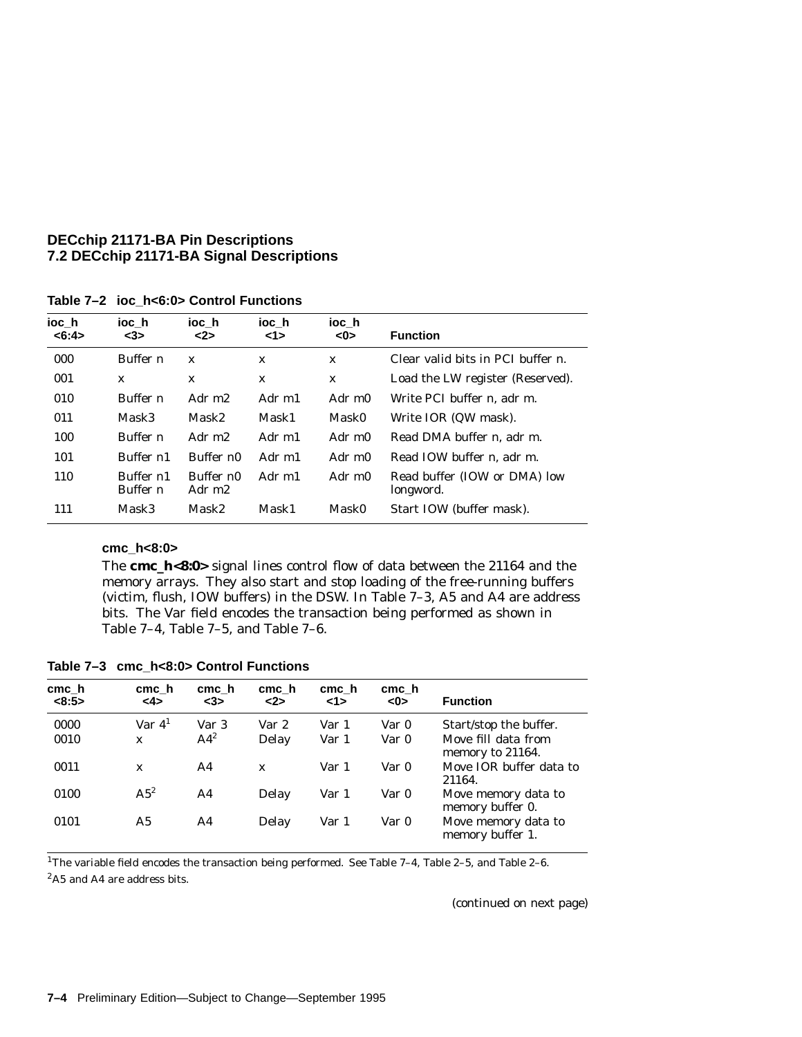**Table 7–2 ioc_h<6:0> Control Functions**

| ioc_h <6:4> | ioc_h <3> | ioc_h <2> | ioc_h <1> | ioc_h <0> | Function |
|---|---|---|---|---|---|
| 000 | Buffer n | x | x | x | Clear valid bits in PCI buffer n. |
| 001 | x | x | x | x | Load the LW register (Reserved). |
| 010 | Buffer n | Adr m2 | Adr m1 | Adr m0 | Write PCI buffer n, adr m. |
| 011 | Mask3 | Mask2 | Mask1 | Mask0 | Write IOR (QW mask). |
| 100 | Buffer n | Adr m2 | Adr m1 | Adr m0 | Read DMA buffer n, adr m. |
| 101 | Buffer n1 | Buffer n0 | Adr m1 | Adr m0 | Read IOW buffer n, adr m. |
| 110 | Buffer n1 Buffer n | Buffer n0 Adr m2 | Adr m1 | Adr m0 | Read buffer (IOW or DMA) low longword. |
| 111 | Mask3 | Mask2 | Mask1 | Mask0 | Start IOW (buffer mask). |

**cmc_h<8:0>**

The **cmc_h<8:0>** signal lines control flow of data between the 21164 and the memory arrays. They also start and stop loading of the free-running buffers (victim, flush, IOW buffers) in the DSW. In Table 7–3, A5 and A4 are address bits. The Var field encodes the transaction being performed as shown in Table 7–4, Table 7–5, and Table 7–6.

**Table 7–3 cmc_h<8:0> Control Functions**

| cmc_h <8:5> | cmc_h <4> | cmc_h <3> | cmc_h <2> | cmc_h <1> | cmc_h <0> | Function |
|---|---|---|---|---|---|---|
| 0000 | Var 4[1] | Var 3 | Var 2 | Var 1 | Var 0 | Start/stop the buffer. |
| 0010 | x | A4[2] | Delay | Var 1 | Var 0 | Move fill data from memory to 21164. |
| 0011 | x | A4 | x | Var 1 | Var 0 | Move IOR buffer data to 21164. |
| 0100 | A5[2] | A4 | Delay | Var 1 | Var 0 | Move memory data to memory buffer 0. |
| 0101 | A5 | A4 | Delay | Var 1 | Var 0 | Move memory data to memory buffer 1. |

[1]The variable field encodes the transaction being performed. See Table 7–4, Table 2–5, and Table 2–6.

[2]A5 and A4 are address bits.

(continued on next page)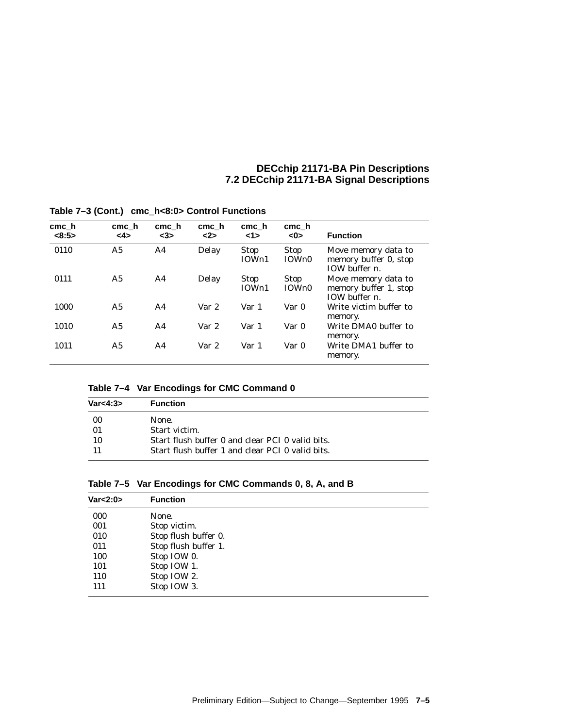**Table 7–3 (Cont.) cmc_h<8:0> Control Functions**

| cmc_h <8:5> | cmc_h <4> | cmc_h <3> | cmc_h <2> | cmc_h <1> | cmc_h <0> | Function |
|---|---|---|---|---|---|---|
| 0110 | A5 | A4 | Delay | Stop IOWn1 | Stop IOWn0 | Move memory data to memory buffer 0, stop IOW buffer *n*. |
| 0111 | A5 | A4 | Delay | Stop IOWn1 | Stop IOWn0 | Move memory data to memory buffer 1, stop IOW buffer *n*. |
| 1000 | A5 | A4 | Var 2 | Var 1 | Var 0 | Write victim buffer to memory. |
| 1010 | A5 | A4 | Var 2 | Var 1 | Var 0 | Write DMA0 buffer to memory. |
| 1011 | A5 | A4 | Var 2 | Var 1 | Var 0 | Write DMA1 buffer to memory. |

**Table 7–4 Var Encodings for CMC Command 0**

| Var<4:3> | Function |
|---|---|
| 00 | None. |
| 01 | Start victim. |
| 10 | Start flush buffer 0 and clear PCI 0 valid bits. |
| 11 | Start flush buffer 1 and clear PCI 0 valid bits. |

**Table 7–5 Var Encodings for CMC Commands 0, 8, A, and B**

| Var<2:0> | Function |
|---|---|
| 000 | None. |
| 001 | Stop victim. |
| 010 | Stop flush buffer 0. |
| 011 | Stop flush buffer 1. |
| 100 | Stop IOW 0. |
| 101 | Stop IOW 1. |
| 110 | Stop IOW 2. |
| 111 | Stop IOW 3. |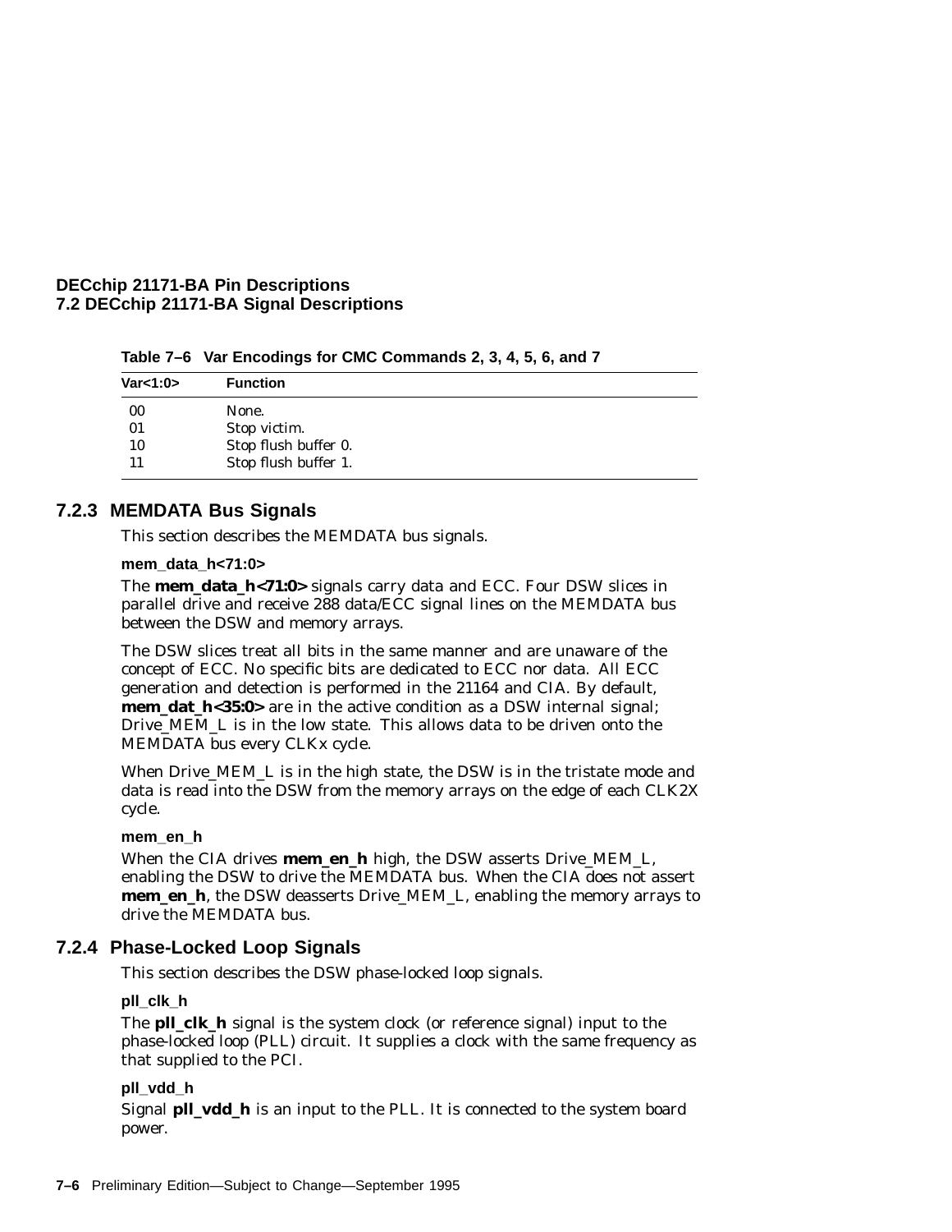**Table 7–6 Var Encodings for CMC Commands 2, 3, 4, 5, 6, and 7**

| Var<1:0> | Function |
|---|---|
| 00 | None. |
| 01 | Stop victim. |
| 10 | Stop flush buffer 0. |
| 11 | Stop flush buffer 1. |

### 7.2.3 MEMDATA Bus Signals

This section describes the MEMDATA bus signals.

**mem_data_h<71:0>**

The **mem_data_h<71:0>** signals carry data and ECC. Four DSW slices in parallel drive and receive 288 data/ECC signal lines on the MEMDATA bus between the DSW and memory arrays.

The DSW slices treat all bits in the same manner and are unaware of the concept of ECC. No specific bits are dedicated to ECC nor data. All ECC generation and detection is performed in the 21164 and CIA. By default, **mem_dat_h<35:0>** are in the active condition as a DSW internal signal; Drive_MEM_L is in the low state. This allows data to be driven onto the MEMDATA bus every CLKx cycle.

When Drive_MEM_L is in the high state, the DSW is in the tristate mode and data is read into the DSW from the memory arrays on the edge of each CLK2X cycle.

**mem_en_h**

When the CIA drives **mem_en_h** high, the DSW asserts Drive_MEM_L, enabling the DSW to drive the MEMDATA bus. When the CIA does not assert **mem_en_h**, the DSW deasserts Drive_MEM_L, enabling the memory arrays to drive the MEMDATA bus.

### 7.2.4 Phase-Locked Loop Signals

This section describes the DSW phase-locked loop signals.

**pll_clk_h**

The **pll_clk_h** signal is the system clock (or reference signal) input to the phase-locked loop (PLL) circuit. It supplies a clock with the same frequency as that supplied to the PCI.

**pll_vdd_h**

Signal **pll_vdd_h** is an input to the PLL. It is connected to the system board power.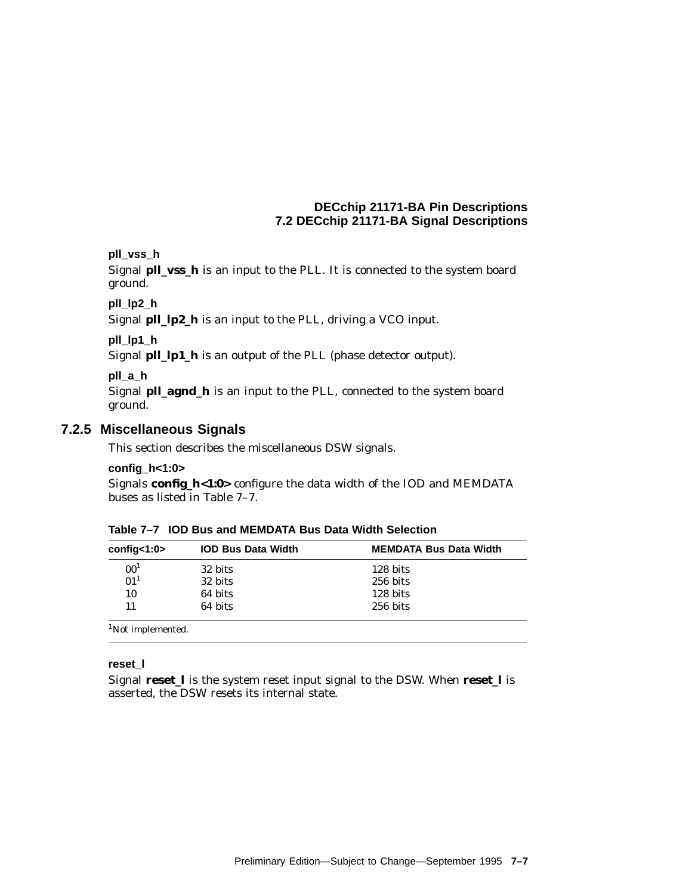**pll_vss_h**

Signal **pll_vss_h** is an input to the PLL. It is connected to the system board ground.

**pll_lp2_h**

Signal **pll_lp2_h** is an input to the PLL, driving a VCO input.

**pll_lp1_h**

Signal **pll_lp1_h** is an output of the PLL (phase detector output).

**pll_a_h**

Signal **pll_agnd_h** is an input to the PLL, connected to the system board ground.

### 7.2.5 Miscellaneous Signals

This section describes the miscellaneous DSW signals.

**config_h<1:0>**

Signals **config_h<1:0>** configure the data width of the IOD and MEMDATA buses as listed in Table 7–7.

**Table 7–7 IOD Bus and MEMDATA Bus Data Width Selection**

| config<1:0> | IOD Bus Data Width | MEMDATA Bus Data Width |
|---|---|---|
| 00[1] | 32 bits | 128 bits |
| 01[1] | 32 bits | 256 bits |
| 10 | 64 bits | 128 bits |
| 11 | 64 bits | 256 bits |

[1]Not implemented.

**reset_l**

Signal **reset_l** is the system reset input signal to the DSW. When **reset_l** is asserted, the DSW resets its internal state.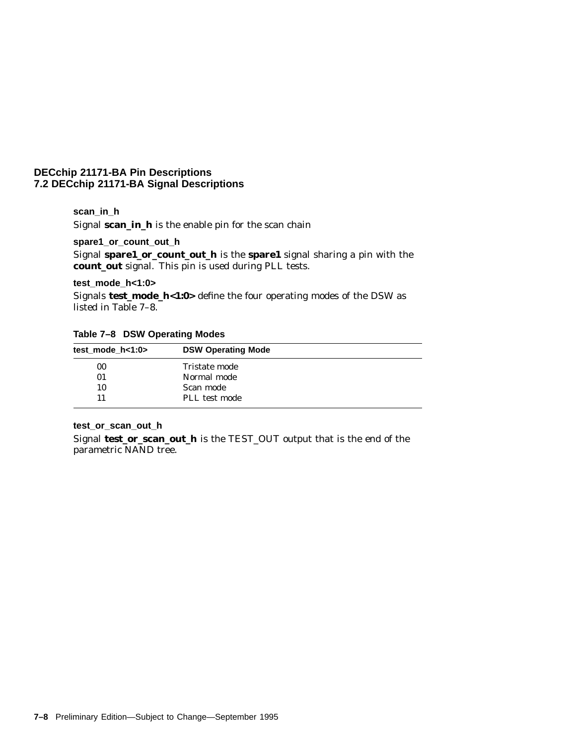#### scan_in_h

Signal **scan_in_h** is the enable pin for the scan chain

#### spare1_or_count_out_h

Signal **spare1_or_count_out_h** is the **spare1** signal sharing a pin with the **count_out** signal. This pin is used during PLL tests.

#### test_mode_h<1:0>

Signals **test_mode_h<1:0>** define the four operating modes of the DSW as listed in Table 7–8.

**Table 7–8 DSW Operating Modes**

| test_mode_h<1:0> | DSW Operating Mode |
|---|---|
| 00 | Tristate mode |
| 01 | Normal mode |
| 10 | Scan mode |
| 11 | PLL test mode |

#### test_or_scan_out_h

Signal **test_or_scan_out_h** is the TEST_OUT output that is the end of the parametric NAND tree.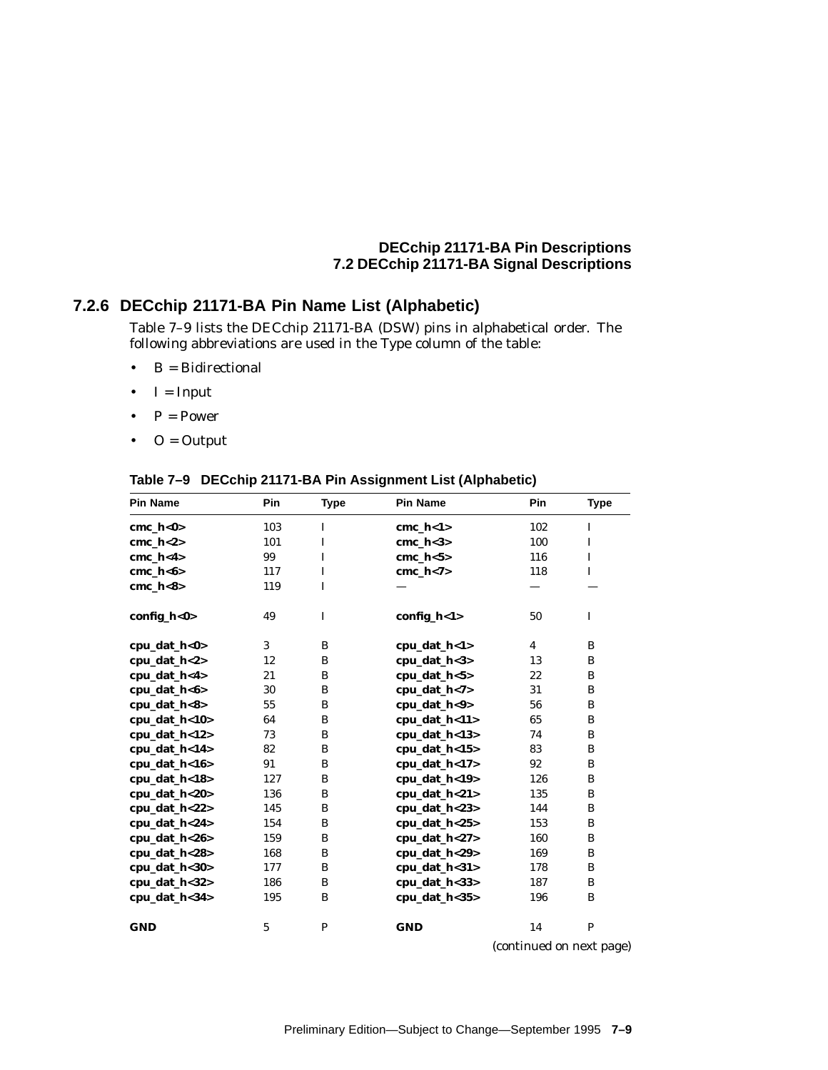### 7.2.6 DECchip 21171-BA Pin Name List (Alphabetic)

Table 7–9 lists the DECchip 21171-BA (DSW) pins in alphabetical order. The following abbreviations are used in the Type column of the table:

- B = Bidirectional
- I = Input
- P = Power
- O = Output

**Table 7–9 DECchip 21171-BA Pin Assignment List (Alphabetic)**

| Pin Name | Pin | Type | Pin Name | Pin | Type |
|---|---|---|---|---|---|
| **cmc_h<0>** | 103 | I | **cmc_h<1>** | 102 | I |
| **cmc_h<2>** | 101 | I | **cmc_h<3>** | 100 | I |
| **cmc_h<4>** | 99 | I | **cmc_h<5>** | 116 | I |
| **cmc_h<6>** | 117 | I | **cmc_h<7>** | 118 | I |
| **cmc_h<8>** | 119 | I | — | — | — |
| **config_h<0>** | 49 | I | **config_h<1>** | 50 | I |
| **cpu_dat_h<0>** | 3 | B | **cpu_dat_h<1>** | 4 | B |
| **cpu_dat_h<2>** | 12 | B | **cpu_dat_h<3>** | 13 | B |
| **cpu_dat_h<4>** | 21 | B | **cpu_dat_h<5>** | 22 | B |
| **cpu_dat_h<6>** | 30 | B | **cpu_dat_h<7>** | 31 | B |
| **cpu_dat_h<8>** | 55 | B | **cpu_dat_h<9>** | 56 | B |
| **cpu_dat_h<10>** | 64 | B | **cpu_dat_h<11>** | 65 | B |
| **cpu_dat_h<12>** | 73 | B | **cpu_dat_h<13>** | 74 | B |
| **cpu_dat_h<14>** | 82 | B | **cpu_dat_h<15>** | 83 | B |
| **cpu_dat_h<16>** | 91 | B | **cpu_dat_h<17>** | 92 | B |
| **cpu_dat_h<18>** | 127 | B | **cpu_dat_h<19>** | 126 | B |
| **cpu_dat_h<20>** | 136 | B | **cpu_dat_h<21>** | 135 | B |
| **cpu_dat_h<22>** | 145 | B | **cpu_dat_h<23>** | 144 | B |
| **cpu_dat_h<24>** | 154 | B | **cpu_dat_h<25>** | 153 | B |
| **cpu_dat_h<26>** | 159 | B | **cpu_dat_h<27>** | 160 | B |
| **cpu_dat_h<28>** | 168 | B | **cpu_dat_h<29>** | 169 | B |
| **cpu_dat_h<30>** | 177 | B | **cpu_dat_h<31>** | 178 | B |
| **cpu_dat_h<32>** | 186 | B | **cpu_dat_h<33>** | 187 | B |
| **cpu_dat_h<34>** | 195 | B | **cpu_dat_h<35>** | 196 | B |
| **GND** | 5 | P | **GND** | 14 | P |

*(continued on next page)*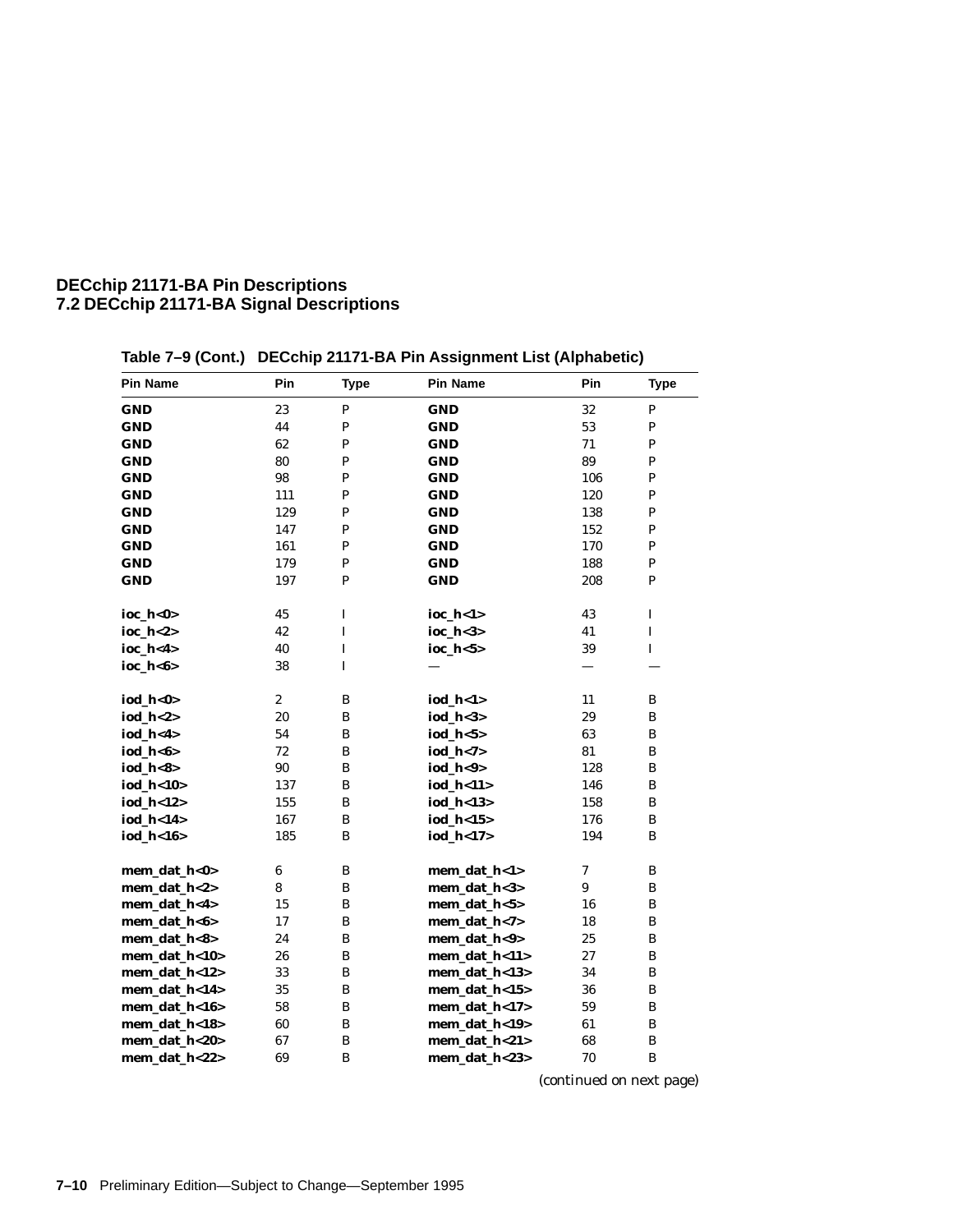**Table 7–9 (Cont.) DECchip 21171-BA Pin Assignment List (Alphabetic)**

| Pin Name | Pin | Type | Pin Name | Pin | Type |
|---|---|---|---|---|---|
| **GND** | 23 | P | **GND** | 32 | P |
| **GND** | 44 | P | **GND** | 53 | P |
| **GND** | 62 | P | **GND** | 71 | P |
| **GND** | 80 | P | **GND** | 89 | P |
| **GND** | 98 | P | **GND** | 106 | P |
| **GND** | 111 | P | **GND** | 120 | P |
| **GND** | 129 | P | **GND** | 138 | P |
| **GND** | 147 | P | **GND** | 152 | P |
| **GND** | 161 | P | **GND** | 170 | P |
| **GND** | 179 | P | **GND** | 188 | P |
| **GND** | 197 | P | **GND** | 208 | P |
| **ioc_h<0>** | 45 | I | **ioc_h<1>** | 43 | I |
| **ioc_h<2>** | 42 | I | **ioc_h<3>** | 41 | I |
| **ioc_h<4>** | 40 | I | **ioc_h<5>** | 39 | I |
| **ioc_h<6>** | 38 | I | — | — | — |
| **iod_h<0>** | 2 | B | **iod_h<1>** | 11 | B |
| **iod_h<2>** | 20 | B | **iod_h<3>** | 29 | B |
| **iod_h<4>** | 54 | B | **iod_h<5>** | 63 | B |
| **iod_h<6>** | 72 | B | **iod_h<7>** | 81 | B |
| **iod_h<8>** | 90 | B | **iod_h<9>** | 128 | B |
| **iod_h<10>** | 137 | B | **iod_h<11>** | 146 | B |
| **iod_h<12>** | 155 | B | **iod_h<13>** | 158 | B |
| **iod_h<14>** | 167 | B | **iod_h<15>** | 176 | B |
| **iod_h<16>** | 185 | B | **iod_h<17>** | 194 | B |
| **mem_dat_h<0>** | 6 | B | **mem_dat_h<1>** | 7 | B |
| **mem_dat_h<2>** | 8 | B | **mem_dat_h<3>** | 9 | B |
| **mem_dat_h<4>** | 15 | B | **mem_dat_h<5>** | 16 | B |
| **mem_dat_h<6>** | 17 | B | **mem_dat_h<7>** | 18 | B |
| **mem_dat_h<8>** | 24 | B | **mem_dat_h<9>** | 25 | B |
| **mem_dat_h<10>** | 26 | B | **mem_dat_h<11>** | 27 | B |
| **mem_dat_h<12>** | 33 | B | **mem_dat_h<13>** | 34 | B |
| **mem_dat_h<14>** | 35 | B | **mem_dat_h<15>** | 36 | B |
| **mem_dat_h<16>** | 58 | B | **mem_dat_h<17>** | 59 | B |
| **mem_dat_h<18>** | 60 | B | **mem_dat_h<19>** | 61 | B |
| **mem_dat_h<20>** | 67 | B | **mem_dat_h<21>** | 68 | B |
| **mem_dat_h<22>** | 69 | B | **mem_dat_h<23>** | 70 | B |

*(continued on next page)*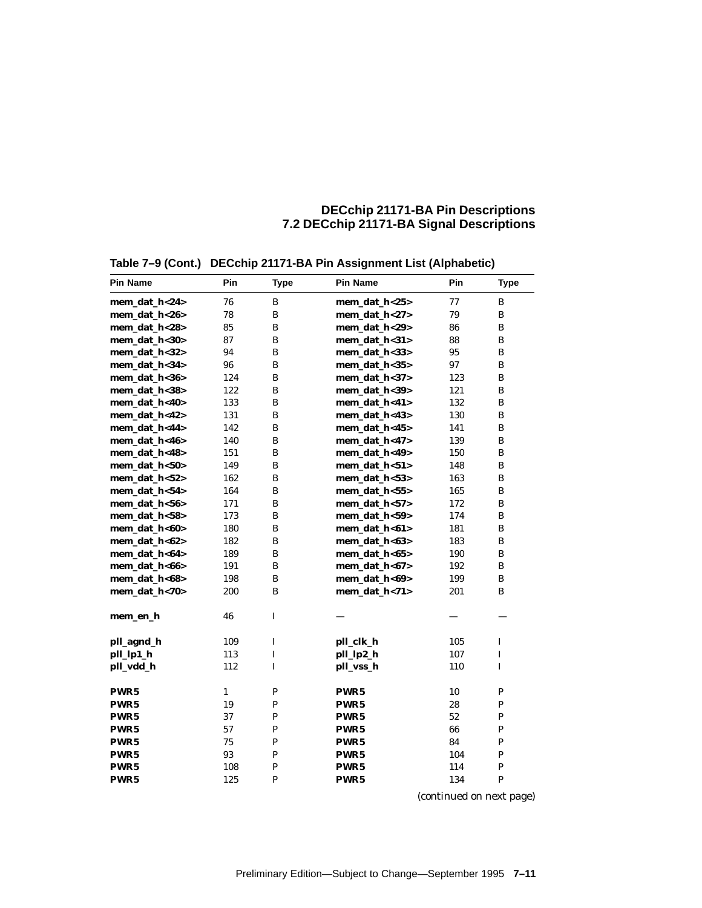**Table 7–9 (Cont.) DECchip 21171-BA Pin Assignment List (Alphabetic)**

| Pin Name | Pin | Type | Pin Name | Pin | Type |
|---|---|---|---|---|---|
| **mem_dat_h<24>** | 76 | B | **mem_dat_h<25>** | 77 | B |
| **mem_dat_h<26>** | 78 | B | **mem_dat_h<27>** | 79 | B |
| **mem_dat_h<28>** | 85 | B | **mem_dat_h<29>** | 86 | B |
| **mem_dat_h<30>** | 87 | B | **mem_dat_h<31>** | 88 | B |
| **mem_dat_h<32>** | 94 | B | **mem_dat_h<33>** | 95 | B |
| **mem_dat_h<34>** | 96 | B | **mem_dat_h<35>** | 97 | B |
| **mem_dat_h<36>** | 124 | B | **mem_dat_h<37>** | 123 | B |
| **mem_dat_h<38>** | 122 | B | **mem_dat_h<39>** | 121 | B |
| **mem_dat_h<40>** | 133 | B | **mem_dat_h<41>** | 132 | B |
| **mem_dat_h<42>** | 131 | B | **mem_dat_h<43>** | 130 | B |
| **mem_dat_h<44>** | 142 | B | **mem_dat_h<45>** | 141 | B |
| **mem_dat_h<46>** | 140 | B | **mem_dat_h<47>** | 139 | B |
| **mem_dat_h<48>** | 151 | B | **mem_dat_h<49>** | 150 | B |
| **mem_dat_h<50>** | 149 | B | **mem_dat_h<51>** | 148 | B |
| **mem_dat_h<52>** | 162 | B | **mem_dat_h<53>** | 163 | B |
| **mem_dat_h<54>** | 164 | B | **mem_dat_h<55>** | 165 | B |
| **mem_dat_h<56>** | 171 | B | **mem_dat_h<57>** | 172 | B |
| **mem_dat_h<58>** | 173 | B | **mem_dat_h<59>** | 174 | B |
| **mem_dat_h<60>** | 180 | B | **mem_dat_h<61>** | 181 | B |
| **mem_dat_h<62>** | 182 | B | **mem_dat_h<63>** | 183 | B |
| **mem_dat_h<64>** | 189 | B | **mem_dat_h<65>** | 190 | B |
| **mem_dat_h<66>** | 191 | B | **mem_dat_h<67>** | 192 | B |
| **mem_dat_h<68>** | 198 | B | **mem_dat_h<69>** | 199 | B |
| **mem_dat_h<70>** | 200 | B | **mem_dat_h<71>** | 201 | B |
| **mem_en_h** | 46 | I | — | — | — |
| **pll_agnd_h** | 109 | I | **pll_clk_h** | 105 | I |
| **pll_lp1_h** | 113 | I | **pll_lp2_h** | 107 | I |
| **pll_vdd_h** | 112 | I | **pll_vss_h** | 110 | I |
| **PWR5** | 1 | P | **PWR5** | 10 | P |
| **PWR5** | 19 | P | **PWR5** | 28 | P |
| **PWR5** | 37 | P | **PWR5** | 52 | P |
| **PWR5** | 57 | P | **PWR5** | 66 | P |
| **PWR5** | 75 | P | **PWR5** | 84 | P |
| **PWR5** | 93 | P | **PWR5** | 104 | P |
| **PWR5** | 108 | P | **PWR5** | 114 | P |
| **PWR5** | 125 | P | **PWR5** | 134 | P |

*(continued on next page)*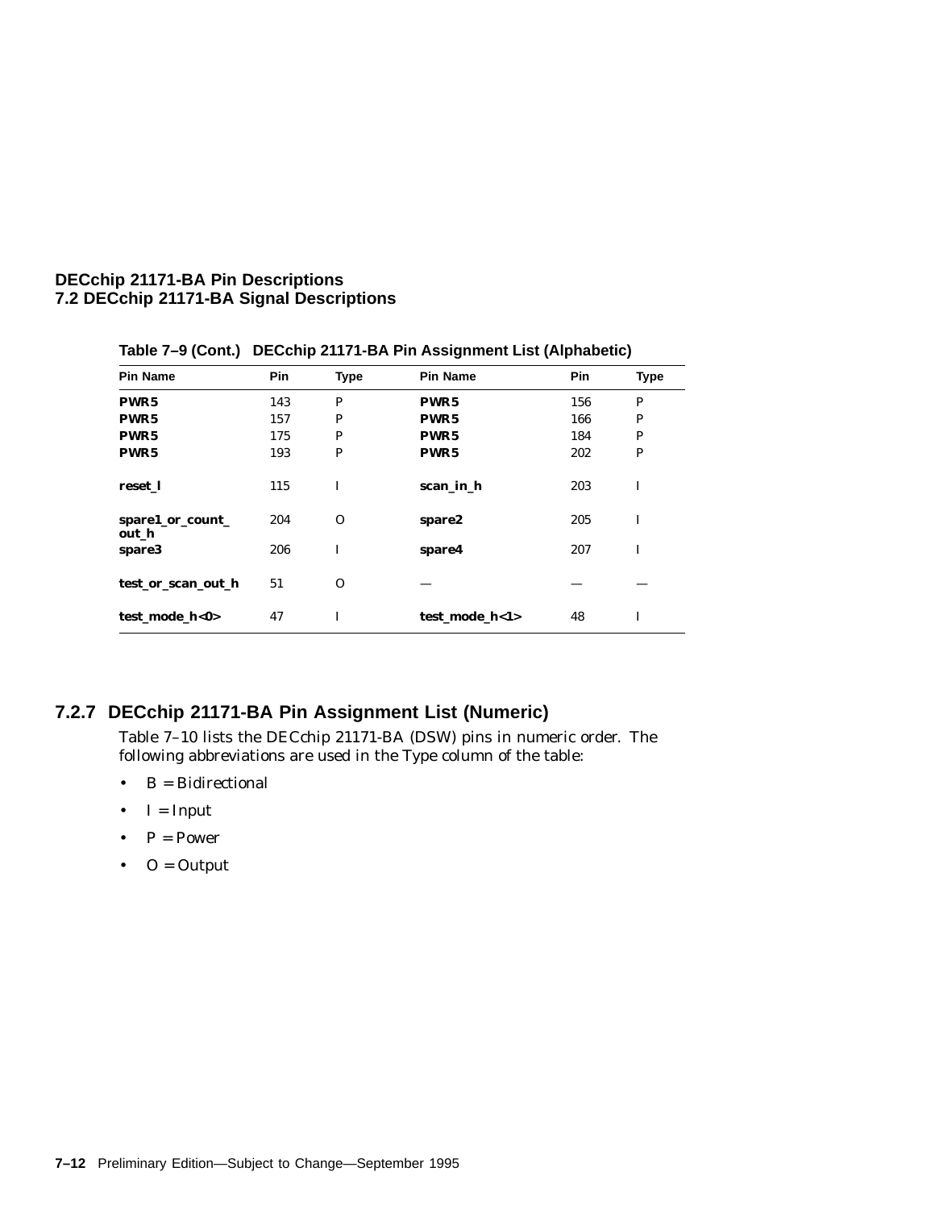**Table 7–9 (Cont.) DECchip 21171-BA Pin Assignment List (Alphabetic)**

| Pin Name | Pin | Type | Pin Name | Pin | Type |
|---|---|---|---|---|---|
| **PWR5** | 143 | P | **PWR5** | 156 | P |
| **PWR5** | 157 | P | **PWR5** | 166 | P |
| **PWR5** | 175 | P | **PWR5** | 184 | P |
| **PWR5** | 193 | P | **PWR5** | 202 | P |
| **reset_l** | 115 | I | **scan_in_h** | 203 | I |
| **spare1_or_count_out_h** | 204 | O | **spare2** | 205 | I |
| **spare3** | 206 | I | **spare4** | 207 | I |
| **test_or_scan_out_h** | 51 | O | — | — | — |
| **test_mode_h<0>** | 47 | I | **test_mode_h<1>** | 48 | I |

### 7.2.7 DECchip 21171-BA Pin Assignment List (Numeric)

Table 7–10 lists the DECchip 21171-BA (DSW) pins in numeric order. The following abbreviations are used in the Type column of the table:

- B = Bidirectional
- I = Input
- P = Power
- O = Output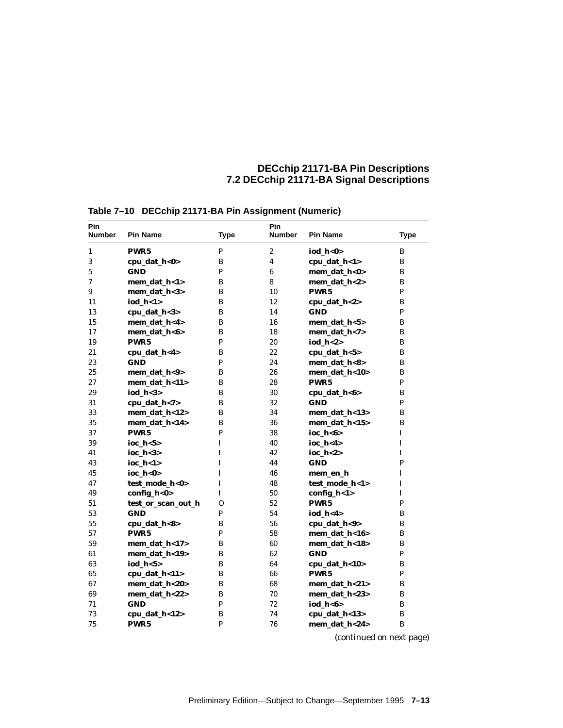**Table 7–10 DECchip 21171-BA Pin Assignment (Numeric)**

| Pin Number | Pin Name | Type | Pin Number | Pin Name | Type |
|---|---|---|---|---|---|
| 1 | **PWR5** | P | 2 | **iod_h<0>** | B |
| 3 | **cpu_dat_h<0>** | B | 4 | **cpu_dat_h<1>** | B |
| 5 | **GND** | P | 6 | **mem_dat_h<0>** | B |
| 7 | **mem_dat_h<1>** | B | 8 | **mem_dat_h<2>** | B |
| 9 | **mem_dat_h<3>** | B | 10 | **PWR5** | P |
| 11 | **iod_h<1>** | B | 12 | **cpu_dat_h<2>** | B |
| 13 | **cpu_dat_h<3>** | B | 14 | **GND** | P |
| 15 | **mem_dat_h<4>** | B | 16 | **mem_dat_h<5>** | B |
| 17 | **mem_dat_h<6>** | B | 18 | **mem_dat_h<7>** | B |
| 19 | **PWR5** | P | 20 | **iod_h<2>** | B |
| 21 | **cpu_dat_h<4>** | B | 22 | **cpu_dat_h<5>** | B |
| 23 | **GND** | P | 24 | **mem_dat_h<8>** | B |
| 25 | **mem_dat_h<9>** | B | 26 | **mem_dat_h<10>** | B |
| 27 | **mem_dat_h<11>** | B | 28 | **PWR5** | P |
| 29 | **iod_h<3>** | B | 30 | **cpu_dat_h<6>** | B |
| 31 | **cpu_dat_h<7>** | B | 32 | **GND** | P |
| 33 | **mem_dat_h<12>** | B | 34 | **mem_dat_h<13>** | B |
| 35 | **mem_dat_h<14>** | B | 36 | **mem_dat_h<15>** | B |
| 37 | **PWR5** | P | 38 | **ioc_h<6>** | I |
| 39 | **ioc_h<5>** | I | 40 | **ioc_h<4>** | I |
| 41 | **ioc_h<3>** | I | 42 | **ioc_h<2>** | I |
| 43 | **ioc_h<1>** | I | 44 | **GND** | P |
| 45 | **ioc_h<0>** | I | 46 | **mem_en_h** | I |
| 47 | **test_mode_h<0>** | I | 48 | **test_mode_h<1>** | I |
| 49 | **config_h<0>** | I | 50 | **config_h<1>** | I |
| 51 | **test_or_scan_out_h** | O | 52 | **PWR5** | P |
| 53 | **GND** | P | 54 | **iod_h<4>** | B |
| 55 | **cpu_dat_h<8>** | B | 56 | **cpu_dat_h<9>** | B |
| 57 | **PWR5** | P | 58 | **mem_dat_h<16>** | B |
| 59 | **mem_dat_h<17>** | B | 60 | **mem_dat_h<18>** | B |
| 61 | **mem_dat_h<19>** | B | 62 | **GND** | P |
| 63 | **iod_h<5>** | B | 64 | **cpu_dat_h<10>** | B |
| 65 | **cpu_dat_h<11>** | B | 66 | **PWR5** | P |
| 67 | **mem_dat_h<20>** | B | 68 | **mem_dat_h<21>** | B |
| 69 | **mem_dat_h<22>** | B | 70 | **mem_dat_h<23>** | B |
| 71 | **GND** | P | 72 | **iod_h<6>** | B |
| 73 | **cpu_dat_h<12>** | B | 74 | **cpu_dat_h<13>** | B |
| 75 | **PWR5** | P | 76 | **mem_dat_h<24>** | B |

*(continued on next page)*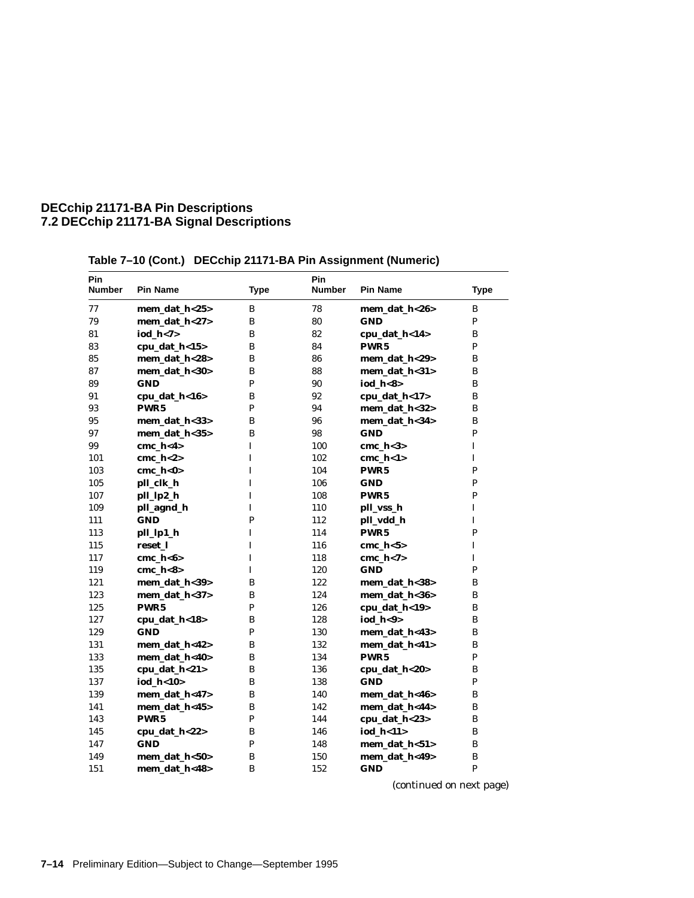**Table 7–10 (Cont.) DECchip 21171-BA Pin Assignment (Numeric)**

| Pin Number | Pin Name | Type | Pin Number | Pin Name | Type |
|---|---|---|---|---|---|
| 77 | **mem_dat_h<25>** | B | 78 | **mem_dat_h<26>** | B |
| 79 | **mem_dat_h<27>** | B | 80 | **GND** | P |
| 81 | **iod_h<7>** | B | 82 | **cpu_dat_h<14>** | B |
| 83 | **cpu_dat_h<15>** | B | 84 | **PWR5** | P |
| 85 | **mem_dat_h<28>** | B | 86 | **mem_dat_h<29>** | B |
| 87 | **mem_dat_h<30>** | B | 88 | **mem_dat_h<31>** | B |
| 89 | **GND** | P | 90 | **iod_h<8>** | B |
| 91 | **cpu_dat_h<16>** | B | 92 | **cpu_dat_h<17>** | B |
| 93 | **PWR5** | P | 94 | **mem_dat_h<32>** | B |
| 95 | **mem_dat_h<33>** | B | 96 | **mem_dat_h<34>** | B |
| 97 | **mem_dat_h<35>** | B | 98 | **GND** | P |
| 99 | **cmc_h<4>** | I | 100 | **cmc_h<3>** | I |
| 101 | **cmc_h<2>** | I | 102 | **cmc_h<1>** | I |
| 103 | **cmc_h<0>** | I | 104 | **PWR5** | P |
| 105 | **pll_clk_h** | I | 106 | **GND** | P |
| 107 | **pll_lp2_h** | I | 108 | **PWR5** | P |
| 109 | **pll_agnd_h** | I | 110 | **pll_vss_h** | I |
| 111 | **GND** | P | 112 | **pll_vdd_h** | I |
| 113 | **pll_lp1_h** | I | 114 | **PWR5** | P |
| 115 | **reset_l** | I | 116 | **cmc_h<5>** | I |
| 117 | **cmc_h<6>** | I | 118 | **cmc_h<7>** | I |
| 119 | **cmc_h<8>** | I | 120 | **GND** | P |
| 121 | **mem_dat_h<39>** | B | 122 | **mem_dat_h<38>** | B |
| 123 | **mem_dat_h<37>** | B | 124 | **mem_dat_h<36>** | B |
| 125 | **PWR5** | P | 126 | **cpu_dat_h<19>** | B |
| 127 | **cpu_dat_h<18>** | B | 128 | **iod_h<9>** | B |
| 129 | **GND** | P | 130 | **mem_dat_h<43>** | B |
| 131 | **mem_dat_h<42>** | B | 132 | **mem_dat_h<41>** | B |
| 133 | **mem_dat_h<40>** | B | 134 | **PWR5** | P |
| 135 | **cpu_dat_h<21>** | B | 136 | **cpu_dat_h<20>** | B |
| 137 | **iod_h<10>** | B | 138 | **GND** | P |
| 139 | **mem_dat_h<47>** | B | 140 | **mem_dat_h<46>** | B |
| 141 | **mem_dat_h<45>** | B | 142 | **mem_dat_h<44>** | B |
| 143 | **PWR5** | P | 144 | **cpu_dat_h<23>** | B |
| 145 | **cpu_dat_h<22>** | B | 146 | **iod_h<11>** | B |
| 147 | **GND** | P | 148 | **mem_dat_h<51>** | B |
| 149 | **mem_dat_h<50>** | B | 150 | **mem_dat_h<49>** | B |
| 151 | **mem_dat_h<48>** | B | 152 | **GND** | P |

*(continued on next page)*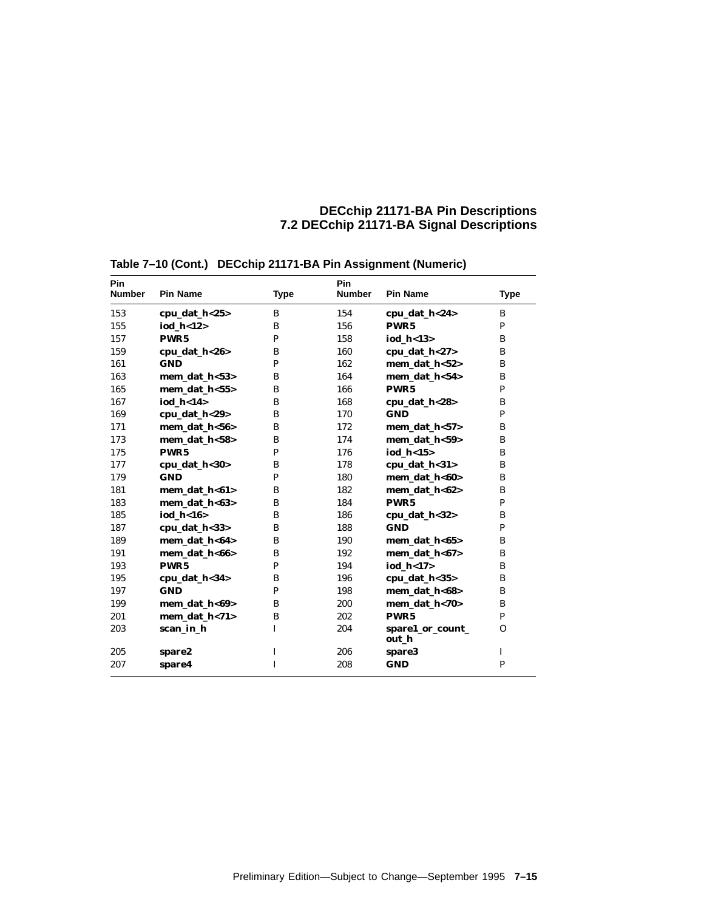**Table 7–10 (Cont.) DECchip 21171-BA Pin Assignment (Numeric)**

| Pin Number | Pin Name | Type | Pin Number | Pin Name | Type |
|---|---|---|---|---|---|
| 153 | **cpu_dat_h<25>** | B | 154 | **cpu_dat_h<24>** | B |
| 155 | **iod_h<12>** | B | 156 | **PWR5** | P |
| 157 | **PWR5** | P | 158 | **iod_h<13>** | B |
| 159 | **cpu_dat_h<26>** | B | 160 | **cpu_dat_h<27>** | B |
| 161 | **GND** | P | 162 | **mem_dat_h<52>** | B |
| 163 | **mem_dat_h<53>** | B | 164 | **mem_dat_h<54>** | B |
| 165 | **mem_dat_h<55>** | B | 166 | **PWR5** | P |
| 167 | **iod_h<14>** | B | 168 | **cpu_dat_h<28>** | B |
| 169 | **cpu_dat_h<29>** | B | 170 | **GND** | P |
| 171 | **mem_dat_h<56>** | B | 172 | **mem_dat_h<57>** | B |
| 173 | **mem_dat_h<58>** | B | 174 | **mem_dat_h<59>** | B |
| 175 | **PWR5** | P | 176 | **iod_h<15>** | B |
| 177 | **cpu_dat_h<30>** | B | 178 | **cpu_dat_h<31>** | B |
| 179 | **GND** | P | 180 | **mem_dat_h<60>** | B |
| 181 | **mem_dat_h<61>** | B | 182 | **mem_dat_h<62>** | B |
| 183 | **mem_dat_h<63>** | B | 184 | **PWR5** | P |
| 185 | **iod_h<16>** | B | 186 | **cpu_dat_h<32>** | B |
| 187 | **cpu_dat_h<33>** | B | 188 | **GND** | P |
| 189 | **mem_dat_h<64>** | B | 190 | **mem_dat_h<65>** | B |
| 191 | **mem_dat_h<66>** | B | 192 | **mem_dat_h<67>** | B |
| 193 | **PWR5** | P | 194 | **iod_h<17>** | B |
| 195 | **cpu_dat_h<34>** | B | 196 | **cpu_dat_h<35>** | B |
| 197 | **GND** | P | 198 | **mem_dat_h<68>** | B |
| 199 | **mem_dat_h<69>** | B | 200 | **mem_dat_h<70>** | B |
| 201 | **mem_dat_h<71>** | B | 202 | **PWR5** | P |
| 203 | **scan_in_h** | I | 204 | **spare1_or_count_out_h** | O |
| 205 | **spare2** | I | 206 | **spare3** | I |
| 207 | **spare4** | I | 208 | **GND** | P |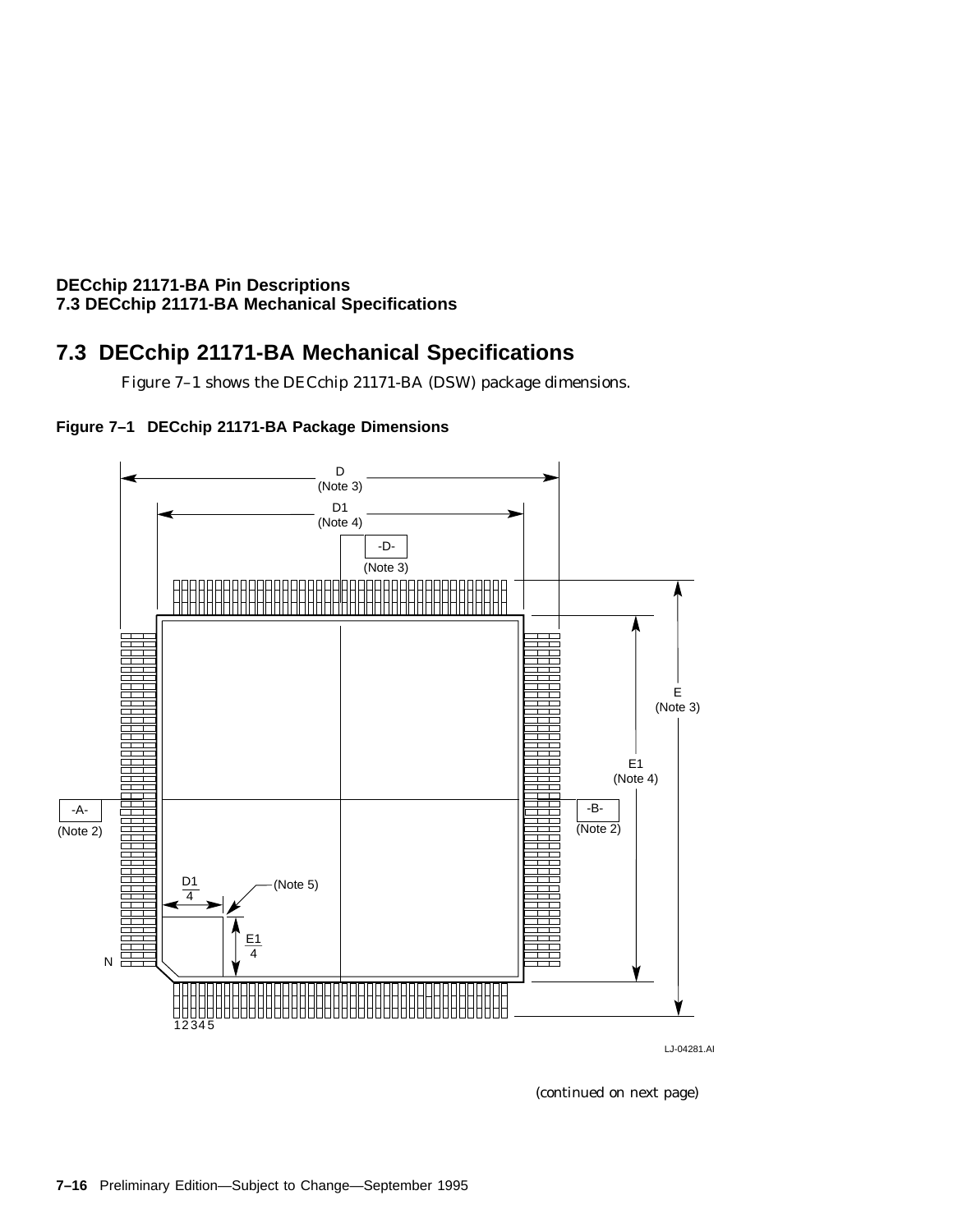## 7.3 DECchip 21171-BA Mechanical Specifications

Figure 7–1 shows the DECchip 21171-BA (DSW) package dimensions.

**Figure 7–1 DECchip 21171-BA Package Dimensions**

D (Note 3)

D1 (Note 4)

-D- (Note 3)

E (Note 3)

E1 (Note 4)

-A- (Note 2)

-B- (Note 2)

D1/4

(Note 5)

E1/4

N

1 2 3 4 5

LJ-04281.AI

(continued on next page)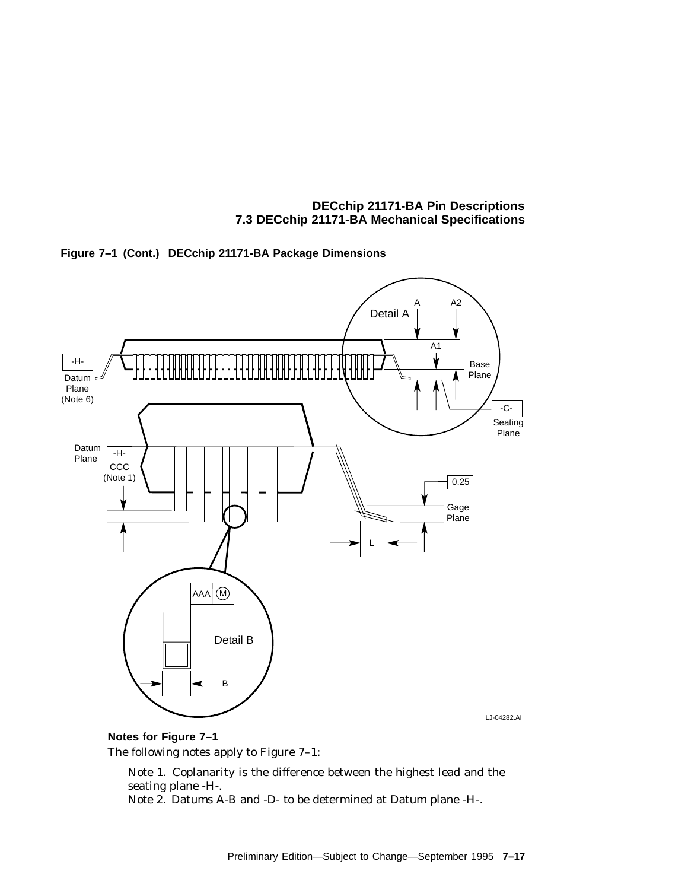**Figure 7–1 (Cont.) DECchip 21171-BA Package Dimensions**

**Notes for Figure 7–1**

The following notes apply to Figure 7–1:

Note 1. Coplanarity is the difference between the highest lead and the seating plane -H-.

Note 2. Datums A-B and -D- to be determined at Datum plane -H-.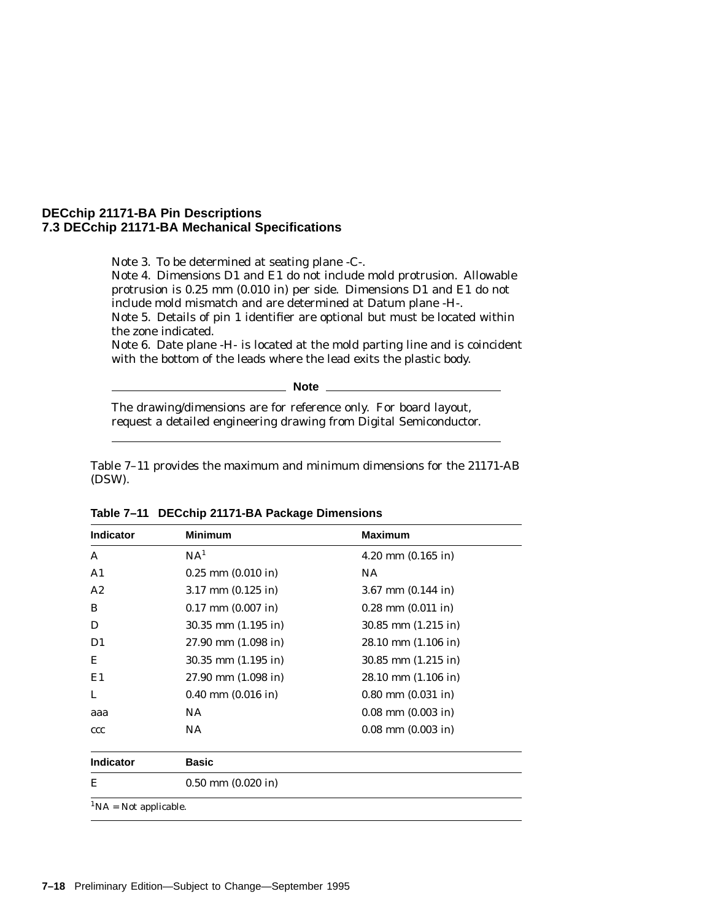Note 3. To be determined at seating plane -C-.
Note 4. Dimensions D1 and E1 do not include mold protrusion. Allowable protrusion is 0.25 mm (0.010 in) per side. Dimensions D1 and E1 do not include mold mismatch and are determined at Datum plane -H-.
Note 5. Details of pin 1 identifier are optional but must be located within the zone indicated.
Note 6. Date plane -H- is located at the mold parting line and is coincident with the bottom of the leads where the lead exits the plastic body.

**Note**

The drawing/dimensions are for reference only. For board layout, request a detailed engineering drawing from Digital Semiconductor.

Table 7–11 provides the maximum and minimum dimensions for the 21171-AB (DSW).

**Table 7–11 DECchip 21171-BA Package Dimensions**

| Indicator | Minimum | Maximum |
|---|---|---|
| A | NA[1] | 4.20 mm (0.165 in) |
| A1 | 0.25 mm (0.010 in) | NA |
| A2 | 3.17 mm (0.125 in) | 3.67 mm (0.144 in) |
| B | 0.17 mm (0.007 in) | 0.28 mm (0.011 in) |
| D | 30.35 mm (1.195 in) | 30.85 mm (1.215 in) |
| D1 | 27.90 mm (1.098 in) | 28.10 mm (1.106 in) |
| E | 30.35 mm (1.195 in) | 30.85 mm (1.215 in) |
| E1 | 27.90 mm (1.098 in) | 28.10 mm (1.106 in) |
| L | 0.40 mm (0.016 in) | 0.80 mm (0.031 in) |
| aaa | NA | 0.08 mm (0.003 in) |
| ccc | NA | 0.08 mm (0.003 in) |

| Indicator | Basic |
|---|---|
| E | 0.50 mm (0.020 in) |

[1]NA = Not applicable.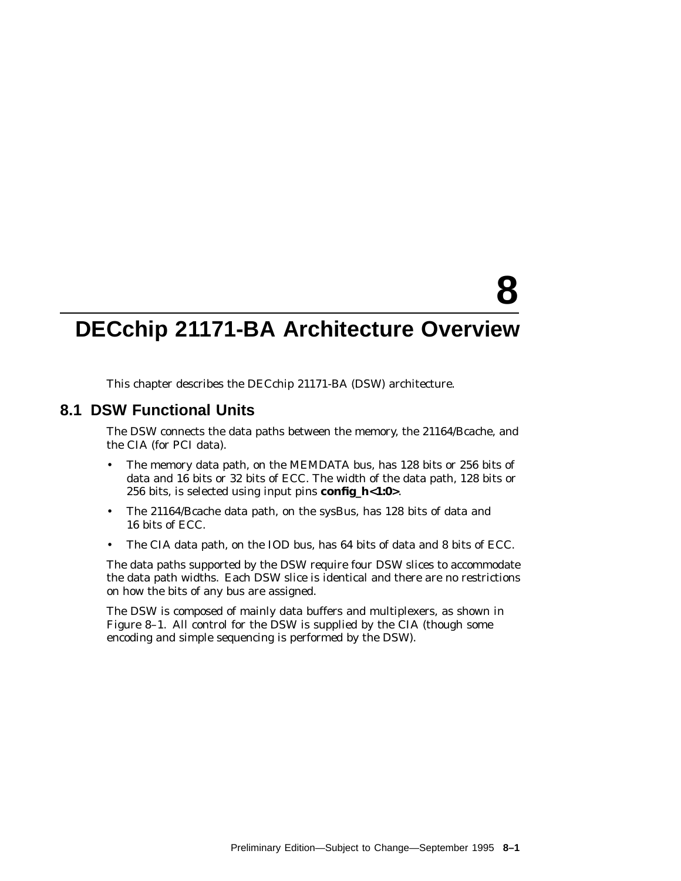# 8 DECchip 21171-BA Architecture Overview

This chapter describes the DECchip 21171-BA (DSW) architecture.

## 8.1 DSW Functional Units

The DSW connects the data paths between the memory, the 21164/Bcache, and the CIA (for PCI data).

- The memory data path, on the MEMDATA bus, has 128 bits or 256 bits of data and 16 bits or 32 bits of ECC. The width of the data path, 128 bits or 256 bits, is selected using input pins **config_h<1:0>**.
- The 21164/Bcache data path, on the sysBus, has 128 bits of data and 16 bits of ECC.
- The CIA data path, on the IOD bus, has 64 bits of data and 8 bits of ECC.

The data paths supported by the DSW require four DSW slices to accommodate the data path widths. Each DSW slice is identical and there are no restrictions on how the bits of any bus are assigned.

The DSW is composed of mainly data buffers and multiplexers, as shown in Figure 8–1. All control for the DSW is supplied by the CIA (though some encoding and simple sequencing is performed by the DSW).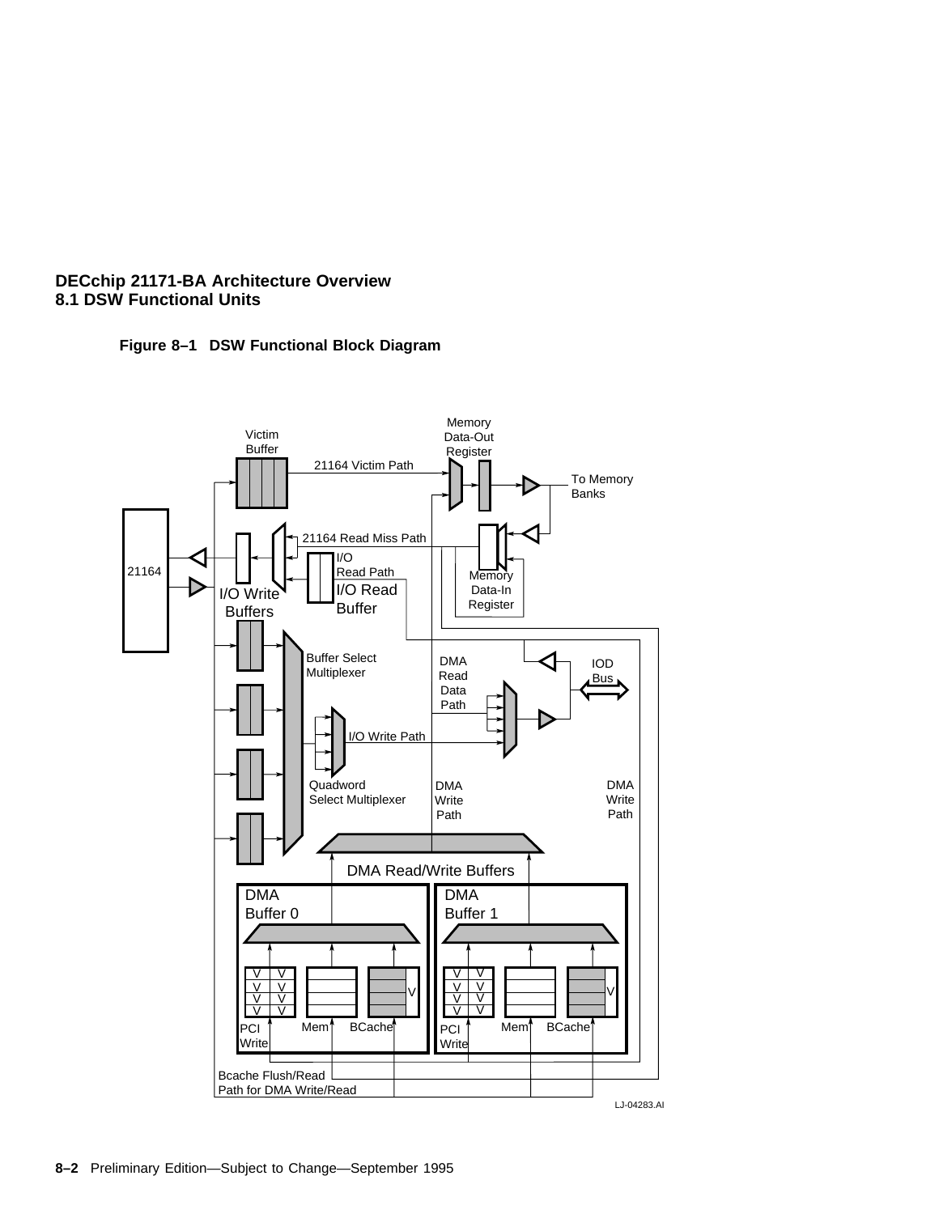**Figure 8–1 DSW Functional Block Diagram**

Victim Buffer

21164 Victim Path

Memory Data-Out Register

To Memory Banks

21164 Read Miss Path

I/O Read Path

I/O Read Buffer

Memory Data-In Register

21164

I/O Write Buffers

Buffer Select Multiplexer

DMA Read Data Path

IOD Bus

I/O Write Path

Quadword Select Multiplexer

DMA Write Path

DMA Write Path

DMA Read/Write Buffers

DMA Buffer 0

DMA Buffer 1

PCI Write

Mem

BCache

Bcache Flush/Read Path for DMA Write/Read

LJ-04283.AI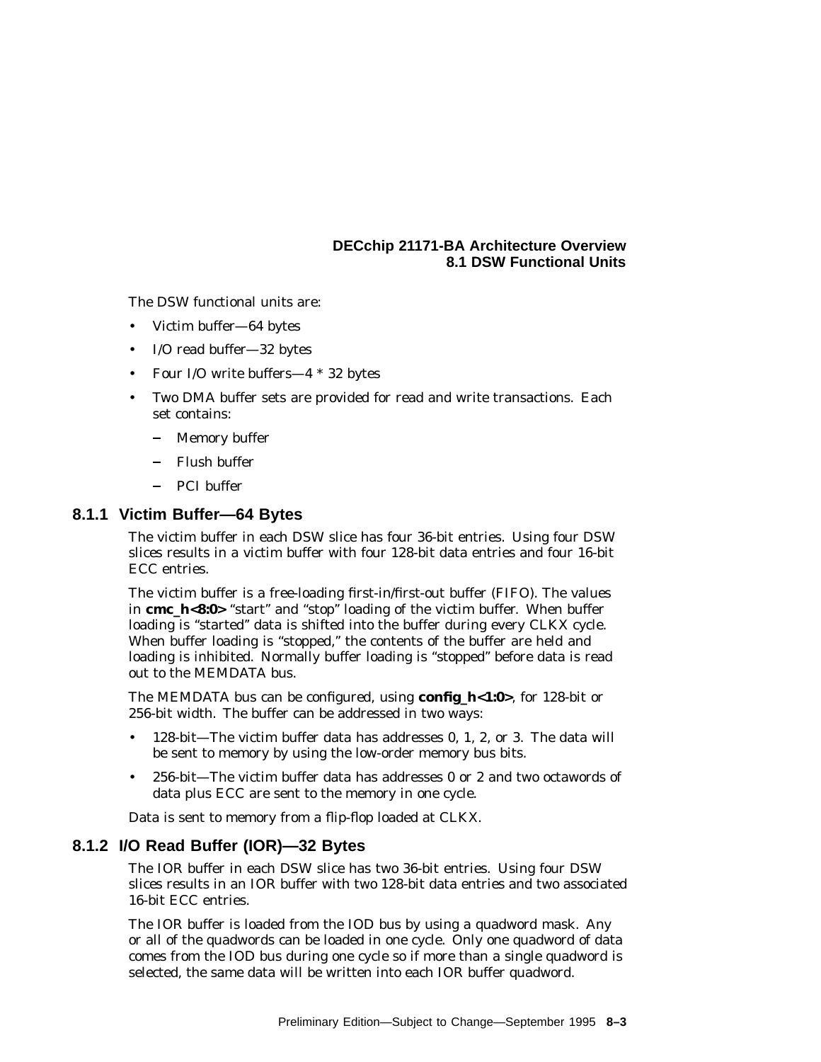The DSW functional units are:

- Victim buffer—64 bytes
- I/O read buffer—32 bytes
- Four I/O write buffers—4 * 32 bytes
- Two DMA buffer sets are provided for read and write transactions. Each set contains:
  - Memory buffer
  - Flush buffer
  - PCI buffer

### 8.1.1 Victim Buffer—64 Bytes

The victim buffer in each DSW slice has four 36-bit entries. Using four DSW slices results in a victim buffer with four 128-bit data entries and four 16-bit ECC entries.

The victim buffer is a free-loading first-in/first-out buffer (FIFO). The values in **cmc_h<8:0>** "start" and "stop" loading of the victim buffer. When buffer loading is "started" data is shifted into the buffer during every CLKX cycle. When buffer loading is "stopped," the contents of the buffer are held and loading is inhibited. Normally buffer loading is "stopped" before data is read out to the MEMDATA bus.

The MEMDATA bus can be configured, using **config_h<1:0>**, for 128-bit or 256-bit width. The buffer can be addressed in two ways:

- 128-bit—The victim buffer data has addresses 0, 1, 2, or 3. The data will be sent to memory by using the low-order memory bus bits.
- 256-bit—The victim buffer data has addresses 0 or 2 and two octawords of data plus ECC are sent to the memory in one cycle.

Data is sent to memory from a flip-flop loaded at CLKX.

### 8.1.2 I/O Read Buffer (IOR)—32 Bytes

The IOR buffer in each DSW slice has two 36-bit entries. Using four DSW slices results in an IOR buffer with two 128-bit data entries and two associated 16-bit ECC entries.

The IOR buffer is loaded from the IOD bus by using a quadword mask. Any or all of the quadwords can be loaded in one cycle. Only one quadword of data comes from the IOD bus during one cycle so if more than a single quadword is selected, the same data will be written into each IOR buffer quadword.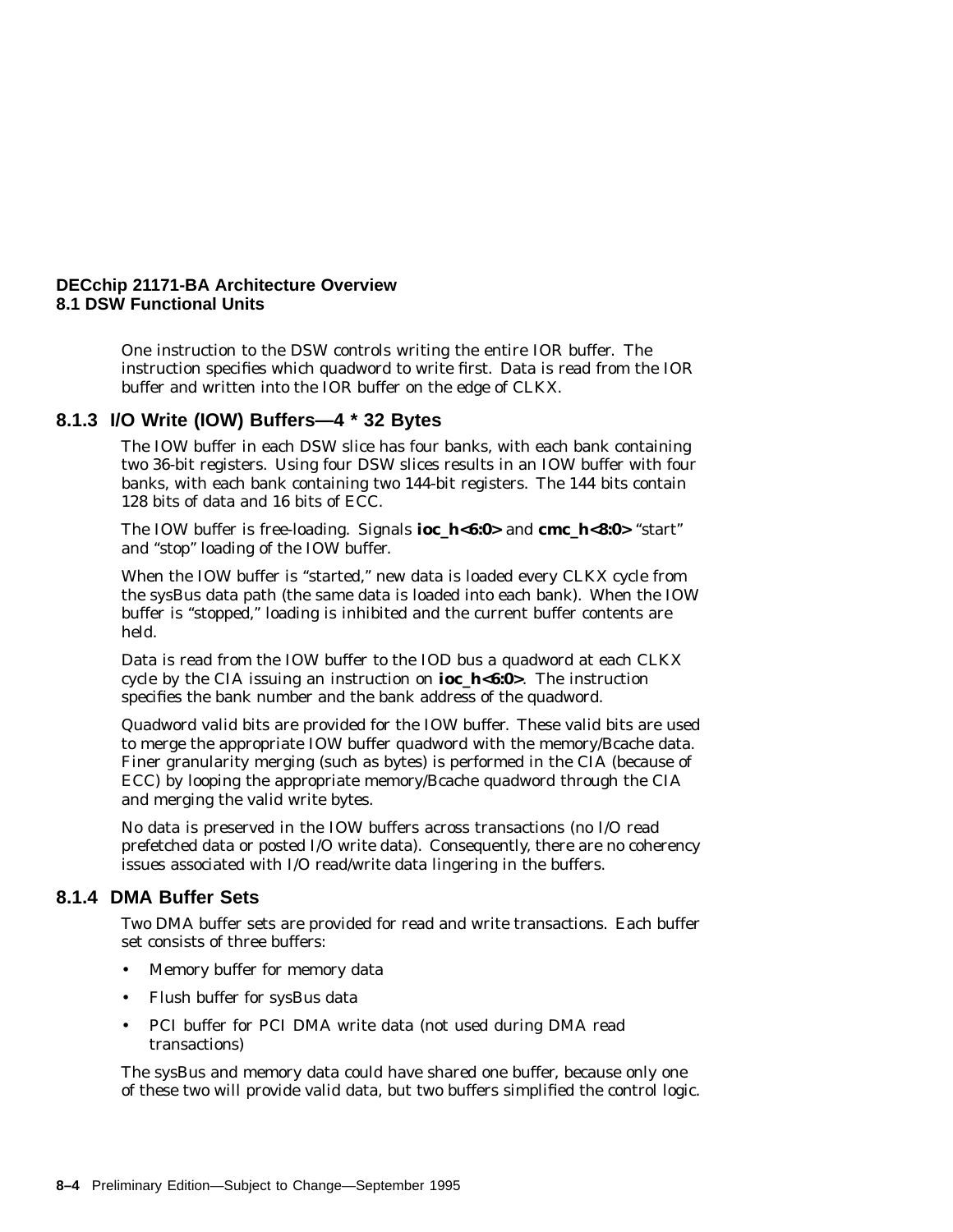One instruction to the DSW controls writing the entire IOR buffer. The instruction specifies which quadword to write first. Data is read from the IOR buffer and written into the IOR buffer on the edge of CLKX.

### 8.1.3 I/O Write (IOW) Buffers—4 * 32 Bytes

The IOW buffer in each DSW slice has four banks, with each bank containing two 36-bit registers. Using four DSW slices results in an IOW buffer with four banks, with each bank containing two 144-bit registers. The 144 bits contain 128 bits of data and 16 bits of ECC.

The IOW buffer is free-loading. Signals **ioc_h<6:0>** and **cmc_h<8:0>** "start" and "stop" loading of the IOW buffer.

When the IOW buffer is "started," new data is loaded every CLKX cycle from the sysBus data path (the same data is loaded into each bank). When the IOW buffer is "stopped," loading is inhibited and the current buffer contents are held.

Data is read from the IOW buffer to the IOD bus a quadword at each CLKX cycle by the CIA issuing an instruction on **ioc_h<6:0>**. The instruction specifies the bank number and the bank address of the quadword.

Quadword valid bits are provided for the IOW buffer. These valid bits are used to merge the appropriate IOW buffer quadword with the memory/Bcache data. Finer granularity merging (such as bytes) is performed in the CIA (because of ECC) by looping the appropriate memory/Bcache quadword through the CIA and merging the valid write bytes.

No data is preserved in the IOW buffers across transactions (no I/O read prefetched data or posted I/O write data). Consequently, there are no coherency issues associated with I/O read/write data lingering in the buffers.

### 8.1.4 DMA Buffer Sets

Two DMA buffer sets are provided for read and write transactions. Each buffer set consists of three buffers:

- Memory buffer for memory data
- Flush buffer for sysBus data
- PCI buffer for PCI DMA write data (not used during DMA read transactions)

The sysBus and memory data could have shared one buffer, because only one of these two will provide valid data, but two buffers simplified the control logic.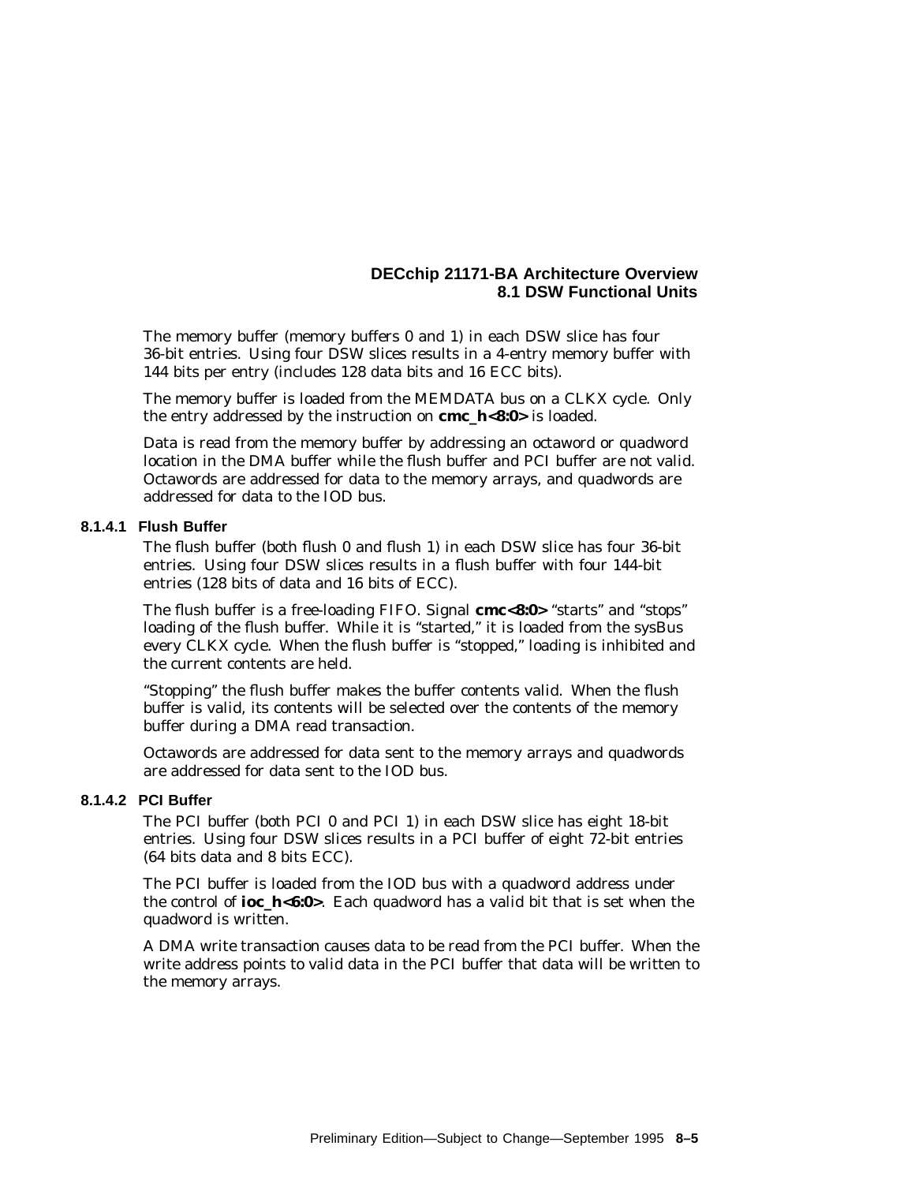The memory buffer (memory buffers 0 and 1) in each DSW slice has four 36-bit entries. Using four DSW slices results in a 4-entry memory buffer with 144 bits per entry (includes 128 data bits and 16 ECC bits).

The memory buffer is loaded from the MEMDATA bus on a CLKX cycle. Only the entry addressed by the instruction on **cmc_h<8:0>** is loaded.

Data is read from the memory buffer by addressing an octaword or quadword location in the DMA buffer while the flush buffer and PCI buffer are not valid. Octawords are addressed for data to the memory arrays, and quadwords are addressed for data to the IOD bus.

#### 8.1.4.1 Flush Buffer

The flush buffer (both flush 0 and flush 1) in each DSW slice has four 36-bit entries. Using four DSW slices results in a flush buffer with four 144-bit entries (128 bits of data and 16 bits of ECC).

The flush buffer is a free-loading FIFO. Signal **cmc<8:0>** "starts" and "stops" loading of the flush buffer. While it is "started," it is loaded from the sysBus every CLKX cycle. When the flush buffer is "stopped," loading is inhibited and the current contents are held.

"Stopping" the flush buffer makes the buffer contents valid. When the flush buffer is valid, its contents will be selected over the contents of the memory buffer during a DMA read transaction.

Octawords are addressed for data sent to the memory arrays and quadwords are addressed for data sent to the IOD bus.

#### 8.1.4.2 PCI Buffer

The PCI buffer (both PCI 0 and PCI 1) in each DSW slice has eight 18-bit entries. Using four DSW slices results in a PCI buffer of eight 72-bit entries (64 bits data and 8 bits ECC).

The PCI buffer is loaded from the IOD bus with a quadword address under the control of **ioc_h<6:0>**. Each quadword has a valid bit that is set when the quadword is written.

A DMA write transaction causes data to be read from the PCI buffer. When the write address points to valid data in the PCI buffer that data will be written to the memory arrays.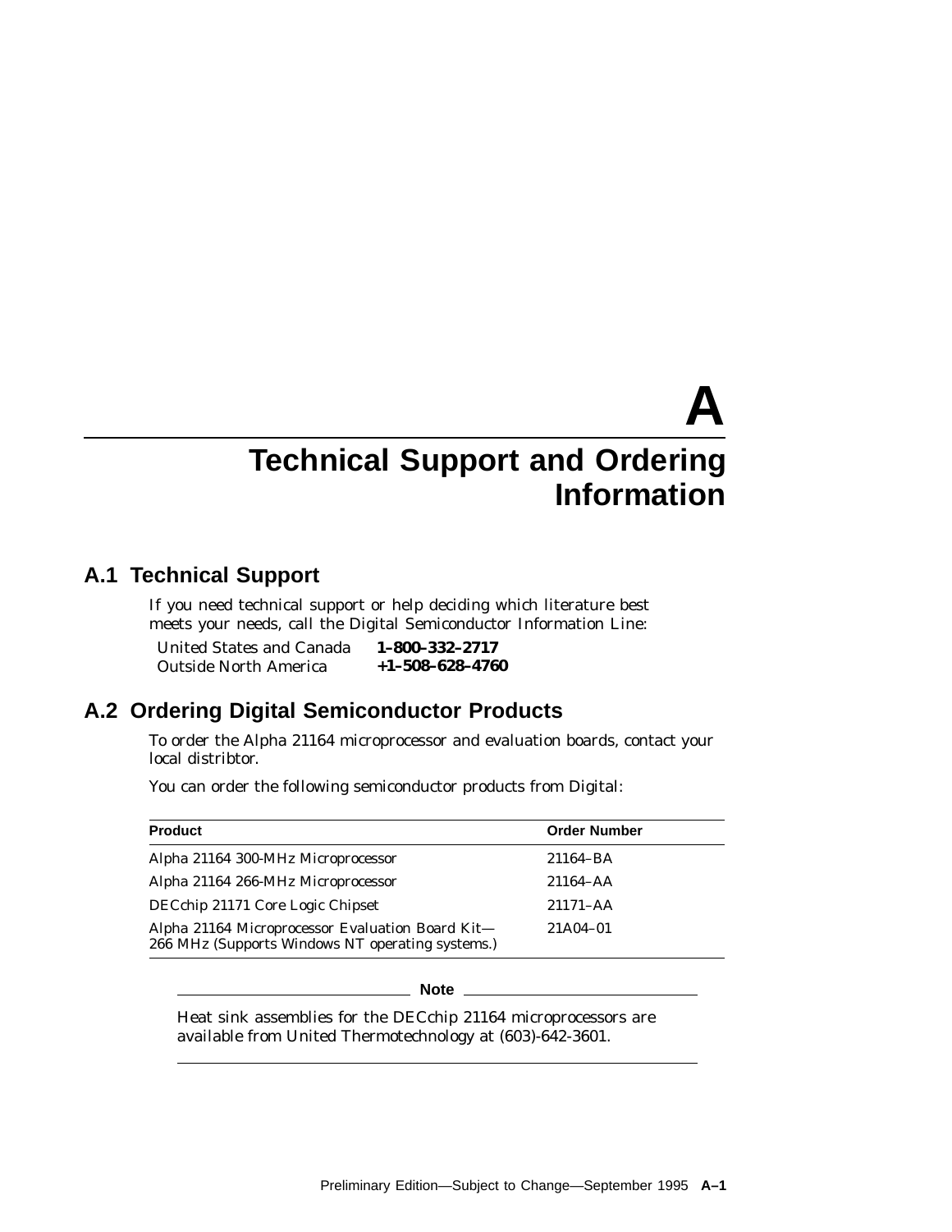# A
# Technical Support and Ordering Information

## A.1 Technical Support

If you need technical support or help deciding which literature best meets your needs, call the Digital Semiconductor Information Line:

| | |
|---|---|
| United States and Canada | **1–800–332–2717** |
| Outside North America | **+1–508–628–4760** |

## A.2 Ordering Digital Semiconductor Products

To order the Alpha 21164 microprocessor and evaluation boards, contact your local distribtor.

You can order the following semiconductor products from Digital:

| Product | Order Number |
|---|---|
| Alpha 21164 300-MHz Microprocessor | 21164–BA |
| Alpha 21164 266-MHz Microprocessor | 21164–AA |
| DECchip 21171 Core Logic Chipset | 21171–AA |
| Alpha 21164 Microprocessor Evaluation Board Kit—266 MHz (Supports Windows NT operating systems.) | 21A04–01 |

**Note**

Heat sink assemblies for the DECchip 21164 microprocessors are available from United Thermotechnology at (603)-642-3601.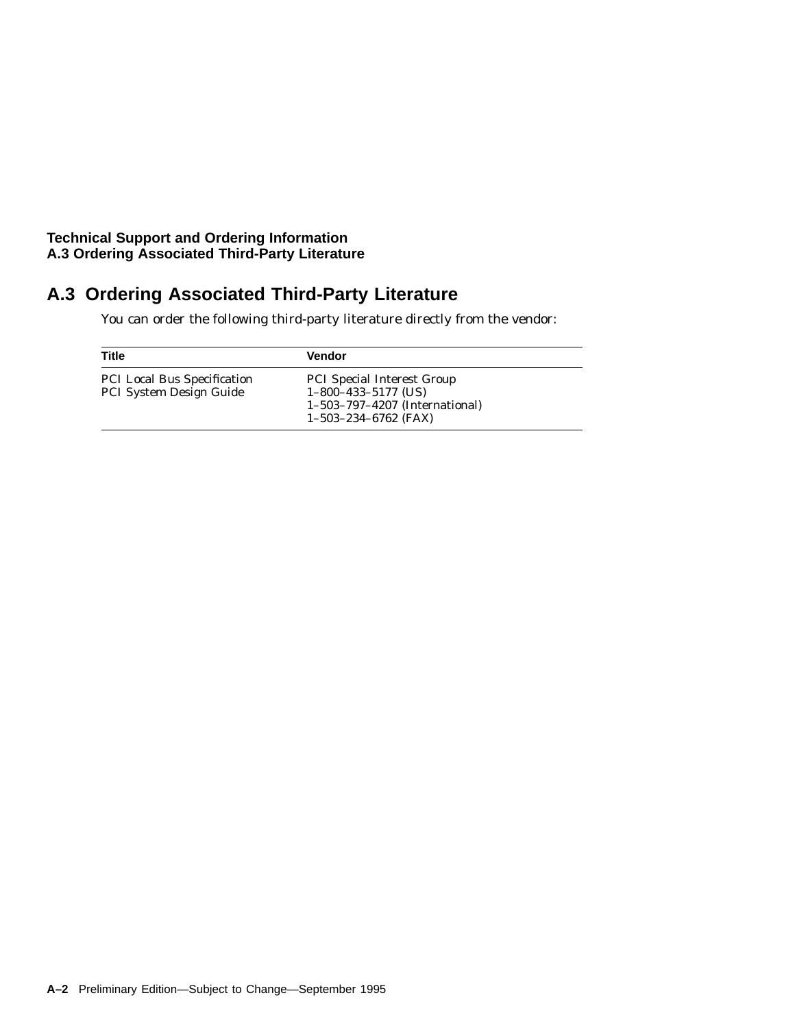## A.3 Ordering Associated Third-Party Literature

You can order the following third-party literature directly from the vendor:

| Title | Vendor |
| --- | --- |
| PCI Local Bus Specification<br>PCI System Design Guide | PCI Special Interest Group<br>1–800–433–5177 (US)<br>1–503–797–4207 (International)<br>1–503–234–6762 (FAX) |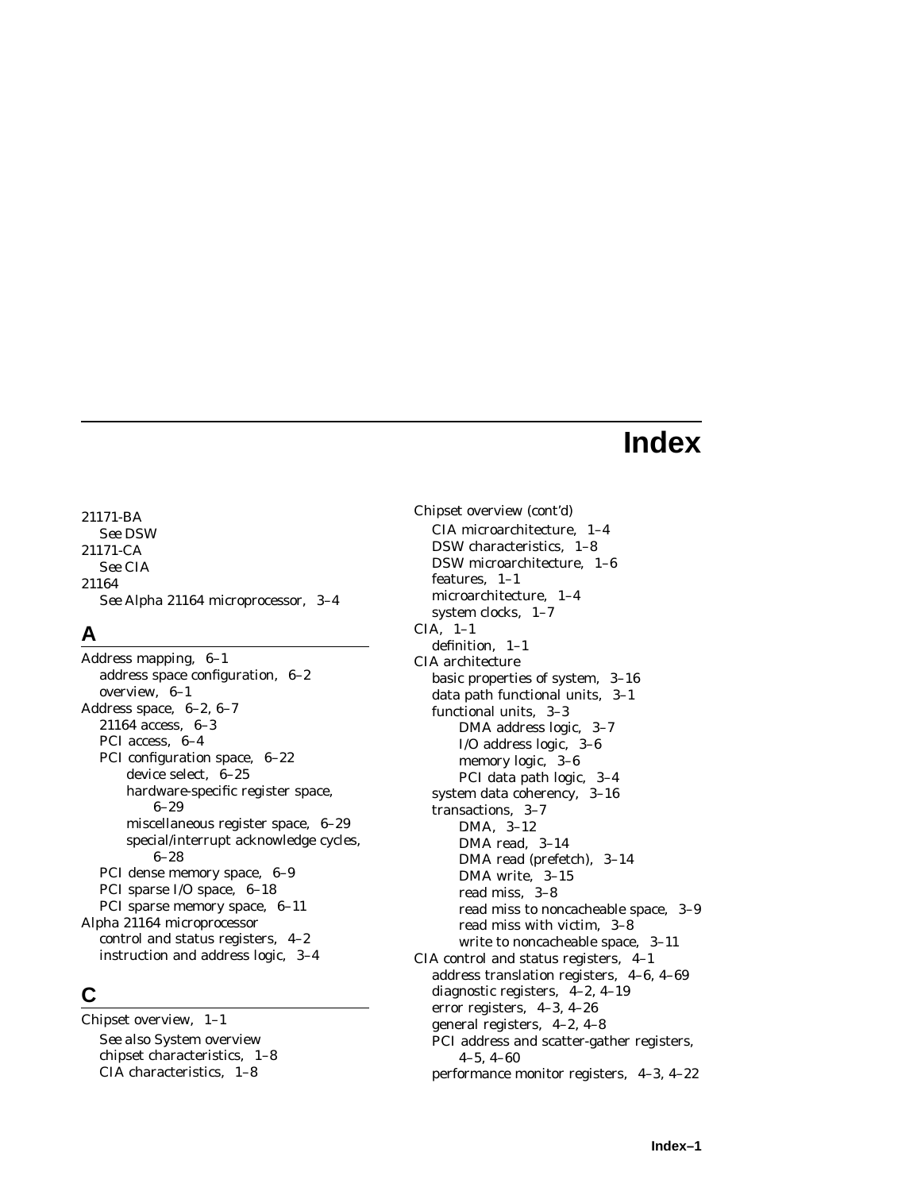# Index

21171-BA
  *See* DSW
21171-CA
  *See* CIA
21164
  *See* Alpha 21164 microprocessor, 3–4

## A

Address mapping, 6–1
  address space configuration, 6–2
  overview, 6–1
Address space, 6–2, 6–7
  21164 access, 6–3
  PCI access, 6–4
  PCI configuration space, 6–22
    device select, 6–25
    hardware-specific register space, 6–29
    miscellaneous register space, 6–29
    special/interrupt acknowledge cycles, 6–28
  PCI dense memory space, 6–9
  PCI sparse I/O space, 6–18
  PCI sparse memory space, 6–11
Alpha 21164 microprocessor
  control and status registers, 4–2
  instruction and address logic, 3–4

## C

Chipset overview, 1–1
  *See also* System overview
  chipset characteristics, 1–8
  CIA characteristics, 1–8

Chipset overview (cont'd)
  CIA microarchitecture, 1–4
  DSW characteristics, 1–8
  DSW microarchitecture, 1–6
  features, 1–1
  microarchitecture, 1–4
  system clocks, 1–7
CIA, 1–1
  definition, 1–1
CIA architecture
  basic properties of system, 3–16
  data path functional units, 3–1
  functional units, 3–3
    DMA address logic, 3–7
    I/O address logic, 3–6
    memory logic, 3–6
    PCI data path logic, 3–4
  system data coherency, 3–16
  transactions, 3–7
    DMA, 3–12
    DMA read, 3–14
    DMA read (prefetch), 3–14
    DMA write, 3–15
    read miss, 3–8
    read miss to noncacheable space, 3–9
    read miss with victim, 3–8
    write to noncacheable space, 3–11
CIA control and status registers, 4–1
  address translation registers, 4–6, 4–69
  diagnostic registers, 4–2, 4–19
  error registers, 4–3, 4–26
  general registers, 4–2, 4–8
  PCI address and scatter-gather registers, 4–5, 4–60
  performance monitor registers, 4–3, 4–22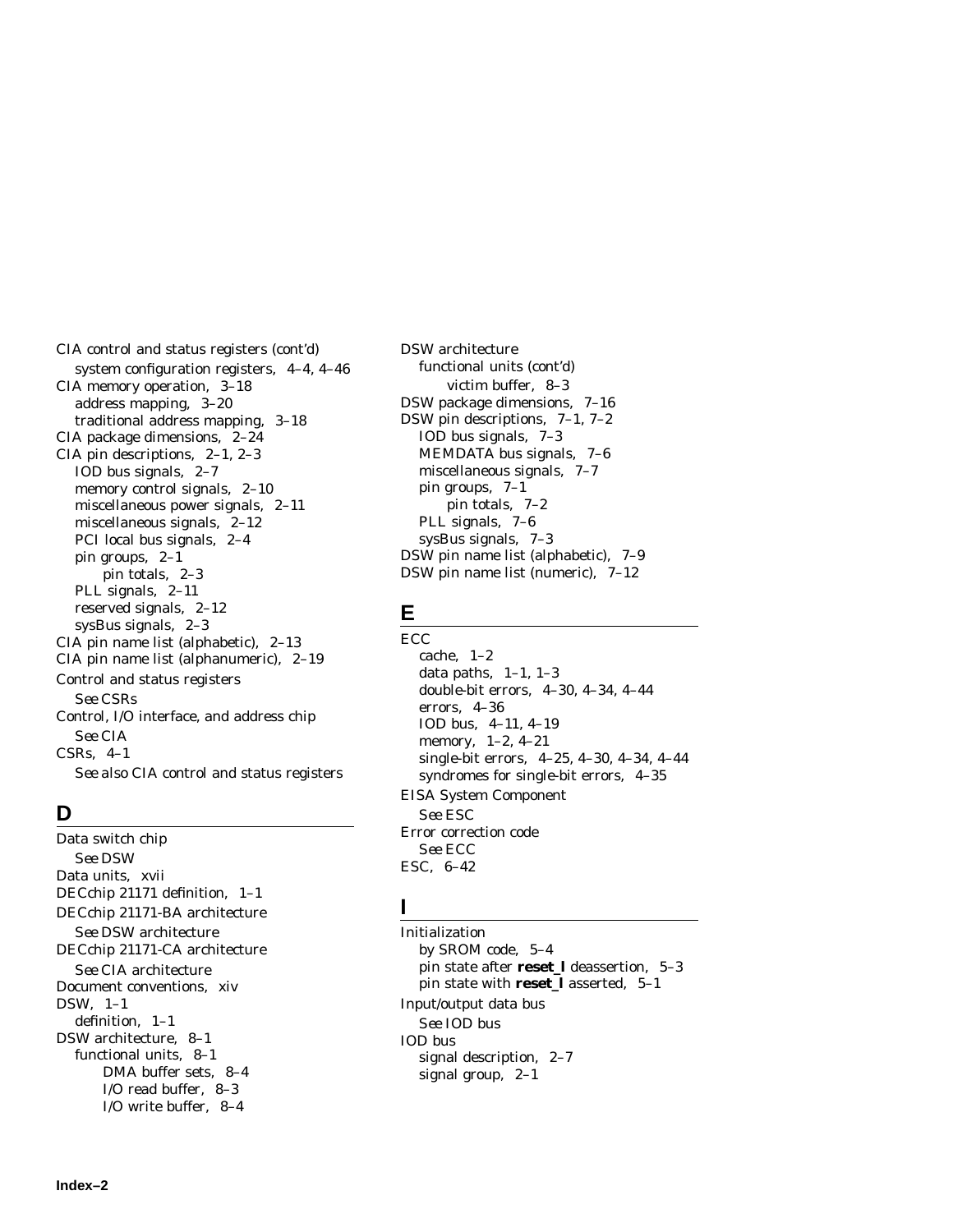CIA control and status registers (cont'd)
  system configuration registers, 4–4, 4–46
CIA memory operation, 3–18
  address mapping, 3–20
  traditional address mapping, 3–18
CIA package dimensions, 2–24
CIA pin descriptions, 2–1, 2–3
  IOD bus signals, 2–7
  memory control signals, 2–10
  miscellaneous power signals, 2–11
  miscellaneous signals, 2–12
  PCI local bus signals, 2–4
  pin groups, 2–1
    pin totals, 2–3
  PLL signals, 2–11
  reserved signals, 2–12
  sysBus signals, 2–3
CIA pin name list (alphabetic), 2–13
CIA pin name list (alphanumeric), 2–19
Control and status registers
  *See* CSRs
Control, I/O interface, and address chip
  *See* CIA
CSRs, 4–1
  *See also* CIA control and status registers

## D

Data switch chip
  *See* DSW
Data units, xvii
DECchip 21171 definition, 1–1
DECchip 21171-BA architecture
  *See* DSW architecture
DECchip 21171-CA architecture
  *See* CIA architecture
Document conventions, xiv
DSW, 1–1
  definition, 1–1
DSW architecture, 8–1
  functional units, 8–1
    DMA buffer sets, 8–4
    I/O read buffer, 8–3
    I/O write buffer, 8–4

DSW architecture
  functional units (cont'd)
    victim buffer, 8–3
DSW package dimensions, 7–16
DSW pin descriptions, 7–1, 7–2
  IOD bus signals, 7–3
  MEMDATA bus signals, 7–6
  miscellaneous signals, 7–7
  pin groups, 7–1
    pin totals, 7–2
  PLL signals, 7–6
  sysBus signals, 7–3
DSW pin name list (alphabetic), 7–9
DSW pin name list (numeric), 7–12

## E

ECC
  cache, 1–2
  data paths, 1–1, 1–3
  double-bit errors, 4–30, 4–34, 4–44
  errors, 4–36
  IOD bus, 4–11, 4–19
  memory, 1–2, 4–21
  single-bit errors, 4–25, 4–30, 4–34, 4–44
  syndromes for single-bit errors, 4–35
EISA System Component
  *See* ESC
Error correction code
  *See* ECC
ESC, 6–42

## I

Initialization
  by SROM code, 5–4
  pin state after **reset_l** deassertion, 5–3
  pin state with **reset_l** asserted, 5–1
Input/output data bus
  *See* IOD bus
IOD bus
  signal description, 2–7
  signal group, 2–1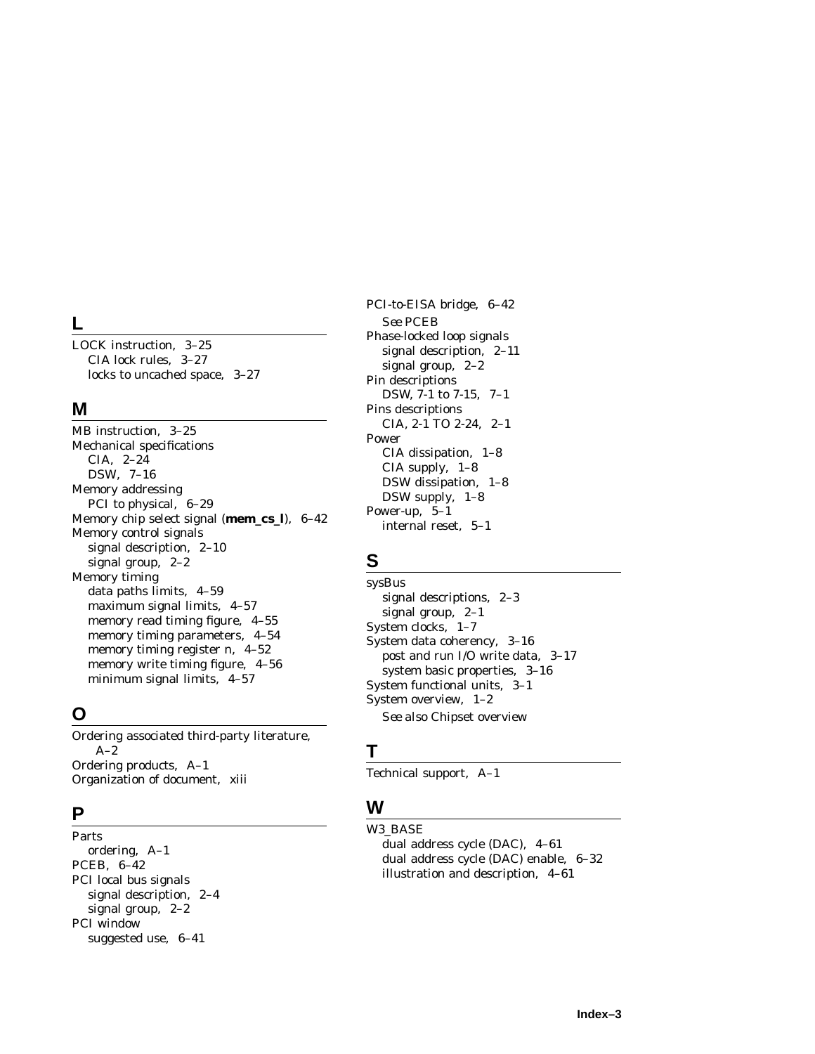## L

LOCK instruction, 3–25
 CIA lock rules, 3–27
 locks to uncached space, 3–27

## M

MB instruction, 3–25
Mechanical specifications
 CIA, 2–24
 DSW, 7–16
Memory addressing
 PCI to physical, 6–29
Memory chip select signal (**mem_cs_l**), 6–42
Memory control signals
 signal description, 2–10
 signal group, 2–2
Memory timing
 data paths limits, 4–59
 maximum signal limits, 4–57
 memory read timing figure, 4–55
 memory timing parameters, 4–54
 memory timing register n, 4–52
 memory write timing figure, 4–56
 minimum signal limits, 4–57

## O

Ordering associated third-party literature, A–2
Ordering products, A–1
Organization of document, xiii

## P

Parts
 ordering, A–1
PCEB, 6–42
PCI local bus signals
 signal description, 2–4
 signal group, 2–2
PCI window
 suggested use, 6–41
PCI-to-EISA bridge, 6–42
 *See* PCEB
Phase-locked loop signals
 signal description, 2–11
 signal group, 2–2
Pin descriptions
 DSW, 7-1 to 7-15, 7–1
Pins descriptions
 CIA, 2-1 TO 2-24, 2–1
Power
 CIA dissipation, 1–8
 CIA supply, 1–8
 DSW dissipation, 1–8
 DSW supply, 1–8
Power-up, 5–1
 internal reset, 5–1

## S

sysBus
 signal descriptions, 2–3
 signal group, 2–1
System clocks, 1–7
System data coherency, 3–16
 post and run I/O write data, 3–17
 system basic properties, 3–16
System functional units, 3–1
System overview, 1–2
 *See also* Chipset overview

## T

Technical support, A–1

## W

W3_BASE
 dual address cycle (DAC), 4–61
 dual address cycle (DAC) enable, 6–32
 illustration and description, 4–61